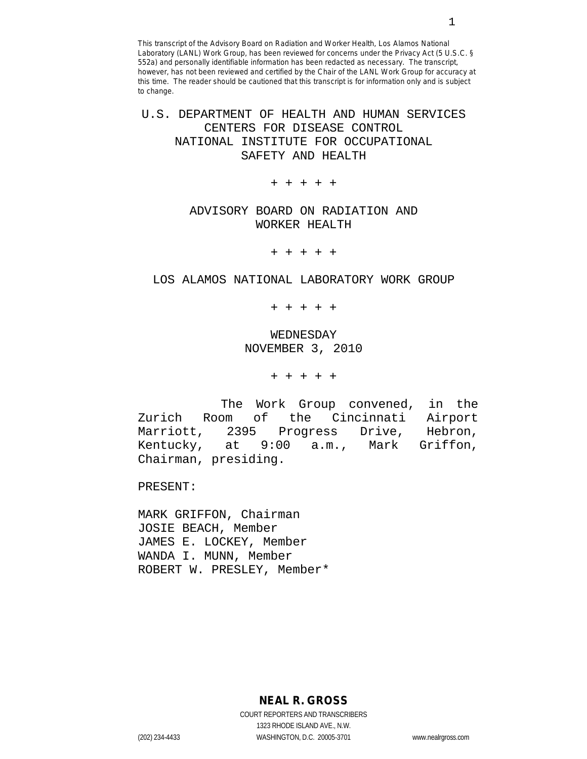This transcript of the Advisory Board on Radiation and Worker Health, Los Alamos National Laboratory (LANL) Work Group, has been reviewed for concerns under the Privacy Act (5 U.S.C. § 552a) and personally identifiable information has been redacted as necessary. The transcript, however, has not been reviewed and certified by the Chair of the LANL Work Group for accuracy at this time. The reader should be cautioned that this transcript is for information only and is subject to change.

# U.S. DEPARTMENT OF HEALTH AND HUMAN SERVICES
# CENTERS FOR DISEASE CONTROL
# NATIONAL INSTITUTE FOR OCCUPATIONAL SAFETY AND HEALTH

+ + + + +

## ADVISORY BOARD ON RADIATION AND WORKER HEALTH

+ + + + +

## LOS ALAMOS NATIONAL LABORATORY WORK GROUP

+ + + + +

WEDNESDAY
NOVEMBER 3, 2010

+ + + + +

The Work Group convened, in the Zurich Room of the Cincinnati Airport Marriott, 2395 Progress Drive, Hebron, Kentucky, at 9:00 a.m., Mark Griffon, Chairman, presiding.

PRESENT:

MARK GRIFFON, Chairman
JOSIE BEACH, Member
JAMES E. LOCKEY, Member
WANDA I. MUNN, Member
ROBERT W. PRESLEY, Member*

**NEAL R. GROSS**
COURT REPORTERS AND TRANSCRIBERS
1323 RHODE ISLAND AVE., N.W.
(202) 234-4433 WASHINGTON, D.C. 20005-3701 www.nealrgross.com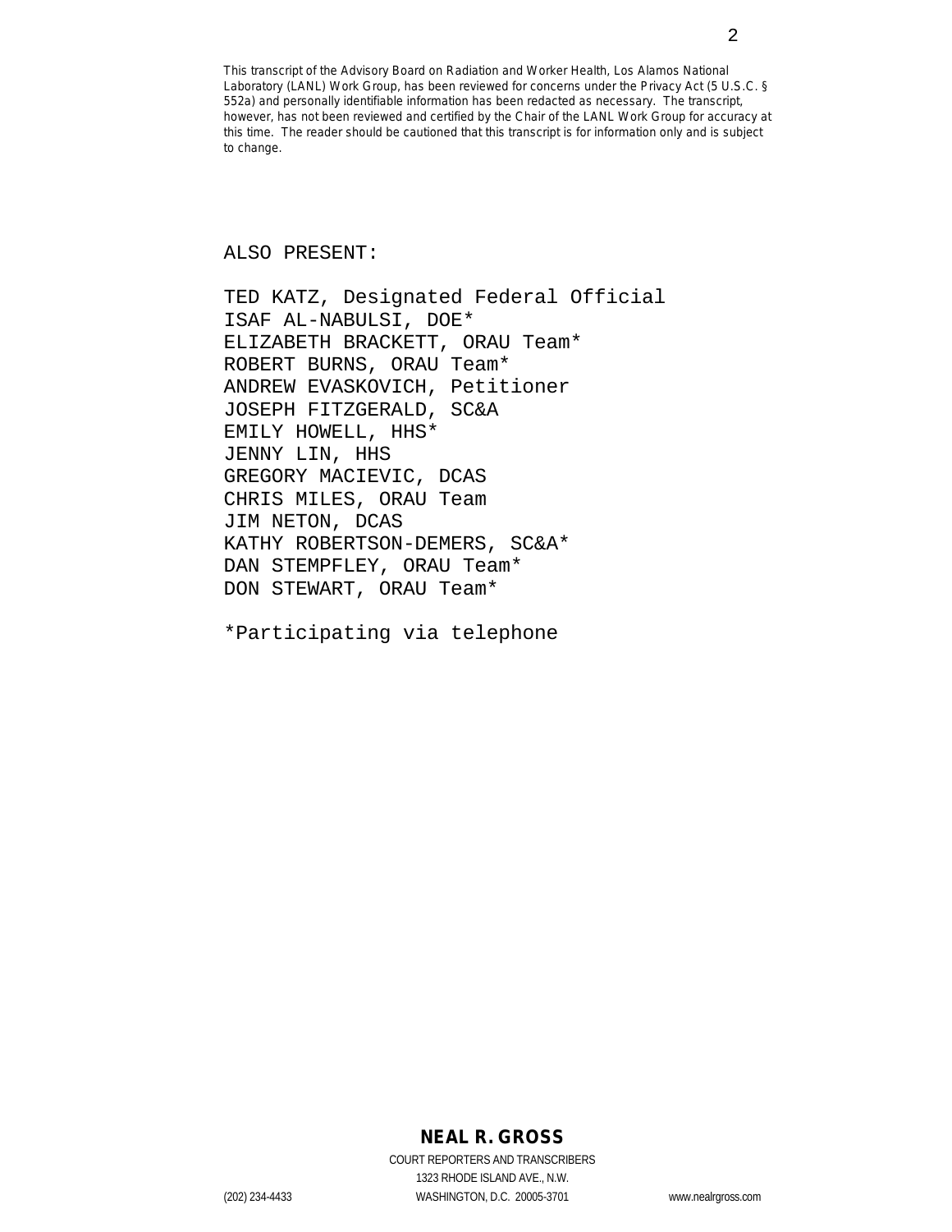This transcript of the Advisory Board on Radiation and Worker Health, Los Alamos National Laboratory (LANL) Work Group, has been reviewed for concerns under the Privacy Act (5 U.S.C. § 552a) and personally identifiable information has been redacted as necessary. The transcript, however, has not been reviewed and certified by the Chair of the LANL Work Group for accuracy at this time. The reader should be cautioned that this transcript is for information only and is subject to change.

ALSO PRESENT:

TED KATZ, Designated Federal Official
ISAF AL-NABULSI, DOE*
ELIZABETH BRACKETT, ORAU Team*
ROBERT BURNS, ORAU Team*
ANDREW EVASKOVICH, Petitioner
JOSEPH FITZGERALD, SC&A
EMILY HOWELL, HHS*
JENNY LIN, HHS
GREGORY MACIEVIC, DCAS
CHRIS MILES, ORAU Team
JIM NETON, DCAS
KATHY ROBERTSON-DEMERS, SC&A*
DAN STEMPFLEY, ORAU Team*
DON STEWART, ORAU Team*

*Participating via telephone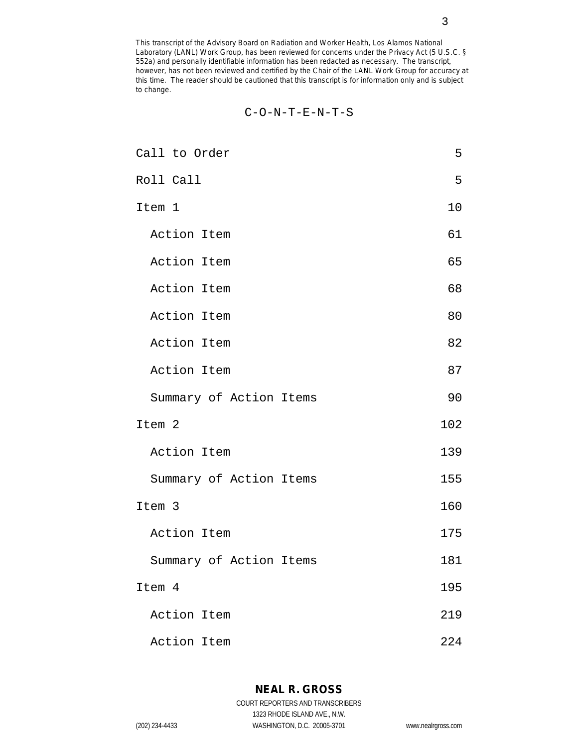This transcript of the Advisory Board on Radiation and Worker Health, Los Alamos National Laboratory (LANL) Work Group, has been reviewed for concerns under the Privacy Act (5 U.S.C. § 552a) and personally identifiable information has been redacted as necessary. The transcript, however, has not been reviewed and certified by the Chair of the LANL Work Group for accuracy at this time. The reader should be cautioned that this transcript is for information only and is subject to change.

C-O-N-T-E-N-T-S

| | |
|---|---|
| Call to Order | 5 |
| Roll Call | 5 |
| Item 1 | 10 |
| Action Item | 61 |
| Action Item | 65 |
| Action Item | 68 |
| Action Item | 80 |
| Action Item | 82 |
| Action Item | 87 |
| Summary of Action Items | 90 |
| Item 2 | 102 |
| Action Item | 139 |
| Summary of Action Items | 155 |
| Item 3 | 160 |
| Action Item | 175 |
| Summary of Action Items | 181 |
| Item 4 | 195 |
| Action Item | 219 |
| Action Item | 224 |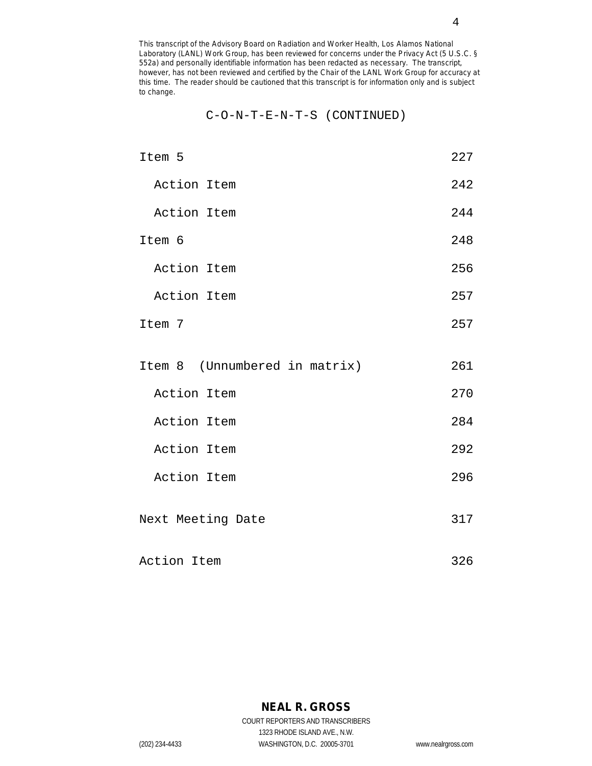This transcript of the Advisory Board on Radiation and Worker Health, Los Alamos National Laboratory (LANL) Work Group, has been reviewed for concerns under the Privacy Act (5 U.S.C. § 552a) and personally identifiable information has been redacted as necessary. The transcript, however, has not been reviewed and certified by the Chair of the LANL Work Group for accuracy at this time. The reader should be cautioned that this transcript is for information only and is subject to change.

C-O-N-T-E-N-T-S (CONTINUED)

| | |
|---|---|
| Item 5 | 227 |
| Action Item | 242 |
| Action Item | 244 |
| Item 6 | 248 |
| Action Item | 256 |
| Action Item | 257 |
| Item 7 | 257 |
| Item 8 (Unnumbered in matrix) | 261 |
| Action Item | 270 |
| Action Item | 284 |
| Action Item | 292 |
| Action Item | 296 |
| Next Meeting Date | 317 |
| Action Item | 326 |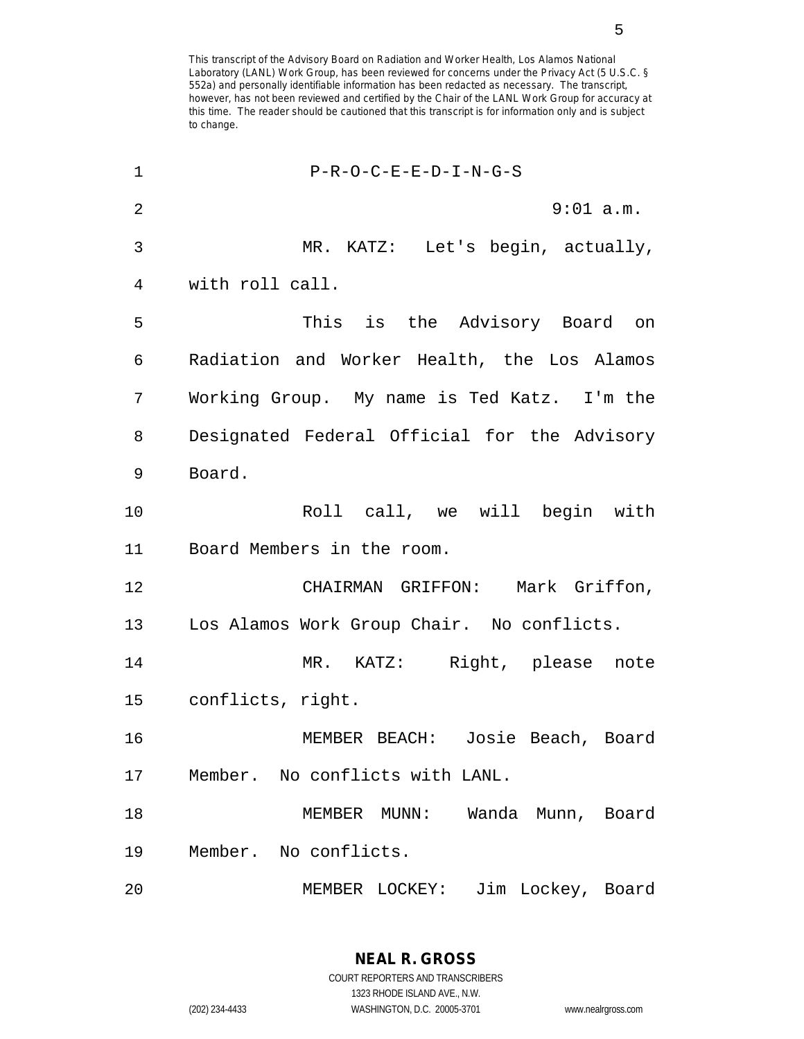This transcript of the Advisory Board on Radiation and Worker Health, Los Alamos National Laboratory (LANL) Work Group, has been reviewed for concerns under the Privacy Act (5 U.S.C. § 552a) and personally identifiable information has been redacted as necessary. The transcript, however, has not been reviewed and certified by the Chair of the LANL Work Group for accuracy at this time. The reader should be cautioned that this transcript is for information only and is subject to change.

P-R-O-C-E-E-D-I-N-G-S

9:01 a.m.

MR. KATZ: Let's begin, actually, with roll call.

This is the Advisory Board on Radiation and Worker Health, the Los Alamos Working Group. My name is Ted Katz. I'm the Designated Federal Official for the Advisory Board.

Roll call, we will begin with Board Members in the room.

CHAIRMAN GRIFFON: Mark Griffon, Los Alamos Work Group Chair. No conflicts.

MR. KATZ: Right, please note conflicts, right.

MEMBER BEACH: Josie Beach, Board Member. No conflicts with LANL.

MEMBER MUNN: Wanda Munn, Board Member. No conflicts.

MEMBER LOCKEY: Jim Lockey, Board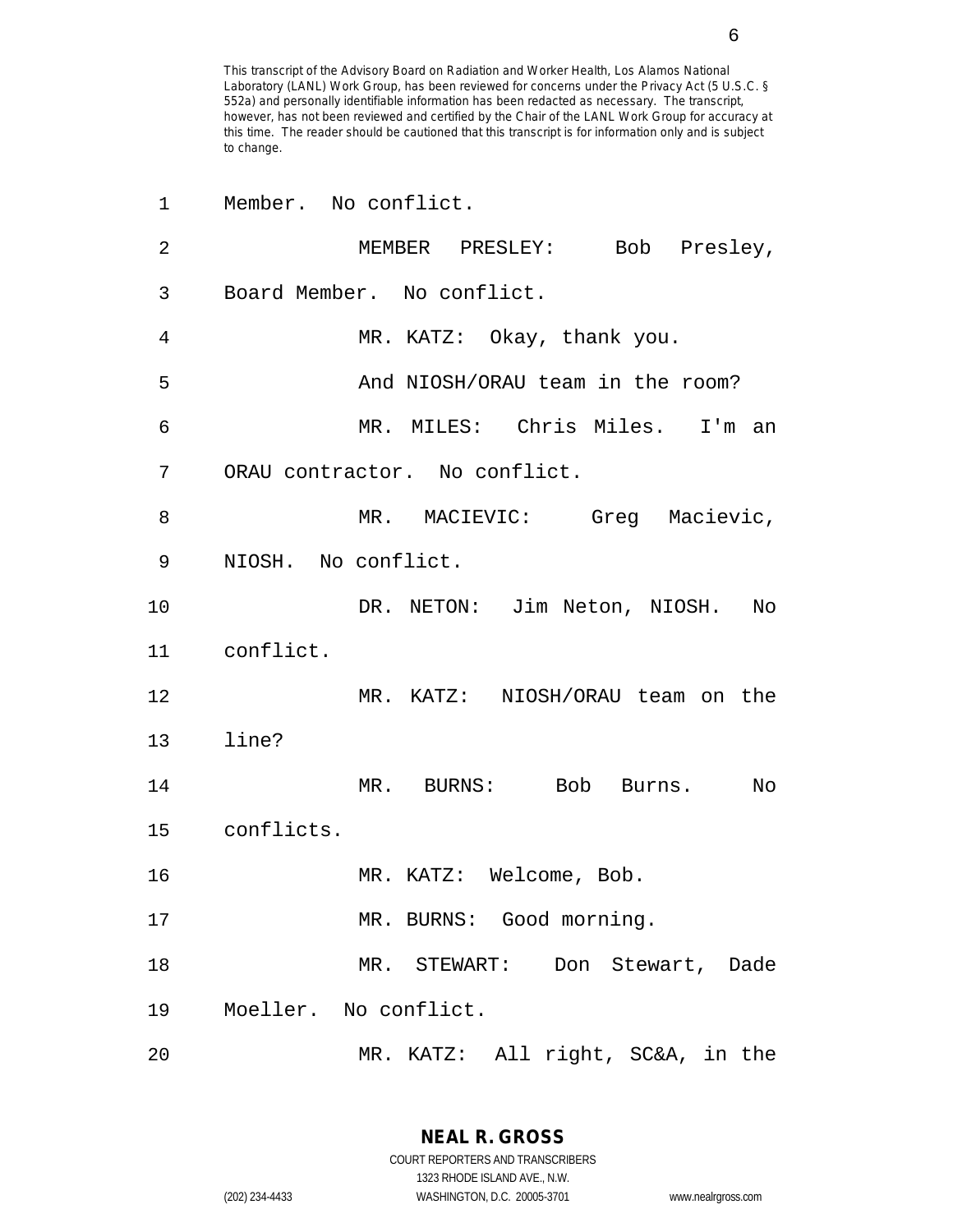This transcript of the Advisory Board on Radiation and Worker Health, Los Alamos National Laboratory (LANL) Work Group, has been reviewed for concerns under the Privacy Act (5 U.S.C. § 552a) and personally identifiable information has been redacted as necessary. The transcript, however, has not been reviewed and certified by the Chair of the LANL Work Group for accuracy at this time. The reader should be cautioned that this transcript is for information only and is subject to change.

1 Member. No conflict.

2 MEMBER PRESLEY: Bob Presley,

3 Board Member. No conflict.

4 MR. KATZ: Okay, thank you.

5 And NIOSH/ORAU team in the room?

6 MR. MILES: Chris Miles. I'm an

7 ORAU contractor. No conflict.

8 MR. MACIEVIC: Greg Macievic,

9 NIOSH. No conflict.

10 DR. NETON: Jim Neton, NIOSH. No

11 conflict.

12 MR. KATZ: NIOSH/ORAU team on the

13 line?

14 MR. BURNS: Bob Burns. No

15 conflicts.

16 MR. KATZ: Welcome, Bob.

17 MR. BURNS: Good morning.

18 MR. STEWART: Don Stewart, Dade

19 Moeller. No conflict.

20 MR. KATZ: All right, SC&A, in the

NEAL R. GROSS
COURT REPORTERS AND TRANSCRIBERS
1323 RHODE ISLAND AVE., N.W.
(202) 234-4433 WASHINGTON, D.C. 20005-3701 www.nealrgross.com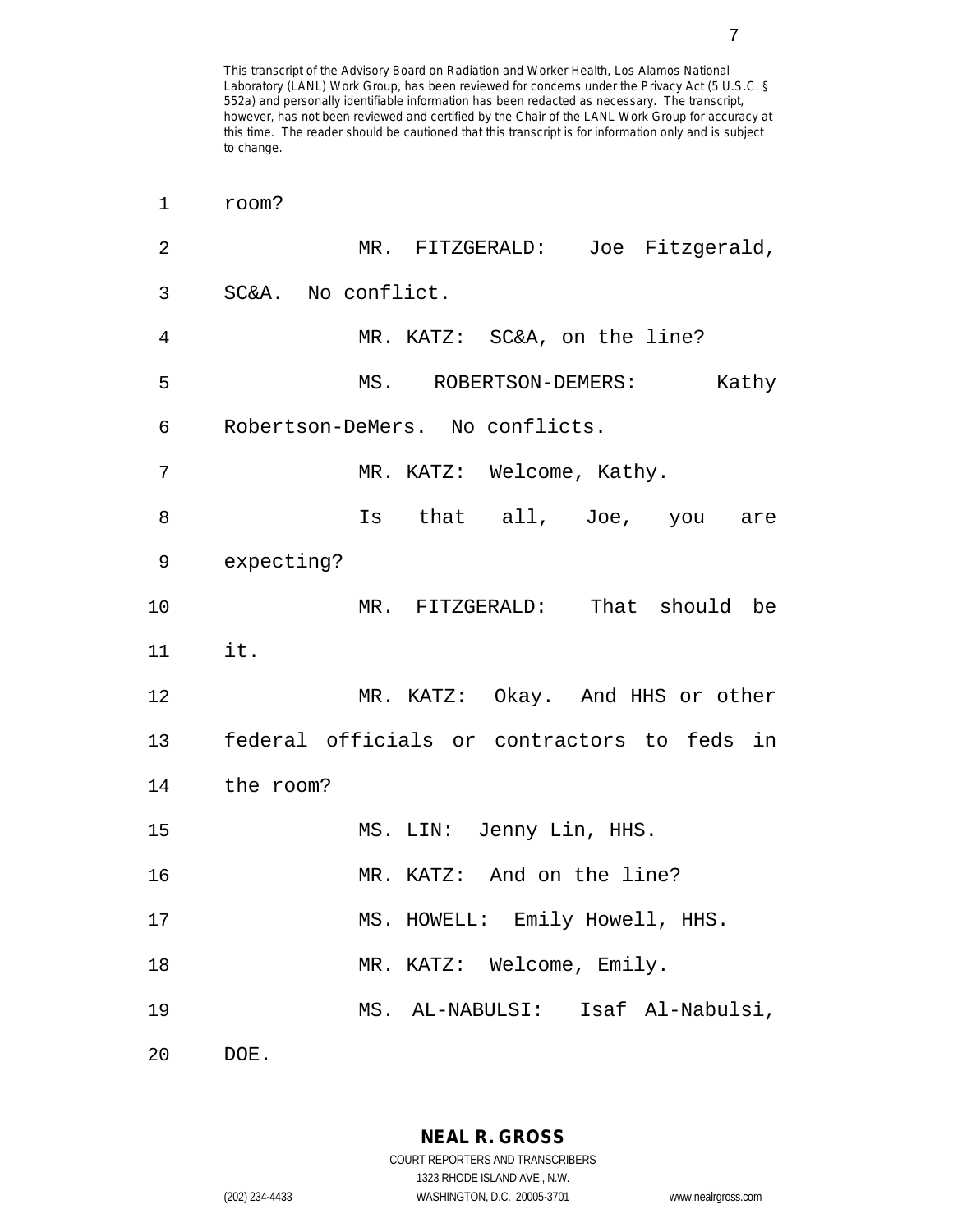This transcript of the Advisory Board on Radiation and Worker Health, Los Alamos National Laboratory (LANL) Work Group, has been reviewed for concerns under the Privacy Act (5 U.S.C. § 552a) and personally identifiable information has been redacted as necessary. The transcript, however, has not been reviewed and certified by the Chair of the LANL Work Group for accuracy at this time. The reader should be cautioned that this transcript is for information only and is subject to change.

1 room?

2 MR. FITZGERALD: Joe Fitzgerald,

3 SC&A. No conflict.

4 MR. KATZ: SC&A, on the line?

5 MS. ROBERTSON-DEMERS: Kathy

6 Robertson-DeMers. No conflicts.

7 MR. KATZ: Welcome, Kathy.

8 Is that all, Joe, you are

9 expecting?

10 MR. FITZGERALD: That should be

11 it.

12 MR. KATZ: Okay. And HHS or other

13 federal officials or contractors to feds in

14 the room?

15 MS. LIN: Jenny Lin, HHS.

16 MR. KATZ: And on the line?

17 MS. HOWELL: Emily Howell, HHS.

18 MR. KATZ: Welcome, Emily.

19 MS. AL-NABULSI: Isaf Al-Nabulsi,

20 DOE.

**NEAL R. GROSS**
COURT REPORTERS AND TRANSCRIBERS
1323 RHODE ISLAND AVE., N.W.
(202) 234-4433 WASHINGTON, D.C. 20005-3701 www.nealrgross.com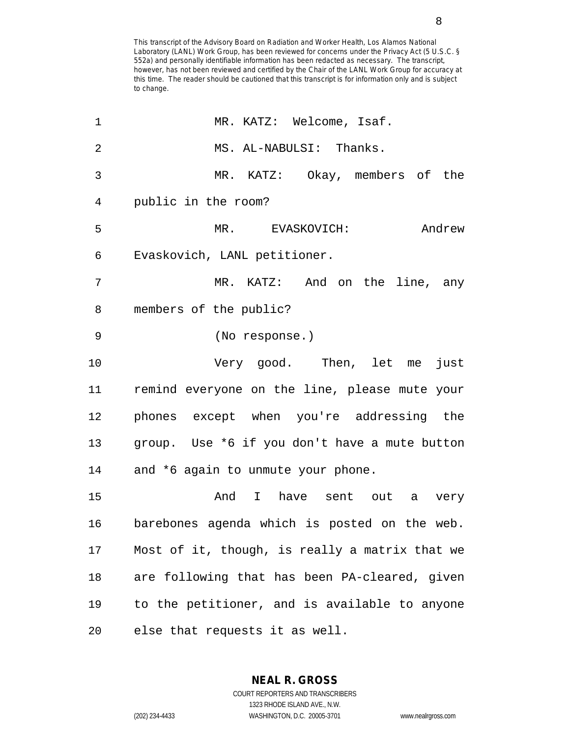This transcript of the Advisory Board on Radiation and Worker Health, Los Alamos National Laboratory (LANL) Work Group, has been reviewed for concerns under the Privacy Act (5 U.S.C. § 552a) and personally identifiable information has been redacted as necessary. The transcript, however, has not been reviewed and certified by the Chair of the LANL Work Group for accuracy at this time. The reader should be cautioned that this transcript is for information only and is subject to change.

1 MR. KATZ: Welcome, Isaf.

2 MS. AL-NABULSI: Thanks.

3 MR. KATZ: Okay, members of the

4 public in the room?

5 MR. EVASKOVICH: Andrew

6 Evaskovich, LANL petitioner.

7 MR. KATZ: And on the line, any

8 members of the public?

9 (No response.)

10 Very good. Then, let me just

11 remind everyone on the line, please mute your

12 phones except when you're addressing the

13 group. Use *6 if you don't have a mute button

14 and *6 again to unmute your phone.

15 And I have sent out a very

16 barebones agenda which is posted on the web.

17 Most of it, though, is really a matrix that we

18 are following that has been PA-cleared, given

19 to the petitioner, and is available to anyone

20 else that requests it as well.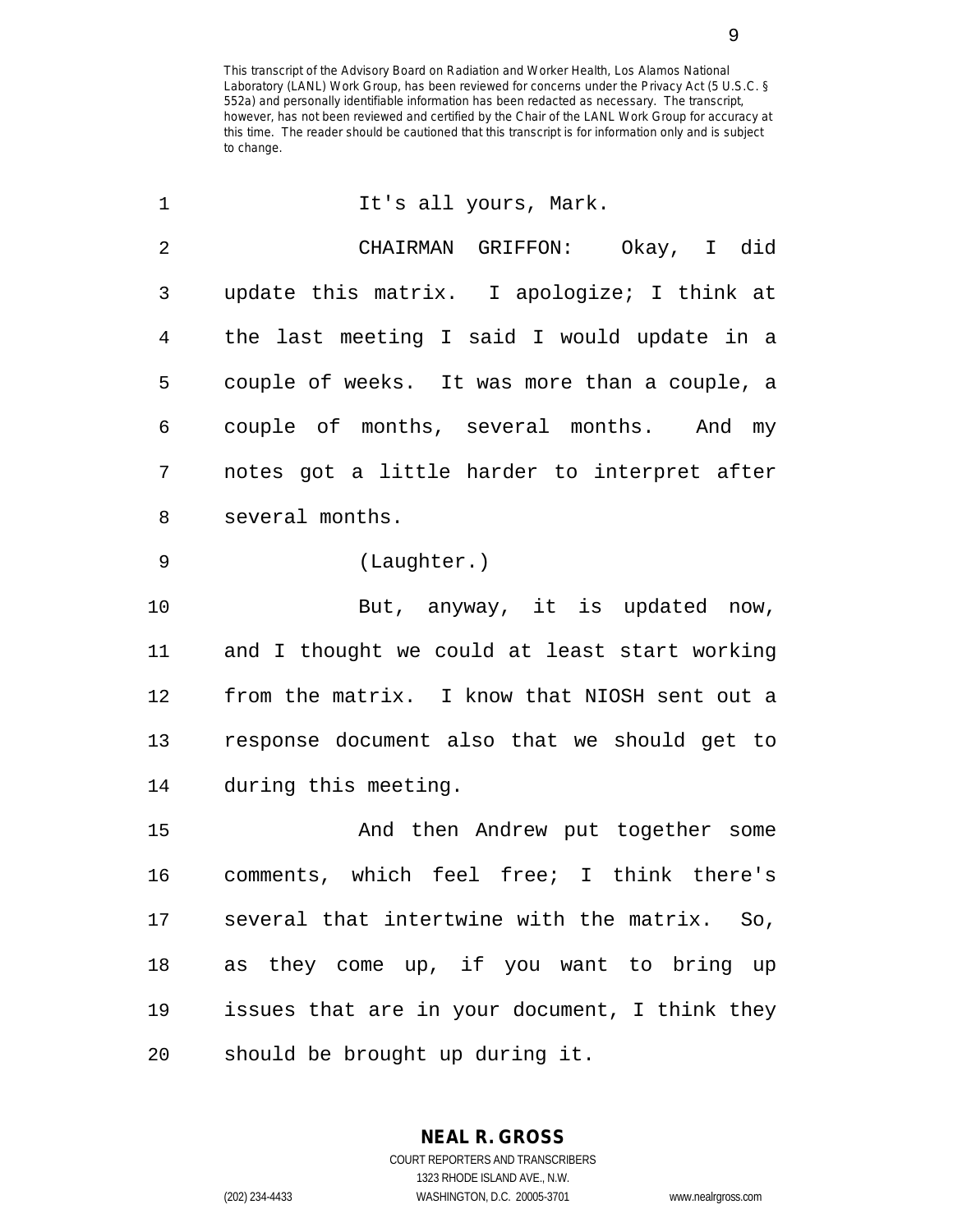This transcript of the Advisory Board on Radiation and Worker Health, Los Alamos National Laboratory (LANL) Work Group, has been reviewed for concerns under the Privacy Act (5 U.S.C. § 552a) and personally identifiable information has been redacted as necessary. The transcript, however, has not been reviewed and certified by the Chair of the LANL Work Group for accuracy at this time. The reader should be cautioned that this transcript is for information only and is subject to change.

1 It's all yours, Mark.

2 CHAIRMAN GRIFFON: Okay, I did
3 update this matrix. I apologize; I think at
4 the last meeting I said I would update in a
5 couple of weeks. It was more than a couple, a
6 couple of months, several months. And my
7 notes got a little harder to interpret after
8 several months.

9 (Laughter.)

10 But, anyway, it is updated now,
11 and I thought we could at least start working
12 from the matrix. I know that NIOSH sent out a
13 response document also that we should get to
14 during this meeting.

15 And then Andrew put together some
16 comments, which feel free; I think there's
17 several that intertwine with the matrix. So,
18 as they come up, if you want to bring up
19 issues that are in your document, I think they
20 should be brought up during it.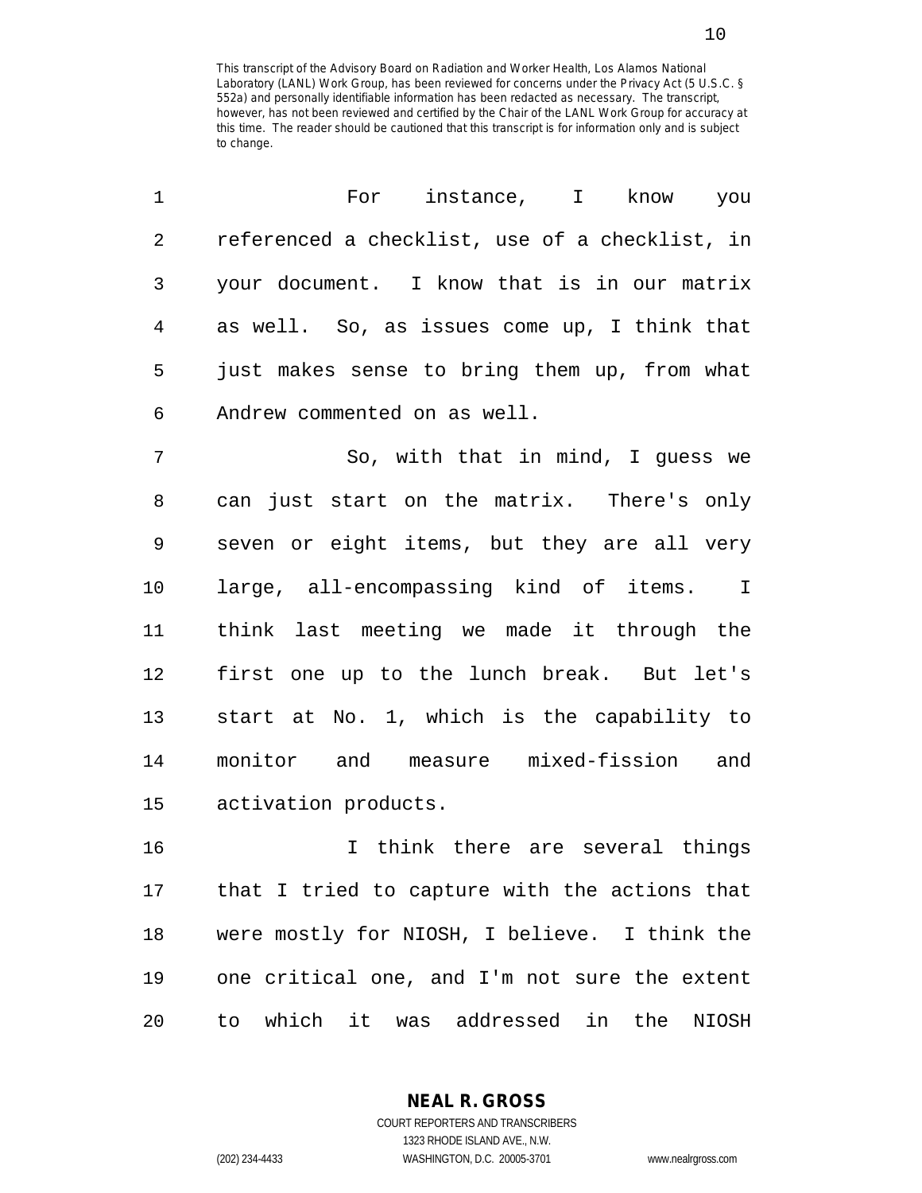This transcript of the Advisory Board on Radiation and Worker Health, Los Alamos National Laboratory (LANL) Work Group, has been reviewed for concerns under the Privacy Act (5 U.S.C. § 552a) and personally identifiable information has been redacted as necessary. The transcript, however, has not been reviewed and certified by the Chair of the LANL Work Group for accuracy at this time. The reader should be cautioned that this transcript is for information only and is subject to change.

For instance, I know you referenced a checklist, use of a checklist, in your document. I know that is in our matrix as well. So, as issues come up, I think that just makes sense to bring them up, from what Andrew commented on as well.

So, with that in mind, I guess we can just start on the matrix. There's only seven or eight items, but they are all very large, all-encompassing kind of items. I think last meeting we made it through the first one up to the lunch break. But let's start at No. 1, which is the capability to monitor and measure mixed-fission and activation products.

I think there are several things that I tried to capture with the actions that were mostly for NIOSH, I believe. I think the one critical one, and I'm not sure the extent to which it was addressed in the NIOSH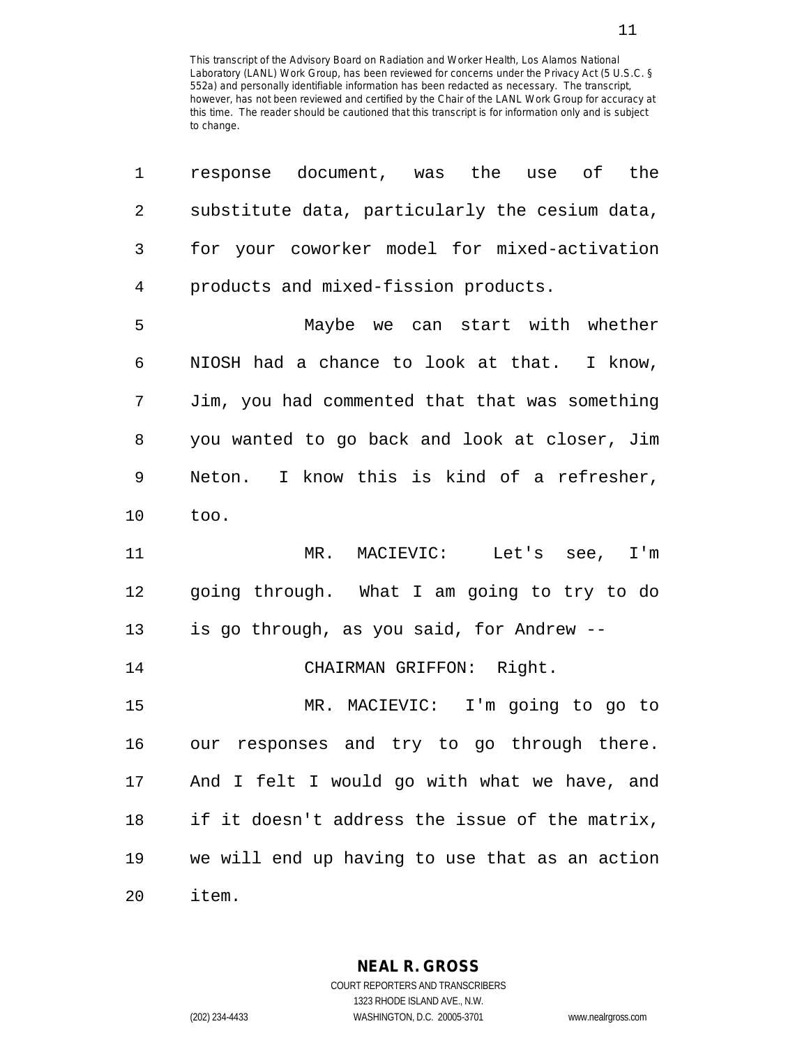This transcript of the Advisory Board on Radiation and Worker Health, Los Alamos National Laboratory (LANL) Work Group, has been reviewed for concerns under the Privacy Act (5 U.S.C. § 552a) and personally identifiable information has been redacted as necessary. The transcript, however, has not been reviewed and certified by the Chair of the LANL Work Group for accuracy at this time. The reader should be cautioned that this transcript is for information only and is subject to change.

1 response document, was the use of the
2 substitute data, particularly the cesium data,
3 for your coworker model for mixed-activation
4 products and mixed-fission products.

5 Maybe we can start with whether
6 NIOSH had a chance to look at that. I know,
7 Jim, you had commented that that was something
8 you wanted to go back and look at closer, Jim
9 Neton. I know this is kind of a refresher,
10 too.

11 MR. MACIEVIC: Let's see, I'm
12 going through. What I am going to try to do
13 is go through, as you said, for Andrew --

14 CHAIRMAN GRIFFON: Right.

15 MR. MACIEVIC: I'm going to go to
16 our responses and try to go through there.
17 And I felt I would go with what we have, and
18 if it doesn't address the issue of the matrix,
19 we will end up having to use that as an action
20 item.

**NEAL R. GROSS**
COURT REPORTERS AND TRANSCRIBERS
1323 RHODE ISLAND AVE., N.W.
(202) 234-4433 WASHINGTON, D.C. 20005-3701 www.nealrgross.com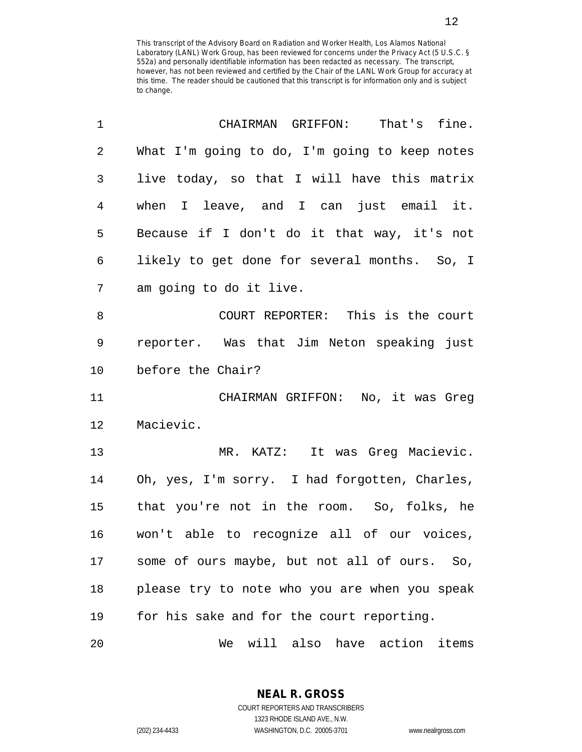This transcript of the Advisory Board on Radiation and Worker Health, Los Alamos National Laboratory (LANL) Work Group, has been reviewed for concerns under the Privacy Act (5 U.S.C. § 552a) and personally identifiable information has been redacted as necessary. The transcript, however, has not been reviewed and certified by the Chair of the LANL Work Group for accuracy at this time. The reader should be cautioned that this transcript is for information only and is subject to change.

CHAIRMAN GRIFFON: That's fine. What I'm going to do, I'm going to keep notes live today, so that I will have this matrix when I leave, and I can just email it. Because if I don't do it that way, it's not likely to get done for several months. So, I am going to do it live.

COURT REPORTER: This is the court reporter. Was that Jim Neton speaking just before the Chair?

CHAIRMAN GRIFFON: No, it was Greg Macievic.

MR. KATZ: It was Greg Macievic. Oh, yes, I'm sorry. I had forgotten, Charles, that you're not in the room. So, folks, he won't able to recognize all of our voices, some of ours maybe, but not all of ours. So, please try to note who you are when you speak for his sake and for the court reporting.

We will also have action items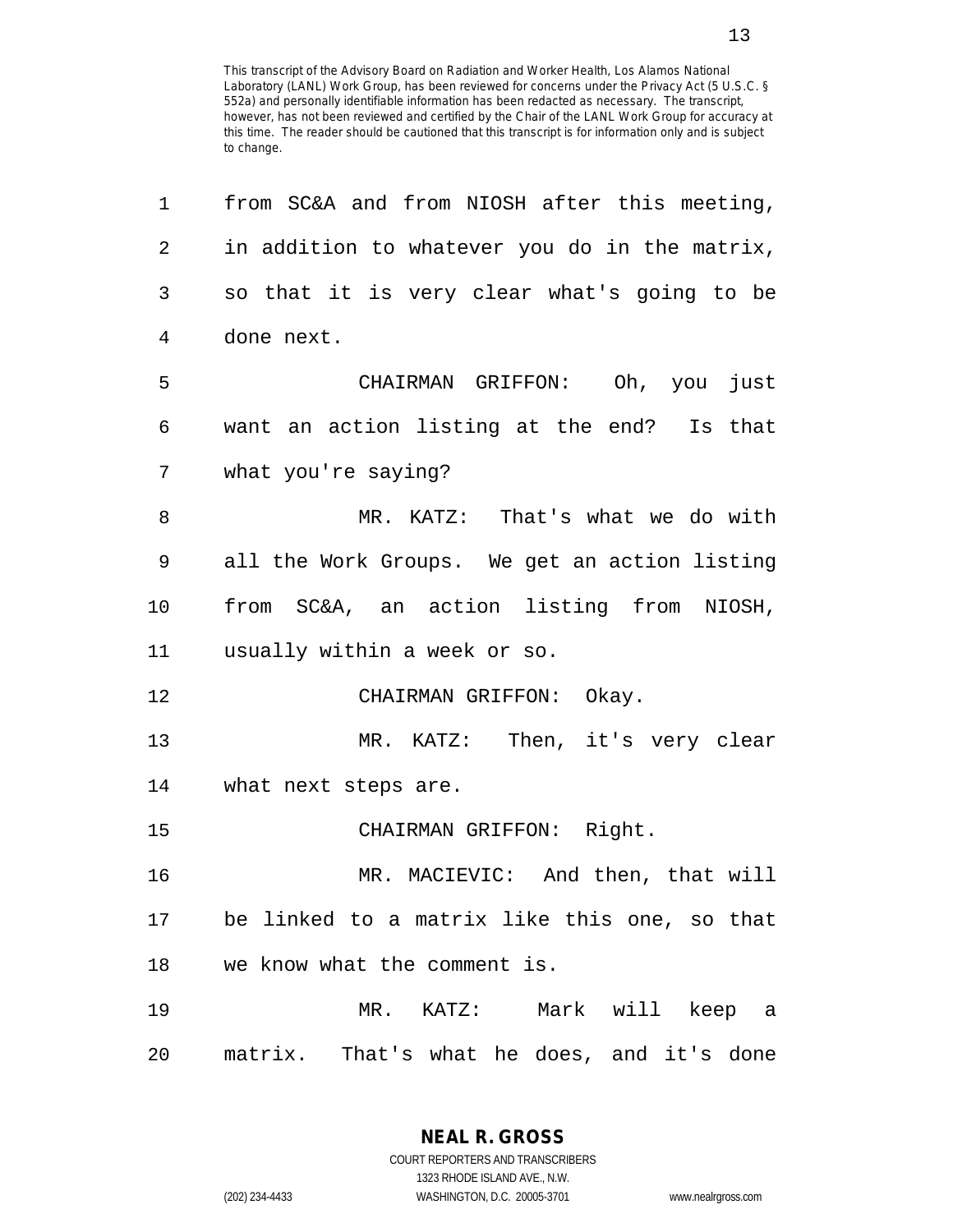This transcript of the Advisory Board on Radiation and Worker Health, Los Alamos National Laboratory (LANL) Work Group, has been reviewed for concerns under the Privacy Act (5 U.S.C. § 552a) and personally identifiable information has been redacted as necessary. The transcript, however, has not been reviewed and certified by the Chair of the LANL Work Group for accuracy at this time. The reader should be cautioned that this transcript is for information only and is subject to change.

1 from SC&A and from NIOSH after this meeting,
2 in addition to whatever you do in the matrix,
3 so that it is very clear what's going to be
4 done next.
5 CHAIRMAN GRIFFON: Oh, you just
6 want an action listing at the end? Is that
7 what you're saying?
8 MR. KATZ: That's what we do with
9 all the Work Groups. We get an action listing
10 from SC&A, an action listing from NIOSH,
11 usually within a week or so.
12 CHAIRMAN GRIFFON: Okay.
13 MR. KATZ: Then, it's very clear
14 what next steps are.
15 CHAIRMAN GRIFFON: Right.
16 MR. MACIEVIC: And then, that will
17 be linked to a matrix like this one, so that
18 we know what the comment is.
19 MR. KATZ: Mark will keep a
20 matrix. That's what he does, and it's done

**NEAL R. GROSS**
COURT REPORTERS AND TRANSCRIBERS
1323 RHODE ISLAND AVE., N.W.
(202) 234-4433 WASHINGTON, D.C. 20005-3701 www.nealrgross.com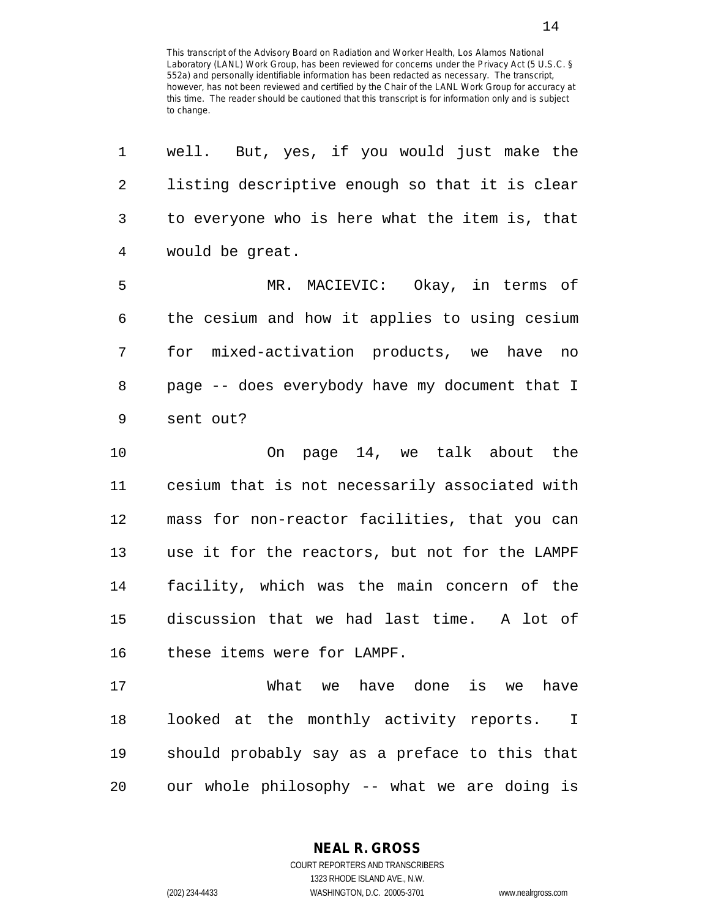well. But, yes, if you would just make the listing descriptive enough so that it is clear to everyone who is here what the item is, that would be great.

MR. MACIEVIC: Okay, in terms of the cesium and how it applies to using cesium for mixed-activation products, we have no page -- does everybody have my document that I sent out?

On page 14, we talk about the cesium that is not necessarily associated with mass for non-reactor facilities, that you can use it for the reactors, but not for the LAMPF facility, which was the main concern of the discussion that we had last time. A lot of these items were for LAMPF.

What we have done is we have looked at the monthly activity reports. I should probably say as a preface to this that our whole philosophy -- what we are doing is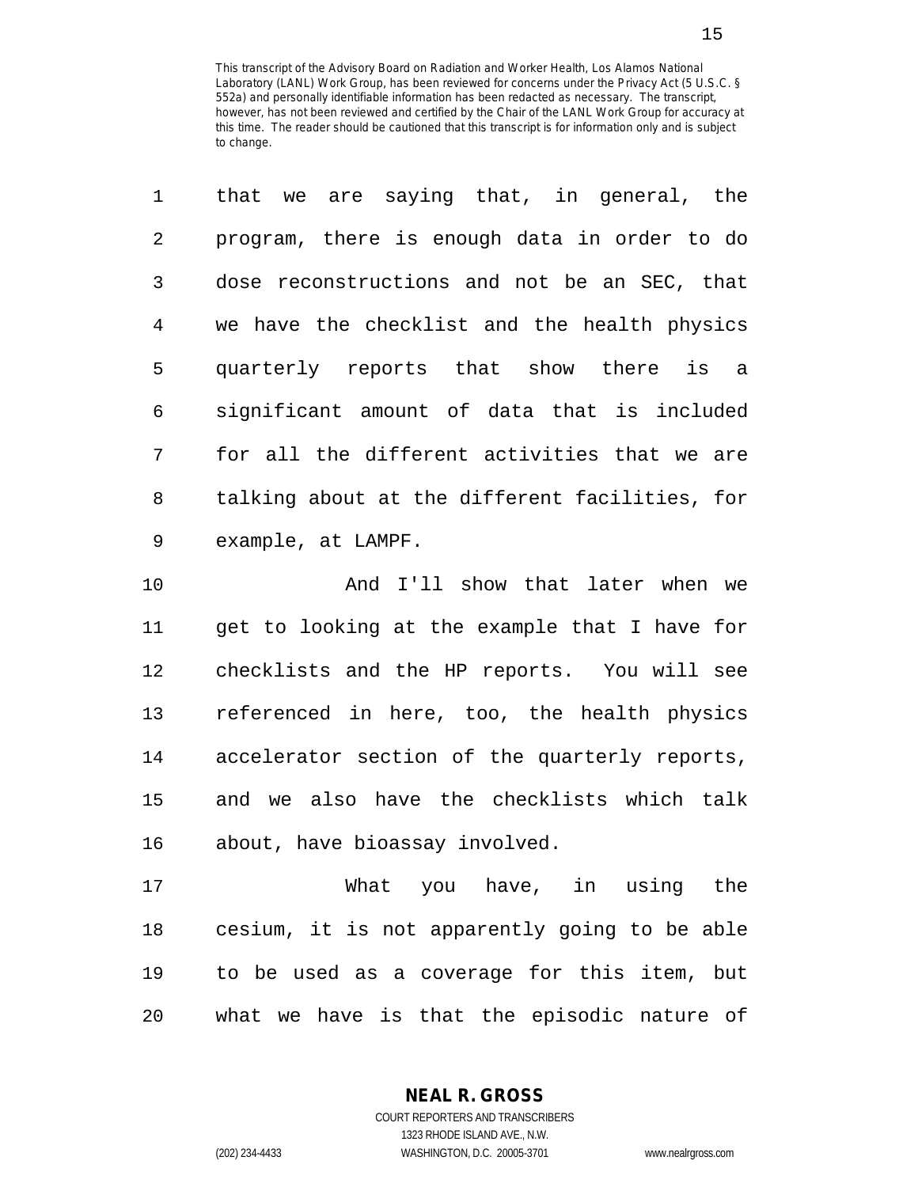This transcript of the Advisory Board on Radiation and Worker Health, Los Alamos National Laboratory (LANL) Work Group, has been reviewed for concerns under the Privacy Act (5 U.S.C. § 552a) and personally identifiable information has been redacted as necessary. The transcript, however, has not been reviewed and certified by the Chair of the LANL Work Group for accuracy at this time. The reader should be cautioned that this transcript is for information only and is subject to change.

that we are saying that, in general, the program, there is enough data in order to do dose reconstructions and not be an SEC, that we have the checklist and the health physics quarterly reports that show there is a significant amount of data that is included for all the different activities that we are talking about at the different facilities, for example, at LAMPF.

And I'll show that later when we get to looking at the example that I have for checklists and the HP reports. You will see referenced in here, too, the health physics accelerator section of the quarterly reports, and we also have the checklists which talk about, have bioassay involved.

What you have, in using the cesium, it is not apparently going to be able to be used as a coverage for this item, but what we have is that the episodic nature of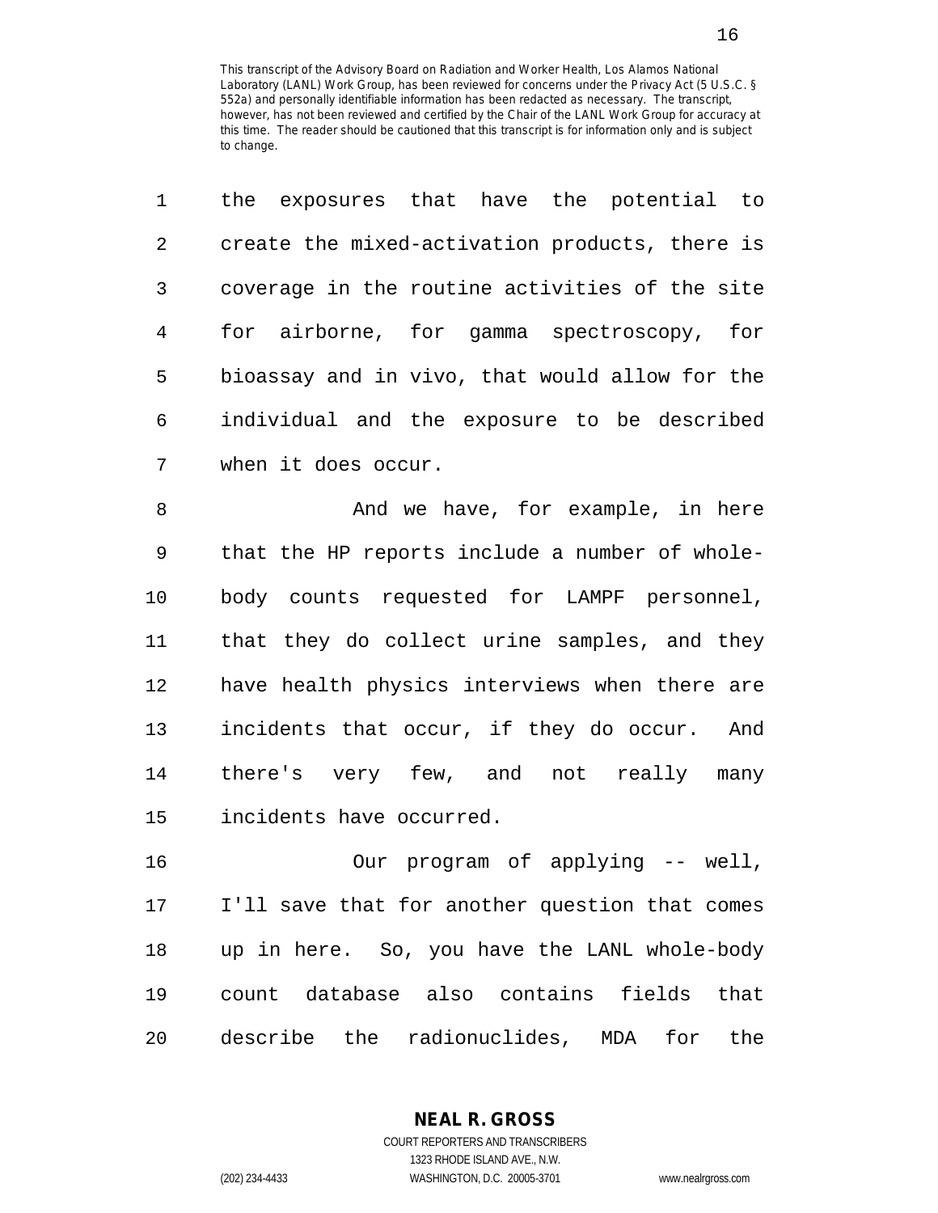the exposures that have the potential to create the mixed-activation products, there is coverage in the routine activities of the site for airborne, for gamma spectroscopy, for bioassay and in vivo, that would allow for the individual and the exposure to be described when it does occur.

And we have, for example, in here that the HP reports include a number of whole-body counts requested for LAMPF personnel, that they do collect urine samples, and they have health physics interviews when there are incidents that occur, if they do occur. And there's very few, and not really many incidents have occurred.

Our program of applying -- well, I'll save that for another question that comes up in here. So, you have the LANL whole-body count database also contains fields that describe the radionuclides, MDA for the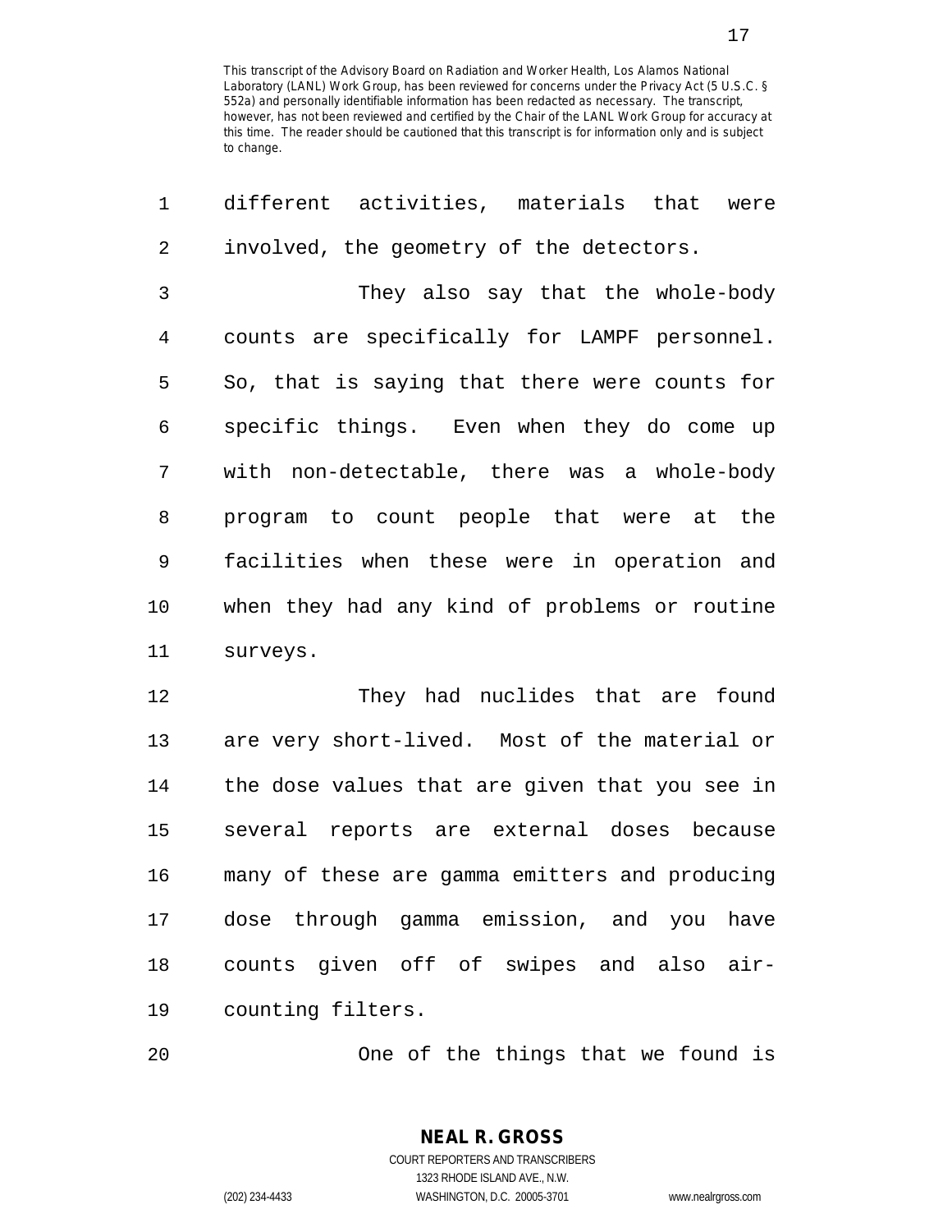This transcript of the Advisory Board on Radiation and Worker Health, Los Alamos National Laboratory (LANL) Work Group, has been reviewed for concerns under the Privacy Act (5 U.S.C. § 552a) and personally identifiable information has been redacted as necessary. The transcript, however, has not been reviewed and certified by the Chair of the LANL Work Group for accuracy at this time. The reader should be cautioned that this transcript is for information only and is subject to change.

different activities, materials that were involved, the geometry of the detectors.

They also say that the whole-body counts are specifically for LAMPF personnel. So, that is saying that there were counts for specific things. Even when they do come up with non-detectable, there was a whole-body program to count people that were at the facilities when these were in operation and when they had any kind of problems or routine surveys.

They had nuclides that are found are very short-lived. Most of the material or the dose values that are given that you see in several reports are external doses because many of these are gamma emitters and producing dose through gamma emission, and you have counts given off of swipes and also air-counting filters.

One of the things that we found is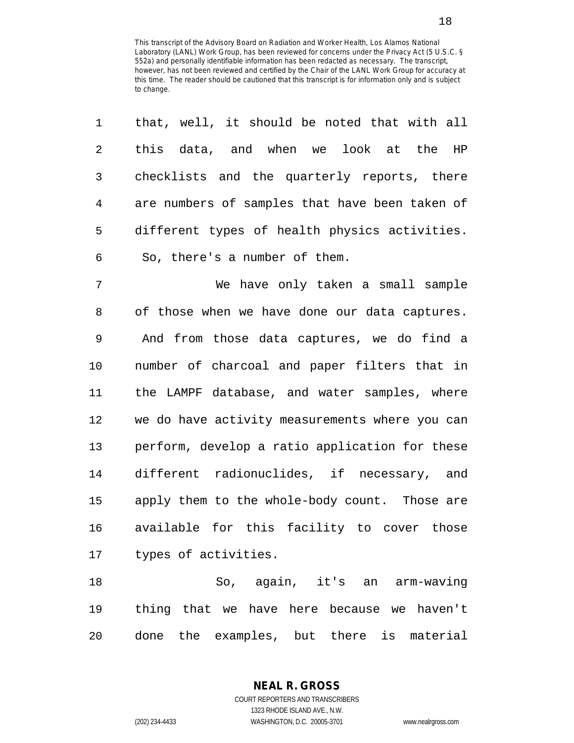This transcript of the Advisory Board on Radiation and Worker Health, Los Alamos National Laboratory (LANL) Work Group, has been reviewed for concerns under the Privacy Act (5 U.S.C. § 552a) and personally identifiable information has been redacted as necessary. The transcript, however, has not been reviewed and certified by the Chair of the LANL Work Group for accuracy at this time. The reader should be cautioned that this transcript is for information only and is subject to change.

that, well, it should be noted that with all this data, and when we look at the HP checklists and the quarterly reports, there are numbers of samples that have been taken of different types of health physics activities. So, there's a number of them.

We have only taken a small sample of those when we have done our data captures. And from those data captures, we do find a number of charcoal and paper filters that in the LAMPF database, and water samples, where we do have activity measurements where you can perform, develop a ratio application for these different radionuclides, if necessary, and apply them to the whole-body count. Those are available for this facility to cover those types of activities.

So, again, it's an arm-waving thing that we have here because we haven't done the examples, but there is material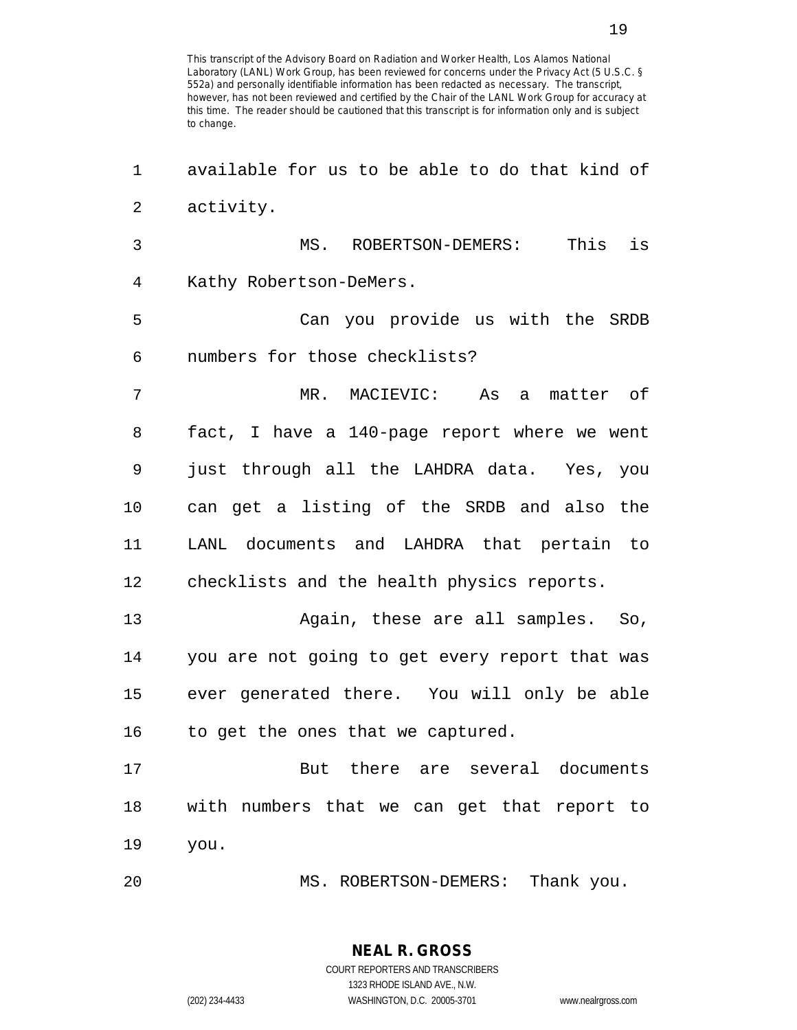This transcript of the Advisory Board on Radiation and Worker Health, Los Alamos National Laboratory (LANL) Work Group, has been reviewed for concerns under the Privacy Act (5 U.S.C. § 552a) and personally identifiable information has been redacted as necessary. The transcript, however, has not been reviewed and certified by the Chair of the LANL Work Group for accuracy at this time. The reader should be cautioned that this transcript is for information only and is subject to change.

available for us to be able to do that kind of activity.

MS. ROBERTSON-DEMERS: This is Kathy Robertson-DeMers.

Can you provide us with the SRDB numbers for those checklists?

MR. MACIEVIC: As a matter of fact, I have a 140-page report where we went just through all the LAHDRA data. Yes, you can get a listing of the SRDB and also the LANL documents and LAHDRA that pertain to checklists and the health physics reports.

Again, these are all samples. So, you are not going to get every report that was ever generated there. You will only be able to get the ones that we captured.

But there are several documents with numbers that we can get that report to you.

MS. ROBERTSON-DEMERS: Thank you.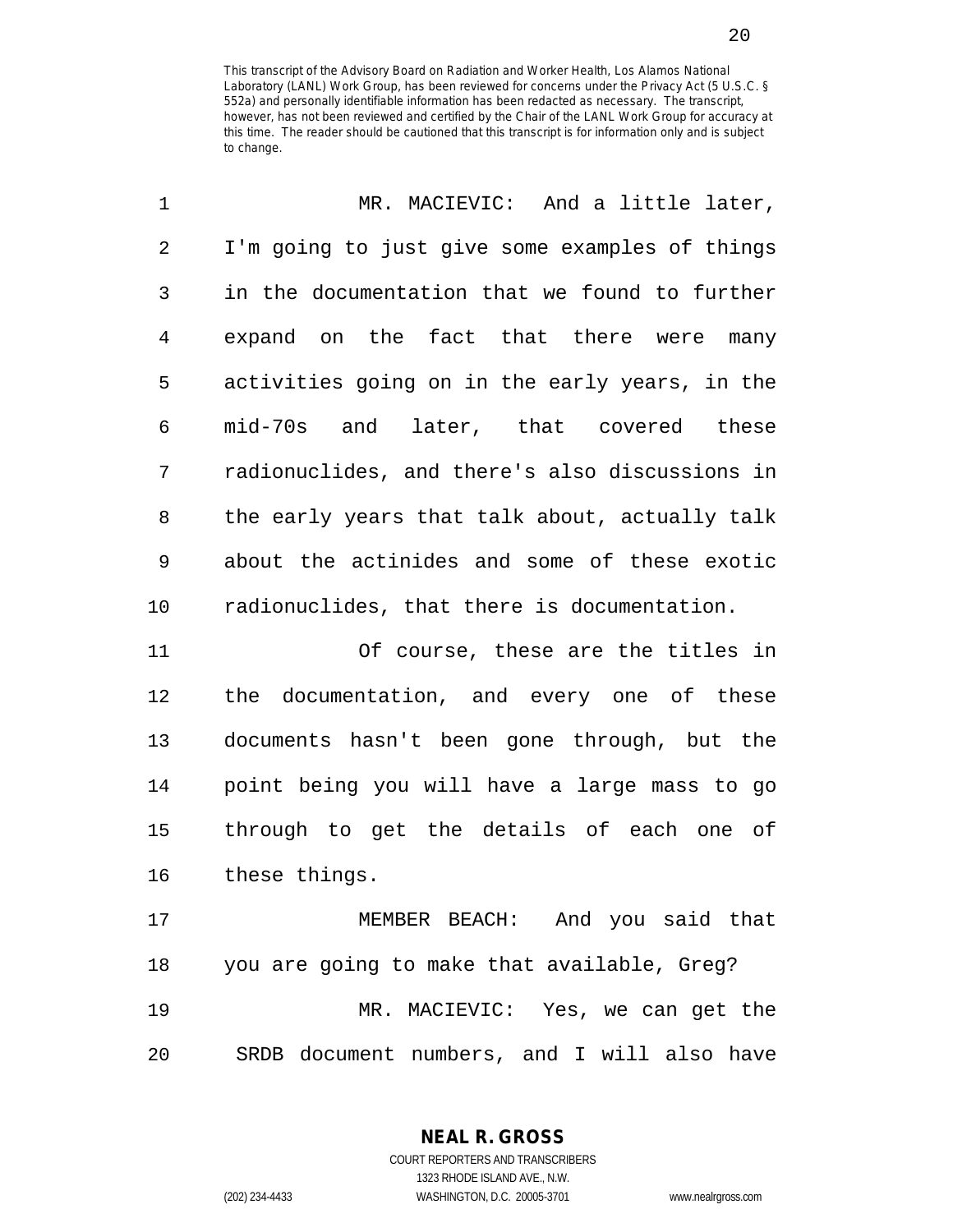This transcript of the Advisory Board on Radiation and Worker Health, Los Alamos National Laboratory (LANL) Work Group, has been reviewed for concerns under the Privacy Act (5 U.S.C. § 552a) and personally identifiable information has been redacted as necessary. The transcript, however, has not been reviewed and certified by the Chair of the LANL Work Group for accuracy at this time. The reader should be cautioned that this transcript is for information only and is subject to change.

MR. MACIEVIC: And a little later, I'm going to just give some examples of things in the documentation that we found to further expand on the fact that there were many activities going on in the early years, in the mid-70s and later, that covered these radionuclides, and there's also discussions in the early years that talk about, actually talk about the actinides and some of these exotic radionuclides, that there is documentation.

Of course, these are the titles in the documentation, and every one of these documents hasn't been gone through, but the point being you will have a large mass to go through to get the details of each one of these things.

MEMBER BEACH: And you said that you are going to make that available, Greg?

MR. MACIEVIC: Yes, we can get the SRDB document numbers, and I will also have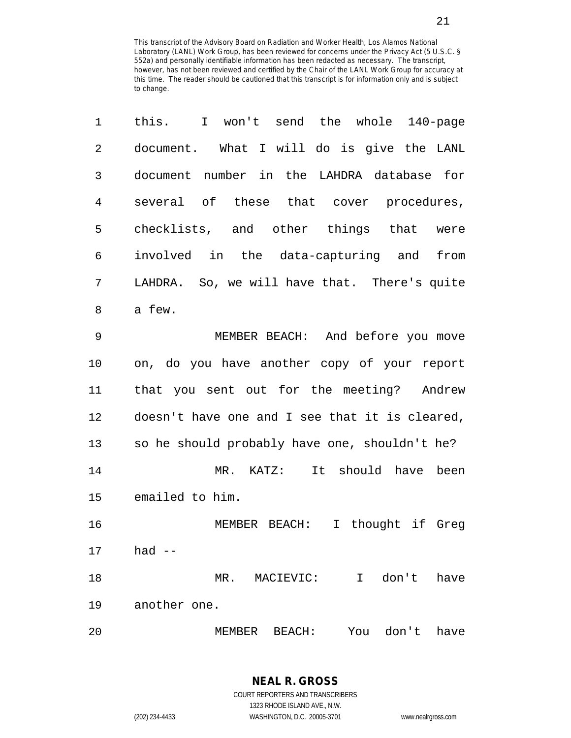This transcript of the Advisory Board on Radiation and Worker Health, Los Alamos National Laboratory (LANL) Work Group, has been reviewed for concerns under the Privacy Act (5 U.S.C. § 552a) and personally identifiable information has been redacted as necessary. The transcript, however, has not been reviewed and certified by the Chair of the LANL Work Group for accuracy at this time. The reader should be cautioned that this transcript is for information only and is subject to change.

this. I won't send the whole 140-page document. What I will do is give the LANL document number in the LAHDRA database for several of these that cover procedures, checklists, and other things that were involved in the data-capturing and from LAHDRA. So, we will have that. There's quite a few.

MEMBER BEACH: And before you move on, do you have another copy of your report that you sent out for the meeting? Andrew doesn't have one and I see that it is cleared, so he should probably have one, shouldn't he?

MR. KATZ: It should have been emailed to him.

MEMBER BEACH: I thought if Greg had --

MR. MACIEVIC: I don't have another one.

MEMBER BEACH: You don't have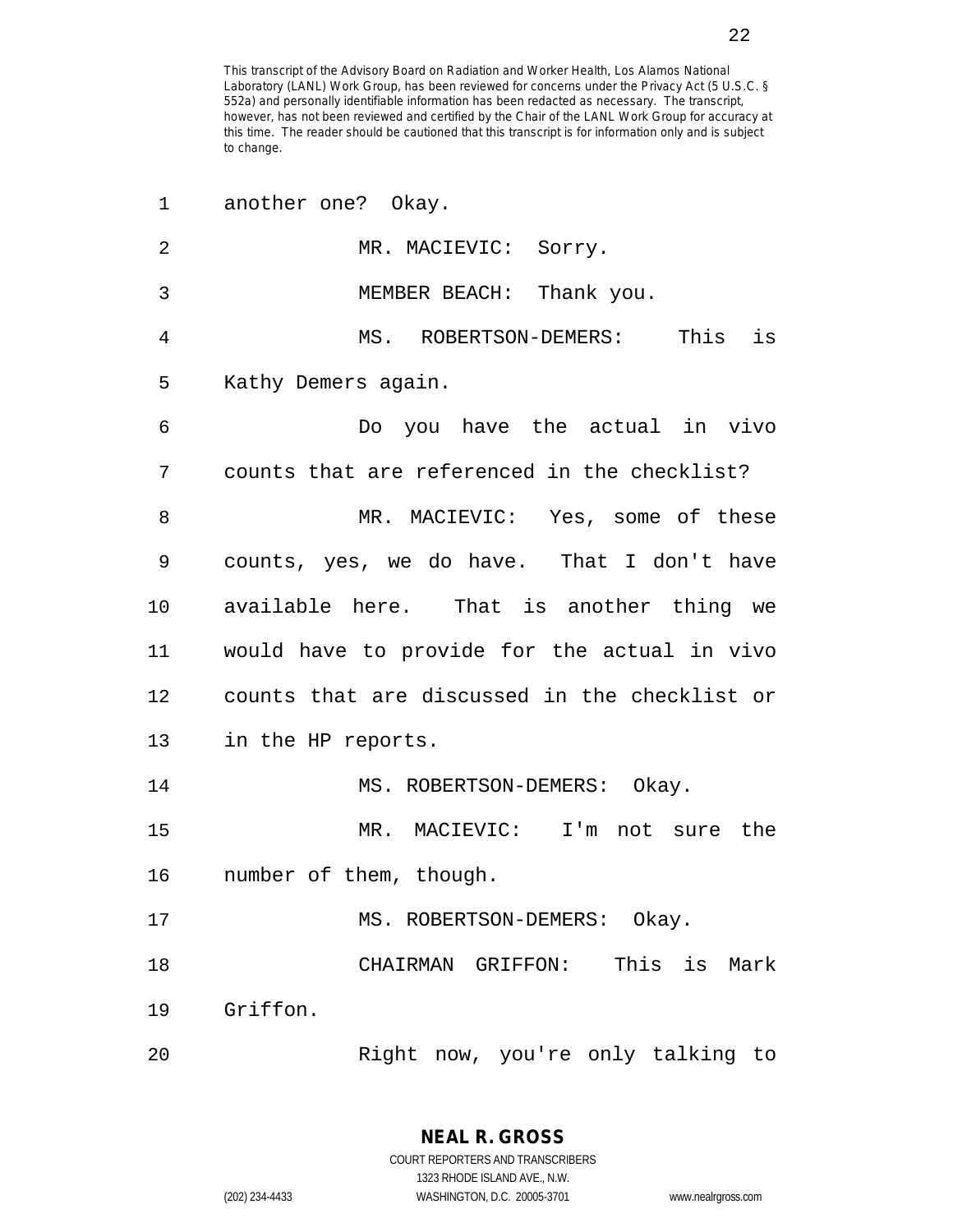This transcript of the Advisory Board on Radiation and Worker Health, Los Alamos National Laboratory (LANL) Work Group, has been reviewed for concerns under the Privacy Act (5 U.S.C. § 552a) and personally identifiable information has been redacted as necessary. The transcript, however, has not been reviewed and certified by the Chair of the LANL Work Group for accuracy at this time. The reader should be cautioned that this transcript is for information only and is subject to change.

1 another one? Okay.

2 MR. MACIEVIC: Sorry.

3 MEMBER BEACH: Thank you.

4 MS. ROBERTSON-DEMERS: This is

5 Kathy Demers again.

6 Do you have the actual in vivo

7 counts that are referenced in the checklist?

8 MR. MACIEVIC: Yes, some of these

9 counts, yes, we do have. That I don't have

10 available here. That is another thing we

11 would have to provide for the actual in vivo

12 counts that are discussed in the checklist or

13 in the HP reports.

14 MS. ROBERTSON-DEMERS: Okay.

15 MR. MACIEVIC: I'm not sure the

16 number of them, though.

17 MS. ROBERTSON-DEMERS: Okay.

18 CHAIRMAN GRIFFON: This is Mark

19 Griffon.

20 Right now, you're only talking to

**NEAL R. GROSS**
COURT REPORTERS AND TRANSCRIBERS
1323 RHODE ISLAND AVE., N.W.
(202) 234-4433 WASHINGTON, D.C. 20005-3701 www.nealrgross.com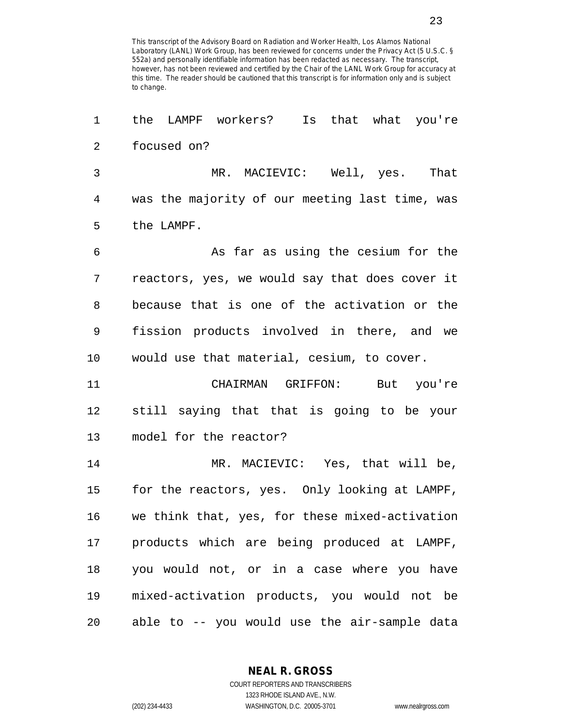This transcript of the Advisory Board on Radiation and Worker Health, Los Alamos National Laboratory (LANL) Work Group, has been reviewed for concerns under the Privacy Act (5 U.S.C. § 552a) and personally identifiable information has been redacted as necessary. The transcript, however, has not been reviewed and certified by the Chair of the LANL Work Group for accuracy at this time. The reader should be cautioned that this transcript is for information only and is subject to change.

the LAMPF workers? Is that what you're focused on?

MR. MACIEVIC: Well, yes. That was the majority of our meeting last time, was the LAMPF.

As far as using the cesium for the reactors, yes, we would say that does cover it because that is one of the activation or the fission products involved in there, and we would use that material, cesium, to cover.

CHAIRMAN GRIFFON: But you're still saying that that is going to be your model for the reactor?

MR. MACIEVIC: Yes, that will be, for the reactors, yes. Only looking at LAMPF, we think that, yes, for these mixed-activation products which are being produced at LAMPF, you would not, or in a case where you have mixed-activation products, you would not be able to -- you would use the air-sample data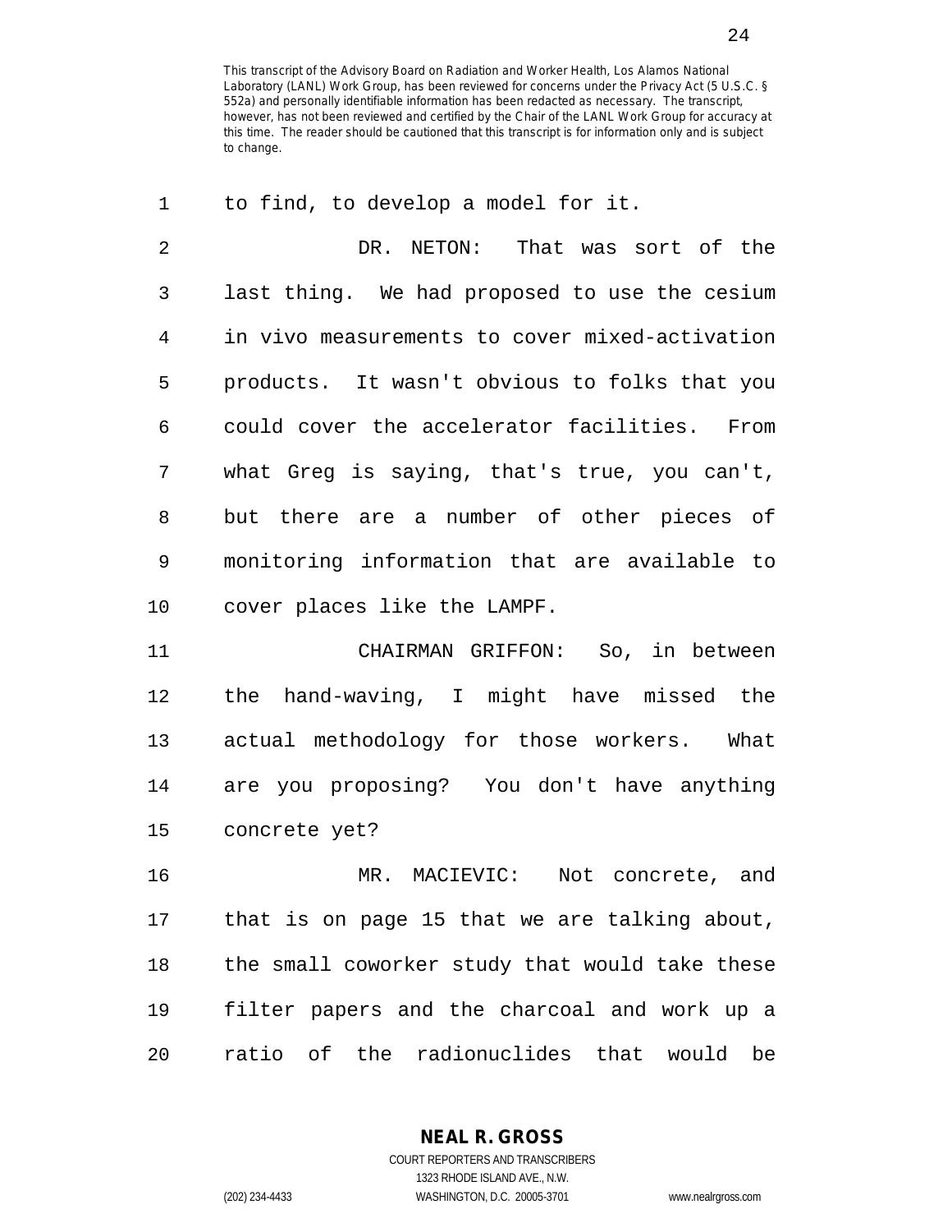This transcript of the Advisory Board on Radiation and Worker Health, Los Alamos National Laboratory (LANL) Work Group, has been reviewed for concerns under the Privacy Act (5 U.S.C. § 552a) and personally identifiable information has been redacted as necessary. The transcript, however, has not been reviewed and certified by the Chair of the LANL Work Group for accuracy at this time. The reader should be cautioned that this transcript is for information only and is subject to change.

1 to find, to develop a model for it.

2 DR. NETON: That was sort of the
3 last thing. We had proposed to use the cesium
4 in vivo measurements to cover mixed-activation
5 products. It wasn't obvious to folks that you
6 could cover the accelerator facilities. From
7 what Greg is saying, that's true, you can't,
8 but there are a number of other pieces of
9 monitoring information that are available to
10 cover places like the LAMPF.

11 CHAIRMAN GRIFFON: So, in between
12 the hand-waving, I might have missed the
13 actual methodology for those workers. What
14 are you proposing? You don't have anything
15 concrete yet?

16 MR. MACIEVIC: Not concrete, and
17 that is on page 15 that we are talking about,
18 the small coworker study that would take these
19 filter papers and the charcoal and work up a
20 ratio of the radionuclides that would be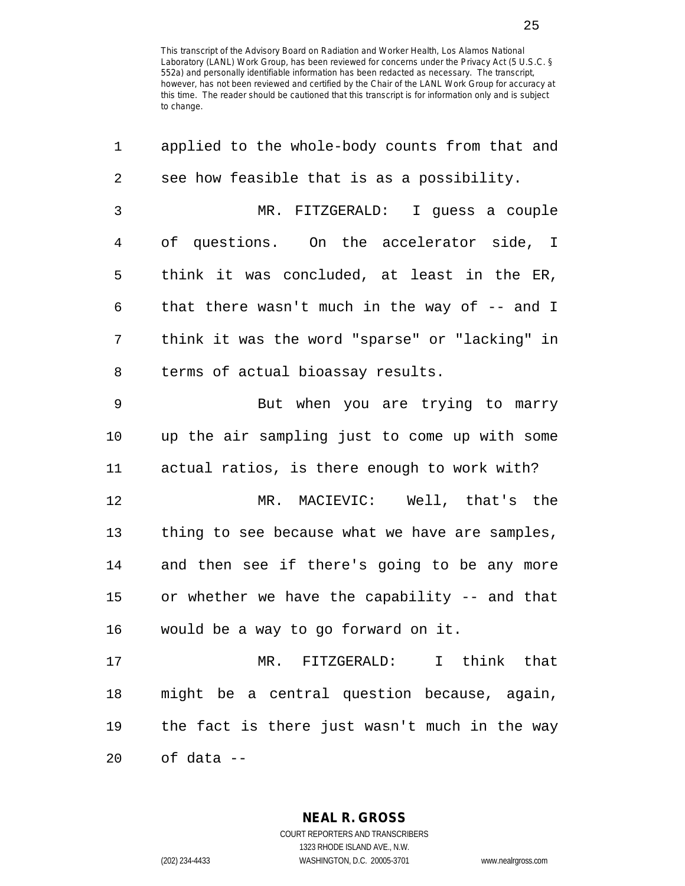This transcript of the Advisory Board on Radiation and Worker Health, Los Alamos National Laboratory (LANL) Work Group, has been reviewed for concerns under the Privacy Act (5 U.S.C. § 552a) and personally identifiable information has been redacted as necessary. The transcript, however, has not been reviewed and certified by the Chair of the LANL Work Group for accuracy at this time. The reader should be cautioned that this transcript is for information only and is subject to change.

applied to the whole-body counts from that and see how feasible that is as a possibility.

MR. FITZGERALD: I guess a couple of questions. On the accelerator side, I think it was concluded, at least in the ER, that there wasn't much in the way of -- and I think it was the word "sparse" or "lacking" in terms of actual bioassay results.

But when you are trying to marry up the air sampling just to come up with some actual ratios, is there enough to work with?

MR. MACIEVIC: Well, that's the thing to see because what we have are samples, and then see if there's going to be any more or whether we have the capability -- and that would be a way to go forward on it.

MR. FITZGERALD: I think that might be a central question because, again, the fact is there just wasn't much in the way of data --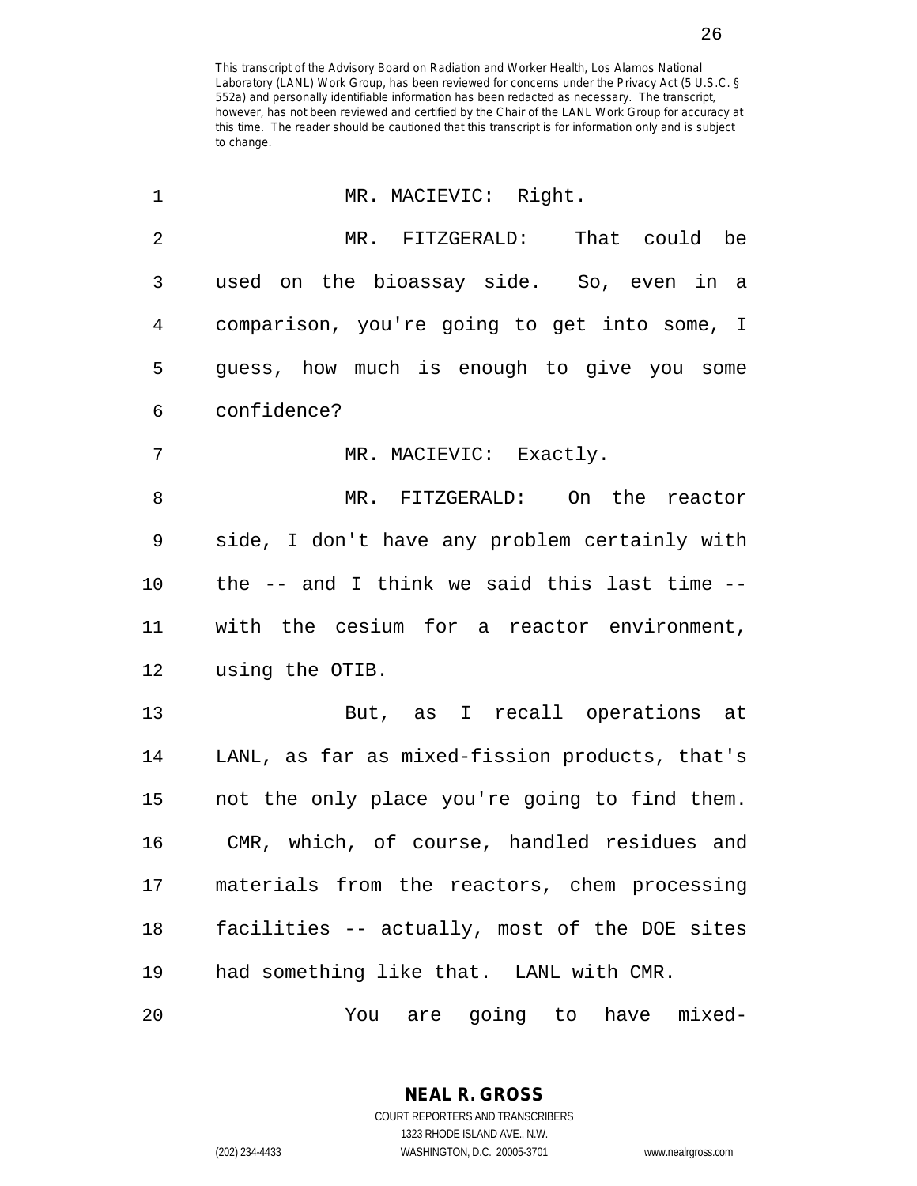This transcript of the Advisory Board on Radiation and Worker Health, Los Alamos National Laboratory (LANL) Work Group, has been reviewed for concerns under the Privacy Act (5 U.S.C. § 552a) and personally identifiable information has been redacted as necessary. The transcript, however, has not been reviewed and certified by the Chair of the LANL Work Group for accuracy at this time. The reader should be cautioned that this transcript is for information only and is subject to change.

1 MR. MACIEVIC: Right.

2 MR. FITZGERALD: That could be
3 used on the bioassay side. So, even in a
4 comparison, you're going to get into some, I
5 guess, how much is enough to give you some
6 confidence?

7 MR. MACIEVIC: Exactly.

8 MR. FITZGERALD: On the reactor
9 side, I don't have any problem certainly with
10 the -- and I think we said this last time --
11 with the cesium for a reactor environment,
12 using the OTIB.

13 But, as I recall operations at
14 LANL, as far as mixed-fission products, that's
15 not the only place you're going to find them.
16 CMR, which, of course, handled residues and
17 materials from the reactors, chem processing
18 facilities -- actually, most of the DOE sites
19 had something like that. LANL with CMR.

20 You are going to have mixed-

**NEAL R. GROSS**
COURT REPORTERS AND TRANSCRIBERS
1323 RHODE ISLAND AVE., N.W.
(202) 234-4433 WASHINGTON, D.C. 20005-3701 www.nealrgross.com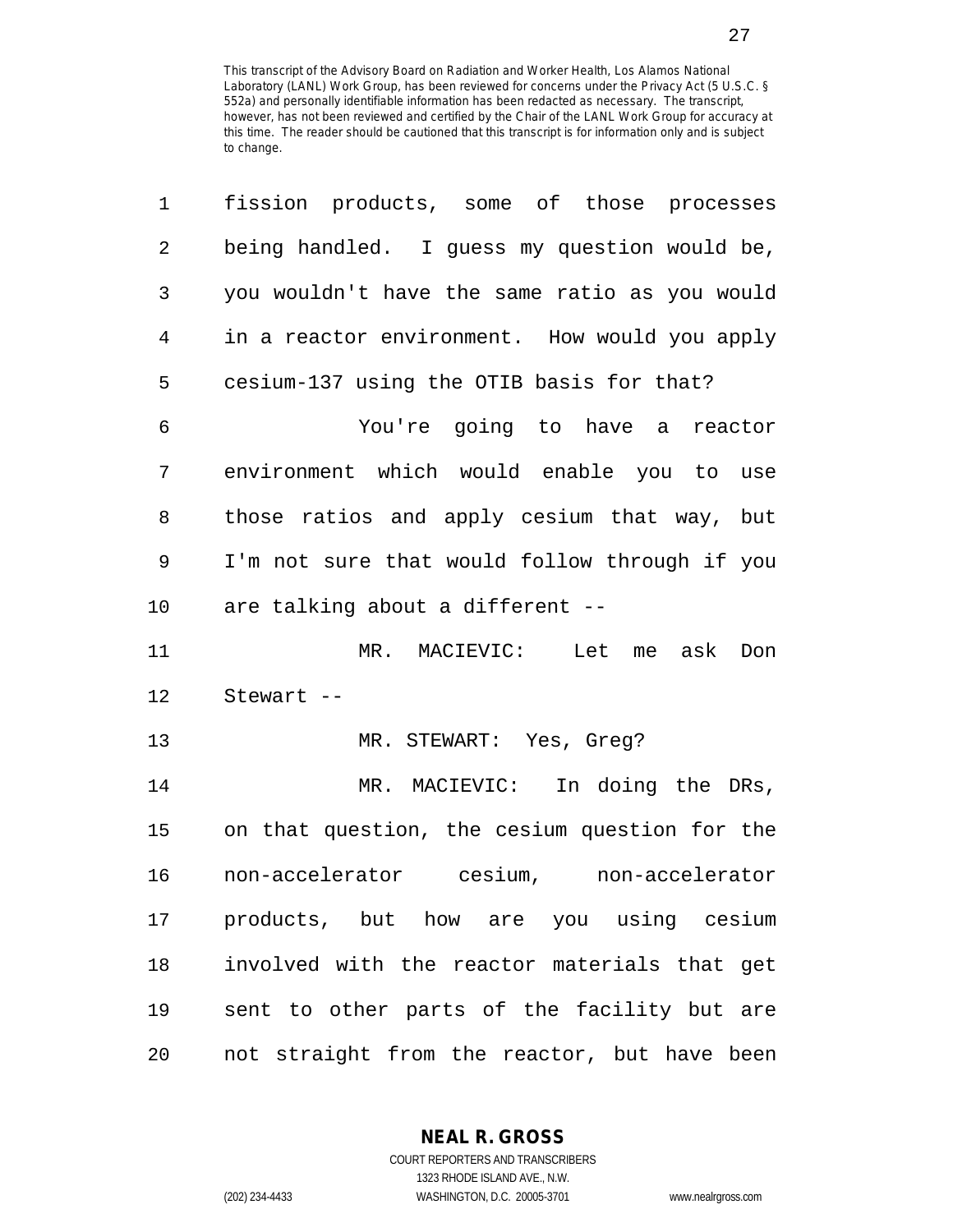This transcript of the Advisory Board on Radiation and Worker Health, Los Alamos National Laboratory (LANL) Work Group, has been reviewed for concerns under the Privacy Act (5 U.S.C. § 552a) and personally identifiable information has been redacted as necessary. The transcript, however, has not been reviewed and certified by the Chair of the LANL Work Group for accuracy at this time. The reader should be cautioned that this transcript is for information only and is subject to change.

fission products, some of those processes being handled. I guess my question would be, you wouldn't have the same ratio as you would in a reactor environment. How would you apply cesium-137 using the OTIB basis for that?

You're going to have a reactor environment which would enable you to use those ratios and apply cesium that way, but I'm not sure that would follow through if you are talking about a different --

MR. MACIEVIC: Let me ask Don Stewart --

MR. STEWART: Yes, Greg?

MR. MACIEVIC: In doing the DRs, on that question, the cesium question for the non-accelerator cesium, non-accelerator products, but how are you using cesium involved with the reactor materials that get sent to other parts of the facility but are not straight from the reactor, but have been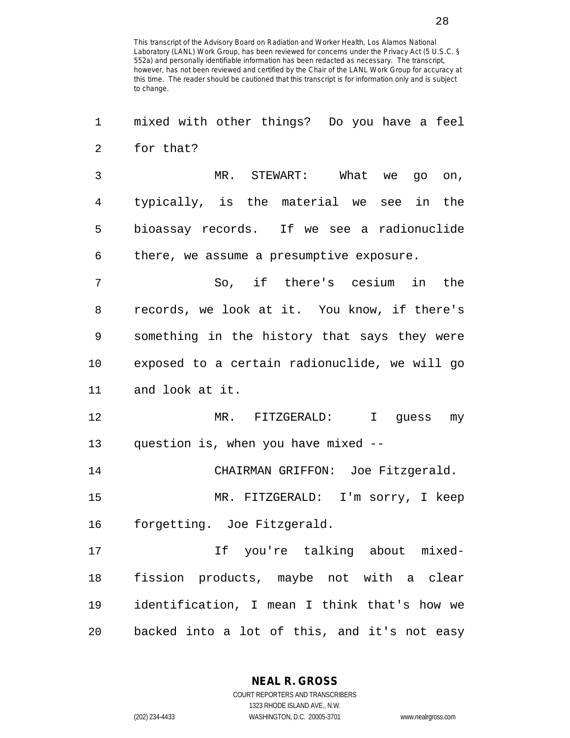This transcript of the Advisory Board on Radiation and Worker Health, Los Alamos National Laboratory (LANL) Work Group, has been reviewed for concerns under the Privacy Act (5 U.S.C. § 552a) and personally identifiable information has been redacted as necessary. The transcript, however, has not been reviewed and certified by the Chair of the LANL Work Group for accuracy at this time. The reader should be cautioned that this transcript is for information only and is subject to change.

1 mixed with other things? Do you have a feel
2 for that?
3 MR. STEWART: What we go on,
4 typically, is the material we see in the
5 bioassay records. If we see a radionuclide
6 there, we assume a presumptive exposure.
7 So, if there's cesium in the
8 records, we look at it. You know, if there's
9 something in the history that says they were
10 exposed to a certain radionuclide, we will go
11 and look at it.
12 MR. FITZGERALD: I guess my
13 question is, when you have mixed --
14 CHAIRMAN GRIFFON: Joe Fitzgerald.
15 MR. FITZGERALD: I'm sorry, I keep
16 forgetting. Joe Fitzgerald.
17 If you're talking about mixed-
18 fission products, maybe not with a clear
19 identification, I mean I think that's how we
20 backed into a lot of this, and it's not easy

**NEAL R. GROSS**
COURT REPORTERS AND TRANSCRIBERS
1323 RHODE ISLAND AVE., N.W.
(202) 234-4433 WASHINGTON, D.C. 20005-3701 www.nealrgross.com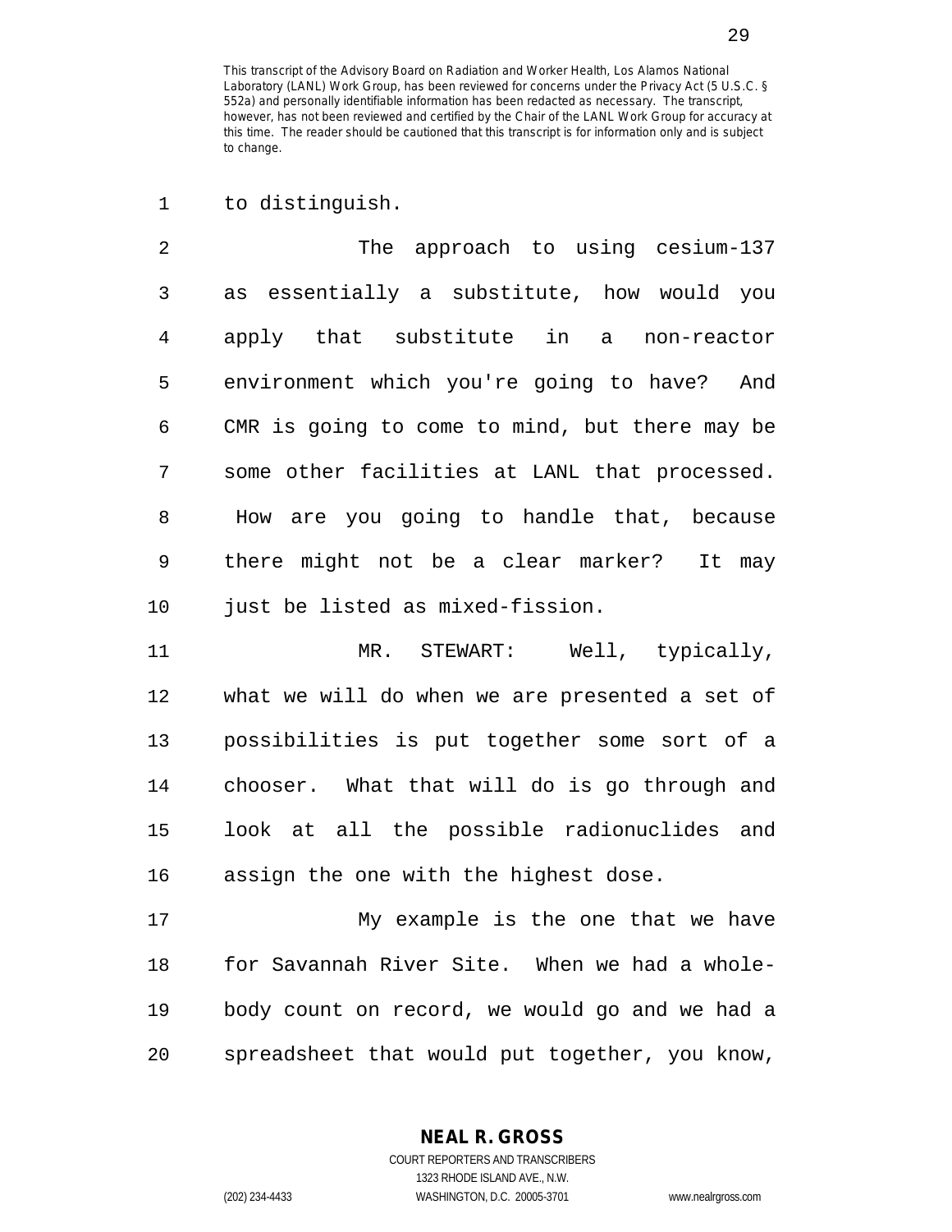This transcript of the Advisory Board on Radiation and Worker Health, Los Alamos National Laboratory (LANL) Work Group, has been reviewed for concerns under the Privacy Act (5 U.S.C. § 552a) and personally identifiable information has been redacted as necessary. The transcript, however, has not been reviewed and certified by the Chair of the LANL Work Group for accuracy at this time. The reader should be cautioned that this transcript is for information only and is subject to change.

to distinguish.

The approach to using cesium-137 as essentially a substitute, how would you apply that substitute in a non-reactor environment which you're going to have? And CMR is going to come to mind, but there may be some other facilities at LANL that processed. How are you going to handle that, because there might not be a clear marker? It may just be listed as mixed-fission.

MR. STEWART: Well, typically, what we will do when we are presented a set of possibilities is put together some sort of a chooser. What that will do is go through and look at all the possible radionuclides and assign the one with the highest dose.

My example is the one that we have for Savannah River Site. When we had a whole-body count on record, we would go and we had a spreadsheet that would put together, you know,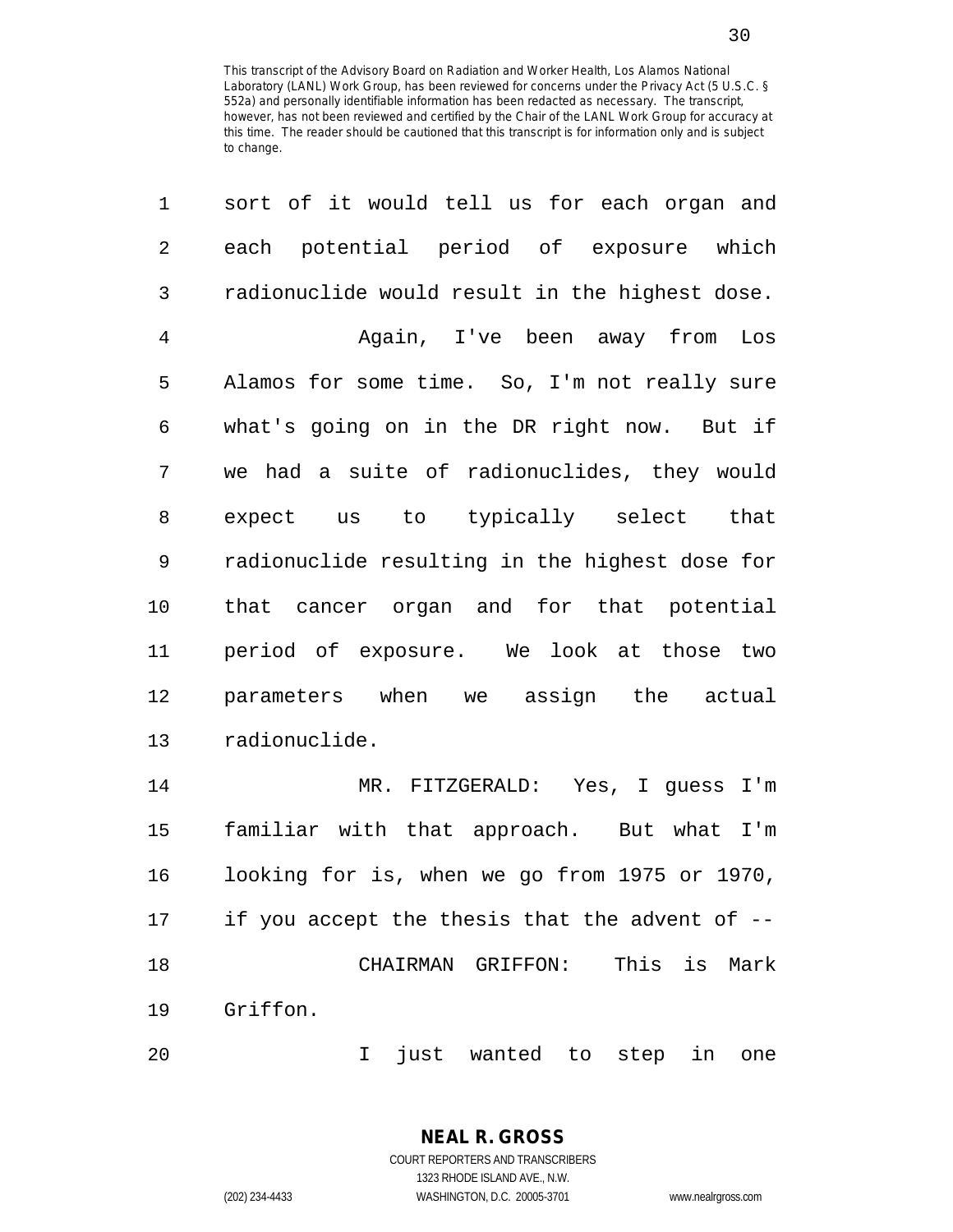This transcript of the Advisory Board on Radiation and Worker Health, Los Alamos National Laboratory (LANL) Work Group, has been reviewed for concerns under the Privacy Act (5 U.S.C. § 552a) and personally identifiable information has been redacted as necessary. The transcript, however, has not been reviewed and certified by the Chair of the LANL Work Group for accuracy at this time. The reader should be cautioned that this transcript is for information only and is subject to change.

1 sort of it would tell us for each organ and
2 each potential period of exposure which
3 radionuclide would result in the highest dose.
4 Again, I've been away from Los
5 Alamos for some time. So, I'm not really sure
6 what's going on in the DR right now. But if
7 we had a suite of radionuclides, they would
8 expect us to typically select that
9 radionuclide resulting in the highest dose for
10 that cancer organ and for that potential
11 period of exposure. We look at those two
12 parameters when we assign the actual
13 radionuclide.
14 MR. FITZGERALD: Yes, I guess I'm
15 familiar with that approach. But what I'm
16 looking for is, when we go from 1975 or 1970,
17 if you accept the thesis that the advent of --
18 CHAIRMAN GRIFFON: This is Mark
19 Griffon.
20 I just wanted to step in one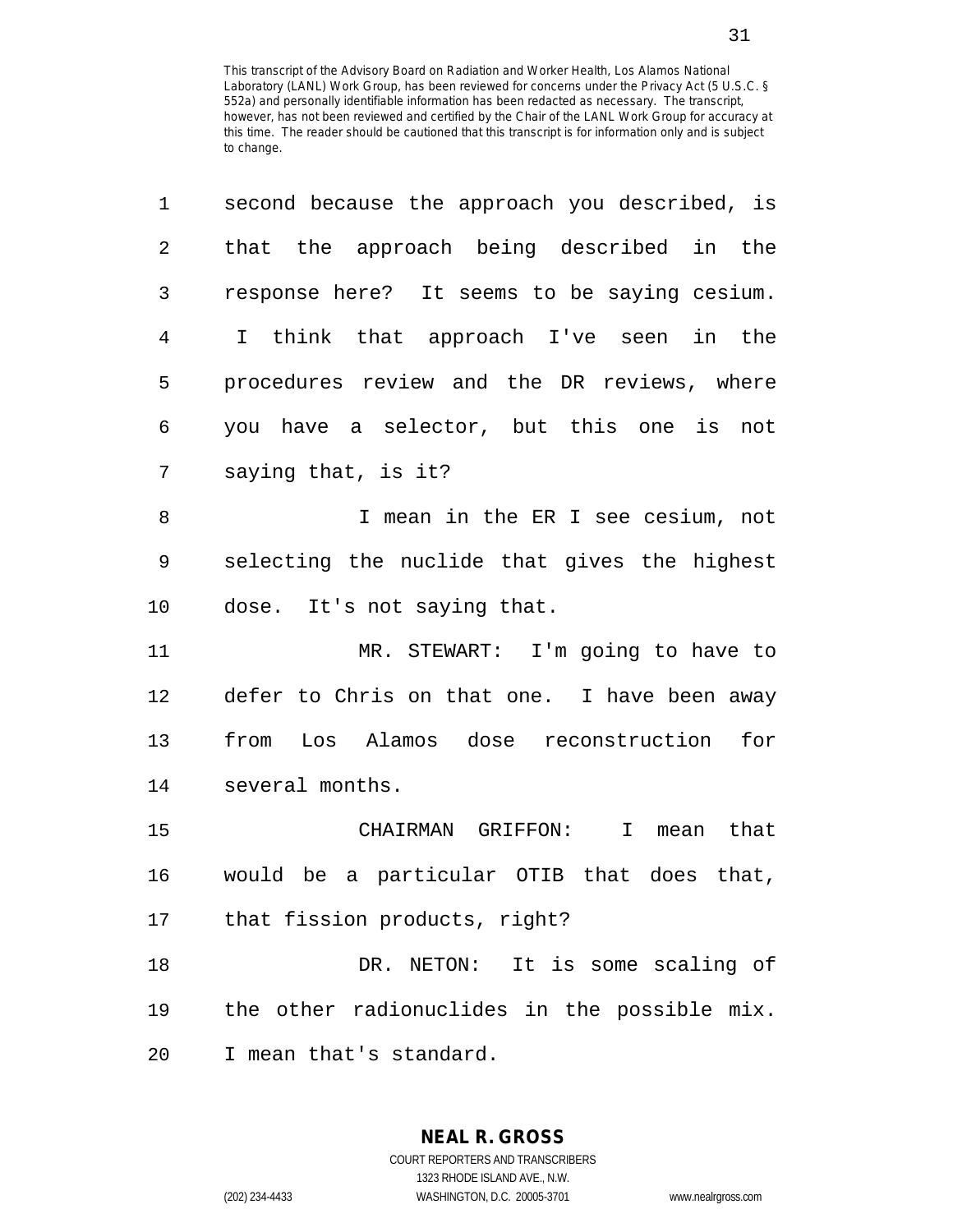This transcript of the Advisory Board on Radiation and Worker Health, Los Alamos National Laboratory (LANL) Work Group, has been reviewed for concerns under the Privacy Act (5 U.S.C. § 552a) and personally identifiable information has been redacted as necessary. The transcript, however, has not been reviewed and certified by the Chair of the LANL Work Group for accuracy at this time. The reader should be cautioned that this transcript is for information only and is subject to change.

1 second because the approach you described, is
2 that the approach being described in the
3 response here? It seems to be saying cesium.
4 I think that approach I've seen in the
5 procedures review and the DR reviews, where
6 you have a selector, but this one is not
7 saying that, is it?

8 I mean in the ER I see cesium, not
9 selecting the nuclide that gives the highest
10 dose. It's not saying that.

11 MR. STEWART: I'm going to have to
12 defer to Chris on that one. I have been away
13 from Los Alamos dose reconstruction for
14 several months.

15 CHAIRMAN GRIFFON: I mean that
16 would be a particular OTIB that does that,
17 that fission products, right?

18 DR. NETON: It is some scaling of
19 the other radionuclides in the possible mix.
20 I mean that's standard.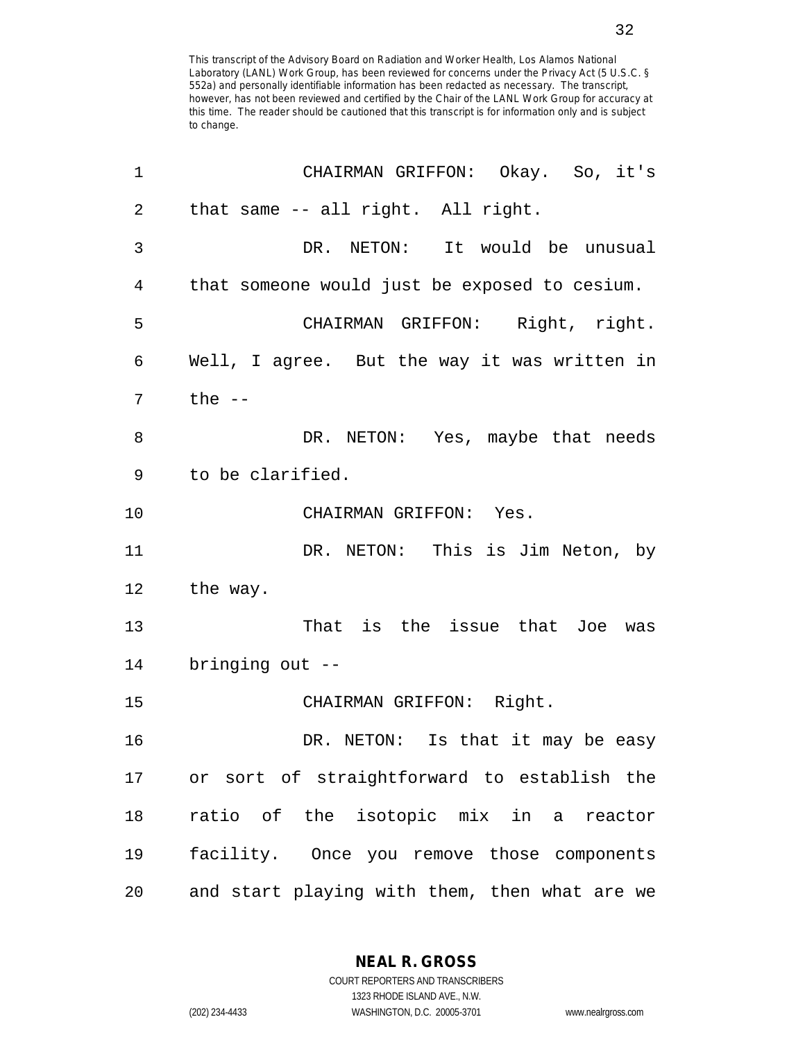This transcript of the Advisory Board on Radiation and Worker Health, Los Alamos National Laboratory (LANL) Work Group, has been reviewed for concerns under the Privacy Act (5 U.S.C. § 552a) and personally identifiable information has been redacted as necessary. The transcript, however, has not been reviewed and certified by the Chair of the LANL Work Group for accuracy at this time. The reader should be cautioned that this transcript is for information only and is subject to change.

1 CHAIRMAN GRIFFON: Okay. So, it's
2 that same -- all right. All right.
3 DR. NETON: It would be unusual
4 that someone would just be exposed to cesium.
5 CHAIRMAN GRIFFON: Right, right.
6 Well, I agree. But the way it was written in
7 the --
8 DR. NETON: Yes, maybe that needs
9 to be clarified.
10 CHAIRMAN GRIFFON: Yes.
11 DR. NETON: This is Jim Neton, by
12 the way.
13 That is the issue that Joe was
14 bringing out --
15 CHAIRMAN GRIFFON: Right.
16 DR. NETON: Is that it may be easy
17 or sort of straightforward to establish the
18 ratio of the isotopic mix in a reactor
19 facility. Once you remove those components
20 and start playing with them, then what are we

**NEAL R. GROSS**
COURT REPORTERS AND TRANSCRIBERS
1323 RHODE ISLAND AVE., N.W.
(202) 234-4433 WASHINGTON, D.C. 20005-3701 www.nealrgross.com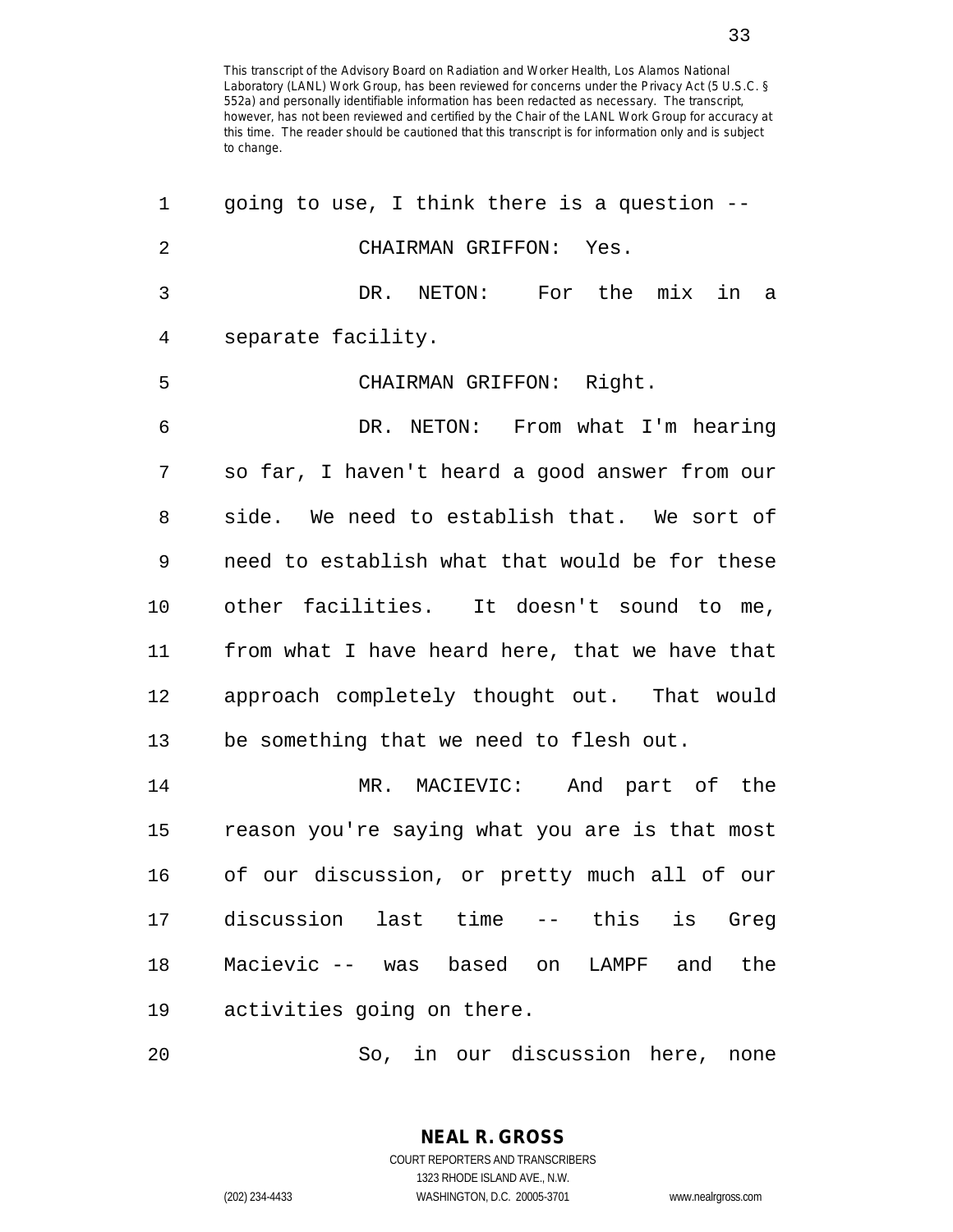going to use, I think there is a question --

CHAIRMAN GRIFFON: Yes.

DR. NETON: For the mix in a separate facility.

CHAIRMAN GRIFFON: Right.

DR. NETON: From what I'm hearing so far, I haven't heard a good answer from our side. We need to establish that. We sort of need to establish what that would be for these other facilities. It doesn't sound to me, from what I have heard here, that we have that approach completely thought out. That would be something that we need to flesh out.

MR. MACIEVIC: And part of the reason you're saying what you are is that most of our discussion, or pretty much all of our discussion last time -- this is Greg Macievic -- was based on LAMPF and the activities going on there.

So, in our discussion here, none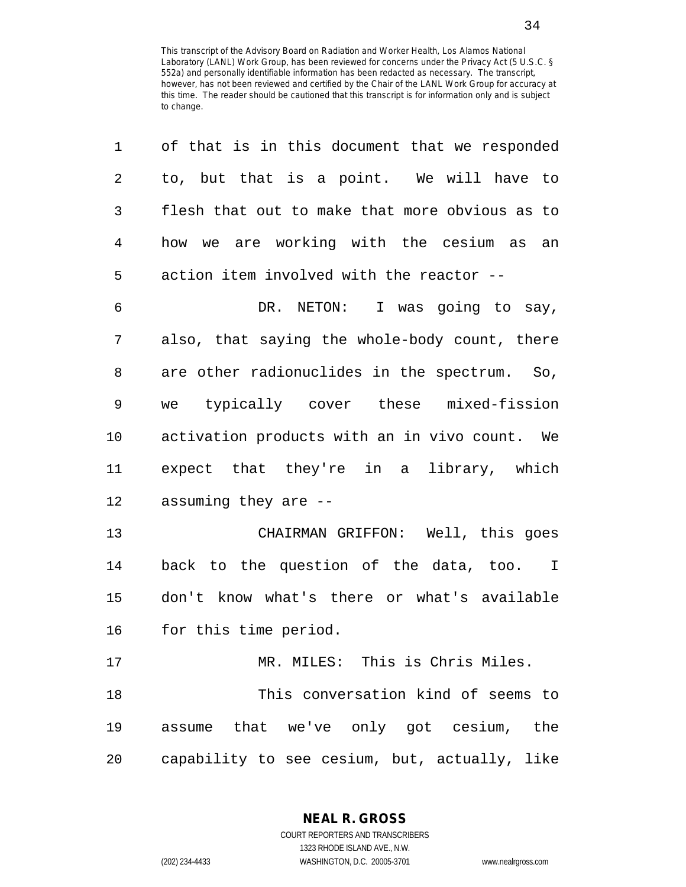This transcript of the Advisory Board on Radiation and Worker Health, Los Alamos National Laboratory (LANL) Work Group, has been reviewed for concerns under the Privacy Act (5 U.S.C. § 552a) and personally identifiable information has been redacted as necessary. The transcript, however, has not been reviewed and certified by the Chair of the LANL Work Group for accuracy at this time. The reader should be cautioned that this transcript is for information only and is subject to change.

of that is in this document that we responded to, but that is a point. We will have to flesh that out to make that more obvious as to how we are working with the cesium as an action item involved with the reactor --

DR. NETON: I was going to say, also, that saying the whole-body count, there are other radionuclides in the spectrum. So, we typically cover these mixed-fission activation products with an in vivo count. We expect that they're in a library, which assuming they are --

CHAIRMAN GRIFFON: Well, this goes back to the question of the data, too. I don't know what's there or what's available for this time period.

MR. MILES: This is Chris Miles.

This conversation kind of seems to assume that we've only got cesium, the capability to see cesium, but, actually, like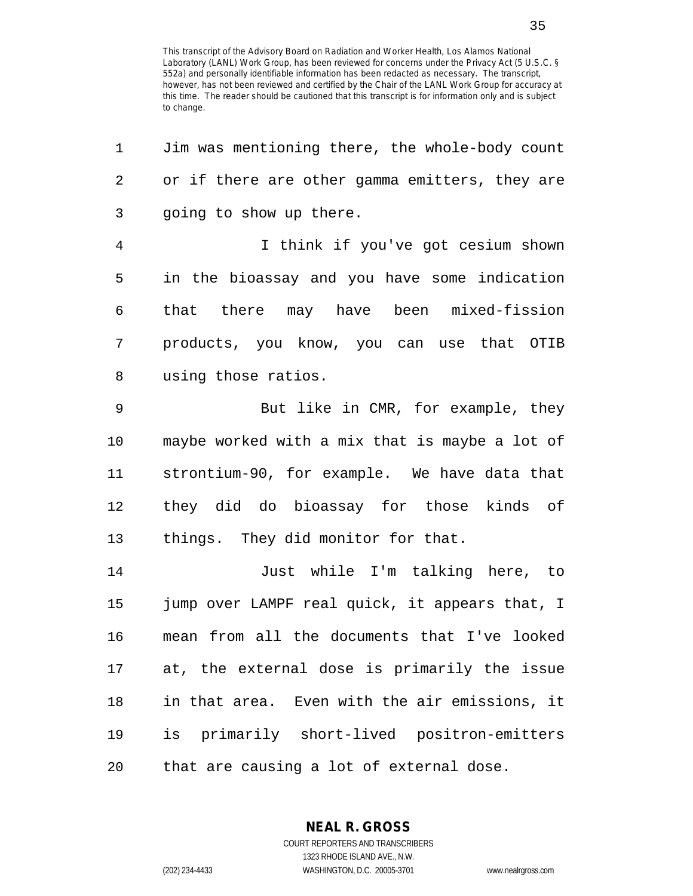This transcript of the Advisory Board on Radiation and Worker Health, Los Alamos National Laboratory (LANL) Work Group, has been reviewed for concerns under the Privacy Act (5 U.S.C. § 552a) and personally identifiable information has been redacted as necessary. The transcript, however, has not been reviewed and certified by the Chair of the LANL Work Group for accuracy at this time. The reader should be cautioned that this transcript is for information only and is subject to change.

Jim was mentioning there, the whole-body count or if there are other gamma emitters, they are going to show up there.

I think if you've got cesium shown in the bioassay and you have some indication that there may have been mixed-fission products, you know, you can use that OTIB using those ratios.

But like in CMR, for example, they maybe worked with a mix that is maybe a lot of strontium-90, for example. We have data that they did do bioassay for those kinds of things. They did monitor for that.

Just while I'm talking here, to jump over LAMPF real quick, it appears that, I mean from all the documents that I've looked at, the external dose is primarily the issue in that area. Even with the air emissions, it is primarily short-lived positron-emitters that are causing a lot of external dose.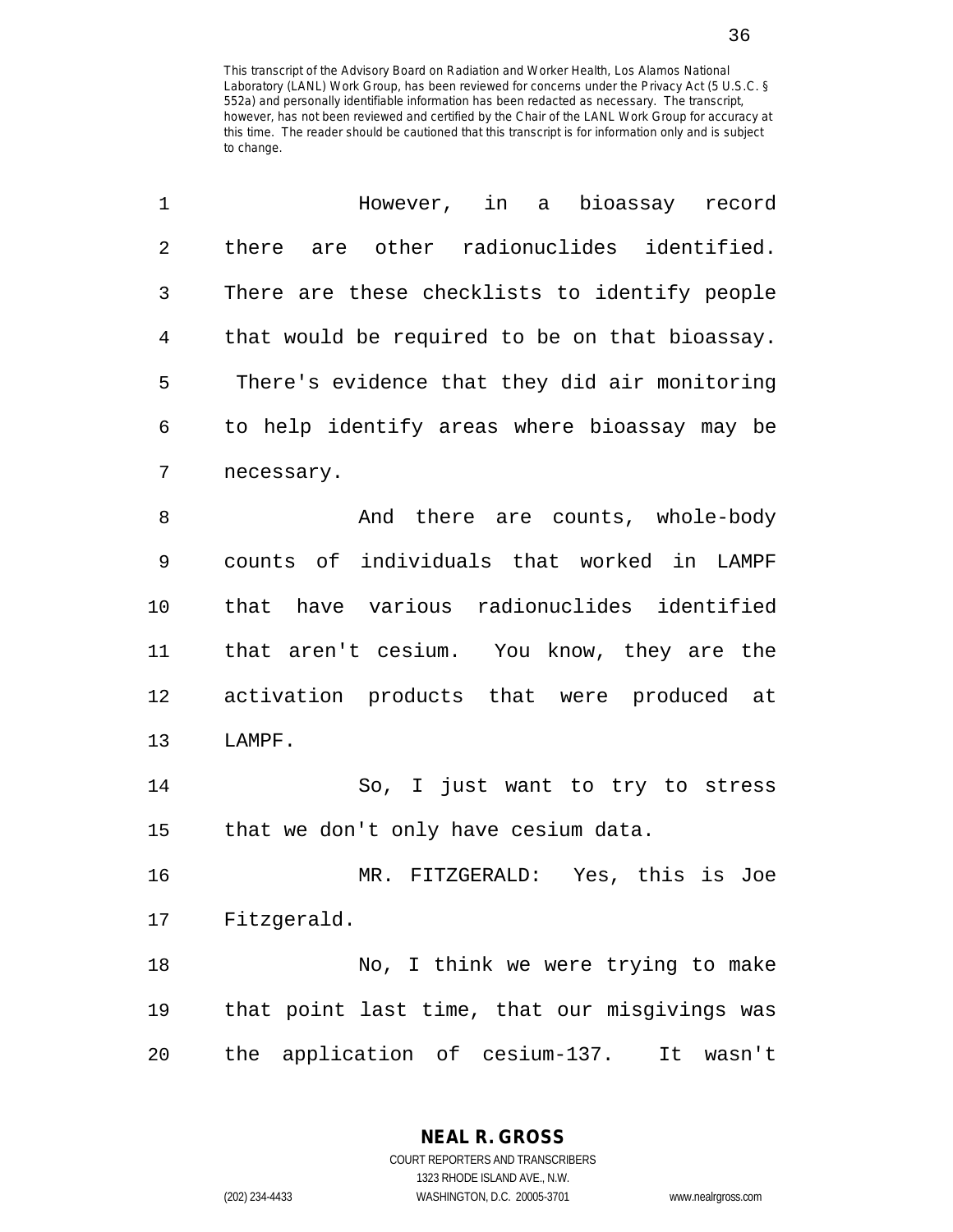This transcript of the Advisory Board on Radiation and Worker Health, Los Alamos National Laboratory (LANL) Work Group, has been reviewed for concerns under the Privacy Act (5 U.S.C. § 552a) and personally identifiable information has been redacted as necessary. The transcript, however, has not been reviewed and certified by the Chair of the LANL Work Group for accuracy at this time. The reader should be cautioned that this transcript is for information only and is subject to change.

However, in a bioassay record there are other radionuclides identified. There are these checklists to identify people that would be required to be on that bioassay. There's evidence that they did air monitoring to help identify areas where bioassay may be necessary.

And there are counts, whole-body counts of individuals that worked in LAMPF that have various radionuclides identified that aren't cesium. You know, they are the activation products that were produced at LAMPF.

So, I just want to try to stress that we don't only have cesium data.

MR. FITZGERALD: Yes, this is Joe Fitzgerald.

No, I think we were trying to make that point last time, that our misgivings was the application of cesium-137. It wasn't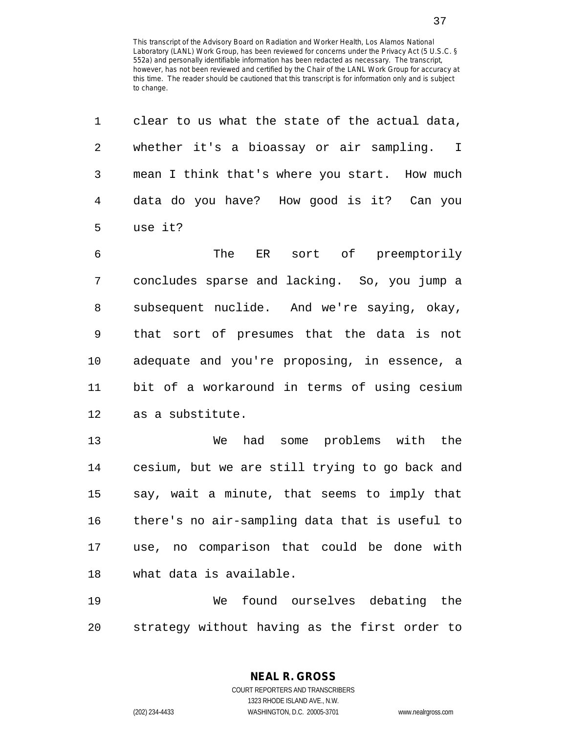This transcript of the Advisory Board on Radiation and Worker Health, Los Alamos National Laboratory (LANL) Work Group, has been reviewed for concerns under the Privacy Act (5 U.S.C. § 552a) and personally identifiable information has been redacted as necessary. The transcript, however, has not been reviewed and certified by the Chair of the LANL Work Group for accuracy at this time. The reader should be cautioned that this transcript is for information only and is subject to change.

clear to us what the state of the actual data, whether it's a bioassay or air sampling. I mean I think that's where you start. How much data do you have? How good is it? Can you use it?

The ER sort of preemptorily concludes sparse and lacking. So, you jump a subsequent nuclide. And we're saying, okay, that sort of presumes that the data is not adequate and you're proposing, in essence, a bit of a workaround in terms of using cesium as a substitute.

We had some problems with the cesium, but we are still trying to go back and say, wait a minute, that seems to imply that there's no air-sampling data that is useful to use, no comparison that could be done with what data is available.

We found ourselves debating the strategy without having as the first order to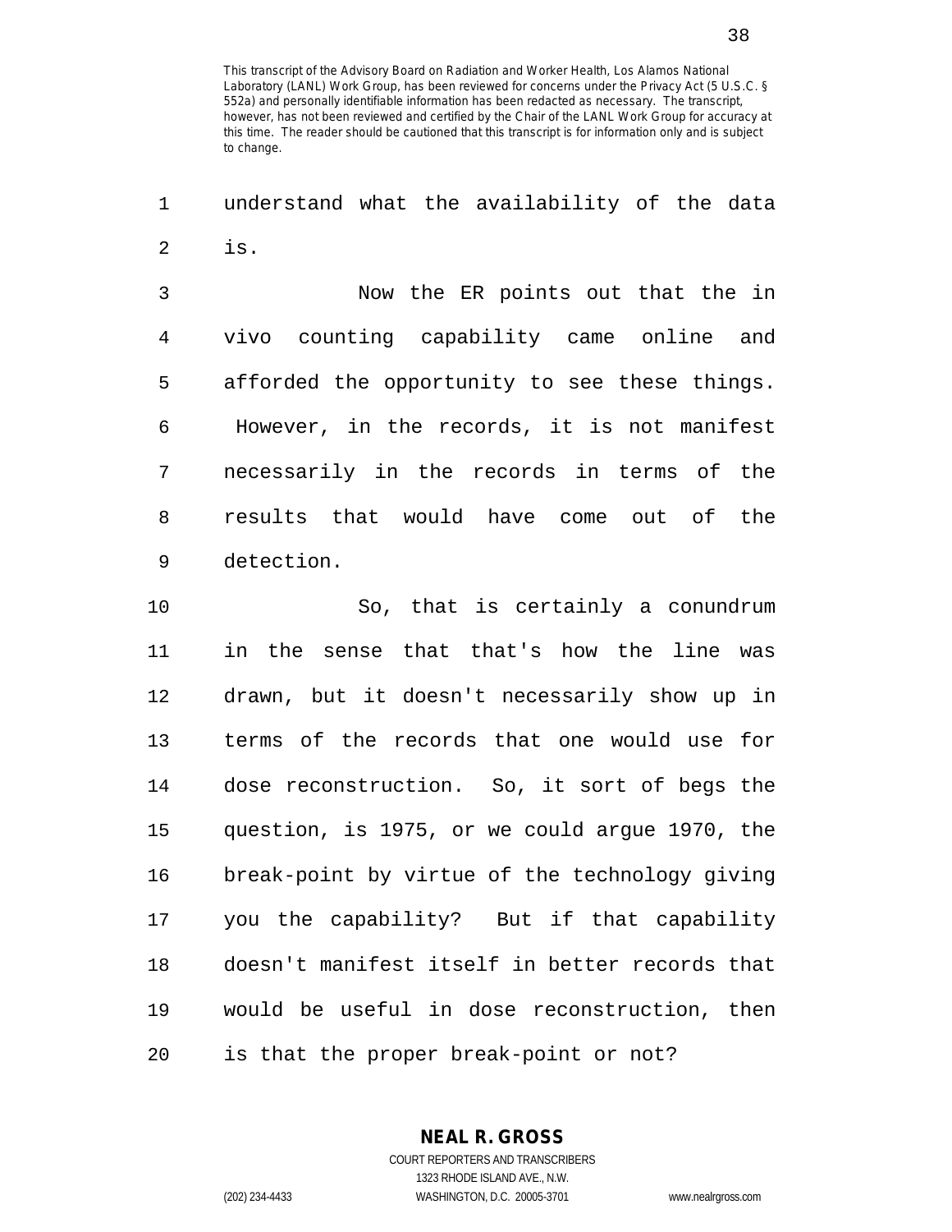This transcript of the Advisory Board on Radiation and Worker Health, Los Alamos National Laboratory (LANL) Work Group, has been reviewed for concerns under the Privacy Act (5 U.S.C. § 552a) and personally identifiable information has been redacted as necessary. The transcript, however, has not been reviewed and certified by the Chair of the LANL Work Group for accuracy at this time. The reader should be cautioned that this transcript is for information only and is subject to change.

understand what the availability of the data is.

Now the ER points out that the in vivo counting capability came online and afforded the opportunity to see these things. However, in the records, it is not manifest necessarily in the records in terms of the results that would have come out of the detection.

So, that is certainly a conundrum in the sense that that's how the line was drawn, but it doesn't necessarily show up in terms of the records that one would use for dose reconstruction. So, it sort of begs the question, is 1975, or we could argue 1970, the break-point by virtue of the technology giving you the capability? But if that capability doesn't manifest itself in better records that would be useful in dose reconstruction, then is that the proper break-point or not?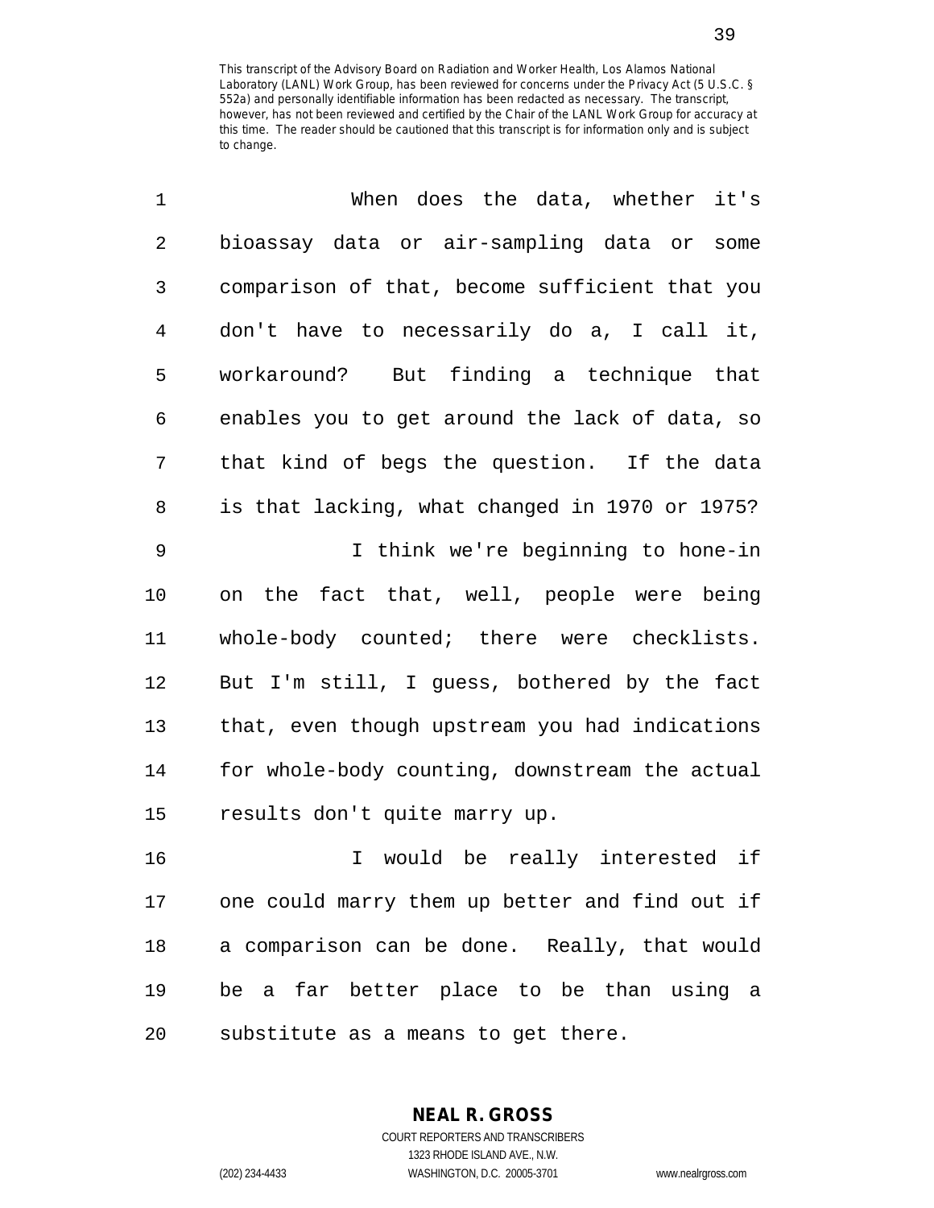This transcript of the Advisory Board on Radiation and Worker Health, Los Alamos National Laboratory (LANL) Work Group, has been reviewed for concerns under the Privacy Act (5 U.S.C. § 552a) and personally identifiable information has been redacted as necessary. The transcript, however, has not been reviewed and certified by the Chair of the LANL Work Group for accuracy at this time. The reader should be cautioned that this transcript is for information only and is subject to change.

When does the data, whether it's bioassay data or air-sampling data or some comparison of that, become sufficient that you don't have to necessarily do a, I call it, workaround? But finding a technique that enables you to get around the lack of data, so that kind of begs the question. If the data is that lacking, what changed in 1970 or 1975?

I think we're beginning to hone-in on the fact that, well, people were being whole-body counted; there were checklists. But I'm still, I guess, bothered by the fact that, even though upstream you had indications for whole-body counting, downstream the actual results don't quite marry up.

I would be really interested if one could marry them up better and find out if a comparison can be done. Really, that would be a far better place to be than using a substitute as a means to get there.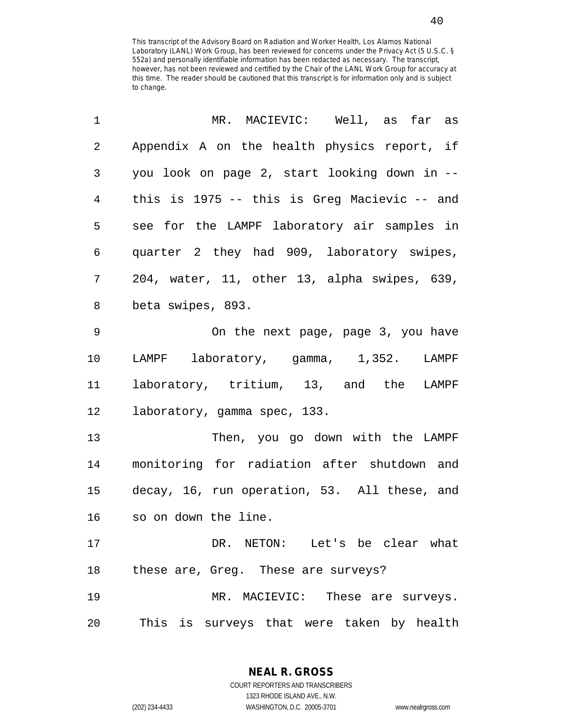This transcript of the Advisory Board on Radiation and Worker Health, Los Alamos National Laboratory (LANL) Work Group, has been reviewed for concerns under the Privacy Act (5 U.S.C. § 552a) and personally identifiable information has been redacted as necessary. The transcript, however, has not been reviewed and certified by the Chair of the LANL Work Group for accuracy at this time. The reader should be cautioned that this transcript is for information only and is subject to change.

1 MR. MACIEVIC: Well, as far as
2 Appendix A on the health physics report, if
3 you look on page 2, start looking down in --
4 this is 1975 -- this is Greg Macievic -- and
5 see for the LAMPF laboratory air samples in
6 quarter 2 they had 909, laboratory swipes,
7 204, water, 11, other 13, alpha swipes, 639,
8 beta swipes, 893.

9 On the next page, page 3, you have
10 LAMPF laboratory, gamma, 1,352. LAMPF
11 laboratory, tritium, 13, and the LAMPF
12 laboratory, gamma spec, 133.

13 Then, you go down with the LAMPF
14 monitoring for radiation after shutdown and
15 decay, 16, run operation, 53. All these, and
16 so on down the line.

17 DR. NETON: Let's be clear what
18 these are, Greg. These are surveys?

19 MR. MACIEVIC: These are surveys.
20 This is surveys that were taken by health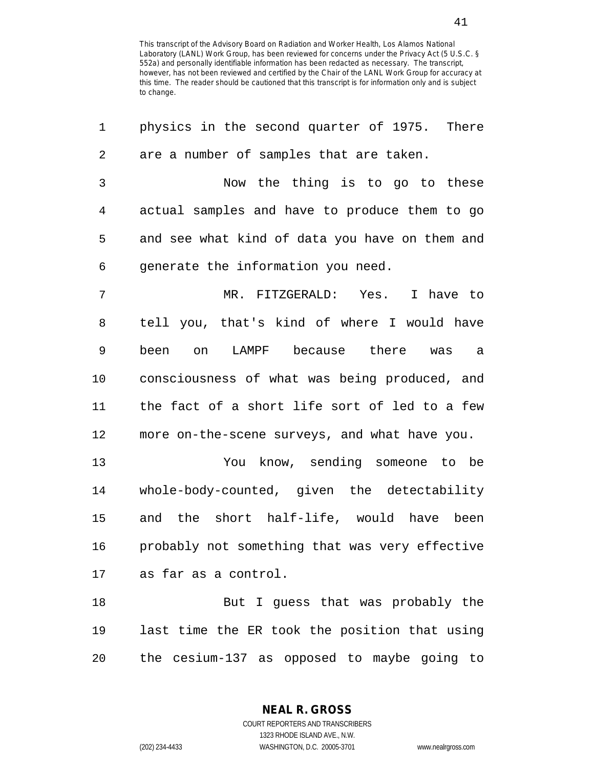This transcript of the Advisory Board on Radiation and Worker Health, Los Alamos National Laboratory (LANL) Work Group, has been reviewed for concerns under the Privacy Act (5 U.S.C. § 552a) and personally identifiable information has been redacted as necessary. The transcript, however, has not been reviewed and certified by the Chair of the LANL Work Group for accuracy at this time. The reader should be cautioned that this transcript is for information only and is subject to change.

1 physics in the second quarter of 1975. There
2 are a number of samples that are taken.
3 Now the thing is to go to these
4 actual samples and have to produce them to go
5 and see what kind of data you have on them and
6 generate the information you need.
7 MR. FITZGERALD: Yes. I have to
8 tell you, that's kind of where I would have
9 been on LAMPF because there was a
10 consciousness of what was being produced, and
11 the fact of a short life sort of led to a few
12 more on-the-scene surveys, and what have you.
13 You know, sending someone to be
14 whole-body-counted, given the detectability
15 and the short half-life, would have been
16 probably not something that was very effective
17 as far as a control.
18 But I guess that was probably the
19 last time the ER took the position that using
20 the cesium-137 as opposed to maybe going to

NEAL R. GROSS
COURT REPORTERS AND TRANSCRIBERS
1323 RHODE ISLAND AVE., N.W.
(202) 234-4433 WASHINGTON, D.C. 20005-3701 www.nealrgross.com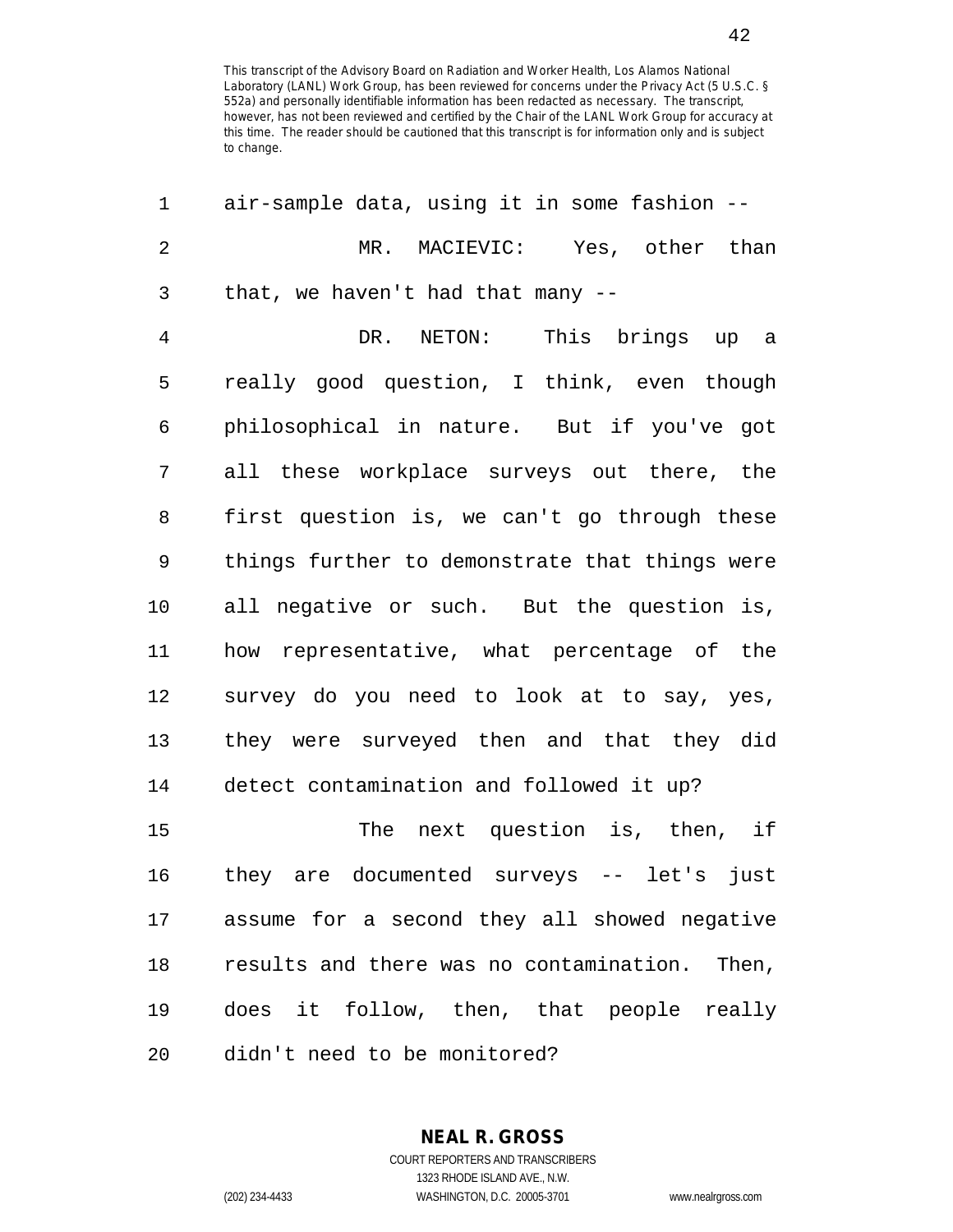This transcript of the Advisory Board on Radiation and Worker Health, Los Alamos National Laboratory (LANL) Work Group, has been reviewed for concerns under the Privacy Act (5 U.S.C. § 552a) and personally identifiable information has been redacted as necessary. The transcript, however, has not been reviewed and certified by the Chair of the LANL Work Group for accuracy at this time. The reader should be cautioned that this transcript is for information only and is subject to change.

1 air-sample data, using it in some fashion --

2 MR. MACIEVIC: Yes, other than

3 that, we haven't had that many --

4 DR. NETON: This brings up a

5 really good question, I think, even though

6 philosophical in nature. But if you've got

7 all these workplace surveys out there, the

8 first question is, we can't go through these

9 things further to demonstrate that things were

10 all negative or such. But the question is,

11 how representative, what percentage of the

12 survey do you need to look at to say, yes,

13 they were surveyed then and that they did

14 detect contamination and followed it up?

15 The next question is, then, if

16 they are documented surveys -- let's just

17 assume for a second they all showed negative

18 results and there was no contamination. Then,

19 does it follow, then, that people really

20 didn't need to be monitored?

**NEAL R. GROSS**
COURT REPORTERS AND TRANSCRIBERS
1323 RHODE ISLAND AVE., N.W.
(202) 234-4433 WASHINGTON, D.C. 20005-3701 www.nealrgross.com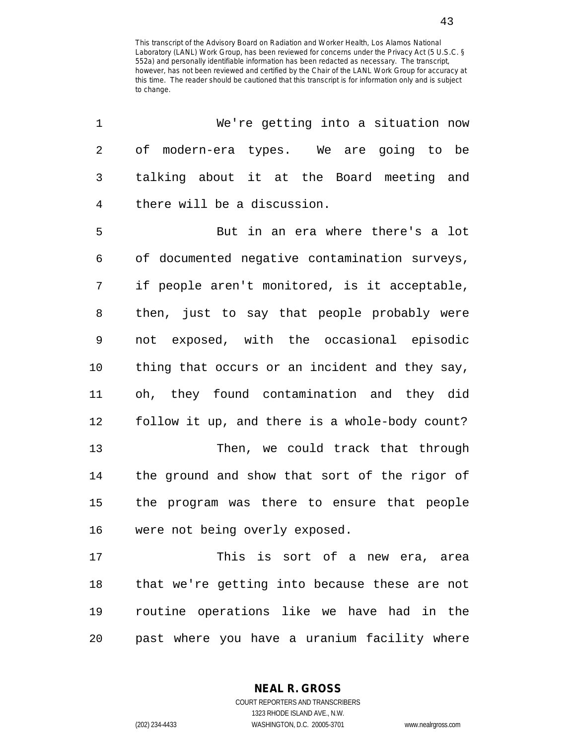This transcript of the Advisory Board on Radiation and Worker Health, Los Alamos National Laboratory (LANL) Work Group, has been reviewed for concerns under the Privacy Act (5 U.S.C. § 552a) and personally identifiable information has been redacted as necessary. The transcript, however, has not been reviewed and certified by the Chair of the LANL Work Group for accuracy at this time. The reader should be cautioned that this transcript is for information only and is subject to change.

We're getting into a situation now of modern-era types. We are going to be talking about it at the Board meeting and there will be a discussion.

But in an era where there's a lot of documented negative contamination surveys, if people aren't monitored, is it acceptable, then, just to say that people probably were not exposed, with the occasional episodic thing that occurs or an incident and they say, oh, they found contamination and they did follow it up, and there is a whole-body count?

Then, we could track that through the ground and show that sort of the rigor of the program was there to ensure that people were not being overly exposed.

This is sort of a new era, area that we're getting into because these are not routine operations like we have had in the past where you have a uranium facility where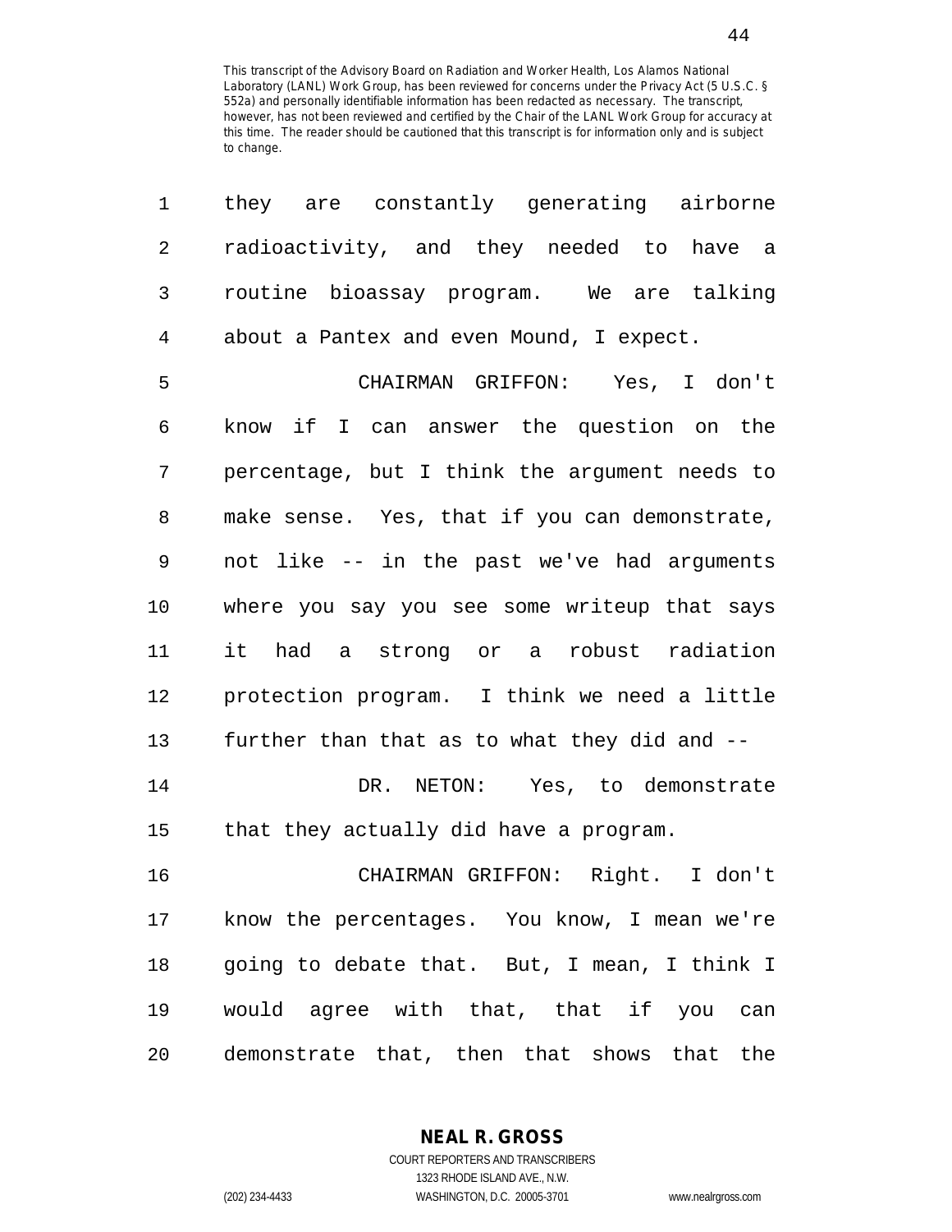This transcript of the Advisory Board on Radiation and Worker Health, Los Alamos National Laboratory (LANL) Work Group, has been reviewed for concerns under the Privacy Act (5 U.S.C. § 552a) and personally identifiable information has been redacted as necessary. The transcript, however, has not been reviewed and certified by the Chair of the LANL Work Group for accuracy at this time. The reader should be cautioned that this transcript is for information only and is subject to change.

1 they are constantly generating airborne
2 radioactivity, and they needed to have a
3 routine bioassay program. We are talking
4 about a Pantex and even Mound, I expect.
5 CHAIRMAN GRIFFON: Yes, I don't
6 know if I can answer the question on the
7 percentage, but I think the argument needs to
8 make sense. Yes, that if you can demonstrate,
9 not like -- in the past we've had arguments
10 where you say you see some writeup that says
11 it had a strong or a robust radiation
12 protection program. I think we need a little
13 further than that as to what they did and --
14 DR. NETON: Yes, to demonstrate
15 that they actually did have a program.
16 CHAIRMAN GRIFFON: Right. I don't
17 know the percentages. You know, I mean we're
18 going to debate that. But, I mean, I think I
19 would agree with that, that if you can
20 demonstrate that, then that shows that the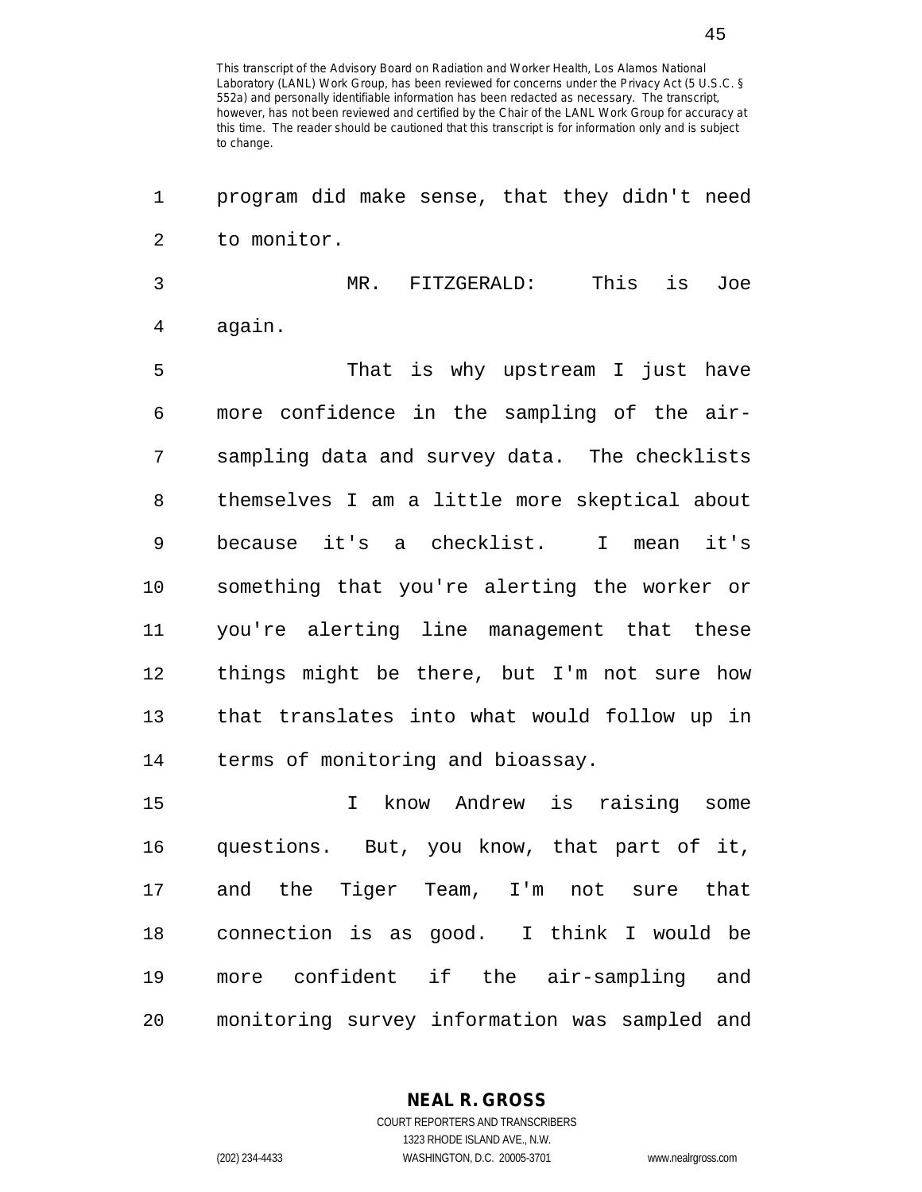This transcript of the Advisory Board on Radiation and Worker Health, Los Alamos National Laboratory (LANL) Work Group, has been reviewed for concerns under the Privacy Act (5 U.S.C. § 552a) and personally identifiable information has been redacted as necessary. The transcript, however, has not been reviewed and certified by the Chair of the LANL Work Group for accuracy at this time. The reader should be cautioned that this transcript is for information only and is subject to change.

program did make sense, that they didn't need to monitor.

MR. FITZGERALD: This is Joe again.

That is why upstream I just have more confidence in the sampling of the air-sampling data and survey data. The checklists themselves I am a little more skeptical about because it's a checklist. I mean it's something that you're alerting the worker or you're alerting line management that these things might be there, but I'm not sure how that translates into what would follow up in terms of monitoring and bioassay.

I know Andrew is raising some questions. But, you know, that part of it, and the Tiger Team, I'm not sure that connection is as good. I think I would be more confident if the air-sampling and monitoring survey information was sampled and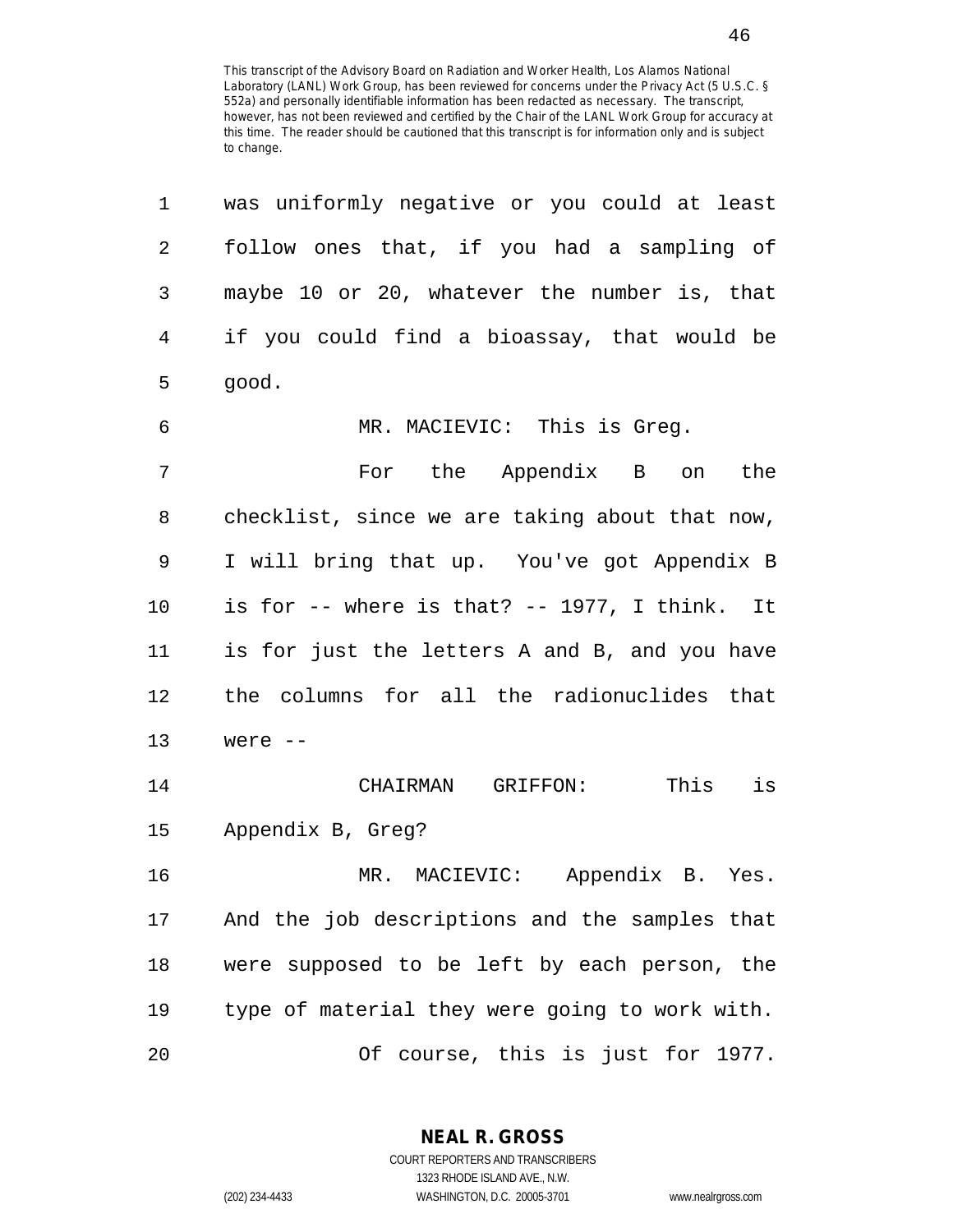This transcript of the Advisory Board on Radiation and Worker Health, Los Alamos National Laboratory (LANL) Work Group, has been reviewed for concerns under the Privacy Act (5 U.S.C. § 552a) and personally identifiable information has been redacted as necessary. The transcript, however, has not been reviewed and certified by the Chair of the LANL Work Group for accuracy at this time. The reader should be cautioned that this transcript is for information only and is subject to change.

1 was uniformly negative or you could at least
2 follow ones that, if you had a sampling of
3 maybe 10 or 20, whatever the number is, that
4 if you could find a bioassay, that would be
5 good.

6 MR. MACIEVIC: This is Greg.

7 For the Appendix B on the
8 checklist, since we are taking about that now,
9 I will bring that up. You've got Appendix B
10 is for -- where is that? -- 1977, I think. It
11 is for just the letters A and B, and you have
12 the columns for all the radionuclides that
13 were --

14 CHAIRMAN GRIFFON: This is
15 Appendix B, Greg?

16 MR. MACIEVIC: Appendix B. Yes.
17 And the job descriptions and the samples that
18 were supposed to be left by each person, the
19 type of material they were going to work with.

20 Of course, this is just for 1977.

**NEAL R. GROSS**
COURT REPORTERS AND TRANSCRIBERS
1323 RHODE ISLAND AVE., N.W.
(202) 234-4433 WASHINGTON, D.C. 20005-3701 www.nealrgross.com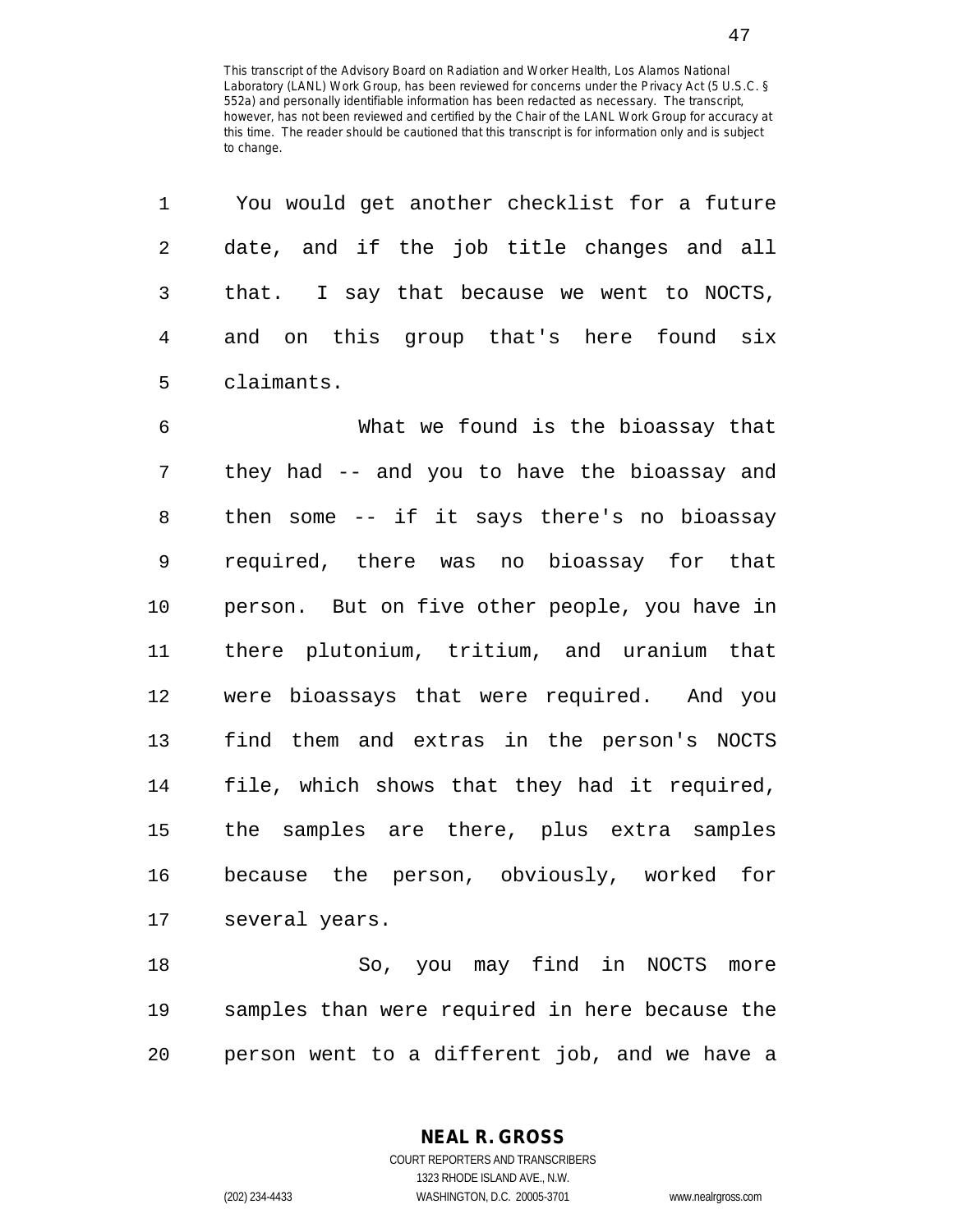You would get another checklist for a future date, and if the job title changes and all that. I say that because we went to NOCTS, and on this group that's here found six claimants.

What we found is the bioassay that they had -- and you to have the bioassay and then some -- if it says there's no bioassay required, there was no bioassay for that person. But on five other people, you have in there plutonium, tritium, and uranium that were bioassays that were required. And you find them and extras in the person's NOCTS file, which shows that they had it required, the samples are there, plus extra samples because the person, obviously, worked for several years.

So, you may find in NOCTS more samples than were required in here because the person went to a different job, and we have a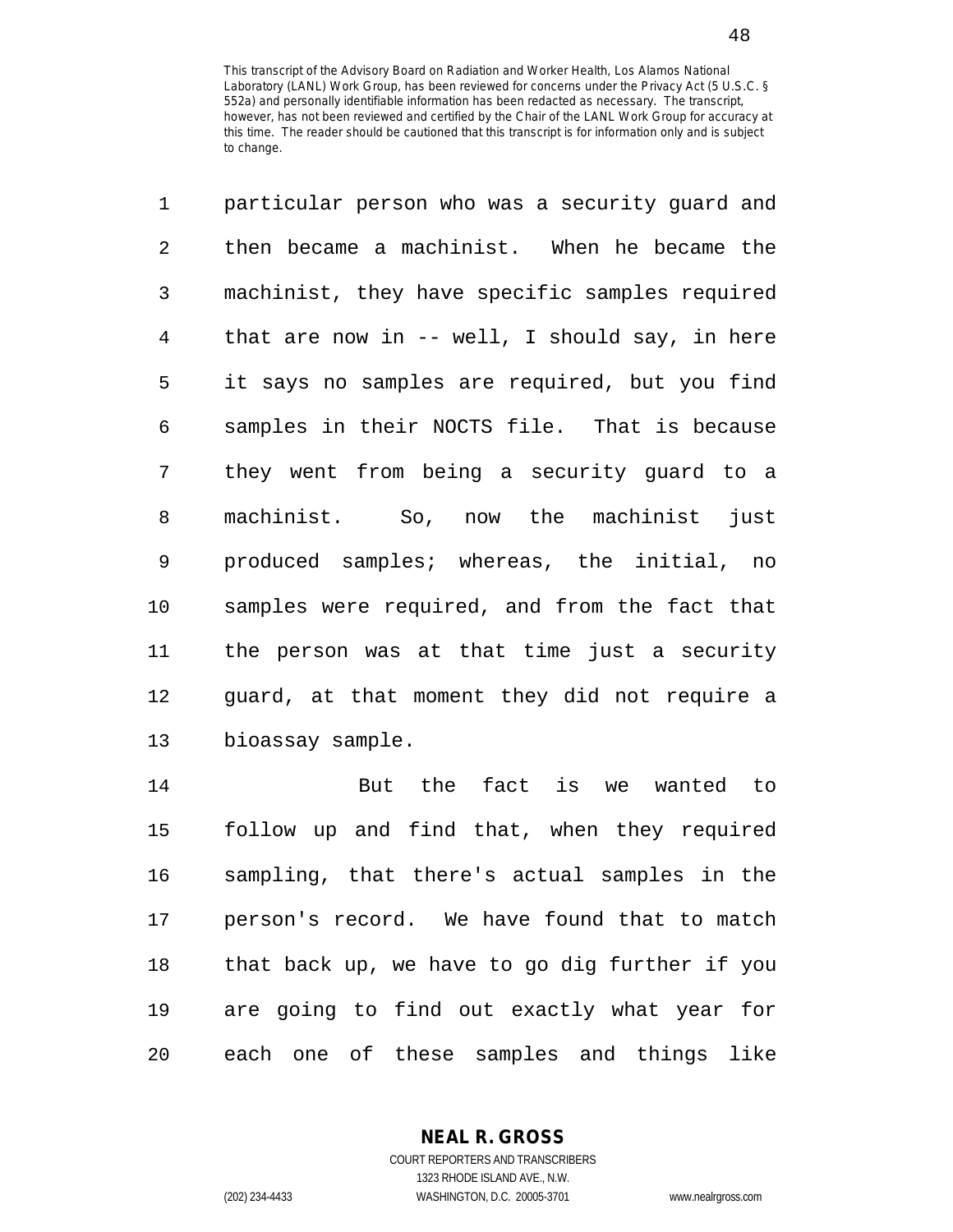particular person who was a security guard and then became a machinist. When he became the machinist, they have specific samples required that are now in -- well, I should say, in here it says no samples are required, but you find samples in their NOCTS file. That is because they went from being a security guard to a machinist. So, now the machinist just produced samples; whereas, the initial, no samples were required, and from the fact that the person was at that time just a security guard, at that moment they did not require a bioassay sample.

But the fact is we wanted to follow up and find that, when they required sampling, that there's actual samples in the person's record. We have found that to match that back up, we have to go dig further if you are going to find out exactly what year for each one of these samples and things like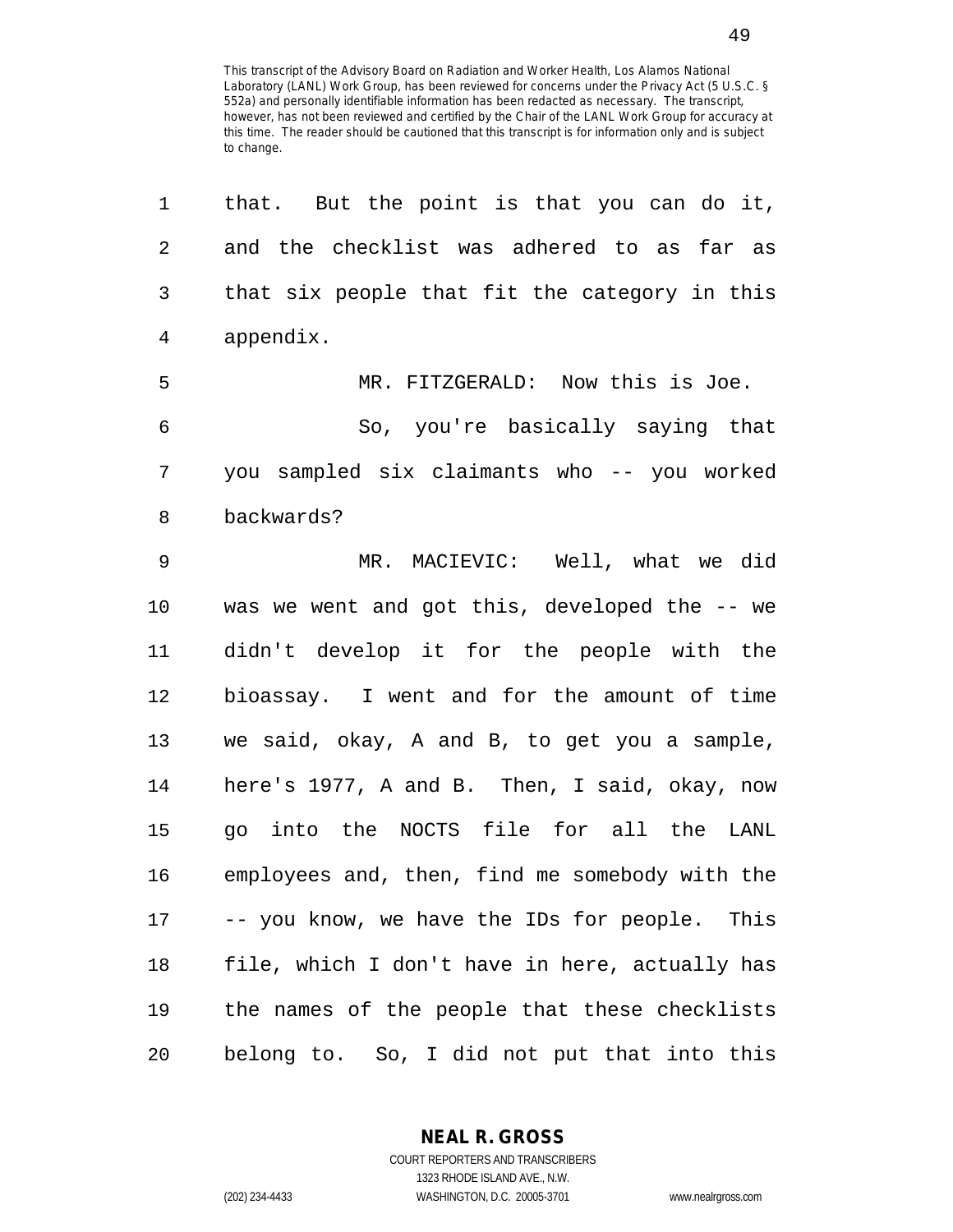This transcript of the Advisory Board on Radiation and Worker Health, Los Alamos National Laboratory (LANL) Work Group, has been reviewed for concerns under the Privacy Act (5 U.S.C. § 552a) and personally identifiable information has been redacted as necessary. The transcript, however, has not been reviewed and certified by the Chair of the LANL Work Group for accuracy at this time. The reader should be cautioned that this transcript is for information only and is subject to change.

1 that. But the point is that you can do it,
2 and the checklist was adhered to as far as
3 that six people that fit the category in this
4 appendix.
5 MR. FITZGERALD: Now this is Joe.
6 So, you're basically saying that
7 you sampled six claimants who -- you worked
8 backwards?
9 MR. MACIEVIC: Well, what we did
10 was we went and got this, developed the -- we
11 didn't develop it for the people with the
12 bioassay. I went and for the amount of time
13 we said, okay, A and B, to get you a sample,
14 here's 1977, A and B. Then, I said, okay, now
15 go into the NOCTS file for all the LANL
16 employees and, then, find me somebody with the
17 -- you know, we have the IDs for people. This
18 file, which I don't have in here, actually has
19 the names of the people that these checklists
20 belong to. So, I did not put that into this

**NEAL R. GROSS**
COURT REPORTERS AND TRANSCRIBERS
1323 RHODE ISLAND AVE., N.W.
(202) 234-4433 WASHINGTON, D.C. 20005-3701 www.nealrgross.com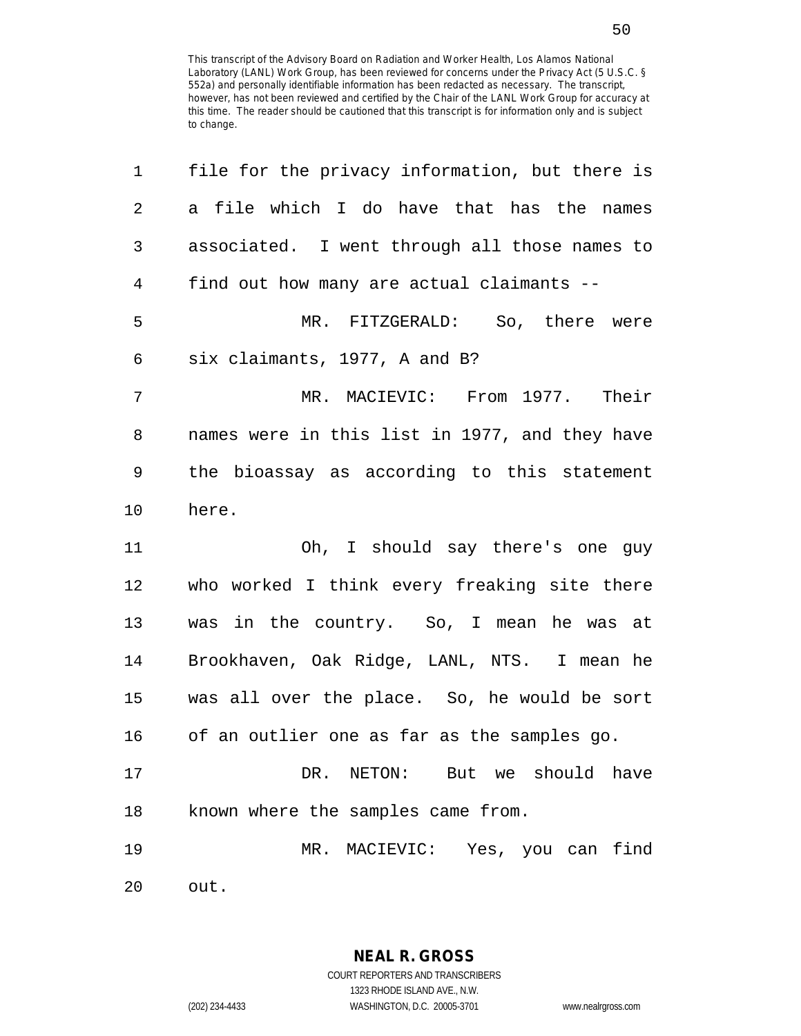file for the privacy information, but there is a file which I do have that has the names associated. I went through all those names to find out how many are actual claimants --

MR. FITZGERALD: So, there were six claimants, 1977, A and B?

MR. MACIEVIC: From 1977. Their names were in this list in 1977, and they have the bioassay as according to this statement here.

Oh, I should say there's one guy who worked I think every freaking site there was in the country. So, I mean he was at Brookhaven, Oak Ridge, LANL, NTS. I mean he was all over the place. So, he would be sort of an outlier one as far as the samples go.

DR. NETON: But we should have known where the samples came from.

MR. MACIEVIC: Yes, you can find out.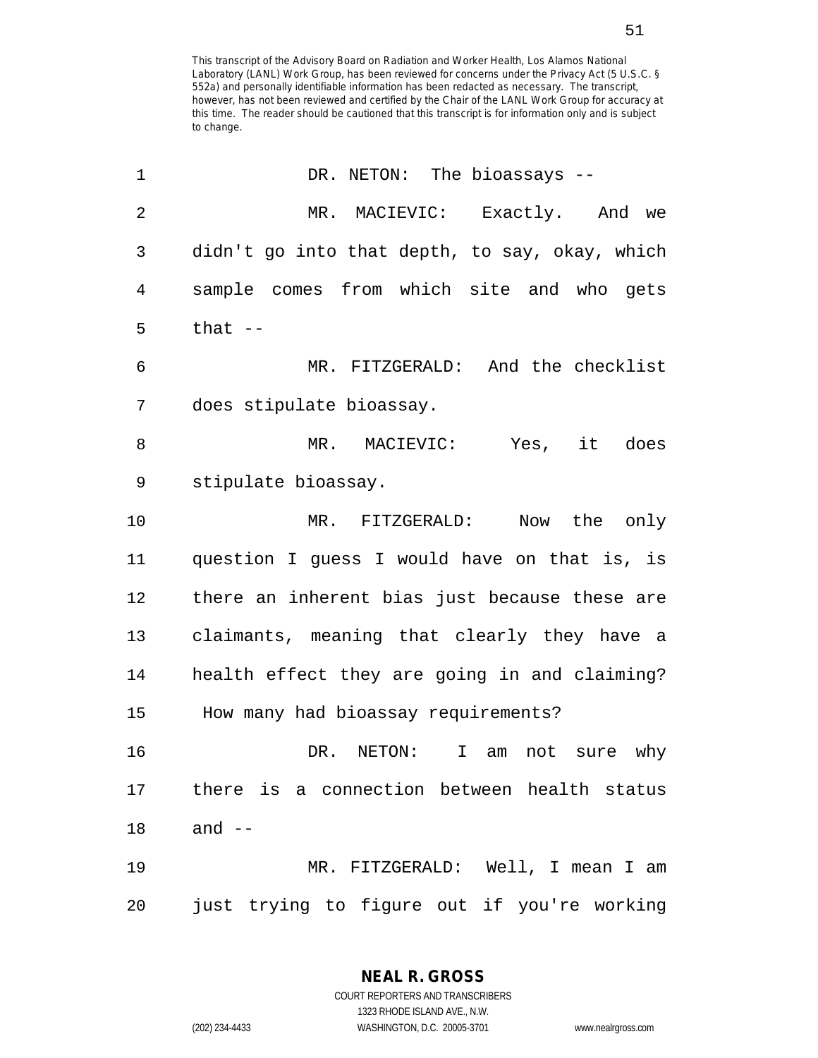DR. NETON: The bioassays --

MR. MACIEVIC: Exactly. And we didn't go into that depth, to say, okay, which sample comes from which site and who gets that --

MR. FITZGERALD: And the checklist does stipulate bioassay.

MR. MACIEVIC: Yes, it does stipulate bioassay.

MR. FITZGERALD: Now the only question I guess I would have on that is, is there an inherent bias just because these are claimants, meaning that clearly they have a health effect they are going in and claiming? How many had bioassay requirements?

DR. NETON: I am not sure why there is a connection between health status and --

MR. FITZGERALD: Well, I mean I am just trying to figure out if you're working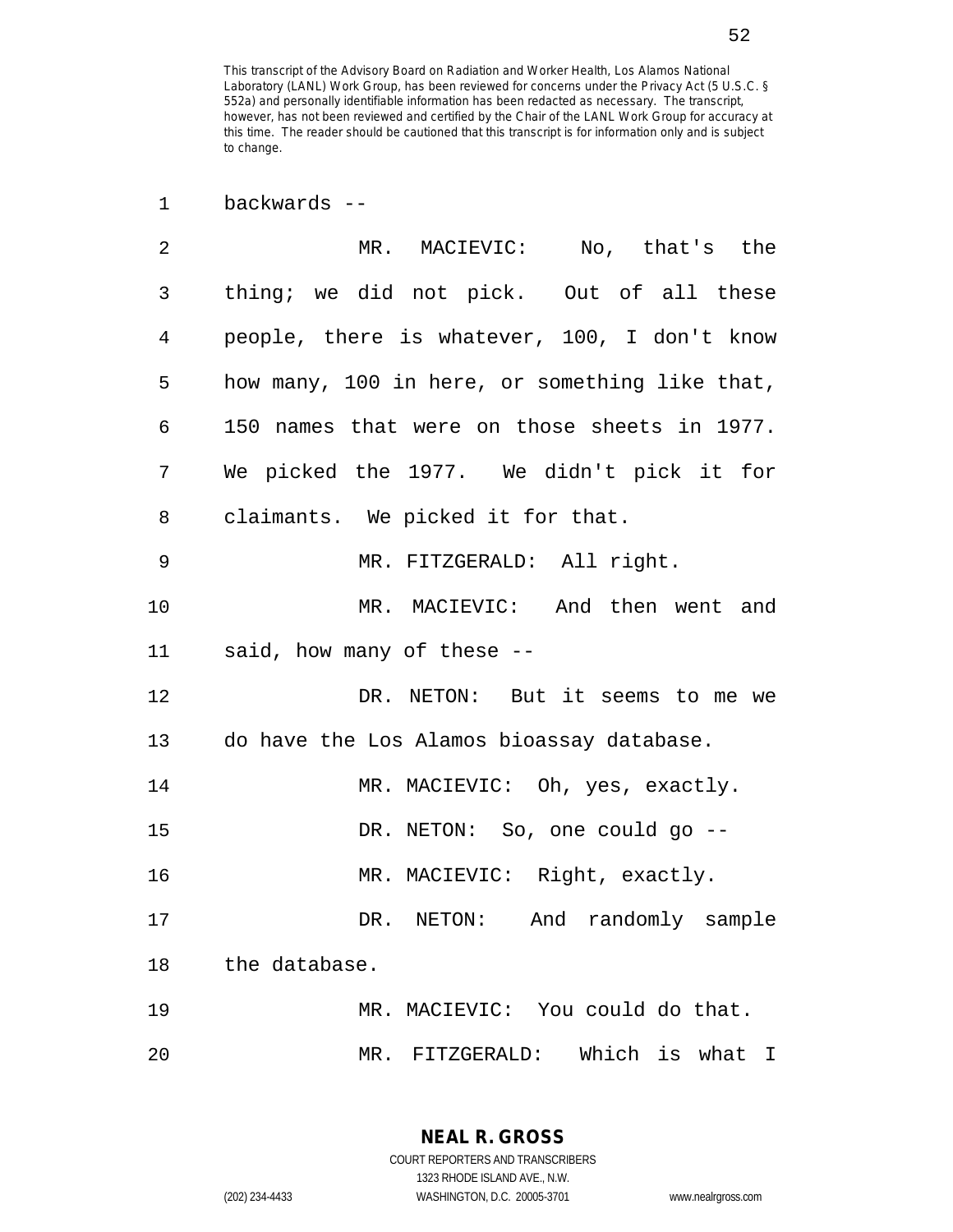This transcript of the Advisory Board on Radiation and Worker Health, Los Alamos National Laboratory (LANL) Work Group, has been reviewed for concerns under the Privacy Act (5 U.S.C. § 552a) and personally identifiable information has been redacted as necessary. The transcript, however, has not been reviewed and certified by the Chair of the LANL Work Group for accuracy at this time. The reader should be cautioned that this transcript is for information only and is subject to change.

1 backwards --

2 MR. MACIEVIC: No, that's the
3 thing; we did not pick. Out of all these
4 people, there is whatever, 100, I don't know
5 how many, 100 in here, or something like that,
6 150 names that were on those sheets in 1977.
7 We picked the 1977. We didn't pick it for
8 claimants. We picked it for that.

9 MR. FITZGERALD: All right.

10 MR. MACIEVIC: And then went and
11 said, how many of these --

12 DR. NETON: But it seems to me we
13 do have the Los Alamos bioassay database.

14 MR. MACIEVIC: Oh, yes, exactly.

15 DR. NETON: So, one could go --

16 MR. MACIEVIC: Right, exactly.

17 DR. NETON: And randomly sample
18 the database.

19 MR. MACIEVIC: You could do that.

20 MR. FITZGERALD: Which is what I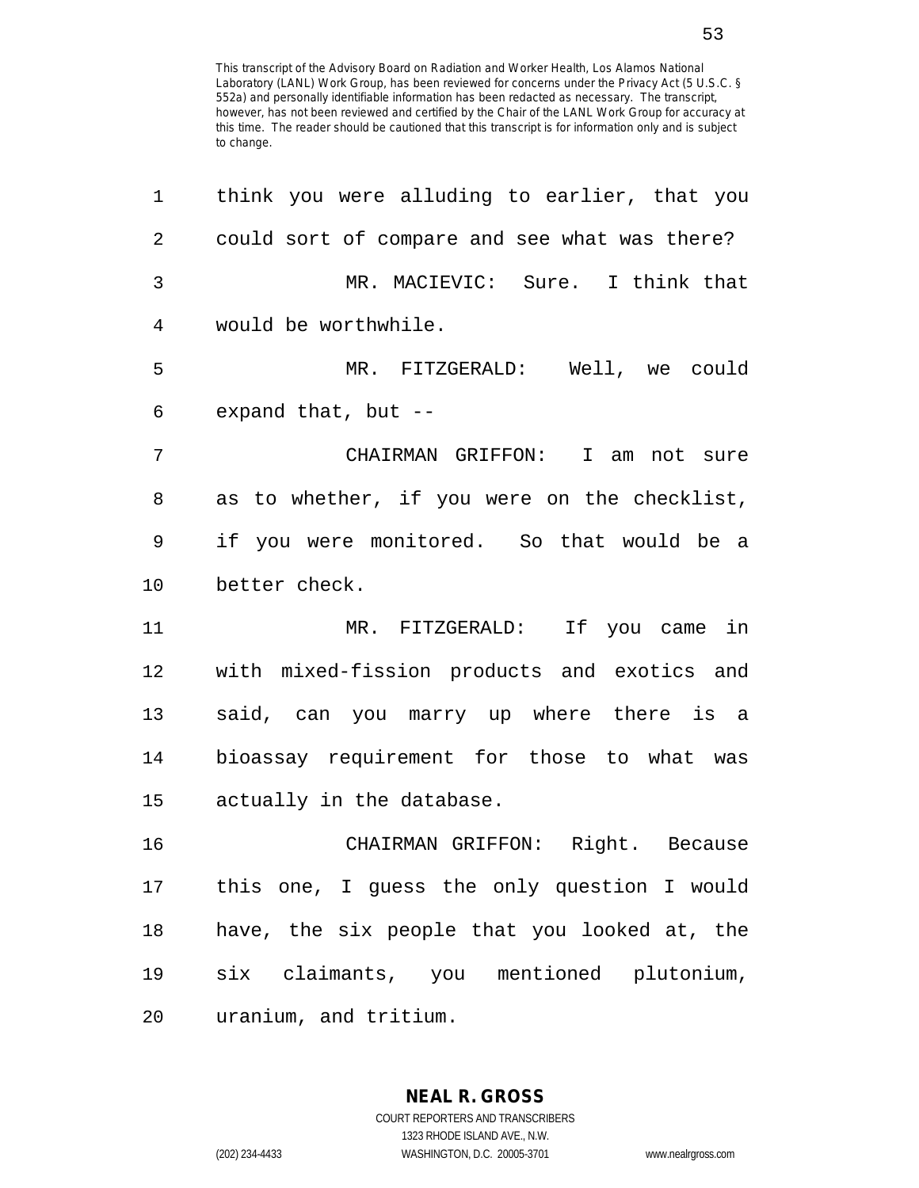This transcript of the Advisory Board on Radiation and Worker Health, Los Alamos National Laboratory (LANL) Work Group, has been reviewed for concerns under the Privacy Act (5 U.S.C. § 552a) and personally identifiable information has been redacted as necessary. The transcript, however, has not been reviewed and certified by the Chair of the LANL Work Group for accuracy at this time. The reader should be cautioned that this transcript is for information only and is subject to change.

1 think you were alluding to earlier, that you
2 could sort of compare and see what was there?

3 MR. MACIEVIC: Sure. I think that
4 would be worthwhile.

5 MR. FITZGERALD: Well, we could
6 expand that, but --

7 CHAIRMAN GRIFFON: I am not sure
8 as to whether, if you were on the checklist,
9 if you were monitored. So that would be a
10 better check.

11 MR. FITZGERALD: If you came in
12 with mixed-fission products and exotics and
13 said, can you marry up where there is a
14 bioassay requirement for those to what was
15 actually in the database.

16 CHAIRMAN GRIFFON: Right. Because
17 this one, I guess the only question I would
18 have, the six people that you looked at, the
19 six claimants, you mentioned plutonium,
20 uranium, and tritium.

**NEAL R. GROSS**
COURT REPORTERS AND TRANSCRIBERS
1323 RHODE ISLAND AVE., N.W.
(202) 234-4433 WASHINGTON, D.C. 20005-3701 www.nealrgross.com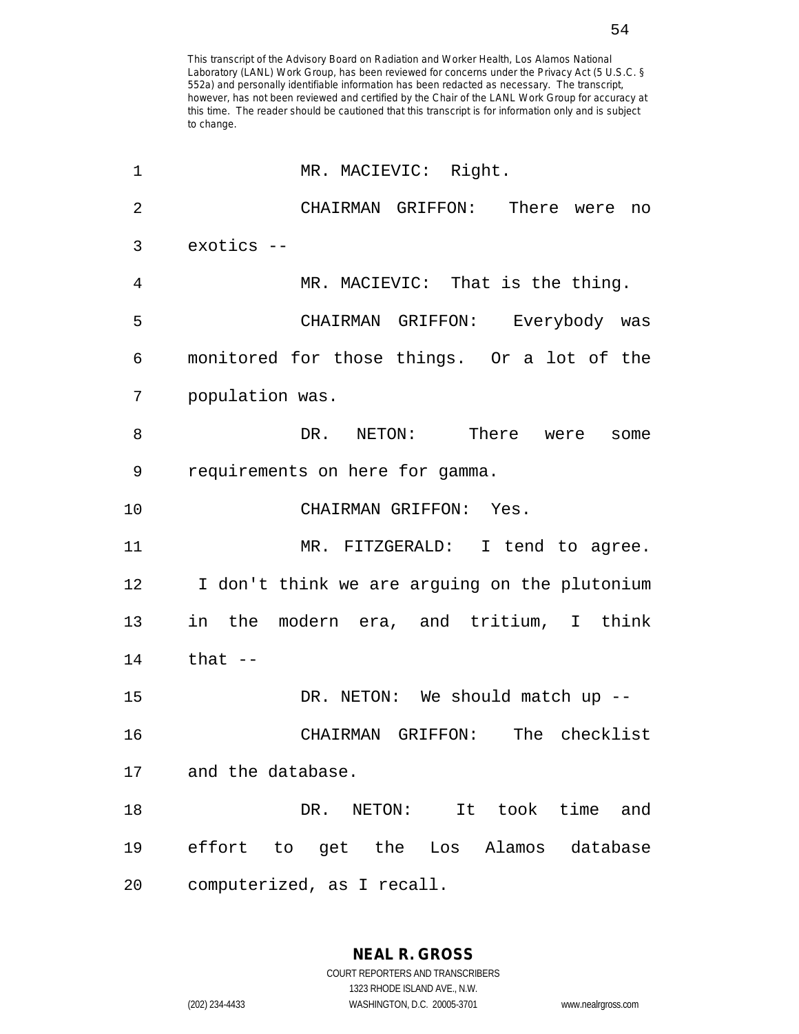This transcript of the Advisory Board on Radiation and Worker Health, Los Alamos National Laboratory (LANL) Work Group, has been reviewed for concerns under the Privacy Act (5 U.S.C. § 552a) and personally identifiable information has been redacted as necessary. The transcript, however, has not been reviewed and certified by the Chair of the LANL Work Group for accuracy at this time. The reader should be cautioned that this transcript is for information only and is subject to change.

1 MR. MACIEVIC: Right.

2 CHAIRMAN GRIFFON: There were no
3 exotics --

4 MR. MACIEVIC: That is the thing.

5 CHAIRMAN GRIFFON: Everybody was
6 monitored for those things. Or a lot of the
7 population was.

8 DR. NETON: There were some
9 requirements on here for gamma.

10 CHAIRMAN GRIFFON: Yes.

11 MR. FITZGERALD: I tend to agree.
12 I don't think we are arguing on the plutonium
13 in the modern era, and tritium, I think
14 that --

15 DR. NETON: We should match up --

16 CHAIRMAN GRIFFON: The checklist
17 and the database.

18 DR. NETON: It took time and
19 effort to get the Los Alamos database
20 computerized, as I recall.

**NEAL R. GROSS**
COURT REPORTERS AND TRANSCRIBERS
1323 RHODE ISLAND AVE., N.W.
(202) 234-4433 WASHINGTON, D.C. 20005-3701 www.nealrgross.com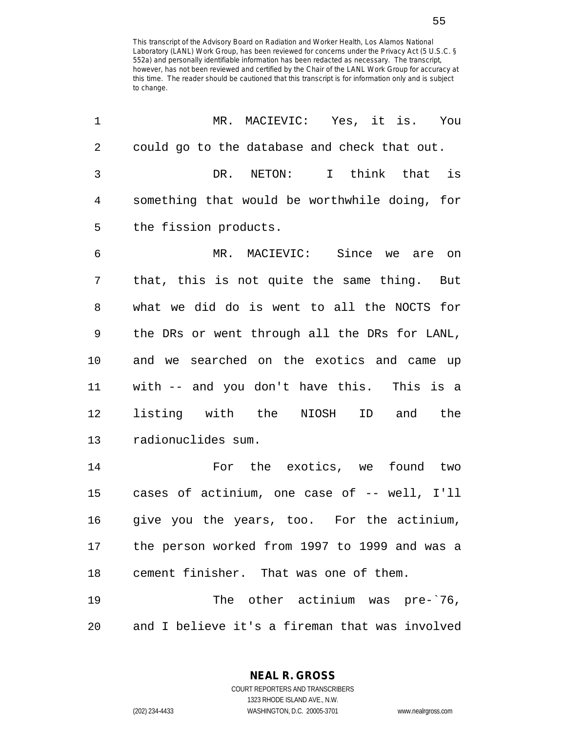This transcript of the Advisory Board on Radiation and Worker Health, Los Alamos National Laboratory (LANL) Work Group, has been reviewed for concerns under the Privacy Act (5 U.S.C. § 552a) and personally identifiable information has been redacted as necessary. The transcript, however, has not been reviewed and certified by the Chair of the LANL Work Group for accuracy at this time. The reader should be cautioned that this transcript is for information only and is subject to change.

MR. MACIEVIC: Yes, it is. You could go to the database and check that out.

DR. NETON: I think that is something that would be worthwhile doing, for the fission products.

MR. MACIEVIC: Since we are on that, this is not quite the same thing. But what we did do is went to all the NOCTS for the DRs or went through all the DRs for LANL, and we searched on the exotics and came up with -- and you don't have this. This is a listing with the NIOSH ID and the radionuclides sum.

For the exotics, we found two cases of actinium, one case of -- well, I'll give you the years, too. For the actinium, the person worked from 1997 to 1999 and was a cement finisher. That was one of them.

The other actinium was pre-`76, and I believe it's a fireman that was involved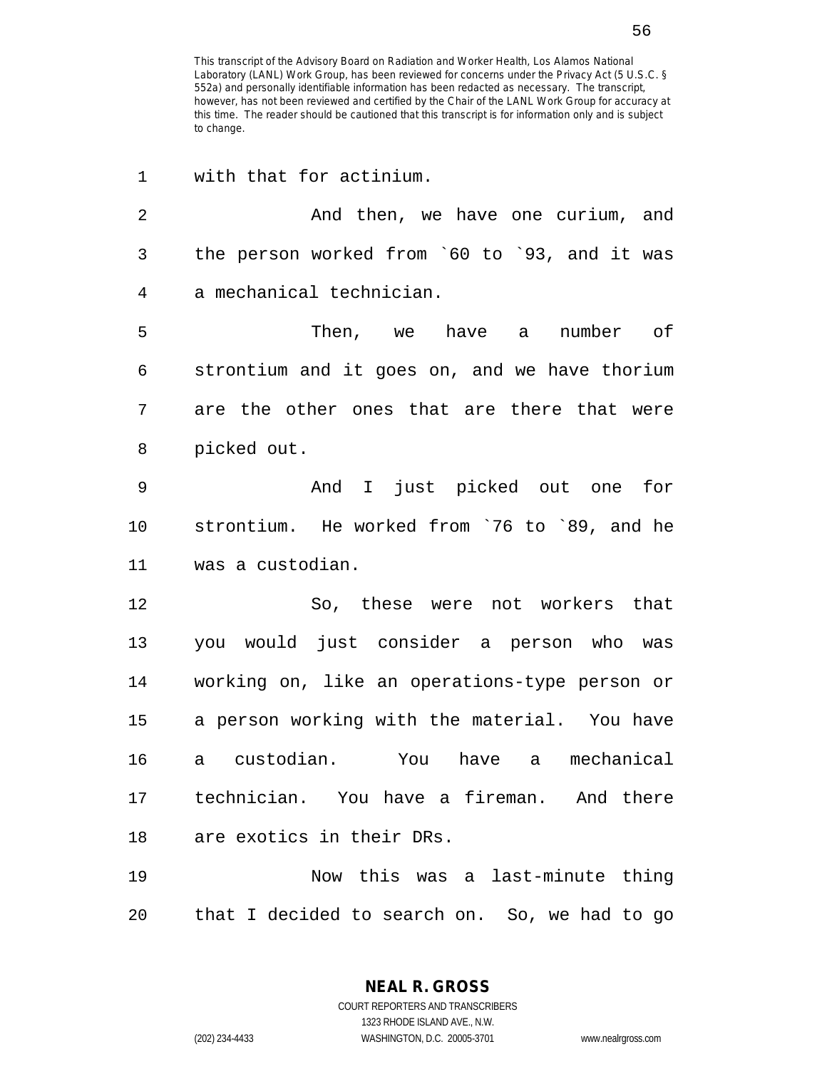This transcript of the Advisory Board on Radiation and Worker Health, Los Alamos National Laboratory (LANL) Work Group, has been reviewed for concerns under the Privacy Act (5 U.S.C. § 552a) and personally identifiable information has been redacted as necessary. The transcript, however, has not been reviewed and certified by the Chair of the LANL Work Group for accuracy at this time. The reader should be cautioned that this transcript is for information only and is subject to change.

with that for actinium.

And then, we have one curium, and the person worked from `60 to `93, and it was a mechanical technician.

Then, we have a number of strontium and it goes on, and we have thorium are the other ones that are there that were picked out.

And I just picked out one for strontium. He worked from `76 to `89, and he was a custodian.

So, these were not workers that you would just consider a person who was working on, like an operations-type person or a person working with the material. You have a custodian. You have a mechanical technician. You have a fireman. And there are exotics in their DRs.

Now this was a last-minute thing that I decided to search on. So, we had to go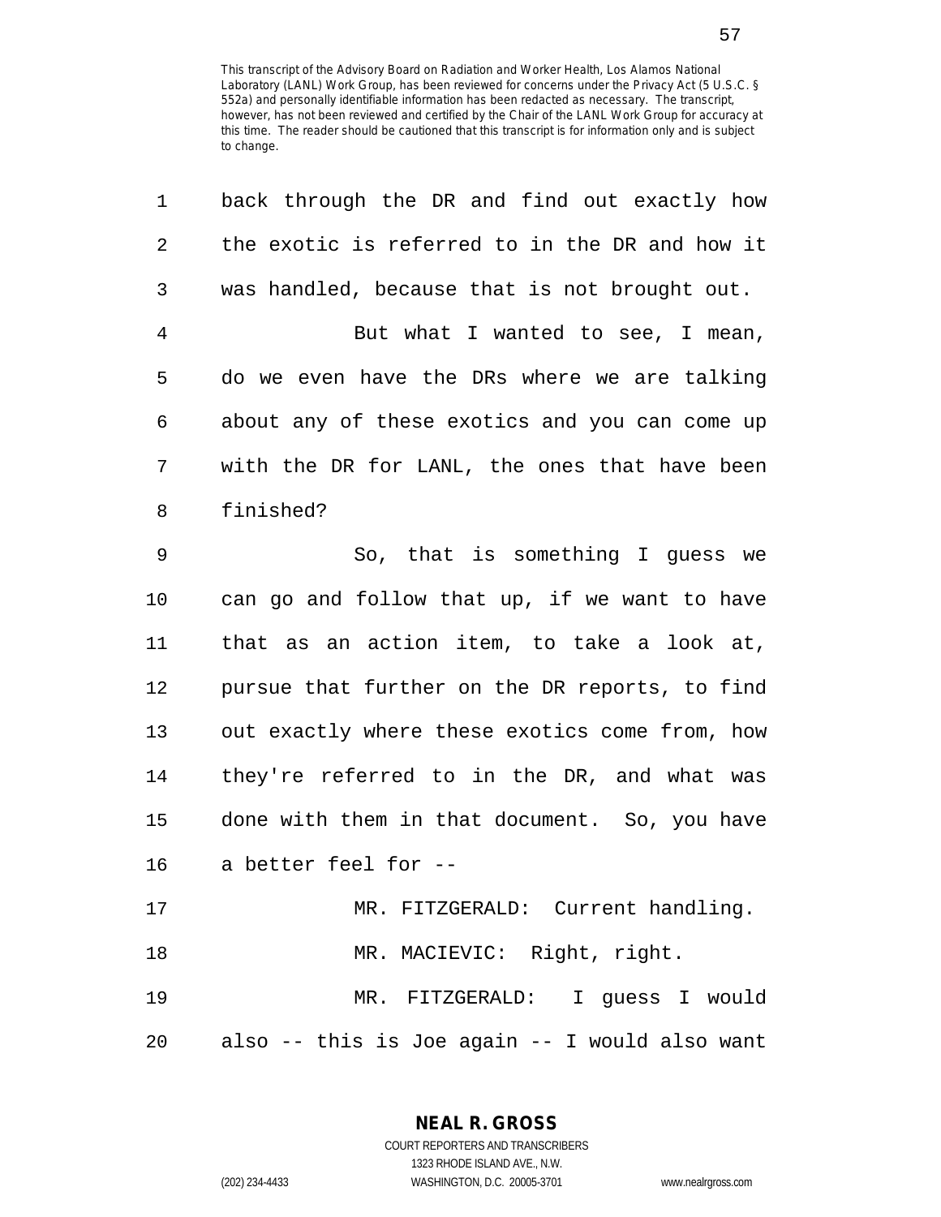This transcript of the Advisory Board on Radiation and Worker Health, Los Alamos National Laboratory (LANL) Work Group, has been reviewed for concerns under the Privacy Act (5 U.S.C. § 552a) and personally identifiable information has been redacted as necessary. The transcript, however, has not been reviewed and certified by the Chair of the LANL Work Group for accuracy at this time. The reader should be cautioned that this transcript is for information only and is subject to change.

1 back through the DR and find out exactly how
2 the exotic is referred to in the DR and how it
3 was handled, because that is not brought out.
4 But what I wanted to see, I mean,
5 do we even have the DRs where we are talking
6 about any of these exotics and you can come up
7 with the DR for LANL, the ones that have been
8 finished?
9 So, that is something I guess we
10 can go and follow that up, if we want to have
11 that as an action item, to take a look at,
12 pursue that further on the DR reports, to find
13 out exactly where these exotics come from, how
14 they're referred to in the DR, and what was
15 done with them in that document. So, you have
16 a better feel for --
17 MR. FITZGERALD: Current handling.
18 MR. MACIEVIC: Right, right.
19 MR. FITZGERALD: I guess I would
20 also -- this is Joe again -- I would also want

**NEAL R. GROSS**
COURT REPORTERS AND TRANSCRIBERS
1323 RHODE ISLAND AVE., N.W.
(202) 234-4433 WASHINGTON, D.C. 20005-3701 www.nealrgross.com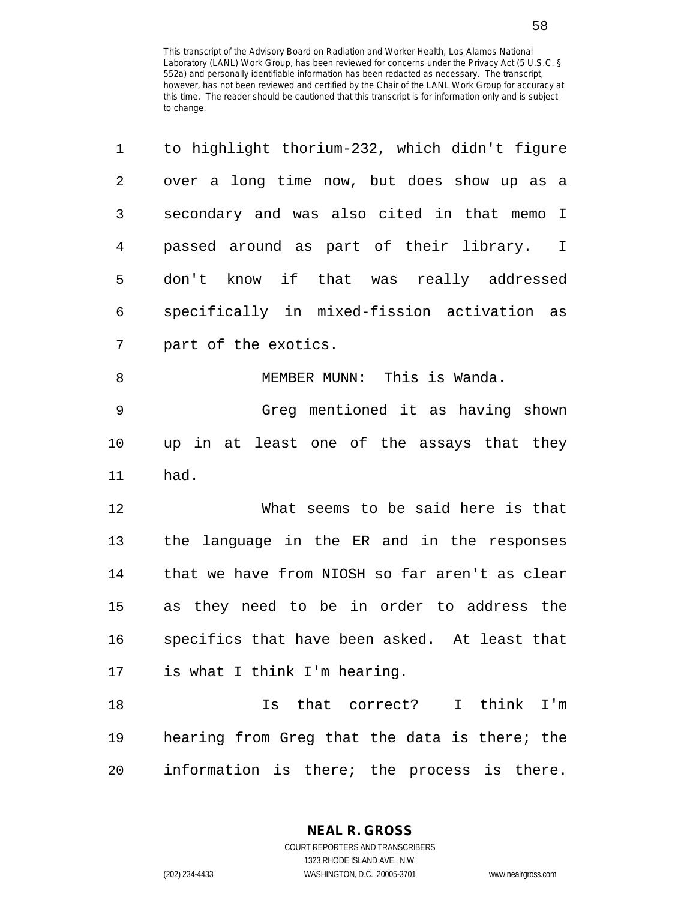This transcript of the Advisory Board on Radiation and Worker Health, Los Alamos National Laboratory (LANL) Work Group, has been reviewed for concerns under the Privacy Act (5 U.S.C. § 552a) and personally identifiable information has been redacted as necessary. The transcript, however, has not been reviewed and certified by the Chair of the LANL Work Group for accuracy at this time. The reader should be cautioned that this transcript is for information only and is subject to change.

1 to highlight thorium-232, which didn't figure
2 over a long time now, but does show up as a
3 secondary and was also cited in that memo I
4 passed around as part of their library. I
5 don't know if that was really addressed
6 specifically in mixed-fission activation as
7 part of the exotics.

8 MEMBER MUNN: This is Wanda.

9 Greg mentioned it as having shown
10 up in at least one of the assays that they
11 had.

12 What seems to be said here is that
13 the language in the ER and in the responses
14 that we have from NIOSH so far aren't as clear
15 as they need to be in order to address the
16 specifics that have been asked. At least that
17 is what I think I'm hearing.

18 Is that correct? I think I'm
19 hearing from Greg that the data is there; the
20 information is there; the process is there.

**NEAL R. GROSS**
COURT REPORTERS AND TRANSCRIBERS
1323 RHODE ISLAND AVE., N.W.
(202) 234-4433 WASHINGTON, D.C. 20005-3701 www.nealrgross.com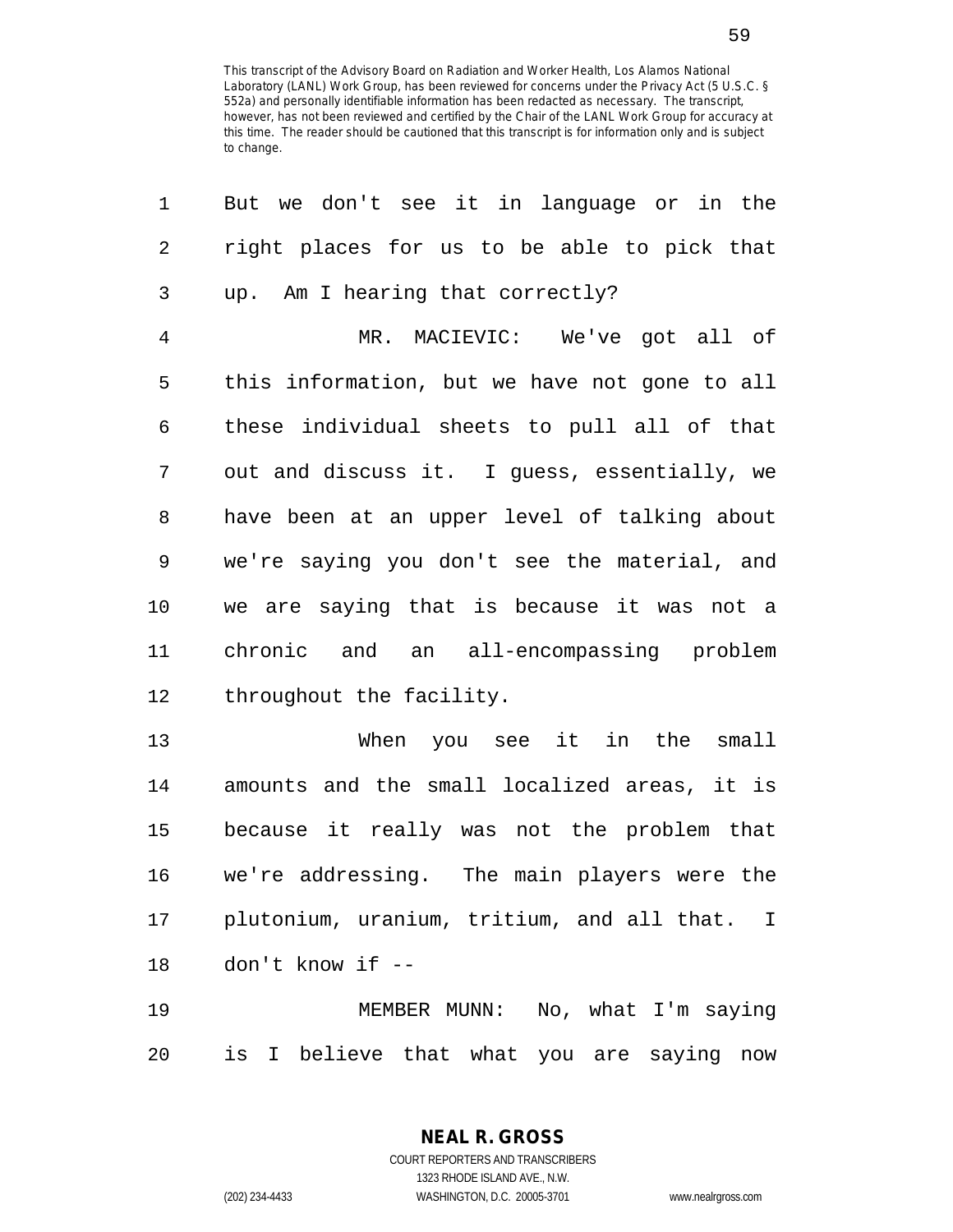This transcript of the Advisory Board on Radiation and Worker Health, Los Alamos National Laboratory (LANL) Work Group, has been reviewed for concerns under the Privacy Act (5 U.S.C. § 552a) and personally identifiable information has been redacted as necessary. The transcript, however, has not been reviewed and certified by the Chair of the LANL Work Group for accuracy at this time. The reader should be cautioned that this transcript is for information only and is subject to change.

1 But we don't see it in language or in the
2 right places for us to be able to pick that
3 up. Am I hearing that correctly?
4 MR. MACIEVIC: We've got all of
5 this information, but we have not gone to all
6 these individual sheets to pull all of that
7 out and discuss it. I guess, essentially, we
8 have been at an upper level of talking about
9 we're saying you don't see the material, and
10 we are saying that is because it was not a
11 chronic and an all-encompassing problem
12 throughout the facility.
13 When you see it in the small
14 amounts and the small localized areas, it is
15 because it really was not the problem that
16 we're addressing. The main players were the
17 plutonium, uranium, tritium, and all that. I
18 don't know if --
19 MEMBER MUNN: No, what I'm saying
20 is I believe that what you are saying now

**NEAL R. GROSS**
COURT REPORTERS AND TRANSCRIBERS
1323 RHODE ISLAND AVE., N.W.
(202) 234-4433 WASHINGTON, D.C. 20005-3701 www.nealrgross.com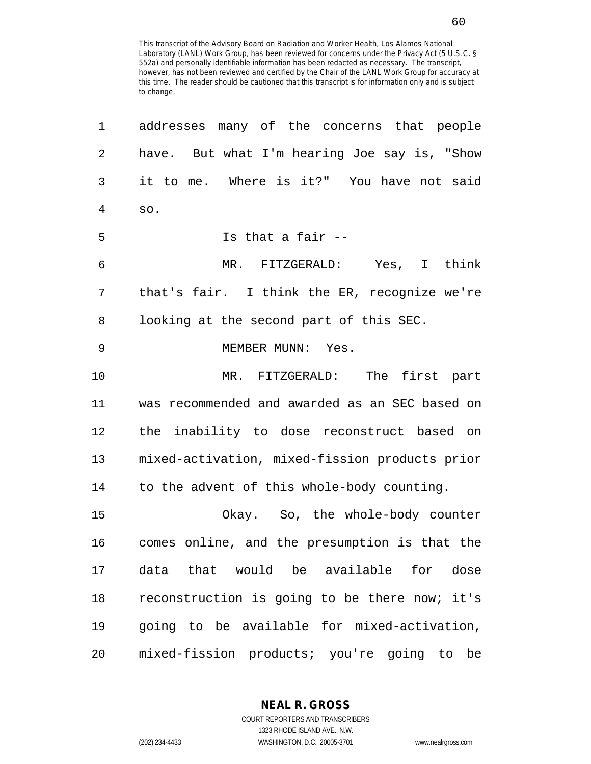addresses many of the concerns that people have. But what I'm hearing Joe say is, "Show it to me. Where is it?" You have not said so.

Is that a fair --

MR. FITZGERALD: Yes, I think that's fair. I think the ER, recognize we're looking at the second part of this SEC.

MEMBER MUNN: Yes.

MR. FITZGERALD: The first part was recommended and awarded as an SEC based on the inability to dose reconstruct based on mixed-activation, mixed-fission products prior to the advent of this whole-body counting.

Okay. So, the whole-body counter comes online, and the presumption is that the data that would be available for dose reconstruction is going to be there now; it's going to be available for mixed-activation, mixed-fission products; you're going to be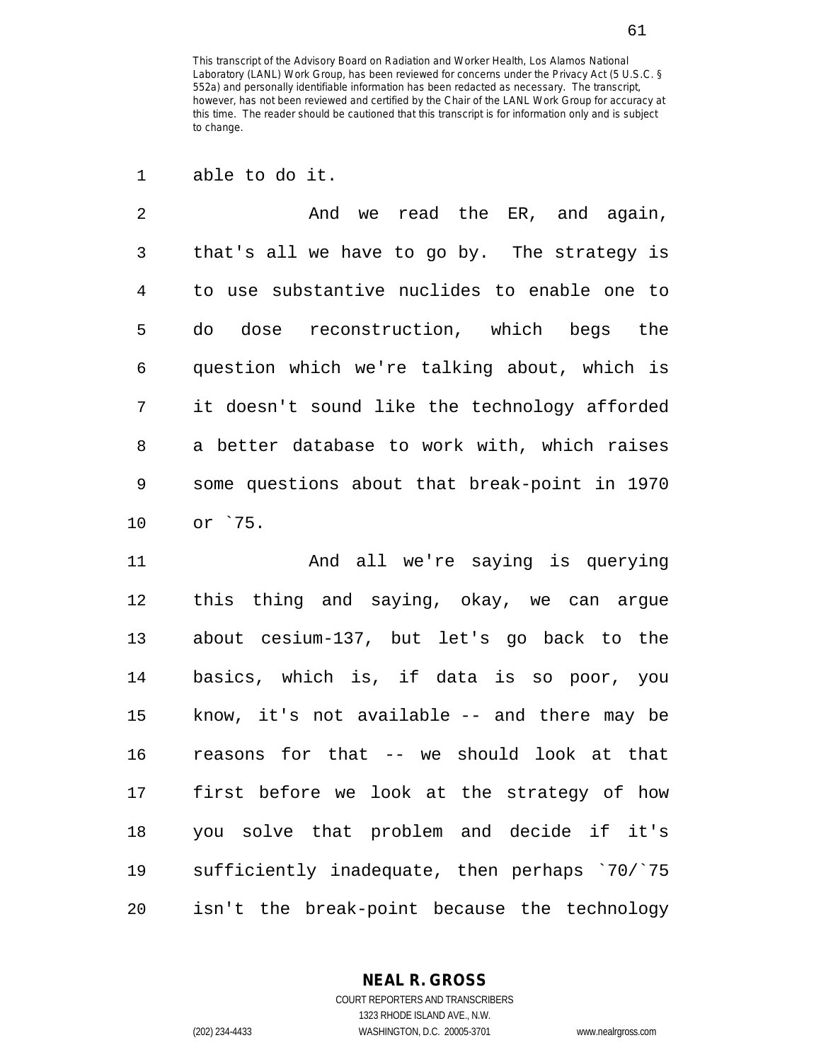This transcript of the Advisory Board on Radiation and Worker Health, Los Alamos National Laboratory (LANL) Work Group, has been reviewed for concerns under the Privacy Act (5 U.S.C. § 552a) and personally identifiable information has been redacted as necessary. The transcript, however, has not been reviewed and certified by the Chair of the LANL Work Group for accuracy at this time. The reader should be cautioned that this transcript is for information only and is subject to change.

able to do it.

And we read the ER, and again, that's all we have to go by. The strategy is to use substantive nuclides to enable one to do dose reconstruction, which begs the question which we're talking about, which is it doesn't sound like the technology afforded a better database to work with, which raises some questions about that break-point in 1970 or `75.

And all we're saying is querying this thing and saying, okay, we can argue about cesium-137, but let's go back to the basics, which is, if data is so poor, you know, it's not available -- and there may be reasons for that -- we should look at that first before we look at the strategy of how you solve that problem and decide if it's sufficiently inadequate, then perhaps `70/`75 isn't the break-point because the technology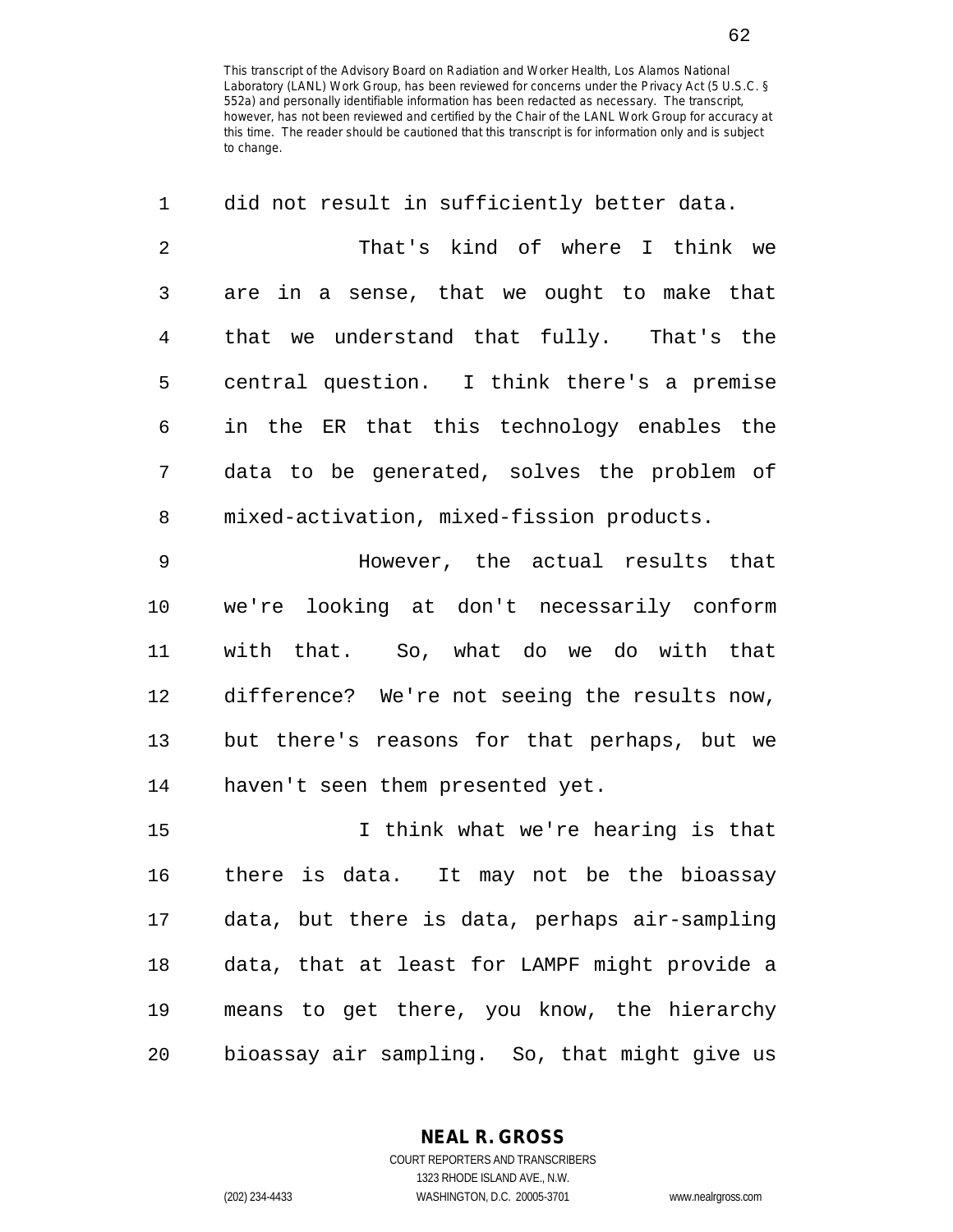This transcript of the Advisory Board on Radiation and Worker Health, Los Alamos National Laboratory (LANL) Work Group, has been reviewed for concerns under the Privacy Act (5 U.S.C. § 552a) and personally identifiable information has been redacted as necessary. The transcript, however, has not been reviewed and certified by the Chair of the LANL Work Group for accuracy at this time. The reader should be cautioned that this transcript is for information only and is subject to change.

did not result in sufficiently better data.

That's kind of where I think we are in a sense, that we ought to make that that we understand that fully. That's the central question. I think there's a premise in the ER that this technology enables the data to be generated, solves the problem of mixed-activation, mixed-fission products.

However, the actual results that we're looking at don't necessarily conform with that. So, what do we do with that difference? We're not seeing the results now, but there's reasons for that perhaps, but we haven't seen them presented yet.

I think what we're hearing is that there is data. It may not be the bioassay data, but there is data, perhaps air-sampling data, that at least for LAMPF might provide a means to get there, you know, the hierarchy bioassay air sampling. So, that might give us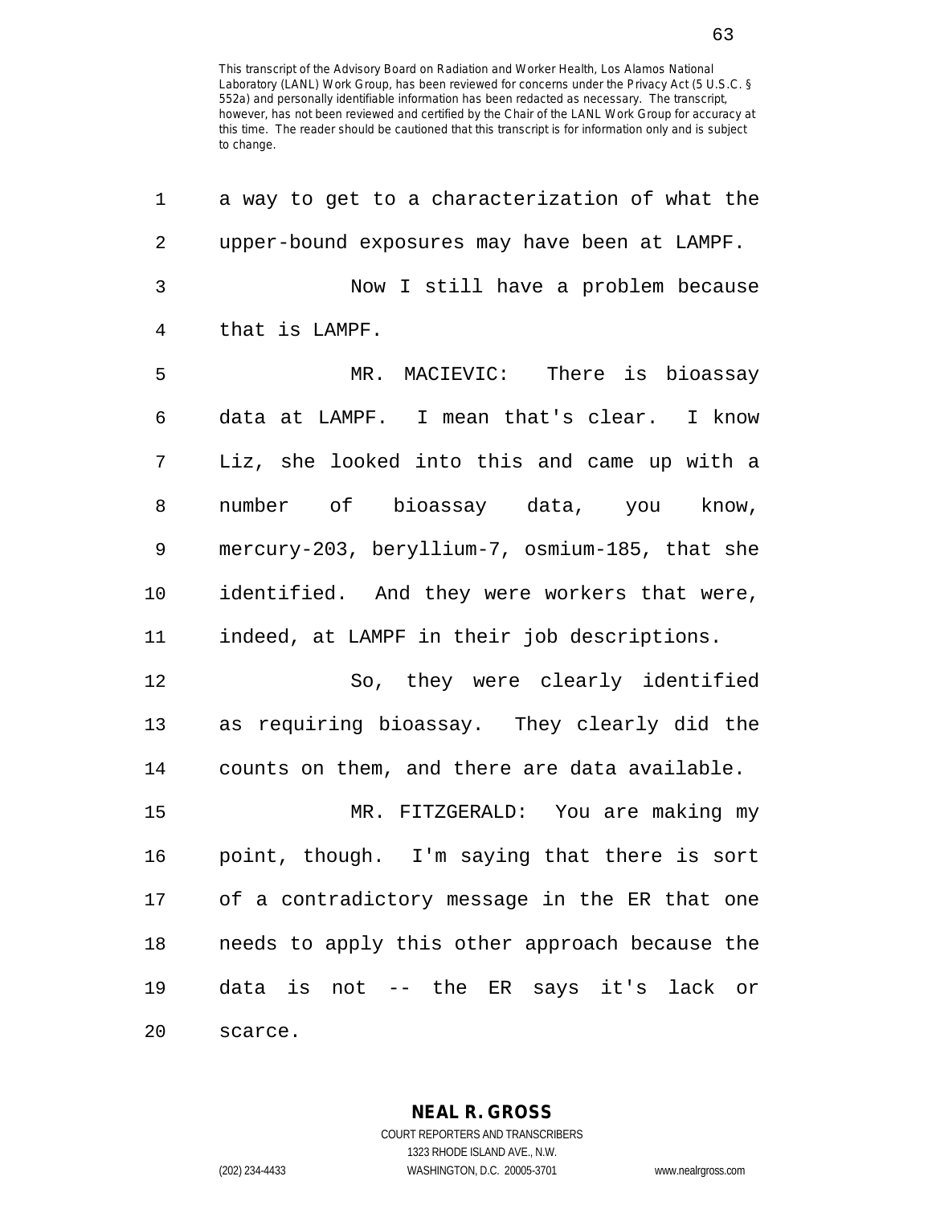This transcript of the Advisory Board on Radiation and Worker Health, Los Alamos National Laboratory (LANL) Work Group, has been reviewed for concerns under the Privacy Act (5 U.S.C. § 552a) and personally identifiable information has been redacted as necessary. The transcript, however, has not been reviewed and certified by the Chair of the LANL Work Group for accuracy at this time. The reader should be cautioned that this transcript is for information only and is subject to change.

a way to get to a characterization of what the upper-bound exposures may have been at LAMPF.

Now I still have a problem because that is LAMPF.

MR. MACIEVIC: There is bioassay data at LAMPF. I mean that's clear. I know Liz, she looked into this and came up with a number of bioassay data, you know, mercury-203, beryllium-7, osmium-185, that she identified. And they were workers that were, indeed, at LAMPF in their job descriptions.

So, they were clearly identified as requiring bioassay. They clearly did the counts on them, and there are data available.

MR. FITZGERALD: You are making my point, though. I'm saying that there is sort of a contradictory message in the ER that one needs to apply this other approach because the data is not -- the ER says it's lack or scarce.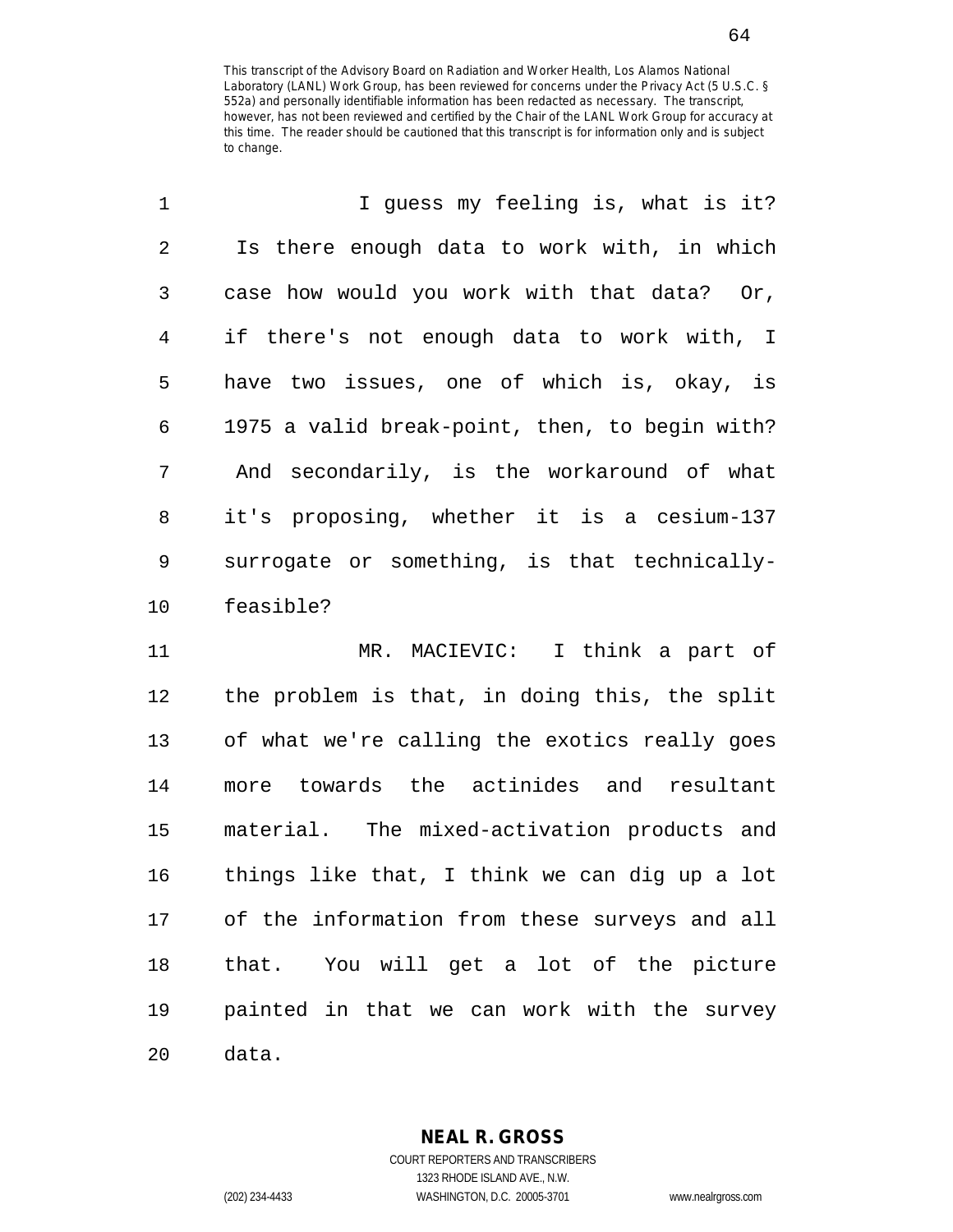This transcript of the Advisory Board on Radiation and Worker Health, Los Alamos National Laboratory (LANL) Work Group, has been reviewed for concerns under the Privacy Act (5 U.S.C. § 552a) and personally identifiable information has been redacted as necessary. The transcript, however, has not been reviewed and certified by the Chair of the LANL Work Group for accuracy at this time. The reader should be cautioned that this transcript is for information only and is subject to change.

1 I guess my feeling is, what is it?
2 Is there enough data to work with, in which
3 case how would you work with that data? Or,
4 if there's not enough data to work with, I
5 have two issues, one of which is, okay, is
6 1975 a valid break-point, then, to begin with?
7 And secondarily, is the workaround of what
8 it's proposing, whether it is a cesium-137
9 surrogate or something, is that technically-
10 feasible?

11 MR. MACIEVIC: I think a part of
12 the problem is that, in doing this, the split
13 of what we're calling the exotics really goes
14 more towards the actinides and resultant
15 material. The mixed-activation products and
16 things like that, I think we can dig up a lot
17 of the information from these surveys and all
18 that. You will get a lot of the picture
19 painted in that we can work with the survey
20 data.

**NEAL R. GROSS**
COURT REPORTERS AND TRANSCRIBERS
1323 RHODE ISLAND AVE., N.W.
(202) 234-4433 WASHINGTON, D.C. 20005-3701 www.nealrgross.com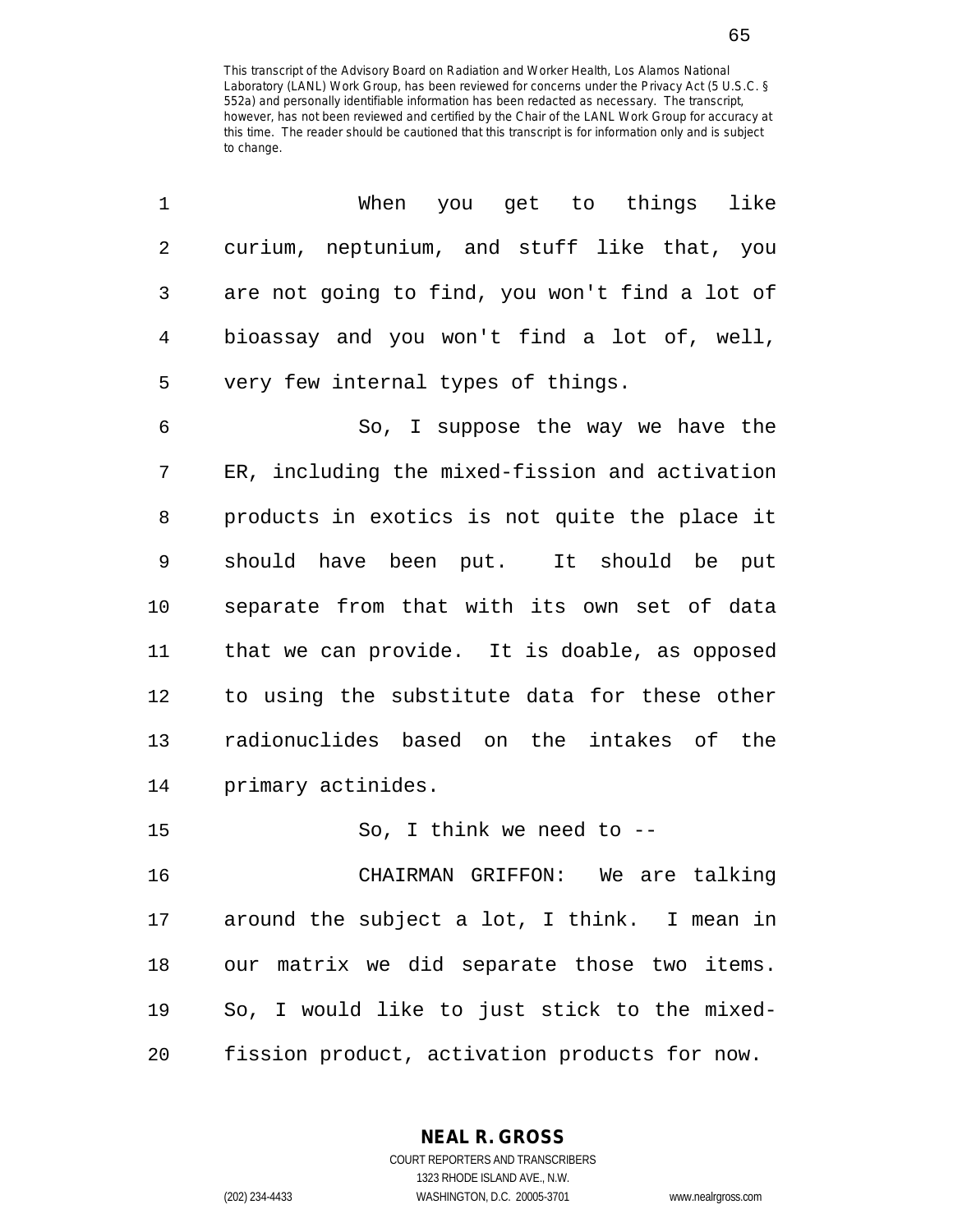This transcript of the Advisory Board on Radiation and Worker Health, Los Alamos National Laboratory (LANL) Work Group, has been reviewed for concerns under the Privacy Act (5 U.S.C. § 552a) and personally identifiable information has been redacted as necessary. The transcript, however, has not been reviewed and certified by the Chair of the LANL Work Group for accuracy at this time. The reader should be cautioned that this transcript is for information only and is subject to change.

When you get to things like curium, neptunium, and stuff like that, you are not going to find, you won't find a lot of bioassay and you won't find a lot of, well, very few internal types of things.

So, I suppose the way we have the ER, including the mixed-fission and activation products in exotics is not quite the place it should have been put. It should be put separate from that with its own set of data that we can provide. It is doable, as opposed to using the substitute data for these other radionuclides based on the intakes of the primary actinides.

So, I think we need to --

CHAIRMAN GRIFFON: We are talking around the subject a lot, I think. I mean in our matrix we did separate those two items. So, I would like to just stick to the mixed-fission product, activation products for now.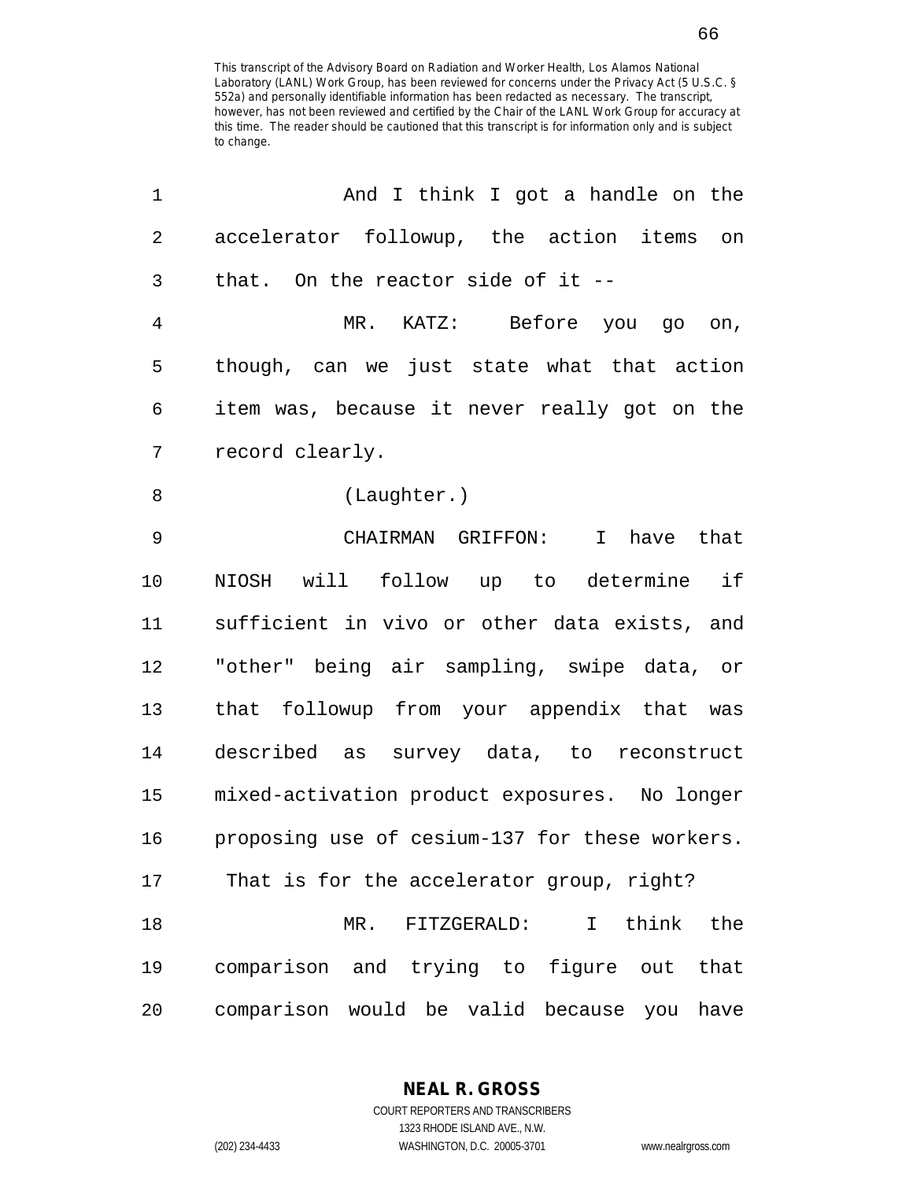This transcript of the Advisory Board on Radiation and Worker Health, Los Alamos National Laboratory (LANL) Work Group, has been reviewed for concerns under the Privacy Act (5 U.S.C. § 552a) and personally identifiable information has been redacted as necessary. The transcript, however, has not been reviewed and certified by the Chair of the LANL Work Group for accuracy at this time. The reader should be cautioned that this transcript is for information only and is subject to change.

1 And I think I got a handle on the
2 accelerator followup, the action items on
3 that. On the reactor side of it --
4 MR. KATZ: Before you go on,
5 though, can we just state what that action
6 item was, because it never really got on the
7 record clearly.
8 (Laughter.)
9 CHAIRMAN GRIFFON: I have that
10 NIOSH will follow up to determine if
11 sufficient in vivo or other data exists, and
12 "other" being air sampling, swipe data, or
13 that followup from your appendix that was
14 described as survey data, to reconstruct
15 mixed-activation product exposures. No longer
16 proposing use of cesium-137 for these workers.
17 That is for the accelerator group, right?
18 MR. FITZGERALD: I think the
19 comparison and trying to figure out that
20 comparison would be valid because you have

NEAL R. GROSS
COURT REPORTERS AND TRANSCRIBERS
1323 RHODE ISLAND AVE., N.W.
(202) 234-4433 WASHINGTON, D.C. 20005-3701 www.nealrgross.com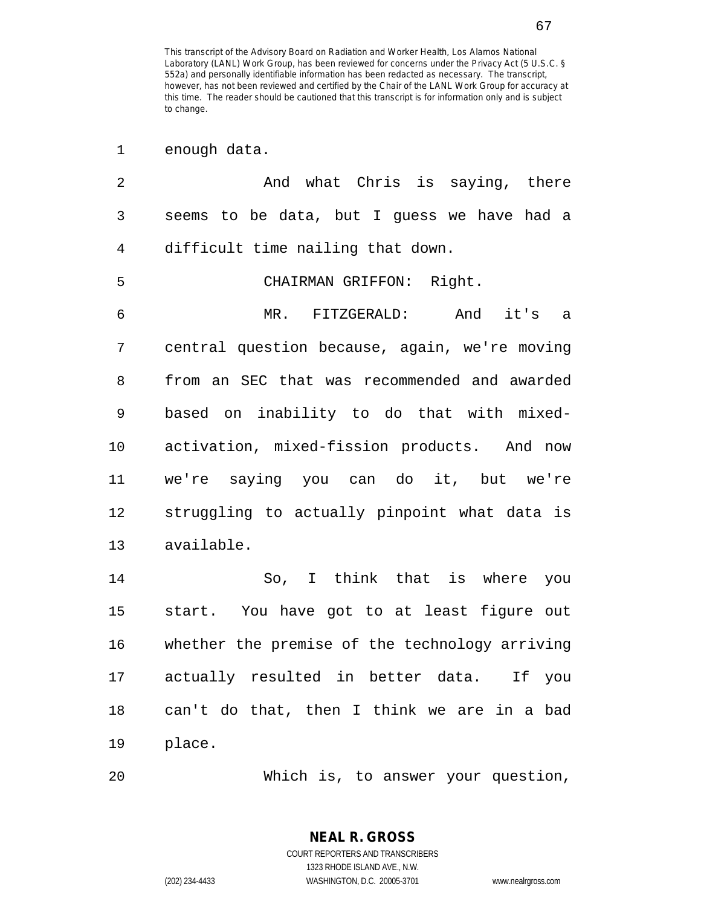enough data.

And what Chris is saying, there seems to be data, but I guess we have had a difficult time nailing that down.

CHAIRMAN GRIFFON: Right.

MR. FITZGERALD: And it's a central question because, again, we're moving from an SEC that was recommended and awarded based on inability to do that with mixed-activation, mixed-fission products. And now we're saying you can do it, but we're struggling to actually pinpoint what data is available.

So, I think that is where you start. You have got to at least figure out whether the premise of the technology arriving actually resulted in better data. If you can't do that, then I think we are in a bad place.

Which is, to answer your question,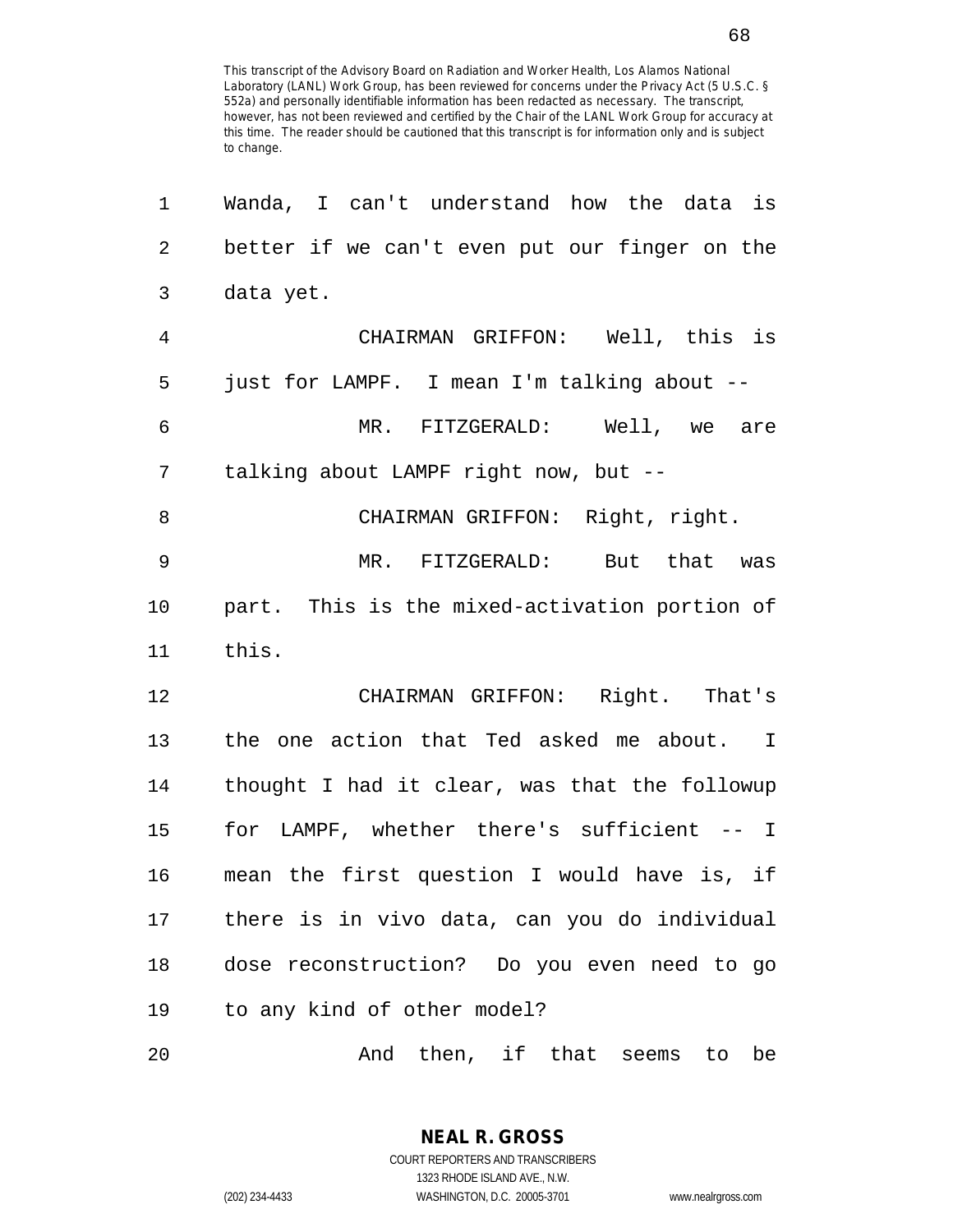This transcript of the Advisory Board on Radiation and Worker Health, Los Alamos National Laboratory (LANL) Work Group, has been reviewed for concerns under the Privacy Act (5 U.S.C. § 552a) and personally identifiable information has been redacted as necessary. The transcript, however, has not been reviewed and certified by the Chair of the LANL Work Group for accuracy at this time. The reader should be cautioned that this transcript is for information only and is subject to change.

1 Wanda, I can't understand how the data is
2 better if we can't even put our finger on the
3 data yet.
4 CHAIRMAN GRIFFON: Well, this is
5 just for LAMPF. I mean I'm talking about --
6 MR. FITZGERALD: Well, we are
7 talking about LAMPF right now, but --
8 CHAIRMAN GRIFFON: Right, right.
9 MR. FITZGERALD: But that was
10 part. This is the mixed-activation portion of
11 this.
12 CHAIRMAN GRIFFON: Right. That's
13 the one action that Ted asked me about. I
14 thought I had it clear, was that the followup
15 for LAMPF, whether there's sufficient -- I
16 mean the first question I would have is, if
17 there is in vivo data, can you do individual
18 dose reconstruction? Do you even need to go
19 to any kind of other model?
20 And then, if that seems to be

NEAL R. GROSS
COURT REPORTERS AND TRANSCRIBERS
1323 RHODE ISLAND AVE., N.W.
(202) 234-4433 WASHINGTON, D.C. 20005-3701 www.nealrgross.com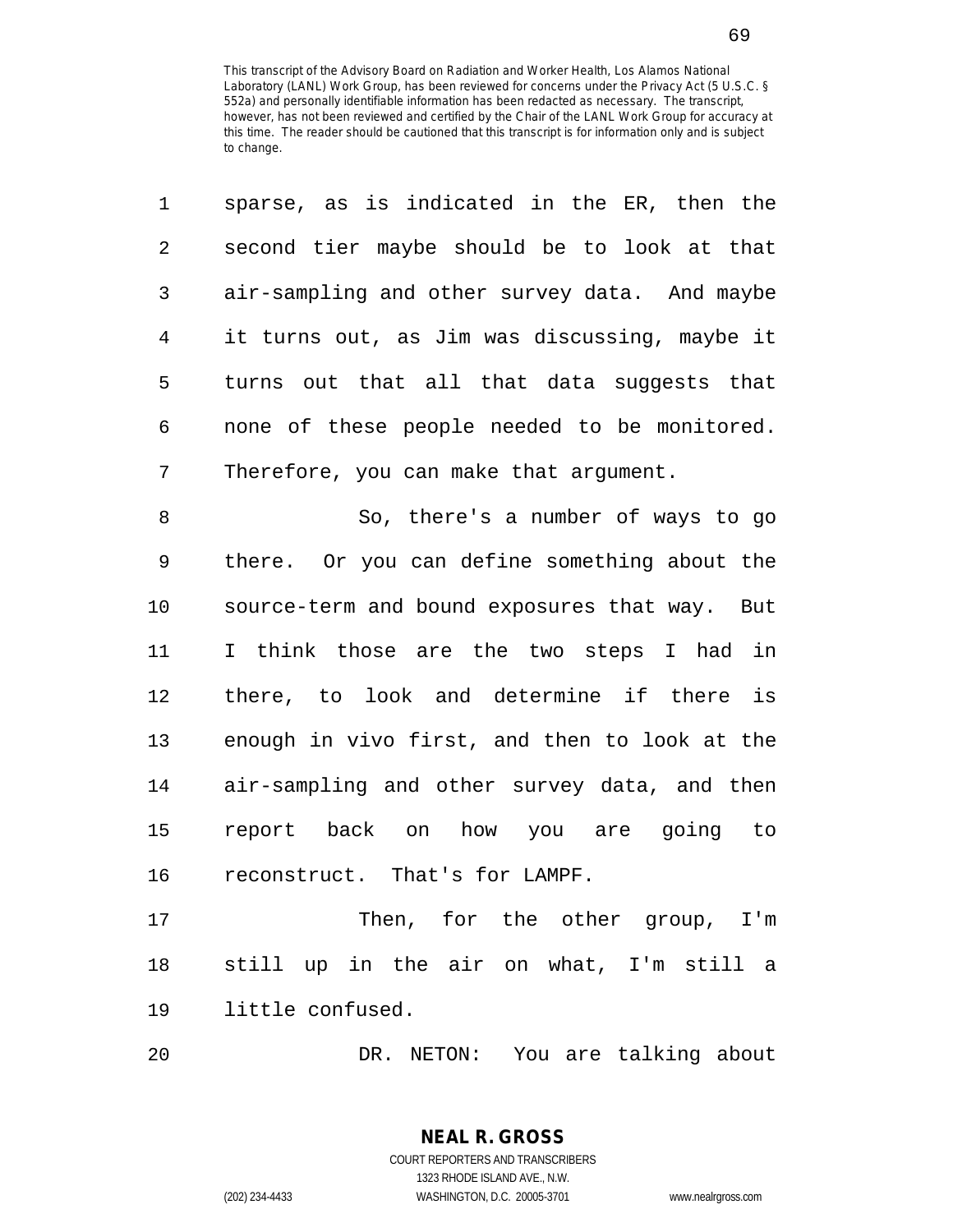This transcript of the Advisory Board on Radiation and Worker Health, Los Alamos National Laboratory (LANL) Work Group, has been reviewed for concerns under the Privacy Act (5 U.S.C. § 552a) and personally identifiable information has been redacted as necessary. The transcript, however, has not been reviewed and certified by the Chair of the LANL Work Group for accuracy at this time. The reader should be cautioned that this transcript is for information only and is subject to change.

sparse, as is indicated in the ER, then the second tier maybe should be to look at that air-sampling and other survey data. And maybe it turns out, as Jim was discussing, maybe it turns out that all that data suggests that none of these people needed to be monitored. Therefore, you can make that argument.

So, there's a number of ways to go there. Or you can define something about the source-term and bound exposures that way. But I think those are the two steps I had in there, to look and determine if there is enough in vivo first, and then to look at the air-sampling and other survey data, and then report back on how you are going to reconstruct. That's for LAMPF.

Then, for the other group, I'm still up in the air on what, I'm still a little confused.

DR. NETON: You are talking about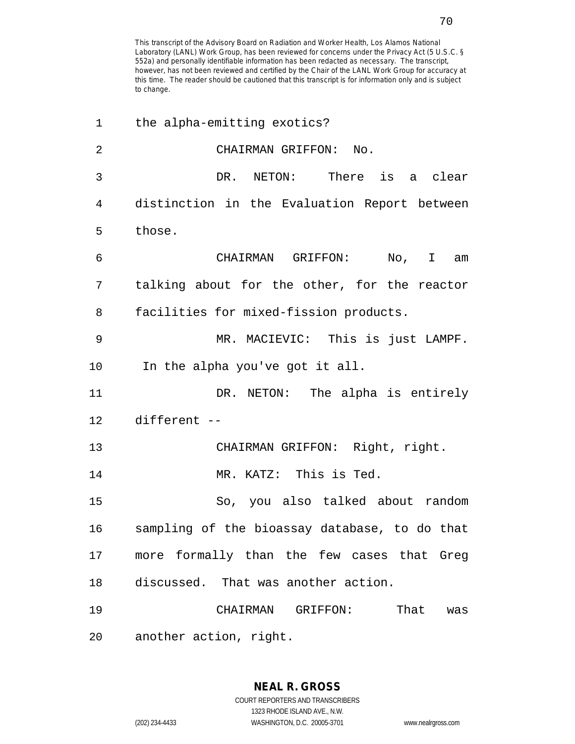This transcript of the Advisory Board on Radiation and Worker Health, Los Alamos National Laboratory (LANL) Work Group, has been reviewed for concerns under the Privacy Act (5 U.S.C. § 552a) and personally identifiable information has been redacted as necessary. The transcript, however, has not been reviewed and certified by the Chair of the LANL Work Group for accuracy at this time. The reader should be cautioned that this transcript is for information only and is subject to change.

the alpha-emitting exotics?

CHAIRMAN GRIFFON: No.

DR. NETON: There is a clear distinction in the Evaluation Report between those.

CHAIRMAN GRIFFON: No, I am talking about for the other, for the reactor facilities for mixed-fission products.

MR. MACIEVIC: This is just LAMPF. In the alpha you've got it all.

DR. NETON: The alpha is entirely different --

CHAIRMAN GRIFFON: Right, right.

MR. KATZ: This is Ted.

So, you also talked about random sampling of the bioassay database, to do that more formally than the few cases that Greg discussed. That was another action.

CHAIRMAN GRIFFON: That was another action, right.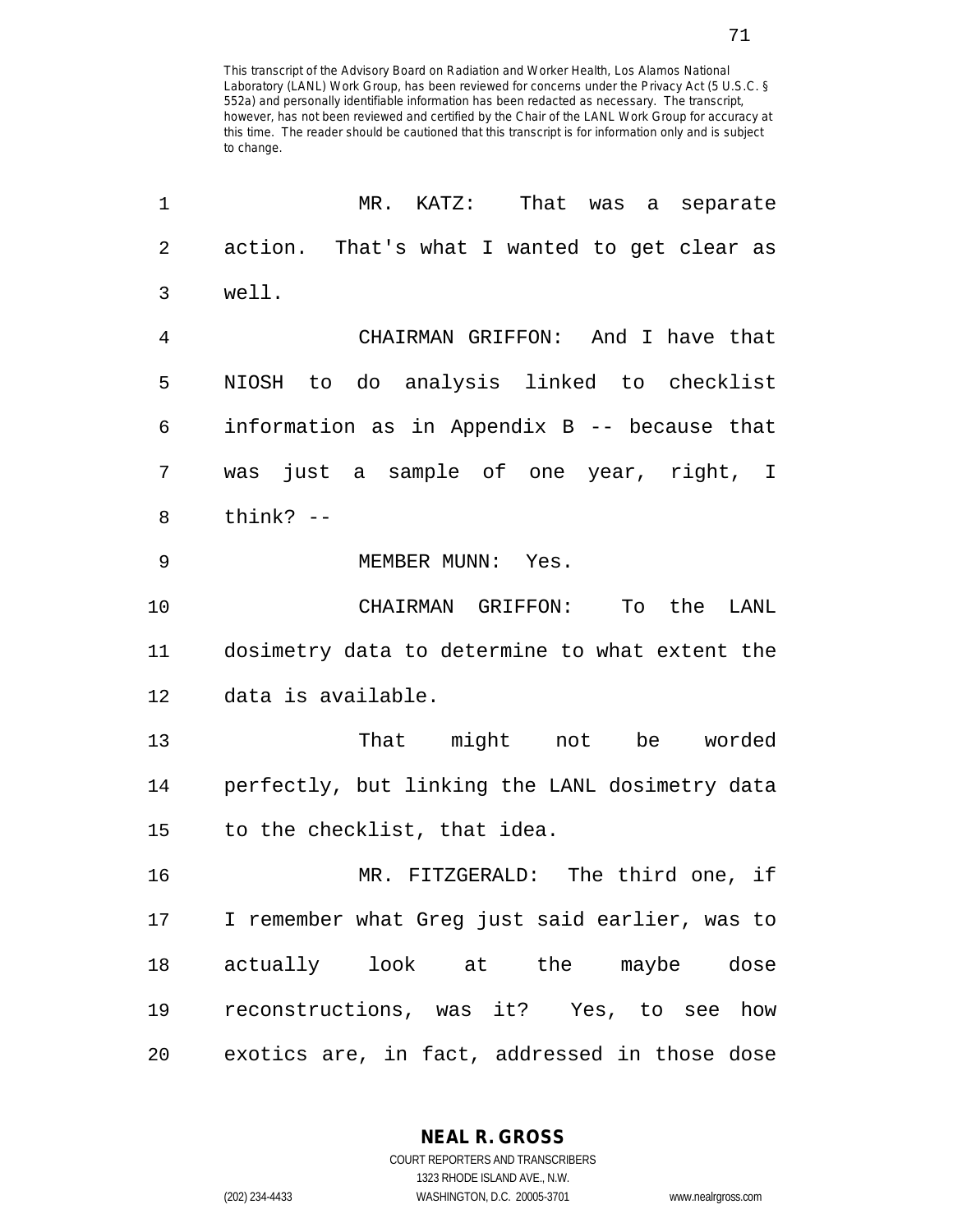This transcript of the Advisory Board on Radiation and Worker Health, Los Alamos National Laboratory (LANL) Work Group, has been reviewed for concerns under the Privacy Act (5 U.S.C. § 552a) and personally identifiable information has been redacted as necessary. The transcript, however, has not been reviewed and certified by the Chair of the LANL Work Group for accuracy at this time. The reader should be cautioned that this transcript is for information only and is subject to change.

MR. KATZ: That was a separate action. That's what I wanted to get clear as well.

CHAIRMAN GRIFFON: And I have that NIOSH to do analysis linked to checklist information as in Appendix B -- because that was just a sample of one year, right, I think? --

MEMBER MUNN: Yes.

CHAIRMAN GRIFFON: To the LANL dosimetry data to determine to what extent the data is available.

That might not be worded perfectly, but linking the LANL dosimetry data to the checklist, that idea.

MR. FITZGERALD: The third one, if I remember what Greg just said earlier, was to actually look at the maybe dose reconstructions, was it? Yes, to see how exotics are, in fact, addressed in those dose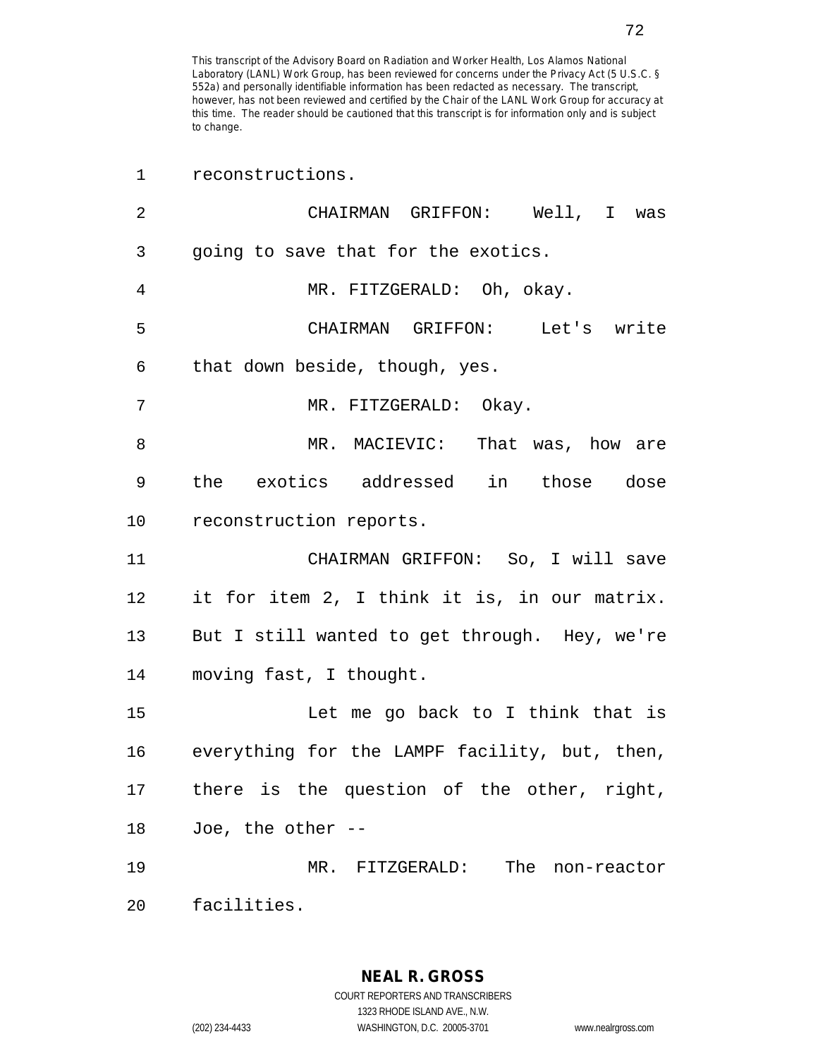This transcript of the Advisory Board on Radiation and Worker Health, Los Alamos National Laboratory (LANL) Work Group, has been reviewed for concerns under the Privacy Act (5 U.S.C. § 552a) and personally identifiable information has been redacted as necessary. The transcript, however, has not been reviewed and certified by the Chair of the LANL Work Group for accuracy at this time. The reader should be cautioned that this transcript is for information only and is subject to change.

1 reconstructions.

2 CHAIRMAN GRIFFON: Well, I was

3 going to save that for the exotics.

4 MR. FITZGERALD: Oh, okay.

5 CHAIRMAN GRIFFON: Let's write

6 that down beside, though, yes.

7 MR. FITZGERALD: Okay.

8 MR. MACIEVIC: That was, how are

9 the exotics addressed in those dose

10 reconstruction reports.

11 CHAIRMAN GRIFFON: So, I will save

12 it for item 2, I think it is, in our matrix.

13 But I still wanted to get through. Hey, we're

14 moving fast, I thought.

15 Let me go back to I think that is

16 everything for the LAMPF facility, but, then,

17 there is the question of the other, right,

18 Joe, the other --

19 MR. FITZGERALD: The non-reactor

20 facilities.

NEAL R. GROSS

COURT REPORTERS AND TRANSCRIBERS

1323 RHODE ISLAND AVE., N.W.

(202) 234-4433 WASHINGTON, D.C. 20005-3701 www.nealrgross.com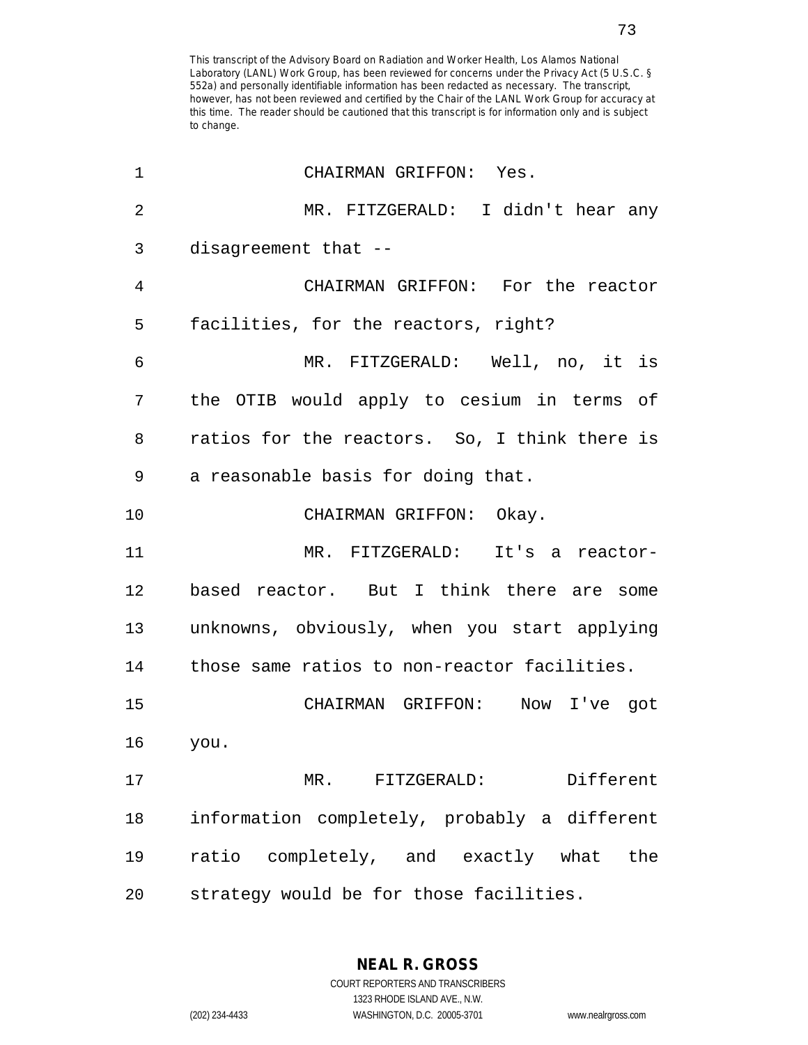This transcript of the Advisory Board on Radiation and Worker Health, Los Alamos National Laboratory (LANL) Work Group, has been reviewed for concerns under the Privacy Act (5 U.S.C. § 552a) and personally identifiable information has been redacted as necessary. The transcript, however, has not been reviewed and certified by the Chair of the LANL Work Group for accuracy at this time. The reader should be cautioned that this transcript is for information only and is subject to change.

1 CHAIRMAN GRIFFON: Yes.

2 MR. FITZGERALD: I didn't hear any
3 disagreement that --

4 CHAIRMAN GRIFFON: For the reactor
5 facilities, for the reactors, right?

6 MR. FITZGERALD: Well, no, it is
7 the OTIB would apply to cesium in terms of
8 ratios for the reactors. So, I think there is
9 a reasonable basis for doing that.

10 CHAIRMAN GRIFFON: Okay.

11 MR. FITZGERALD: It's a reactor-
12 based reactor. But I think there are some
13 unknowns, obviously, when you start applying
14 those same ratios to non-reactor facilities.

15 CHAIRMAN GRIFFON: Now I've got
16 you.

17 MR. FITZGERALD: Different
18 information completely, probably a different
19 ratio completely, and exactly what the
20 strategy would be for those facilities.

**NEAL R. GROSS**
COURT REPORTERS AND TRANSCRIBERS
1323 RHODE ISLAND AVE., N.W.
(202) 234-4433 WASHINGTON, D.C. 20005-3701 www.nealrgross.com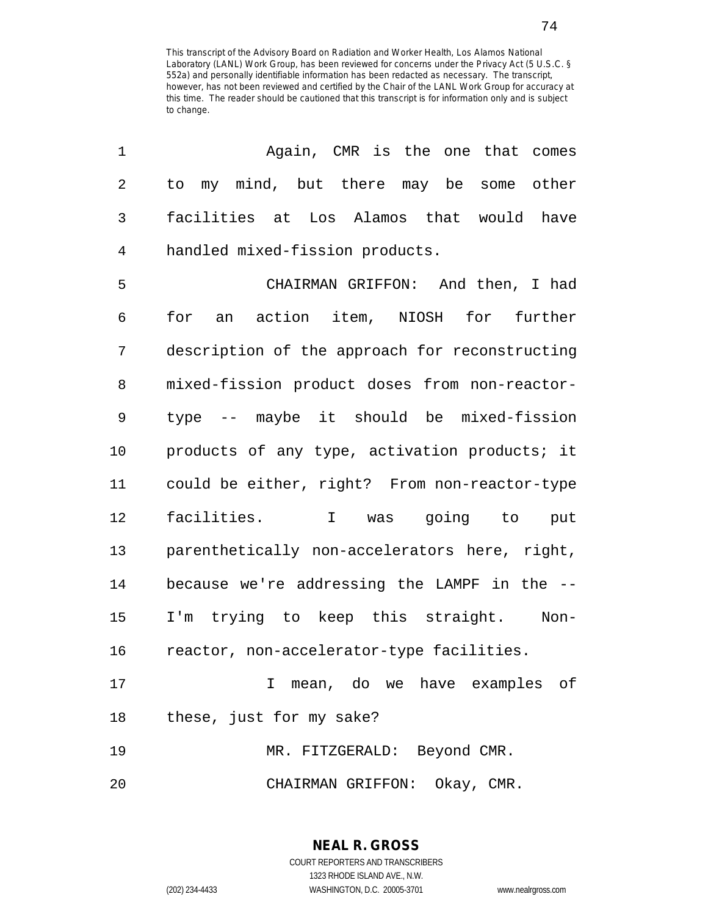This transcript of the Advisory Board on Radiation and Worker Health, Los Alamos National Laboratory (LANL) Work Group, has been reviewed for concerns under the Privacy Act (5 U.S.C. § 552a) and personally identifiable information has been redacted as necessary. The transcript, however, has not been reviewed and certified by the Chair of the LANL Work Group for accuracy at this time. The reader should be cautioned that this transcript is for information only and is subject to change.

1 Again, CMR is the one that comes
2 to my mind, but there may be some other
3 facilities at Los Alamos that would have
4 handled mixed-fission products.
5 CHAIRMAN GRIFFON: And then, I had
6 for an action item, NIOSH for further
7 description of the approach for reconstructing
8 mixed-fission product doses from non-reactor-
9 type -- maybe it should be mixed-fission
10 products of any type, activation products; it
11 could be either, right? From non-reactor-type
12 facilities. I was going to put
13 parenthetically non-accelerators here, right,
14 because we're addressing the LAMPF in the --
15 I'm trying to keep this straight. Non-
16 reactor, non-accelerator-type facilities.
17 I mean, do we have examples of
18 these, just for my sake?
19 MR. FITZGERALD: Beyond CMR.
20 CHAIRMAN GRIFFON: Okay, CMR.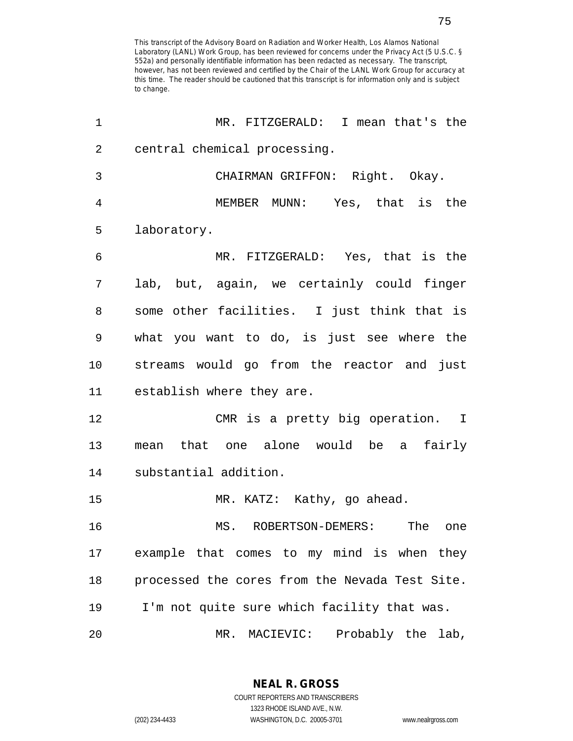This transcript of the Advisory Board on Radiation and Worker Health, Los Alamos National Laboratory (LANL) Work Group, has been reviewed for concerns under the Privacy Act (5 U.S.C. § 552a) and personally identifiable information has been redacted as necessary. The transcript, however, has not been reviewed and certified by the Chair of the LANL Work Group for accuracy at this time. The reader should be cautioned that this transcript is for information only and is subject to change.

1 MR. FITZGERALD: I mean that's the
2 central chemical processing.
3 CHAIRMAN GRIFFON: Right. Okay.
4 MEMBER MUNN: Yes, that is the
5 laboratory.
6 MR. FITZGERALD: Yes, that is the
7 lab, but, again, we certainly could finger
8 some other facilities. I just think that is
9 what you want to do, is just see where the
10 streams would go from the reactor and just
11 establish where they are.
12 CMR is a pretty big operation. I
13 mean that one alone would be a fairly
14 substantial addition.
15 MR. KATZ: Kathy, go ahead.
16 MS. ROBERTSON-DEMERS: The one
17 example that comes to my mind is when they
18 processed the cores from the Nevada Test Site.
19 I'm not quite sure which facility that was.
20 MR. MACIEVIC: Probably the lab,

**NEAL R. GROSS**
COURT REPORTERS AND TRANSCRIBERS
1323 RHODE ISLAND AVE., N.W.
(202) 234-4433 WASHINGTON, D.C. 20005-3701 www.nealrgross.com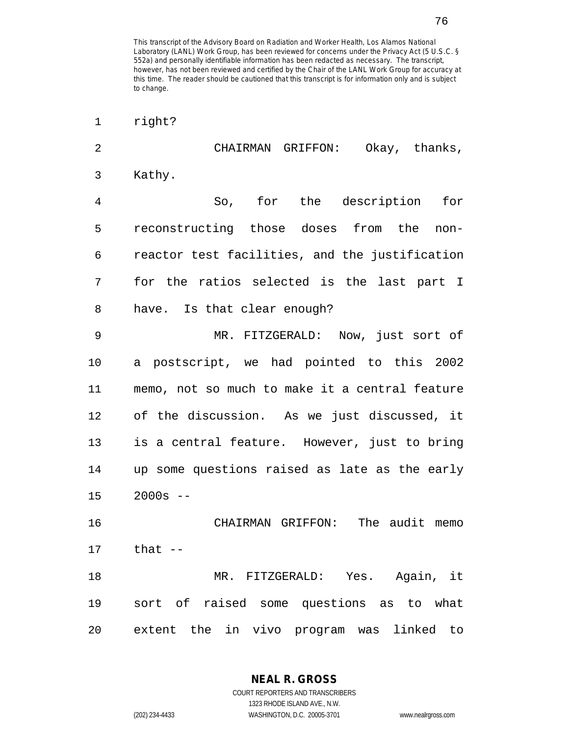This transcript of the Advisory Board on Radiation and Worker Health, Los Alamos National Laboratory (LANL) Work Group, has been reviewed for concerns under the Privacy Act (5 U.S.C. § 552a) and personally identifiable information has been redacted as necessary. The transcript, however, has not been reviewed and certified by the Chair of the LANL Work Group for accuracy at this time. The reader should be cautioned that this transcript is for information only and is subject to change.

1 right?

2 CHAIRMAN GRIFFON: Okay, thanks,

3 Kathy.

4 So, for the description for

5 reconstructing those doses from the non-

6 reactor test facilities, and the justification

7 for the ratios selected is the last part I

8 have. Is that clear enough?

9 MR. FITZGERALD: Now, just sort of

10 a postscript, we had pointed to this 2002

11 memo, not so much to make it a central feature

12 of the discussion. As we just discussed, it

13 is a central feature. However, just to bring

14 up some questions raised as late as the early

15 2000s --

16 CHAIRMAN GRIFFON: The audit memo

17 that --

18 MR. FITZGERALD: Yes. Again, it

19 sort of raised some questions as to what

20 extent the in vivo program was linked to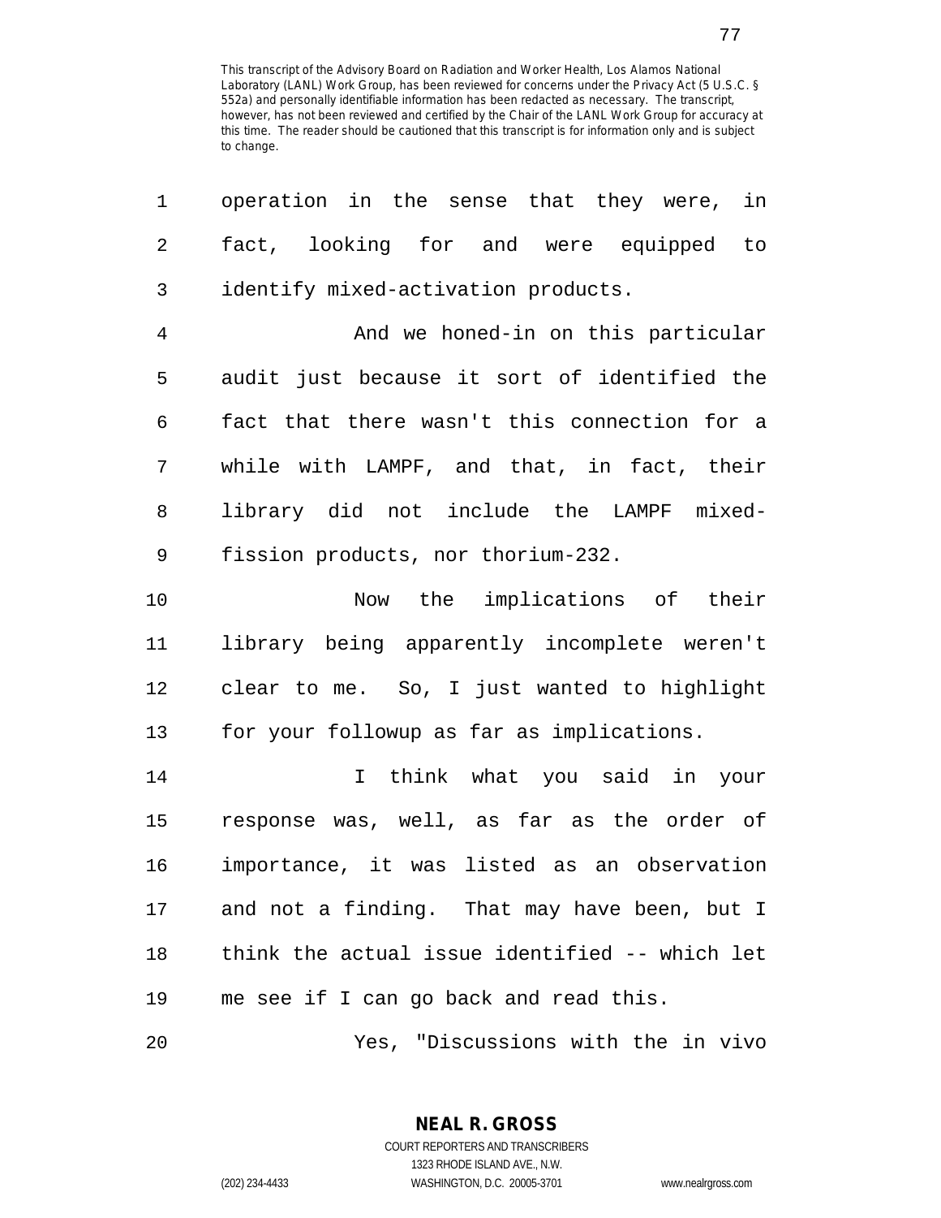This transcript of the Advisory Board on Radiation and Worker Health, Los Alamos National Laboratory (LANL) Work Group, has been reviewed for concerns under the Privacy Act (5 U.S.C. § 552a) and personally identifiable information has been redacted as necessary. The transcript, however, has not been reviewed and certified by the Chair of the LANL Work Group for accuracy at this time. The reader should be cautioned that this transcript is for information only and is subject to change.

1 operation in the sense that they were, in
2 fact, looking for and were equipped to
3 identify mixed-activation products.

4 And we honed-in on this particular
5 audit just because it sort of identified the
6 fact that there wasn't this connection for a
7 while with LAMPF, and that, in fact, their
8 library did not include the LAMPF mixed-
9 fission products, nor thorium-232.

10 Now the implications of their
11 library being apparently incomplete weren't
12 clear to me. So, I just wanted to highlight
13 for your followup as far as implications.

14 I think what you said in your
15 response was, well, as far as the order of
16 importance, it was listed as an observation
17 and not a finding. That may have been, but I
18 think the actual issue identified -- which let
19 me see if I can go back and read this.

20 Yes, "Discussions with the in vivo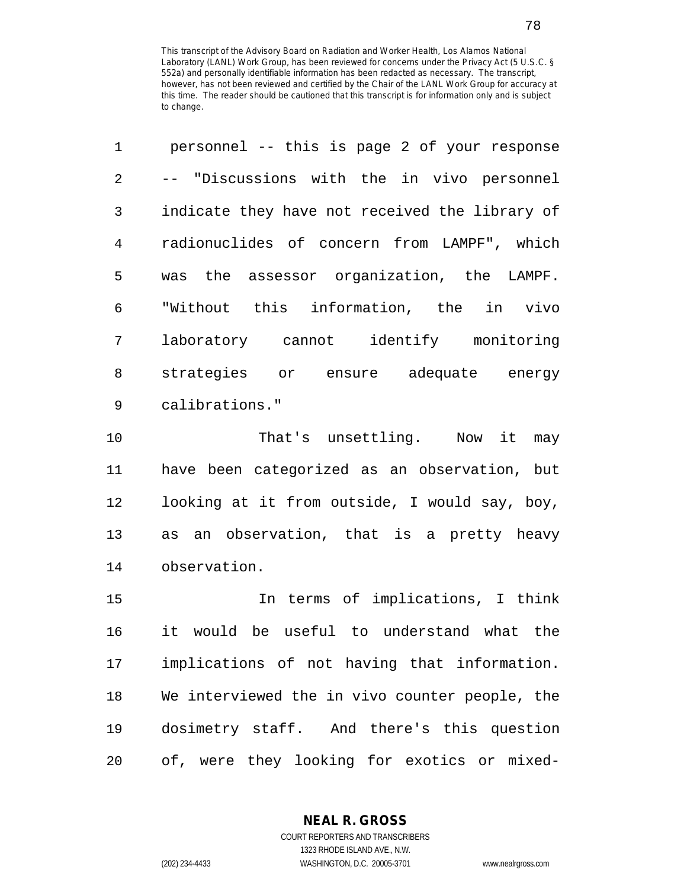This transcript of the Advisory Board on Radiation and Worker Health, Los Alamos National Laboratory (LANL) Work Group, has been reviewed for concerns under the Privacy Act (5 U.S.C. § 552a) and personally identifiable information has been redacted as necessary. The transcript, however, has not been reviewed and certified by the Chair of the LANL Work Group for accuracy at this time. The reader should be cautioned that this transcript is for information only and is subject to change.

personnel -- this is page 2 of your response -- "Discussions with the in vivo personnel indicate they have not received the library of radionuclides of concern from LAMPF", which was the assessor organization, the LAMPF. "Without this information, the in vivo laboratory cannot identify monitoring strategies or ensure adequate energy calibrations."

That's unsettling. Now it may have been categorized as an observation, but looking at it from outside, I would say, boy, as an observation, that is a pretty heavy observation.

In terms of implications, I think it would be useful to understand what the implications of not having that information. We interviewed the in vivo counter people, the dosimetry staff. And there's this question of, were they looking for exotics or mixed-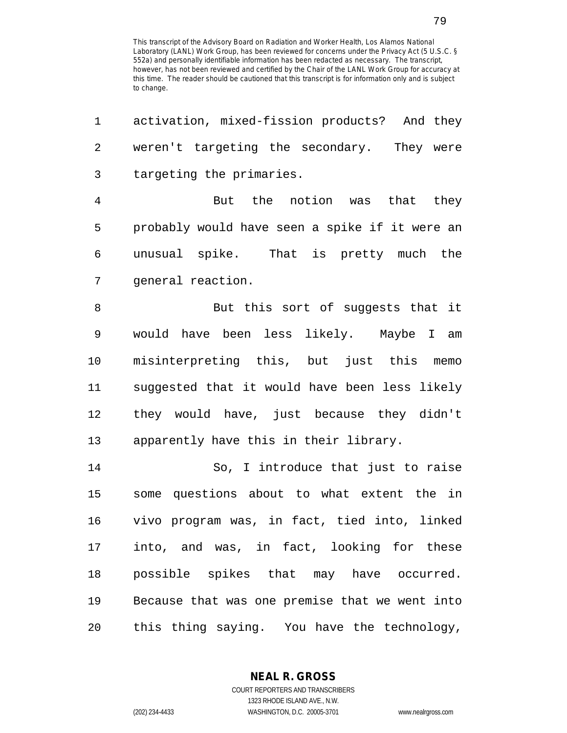activation, mixed-fission products? And they weren't targeting the secondary. They were targeting the primaries.

But the notion was that they probably would have seen a spike if it were an unusual spike. That is pretty much the general reaction.

But this sort of suggests that it would have been less likely. Maybe I am misinterpreting this, but just this memo suggested that it would have been less likely they would have, just because they didn't apparently have this in their library.

So, I introduce that just to raise some questions about to what extent the in vivo program was, in fact, tied into, linked into, and was, in fact, looking for these possible spikes that may have occurred. Because that was one premise that we went into this thing saying. You have the technology,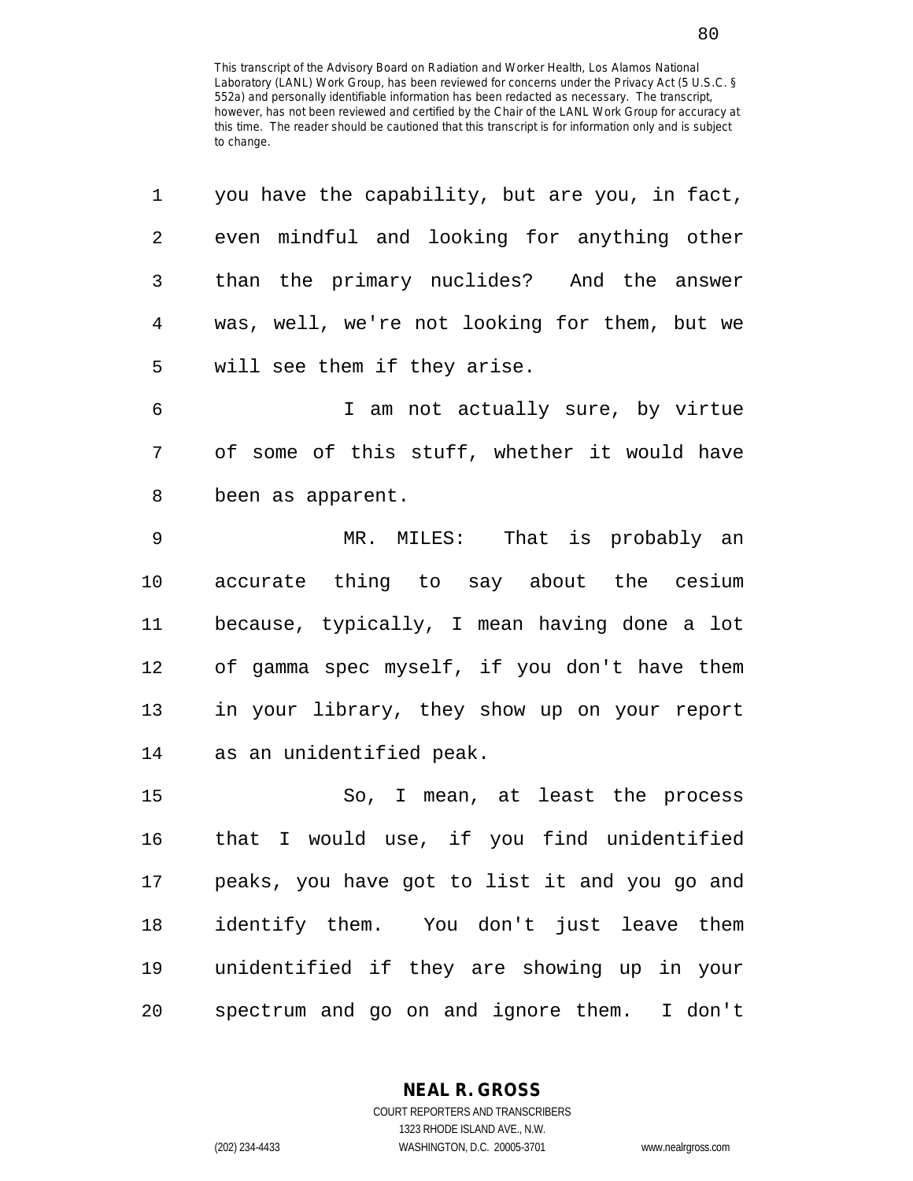This transcript of the Advisory Board on Radiation and Worker Health, Los Alamos National Laboratory (LANL) Work Group, has been reviewed for concerns under the Privacy Act (5 U.S.C. § 552a) and personally identifiable information has been redacted as necessary. The transcript, however, has not been reviewed and certified by the Chair of the LANL Work Group for accuracy at this time. The reader should be cautioned that this transcript is for information only and is subject to change.

1 you have the capability, but are you, in fact,
2 even mindful and looking for anything other
3 than the primary nuclides? And the answer
4 was, well, we're not looking for them, but we
5 will see them if they arise.

6 I am not actually sure, by virtue
7 of some of this stuff, whether it would have
8 been as apparent.

9 MR. MILES: That is probably an
10 accurate thing to say about the cesium
11 because, typically, I mean having done a lot
12 of gamma spec myself, if you don't have them
13 in your library, they show up on your report
14 as an unidentified peak.

15 So, I mean, at least the process
16 that I would use, if you find unidentified
17 peaks, you have got to list it and you go and
18 identify them. You don't just leave them
19 unidentified if they are showing up in your
20 spectrum and go on and ignore them. I don't

NEAL R. GROSS
COURT REPORTERS AND TRANSCRIBERS
1323 RHODE ISLAND AVE., N.W.
(202) 234-4433 WASHINGTON, D.C. 20005-3701 www.nealrgross.com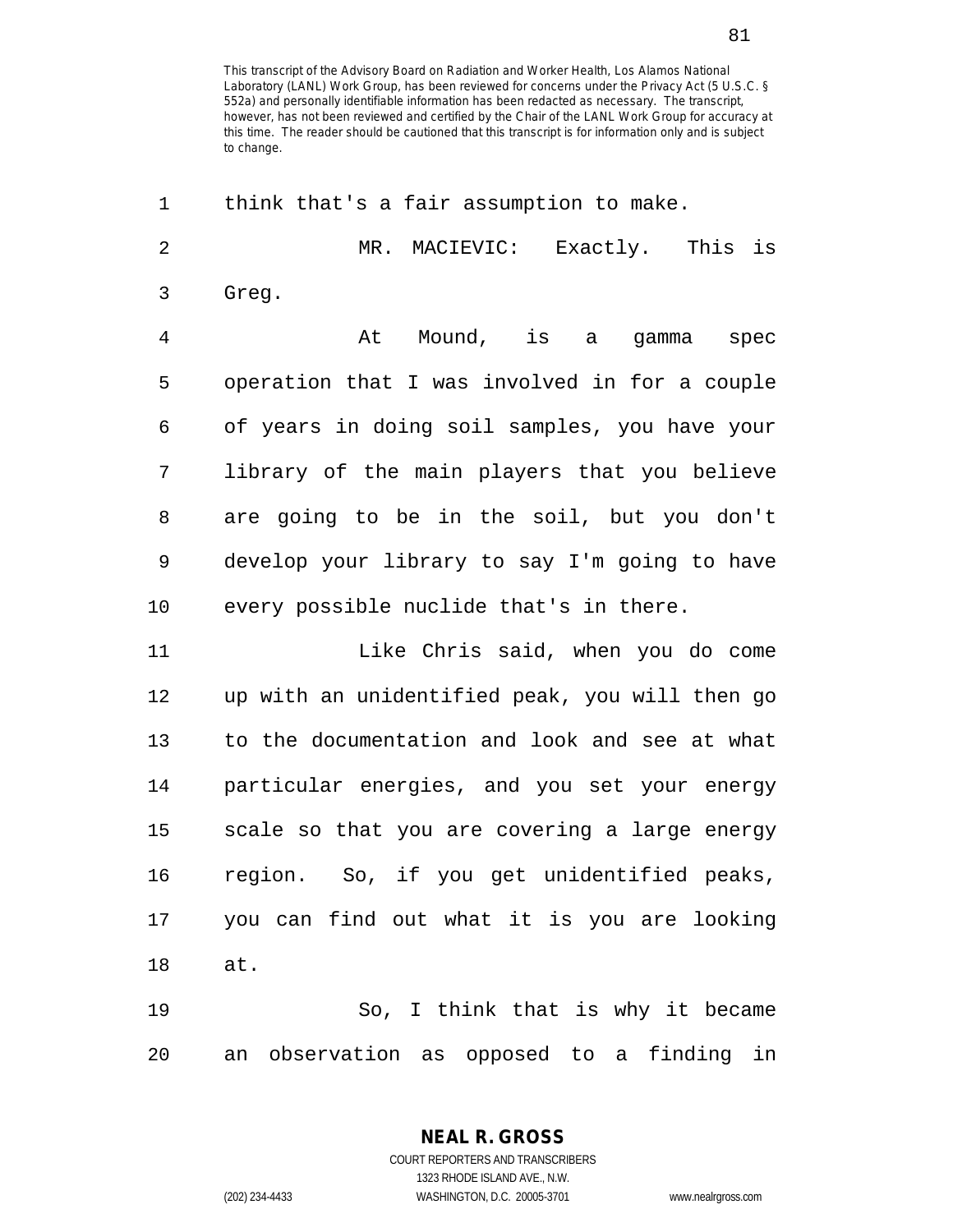This transcript of the Advisory Board on Radiation and Worker Health, Los Alamos National Laboratory (LANL) Work Group, has been reviewed for concerns under the Privacy Act (5 U.S.C. § 552a) and personally identifiable information has been redacted as necessary. The transcript, however, has not been reviewed and certified by the Chair of the LANL Work Group for accuracy at this time. The reader should be cautioned that this transcript is for information only and is subject to change.

1 think that's a fair assumption to make.

2 MR. MACIEVIC: Exactly. This is
3 Greg.

4 At Mound, is a gamma spec
5 operation that I was involved in for a couple
6 of years in doing soil samples, you have your
7 library of the main players that you believe
8 are going to be in the soil, but you don't
9 develop your library to say I'm going to have
10 every possible nuclide that's in there.

11 Like Chris said, when you do come
12 up with an unidentified peak, you will then go
13 to the documentation and look and see at what
14 particular energies, and you set your energy
15 scale so that you are covering a large energy
16 region. So, if you get unidentified peaks,
17 you can find out what it is you are looking
18 at.

19 So, I think that is why it became
20 an observation as opposed to a finding in

**NEAL R. GROSS**
COURT REPORTERS AND TRANSCRIBERS
1323 RHODE ISLAND AVE., N.W.
(202) 234-4433 WASHINGTON, D.C. 20005-3701 www.nealrgross.com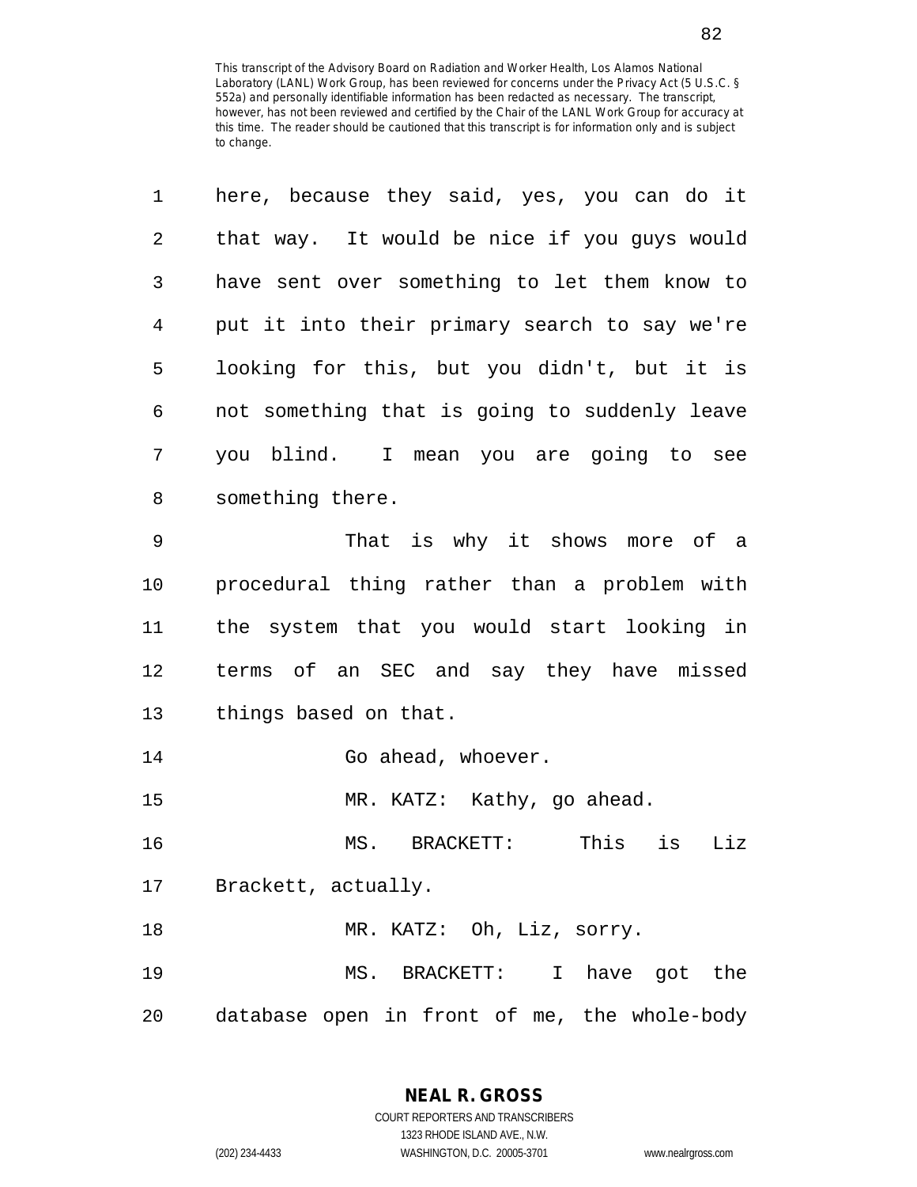This transcript of the Advisory Board on Radiation and Worker Health, Los Alamos National Laboratory (LANL) Work Group, has been reviewed for concerns under the Privacy Act (5 U.S.C. § 552a) and personally identifiable information has been redacted as necessary. The transcript, however, has not been reviewed and certified by the Chair of the LANL Work Group for accuracy at this time. The reader should be cautioned that this transcript is for information only and is subject to change.

here, because they said, yes, you can do it that way. It would be nice if you guys would have sent over something to let them know to put it into their primary search to say we're looking for this, but you didn't, but it is not something that is going to suddenly leave you blind. I mean you are going to see something there.

That is why it shows more of a procedural thing rather than a problem with the system that you would start looking in terms of an SEC and say they have missed things based on that.

Go ahead, whoever.

MR. KATZ: Kathy, go ahead.

MS. BRACKETT: This is Liz Brackett, actually.

MR. KATZ: Oh, Liz, sorry.

MS. BRACKETT: I have got the database open in front of me, the whole-body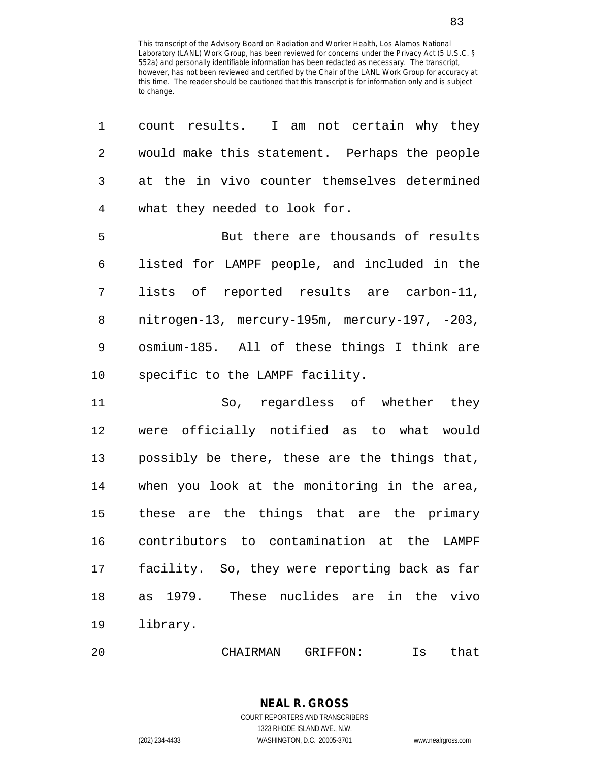count results. I am not certain why they would make this statement. Perhaps the people at the in vivo counter themselves determined what they needed to look for.

But there are thousands of results listed for LAMPF people, and included in the lists of reported results are carbon-11, nitrogen-13, mercury-195m, mercury-197, -203, osmium-185. All of these things I think are specific to the LAMPF facility.

So, regardless of whether they were officially notified as to what would possibly be there, these are the things that, when you look at the monitoring in the area, these are the things that are the primary contributors to contamination at the LAMPF facility. So, they were reporting back as far as 1979. These nuclides are in the vivo library.

CHAIRMAN GRIFFON: Is that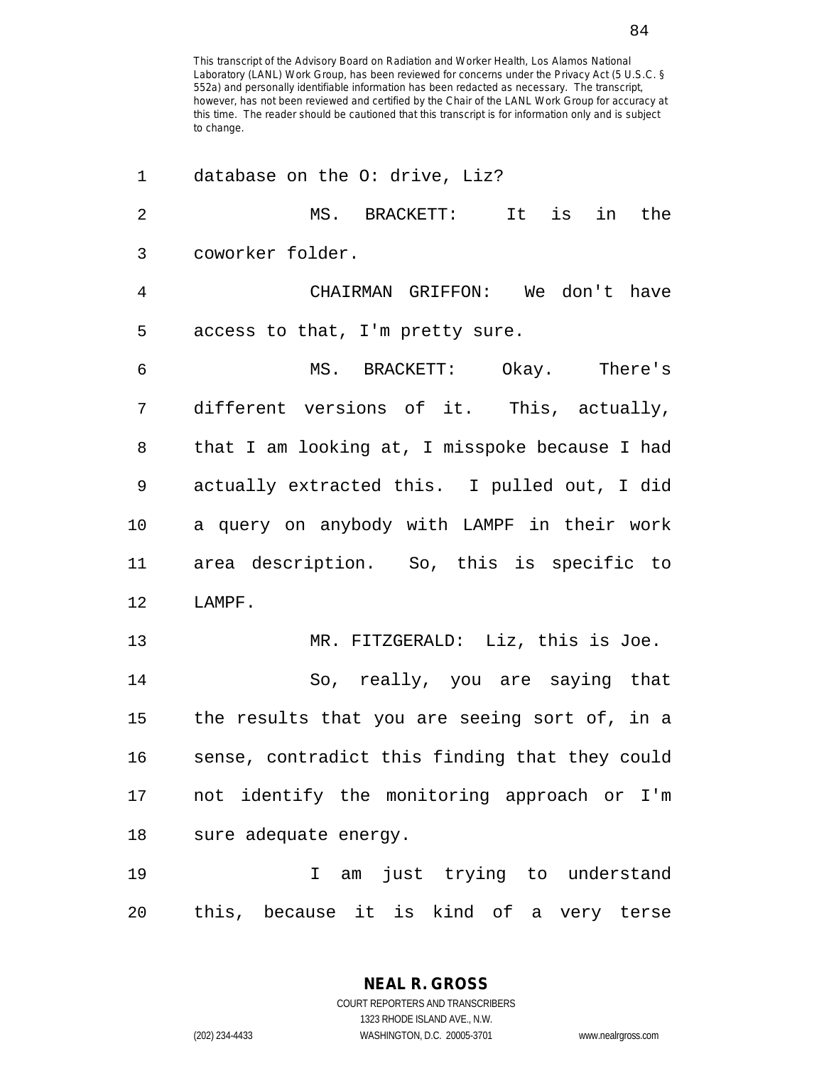This transcript of the Advisory Board on Radiation and Worker Health, Los Alamos National Laboratory (LANL) Work Group, has been reviewed for concerns under the Privacy Act (5 U.S.C. § 552a) and personally identifiable information has been redacted as necessary. The transcript, however, has not been reviewed and certified by the Chair of the LANL Work Group for accuracy at this time. The reader should be cautioned that this transcript is for information only and is subject to change.

database on the O: drive, Liz?

MS. BRACKETT: It is in the coworker folder.

CHAIRMAN GRIFFON: We don't have access to that, I'm pretty sure.

MS. BRACKETT: Okay. There's different versions of it. This, actually, that I am looking at, I misspoke because I had actually extracted this. I pulled out, I did a query on anybody with LAMPF in their work area description. So, this is specific to LAMPF.

MR. FITZGERALD: Liz, this is Joe.

So, really, you are saying that the results that you are seeing sort of, in a sense, contradict this finding that they could not identify the monitoring approach or I'm sure adequate energy.

I am just trying to understand this, because it is kind of a very terse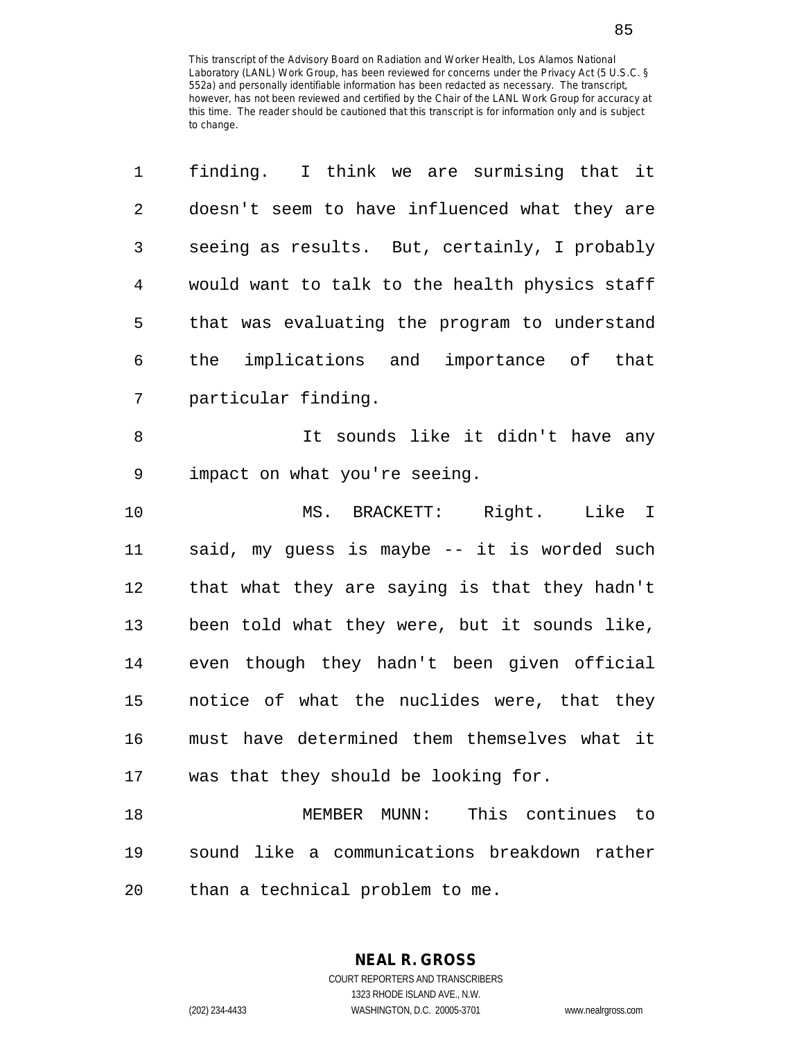This transcript of the Advisory Board on Radiation and Worker Health, Los Alamos National Laboratory (LANL) Work Group, has been reviewed for concerns under the Privacy Act (5 U.S.C. § 552a) and personally identifiable information has been redacted as necessary. The transcript, however, has not been reviewed and certified by the Chair of the LANL Work Group for accuracy at this time. The reader should be cautioned that this transcript is for information only and is subject to change.

finding. I think we are surmising that it doesn't seem to have influenced what they are seeing as results. But, certainly, I probably would want to talk to the health physics staff that was evaluating the program to understand the implications and importance of that particular finding.

It sounds like it didn't have any impact on what you're seeing.

MS. BRACKETT: Right. Like I said, my guess is maybe -- it is worded such that what they are saying is that they hadn't been told what they were, but it sounds like, even though they hadn't been given official notice of what the nuclides were, that they must have determined them themselves what it was that they should be looking for.

MEMBER MUNN: This continues to sound like a communications breakdown rather than a technical problem to me.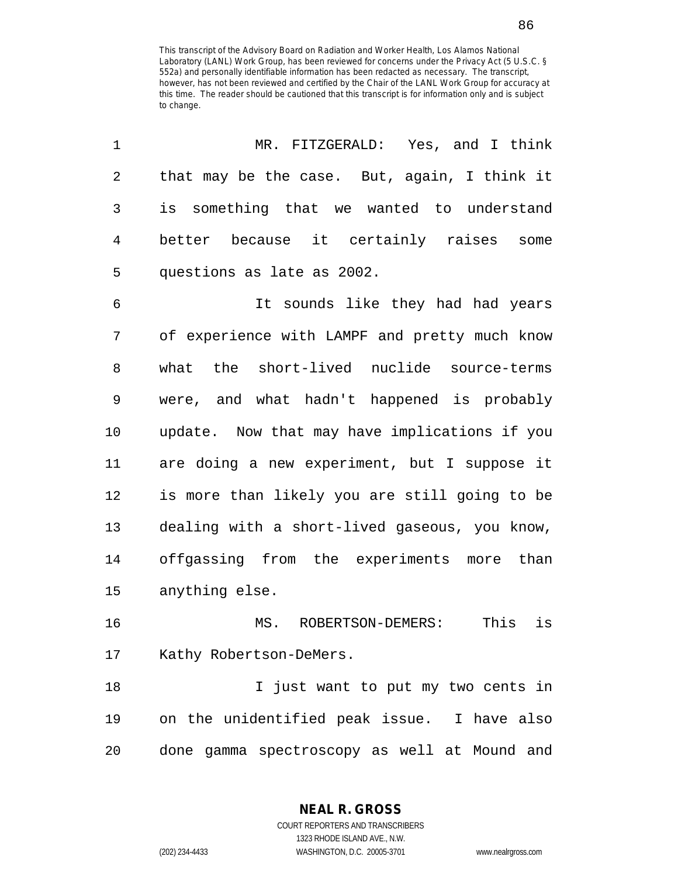MR. FITZGERALD: Yes, and I think that may be the case. But, again, I think it is something that we wanted to understand better because it certainly raises some questions as late as 2002.

It sounds like they had had years of experience with LAMPF and pretty much know what the short-lived nuclide source-terms were, and what hadn't happened is probably update. Now that may have implications if you are doing a new experiment, but I suppose it is more than likely you are still going to be dealing with a short-lived gaseous, you know, offgassing from the experiments more than anything else.

MS. ROBERTSON-DEMERS: This is Kathy Robertson-DeMers.

I just want to put my two cents in on the unidentified peak issue. I have also done gamma spectroscopy as well at Mound and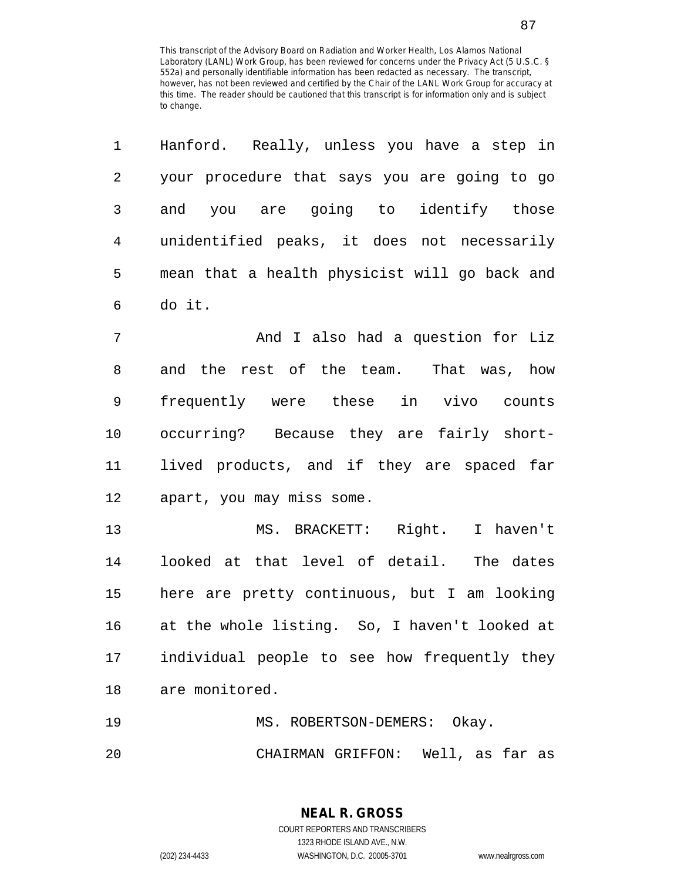This transcript of the Advisory Board on Radiation and Worker Health, Los Alamos National Laboratory (LANL) Work Group, has been reviewed for concerns under the Privacy Act (5 U.S.C. § 552a) and personally identifiable information has been redacted as necessary. The transcript, however, has not been reviewed and certified by the Chair of the LANL Work Group for accuracy at this time. The reader should be cautioned that this transcript is for information only and is subject to change.

Hanford. Really, unless you have a step in your procedure that says you are going to go and you are going to identify those unidentified peaks, it does not necessarily mean that a health physicist will go back and do it.

And I also had a question for Liz and the rest of the team. That was, how frequently were these in vivo counts occurring? Because they are fairly short-lived products, and if they are spaced far apart, you may miss some.

MS. BRACKETT: Right. I haven't looked at that level of detail. The dates here are pretty continuous, but I am looking at the whole listing. So, I haven't looked at individual people to see how frequently they are monitored.

MS. ROBERTSON-DEMERS: Okay.

CHAIRMAN GRIFFON: Well, as far as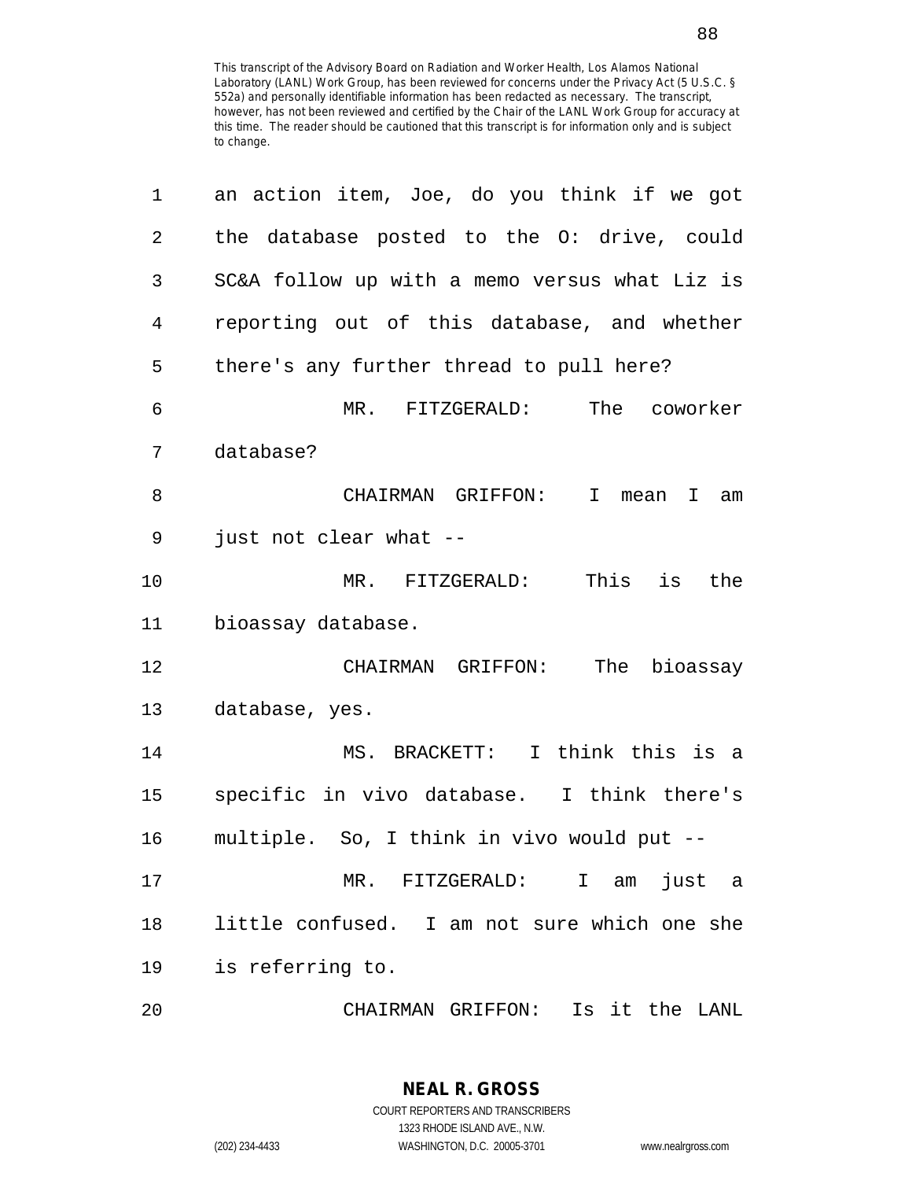This transcript of the Advisory Board on Radiation and Worker Health, Los Alamos National Laboratory (LANL) Work Group, has been reviewed for concerns under the Privacy Act (5 U.S.C. § 552a) and personally identifiable information has been redacted as necessary. The transcript, however, has not been reviewed and certified by the Chair of the LANL Work Group for accuracy at this time. The reader should be cautioned that this transcript is for information only and is subject to change.

an action item, Joe, do you think if we got the database posted to the O: drive, could SC&A follow up with a memo versus what Liz is reporting out of this database, and whether there's any further thread to pull here?

MR. FITZGERALD: The coworker database?

CHAIRMAN GRIFFON: I mean I am just not clear what --

MR. FITZGERALD: This is the bioassay database.

CHAIRMAN GRIFFON: The bioassay database, yes.

MS. BRACKETT: I think this is a specific in vivo database. I think there's multiple. So, I think in vivo would put --

MR. FITZGERALD: I am just a little confused. I am not sure which one she is referring to.

CHAIRMAN GRIFFON: Is it the LANL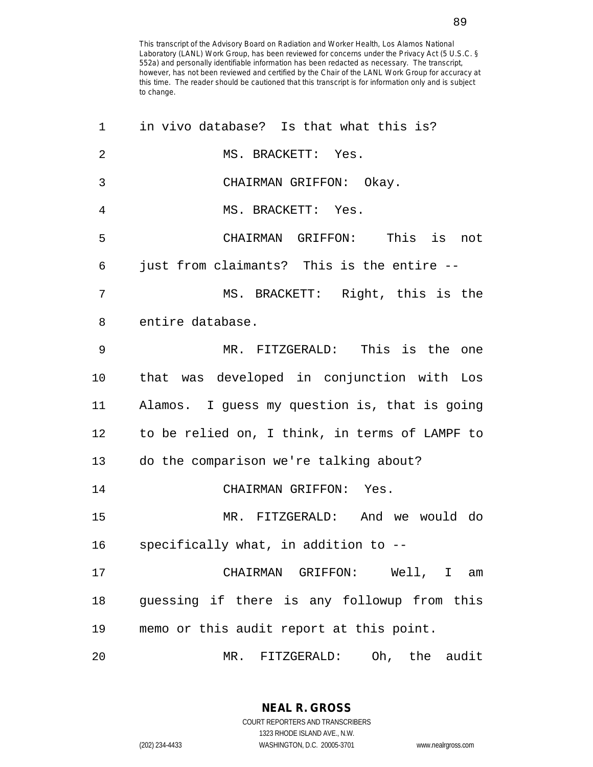This transcript of the Advisory Board on Radiation and Worker Health, Los Alamos National Laboratory (LANL) Work Group, has been reviewed for concerns under the Privacy Act (5 U.S.C. § 552a) and personally identifiable information has been redacted as necessary. The transcript, however, has not been reviewed and certified by the Chair of the LANL Work Group for accuracy at this time. The reader should be cautioned that this transcript is for information only and is subject to change.

1 in vivo database? Is that what this is?

2 MS. BRACKETT: Yes.

3 CHAIRMAN GRIFFON: Okay.

4 MS. BRACKETT: Yes.

5 CHAIRMAN GRIFFON: This is not

6 just from claimants? This is the entire --

7 MS. BRACKETT: Right, this is the

8 entire database.

9 MR. FITZGERALD: This is the one

10 that was developed in conjunction with Los

11 Alamos. I guess my question is, that is going

12 to be relied on, I think, in terms of LAMPF to

13 do the comparison we're talking about?

14 CHAIRMAN GRIFFON: Yes.

15 MR. FITZGERALD: And we would do

16 specifically what, in addition to --

17 CHAIRMAN GRIFFON: Well, I am

18 guessing if there is any followup from this

19 memo or this audit report at this point.

20 MR. FITZGERALD: Oh, the audit

**NEAL R. GROSS**
COURT REPORTERS AND TRANSCRIBERS
1323 RHODE ISLAND AVE., N.W.
(202) 234-4433 WASHINGTON, D.C. 20005-3701 www.nealrgross.com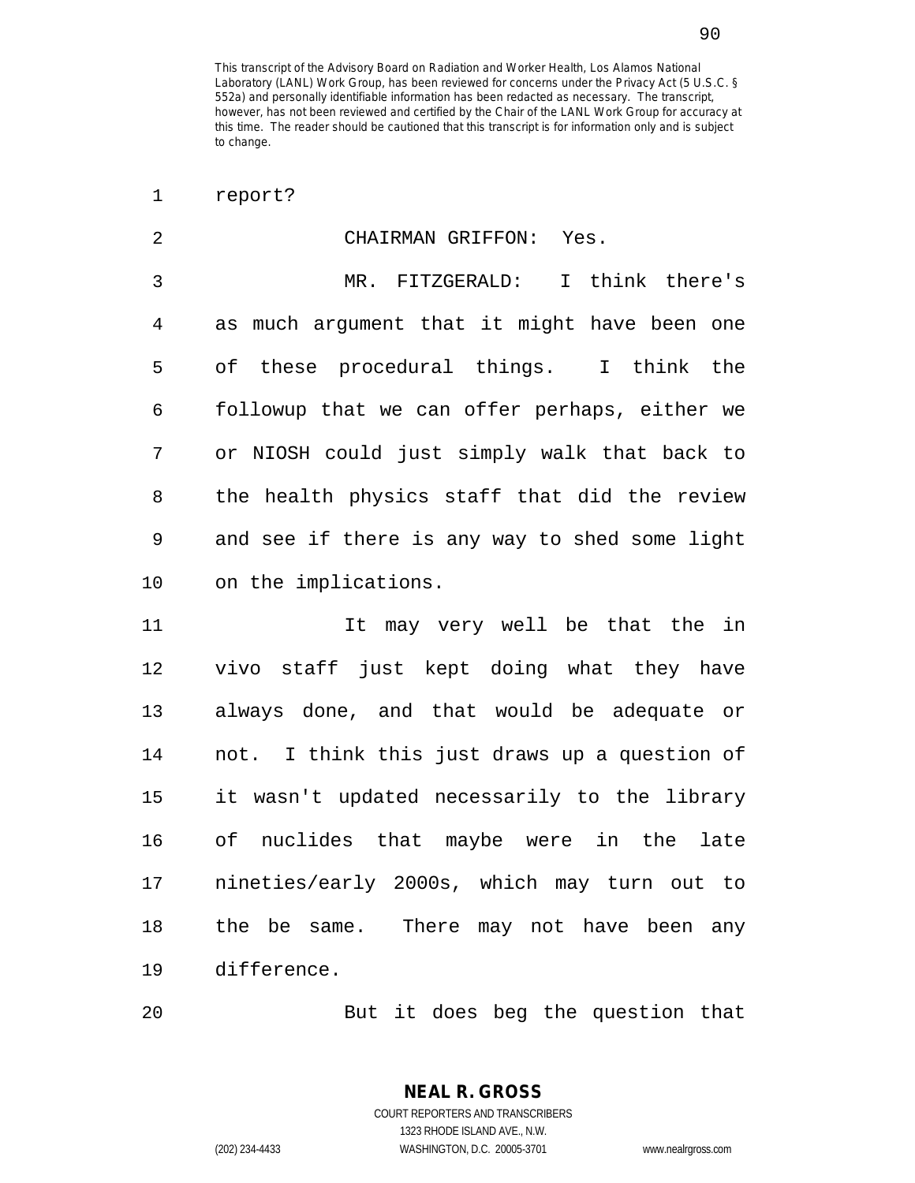report?

CHAIRMAN GRIFFON: Yes.

MR. FITZGERALD: I think there's as much argument that it might have been one of these procedural things. I think the followup that we can offer perhaps, either we or NIOSH could just simply walk that back to the health physics staff that did the review and see if there is any way to shed some light on the implications.

It may very well be that the in vivo staff just kept doing what they have always done, and that would be adequate or not. I think this just draws up a question of it wasn't updated necessarily to the library of nuclides that maybe were in the late nineties/early 2000s, which may turn out to the be same. There may not have been any difference.

But it does beg the question that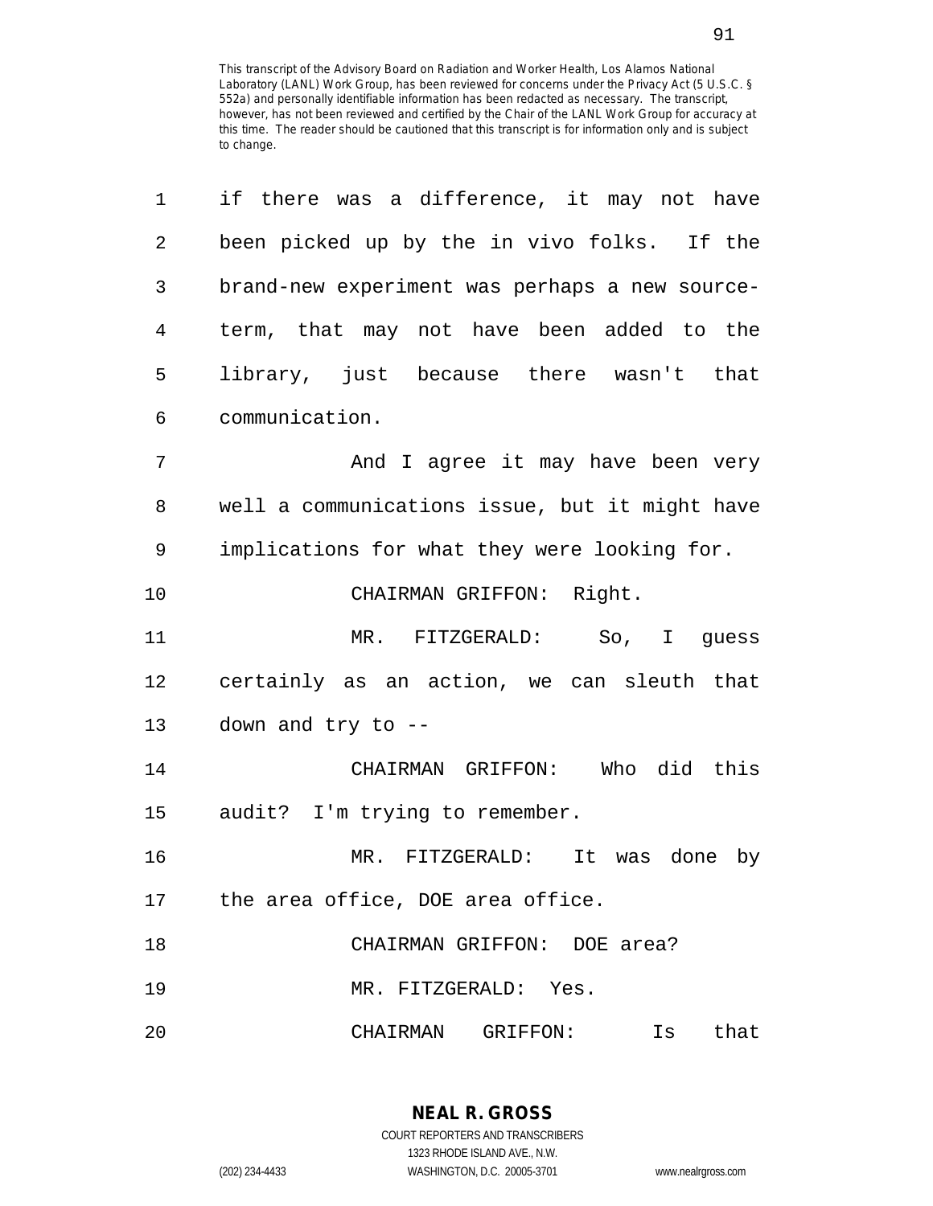This transcript of the Advisory Board on Radiation and Worker Health, Los Alamos National Laboratory (LANL) Work Group, has been reviewed for concerns under the Privacy Act (5 U.S.C. § 552a) and personally identifiable information has been redacted as necessary. The transcript, however, has not been reviewed and certified by the Chair of the LANL Work Group for accuracy at this time. The reader should be cautioned that this transcript is for information only and is subject to change.

1 if there was a difference, it may not have
2 been picked up by the in vivo folks. If the
3 brand-new experiment was perhaps a new source-
4 term, that may not have been added to the
5 library, just because there wasn't that
6 communication.

7 And I agree it may have been very
8 well a communications issue, but it might have
9 implications for what they were looking for.

10 CHAIRMAN GRIFFON: Right.

11 MR. FITZGERALD: So, I guess
12 certainly as an action, we can sleuth that
13 down and try to --

14 CHAIRMAN GRIFFON: Who did this
15 audit? I'm trying to remember.

16 MR. FITZGERALD: It was done by
17 the area office, DOE area office.

18 CHAIRMAN GRIFFON: DOE area?

19 MR. FITZGERALD: Yes.

20 CHAIRMAN GRIFFON: Is that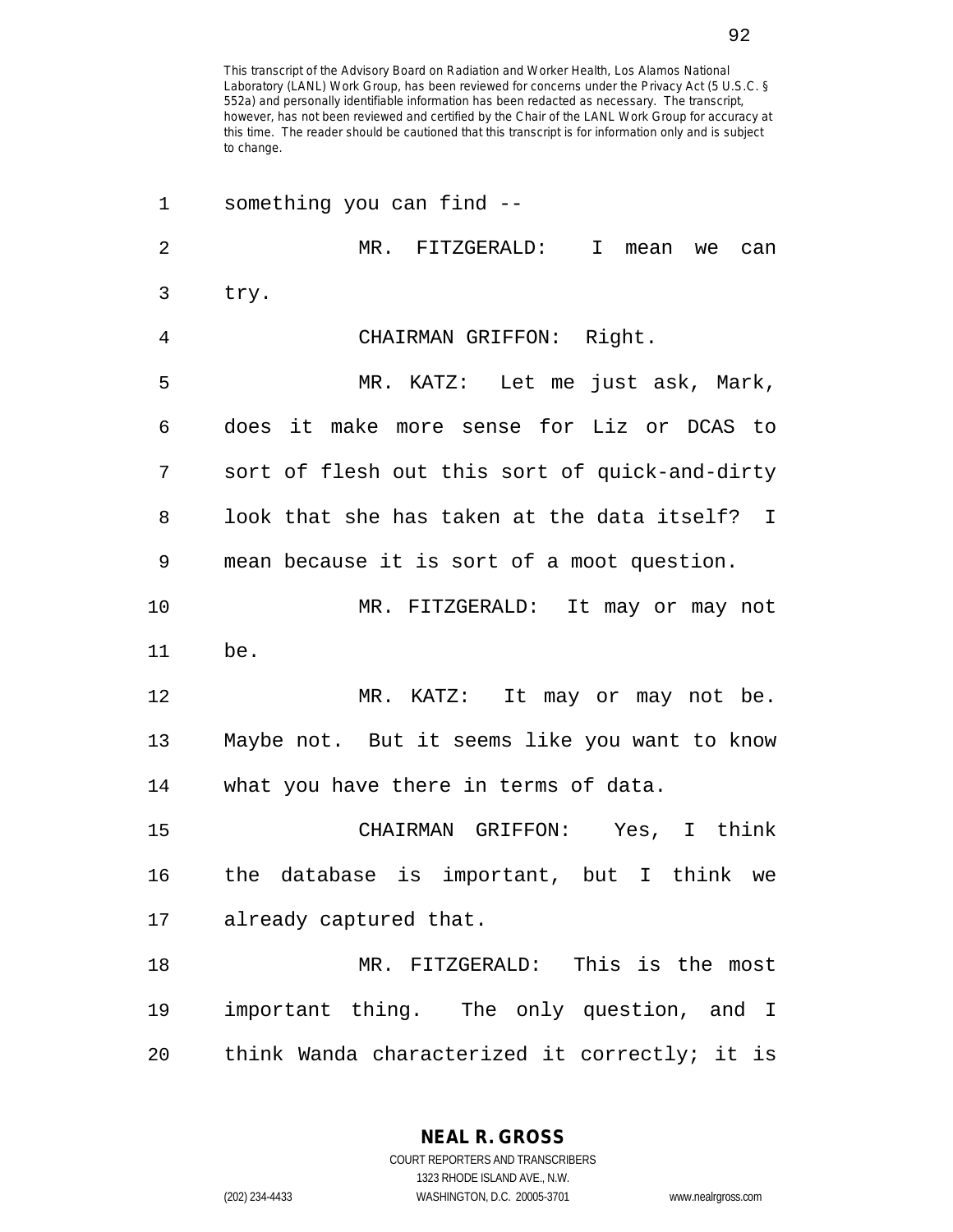This transcript of the Advisory Board on Radiation and Worker Health, Los Alamos National Laboratory (LANL) Work Group, has been reviewed for concerns under the Privacy Act (5 U.S.C. § 552a) and personally identifiable information has been redacted as necessary. The transcript, however, has not been reviewed and certified by the Chair of the LANL Work Group for accuracy at this time. The reader should be cautioned that this transcript is for information only and is subject to change.

something you can find --

MR. FITZGERALD: I mean we can try.

CHAIRMAN GRIFFON: Right.

MR. KATZ: Let me just ask, Mark, does it make more sense for Liz or DCAS to sort of flesh out this sort of quick-and-dirty look that she has taken at the data itself? I mean because it is sort of a moot question.

MR. FITZGERALD: It may or may not be.

MR. KATZ: It may or may not be. Maybe not. But it seems like you want to know what you have there in terms of data.

CHAIRMAN GRIFFON: Yes, I think the database is important, but I think we already captured that.

MR. FITZGERALD: This is the most important thing. The only question, and I think Wanda characterized it correctly; it is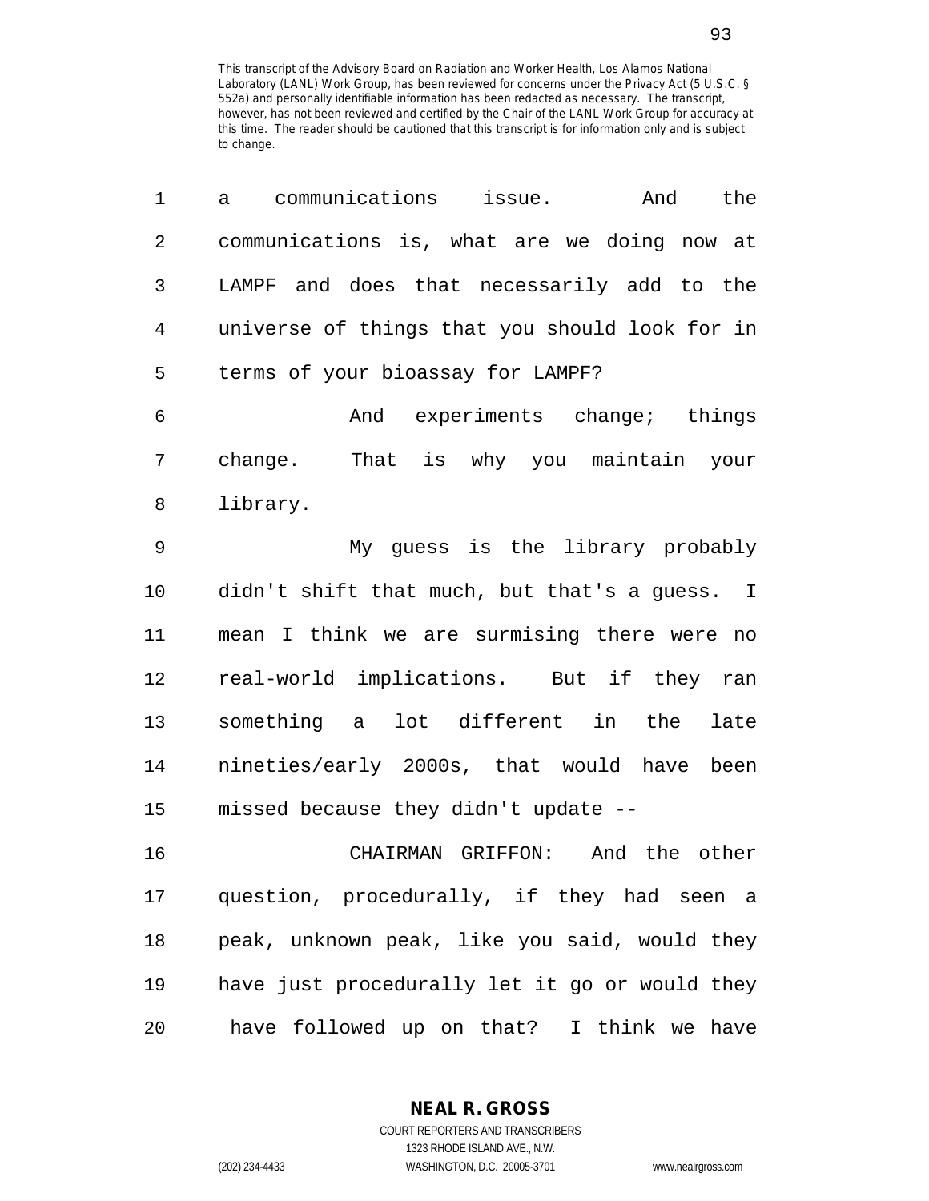a communications issue. And the communications is, what are we doing now at LAMPF and does that necessarily add to the universe of things that you should look for in terms of your bioassay for LAMPF?

And experiments change; things change. That is why you maintain your library.

My guess is the library probably didn't shift that much, but that's a guess. I mean I think we are surmising there were no real-world implications. But if they ran something a lot different in the late nineties/early 2000s, that would have been missed because they didn't update --

CHAIRMAN GRIFFON: And the other question, procedurally, if they had seen a peak, unknown peak, like you said, would they have just procedurally let it go or would they have followed up on that? I think we have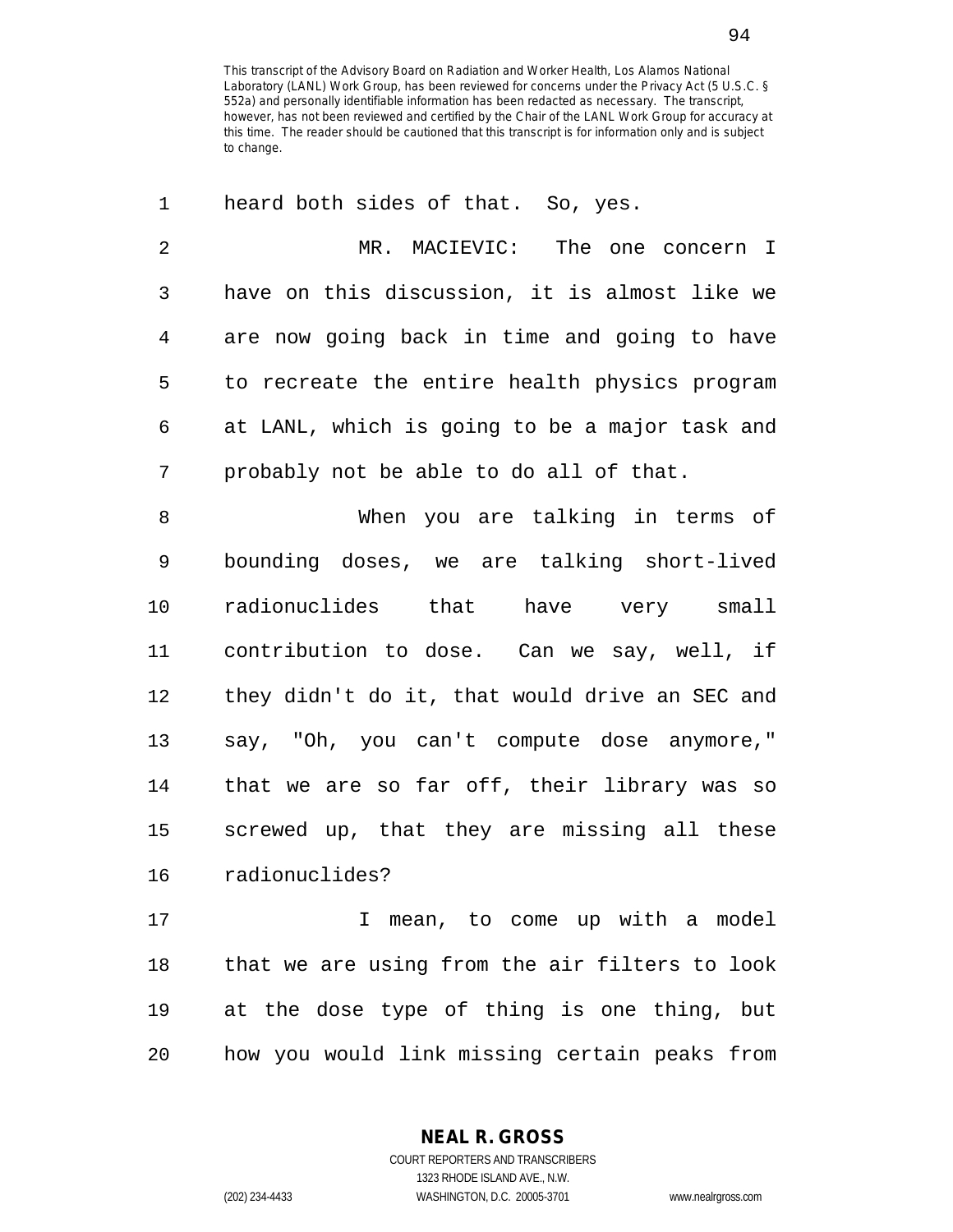heard both sides of that. So, yes.

MR. MACIEVIC: The one concern I have on this discussion, it is almost like we are now going back in time and going to have to recreate the entire health physics program at LANL, which is going to be a major task and probably not be able to do all of that.

When you are talking in terms of bounding doses, we are talking short-lived radionuclides that have very small contribution to dose. Can we say, well, if they didn't do it, that would drive an SEC and say, "Oh, you can't compute dose anymore," that we are so far off, their library was so screwed up, that they are missing all these radionuclides?

I mean, to come up with a model that we are using from the air filters to look at the dose type of thing is one thing, but how you would link missing certain peaks from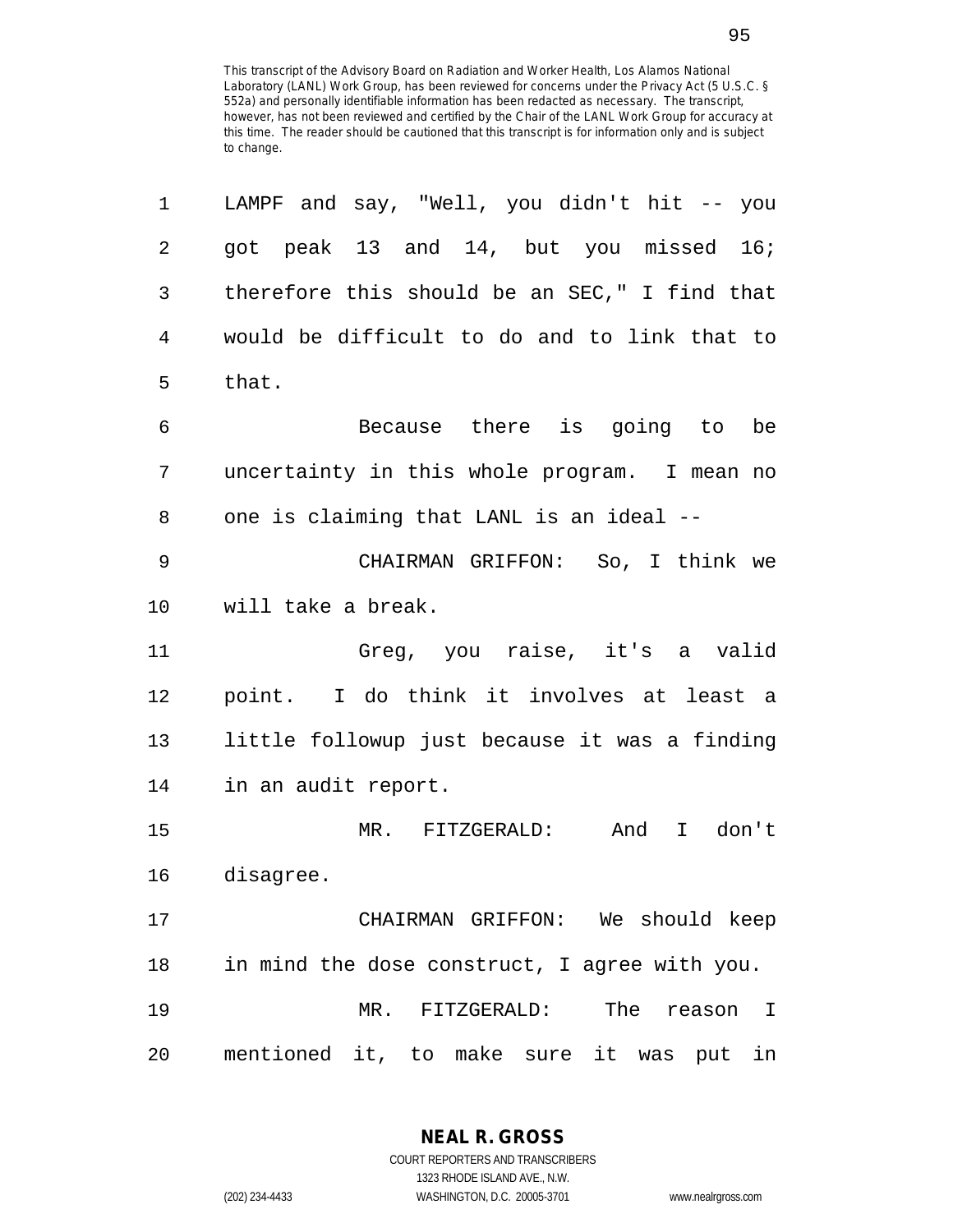This transcript of the Advisory Board on Radiation and Worker Health, Los Alamos National Laboratory (LANL) Work Group, has been reviewed for concerns under the Privacy Act (5 U.S.C. § 552a) and personally identifiable information has been redacted as necessary. The transcript, however, has not been reviewed and certified by the Chair of the LANL Work Group for accuracy at this time. The reader should be cautioned that this transcript is for information only and is subject to change.

1 LAMPF and say, "Well, you didn't hit -- you
2 got peak 13 and 14, but you missed 16;
3 therefore this should be an SEC," I find that
4 would be difficult to do and to link that to
5 that.

6 Because there is going to be
7 uncertainty in this whole program. I mean no
8 one is claiming that LANL is an ideal --

9 CHAIRMAN GRIFFON: So, I think we
10 will take a break.

11 Greg, you raise, it's a valid
12 point. I do think it involves at least a
13 little followup just because it was a finding
14 in an audit report.

15 MR. FITZGERALD: And I don't
16 disagree.

17 CHAIRMAN GRIFFON: We should keep
18 in mind the dose construct, I agree with you.

19 MR. FITZGERALD: The reason I
20 mentioned it, to make sure it was put in

**NEAL R. GROSS**
COURT REPORTERS AND TRANSCRIBERS
1323 RHODE ISLAND AVE., N.W.
(202) 234-4433 WASHINGTON, D.C. 20005-3701 www.nealrgross.com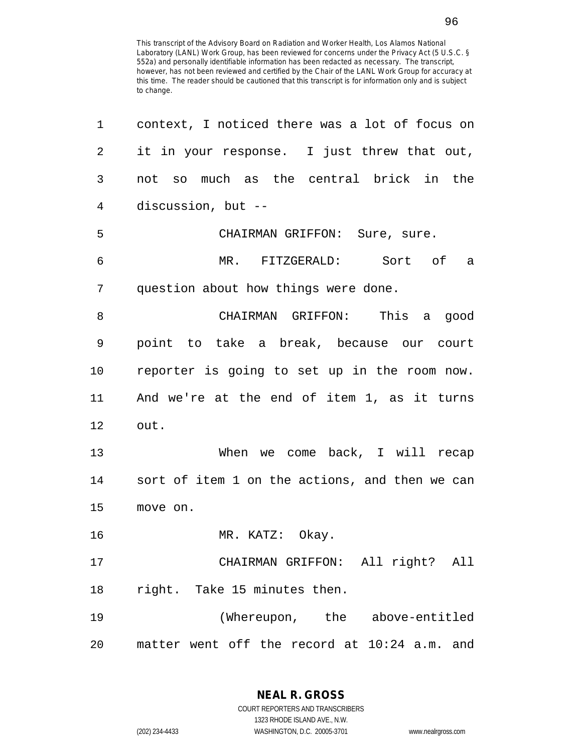This transcript of the Advisory Board on Radiation and Worker Health, Los Alamos National Laboratory (LANL) Work Group, has been reviewed for concerns under the Privacy Act (5 U.S.C. § 552a) and personally identifiable information has been redacted as necessary. The transcript, however, has not been reviewed and certified by the Chair of the LANL Work Group for accuracy at this time. The reader should be cautioned that this transcript is for information only and is subject to change.

1 context, I noticed there was a lot of focus on
2 it in your response. I just threw that out,
3 not so much as the central brick in the
4 discussion, but --
5 CHAIRMAN GRIFFON: Sure, sure.
6 MR. FITZGERALD: Sort of a
7 question about how things were done.
8 CHAIRMAN GRIFFON: This a good
9 point to take a break, because our court
10 reporter is going to set up in the room now.
11 And we're at the end of item 1, as it turns
12 out.
13 When we come back, I will recap
14 sort of item 1 on the actions, and then we can
15 move on.
16 MR. KATZ: Okay.
17 CHAIRMAN GRIFFON: All right? All
18 right. Take 15 minutes then.
19 (Whereupon, the above-entitled
20 matter went off the record at 10:24 a.m. and

NEAL R. GROSS
COURT REPORTERS AND TRANSCRIBERS
1323 RHODE ISLAND AVE., N.W.
(202) 234-4433 WASHINGTON, D.C. 20005-3701 www.nealrgross.com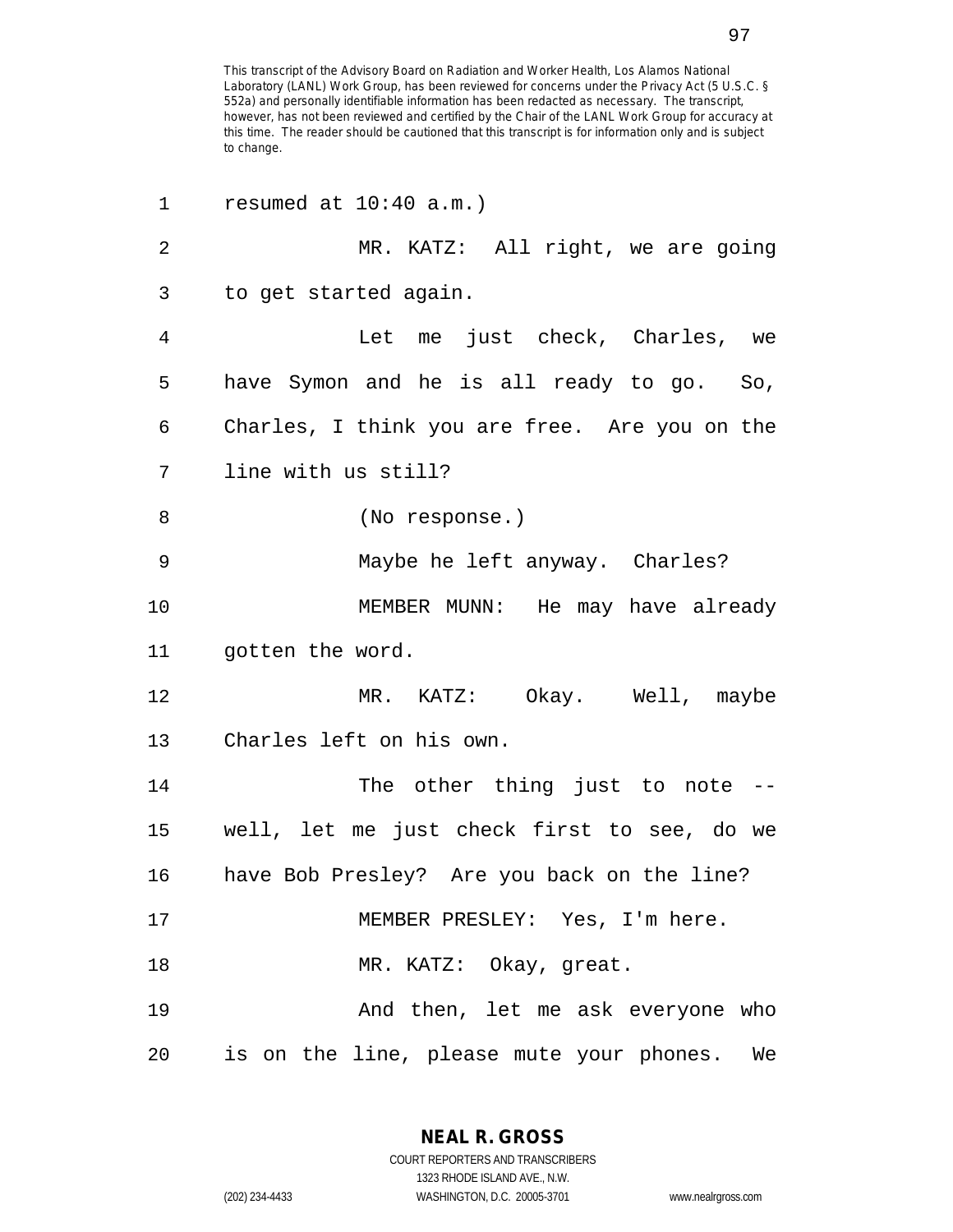This transcript of the Advisory Board on Radiation and Worker Health, Los Alamos National Laboratory (LANL) Work Group, has been reviewed for concerns under the Privacy Act (5 U.S.C. § 552a) and personally identifiable information has been redacted as necessary. The transcript, however, has not been reviewed and certified by the Chair of the LANL Work Group for accuracy at this time. The reader should be cautioned that this transcript is for information only and is subject to change.

1 resumed at 10:40 a.m.)

2 MR. KATZ: All right, we are going
3 to get started again.

4 Let me just check, Charles, we
5 have Symon and he is all ready to go. So,
6 Charles, I think you are free. Are you on the
7 line with us still?

8 (No response.)

9 Maybe he left anyway. Charles?

10 MEMBER MUNN: He may have already
11 gotten the word.

12 MR. KATZ: Okay. Well, maybe
13 Charles left on his own.

14 The other thing just to note --
15 well, let me just check first to see, do we
16 have Bob Presley? Are you back on the line?

17 MEMBER PRESLEY: Yes, I'm here.

18 MR. KATZ: Okay, great.

19 And then, let me ask everyone who
20 is on the line, please mute your phones. We

**NEAL R. GROSS**
COURT REPORTERS AND TRANSCRIBERS
1323 RHODE ISLAND AVE., N.W.
(202) 234-4433 WASHINGTON, D.C. 20005-3701 www.nealrgross.com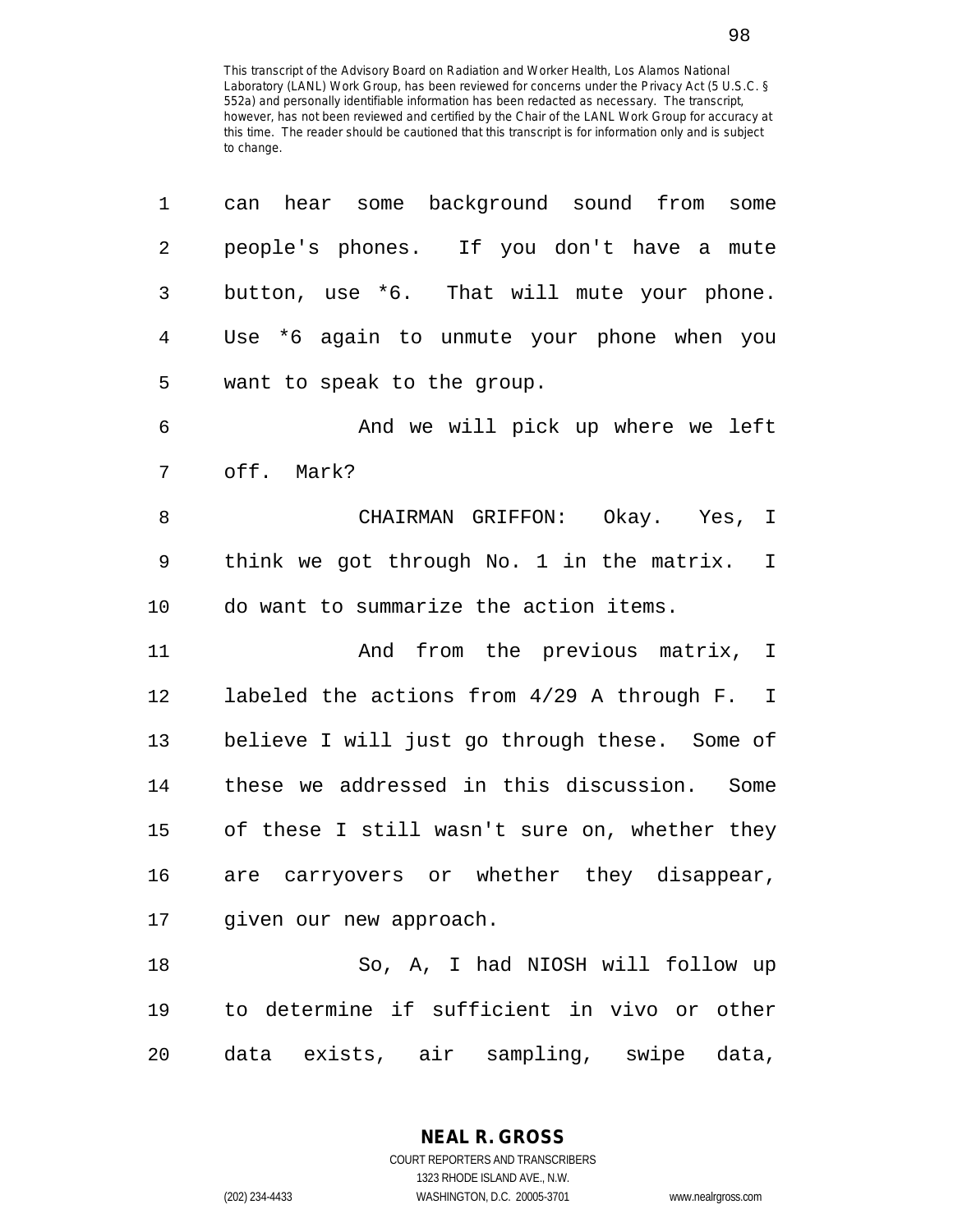This transcript of the Advisory Board on Radiation and Worker Health, Los Alamos National Laboratory (LANL) Work Group, has been reviewed for concerns under the Privacy Act (5 U.S.C. § 552a) and personally identifiable information has been redacted as necessary. The transcript, however, has not been reviewed and certified by the Chair of the LANL Work Group for accuracy at this time. The reader should be cautioned that this transcript is for information only and is subject to change.

can hear some background sound from some people's phones. If you don't have a mute button, use *6. That will mute your phone. Use *6 again to unmute your phone when you want to speak to the group.

And we will pick up where we left off. Mark?

CHAIRMAN GRIFFON: Okay. Yes, I think we got through No. 1 in the matrix. I do want to summarize the action items.

And from the previous matrix, I labeled the actions from 4/29 A through F. I believe I will just go through these. Some of these we addressed in this discussion. Some of these I still wasn't sure on, whether they are carryovers or whether they disappear, given our new approach.

So, A, I had NIOSH will follow up to determine if sufficient in vivo or other data exists, air sampling, swipe data,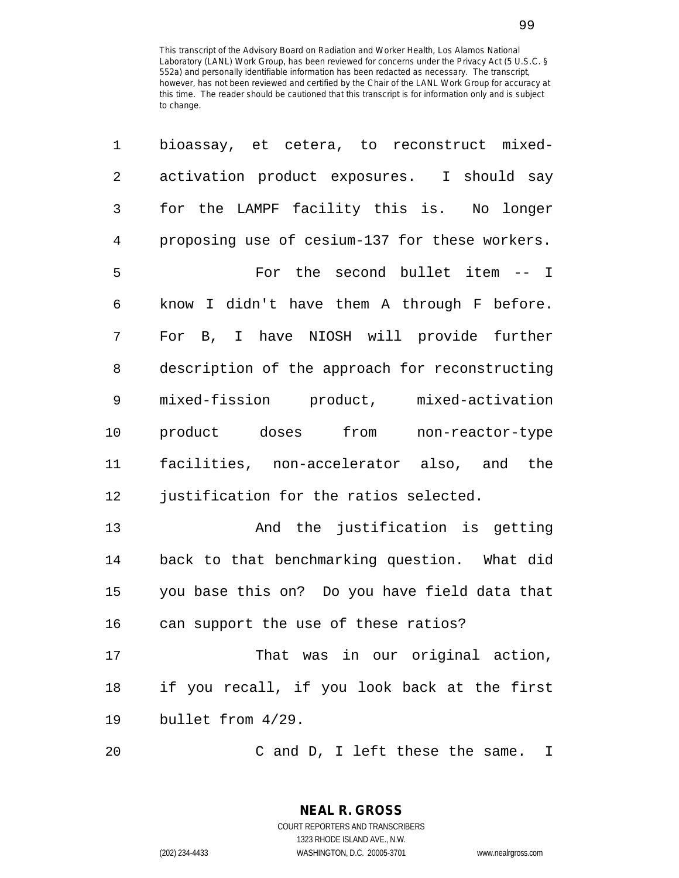This transcript of the Advisory Board on Radiation and Worker Health, Los Alamos National Laboratory (LANL) Work Group, has been reviewed for concerns under the Privacy Act (5 U.S.C. § 552a) and personally identifiable information has been redacted as necessary. The transcript, however, has not been reviewed and certified by the Chair of the LANL Work Group for accuracy at this time. The reader should be cautioned that this transcript is for information only and is subject to change.

bioassay, et cetera, to reconstruct mixed-activation product exposures. I should say for the LAMPF facility this is. No longer proposing use of cesium-137 for these workers.

For the second bullet item -- I know I didn't have them A through F before. For B, I have NIOSH will provide further description of the approach for reconstructing mixed-fission product, mixed-activation product doses from non-reactor-type facilities, non-accelerator also, and the justification for the ratios selected.

And the justification is getting back to that benchmarking question. What did you base this on? Do you have field data that can support the use of these ratios?

That was in our original action, if you recall, if you look back at the first bullet from 4/29.

C and D, I left these the same. I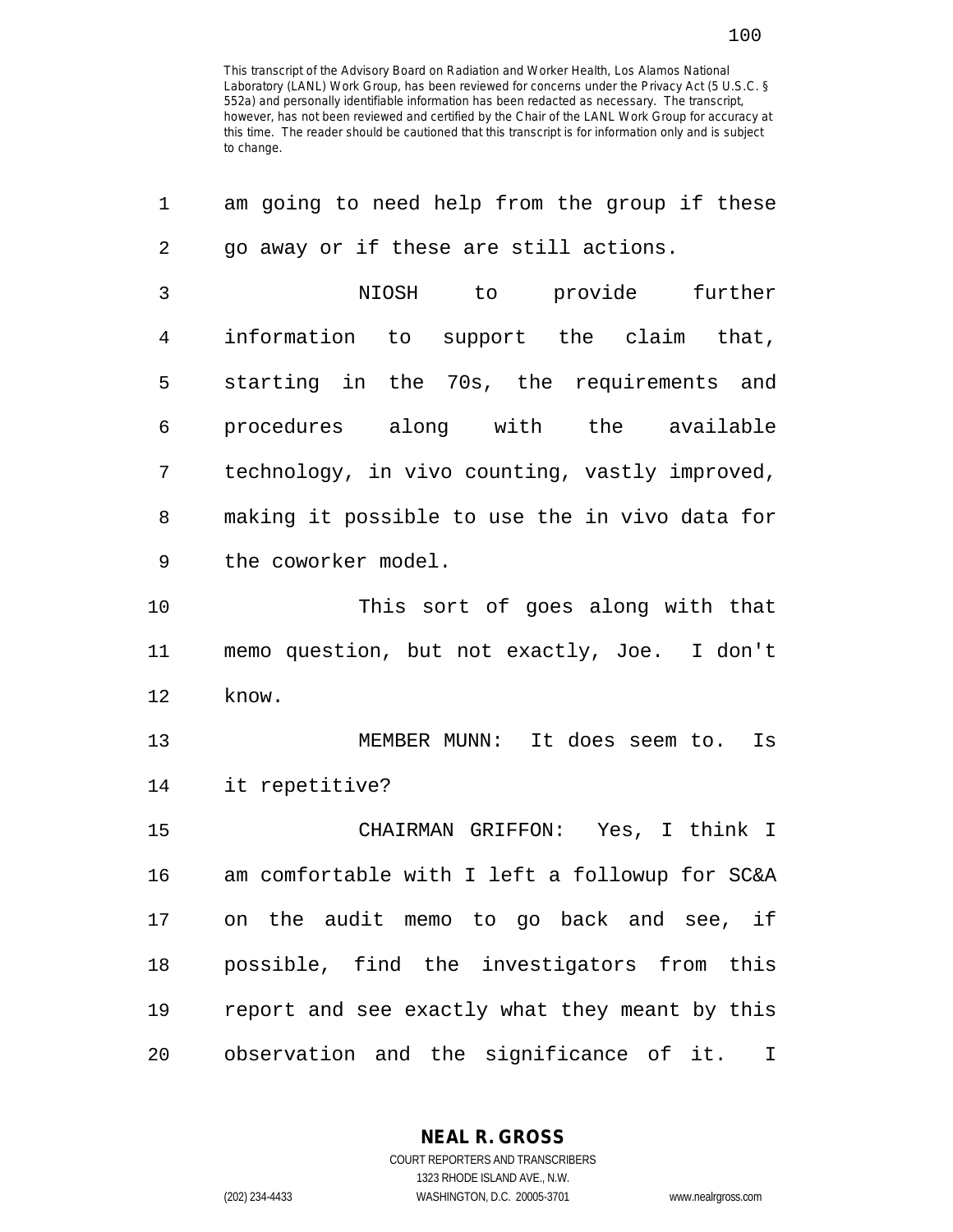This transcript of the Advisory Board on Radiation and Worker Health, Los Alamos National Laboratory (LANL) Work Group, has been reviewed for concerns under the Privacy Act (5 U.S.C. § 552a) and personally identifiable information has been redacted as necessary. The transcript, however, has not been reviewed and certified by the Chair of the LANL Work Group for accuracy at this time. The reader should be cautioned that this transcript is for information only and is subject to change.

am going to need help from the group if these go away or if these are still actions.

NIOSH to provide further information to support the claim that, starting in the 70s, the requirements and procedures along with the available technology, in vivo counting, vastly improved, making it possible to use the in vivo data for the coworker model.

This sort of goes along with that memo question, but not exactly, Joe. I don't know.

MEMBER MUNN: It does seem to. Is it repetitive?

CHAIRMAN GRIFFON: Yes, I think I am comfortable with I left a followup for SC&A on the audit memo to go back and see, if possible, find the investigators from this report and see exactly what they meant by this observation and the significance of it. I

NEAL R. GROSS
COURT REPORTERS AND TRANSCRIBERS
1323 RHODE ISLAND AVE., N.W.
(202) 234-4433 WASHINGTON, D.C. 20005-3701 www.nealrgross.com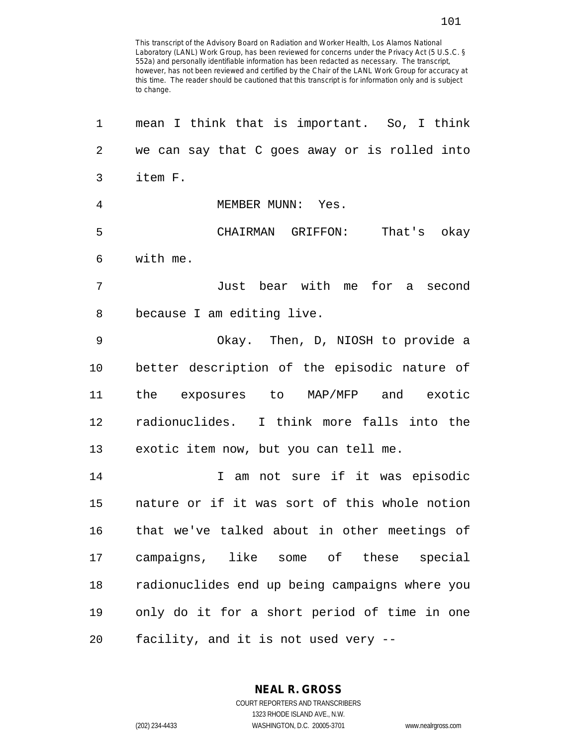This transcript of the Advisory Board on Radiation and Worker Health, Los Alamos National Laboratory (LANL) Work Group, has been reviewed for concerns under the Privacy Act (5 U.S.C. § 552a) and personally identifiable information has been redacted as necessary. The transcript, however, has not been reviewed and certified by the Chair of the LANL Work Group for accuracy at this time. The reader should be cautioned that this transcript is for information only and is subject to change.

mean I think that is important. So, I think we can say that C goes away or is rolled into item F.

MEMBER MUNN: Yes.

CHAIRMAN GRIFFON: That's okay with me.

Just bear with me for a second because I am editing live.

Okay. Then, D, NIOSH to provide a better description of the episodic nature of the exposures to MAP/MFP and exotic radionuclides. I think more falls into the exotic item now, but you can tell me.

I am not sure if it was episodic nature or if it was sort of this whole notion that we've talked about in other meetings of campaigns, like some of these special radionuclides end up being campaigns where you only do it for a short period of time in one facility, and it is not used very --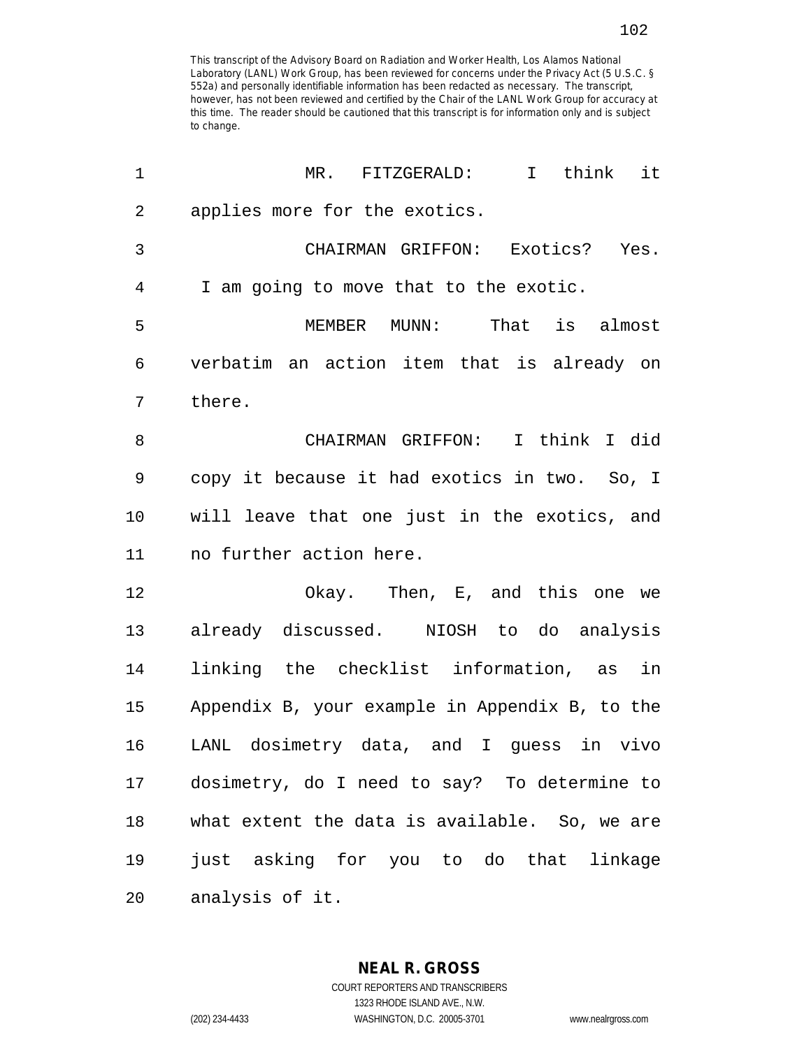This transcript of the Advisory Board on Radiation and Worker Health, Los Alamos National Laboratory (LANL) Work Group, has been reviewed for concerns under the Privacy Act (5 U.S.C. § 552a) and personally identifiable information has been redacted as necessary. The transcript, however, has not been reviewed and certified by the Chair of the LANL Work Group for accuracy at this time. The reader should be cautioned that this transcript is for information only and is subject to change.

1 MR. FITZGERALD: I think it
2 applies more for the exotics.
3 CHAIRMAN GRIFFON: Exotics? Yes.
4 I am going to move that to the exotic.
5 MEMBER MUNN: That is almost
6 verbatim an action item that is already on
7 there.
8 CHAIRMAN GRIFFON: I think I did
9 copy it because it had exotics in two. So, I
10 will leave that one just in the exotics, and
11 no further action here.
12 Okay. Then, E, and this one we
13 already discussed. NIOSH to do analysis
14 linking the checklist information, as in
15 Appendix B, your example in Appendix B, to the
16 LANL dosimetry data, and I guess in vivo
17 dosimetry, do I need to say? To determine to
18 what extent the data is available. So, we are
19 just asking for you to do that linkage
20 analysis of it.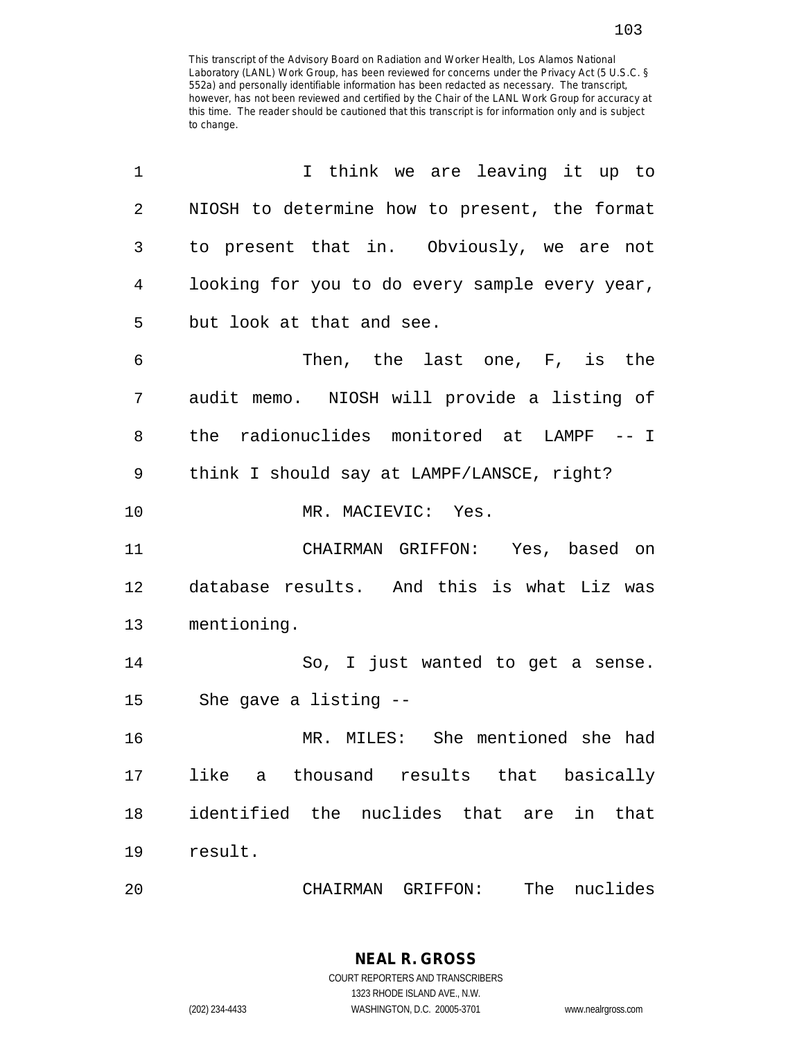I think we are leaving it up to NIOSH to determine how to present, the format to present that in. Obviously, we are not looking for you to do every sample every year, but look at that and see.

Then, the last one, F, is the audit memo. NIOSH will provide a listing of the radionuclides monitored at LAMPF -- I think I should say at LAMPF/LANSCE, right?

MR. MACIEVIC: Yes.

CHAIRMAN GRIFFON: Yes, based on database results. And this is what Liz was mentioning.

So, I just wanted to get a sense. She gave a listing --

MR. MILES: She mentioned she had like a thousand results that basically identified the nuclides that are in that result.

CHAIRMAN GRIFFON: The nuclides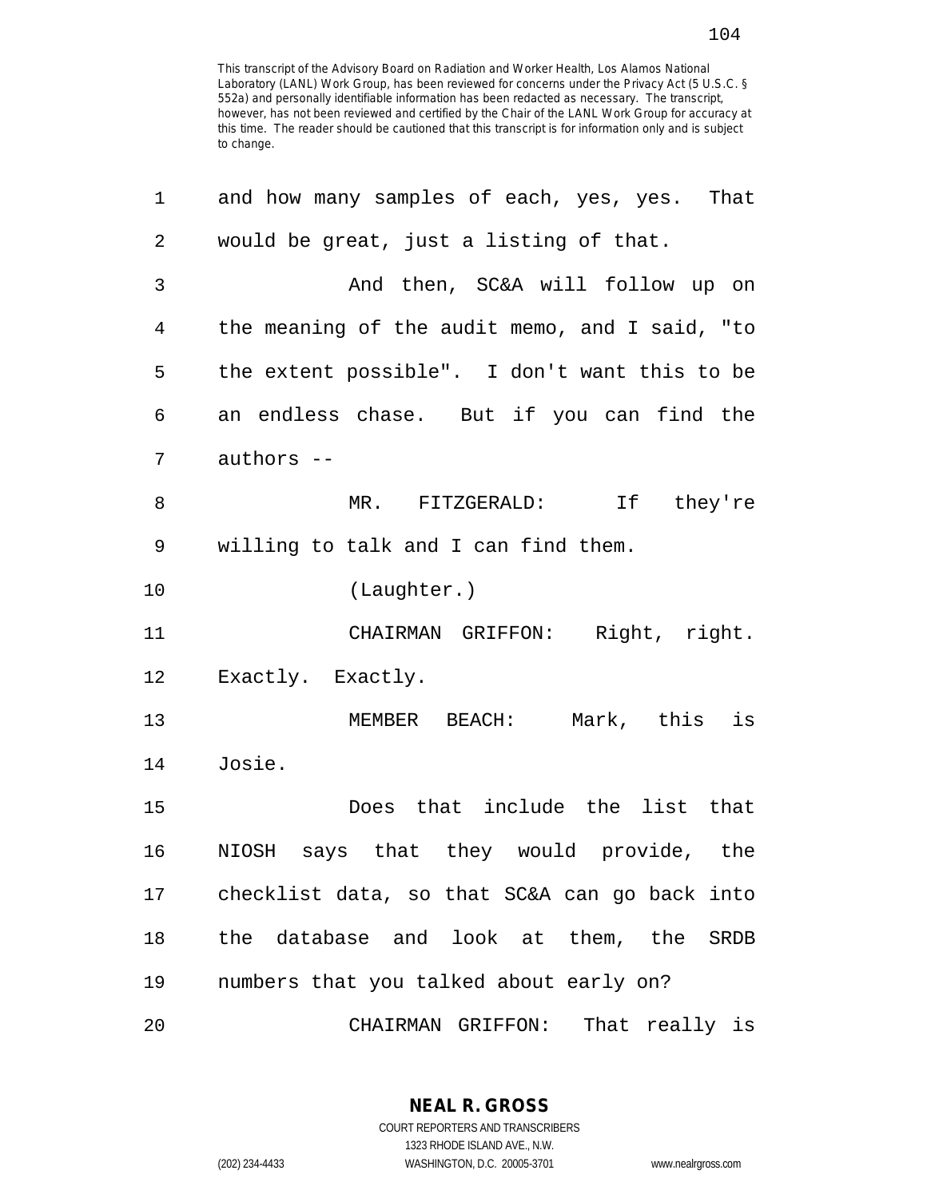This transcript of the Advisory Board on Radiation and Worker Health, Los Alamos National Laboratory (LANL) Work Group, has been reviewed for concerns under the Privacy Act (5 U.S.C. § 552a) and personally identifiable information has been redacted as necessary. The transcript, however, has not been reviewed and certified by the Chair of the LANL Work Group for accuracy at this time. The reader should be cautioned that this transcript is for information only and is subject to change.

and how many samples of each, yes, yes. That would be great, just a listing of that.

And then, SC&A will follow up on the meaning of the audit memo, and I said, "to the extent possible". I don't want this to be an endless chase. But if you can find the authors --

MR. FITZGERALD: If they're willing to talk and I can find them.

(Laughter.)

CHAIRMAN GRIFFON: Right, right. Exactly. Exactly.

MEMBER BEACH: Mark, this is Josie.

Does that include the list that NIOSH says that they would provide, the checklist data, so that SC&A can go back into the database and look at them, the SRDB numbers that you talked about early on?

CHAIRMAN GRIFFON: That really is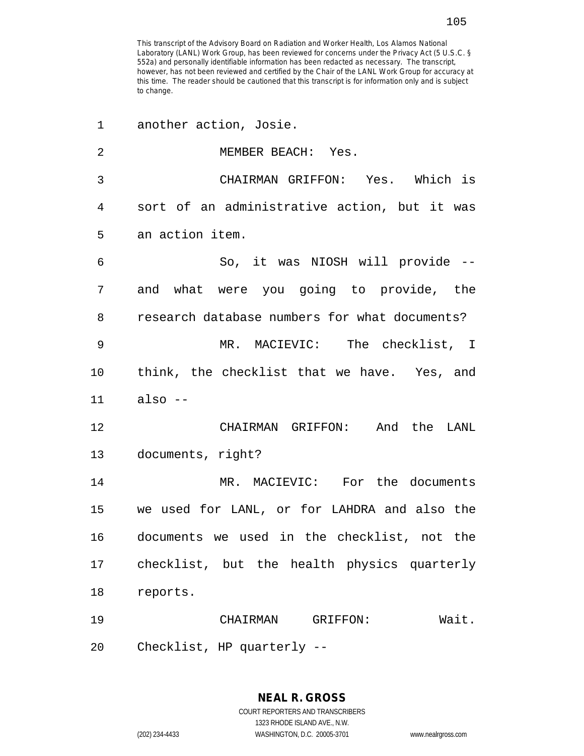This transcript of the Advisory Board on Radiation and Worker Health, Los Alamos National Laboratory (LANL) Work Group, has been reviewed for concerns under the Privacy Act (5 U.S.C. § 552a) and personally identifiable information has been redacted as necessary. The transcript, however, has not been reviewed and certified by the Chair of the LANL Work Group for accuracy at this time. The reader should be cautioned that this transcript is for information only and is subject to change.

1 another action, Josie.

2 MEMBER BEACH: Yes.

3 CHAIRMAN GRIFFON: Yes. Which is
4 sort of an administrative action, but it was
5 an action item.

6 So, it was NIOSH will provide --
7 and what were you going to provide, the
8 research database numbers for what documents?

9 MR. MACIEVIC: The checklist, I
10 think, the checklist that we have. Yes, and
11 also --

12 CHAIRMAN GRIFFON: And the LANL
13 documents, right?

14 MR. MACIEVIC: For the documents
15 we used for LANL, or for LAHDRA and also the
16 documents we used in the checklist, not the
17 checklist, but the health physics quarterly
18 reports.

19 CHAIRMAN GRIFFON: Wait.
20 Checklist, HP quarterly --

**NEAL R. GROSS**
COURT REPORTERS AND TRANSCRIBERS
1323 RHODE ISLAND AVE., N.W.
(202) 234-4433 WASHINGTON, D.C. 20005-3701 www.nealrgross.com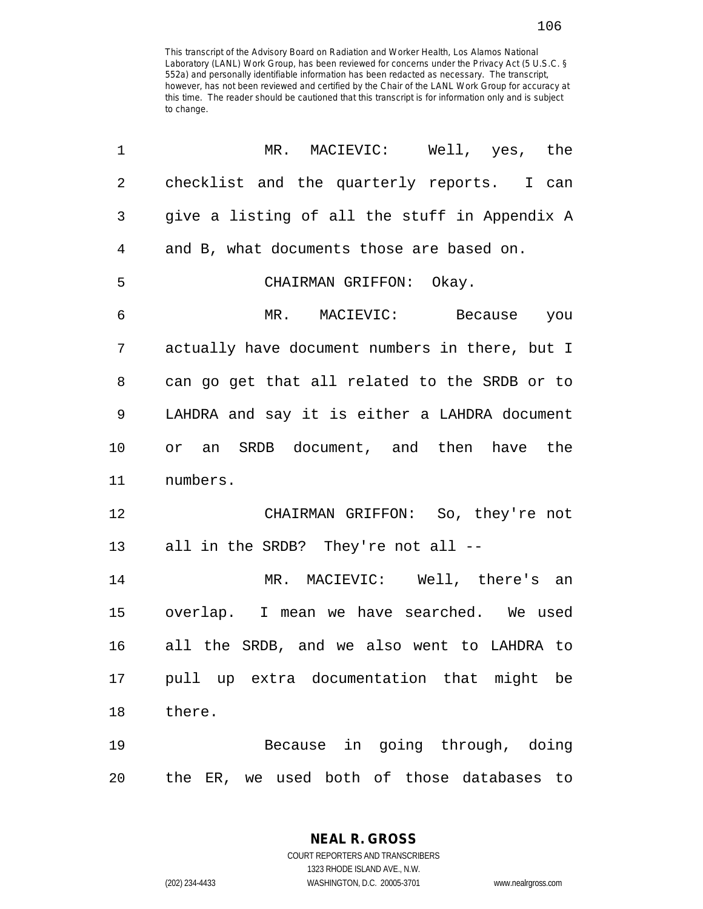This transcript of the Advisory Board on Radiation and Worker Health, Los Alamos National Laboratory (LANL) Work Group, has been reviewed for concerns under the Privacy Act (5 U.S.C. § 552a) and personally identifiable information has been redacted as necessary. The transcript, however, has not been reviewed and certified by the Chair of the LANL Work Group for accuracy at this time. The reader should be cautioned that this transcript is for information only and is subject to change.

MR. MACIEVIC: Well, yes, the checklist and the quarterly reports. I can give a listing of all the stuff in Appendix A and B, what documents those are based on.

CHAIRMAN GRIFFON: Okay.

MR. MACIEVIC: Because you actually have document numbers in there, but I can go get that all related to the SRDB or to LAHDRA and say it is either a LAHDRA document or an SRDB document, and then have the numbers.

CHAIRMAN GRIFFON: So, they're not all in the SRDB? They're not all --

MR. MACIEVIC: Well, there's an overlap. I mean we have searched. We used all the SRDB, and we also went to LAHDRA to pull up extra documentation that might be there.

Because in going through, doing the ER, we used both of those databases to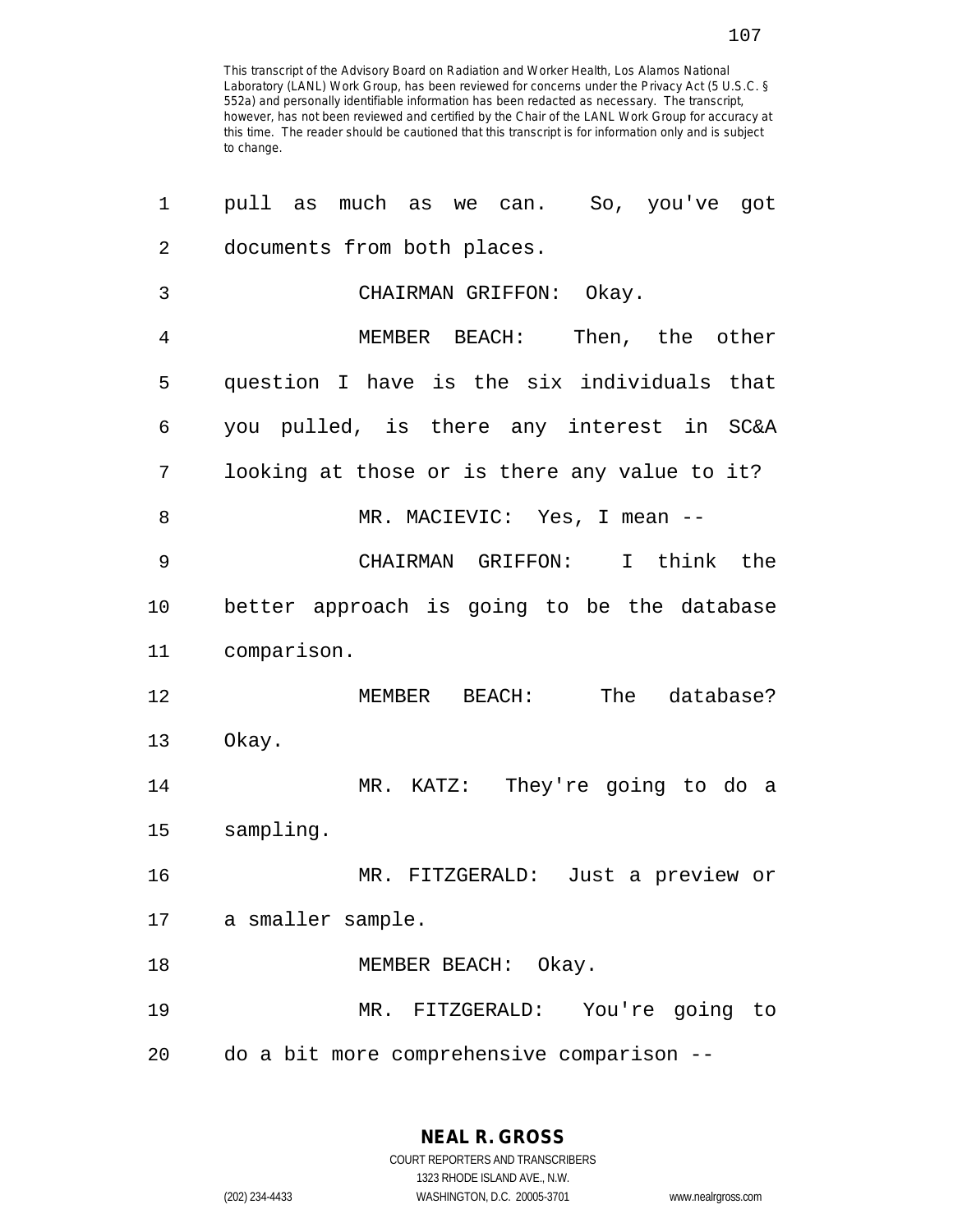This transcript of the Advisory Board on Radiation and Worker Health, Los Alamos National Laboratory (LANL) Work Group, has been reviewed for concerns under the Privacy Act (5 U.S.C. § 552a) and personally identifiable information has been redacted as necessary. The transcript, however, has not been reviewed and certified by the Chair of the LANL Work Group for accuracy at this time. The reader should be cautioned that this transcript is for information only and is subject to change.

pull as much as we can. So, you've got documents from both places.

CHAIRMAN GRIFFON: Okay.

MEMBER BEACH: Then, the other question I have is the six individuals that you pulled, is there any interest in SC&A looking at those or is there any value to it?

MR. MACIEVIC: Yes, I mean --

CHAIRMAN GRIFFON: I think the better approach is going to be the database comparison.

MEMBER BEACH: The database? Okay.

MR. KATZ: They're going to do a sampling.

MR. FITZGERALD: Just a preview or a smaller sample.

MEMBER BEACH: Okay.

MR. FITZGERALD: You're going to do a bit more comprehensive comparison --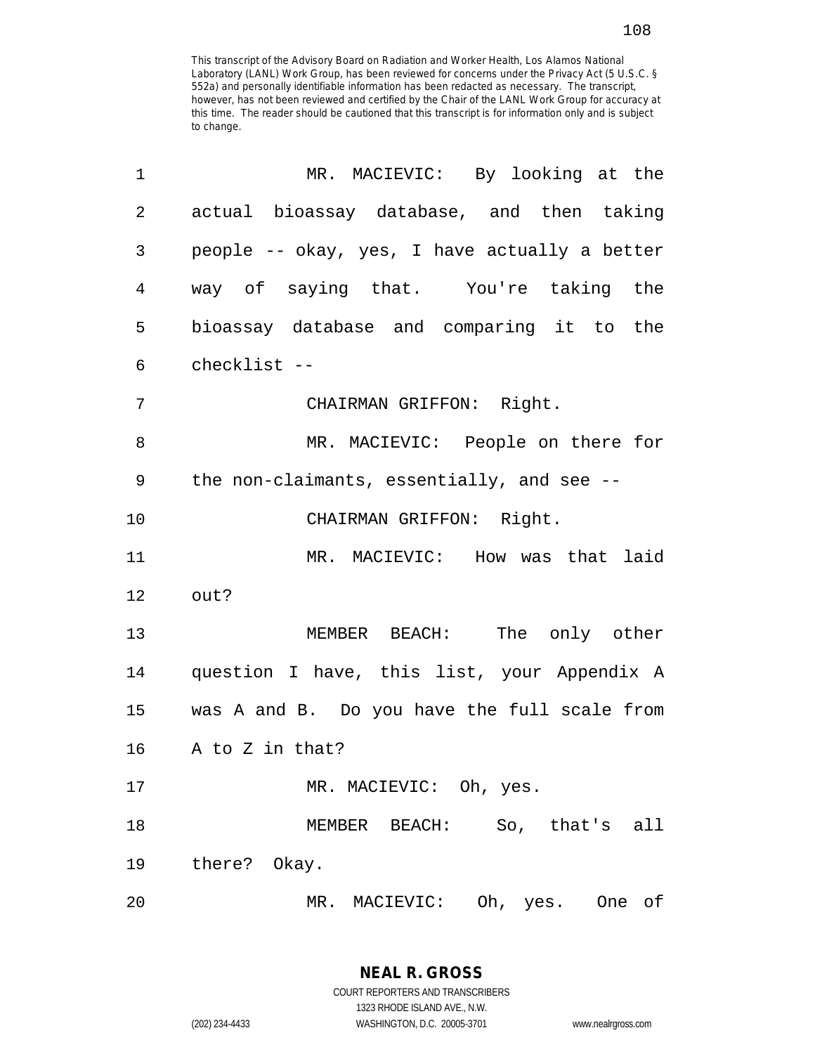This transcript of the Advisory Board on Radiation and Worker Health, Los Alamos National Laboratory (LANL) Work Group, has been reviewed for concerns under the Privacy Act (5 U.S.C. § 552a) and personally identifiable information has been redacted as necessary. The transcript, however, has not been reviewed and certified by the Chair of the LANL Work Group for accuracy at this time. The reader should be cautioned that this transcript is for information only and is subject to change.

MR. MACIEVIC: By looking at the actual bioassay database, and then taking people -- okay, yes, I have actually a better way of saying that. You're taking the bioassay database and comparing it to the checklist --

CHAIRMAN GRIFFON: Right.

MR. MACIEVIC: People on there for the non-claimants, essentially, and see --

CHAIRMAN GRIFFON: Right.

MR. MACIEVIC: How was that laid out?

MEMBER BEACH: The only other question I have, this list, your Appendix A was A and B. Do you have the full scale from A to Z in that?

MR. MACIEVIC: Oh, yes.

MEMBER BEACH: So, that's all there? Okay.

MR. MACIEVIC: Oh, yes. One of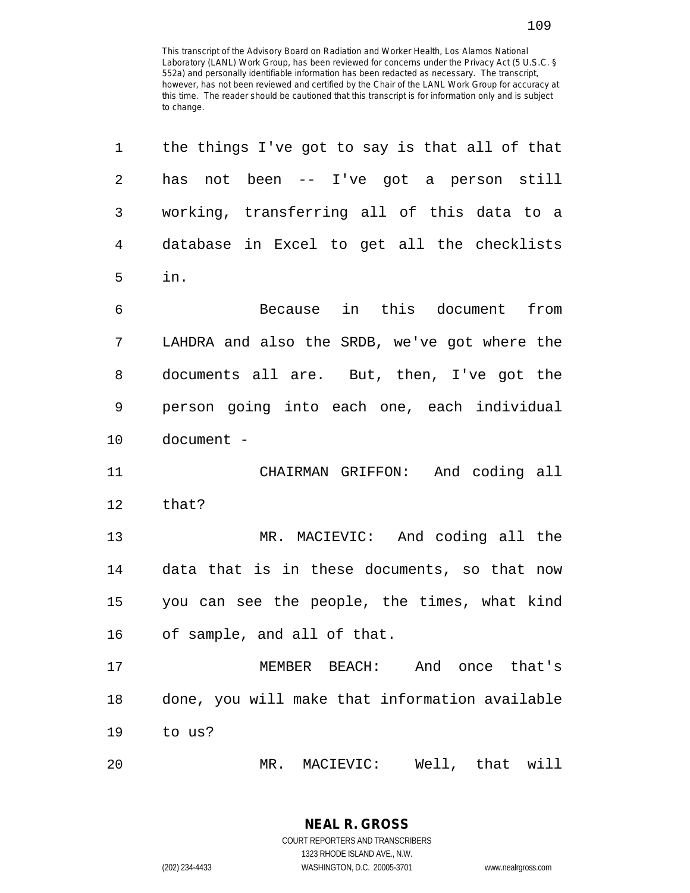This transcript of the Advisory Board on Radiation and Worker Health, Los Alamos National Laboratory (LANL) Work Group, has been reviewed for concerns under the Privacy Act (5 U.S.C. § 552a) and personally identifiable information has been redacted as necessary. The transcript, however, has not been reviewed and certified by the Chair of the LANL Work Group for accuracy at this time. The reader should be cautioned that this transcript is for information only and is subject to change.

the things I've got to say is that all of that has not been -- I've got a person still working, transferring all of this data to a database in Excel to get all the checklists in.

Because in this document from LAHDRA and also the SRDB, we've got where the documents all are. But, then, I've got the person going into each one, each individual document -

CHAIRMAN GRIFFON: And coding all that?

MR. MACIEVIC: And coding all the data that is in these documents, so that now you can see the people, the times, what kind of sample, and all of that.

MEMBER BEACH: And once that's done, you will make that information available to us?

MR. MACIEVIC: Well, that will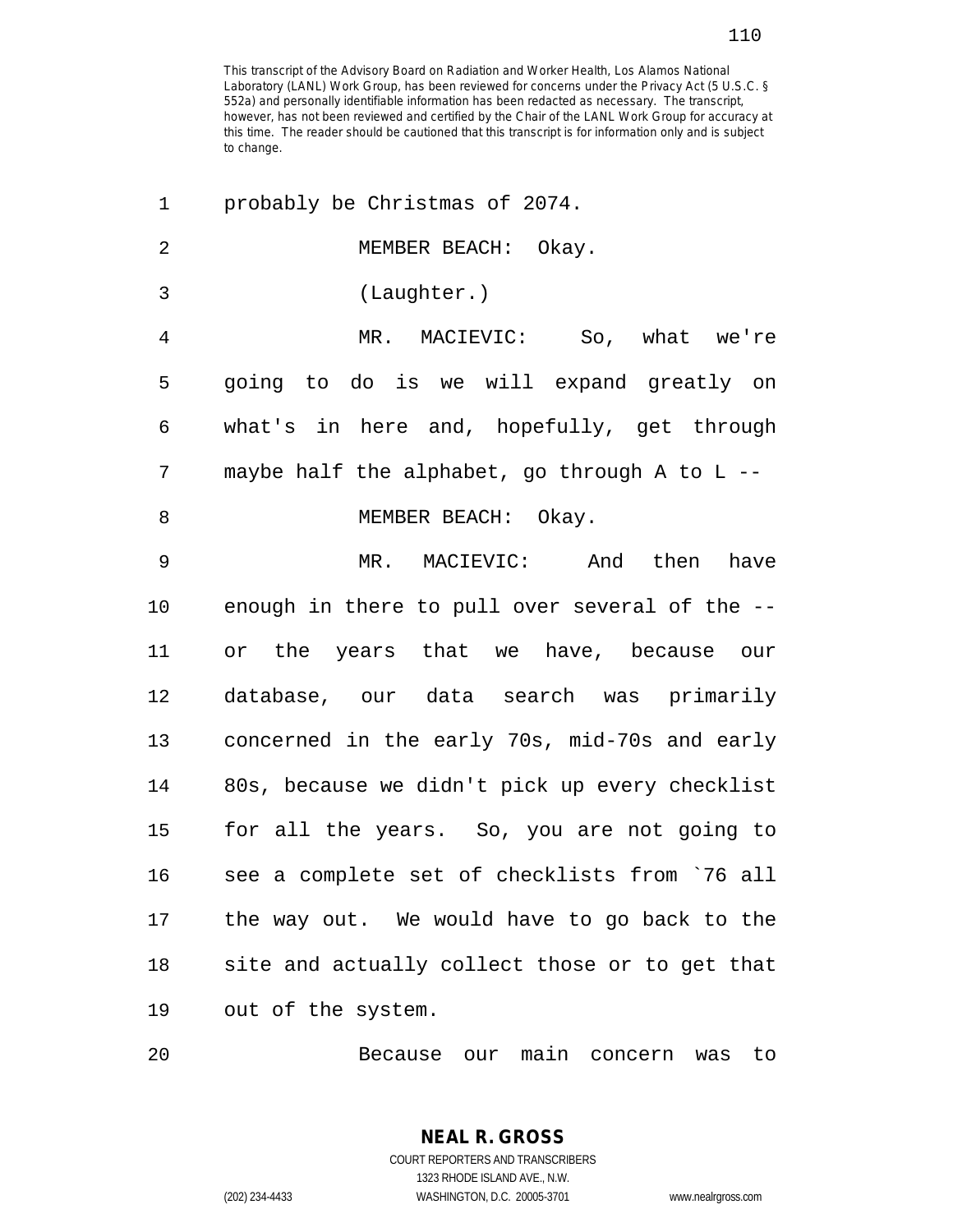This transcript of the Advisory Board on Radiation and Worker Health, Los Alamos National Laboratory (LANL) Work Group, has been reviewed for concerns under the Privacy Act (5 U.S.C. § 552a) and personally identifiable information has been redacted as necessary. The transcript, however, has not been reviewed and certified by the Chair of the LANL Work Group for accuracy at this time. The reader should be cautioned that this transcript is for information only and is subject to change.

1 probably be Christmas of 2074.

2 MEMBER BEACH: Okay.

3 (Laughter.)

4 MR. MACIEVIC: So, what we're
5 going to do is we will expand greatly on
6 what's in here and, hopefully, get through
7 maybe half the alphabet, go through A to L --

8 MEMBER BEACH: Okay.

9 MR. MACIEVIC: And then have
10 enough in there to pull over several of the --
11 or the years that we have, because our
12 database, our data search was primarily
13 concerned in the early 70s, mid-70s and early
14 80s, because we didn't pick up every checklist
15 for all the years. So, you are not going to
16 see a complete set of checklists from `76 all
17 the way out. We would have to go back to the
18 site and actually collect those or to get that
19 out of the system.

20 Because our main concern was to

**NEAL R. GROSS**
COURT REPORTERS AND TRANSCRIBERS
1323 RHODE ISLAND AVE., N.W.
(202) 234-4433 WASHINGTON, D.C. 20005-3701 www.nealrgross.com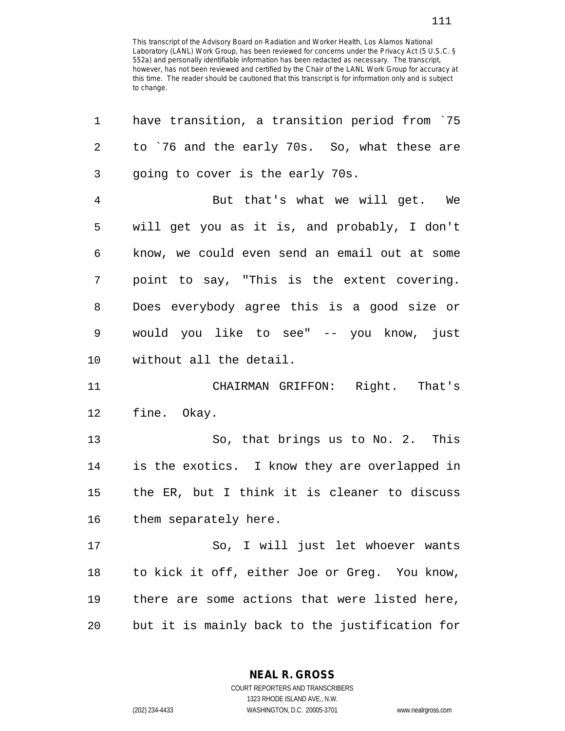This transcript of the Advisory Board on Radiation and Worker Health, Los Alamos National Laboratory (LANL) Work Group, has been reviewed for concerns under the Privacy Act (5 U.S.C. § 552a) and personally identifiable information has been redacted as necessary. The transcript, however, has not been reviewed and certified by the Chair of the LANL Work Group for accuracy at this time. The reader should be cautioned that this transcript is for information only and is subject to change.

have transition, a transition period from `75 to `76 and the early 70s. So, what these are going to cover is the early 70s.

But that's what we will get. We will get you as it is, and probably, I don't know, we could even send an email out at some point to say, "This is the extent covering. Does everybody agree this is a good size or would you like to see" -- you know, just without all the detail.

CHAIRMAN GRIFFON: Right. That's fine. Okay.

So, that brings us to No. 2. This is the exotics. I know they are overlapped in the ER, but I think it is cleaner to discuss them separately here.

So, I will just let whoever wants to kick it off, either Joe or Greg. You know, there are some actions that were listed here, but it is mainly back to the justification for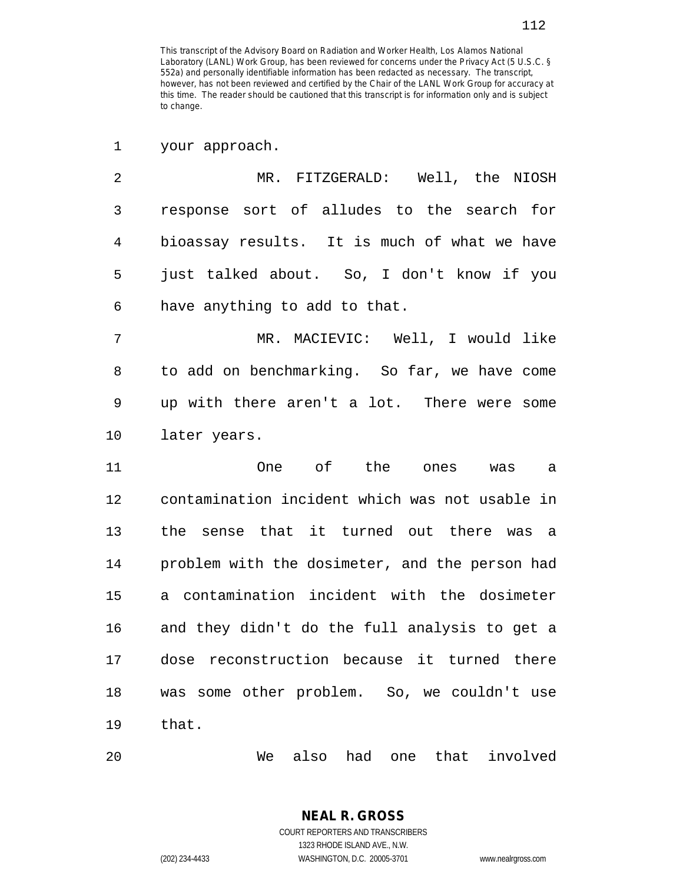This transcript of the Advisory Board on Radiation and Worker Health, Los Alamos National Laboratory (LANL) Work Group, has been reviewed for concerns under the Privacy Act (5 U.S.C. § 552a) and personally identifiable information has been redacted as necessary. The transcript, however, has not been reviewed and certified by the Chair of the LANL Work Group for accuracy at this time. The reader should be cautioned that this transcript is for information only and is subject to change.

1 your approach.

2 MR. FITZGERALD: Well, the NIOSH
3 response sort of alludes to the search for
4 bioassay results. It is much of what we have
5 just talked about. So, I don't know if you
6 have anything to add to that.

7 MR. MACIEVIC: Well, I would like
8 to add on benchmarking. So far, we have come
9 up with there aren't a lot. There were some
10 later years.

11 One of the ones was a
12 contamination incident which was not usable in
13 the sense that it turned out there was a
14 problem with the dosimeter, and the person had
15 a contamination incident with the dosimeter
16 and they didn't do the full analysis to get a
17 dose reconstruction because it turned there
18 was some other problem. So, we couldn't use
19 that.

20 We also had one that involved

**NEAL R. GROSS**
COURT REPORTERS AND TRANSCRIBERS
1323 RHODE ISLAND AVE., N.W.
(202) 234-4433 WASHINGTON, D.C. 20005-3701 www.nealrgross.com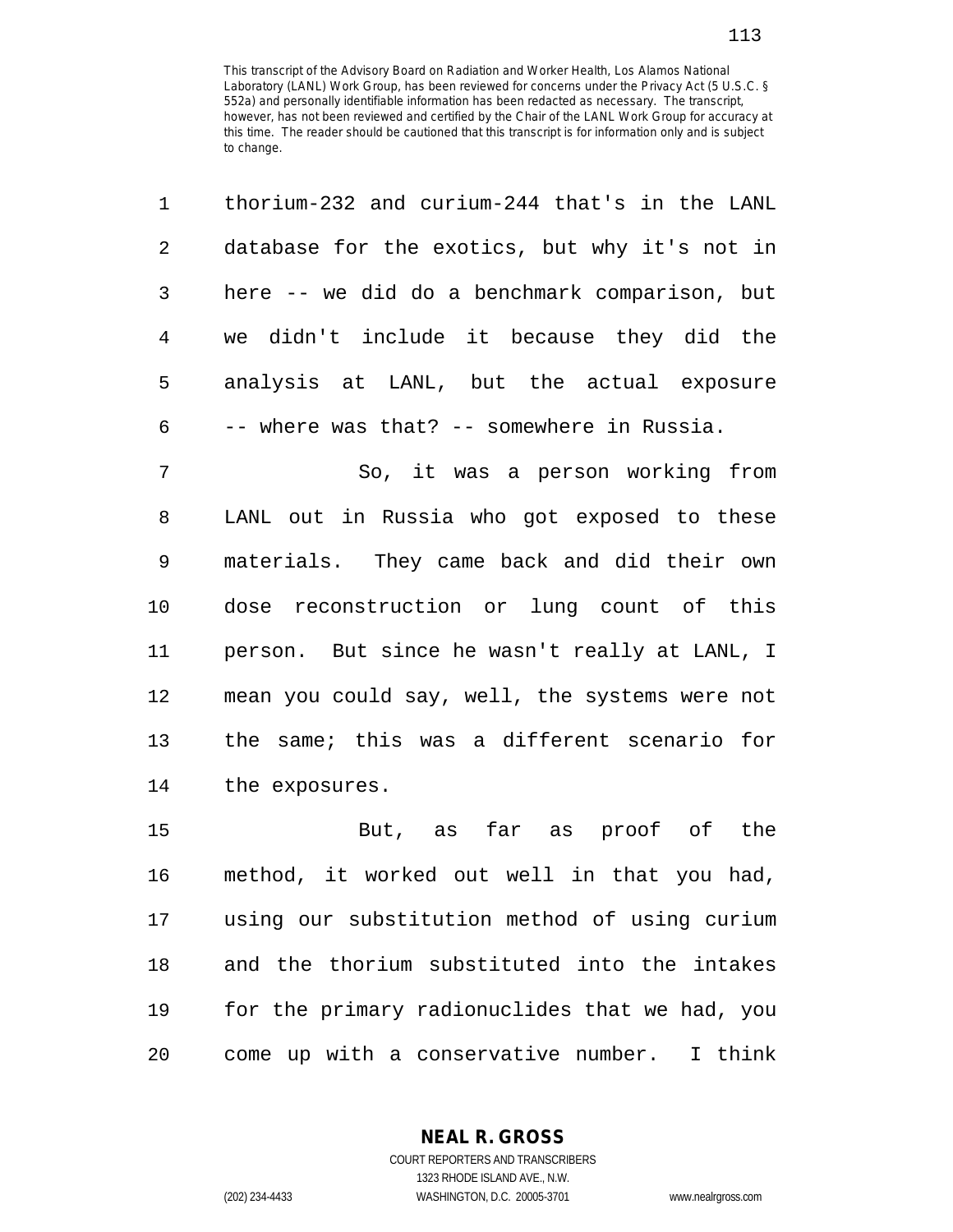This transcript of the Advisory Board on Radiation and Worker Health, Los Alamos National Laboratory (LANL) Work Group, has been reviewed for concerns under the Privacy Act (5 U.S.C. § 552a) and personally identifiable information has been redacted as necessary. The transcript, however, has not been reviewed and certified by the Chair of the LANL Work Group for accuracy at this time. The reader should be cautioned that this transcript is for information only and is subject to change.

1 thorium-232 and curium-244 that's in the LANL
2 database for the exotics, but why it's not in
3 here -- we did do a benchmark comparison, but
4 we didn't include it because they did the
5 analysis at LANL, but the actual exposure
6 -- where was that? -- somewhere in Russia.

7 So, it was a person working from
8 LANL out in Russia who got exposed to these
9 materials. They came back and did their own
10 dose reconstruction or lung count of this
11 person. But since he wasn't really at LANL, I
12 mean you could say, well, the systems were not
13 the same; this was a different scenario for
14 the exposures.

15 But, as far as proof of the
16 method, it worked out well in that you had,
17 using our substitution method of using curium
18 and the thorium substituted into the intakes
19 for the primary radionuclides that we had, you
20 come up with a conservative number. I think

**NEAL R. GROSS**
COURT REPORTERS AND TRANSCRIBERS
1323 RHODE ISLAND AVE., N.W.
(202) 234-4433 WASHINGTON, D.C. 20005-3701 www.nealrgross.com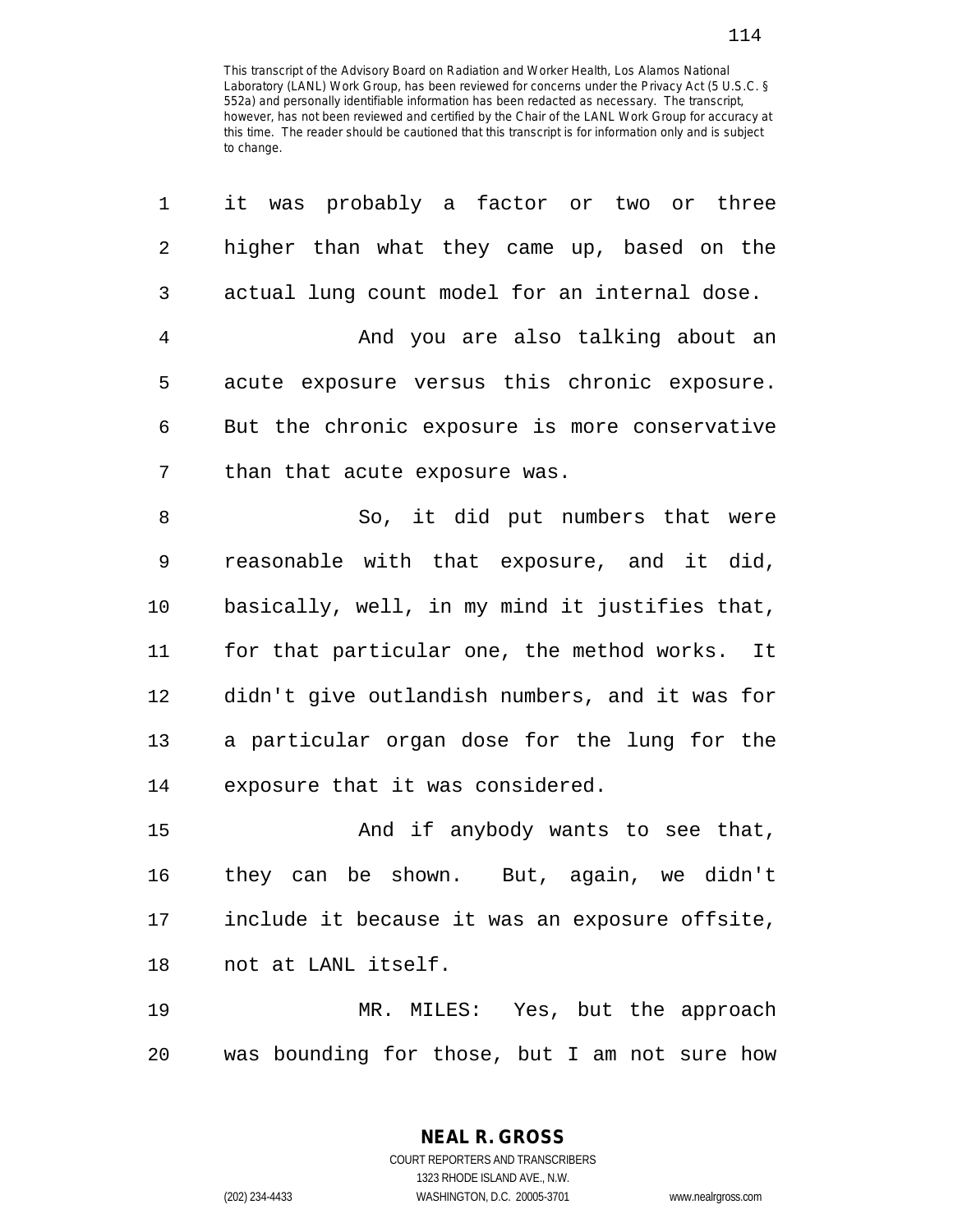This transcript of the Advisory Board on Radiation and Worker Health, Los Alamos National Laboratory (LANL) Work Group, has been reviewed for concerns under the Privacy Act (5 U.S.C. § 552a) and personally identifiable information has been redacted as necessary. The transcript, however, has not been reviewed and certified by the Chair of the LANL Work Group for accuracy at this time. The reader should be cautioned that this transcript is for information only and is subject to change.

1 it was probably a factor or two or three
2 higher than what they came up, based on the
3 actual lung count model for an internal dose.
4 And you are also talking about an
5 acute exposure versus this chronic exposure.
6 But the chronic exposure is more conservative
7 than that acute exposure was.
8 So, it did put numbers that were
9 reasonable with that exposure, and it did,
10 basically, well, in my mind it justifies that,
11 for that particular one, the method works. It
12 didn't give outlandish numbers, and it was for
13 a particular organ dose for the lung for the
14 exposure that it was considered.
15 And if anybody wants to see that,
16 they can be shown. But, again, we didn't
17 include it because it was an exposure offsite,
18 not at LANL itself.
19 MR. MILES: Yes, but the approach
20 was bounding for those, but I am not sure how

**NEAL R. GROSS**
COURT REPORTERS AND TRANSCRIBERS
1323 RHODE ISLAND AVE., N.W.
(202) 234-4433 WASHINGTON, D.C. 20005-3701 www.nealrgross.com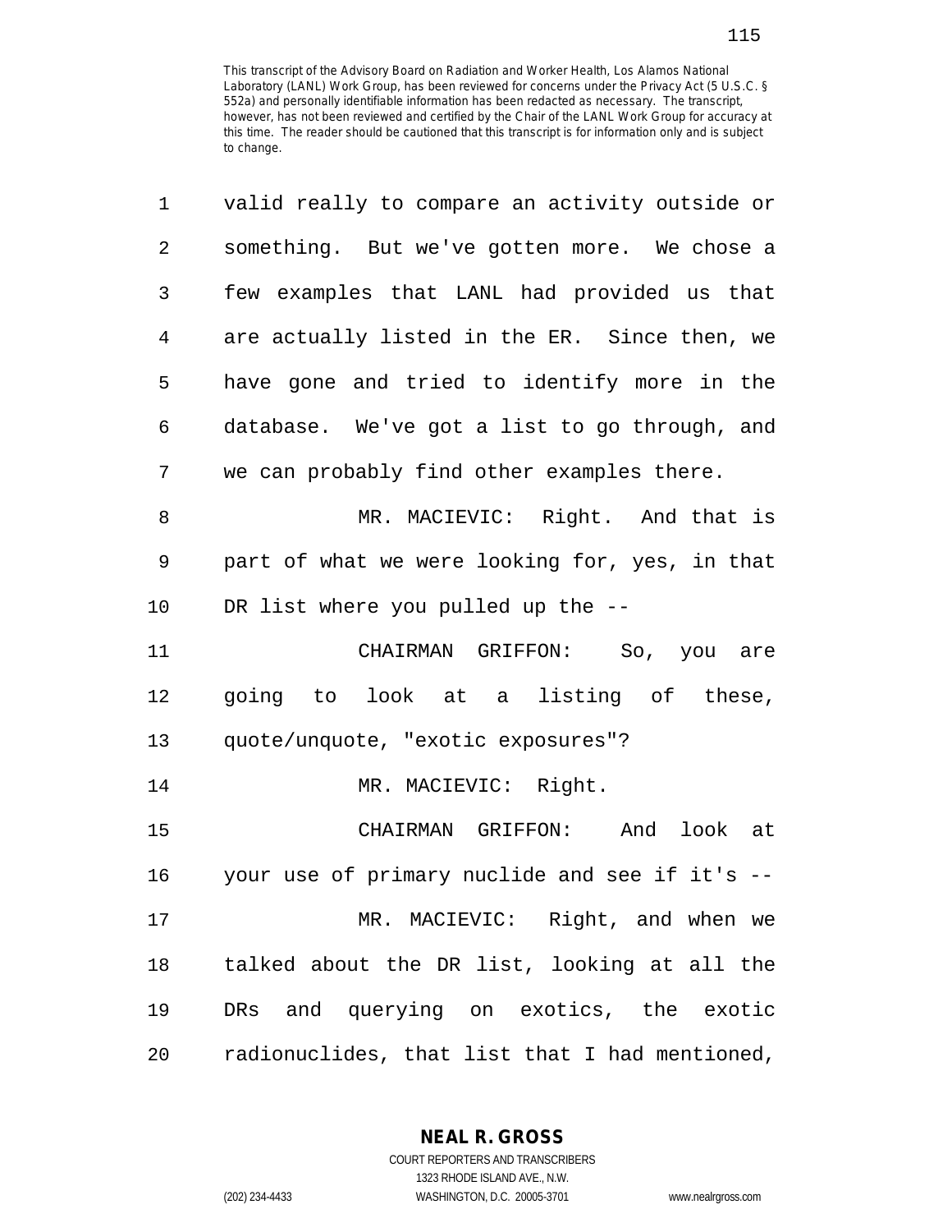valid really to compare an activity outside or something. But we've gotten more. We chose a few examples that LANL had provided us that are actually listed in the ER. Since then, we have gone and tried to identify more in the database. We've got a list to go through, and we can probably find other examples there.

MR. MACIEVIC: Right. And that is part of what we were looking for, yes, in that DR list where you pulled up the --

CHAIRMAN GRIFFON: So, you are going to look at a listing of these, quote/unquote, "exotic exposures"?

MR. MACIEVIC: Right.

CHAIRMAN GRIFFON: And look at your use of primary nuclide and see if it's --

MR. MACIEVIC: Right, and when we talked about the DR list, looking at all the DRs and querying on exotics, the exotic radionuclides, that list that I had mentioned,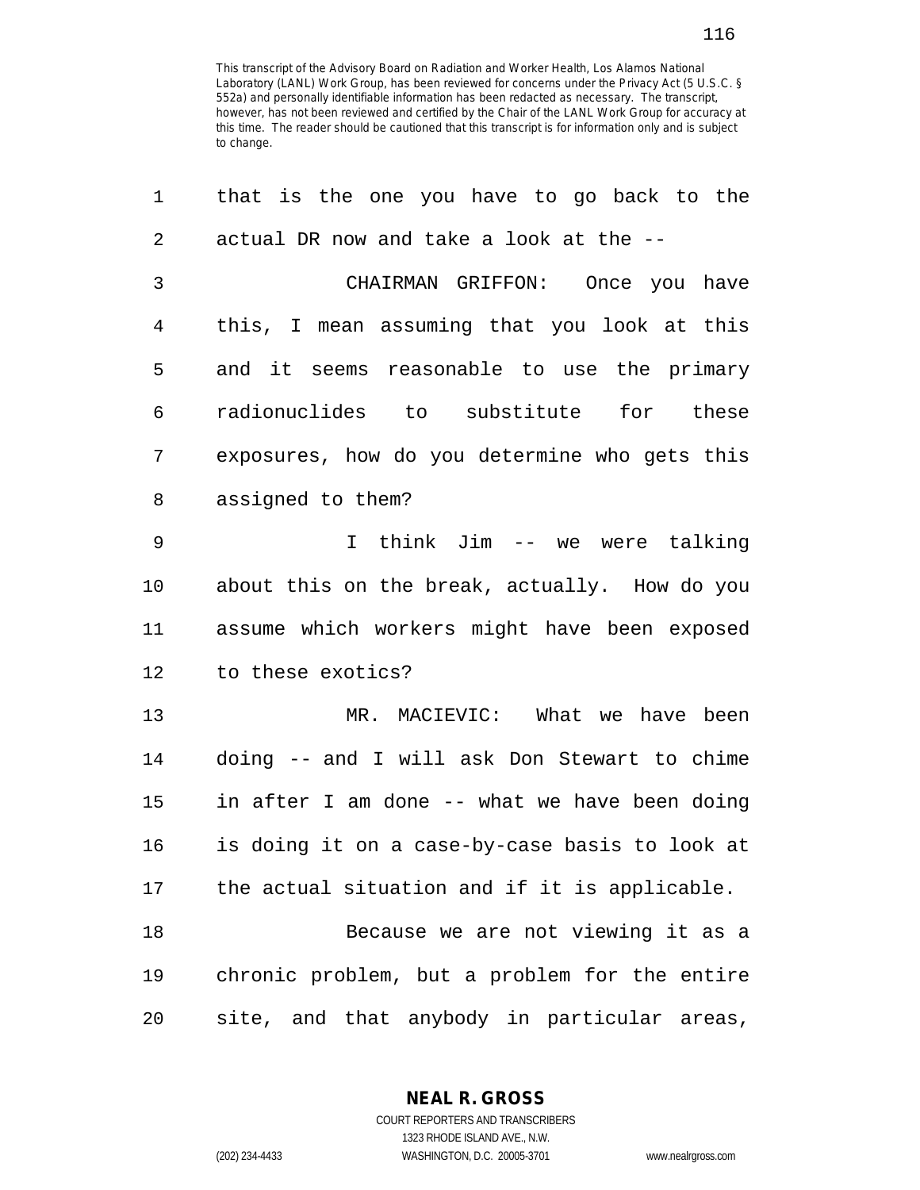This transcript of the Advisory Board on Radiation and Worker Health, Los Alamos National Laboratory (LANL) Work Group, has been reviewed for concerns under the Privacy Act (5 U.S.C. § 552a) and personally identifiable information has been redacted as necessary. The transcript, however, has not been reviewed and certified by the Chair of the LANL Work Group for accuracy at this time. The reader should be cautioned that this transcript is for information only and is subject to change.

that is the one you have to go back to the actual DR now and take a look at the --

CHAIRMAN GRIFFON: Once you have this, I mean assuming that you look at this and it seems reasonable to use the primary radionuclides to substitute for these exposures, how do you determine who gets this assigned to them?

I think Jim -- we were talking about this on the break, actually. How do you assume which workers might have been exposed to these exotics?

MR. MACIEVIC: What we have been doing -- and I will ask Don Stewart to chime in after I am done -- what we have been doing is doing it on a case-by-case basis to look at the actual situation and if it is applicable.

Because we are not viewing it as a chronic problem, but a problem for the entire site, and that anybody in particular areas,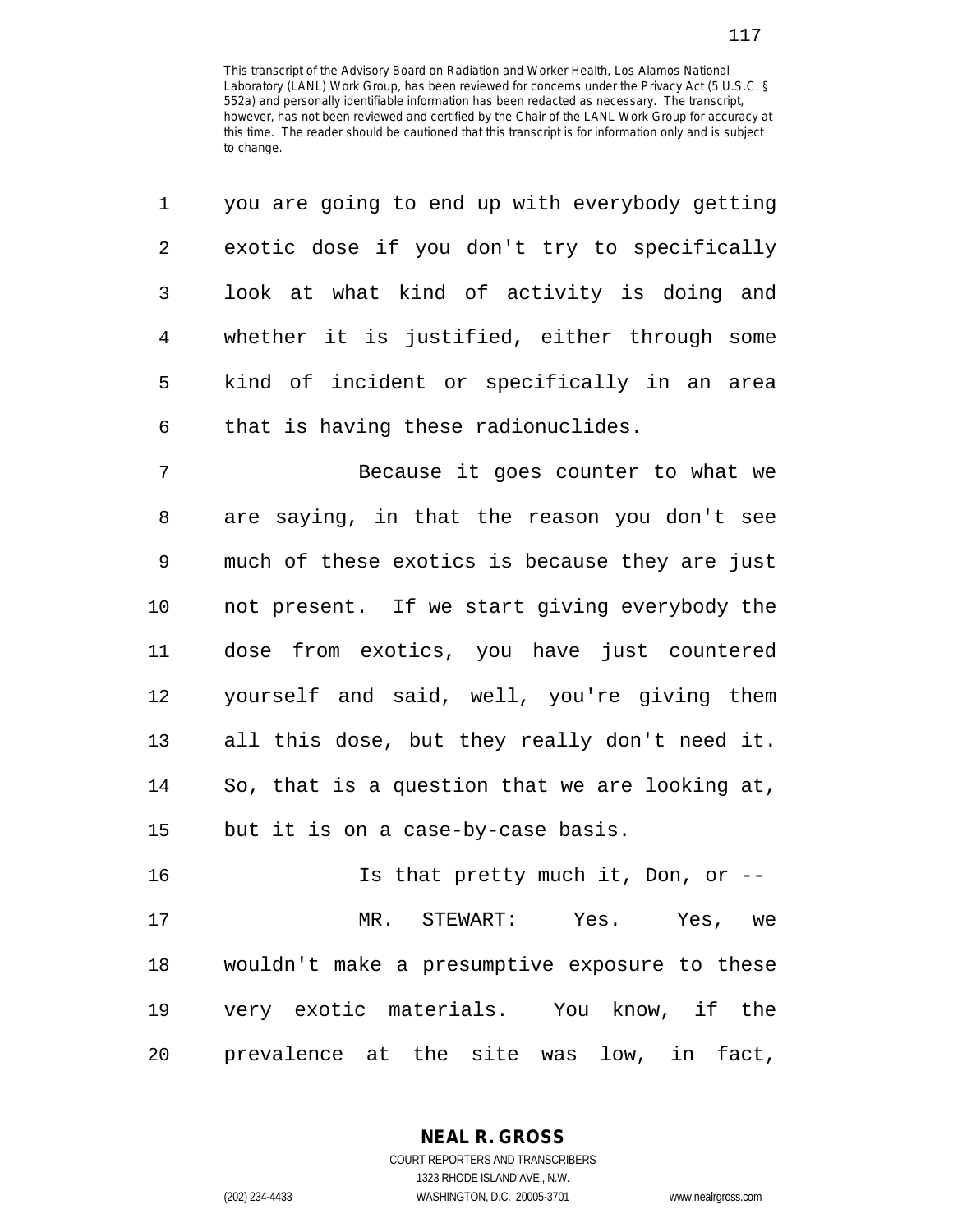you are going to end up with everybody getting exotic dose if you don't try to specifically look at what kind of activity is doing and whether it is justified, either through some kind of incident or specifically in an area that is having these radionuclides.

Because it goes counter to what we are saying, in that the reason you don't see much of these exotics is because they are just not present. If we start giving everybody the dose from exotics, you have just countered yourself and said, well, you're giving them all this dose, but they really don't need it. So, that is a question that we are looking at, but it is on a case-by-case basis.

Is that pretty much it, Don, or --

MR. STEWART: Yes. Yes, we wouldn't make a presumptive exposure to these very exotic materials. You know, if the prevalence at the site was low, in fact,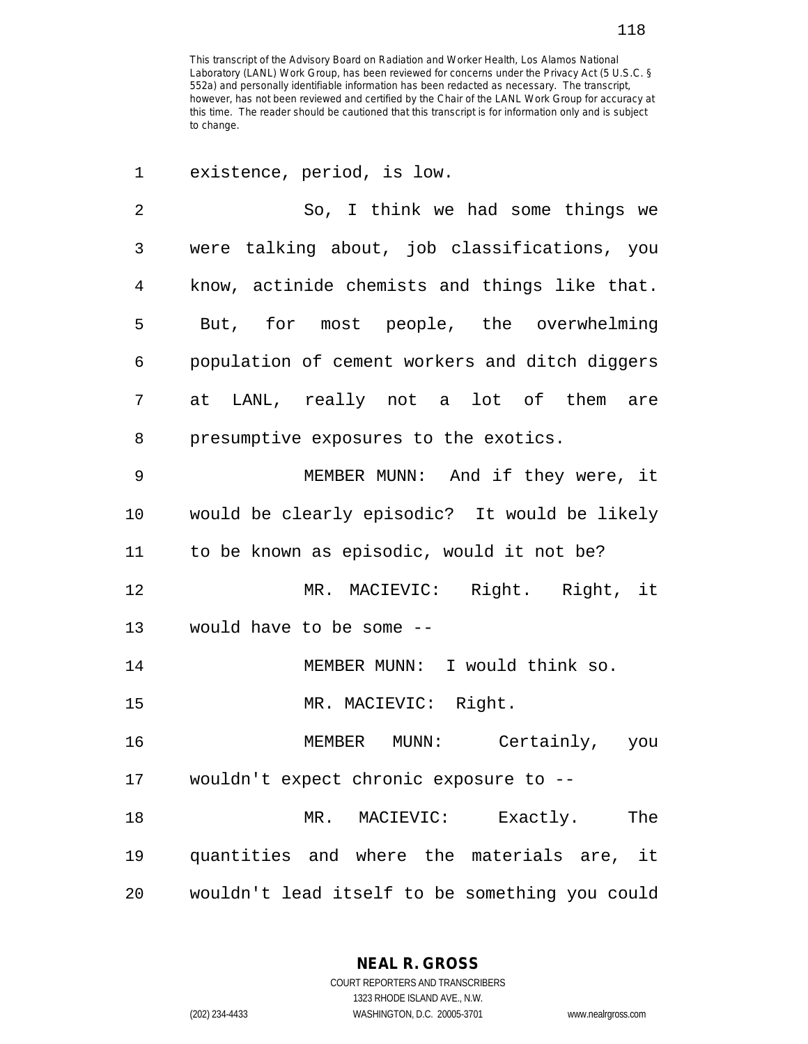This transcript of the Advisory Board on Radiation and Worker Health, Los Alamos National Laboratory (LANL) Work Group, has been reviewed for concerns under the Privacy Act (5 U.S.C. § 552a) and personally identifiable information has been redacted as necessary. The transcript, however, has not been reviewed and certified by the Chair of the LANL Work Group for accuracy at this time. The reader should be cautioned that this transcript is for information only and is subject to change.

1 existence, period, is low.

2 So, I think we had some things we
3 were talking about, job classifications, you
4 know, actinide chemists and things like that.
5 But, for most people, the overwhelming
6 population of cement workers and ditch diggers
7 at LANL, really not a lot of them are
8 presumptive exposures to the exotics.

9 MEMBER MUNN: And if they were, it
10 would be clearly episodic? It would be likely
11 to be known as episodic, would it not be?

12 MR. MACIEVIC: Right. Right, it
13 would have to be some --

14 MEMBER MUNN: I would think so.

15 MR. MACIEVIC: Right.

16 MEMBER MUNN: Certainly, you
17 wouldn't expect chronic exposure to --

18 MR. MACIEVIC: Exactly. The
19 quantities and where the materials are, it
20 wouldn't lead itself to be something you could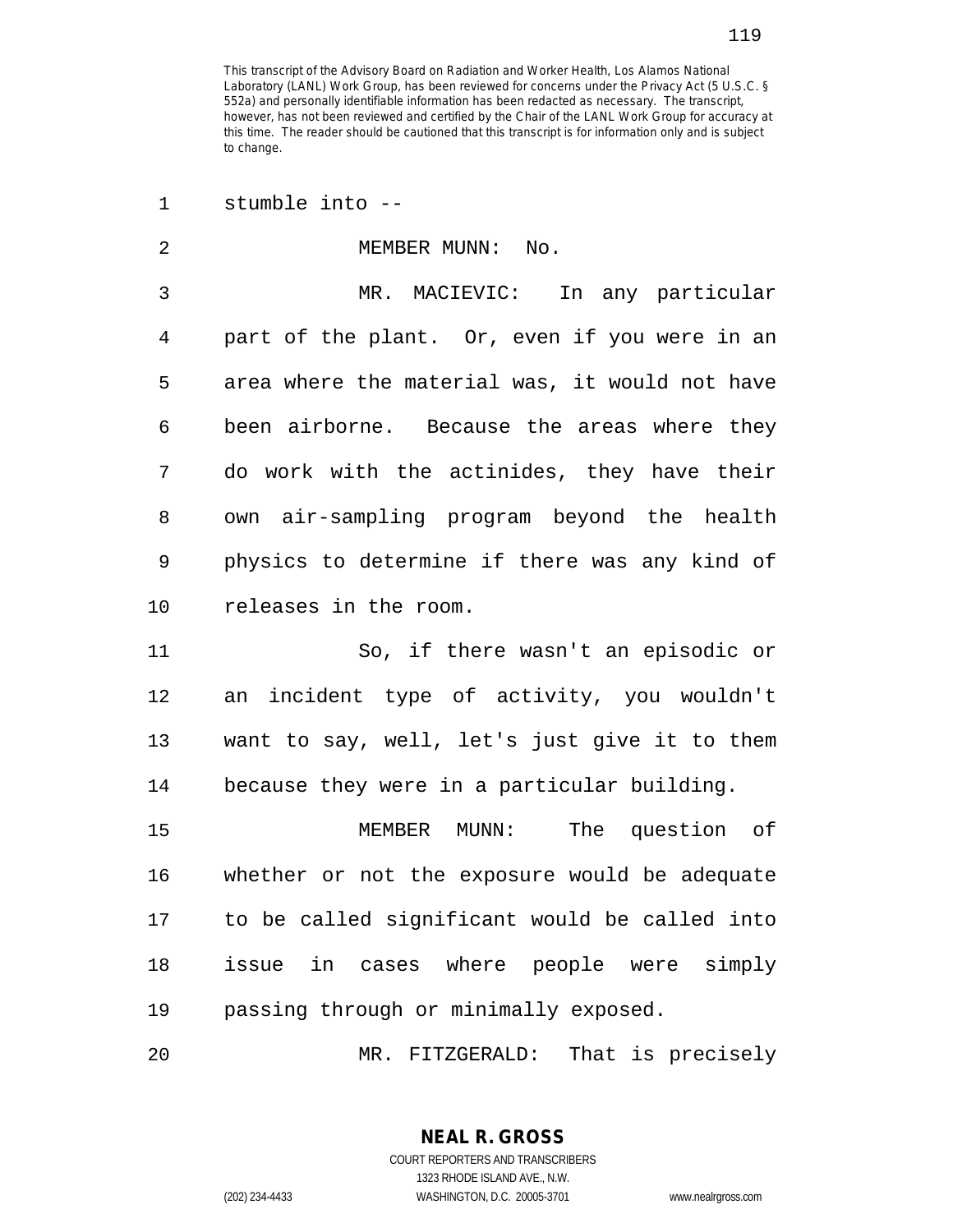stumble into --

MEMBER MUNN: No.

MR. MACIEVIC: In any particular part of the plant. Or, even if you were in an area where the material was, it would not have been airborne. Because the areas where they do work with the actinides, they have their own air-sampling program beyond the health physics to determine if there was any kind of releases in the room.

So, if there wasn't an episodic or an incident type of activity, you wouldn't want to say, well, let's just give it to them because they were in a particular building.

MEMBER MUNN: The question of whether or not the exposure would be adequate to be called significant would be called into issue in cases where people were simply passing through or minimally exposed.

MR. FITZGERALD: That is precisely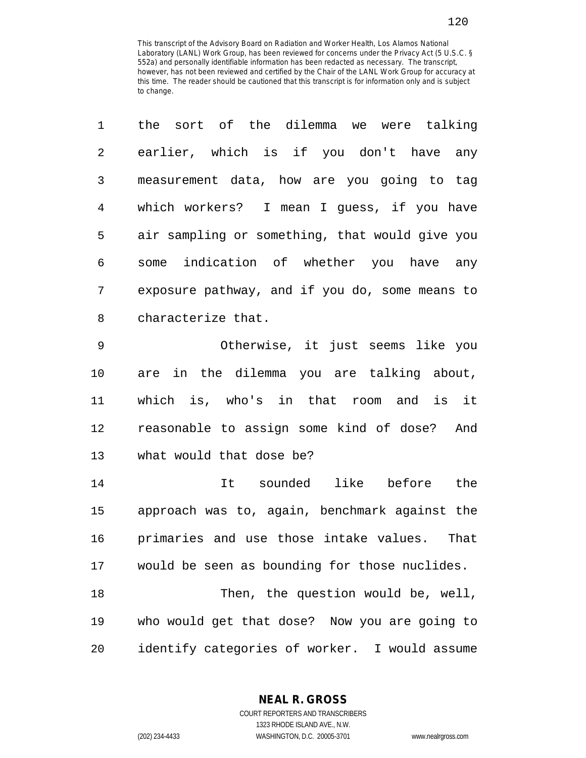This transcript of the Advisory Board on Radiation and Worker Health, Los Alamos National Laboratory (LANL) Work Group, has been reviewed for concerns under the Privacy Act (5 U.S.C. § 552a) and personally identifiable information has been redacted as necessary. The transcript, however, has not been reviewed and certified by the Chair of the LANL Work Group for accuracy at this time. The reader should be cautioned that this transcript is for information only and is subject to change.

the sort of the dilemma we were talking earlier, which is if you don't have any measurement data, how are you going to tag which workers? I mean I guess, if you have air sampling or something, that would give you some indication of whether you have any exposure pathway, and if you do, some means to characterize that.

Otherwise, it just seems like you are in the dilemma you are talking about, which is, who's in that room and is it reasonable to assign some kind of dose? And what would that dose be?

It sounded like before the approach was to, again, benchmark against the primaries and use those intake values. That would be seen as bounding for those nuclides.

Then, the question would be, well, who would get that dose? Now you are going to identify categories of worker. I would assume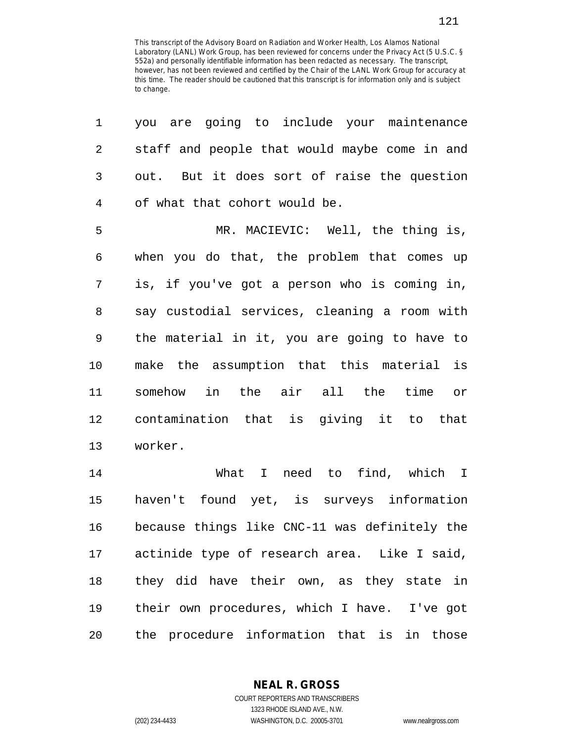This transcript of the Advisory Board on Radiation and Worker Health, Los Alamos National Laboratory (LANL) Work Group, has been reviewed for concerns under the Privacy Act (5 U.S.C. § 552a) and personally identifiable information has been redacted as necessary. The transcript, however, has not been reviewed and certified by the Chair of the LANL Work Group for accuracy at this time. The reader should be cautioned that this transcript is for information only and is subject to change.

1 you are going to include your maintenance
2 staff and people that would maybe come in and
3 out. But it does sort of raise the question
4 of what that cohort would be.

5 MR. MACIEVIC: Well, the thing is,
6 when you do that, the problem that comes up
7 is, if you've got a person who is coming in,
8 say custodial services, cleaning a room with
9 the material in it, you are going to have to
10 make the assumption that this material is
11 somehow in the air all the time or
12 contamination that is giving it to that
13 worker.

14 What I need to find, which I
15 haven't found yet, is surveys information
16 because things like CNC-11 was definitely the
17 actinide type of research area. Like I said,
18 they did have their own, as they state in
19 their own procedures, which I have. I've got
20 the procedure information that is in those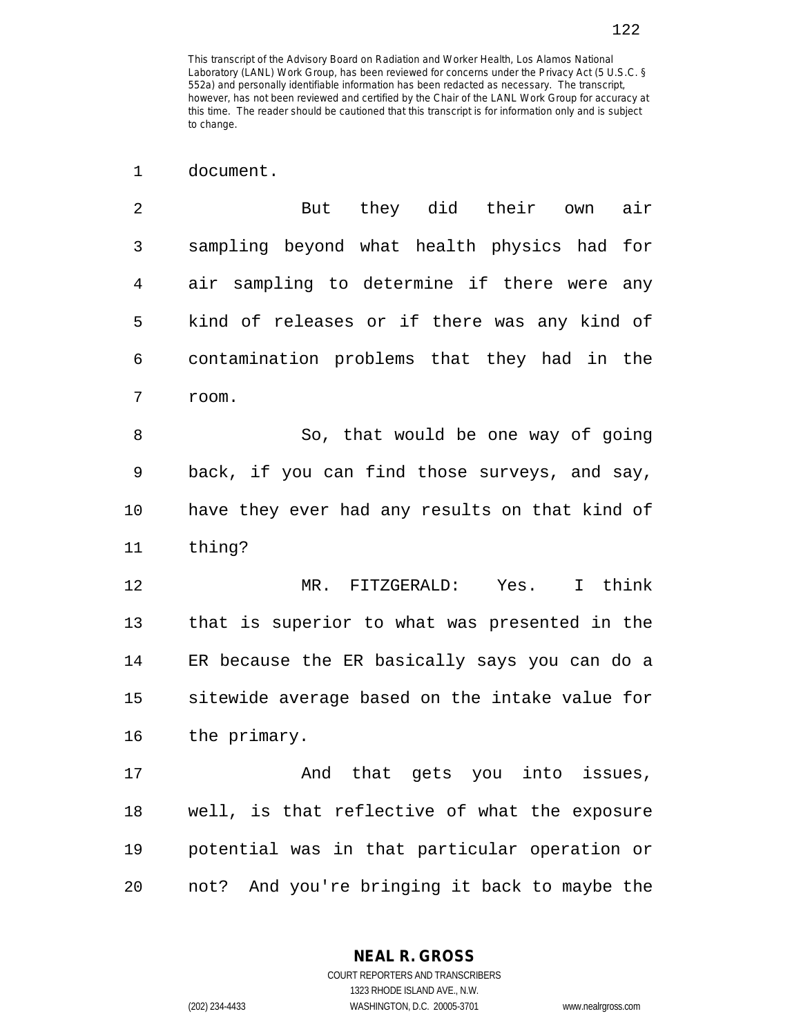This transcript of the Advisory Board on Radiation and Worker Health, Los Alamos National Laboratory (LANL) Work Group, has been reviewed for concerns under the Privacy Act (5 U.S.C. § 552a) and personally identifiable information has been redacted as necessary. The transcript, however, has not been reviewed and certified by the Chair of the LANL Work Group for accuracy at this time. The reader should be cautioned that this transcript is for information only and is subject to change.

document.

But they did their own air sampling beyond what health physics had for air sampling to determine if there were any kind of releases or if there was any kind of contamination problems that they had in the room.

So, that would be one way of going back, if you can find those surveys, and say, have they ever had any results on that kind of thing?

MR. FITZGERALD: Yes. I think that is superior to what was presented in the ER because the ER basically says you can do a sitewide average based on the intake value for the primary.

And that gets you into issues, well, is that reflective of what the exposure potential was in that particular operation or not? And you're bringing it back to maybe the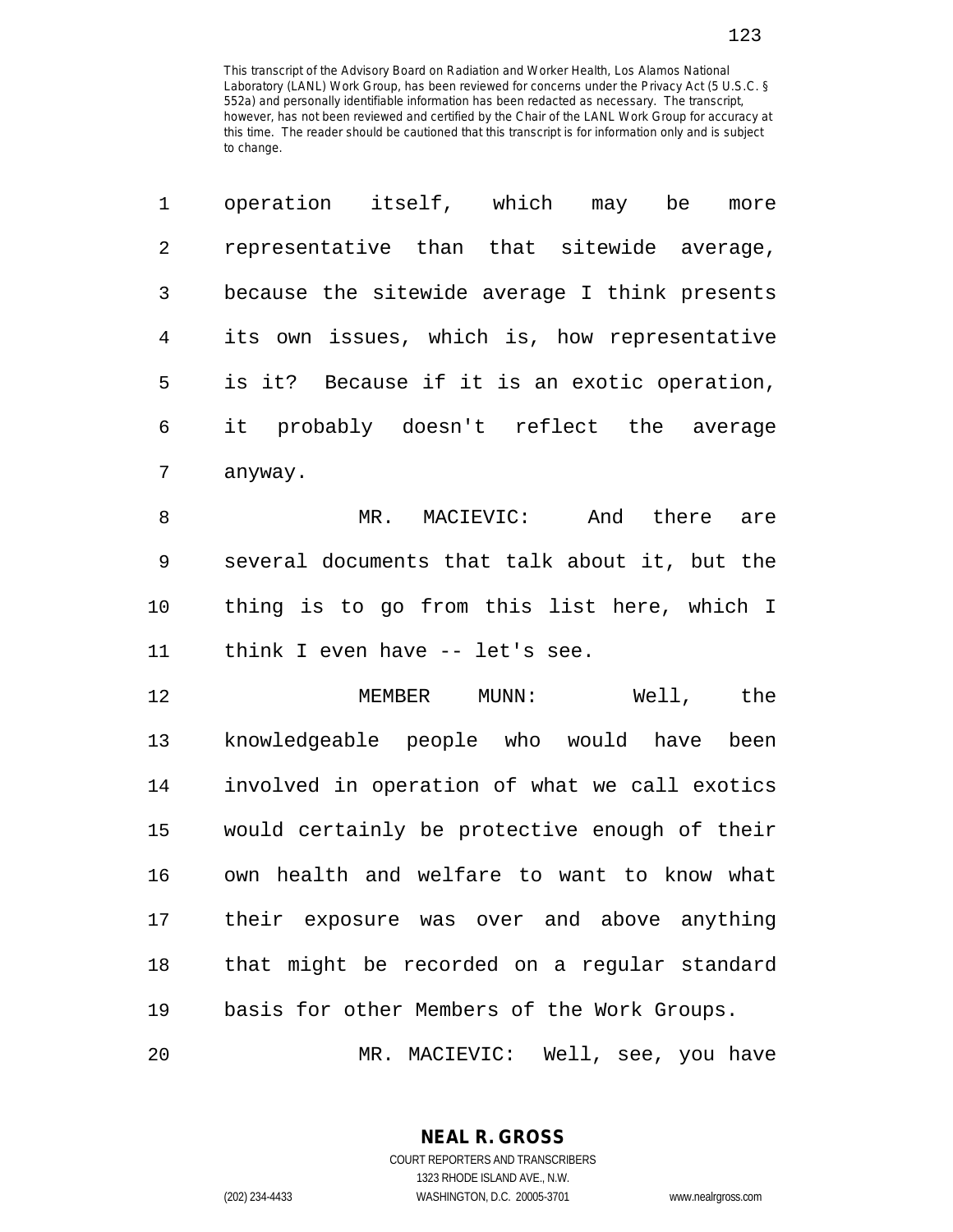operation itself, which may be more representative than that sitewide average, because the sitewide average I think presents its own issues, which is, how representative is it? Because if it is an exotic operation, it probably doesn't reflect the average anyway.

MR. MACIEVIC: And there are several documents that talk about it, but the thing is to go from this list here, which I think I even have -- let's see.

MEMBER MUNN: Well, the knowledgeable people who would have been involved in operation of what we call exotics would certainly be protective enough of their own health and welfare to want to know what their exposure was over and above anything that might be recorded on a regular standard basis for other Members of the Work Groups.

MR. MACIEVIC: Well, see, you have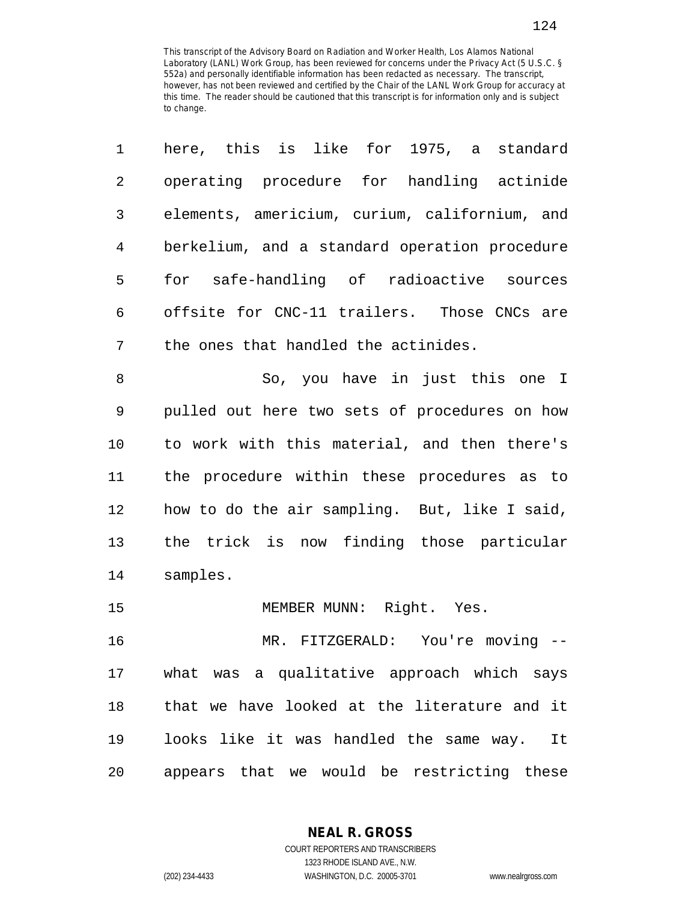This transcript of the Advisory Board on Radiation and Worker Health, Los Alamos National Laboratory (LANL) Work Group, has been reviewed for concerns under the Privacy Act (5 U.S.C. § 552a) and personally identifiable information has been redacted as necessary. The transcript, however, has not been reviewed and certified by the Chair of the LANL Work Group for accuracy at this time. The reader should be cautioned that this transcript is for information only and is subject to change.

here, this is like for 1975, a standard operating procedure for handling actinide elements, americium, curium, californium, and berkelium, and a standard operation procedure for safe-handling of radioactive sources offsite for CNC-11 trailers. Those CNCs are the ones that handled the actinides.

So, you have in just this one I pulled out here two sets of procedures on how to work with this material, and then there's the procedure within these procedures as to how to do the air sampling. But, like I said, the trick is now finding those particular samples.

MEMBER MUNN: Right. Yes.

MR. FITZGERALD: You're moving -- what was a qualitative approach which says that we have looked at the literature and it looks like it was handled the same way. It appears that we would be restricting these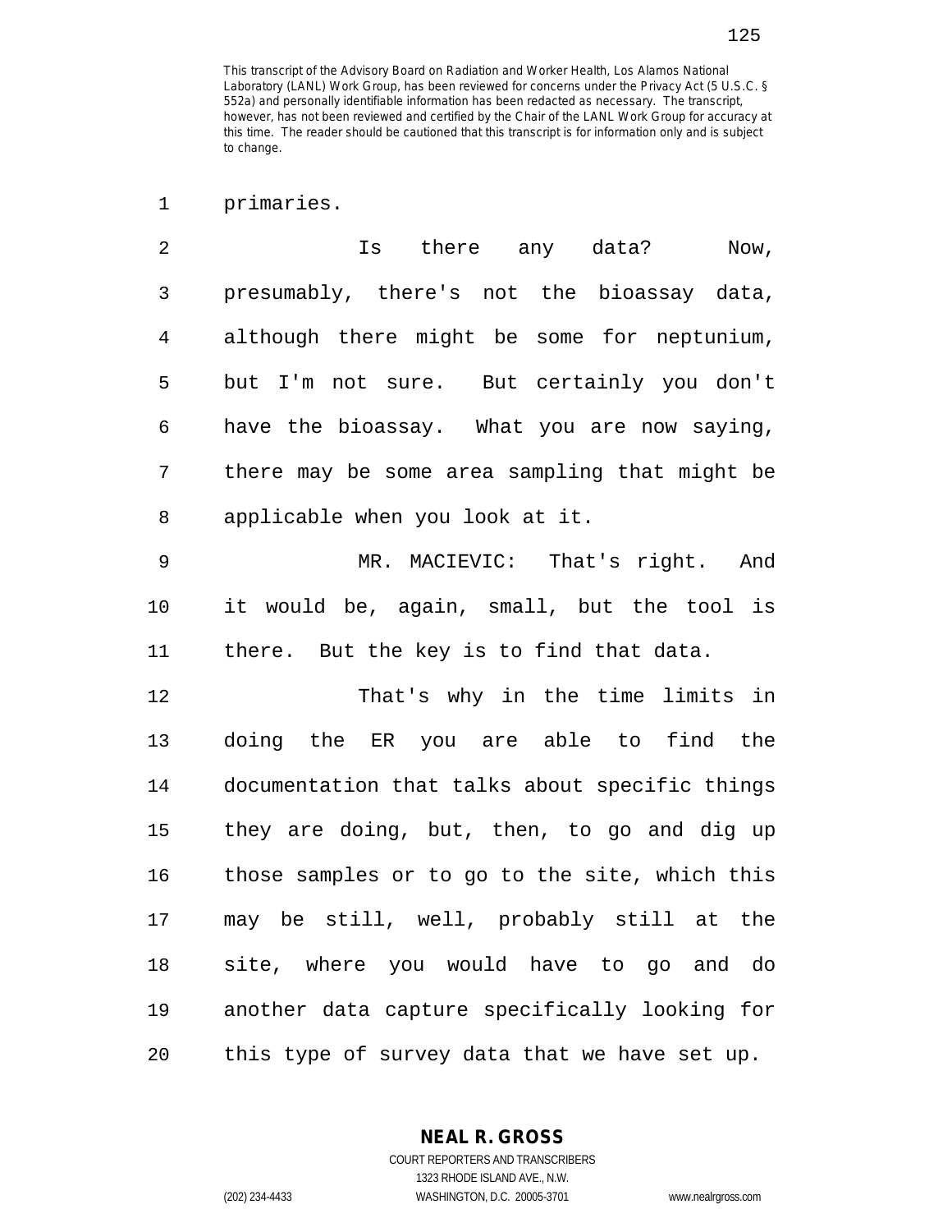primaries.

Is there any data? Now, presumably, there's not the bioassay data, although there might be some for neptunium, but I'm not sure. But certainly you don't have the bioassay. What you are now saying, there may be some area sampling that might be applicable when you look at it.

MR. MACIEVIC: That's right. And it would be, again, small, but the tool is there. But the key is to find that data.

That's why in the time limits in doing the ER you are able to find the documentation that talks about specific things they are doing, but, then, to go and dig up those samples or to go to the site, which this may be still, well, probably still at the site, where you would have to go and do another data capture specifically looking for this type of survey data that we have set up.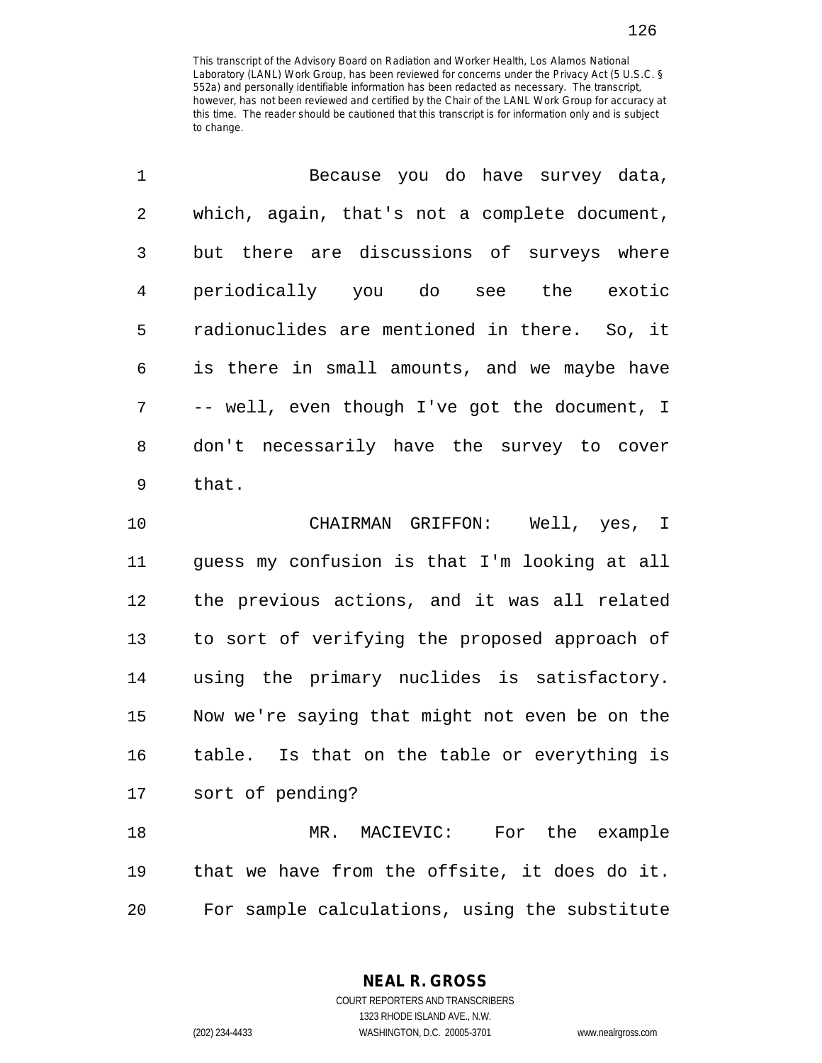This transcript of the Advisory Board on Radiation and Worker Health, Los Alamos National Laboratory (LANL) Work Group, has been reviewed for concerns under the Privacy Act (5 U.S.C. § 552a) and personally identifiable information has been redacted as necessary. The transcript, however, has not been reviewed and certified by the Chair of the LANL Work Group for accuracy at this time. The reader should be cautioned that this transcript is for information only and is subject to change.

1 Because you do have survey data,
2 which, again, that's not a complete document,
3 but there are discussions of surveys where
4 periodically you do see the exotic
5 radionuclides are mentioned in there. So, it
6 is there in small amounts, and we maybe have
7 -- well, even though I've got the document, I
8 don't necessarily have the survey to cover
9 that.

10 CHAIRMAN GRIFFON: Well, yes, I
11 guess my confusion is that I'm looking at all
12 the previous actions, and it was all related
13 to sort of verifying the proposed approach of
14 using the primary nuclides is satisfactory.
15 Now we're saying that might not even be on the
16 table. Is that on the table or everything is
17 sort of pending?

18 MR. MACIEVIC: For the example
19 that we have from the offsite, it does do it.
20 For sample calculations, using the substitute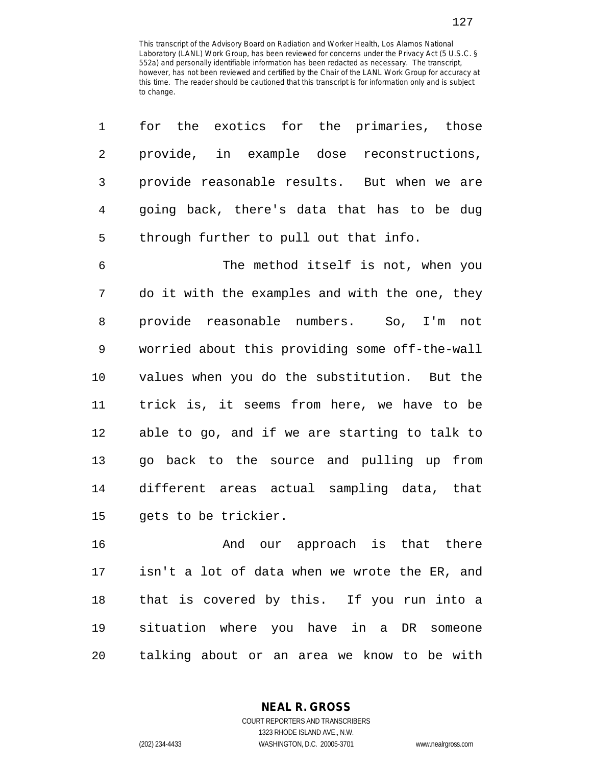This transcript of the Advisory Board on Radiation and Worker Health, Los Alamos National Laboratory (LANL) Work Group, has been reviewed for concerns under the Privacy Act (5 U.S.C. § 552a) and personally identifiable information has been redacted as necessary. The transcript, however, has not been reviewed and certified by the Chair of the LANL Work Group for accuracy at this time. The reader should be cautioned that this transcript is for information only and is subject to change.

for the exotics for the primaries, those provide, in example dose reconstructions, provide reasonable results. But when we are going back, there's data that has to be dug through further to pull out that info.

The method itself is not, when you do it with the examples and with the one, they provide reasonable numbers. So, I'm not worried about this providing some off-the-wall values when you do the substitution. But the trick is, it seems from here, we have to be able to go, and if we are starting to talk to go back to the source and pulling up from different areas actual sampling data, that gets to be trickier.

And our approach is that there isn't a lot of data when we wrote the ER, and that is covered by this. If you run into a situation where you have in a DR someone talking about or an area we know to be with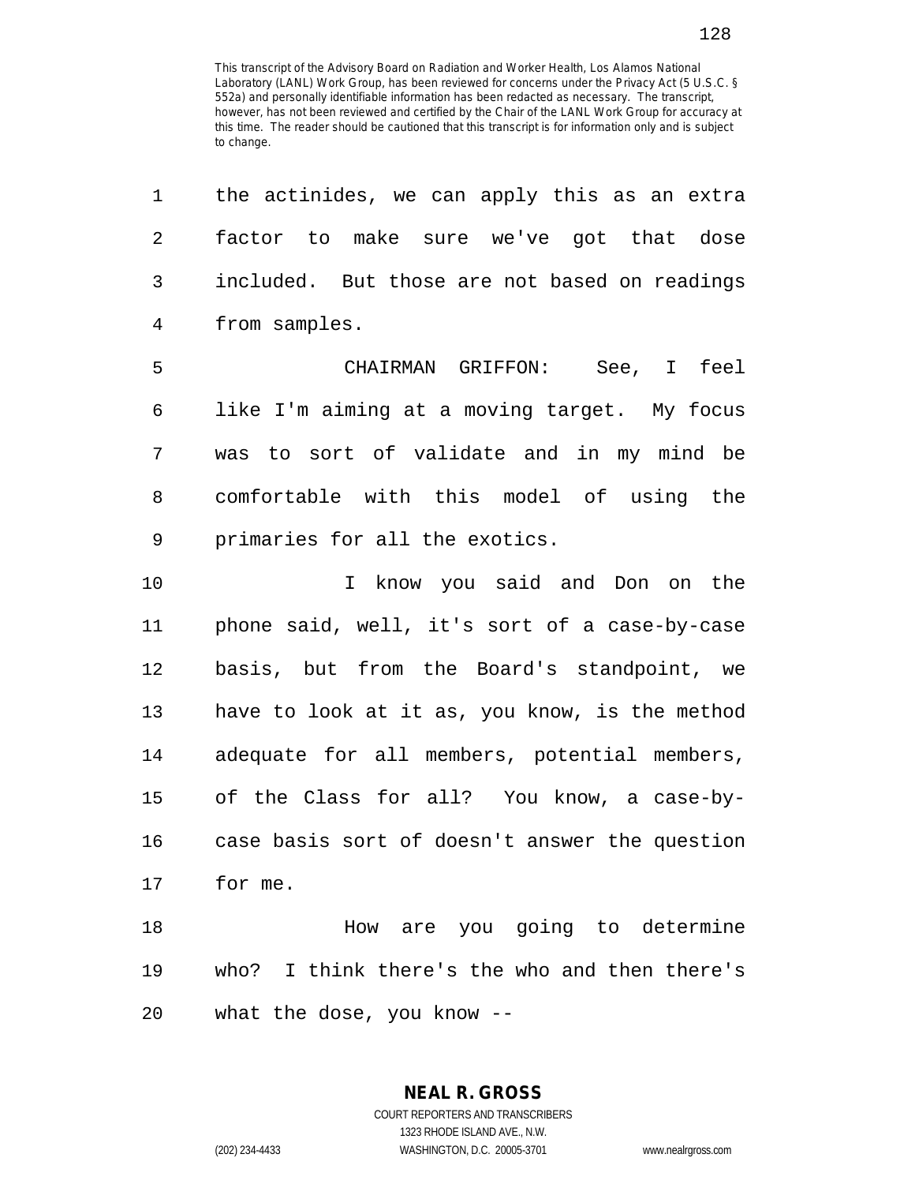This transcript of the Advisory Board on Radiation and Worker Health, Los Alamos National Laboratory (LANL) Work Group, has been reviewed for concerns under the Privacy Act (5 U.S.C. § 552a) and personally identifiable information has been redacted as necessary. The transcript, however, has not been reviewed and certified by the Chair of the LANL Work Group for accuracy at this time. The reader should be cautioned that this transcript is for information only and is subject to change.

1 the actinides, we can apply this as an extra
2 factor to make sure we've got that dose
3 included. But those are not based on readings
4 from samples.

5 CHAIRMAN GRIFFON: See, I feel
6 like I'm aiming at a moving target. My focus
7 was to sort of validate and in my mind be
8 comfortable with this model of using the
9 primaries for all the exotics.

10 I know you said and Don on the
11 phone said, well, it's sort of a case-by-case
12 basis, but from the Board's standpoint, we
13 have to look at it as, you know, is the method
14 adequate for all members, potential members,
15 of the Class for all? You know, a case-by-
16 case basis sort of doesn't answer the question
17 for me.

18 How are you going to determine
19 who? I think there's the who and then there's
20 what the dose, you know --

**NEAL R. GROSS**
COURT REPORTERS AND TRANSCRIBERS
1323 RHODE ISLAND AVE., N.W.
(202) 234-4433 WASHINGTON, D.C. 20005-3701 www.nealrgross.com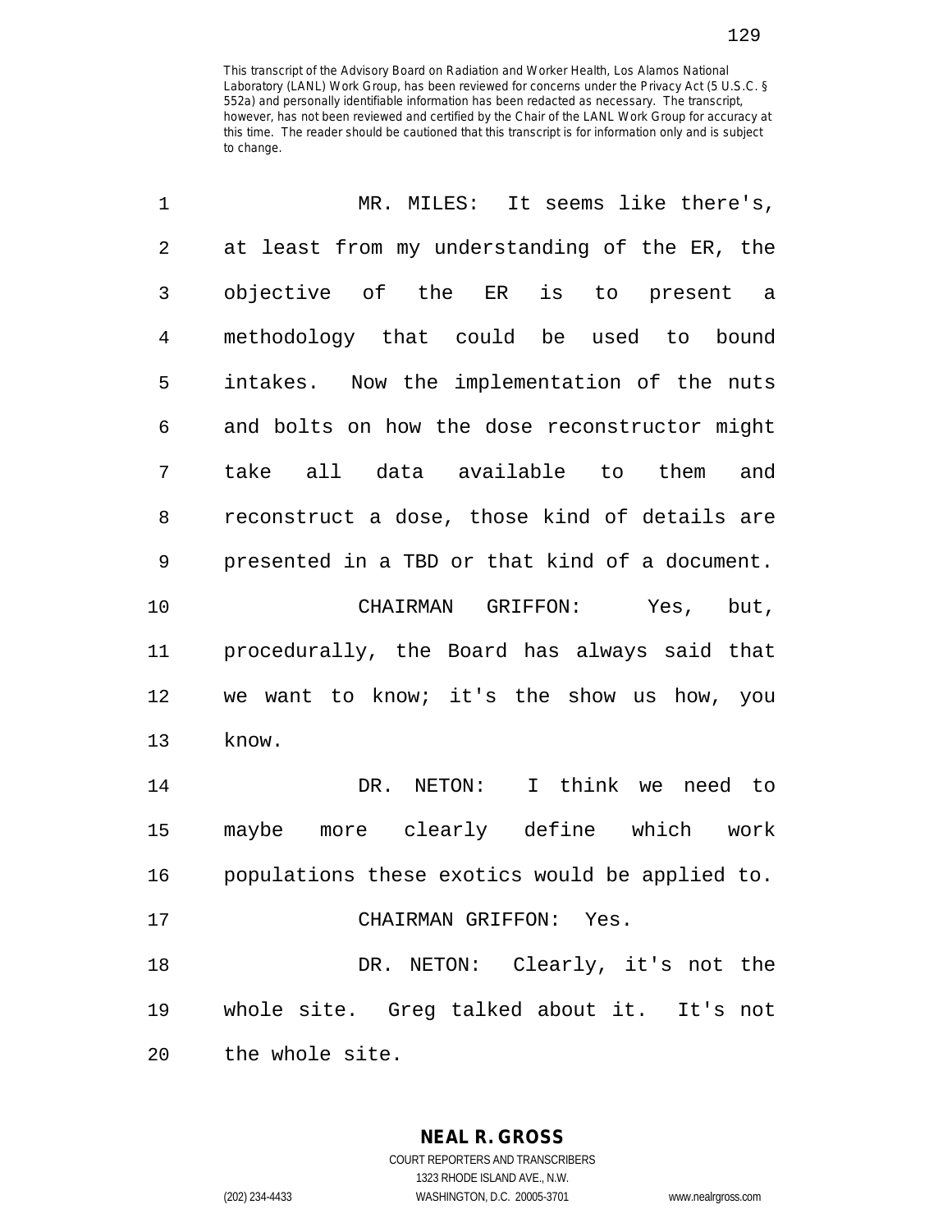This transcript of the Advisory Board on Radiation and Worker Health, Los Alamos National Laboratory (LANL) Work Group, has been reviewed for concerns under the Privacy Act (5 U.S.C. § 552a) and personally identifiable information has been redacted as necessary. The transcript, however, has not been reviewed and certified by the Chair of the LANL Work Group for accuracy at this time. The reader should be cautioned that this transcript is for information only and is subject to change.

1 MR. MILES: It seems like there's,
2 at least from my understanding of the ER, the
3 objective of the ER is to present a
4 methodology that could be used to bound
5 intakes. Now the implementation of the nuts
6 and bolts on how the dose reconstructor might
7 take all data available to them and
8 reconstruct a dose, those kind of details are
9 presented in a TBD or that kind of a document.
10 CHAIRMAN GRIFFON: Yes, but,
11 procedurally, the Board has always said that
12 we want to know; it's the show us how, you
13 know.
14 DR. NETON: I think we need to
15 maybe more clearly define which work
16 populations these exotics would be applied to.
17 CHAIRMAN GRIFFON: Yes.
18 DR. NETON: Clearly, it's not the
19 whole site. Greg talked about it. It's not
20 the whole site.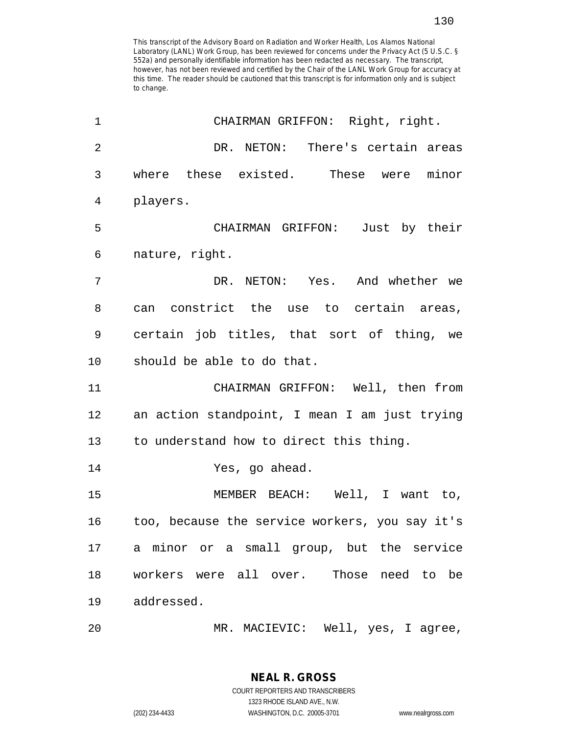This transcript of the Advisory Board on Radiation and Worker Health, Los Alamos National Laboratory (LANL) Work Group, has been reviewed for concerns under the Privacy Act (5 U.S.C. § 552a) and personally identifiable information has been redacted as necessary. The transcript, however, has not been reviewed and certified by the Chair of the LANL Work Group for accuracy at this time. The reader should be cautioned that this transcript is for information only and is subject to change.

1 CHAIRMAN GRIFFON: Right, right.

2 DR. NETON: There's certain areas
3 where these existed. These were minor
4 players.

5 CHAIRMAN GRIFFON: Just by their
6 nature, right.

7 DR. NETON: Yes. And whether we
8 can constrict the use to certain areas,
9 certain job titles, that sort of thing, we
10 should be able to do that.

11 CHAIRMAN GRIFFON: Well, then from
12 an action standpoint, I mean I am just trying
13 to understand how to direct this thing.

14 Yes, go ahead.

15 MEMBER BEACH: Well, I want to,
16 too, because the service workers, you say it's
17 a minor or a small group, but the service
18 workers were all over. Those need to be
19 addressed.

20 MR. MACIEVIC: Well, yes, I agree,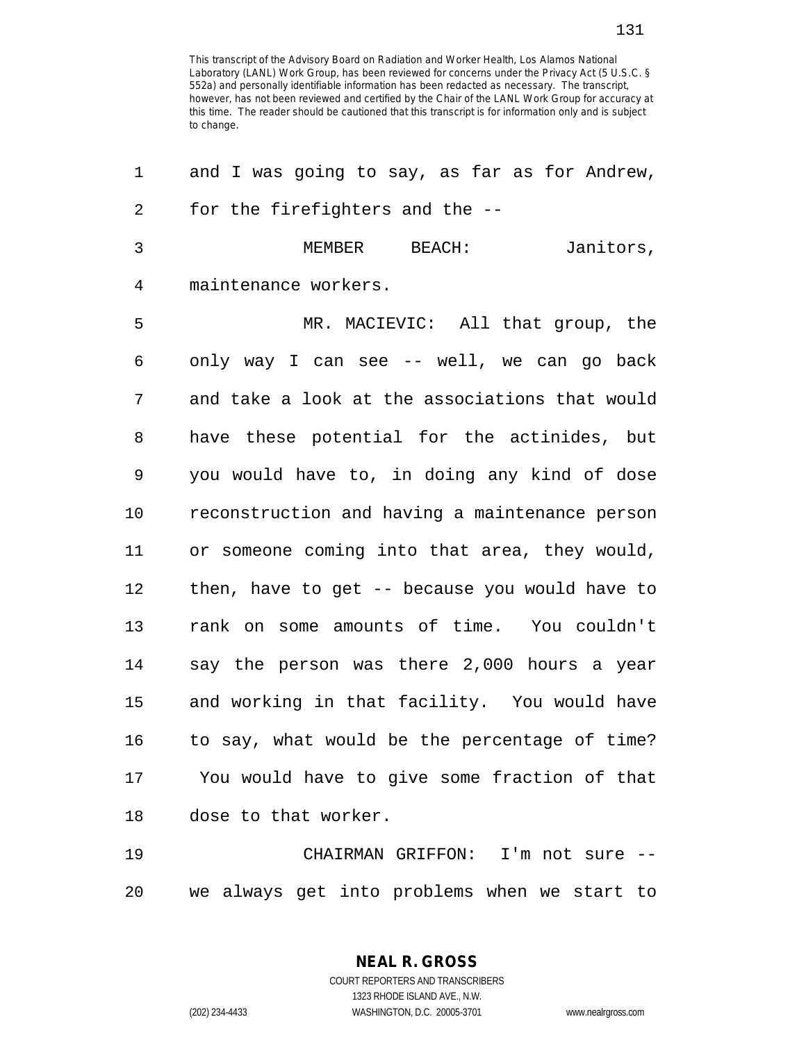This transcript of the Advisory Board on Radiation and Worker Health, Los Alamos National Laboratory (LANL) Work Group, has been reviewed for concerns under the Privacy Act (5 U.S.C. § 552a) and personally identifiable information has been redacted as necessary. The transcript, however, has not been reviewed and certified by the Chair of the LANL Work Group for accuracy at this time. The reader should be cautioned that this transcript is for information only and is subject to change.

1 and I was going to say, as far as for Andrew,
2 for the firefighters and the --
3 MEMBER BEACH: Janitors,
4 maintenance workers.
5 MR. MACIEVIC: All that group, the
6 only way I can see -- well, we can go back
7 and take a look at the associations that would
8 have these potential for the actinides, but
9 you would have to, in doing any kind of dose
10 reconstruction and having a maintenance person
11 or someone coming into that area, they would,
12 then, have to get -- because you would have to
13 rank on some amounts of time. You couldn't
14 say the person was there 2,000 hours a year
15 and working in that facility. You would have
16 to say, what would be the percentage of time?
17 You would have to give some fraction of that
18 dose to that worker.
19 CHAIRMAN GRIFFON: I'm not sure --
20 we always get into problems when we start to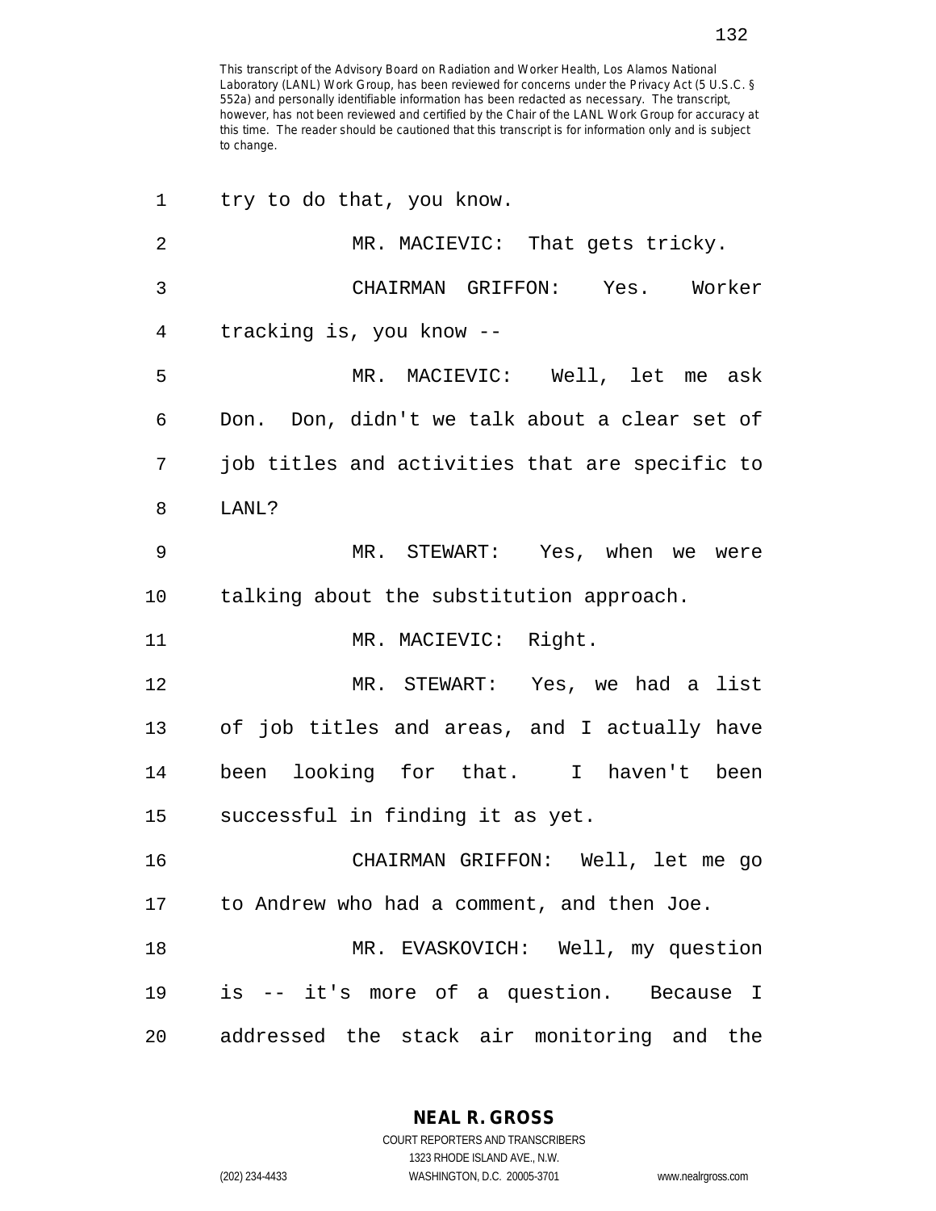This transcript of the Advisory Board on Radiation and Worker Health, Los Alamos National Laboratory (LANL) Work Group, has been reviewed for concerns under the Privacy Act (5 U.S.C. § 552a) and personally identifiable information has been redacted as necessary. The transcript, however, has not been reviewed and certified by the Chair of the LANL Work Group for accuracy at this time. The reader should be cautioned that this transcript is for information only and is subject to change.

1 try to do that, you know.

2 MR. MACIEVIC: That gets tricky.

3 CHAIRMAN GRIFFON: Yes. Worker

4 tracking is, you know --

5 MR. MACIEVIC: Well, let me ask

6 Don. Don, didn't we talk about a clear set of

7 job titles and activities that are specific to

8 LANL?

9 MR. STEWART: Yes, when we were

10 talking about the substitution approach.

11 MR. MACIEVIC: Right.

12 MR. STEWART: Yes, we had a list

13 of job titles and areas, and I actually have

14 been looking for that. I haven't been

15 successful in finding it as yet.

16 CHAIRMAN GRIFFON: Well, let me go

17 to Andrew who had a comment, and then Joe.

18 MR. EVASKOVICH: Well, my question

19 is -- it's more of a question. Because I

20 addressed the stack air monitoring and the

NEAL R. GROSS
COURT REPORTERS AND TRANSCRIBERS
1323 RHODE ISLAND AVE., N.W.
(202) 234-4433 WASHINGTON, D.C. 20005-3701 www.nealrgross.com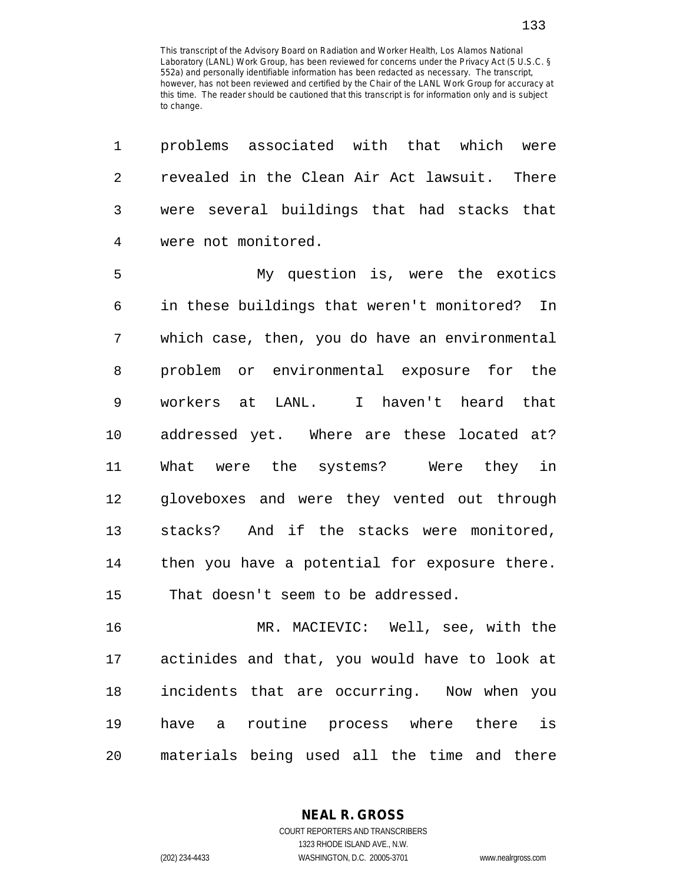This transcript of the Advisory Board on Radiation and Worker Health, Los Alamos National Laboratory (LANL) Work Group, has been reviewed for concerns under the Privacy Act (5 U.S.C. § 552a) and personally identifiable information has been redacted as necessary. The transcript, however, has not been reviewed and certified by the Chair of the LANL Work Group for accuracy at this time. The reader should be cautioned that this transcript is for information only and is subject to change.

1 problems associated with that which were
2 revealed in the Clean Air Act lawsuit. There
3 were several buildings that had stacks that
4 were not monitored.

5 My question is, were the exotics
6 in these buildings that weren't monitored? In
7 which case, then, you do have an environmental
8 problem or environmental exposure for the
9 workers at LANL. I haven't heard that
10 addressed yet. Where are these located at?
11 What were the systems? Were they in
12 gloveboxes and were they vented out through
13 stacks? And if the stacks were monitored,
14 then you have a potential for exposure there.
15 That doesn't seem to be addressed.

16 MR. MACIEVIC: Well, see, with the
17 actinides and that, you would have to look at
18 incidents that are occurring. Now when you
19 have a routine process where there is
20 materials being used all the time and there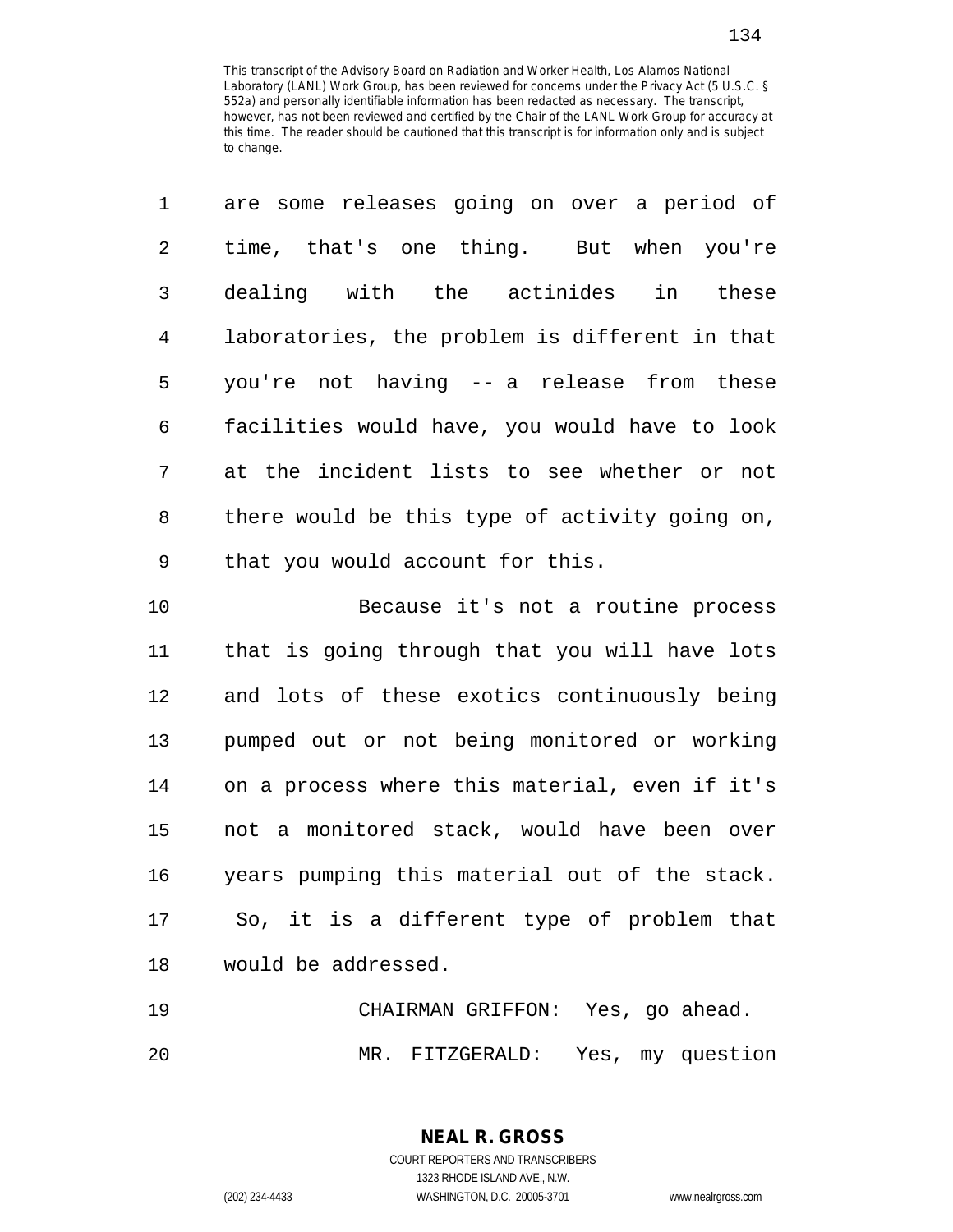This transcript of the Advisory Board on Radiation and Worker Health, Los Alamos National Laboratory (LANL) Work Group, has been reviewed for concerns under the Privacy Act (5 U.S.C. § 552a) and personally identifiable information has been redacted as necessary. The transcript, however, has not been reviewed and certified by the Chair of the LANL Work Group for accuracy at this time. The reader should be cautioned that this transcript is for information only and is subject to change.

are some releases going on over a period of time, that's one thing. But when you're dealing with the actinides in these laboratories, the problem is different in that you're not having -- a release from these facilities would have, you would have to look at the incident lists to see whether or not there would be this type of activity going on, that you would account for this.

Because it's not a routine process that is going through that you will have lots and lots of these exotics continuously being pumped out or not being monitored or working on a process where this material, even if it's not a monitored stack, would have been over years pumping this material out of the stack. So, it is a different type of problem that would be addressed.

CHAIRMAN GRIFFON: Yes, go ahead.

MR. FITZGERALD: Yes, my question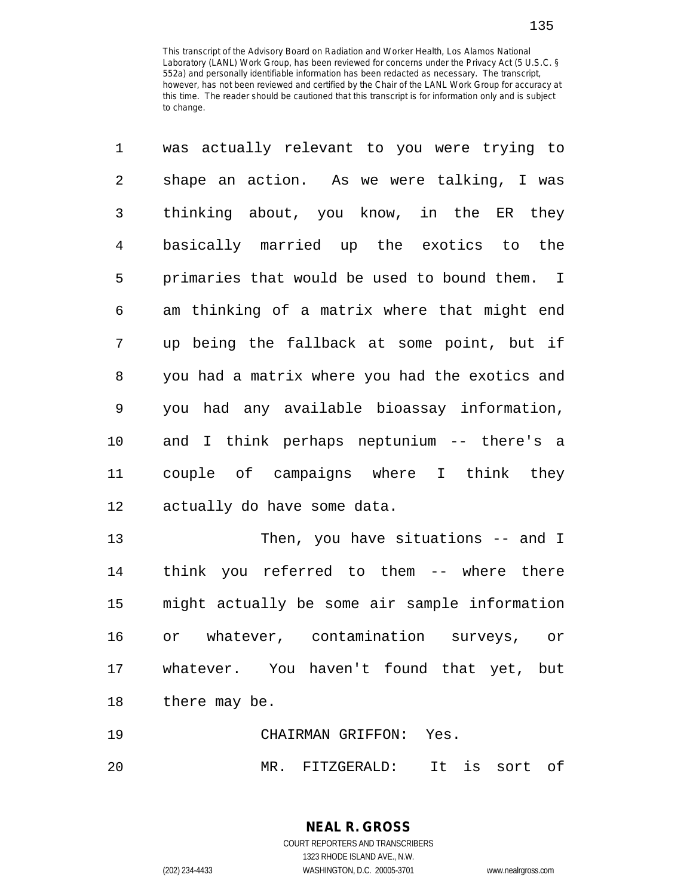This transcript of the Advisory Board on Radiation and Worker Health, Los Alamos National Laboratory (LANL) Work Group, has been reviewed for concerns under the Privacy Act (5 U.S.C. § 552a) and personally identifiable information has been redacted as necessary. The transcript, however, has not been reviewed and certified by the Chair of the LANL Work Group for accuracy at this time. The reader should be cautioned that this transcript is for information only and is subject to change.

was actually relevant to you were trying to shape an action. As we were talking, I was thinking about, you know, in the ER they basically married up the exotics to the primaries that would be used to bound them. I am thinking of a matrix where that might end up being the fallback at some point, but if you had a matrix where you had the exotics and you had any available bioassay information, and I think perhaps neptunium -- there's a couple of campaigns where I think they actually do have some data.

Then, you have situations -- and I think you referred to them -- where there might actually be some air sample information or whatever, contamination surveys, or whatever. You haven't found that yet, but there may be.

CHAIRMAN GRIFFON: Yes.

MR. FITZGERALD: It is sort of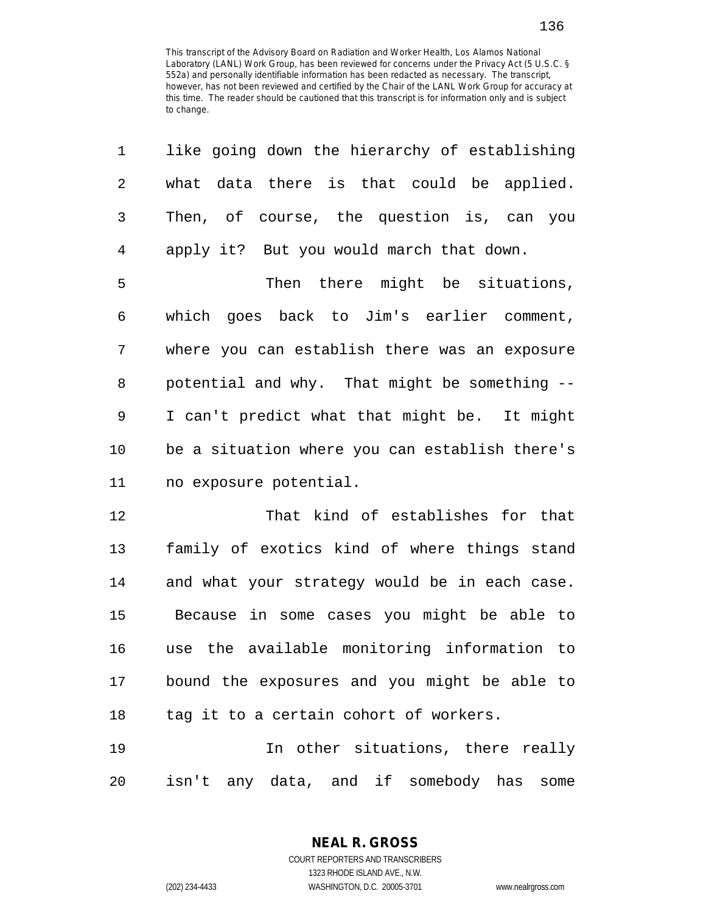This transcript of the Advisory Board on Radiation and Worker Health, Los Alamos National Laboratory (LANL) Work Group, has been reviewed for concerns under the Privacy Act (5 U.S.C. § 552a) and personally identifiable information has been redacted as necessary. The transcript, however, has not been reviewed and certified by the Chair of the LANL Work Group for accuracy at this time. The reader should be cautioned that this transcript is for information only and is subject to change.

like going down the hierarchy of establishing what data there is that could be applied. Then, of course, the question is, can you apply it? But you would march that down.

Then there might be situations, which goes back to Jim's earlier comment, where you can establish there was an exposure potential and why. That might be something -- I can't predict what that might be. It might be a situation where you can establish there's no exposure potential.

That kind of establishes for that family of exotics kind of where things stand and what your strategy would be in each case. Because in some cases you might be able to use the available monitoring information to bound the exposures and you might be able to tag it to a certain cohort of workers.

In other situations, there really isn't any data, and if somebody has some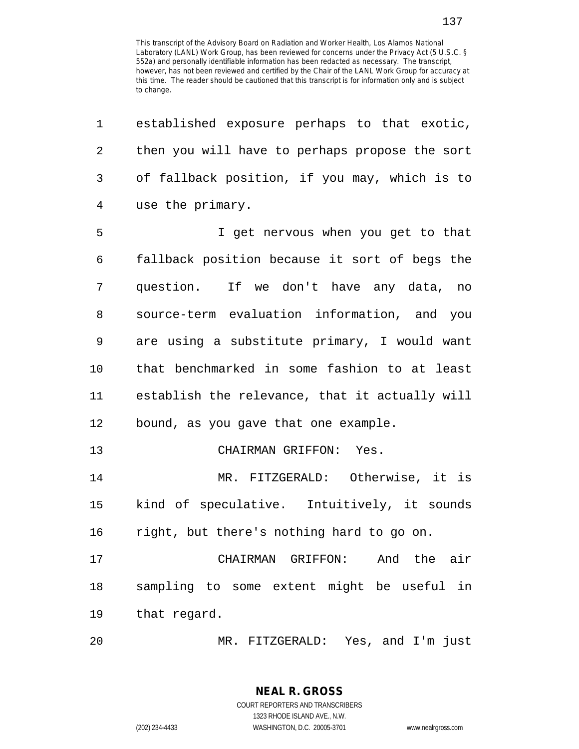established exposure perhaps to that exotic, then you will have to perhaps propose the sort of fallback position, if you may, which is to use the primary.

I get nervous when you get to that fallback position because it sort of begs the question. If we don't have any data, no source-term evaluation information, and you are using a substitute primary, I would want that benchmarked in some fashion to at least establish the relevance, that it actually will bound, as you gave that one example.

CHAIRMAN GRIFFON: Yes.

MR. FITZGERALD: Otherwise, it is kind of speculative. Intuitively, it sounds right, but there's nothing hard to go on.

CHAIRMAN GRIFFON: And the air sampling to some extent might be useful in that regard.

MR. FITZGERALD: Yes, and I'm just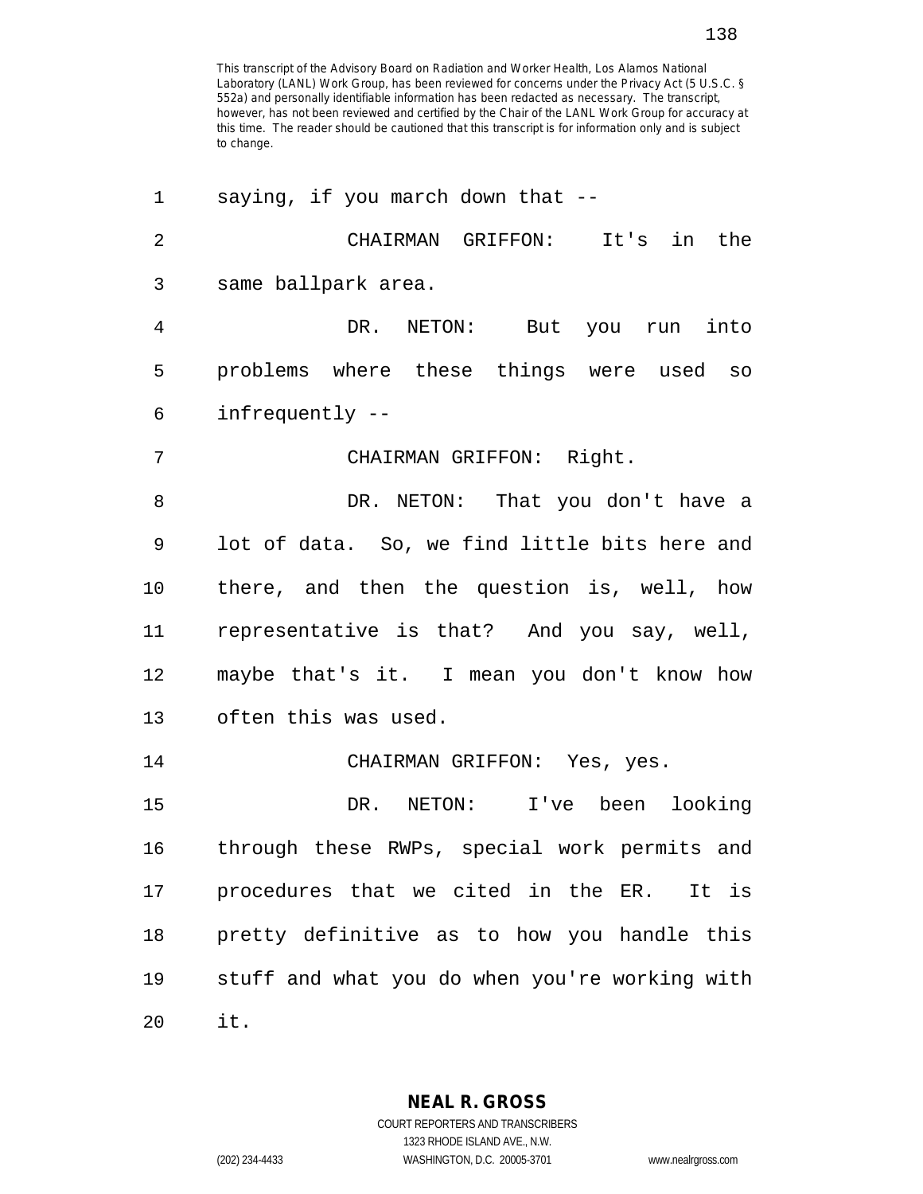This transcript of the Advisory Board on Radiation and Worker Health, Los Alamos National Laboratory (LANL) Work Group, has been reviewed for concerns under the Privacy Act (5 U.S.C. § 552a) and personally identifiable information has been redacted as necessary. The transcript, however, has not been reviewed and certified by the Chair of the LANL Work Group for accuracy at this time. The reader should be cautioned that this transcript is for information only and is subject to change.

1 saying, if you march down that --

2 CHAIRMAN GRIFFON: It's in the

3 same ballpark area.

4 DR. NETON: But you run into

5 problems where these things were used so

6 infrequently --

7 CHAIRMAN GRIFFON: Right.

8 DR. NETON: That you don't have a

9 lot of data. So, we find little bits here and

10 there, and then the question is, well, how

11 representative is that? And you say, well,

12 maybe that's it. I mean you don't know how

13 often this was used.

14 CHAIRMAN GRIFFON: Yes, yes.

15 DR. NETON: I've been looking

16 through these RWPs, special work permits and

17 procedures that we cited in the ER. It is

18 pretty definitive as to how you handle this

19 stuff and what you do when you're working with

20 it.

**NEAL R. GROSS**
COURT REPORTERS AND TRANSCRIBERS
1323 RHODE ISLAND AVE., N.W.
(202) 234-4433 WASHINGTON, D.C. 20005-3701 www.nealrgross.com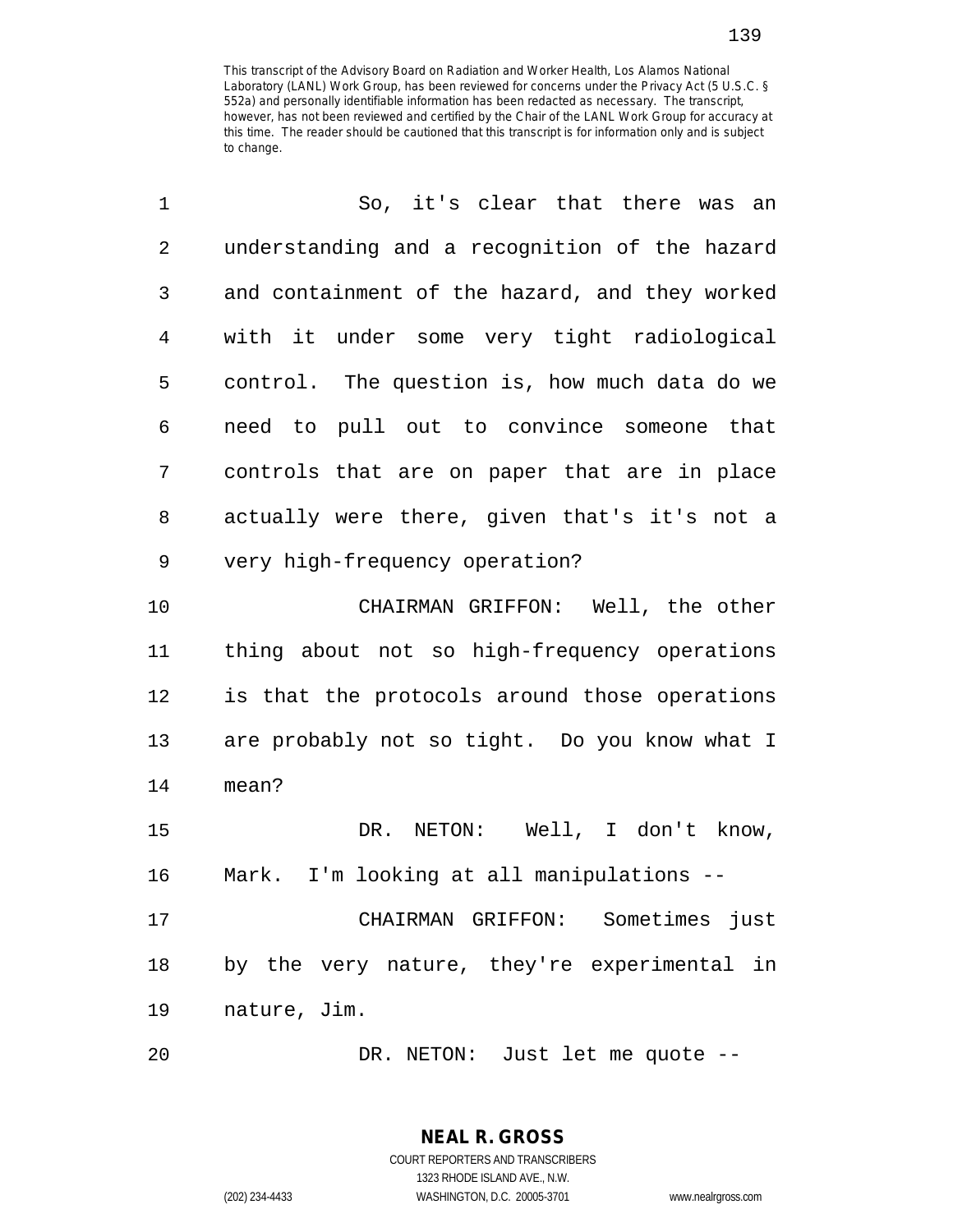This transcript of the Advisory Board on Radiation and Worker Health, Los Alamos National Laboratory (LANL) Work Group, has been reviewed for concerns under the Privacy Act (5 U.S.C. § 552a) and personally identifiable information has been redacted as necessary. The transcript, however, has not been reviewed and certified by the Chair of the LANL Work Group for accuracy at this time. The reader should be cautioned that this transcript is for information only and is subject to change.

1 So, it's clear that there was an
2 understanding and a recognition of the hazard
3 and containment of the hazard, and they worked
4 with it under some very tight radiological
5 control. The question is, how much data do we
6 need to pull out to convince someone that
7 controls that are on paper that are in place
8 actually were there, given that's it's not a
9 very high-frequency operation?

10 CHAIRMAN GRIFFON: Well, the other
11 thing about not so high-frequency operations
12 is that the protocols around those operations
13 are probably not so tight. Do you know what I
14 mean?

15 DR. NETON: Well, I don't know,
16 Mark. I'm looking at all manipulations --

17 CHAIRMAN GRIFFON: Sometimes just
18 by the very nature, they're experimental in
19 nature, Jim.

20 DR. NETON: Just let me quote --

**NEAL R. GROSS**
COURT REPORTERS AND TRANSCRIBERS
1323 RHODE ISLAND AVE., N.W.
(202) 234-4433 WASHINGTON, D.C. 20005-3701 www.nealrgross.com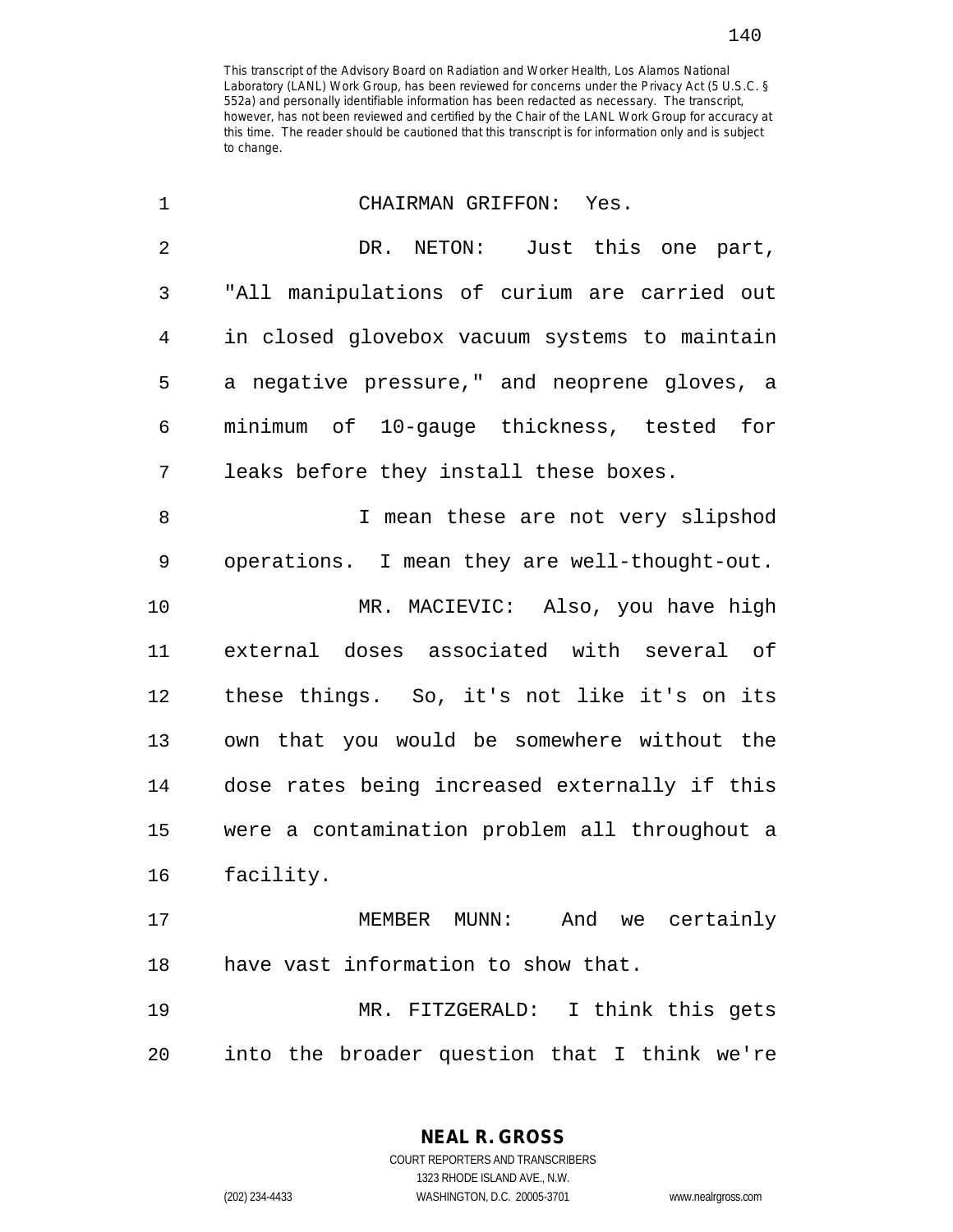This transcript of the Advisory Board on Radiation and Worker Health, Los Alamos National Laboratory (LANL) Work Group, has been reviewed for concerns under the Privacy Act (5 U.S.C. § 552a) and personally identifiable information has been redacted as necessary. The transcript, however, has not been reviewed and certified by the Chair of the LANL Work Group for accuracy at this time. The reader should be cautioned that this transcript is for information only and is subject to change.

1 CHAIRMAN GRIFFON: Yes.

2 DR. NETON: Just this one part,
3 "All manipulations of curium are carried out
4 in closed glovebox vacuum systems to maintain
5 a negative pressure," and neoprene gloves, a
6 minimum of 10-gauge thickness, tested for
7 leaks before they install these boxes.

8 I mean these are not very slipshod
9 operations. I mean they are well-thought-out.

10 MR. MACIEVIC: Also, you have high
11 external doses associated with several of
12 these things. So, it's not like it's on its
13 own that you would be somewhere without the
14 dose rates being increased externally if this
15 were a contamination problem all throughout a
16 facility.

17 MEMBER MUNN: And we certainly
18 have vast information to show that.

19 MR. FITZGERALD: I think this gets
20 into the broader question that I think we're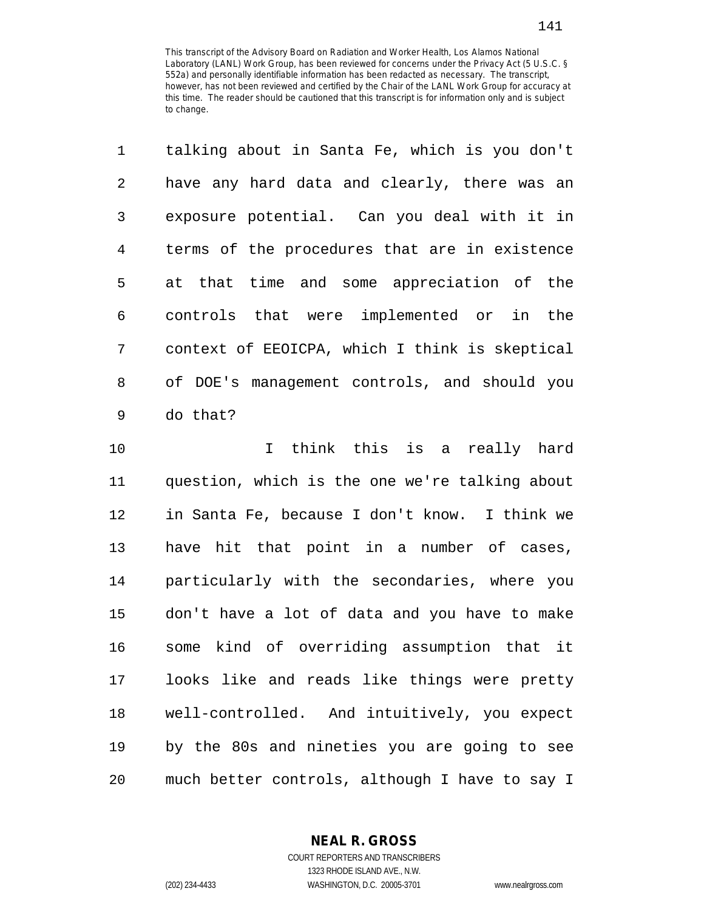This transcript of the Advisory Board on Radiation and Worker Health, Los Alamos National Laboratory (LANL) Work Group, has been reviewed for concerns under the Privacy Act (5 U.S.C. § 552a) and personally identifiable information has been redacted as necessary. The transcript, however, has not been reviewed and certified by the Chair of the LANL Work Group for accuracy at this time. The reader should be cautioned that this transcript is for information only and is subject to change.

talking about in Santa Fe, which is you don't have any hard data and clearly, there was an exposure potential. Can you deal with it in terms of the procedures that are in existence at that time and some appreciation of the controls that were implemented or in the context of EEOICPA, which I think is skeptical of DOE's management controls, and should you do that?

I think this is a really hard question, which is the one we're talking about in Santa Fe, because I don't know. I think we have hit that point in a number of cases, particularly with the secondaries, where you don't have a lot of data and you have to make some kind of overriding assumption that it looks like and reads like things were pretty well-controlled. And intuitively, you expect by the 80s and nineties you are going to see much better controls, although I have to say I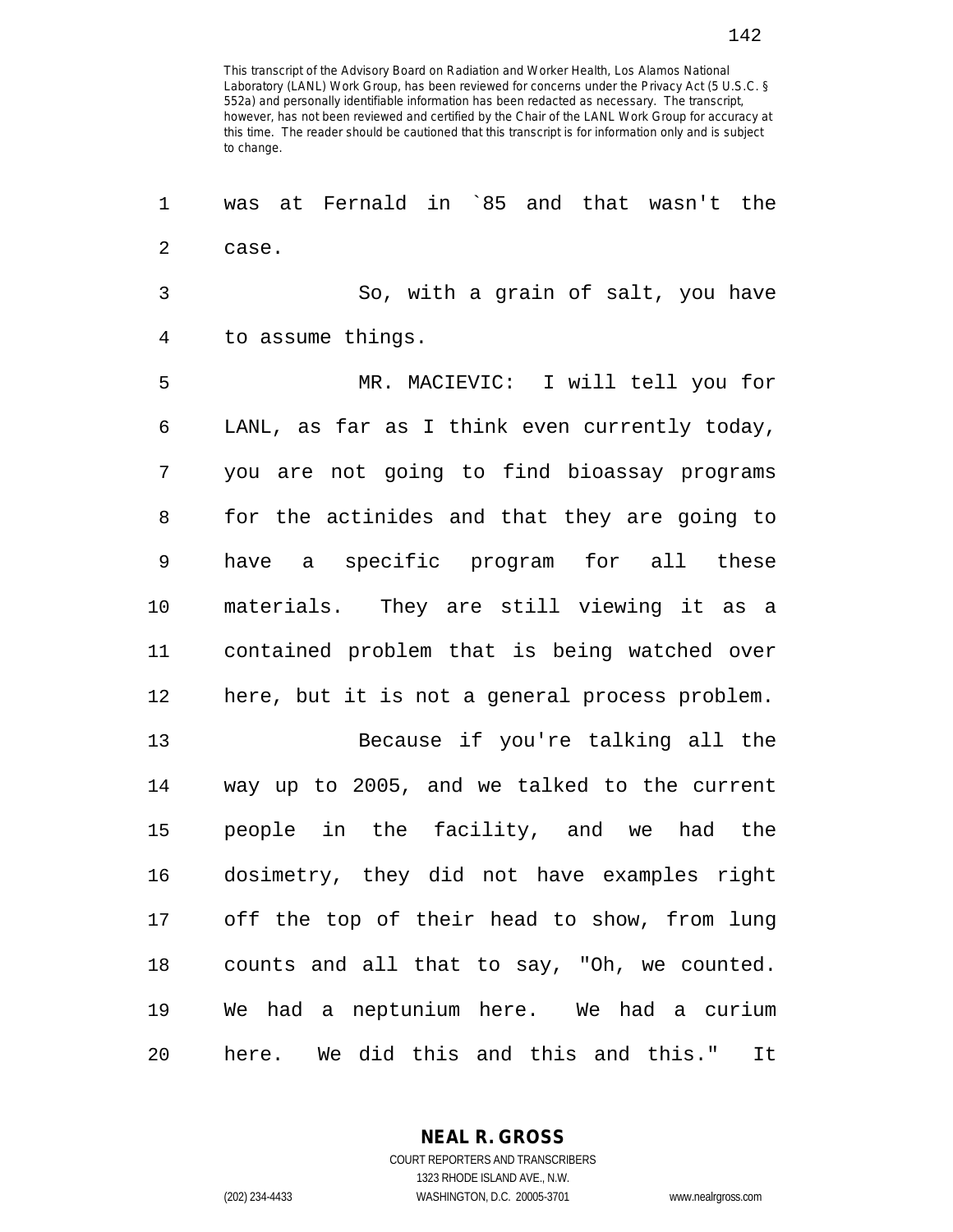This transcript of the Advisory Board on Radiation and Worker Health, Los Alamos National Laboratory (LANL) Work Group, has been reviewed for concerns under the Privacy Act (5 U.S.C. § 552a) and personally identifiable information has been redacted as necessary. The transcript, however, has not been reviewed and certified by the Chair of the LANL Work Group for accuracy at this time. The reader should be cautioned that this transcript is for information only and is subject to change.

was at Fernald in `85 and that wasn't the case.

So, with a grain of salt, you have to assume things.

MR. MACIEVIC: I will tell you for LANL, as far as I think even currently today, you are not going to find bioassay programs for the actinides and that they are going to have a specific program for all these materials. They are still viewing it as a contained problem that is being watched over here, but it is not a general process problem.

Because if you're talking all the way up to 2005, and we talked to the current people in the facility, and we had the dosimetry, they did not have examples right off the top of their head to show, from lung counts and all that to say, "Oh, we counted. We had a neptunium here. We had a curium here. We did this and this and this." It

NEAL R. GROSS
COURT REPORTERS AND TRANSCRIBERS
1323 RHODE ISLAND AVE., N.W.
(202) 234-4433 WASHINGTON, D.C. 20005-3701 www.nealrgross.com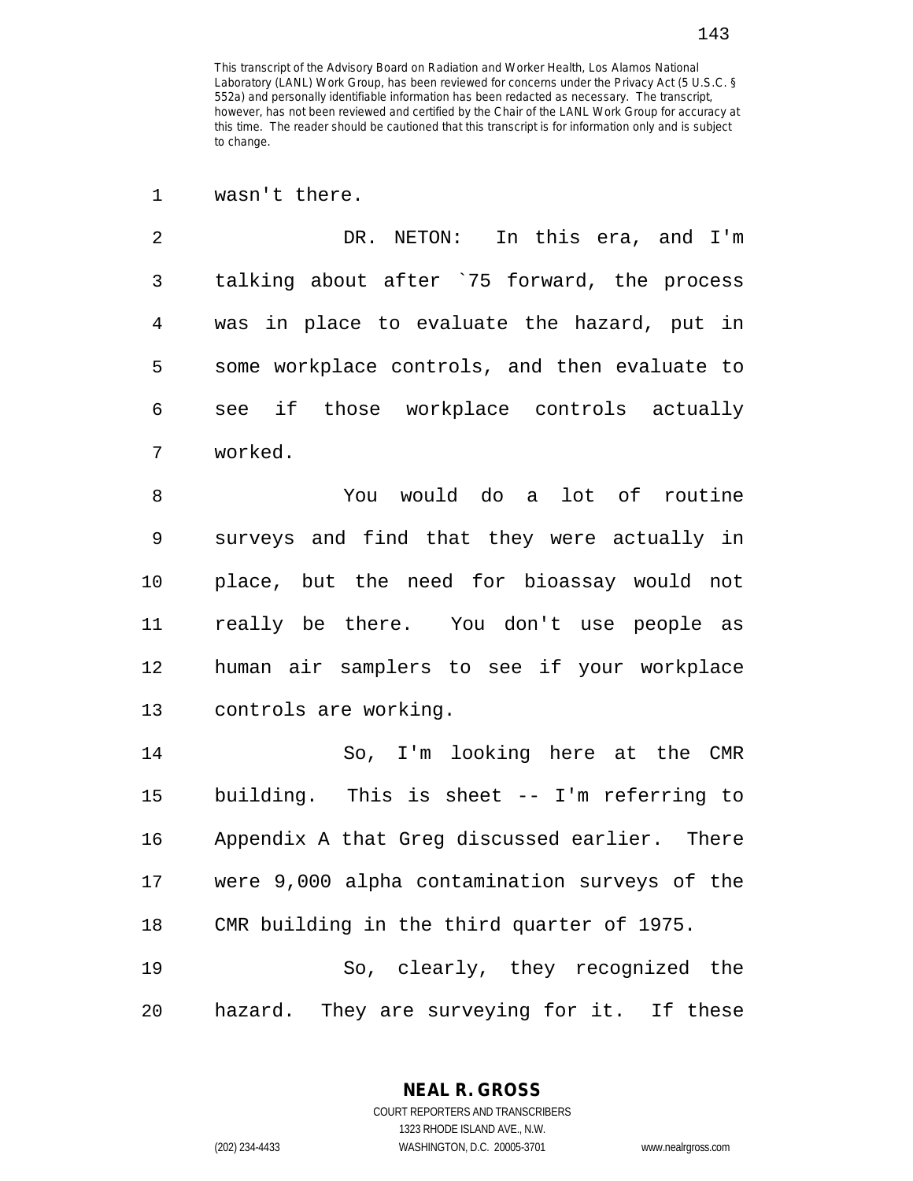wasn't there.

DR. NETON: In this era, and I'm talking about after `75 forward, the process was in place to evaluate the hazard, put in some workplace controls, and then evaluate to see if those workplace controls actually worked.

You would do a lot of routine surveys and find that they were actually in place, but the need for bioassay would not really be there. You don't use people as human air samplers to see if your workplace controls are working.

So, I'm looking here at the CMR building. This is sheet -- I'm referring to Appendix A that Greg discussed earlier. There were 9,000 alpha contamination surveys of the CMR building in the third quarter of 1975.

So, clearly, they recognized the hazard. They are surveying for it. If these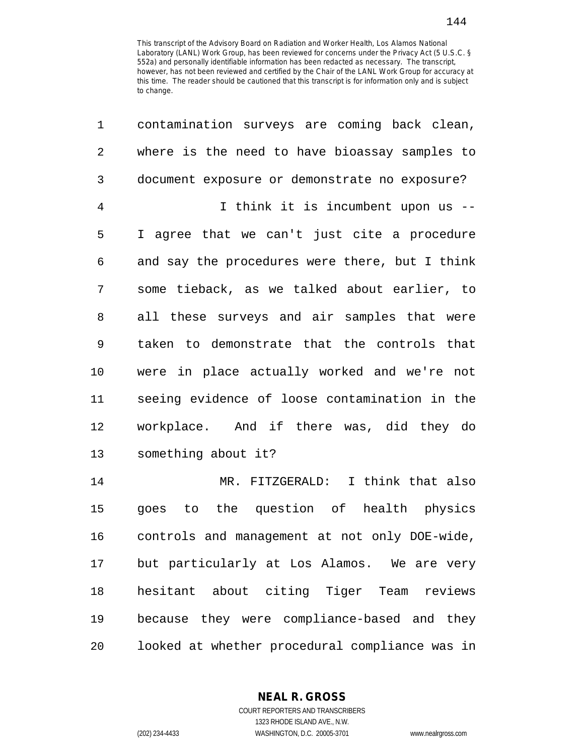This transcript of the Advisory Board on Radiation and Worker Health, Los Alamos National Laboratory (LANL) Work Group, has been reviewed for concerns under the Privacy Act (5 U.S.C. § 552a) and personally identifiable information has been redacted as necessary. The transcript, however, has not been reviewed and certified by the Chair of the LANL Work Group for accuracy at this time. The reader should be cautioned that this transcript is for information only and is subject to change.

1 contamination surveys are coming back clean,
2 where is the need to have bioassay samples to
3 document exposure or demonstrate no exposure?
4 I think it is incumbent upon us --
5 I agree that we can't just cite a procedure
6 and say the procedures were there, but I think
7 some tieback, as we talked about earlier, to
8 all these surveys and air samples that were
9 taken to demonstrate that the controls that
10 were in place actually worked and we're not
11 seeing evidence of loose contamination in the
12 workplace. And if there was, did they do
13 something about it?
14 MR. FITZGERALD: I think that also
15 goes to the question of health physics
16 controls and management at not only DOE-wide,
17 but particularly at Los Alamos. We are very
18 hesitant about citing Tiger Team reviews
19 because they were compliance-based and they
20 looked at whether procedural compliance was in

**NEAL R. GROSS**
COURT REPORTERS AND TRANSCRIBERS
1323 RHODE ISLAND AVE., N.W.
(202) 234-4433 WASHINGTON, D.C. 20005-3701 www.nealrgross.com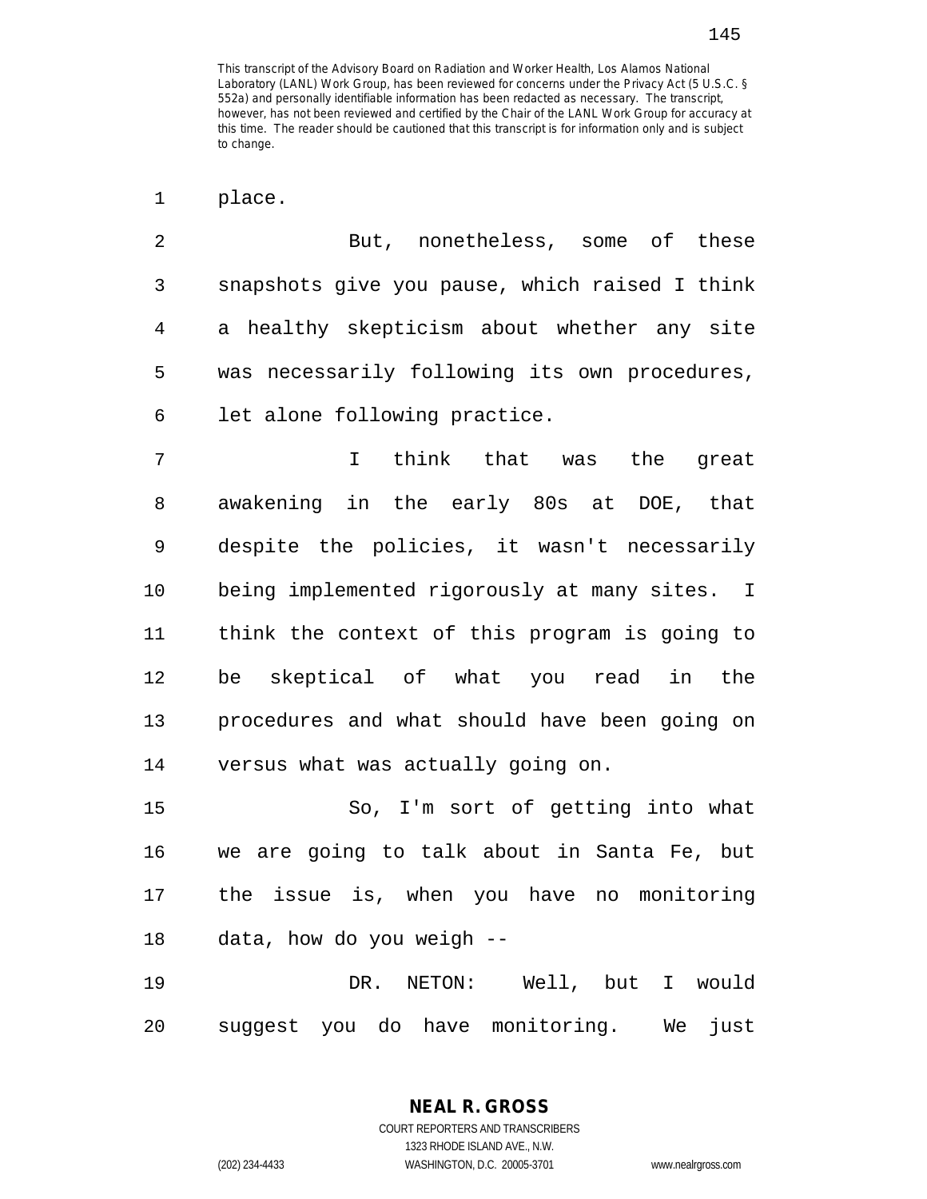This transcript of the Advisory Board on Radiation and Worker Health, Los Alamos National Laboratory (LANL) Work Group, has been reviewed for concerns under the Privacy Act (5 U.S.C. § 552a) and personally identifiable information has been redacted as necessary. The transcript, however, has not been reviewed and certified by the Chair of the LANL Work Group for accuracy at this time. The reader should be cautioned that this transcript is for information only and is subject to change.

place.

But, nonetheless, some of these snapshots give you pause, which raised I think a healthy skepticism about whether any site was necessarily following its own procedures, let alone following practice.

I think that was the great awakening in the early 80s at DOE, that despite the policies, it wasn't necessarily being implemented rigorously at many sites. I think the context of this program is going to be skeptical of what you read in the procedures and what should have been going on versus what was actually going on.

So, I'm sort of getting into what we are going to talk about in Santa Fe, but the issue is, when you have no monitoring data, how do you weigh --

DR. NETON: Well, but I would suggest you do have monitoring. We just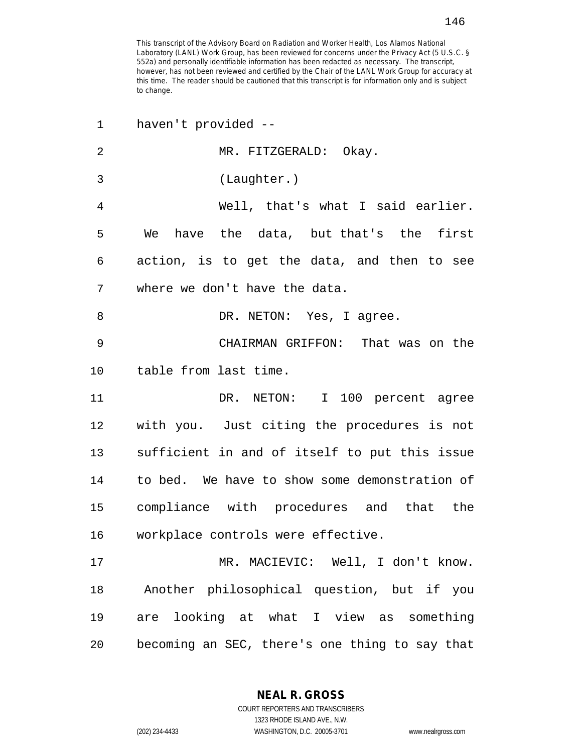haven't provided --

MR. FITZGERALD: Okay.

(Laughter.)

Well, that's what I said earlier. We have the data, but that's the first action, is to get the data, and then to see where we don't have the data.

DR. NETON: Yes, I agree.

CHAIRMAN GRIFFON: That was on the table from last time.

DR. NETON: I 100 percent agree with you. Just citing the procedures is not sufficient in and of itself to put this issue to bed. We have to show some demonstration of compliance with procedures and that the workplace controls were effective.

MR. MACIEVIC: Well, I don't know. Another philosophical question, but if you are looking at what I view as something becoming an SEC, there's one thing to say that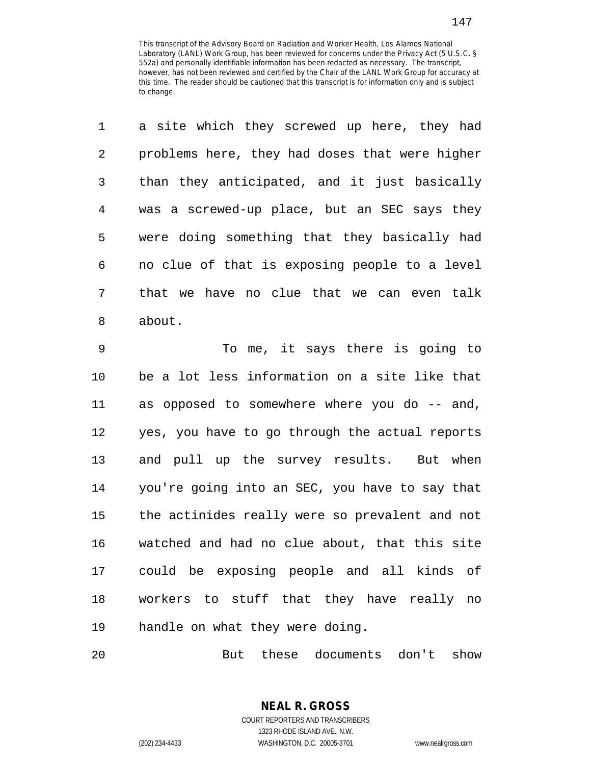a site which they screwed up here, they had problems here, they had doses that were higher than they anticipated, and it just basically was a screwed-up place, but an SEC says they were doing something that they basically had no clue of that is exposing people to a level that we have no clue that we can even talk about.

To me, it says there is going to be a lot less information on a site like that as opposed to somewhere where you do -- and, yes, you have to go through the actual reports and pull up the survey results. But when you're going into an SEC, you have to say that the actinides really were so prevalent and not watched and had no clue about, that this site could be exposing people and all kinds of workers to stuff that they have really no handle on what they were doing.

But these documents don't show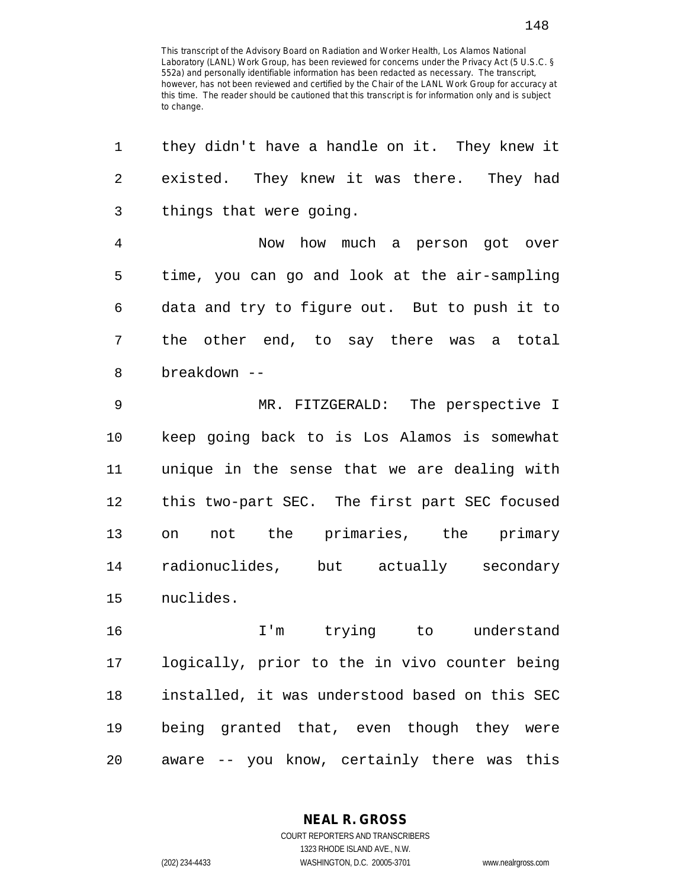they didn't have a handle on it. They knew it existed. They knew it was there. They had things that were going.

Now how much a person got over time, you can go and look at the air-sampling data and try to figure out. But to push it to the other end, to say there was a total breakdown --

MR. FITZGERALD: The perspective I keep going back to is Los Alamos is somewhat unique in the sense that we are dealing with this two-part SEC. The first part SEC focused on not the primaries, the primary radionuclides, but actually secondary nuclides.

I'm trying to understand logically, prior to the in vivo counter being installed, it was understood based on this SEC being granted that, even though they were aware -- you know, certainly there was this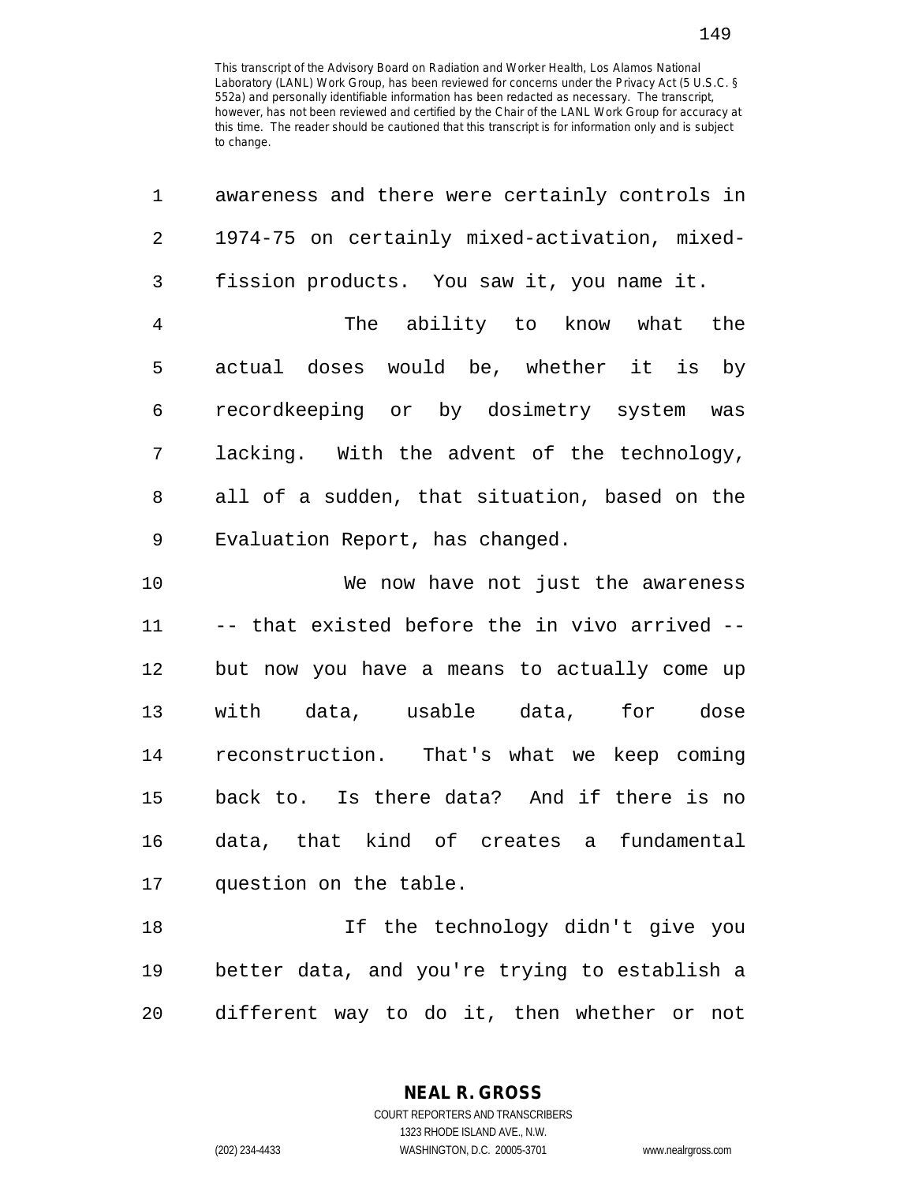This transcript of the Advisory Board on Radiation and Worker Health, Los Alamos National Laboratory (LANL) Work Group, has been reviewed for concerns under the Privacy Act (5 U.S.C. § 552a) and personally identifiable information has been redacted as necessary. The transcript, however, has not been reviewed and certified by the Chair of the LANL Work Group for accuracy at this time. The reader should be cautioned that this transcript is for information only and is subject to change.

1 awareness and there were certainly controls in
2 1974-75 on certainly mixed-activation, mixed-
3 fission products. You saw it, you name it.

4 The ability to know what the
5 actual doses would be, whether it is by
6 recordkeeping or by dosimetry system was
7 lacking. With the advent of the technology,
8 all of a sudden, that situation, based on the
9 Evaluation Report, has changed.

10 We now have not just the awareness
11 -- that existed before the in vivo arrived --
12 but now you have a means to actually come up
13 with data, usable data, for dose
14 reconstruction. That's what we keep coming
15 back to. Is there data? And if there is no
16 data, that kind of creates a fundamental
17 question on the table.

18 If the technology didn't give you
19 better data, and you're trying to establish a
20 different way to do it, then whether or not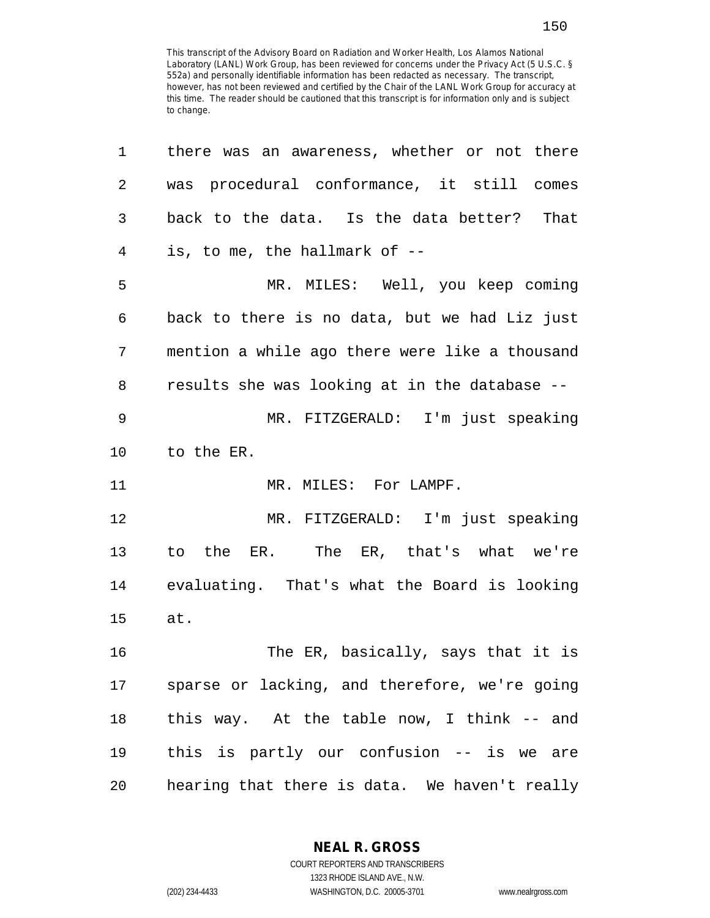This transcript of the Advisory Board on Radiation and Worker Health, Los Alamos National Laboratory (LANL) Work Group, has been reviewed for concerns under the Privacy Act (5 U.S.C. § 552a) and personally identifiable information has been redacted as necessary. The transcript, however, has not been reviewed and certified by the Chair of the LANL Work Group for accuracy at this time. The reader should be cautioned that this transcript is for information only and is subject to change.

1 there was an awareness, whether or not there
2 was procedural conformance, it still comes
3 back to the data. Is the data better? That
4 is, to me, the hallmark of --
5 MR. MILES: Well, you keep coming
6 back to there is no data, but we had Liz just
7 mention a while ago there were like a thousand
8 results she was looking at in the database --
9 MR. FITZGERALD: I'm just speaking
10 to the ER.
11 MR. MILES: For LAMPF.
12 MR. FITZGERALD: I'm just speaking
13 to the ER. The ER, that's what we're
14 evaluating. That's what the Board is looking
15 at.
16 The ER, basically, says that it is
17 sparse or lacking, and therefore, we're going
18 this way. At the table now, I think -- and
19 this is partly our confusion -- is we are
20 hearing that there is data. We haven't really

**NEAL R. GROSS**
COURT REPORTERS AND TRANSCRIBERS
1323 RHODE ISLAND AVE., N.W.
(202) 234-4433 WASHINGTON, D.C. 20005-3701 www.nealrgross.com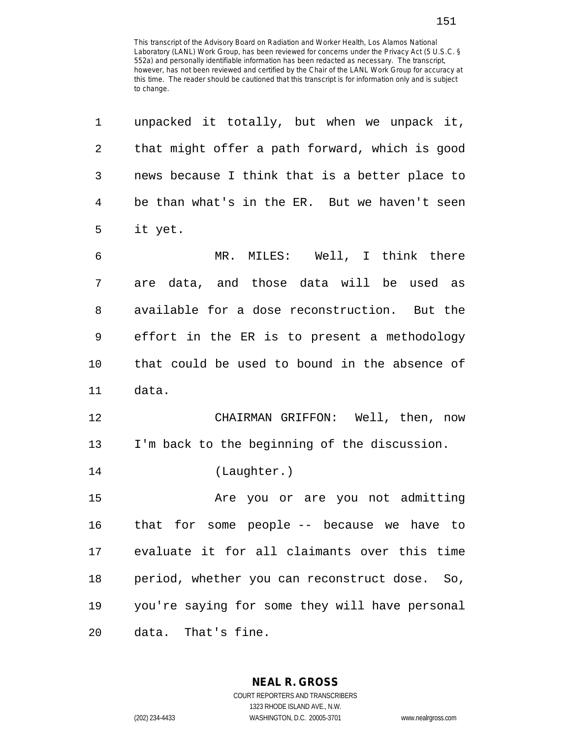This transcript of the Advisory Board on Radiation and Worker Health, Los Alamos National Laboratory (LANL) Work Group, has been reviewed for concerns under the Privacy Act (5 U.S.C. § 552a) and personally identifiable information has been redacted as necessary. The transcript, however, has not been reviewed and certified by the Chair of the LANL Work Group for accuracy at this time. The reader should be cautioned that this transcript is for information only and is subject to change.

unpacked it totally, but when we unpack it, that might offer a path forward, which is good news because I think that is a better place to be than what's in the ER. But we haven't seen it yet.

MR. MILES: Well, I think there are data, and those data will be used as available for a dose reconstruction. But the effort in the ER is to present a methodology that could be used to bound in the absence of data.

CHAIRMAN GRIFFON: Well, then, now I'm back to the beginning of the discussion.

(Laughter.)

Are you or are you not admitting that for some people -- because we have to evaluate it for all claimants over this time period, whether you can reconstruct dose. So, you're saying for some they will have personal data. That's fine.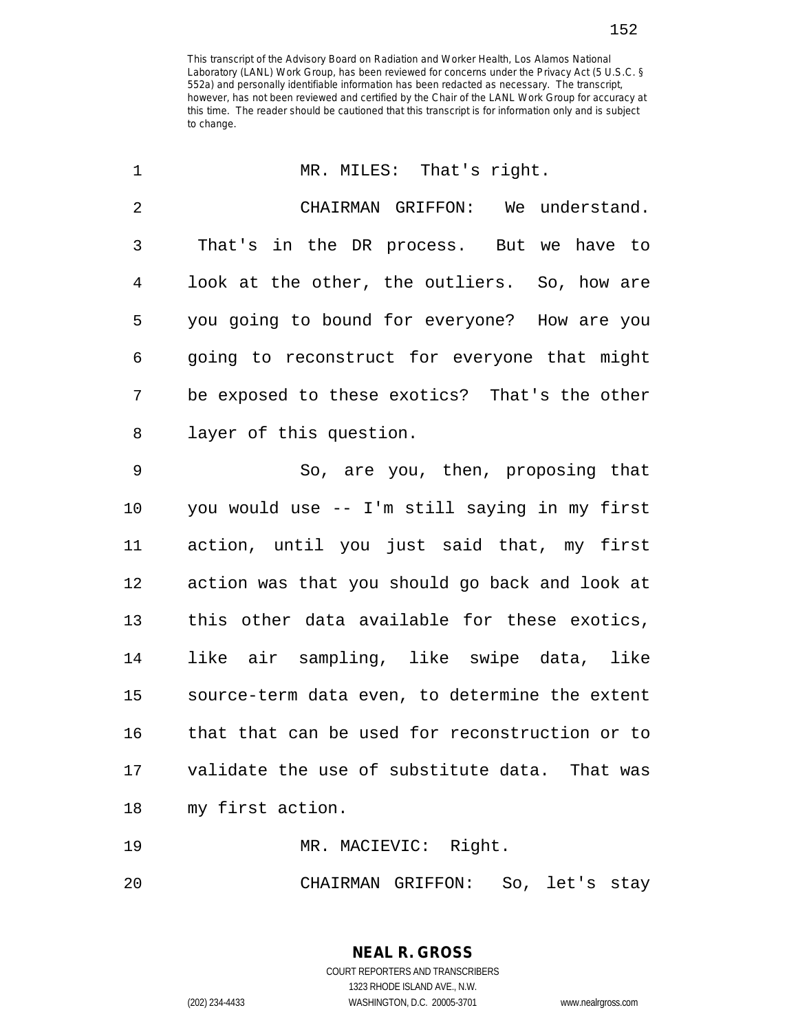This transcript of the Advisory Board on Radiation and Worker Health, Los Alamos National Laboratory (LANL) Work Group, has been reviewed for concerns under the Privacy Act (5 U.S.C. § 552a) and personally identifiable information has been redacted as necessary. The transcript, however, has not been reviewed and certified by the Chair of the LANL Work Group for accuracy at this time. The reader should be cautioned that this transcript is for information only and is subject to change.

MR. MILES: That's right.

CHAIRMAN GRIFFON: We understand. That's in the DR process. But we have to look at the other, the outliers. So, how are you going to bound for everyone? How are you going to reconstruct for everyone that might be exposed to these exotics? That's the other layer of this question.

So, are you, then, proposing that you would use -- I'm still saying in my first action, until you just said that, my first action was that you should go back and look at this other data available for these exotics, like air sampling, like swipe data, like source-term data even, to determine the extent that that can be used for reconstruction or to validate the use of substitute data. That was my first action.

MR. MACIEVIC: Right.

CHAIRMAN GRIFFON: So, let's stay

NEAL R. GROSS
COURT REPORTERS AND TRANSCRIBERS
1323 RHODE ISLAND AVE., N.W.
(202) 234-4433 WASHINGTON, D.C. 20005-3701 www.nealrgross.com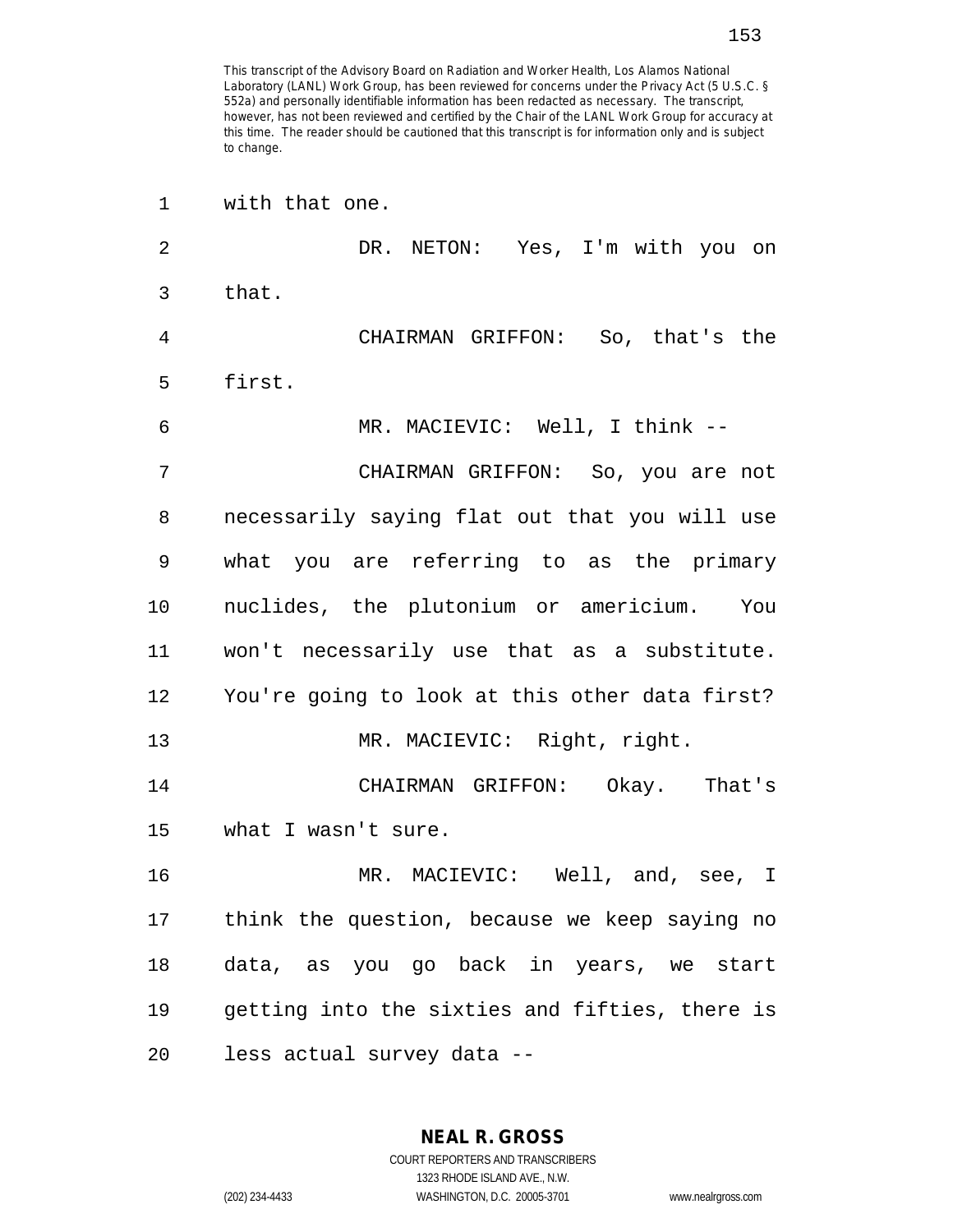This transcript of the Advisory Board on Radiation and Worker Health, Los Alamos National Laboratory (LANL) Work Group, has been reviewed for concerns under the Privacy Act (5 U.S.C. § 552a) and personally identifiable information has been redacted as necessary. The transcript, however, has not been reviewed and certified by the Chair of the LANL Work Group for accuracy at this time. The reader should be cautioned that this transcript is for information only and is subject to change.

1 with that one.

2 DR. NETON: Yes, I'm with you on
3 that.

4 CHAIRMAN GRIFFON: So, that's the
5 first.

6 MR. MACIEVIC: Well, I think --

7 CHAIRMAN GRIFFON: So, you are not
8 necessarily saying flat out that you will use
9 what you are referring to as the primary
10 nuclides, the plutonium or americium. You
11 won't necessarily use that as a substitute.
12 You're going to look at this other data first?

13 MR. MACIEVIC: Right, right.

14 CHAIRMAN GRIFFON: Okay. That's
15 what I wasn't sure.

16 MR. MACIEVIC: Well, and, see, I
17 think the question, because we keep saying no
18 data, as you go back in years, we start
19 getting into the sixties and fifties, there is
20 less actual survey data --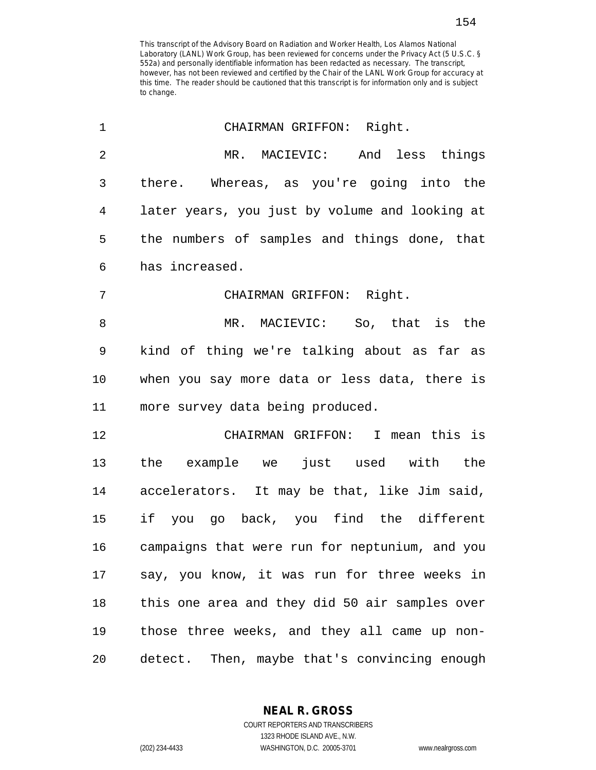This transcript of the Advisory Board on Radiation and Worker Health, Los Alamos National Laboratory (LANL) Work Group, has been reviewed for concerns under the Privacy Act (5 U.S.C. § 552a) and personally identifiable information has been redacted as necessary. The transcript, however, has not been reviewed and certified by the Chair of the LANL Work Group for accuracy at this time. The reader should be cautioned that this transcript is for information only and is subject to change.

CHAIRMAN GRIFFON: Right.

MR. MACIEVIC: And less things there. Whereas, as you're going into the later years, you just by volume and looking at the numbers of samples and things done, that has increased.

CHAIRMAN GRIFFON: Right.

MR. MACIEVIC: So, that is the kind of thing we're talking about as far as when you say more data or less data, there is more survey data being produced.

CHAIRMAN GRIFFON: I mean this is the example we just used with the accelerators. It may be that, like Jim said, if you go back, you find the different campaigns that were run for neptunium, and you say, you know, it was run for three weeks in this one area and they did 50 air samples over those three weeks, and they all came up non-detect. Then, maybe that's convincing enough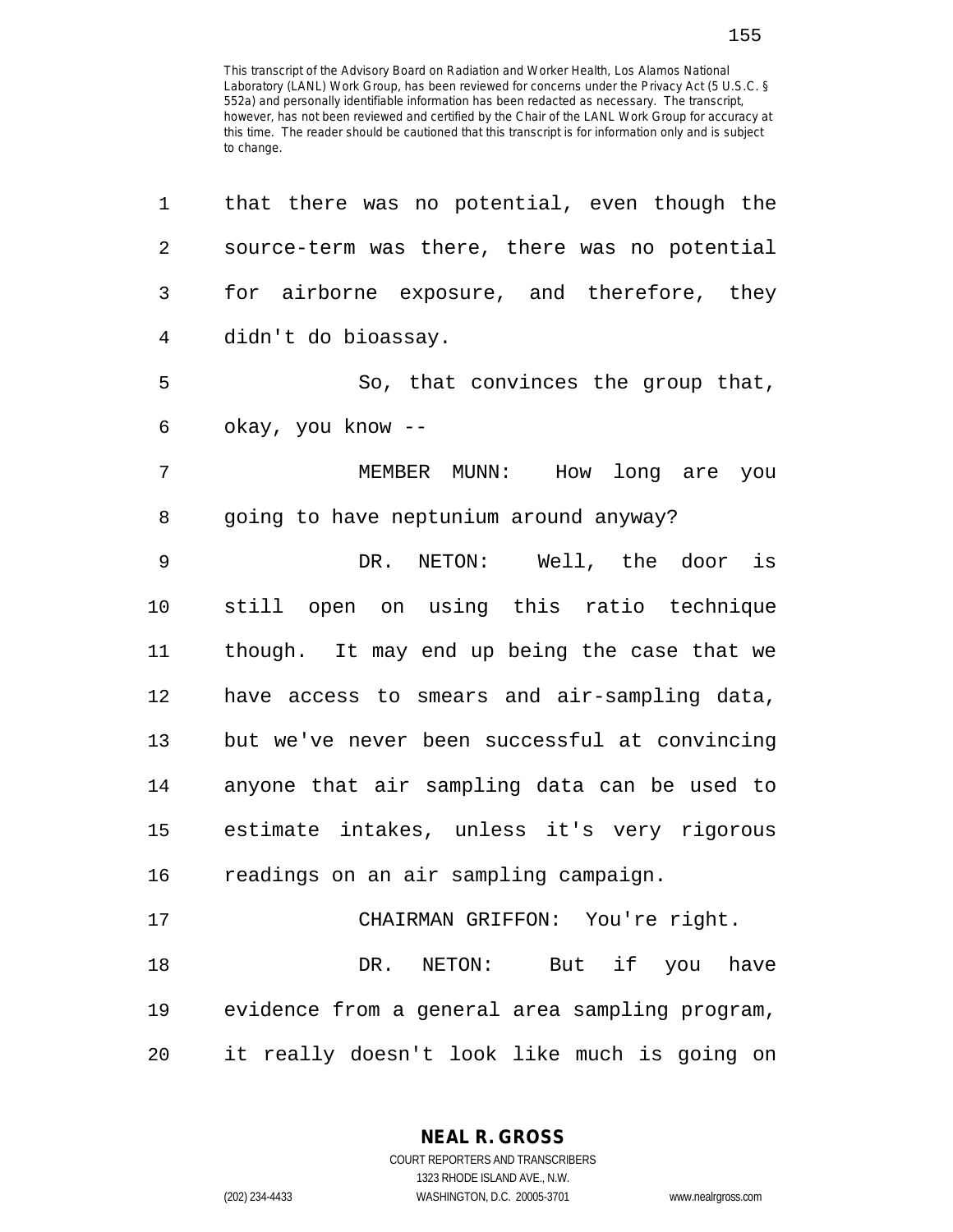that there was no potential, even though the source-term was there, there was no potential for airborne exposure, and therefore, they didn't do bioassay.

So, that convinces the group that, okay, you know --

MEMBER MUNN: How long are you going to have neptunium around anyway?

DR. NETON: Well, the door is still open on using this ratio technique though. It may end up being the case that we have access to smears and air-sampling data, but we've never been successful at convincing anyone that air sampling data can be used to estimate intakes, unless it's very rigorous readings on an air sampling campaign.

CHAIRMAN GRIFFON: You're right.

DR. NETON: But if you have evidence from a general area sampling program, it really doesn't look like much is going on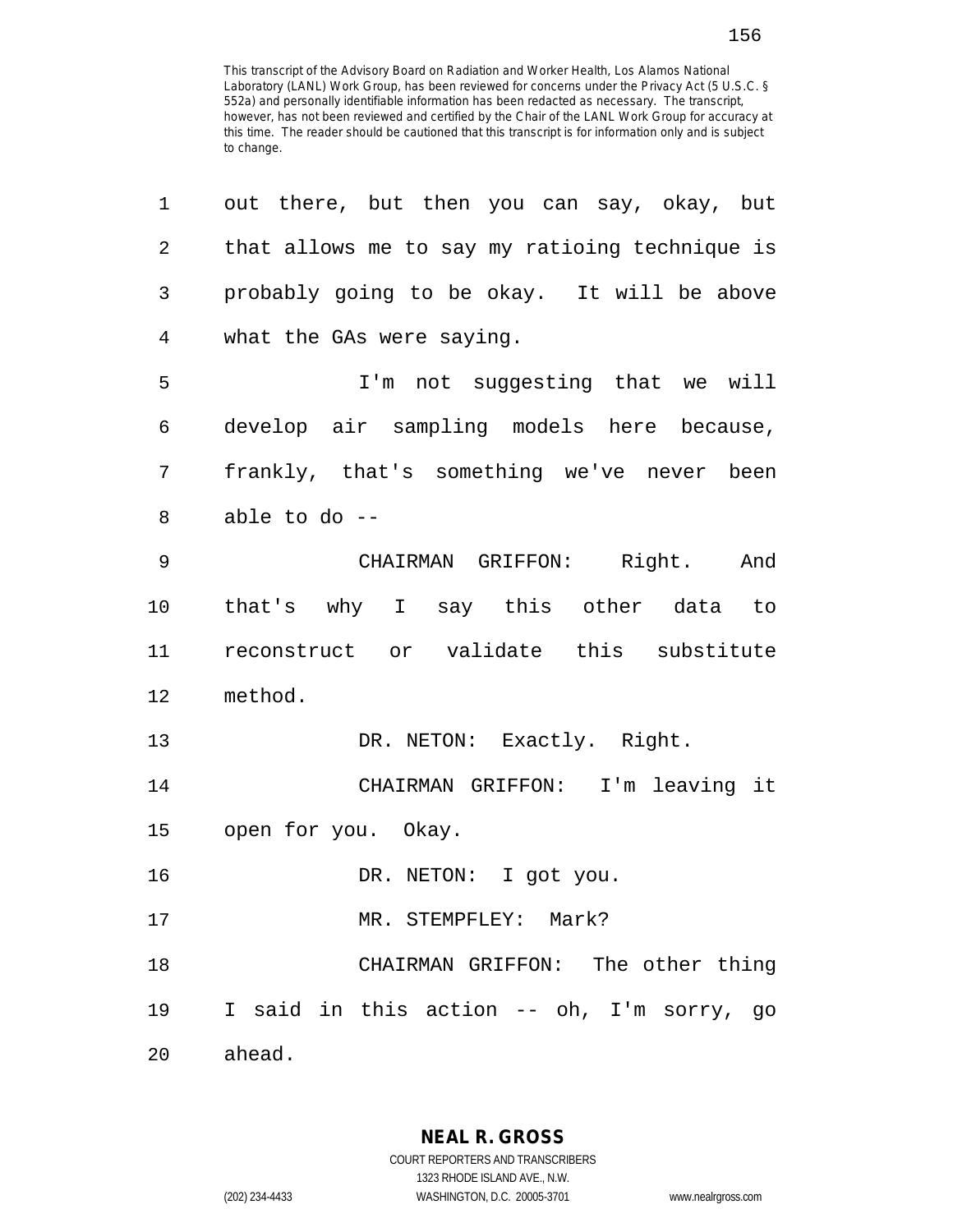This transcript of the Advisory Board on Radiation and Worker Health, Los Alamos National Laboratory (LANL) Work Group, has been reviewed for concerns under the Privacy Act (5 U.S.C. § 552a) and personally identifiable information has been redacted as necessary. The transcript, however, has not been reviewed and certified by the Chair of the LANL Work Group for accuracy at this time. The reader should be cautioned that this transcript is for information only and is subject to change.

1 out there, but then you can say, okay, but
2 that allows me to say my ratioing technique is
3 probably going to be okay. It will be above
4 what the GAs were saying.

5 I'm not suggesting that we will
6 develop air sampling models here because,
7 frankly, that's something we've never been
8 able to do --

9 CHAIRMAN GRIFFON: Right. And
10 that's why I say this other data to
11 reconstruct or validate this substitute
12 method.

13 DR. NETON: Exactly. Right.

14 CHAIRMAN GRIFFON: I'm leaving it
15 open for you. Okay.

16 DR. NETON: I got you.

17 MR. STEMPFLEY: Mark?

18 CHAIRMAN GRIFFON: The other thing
19 I said in this action -- oh, I'm sorry, go
20 ahead.

NEAL R. GROSS
COURT REPORTERS AND TRANSCRIBERS
1323 RHODE ISLAND AVE., N.W.
(202) 234-4433 WASHINGTON, D.C. 20005-3701 www.nealrgross.com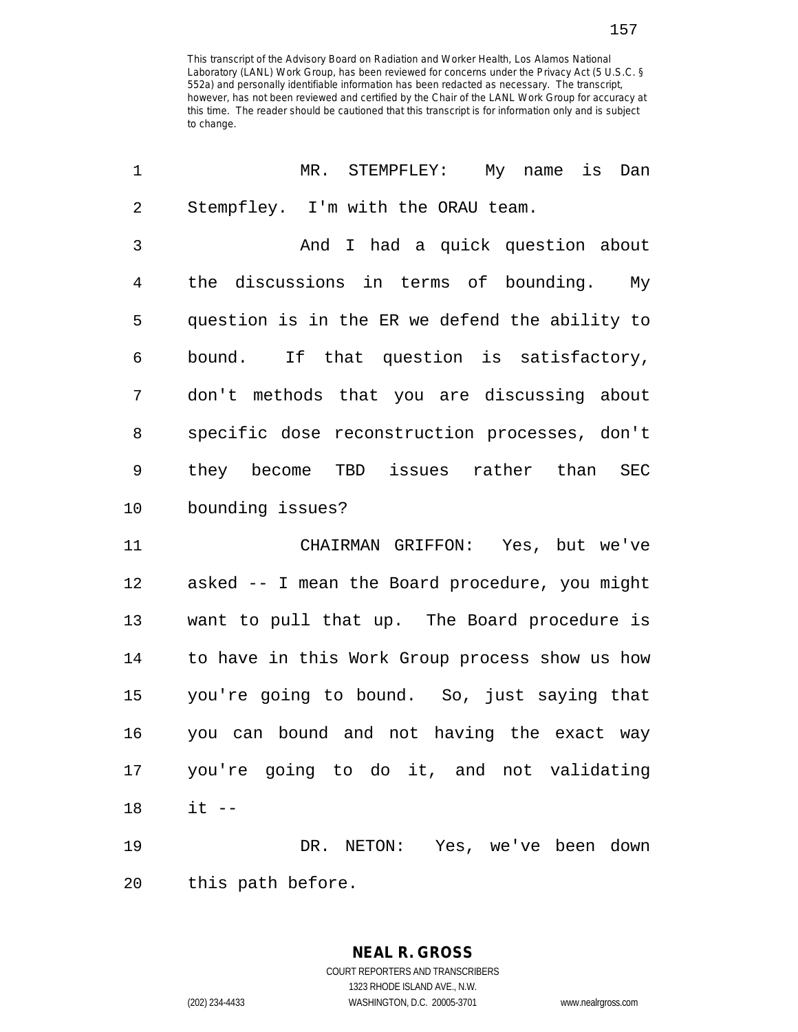This transcript of the Advisory Board on Radiation and Worker Health, Los Alamos National Laboratory (LANL) Work Group, has been reviewed for concerns under the Privacy Act (5 U.S.C. § 552a) and personally identifiable information has been redacted as necessary. The transcript, however, has not been reviewed and certified by the Chair of the LANL Work Group for accuracy at this time. The reader should be cautioned that this transcript is for information only and is subject to change.

MR. STEMPFLEY: My name is Dan Stempfley. I'm with the ORAU team.

And I had a quick question about the discussions in terms of bounding. My question is in the ER we defend the ability to bound. If that question is satisfactory, don't methods that you are discussing about specific dose reconstruction processes, don't they become TBD issues rather than SEC bounding issues?

CHAIRMAN GRIFFON: Yes, but we've asked -- I mean the Board procedure, you might want to pull that up. The Board procedure is to have in this Work Group process show us how you're going to bound. So, just saying that you can bound and not having the exact way you're going to do it, and not validating it --

DR. NETON: Yes, we've been down this path before.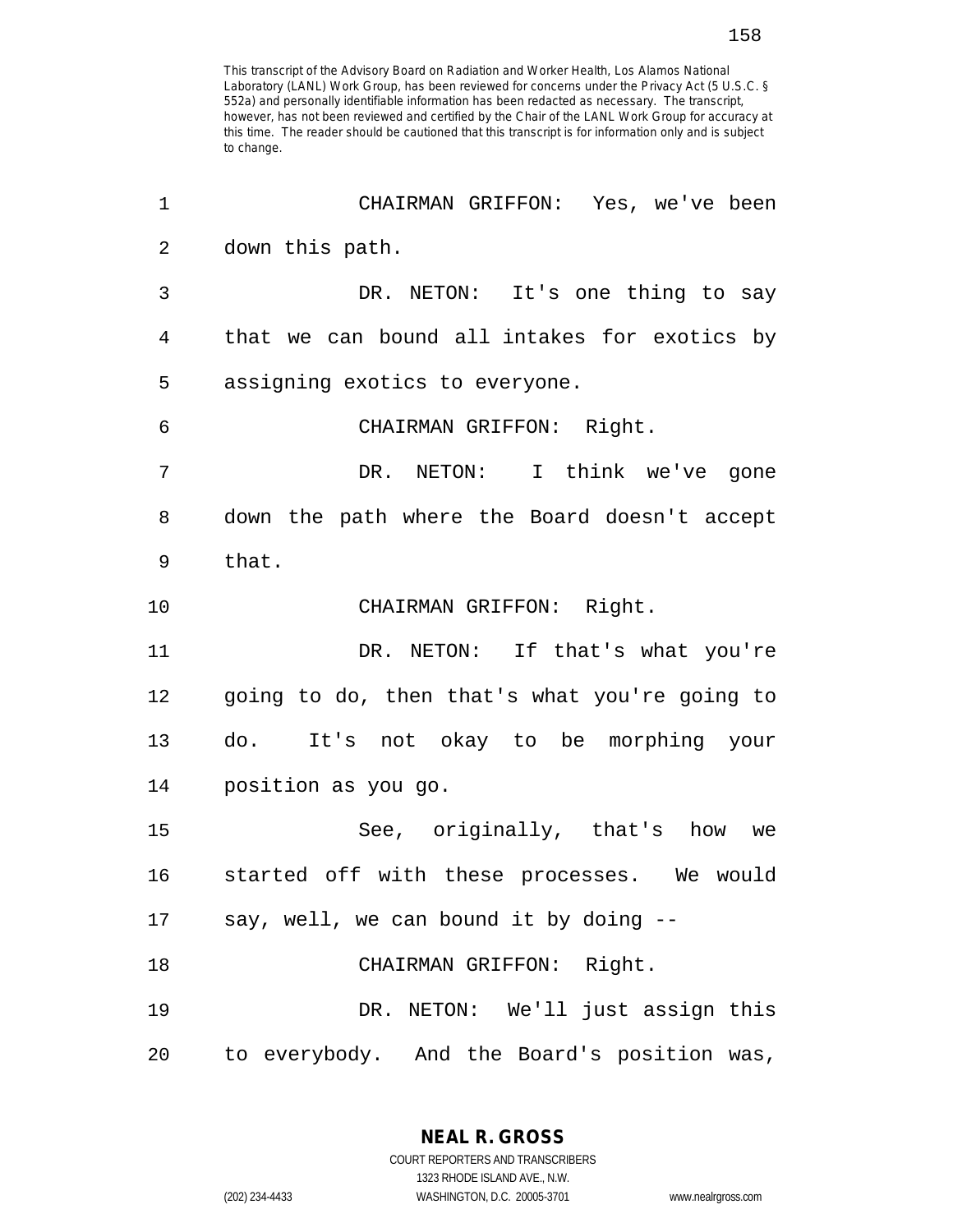This transcript of the Advisory Board on Radiation and Worker Health, Los Alamos National Laboratory (LANL) Work Group, has been reviewed for concerns under the Privacy Act (5 U.S.C. § 552a) and personally identifiable information has been redacted as necessary. The transcript, however, has not been reviewed and certified by the Chair of the LANL Work Group for accuracy at this time. The reader should be cautioned that this transcript is for information only and is subject to change.

1 CHAIRMAN GRIFFON: Yes, we've been
2 down this path.
3 DR. NETON: It's one thing to say
4 that we can bound all intakes for exotics by
5 assigning exotics to everyone.
6 CHAIRMAN GRIFFON: Right.
7 DR. NETON: I think we've gone
8 down the path where the Board doesn't accept
9 that.
10 CHAIRMAN GRIFFON: Right.
11 DR. NETON: If that's what you're
12 going to do, then that's what you're going to
13 do. It's not okay to be morphing your
14 position as you go.
15 See, originally, that's how we
16 started off with these processes. We would
17 say, well, we can bound it by doing --
18 CHAIRMAN GRIFFON: Right.
19 DR. NETON: We'll just assign this
20 to everybody. And the Board's position was,

**NEAL R. GROSS**
COURT REPORTERS AND TRANSCRIBERS
1323 RHODE ISLAND AVE., N.W.
(202) 234-4433 WASHINGTON, D.C. 20005-3701 www.nealrgross.com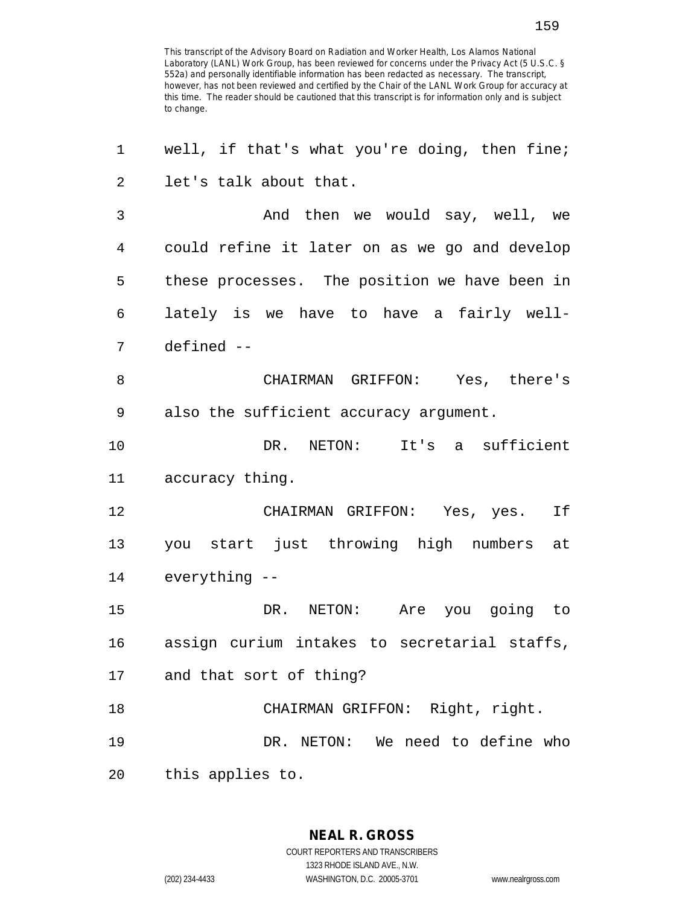This transcript of the Advisory Board on Radiation and Worker Health, Los Alamos National Laboratory (LANL) Work Group, has been reviewed for concerns under the Privacy Act (5 U.S.C. § 552a) and personally identifiable information has been redacted as necessary. The transcript, however, has not been reviewed and certified by the Chair of the LANL Work Group for accuracy at this time. The reader should be cautioned that this transcript is for information only and is subject to change.

well, if that's what you're doing, then fine; let's talk about that.

And then we would say, well, we could refine it later on as we go and develop these processes. The position we have been in lately is we have to have a fairly well-defined --

CHAIRMAN GRIFFON: Yes, there's also the sufficient accuracy argument.

DR. NETON: It's a sufficient accuracy thing.

CHAIRMAN GRIFFON: Yes, yes. If you start just throwing high numbers at everything --

DR. NETON: Are you going to assign curium intakes to secretarial staffs, and that sort of thing?

CHAIRMAN GRIFFON: Right, right.

DR. NETON: We need to define who this applies to.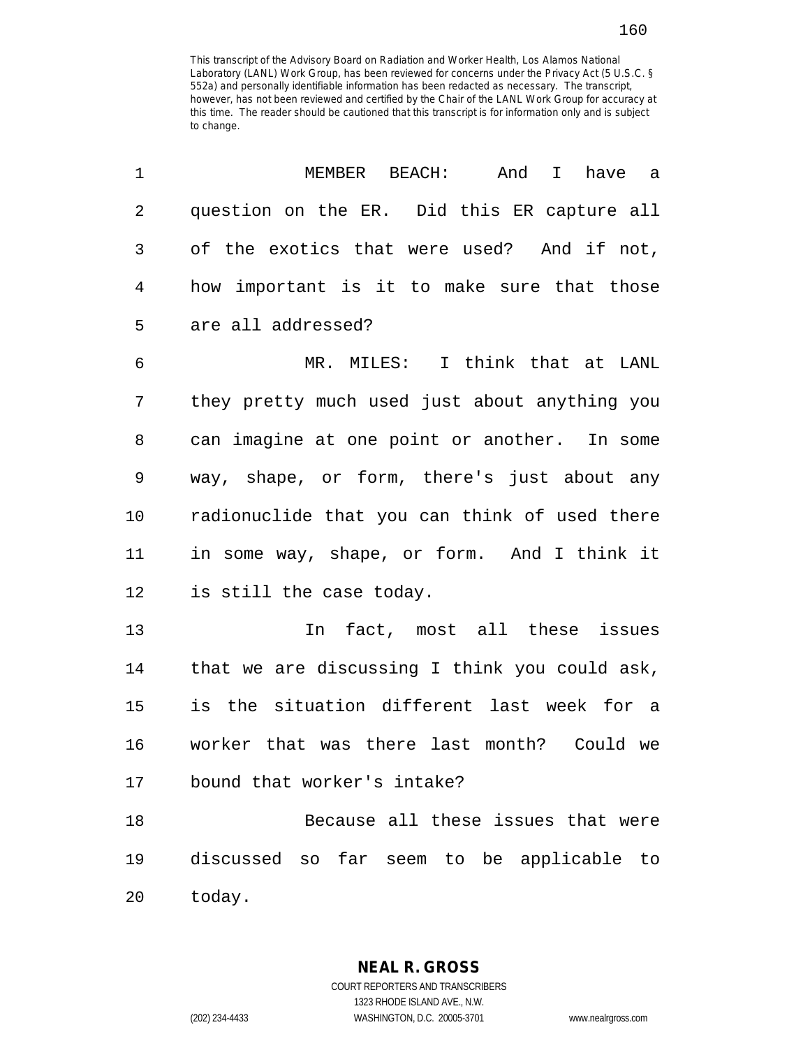This transcript of the Advisory Board on Radiation and Worker Health, Los Alamos National Laboratory (LANL) Work Group, has been reviewed for concerns under the Privacy Act (5 U.S.C. § 552a) and personally identifiable information has been redacted as necessary. The transcript, however, has not been reviewed and certified by the Chair of the LANL Work Group for accuracy at this time. The reader should be cautioned that this transcript is for information only and is subject to change.

MEMBER BEACH: And I have a question on the ER. Did this ER capture all of the exotics that were used? And if not, how important is it to make sure that those are all addressed?

MR. MILES: I think that at LANL they pretty much used just about anything you can imagine at one point or another. In some way, shape, or form, there's just about any radionuclide that you can think of used there in some way, shape, or form. And I think it is still the case today.

In fact, most all these issues that we are discussing I think you could ask, is the situation different last week for a worker that was there last month? Could we bound that worker's intake?

Because all these issues that were discussed so far seem to be applicable to today.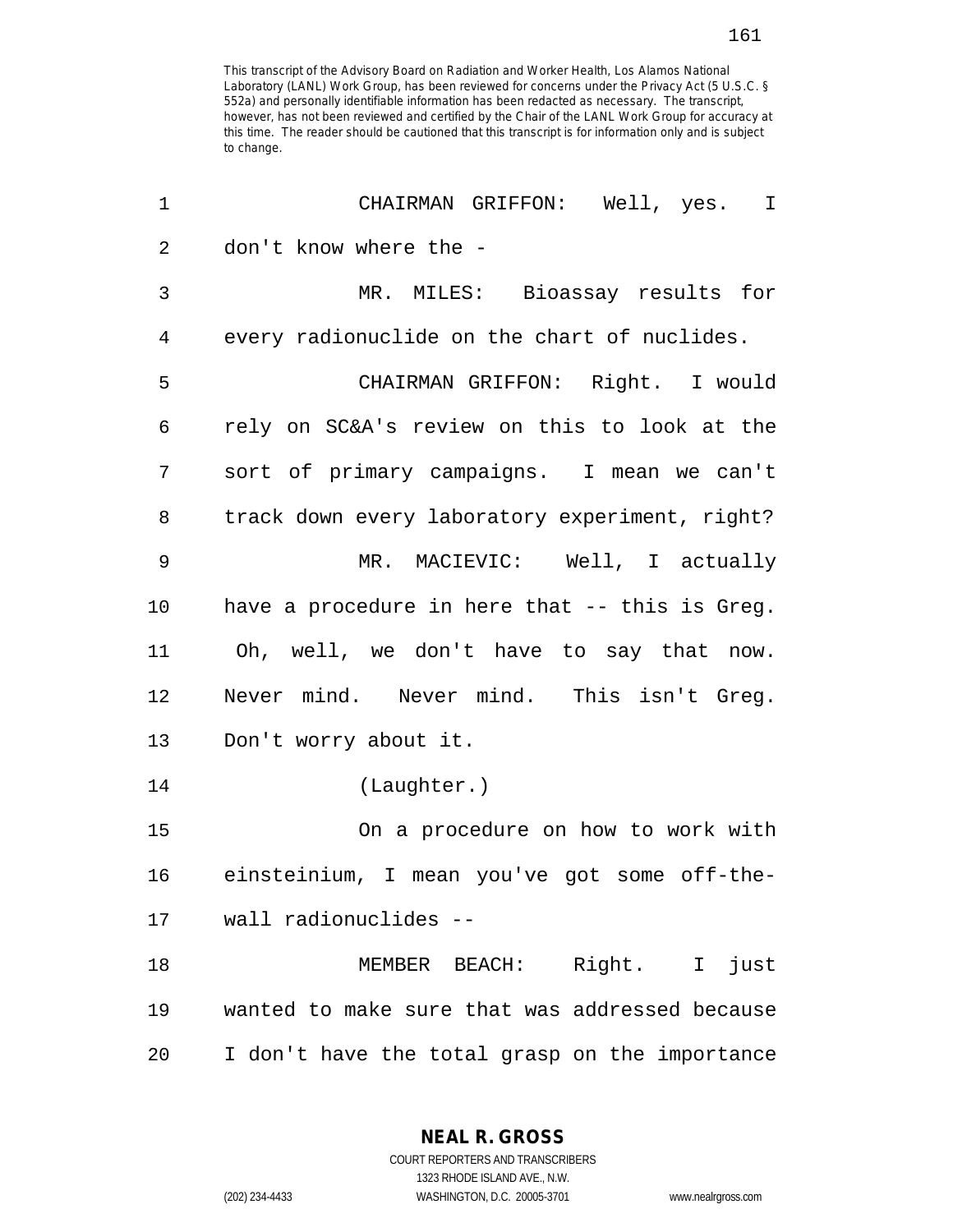This transcript of the Advisory Board on Radiation and Worker Health, Los Alamos National Laboratory (LANL) Work Group, has been reviewed for concerns under the Privacy Act (5 U.S.C. § 552a) and personally identifiable information has been redacted as necessary. The transcript, however, has not been reviewed and certified by the Chair of the LANL Work Group for accuracy at this time. The reader should be cautioned that this transcript is for information only and is subject to change.

1 CHAIRMAN GRIFFON: Well, yes. I
2 don't know where the -
3 MR. MILES: Bioassay results for
4 every radionuclide on the chart of nuclides.
5 CHAIRMAN GRIFFON: Right. I would
6 rely on SC&A's review on this to look at the
7 sort of primary campaigns. I mean we can't
8 track down every laboratory experiment, right?
9 MR. MACIEVIC: Well, I actually
10 have a procedure in here that -- this is Greg.
11 Oh, well, we don't have to say that now.
12 Never mind. Never mind. This isn't Greg.
13 Don't worry about it.
14 (Laughter.)
15 On a procedure on how to work with
16 einsteinium, I mean you've got some off-the-
17 wall radionuclides --
18 MEMBER BEACH: Right. I just
19 wanted to make sure that was addressed because
20 I don't have the total grasp on the importance

**NEAL R. GROSS**
COURT REPORTERS AND TRANSCRIBERS
1323 RHODE ISLAND AVE., N.W.
(202) 234-4433 WASHINGTON, D.C. 20005-3701 www.nealrgross.com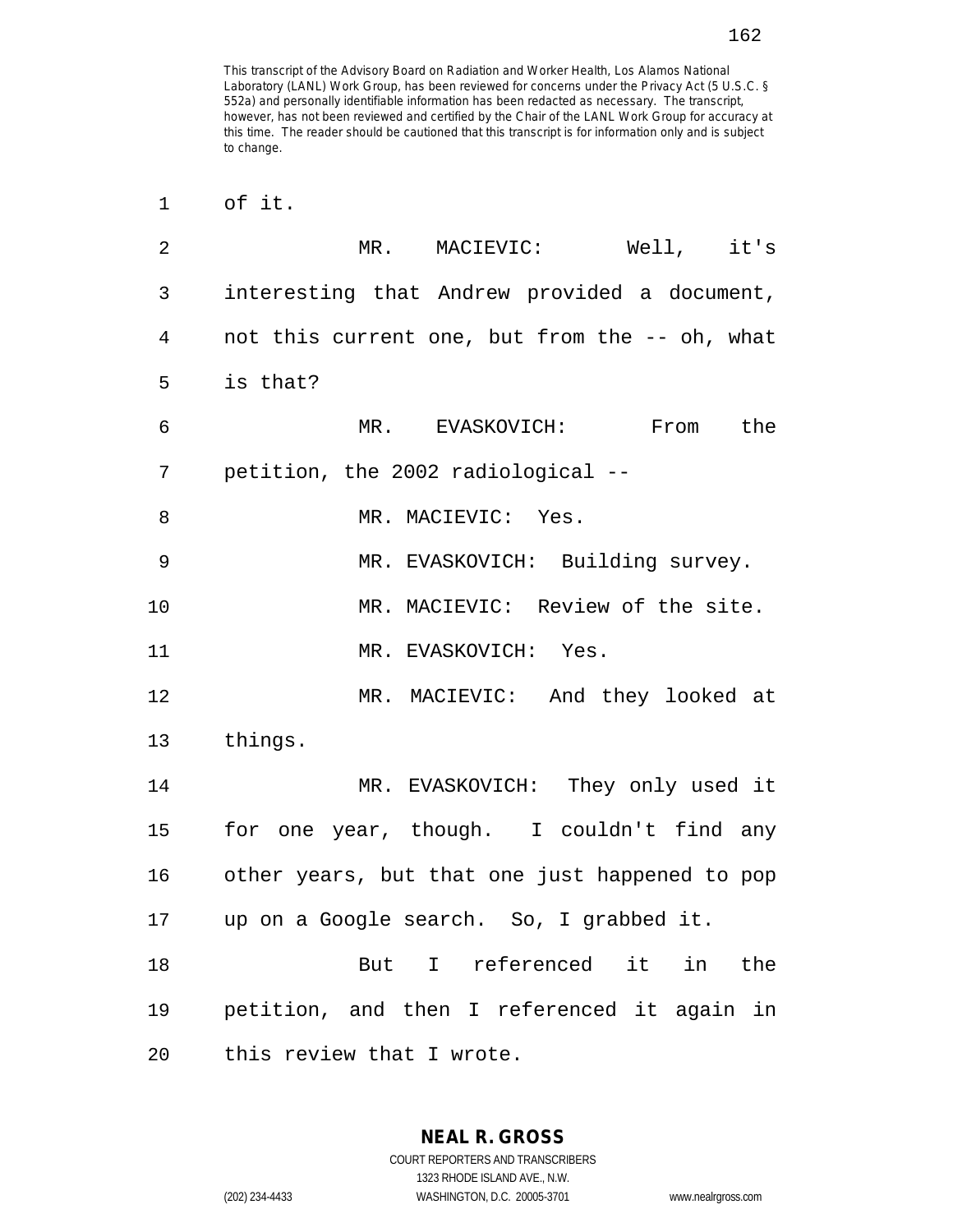This transcript of the Advisory Board on Radiation and Worker Health, Los Alamos National Laboratory (LANL) Work Group, has been reviewed for concerns under the Privacy Act (5 U.S.C. § 552a) and personally identifiable information has been redacted as necessary. The transcript, however, has not been reviewed and certified by the Chair of the LANL Work Group for accuracy at this time. The reader should be cautioned that this transcript is for information only and is subject to change.

1 of it.

2 MR. MACIEVIC: Well, it's
3 interesting that Andrew provided a document,
4 not this current one, but from the -- oh, what
5 is that?

6 MR. EVASKOVICH: From the
7 petition, the 2002 radiological --

8 MR. MACIEVIC: Yes.

9 MR. EVASKOVICH: Building survey.

10 MR. MACIEVIC: Review of the site.

11 MR. EVASKOVICH: Yes.

12 MR. MACIEVIC: And they looked at
13 things.

14 MR. EVASKOVICH: They only used it
15 for one year, though. I couldn't find any
16 other years, but that one just happened to pop
17 up on a Google search. So, I grabbed it.

18 But I referenced it in the
19 petition, and then I referenced it again in
20 this review that I wrote.

**NEAL R. GROSS**
COURT REPORTERS AND TRANSCRIBERS
1323 RHODE ISLAND AVE., N.W.
(202) 234-4433 WASHINGTON, D.C. 20005-3701 www.nealrgross.com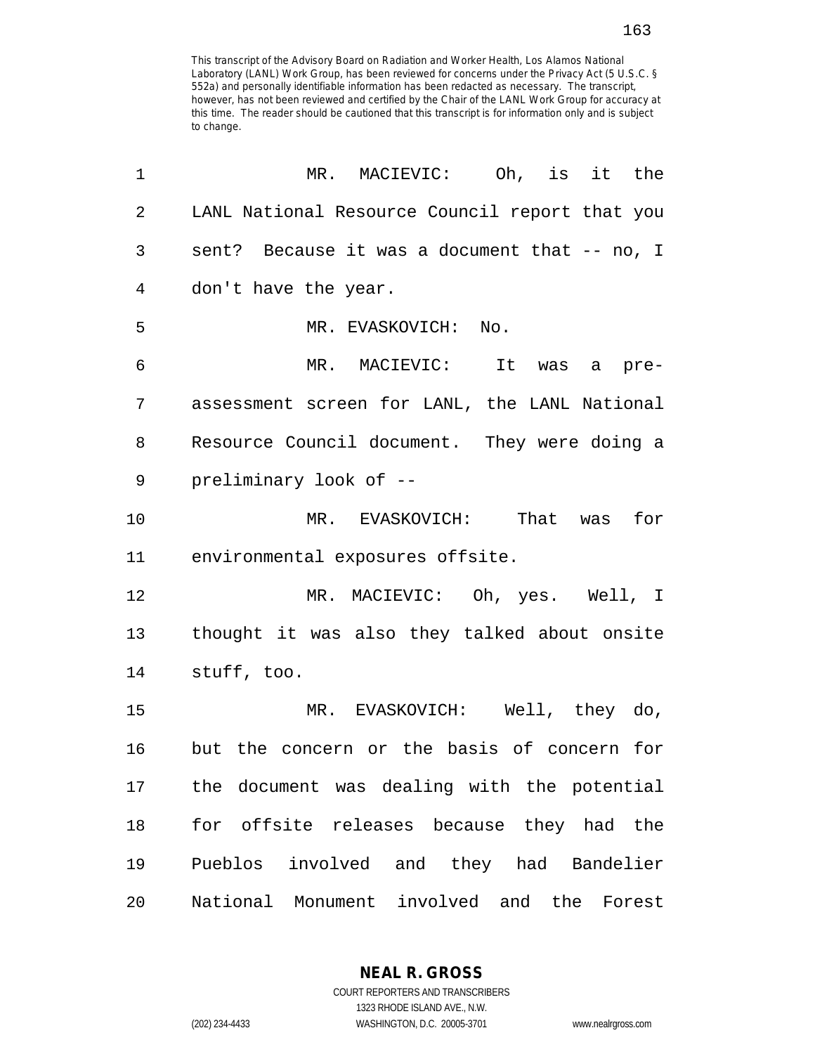This transcript of the Advisory Board on Radiation and Worker Health, Los Alamos National Laboratory (LANL) Work Group, has been reviewed for concerns under the Privacy Act (5 U.S.C. § 552a) and personally identifiable information has been redacted as necessary. The transcript, however, has not been reviewed and certified by the Chair of the LANL Work Group for accuracy at this time. The reader should be cautioned that this transcript is for information only and is subject to change.

MR. MACIEVIC: Oh, is it the LANL National Resource Council report that you sent? Because it was a document that -- no, I don't have the year.

MR. EVASKOVICH: No.

MR. MACIEVIC: It was a pre-assessment screen for LANL, the LANL National Resource Council document. They were doing a preliminary look of --

MR. EVASKOVICH: That was for environmental exposures offsite.

MR. MACIEVIC: Oh, yes. Well, I thought it was also they talked about onsite stuff, too.

MR. EVASKOVICH: Well, they do, but the concern or the basis of concern for the document was dealing with the potential for offsite releases because they had the Pueblos involved and they had Bandelier National Monument involved and the Forest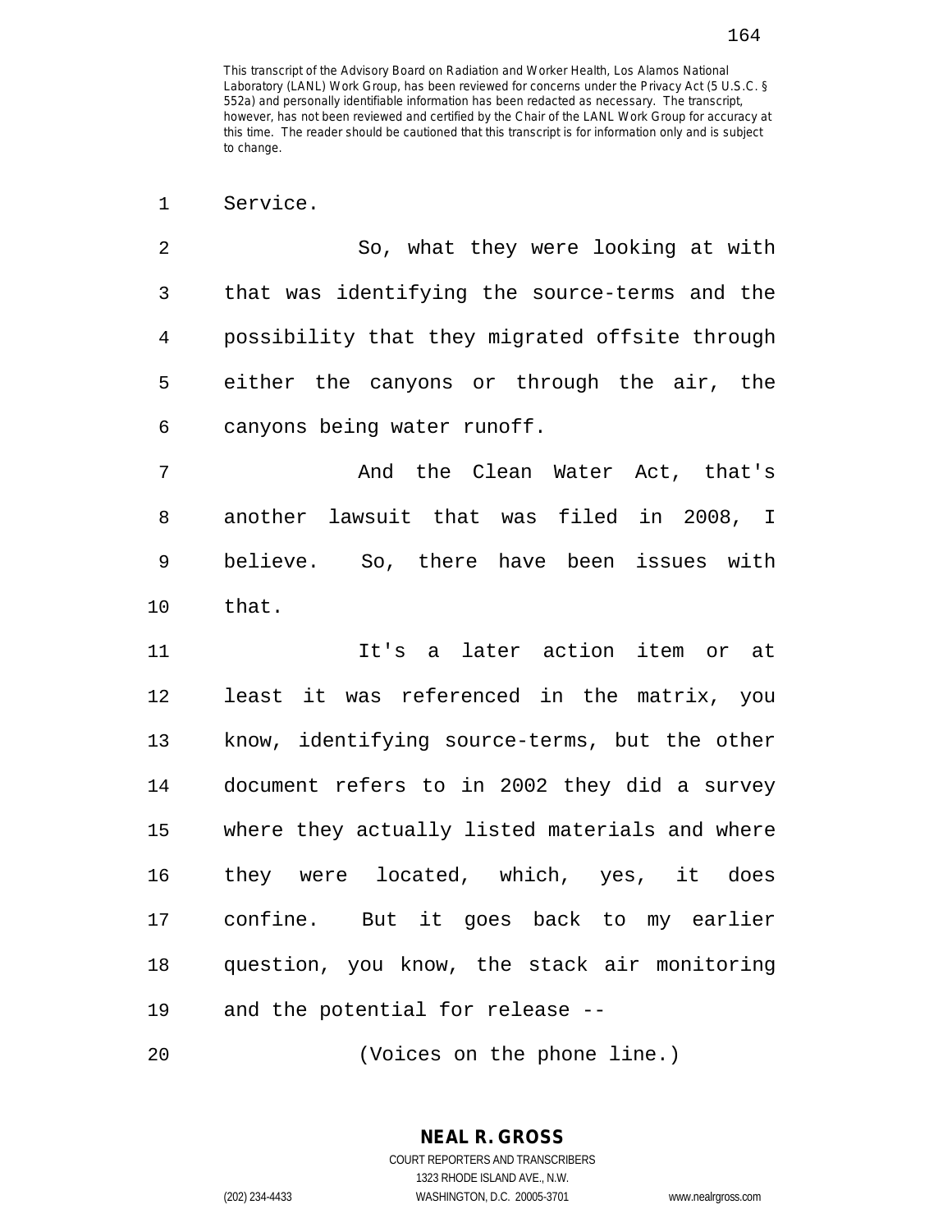This transcript of the Advisory Board on Radiation and Worker Health, Los Alamos National Laboratory (LANL) Work Group, has been reviewed for concerns under the Privacy Act (5 U.S.C. § 552a) and personally identifiable information has been redacted as necessary. The transcript, however, has not been reviewed and certified by the Chair of the LANL Work Group for accuracy at this time. The reader should be cautioned that this transcript is for information only and is subject to change.

1 Service.

2 So, what they were looking at with
3 that was identifying the source-terms and the
4 possibility that they migrated offsite through
5 either the canyons or through the air, the
6 canyons being water runoff.

7 And the Clean Water Act, that's
8 another lawsuit that was filed in 2008, I
9 believe. So, there have been issues with
10 that.

11 It's a later action item or at
12 least it was referenced in the matrix, you
13 know, identifying source-terms, but the other
14 document refers to in 2002 they did a survey
15 where they actually listed materials and where
16 they were located, which, yes, it does
17 confine. But it goes back to my earlier
18 question, you know, the stack air monitoring
19 and the potential for release --

20 (Voices on the phone line.)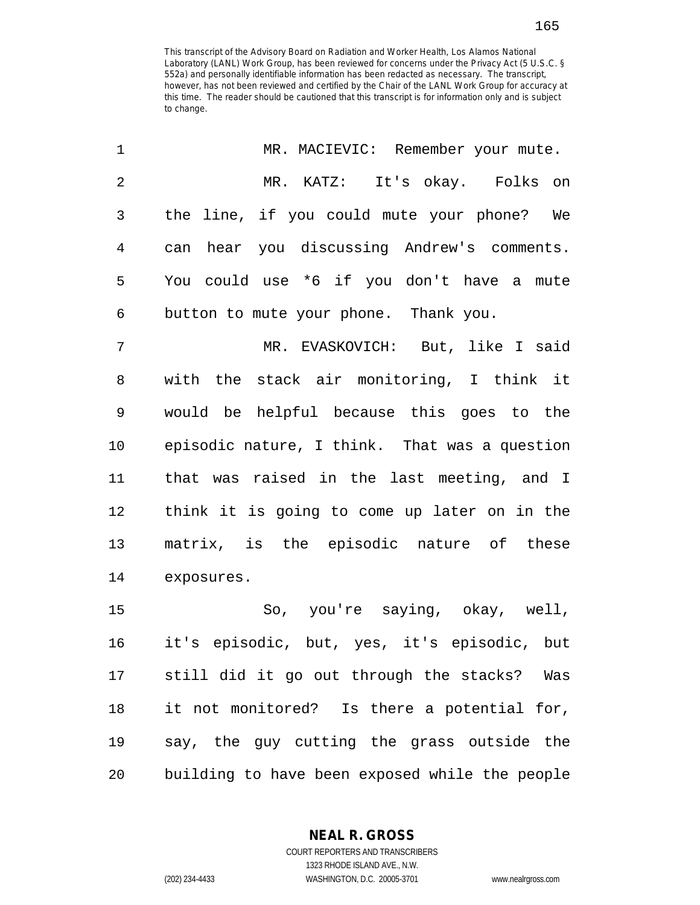This transcript of the Advisory Board on Radiation and Worker Health, Los Alamos National Laboratory (LANL) Work Group, has been reviewed for concerns under the Privacy Act (5 U.S.C. § 552a) and personally identifiable information has been redacted as necessary. The transcript, however, has not been reviewed and certified by the Chair of the LANL Work Group for accuracy at this time. The reader should be cautioned that this transcript is for information only and is subject to change.

MR. MACIEVIC: Remember your mute.

MR. KATZ: It's okay. Folks on the line, if you could mute your phone? We can hear you discussing Andrew's comments. You could use *6 if you don't have a mute button to mute your phone. Thank you.

MR. EVASKOVICH: But, like I said with the stack air monitoring, I think it would be helpful because this goes to the episodic nature, I think. That was a question that was raised in the last meeting, and I think it is going to come up later on in the matrix, is the episodic nature of these exposures.

So, you're saying, okay, well, it's episodic, but, yes, it's episodic, but still did it go out through the stacks? Was it not monitored? Is there a potential for, say, the guy cutting the grass outside the building to have been exposed while the people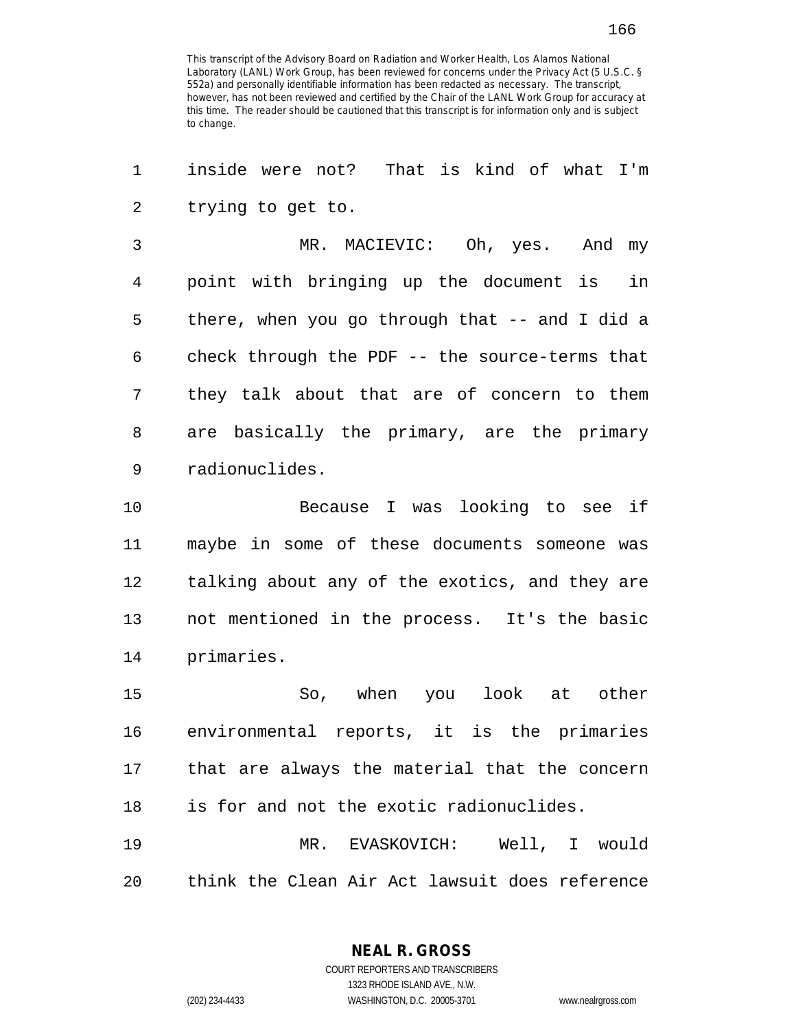This transcript of the Advisory Board on Radiation and Worker Health, Los Alamos National Laboratory (LANL) Work Group, has been reviewed for concerns under the Privacy Act (5 U.S.C. § 552a) and personally identifiable information has been redacted as necessary. The transcript, however, has not been reviewed and certified by the Chair of the LANL Work Group for accuracy at this time. The reader should be cautioned that this transcript is for information only and is subject to change.

inside were not? That is kind of what I'm trying to get to.

MR. MACIEVIC: Oh, yes. And my point with bringing up the document is in there, when you go through that -- and I did a check through the PDF -- the source-terms that they talk about that are of concern to them are basically the primary, are the primary radionuclides.

Because I was looking to see if maybe in some of these documents someone was talking about any of the exotics, and they are not mentioned in the process. It's the basic primaries.

So, when you look at other environmental reports, it is the primaries that are always the material that the concern is for and not the exotic radionuclides.

MR. EVASKOVICH: Well, I would think the Clean Air Act lawsuit does reference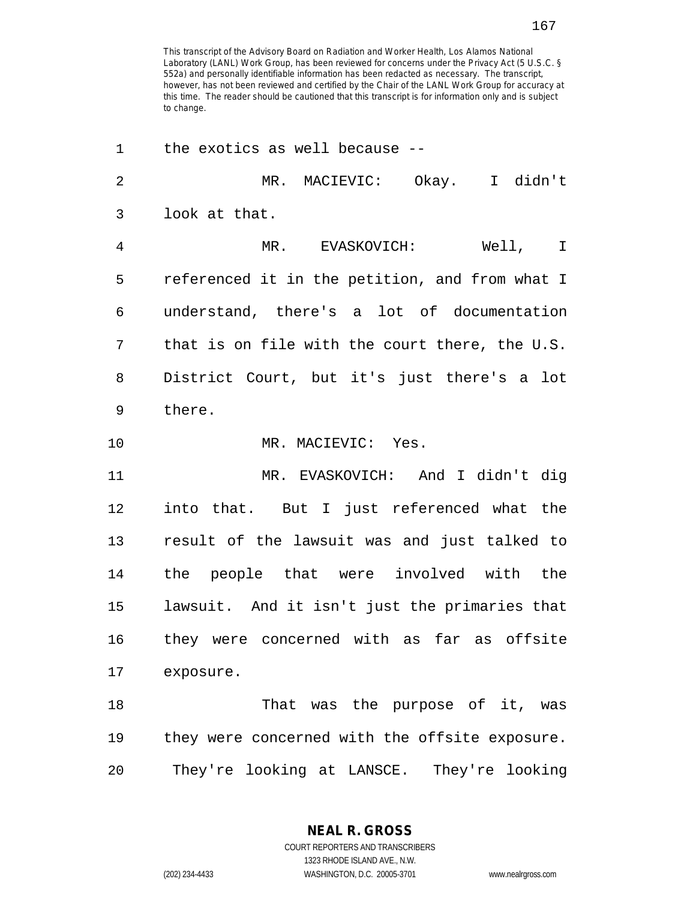This transcript of the Advisory Board on Radiation and Worker Health, Los Alamos National Laboratory (LANL) Work Group, has been reviewed for concerns under the Privacy Act (5 U.S.C. § 552a) and personally identifiable information has been redacted as necessary. The transcript, however, has not been reviewed and certified by the Chair of the LANL Work Group for accuracy at this time. The reader should be cautioned that this transcript is for information only and is subject to change.

1 the exotics as well because --

2 MR. MACIEVIC: Okay. I didn't
3 look at that.

4 MR. EVASKOVICH: Well, I
5 referenced it in the petition, and from what I
6 understand, there's a lot of documentation
7 that is on file with the court there, the U.S.
8 District Court, but it's just there's a lot
9 there.

10 MR. MACIEVIC: Yes.

11 MR. EVASKOVICH: And I didn't dig
12 into that. But I just referenced what the
13 result of the lawsuit was and just talked to
14 the people that were involved with the
15 lawsuit. And it isn't just the primaries that
16 they were concerned with as far as offsite
17 exposure.

18 That was the purpose of it, was
19 they were concerned with the offsite exposure.
20 They're looking at LANSCE. They're looking

NEAL R. GROSS
COURT REPORTERS AND TRANSCRIBERS
1323 RHODE ISLAND AVE., N.W.
(202) 234-4433 WASHINGTON, D.C. 20005-3701 www.nealrgross.com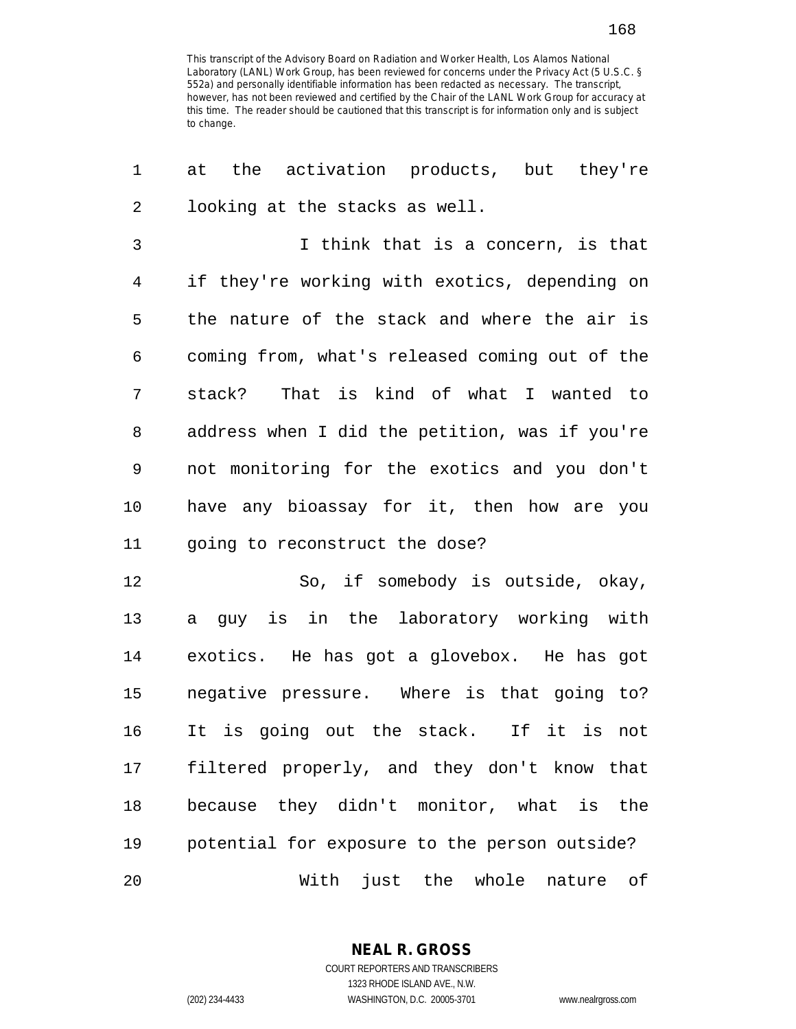at the activation products, but they're looking at the stacks as well.

I think that is a concern, is that if they're working with exotics, depending on the nature of the stack and where the air is coming from, what's released coming out of the stack? That is kind of what I wanted to address when I did the petition, was if you're not monitoring for the exotics and you don't have any bioassay for it, then how are you going to reconstruct the dose?

So, if somebody is outside, okay, a guy is in the laboratory working with exotics. He has got a glovebox. He has got negative pressure. Where is that going to? It is going out the stack. If it is not filtered properly, and they don't know that because they didn't monitor, what is the potential for exposure to the person outside?

With just the whole nature of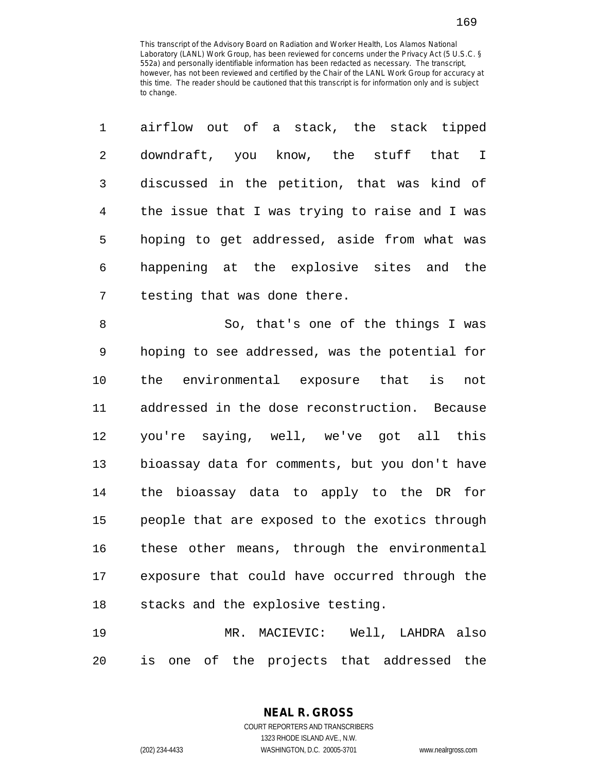This transcript of the Advisory Board on Radiation and Worker Health, Los Alamos National Laboratory (LANL) Work Group, has been reviewed for concerns under the Privacy Act (5 U.S.C. § 552a) and personally identifiable information has been redacted as necessary. The transcript, however, has not been reviewed and certified by the Chair of the LANL Work Group for accuracy at this time. The reader should be cautioned that this transcript is for information only and is subject to change.

airflow out of a stack, the stack tipped downdraft, you know, the stuff that I discussed in the petition, that was kind of the issue that I was trying to raise and I was hoping to get addressed, aside from what was happening at the explosive sites and the testing that was done there.

So, that's one of the things I was hoping to see addressed, was the potential for the environmental exposure that is not addressed in the dose reconstruction. Because you're saying, well, we've got all this bioassay data for comments, but you don't have the bioassay data to apply to the DR for people that are exposed to the exotics through these other means, through the environmental exposure that could have occurred through the stacks and the explosive testing.

MR. MACIEVIC: Well, LAHDRA also is one of the projects that addressed the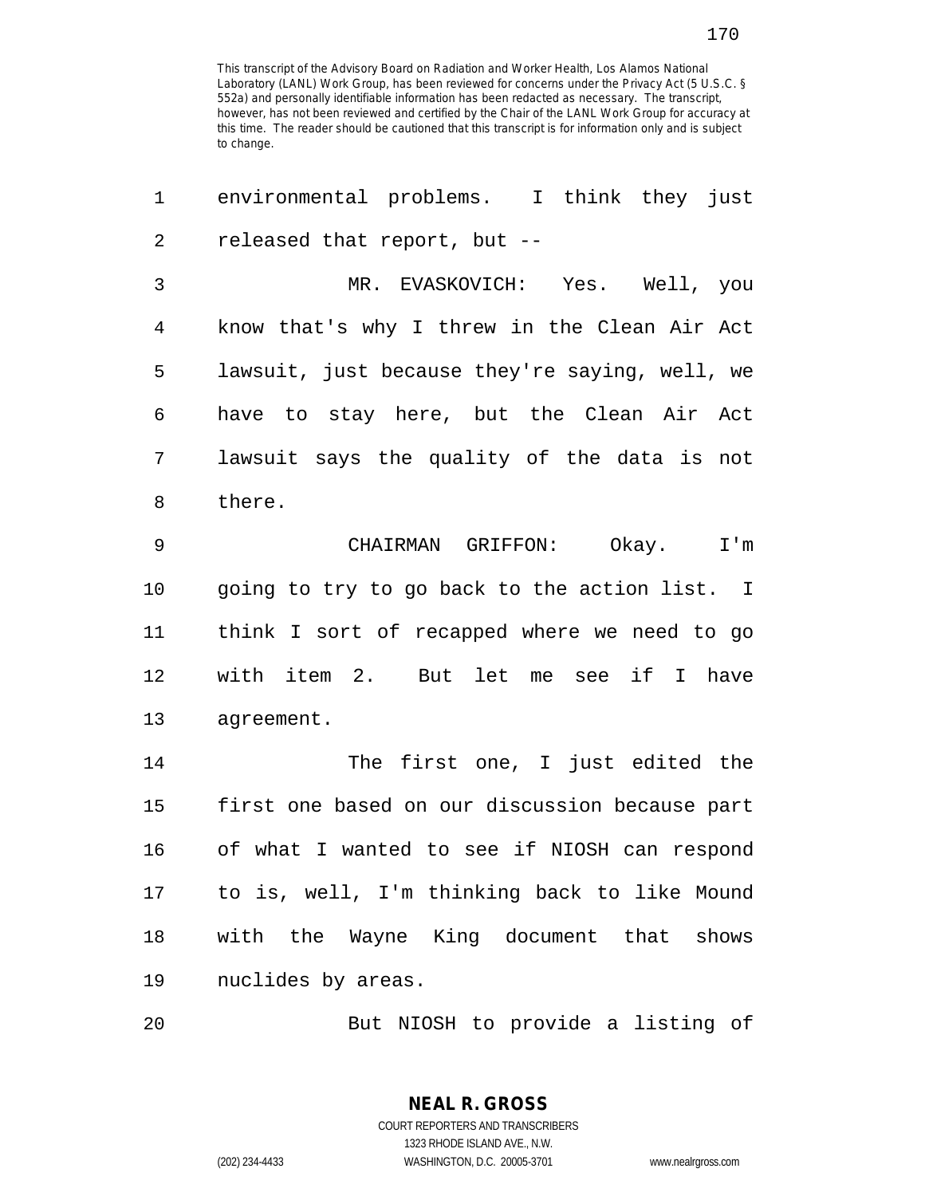This transcript of the Advisory Board on Radiation and Worker Health, Los Alamos National Laboratory (LANL) Work Group, has been reviewed for concerns under the Privacy Act (5 U.S.C. § 552a) and personally identifiable information has been redacted as necessary. The transcript, however, has not been reviewed and certified by the Chair of the LANL Work Group for accuracy at this time. The reader should be cautioned that this transcript is for information only and is subject to change.

1 environmental problems. I think they just
2 released that report, but --
3 MR. EVASKOVICH: Yes. Well, you
4 know that's why I threw in the Clean Air Act
5 lawsuit, just because they're saying, well, we
6 have to stay here, but the Clean Air Act
7 lawsuit says the quality of the data is not
8 there.
9 CHAIRMAN GRIFFON: Okay. I'm
10 going to try to go back to the action list. I
11 think I sort of recapped where we need to go
12 with item 2. But let me see if I have
13 agreement.
14 The first one, I just edited the
15 first one based on our discussion because part
16 of what I wanted to see if NIOSH can respond
17 to is, well, I'm thinking back to like Mound
18 with the Wayne King document that shows
19 nuclides by areas.
20 But NIOSH to provide a listing of

NEAL R. GROSS
COURT REPORTERS AND TRANSCRIBERS
1323 RHODE ISLAND AVE., N.W.
(202) 234-4433 WASHINGTON, D.C. 20005-3701 www.nealrgross.com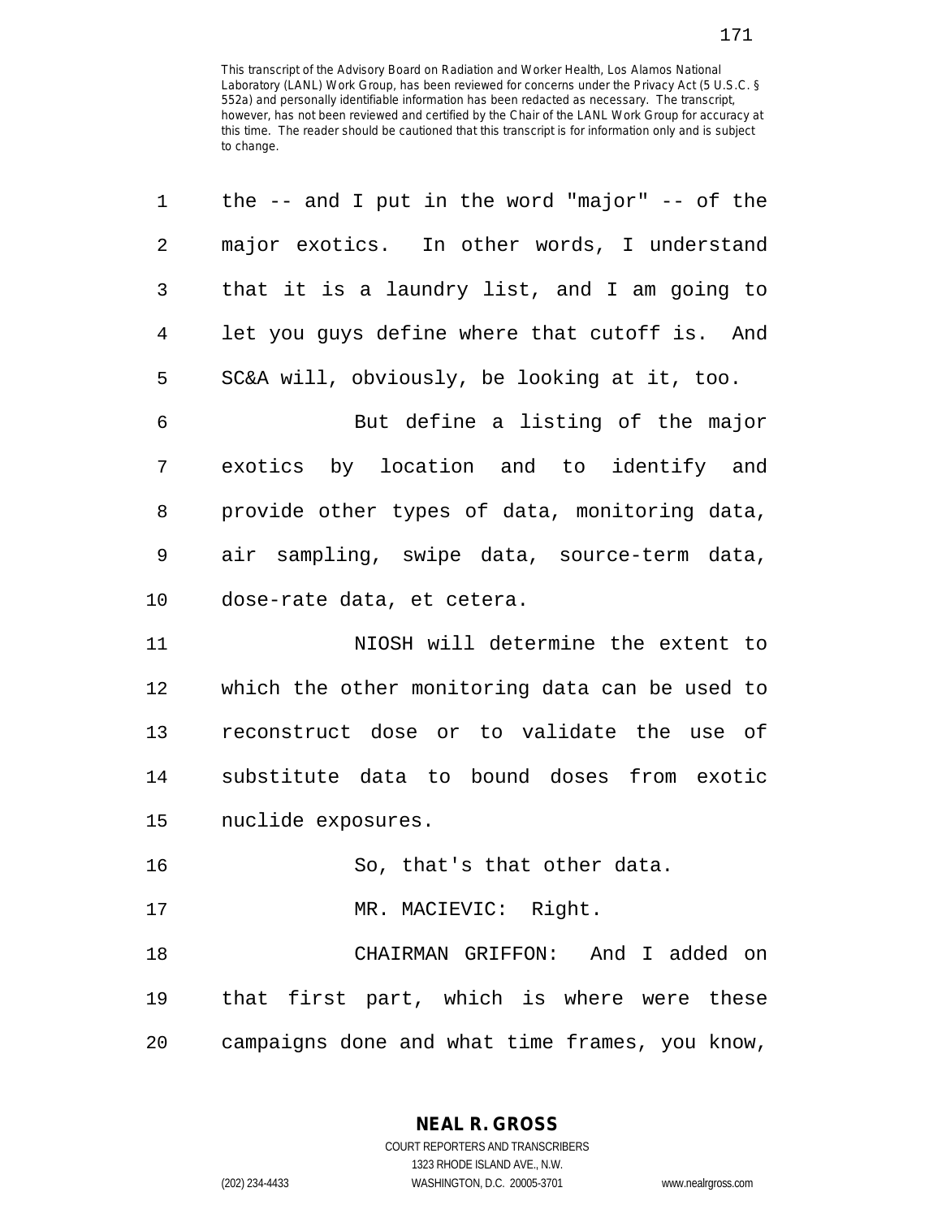This transcript of the Advisory Board on Radiation and Worker Health, Los Alamos National Laboratory (LANL) Work Group, has been reviewed for concerns under the Privacy Act (5 U.S.C. § 552a) and personally identifiable information has been redacted as necessary. The transcript, however, has not been reviewed and certified by the Chair of the LANL Work Group for accuracy at this time. The reader should be cautioned that this transcript is for information only and is subject to change.

the -- and I put in the word "major" -- of the major exotics. In other words, I understand that it is a laundry list, and I am going to let you guys define where that cutoff is. And SC&A will, obviously, be looking at it, too.

But define a listing of the major exotics by location and to identify and provide other types of data, monitoring data, air sampling, swipe data, source-term data, dose-rate data, et cetera.

NIOSH will determine the extent to which the other monitoring data can be used to reconstruct dose or to validate the use of substitute data to bound doses from exotic nuclide exposures.

So, that's that other data.

MR. MACIEVIC: Right.

CHAIRMAN GRIFFON: And I added on that first part, which is where were these campaigns done and what time frames, you know,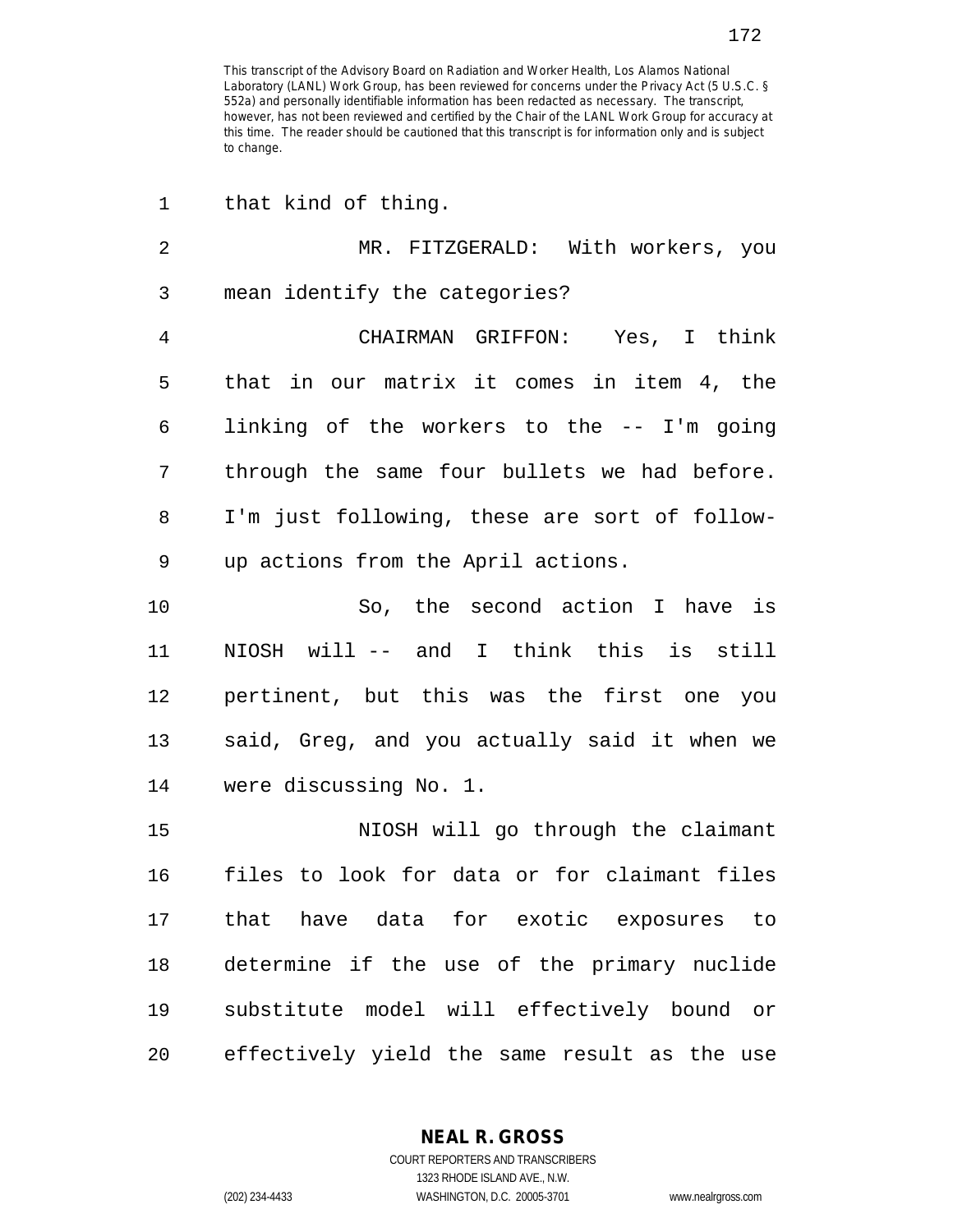This transcript of the Advisory Board on Radiation and Worker Health, Los Alamos National Laboratory (LANL) Work Group, has been reviewed for concerns under the Privacy Act (5 U.S.C. § 552a) and personally identifiable information has been redacted as necessary. The transcript, however, has not been reviewed and certified by the Chair of the LANL Work Group for accuracy at this time. The reader should be cautioned that this transcript is for information only and is subject to change.

1 that kind of thing.

2 MR. FITZGERALD: With workers, you
3 mean identify the categories?

4 CHAIRMAN GRIFFON: Yes, I think
5 that in our matrix it comes in item 4, the
6 linking of the workers to the -- I'm going
7 through the same four bullets we had before.
8 I'm just following, these are sort of follow-
9 up actions from the April actions.

10 So, the second action I have is
11 NIOSH will -- and I think this is still
12 pertinent, but this was the first one you
13 said, Greg, and you actually said it when we
14 were discussing No. 1.

15 NIOSH will go through the claimant
16 files to look for data or for claimant files
17 that have data for exotic exposures to
18 determine if the use of the primary nuclide
19 substitute model will effectively bound or
20 effectively yield the same result as the use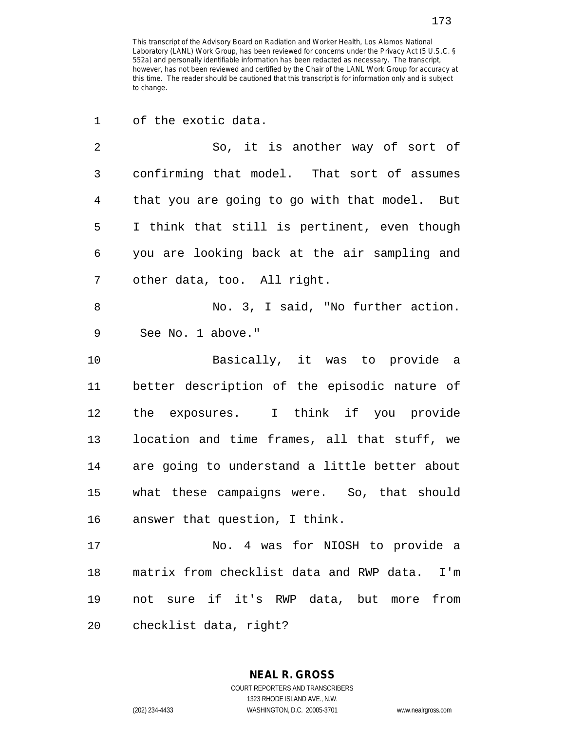of the exotic data.

So, it is another way of sort of confirming that model. That sort of assumes that you are going to go with that model. But I think that still is pertinent, even though you are looking back at the air sampling and other data, too. All right.

No. 3, I said, "No further action. See No. 1 above."

Basically, it was to provide a better description of the episodic nature of the exposures. I think if you provide location and time frames, all that stuff, we are going to understand a little better about what these campaigns were. So, that should answer that question, I think.

No. 4 was for NIOSH to provide a matrix from checklist data and RWP data. I'm not sure if it's RWP data, but more from checklist data, right?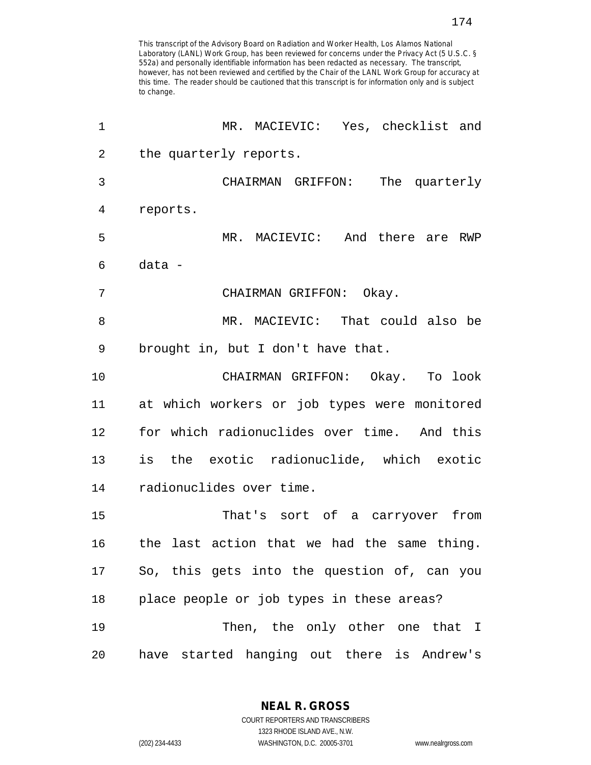This transcript of the Advisory Board on Radiation and Worker Health, Los Alamos National Laboratory (LANL) Work Group, has been reviewed for concerns under the Privacy Act (5 U.S.C. § 552a) and personally identifiable information has been redacted as necessary. The transcript, however, has not been reviewed and certified by the Chair of the LANL Work Group for accuracy at this time. The reader should be cautioned that this transcript is for information only and is subject to change.

1 MR. MACIEVIC: Yes, checklist and
2 the quarterly reports.
3 CHAIRMAN GRIFFON: The quarterly
4 reports.
5 MR. MACIEVIC: And there are RWP
6 data -
7 CHAIRMAN GRIFFON: Okay.
8 MR. MACIEVIC: That could also be
9 brought in, but I don't have that.
10 CHAIRMAN GRIFFON: Okay. To look
11 at which workers or job types were monitored
12 for which radionuclides over time. And this
13 is the exotic radionuclide, which exotic
14 radionuclides over time.
15 That's sort of a carryover from
16 the last action that we had the same thing.
17 So, this gets into the question of, can you
18 place people or job types in these areas?
19 Then, the only other one that I
20 have started hanging out there is Andrew's

NEAL R. GROSS
COURT REPORTERS AND TRANSCRIBERS
1323 RHODE ISLAND AVE., N.W.
(202) 234-4433 WASHINGTON, D.C. 20005-3701 www.nealrgross.com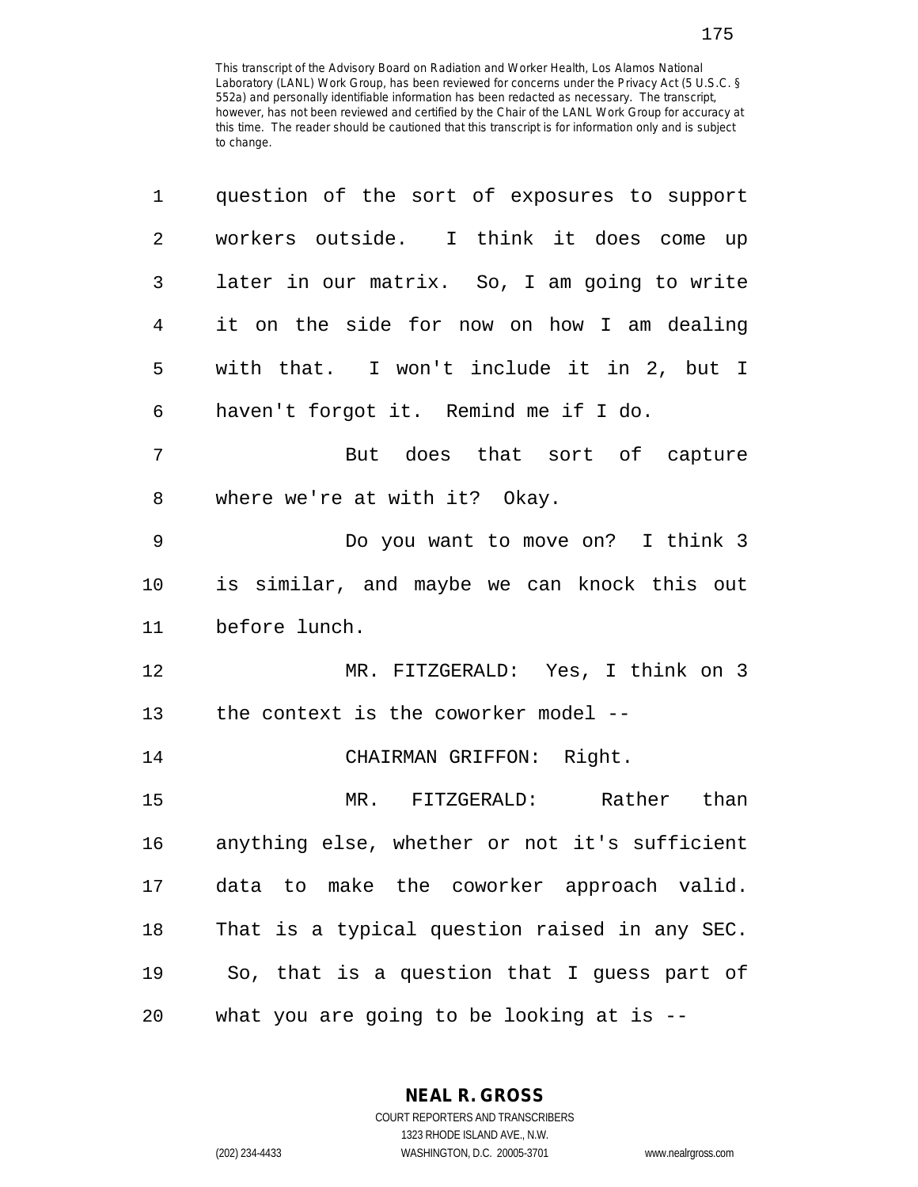This transcript of the Advisory Board on Radiation and Worker Health, Los Alamos National Laboratory (LANL) Work Group, has been reviewed for concerns under the Privacy Act (5 U.S.C. § 552a) and personally identifiable information has been redacted as necessary. The transcript, however, has not been reviewed and certified by the Chair of the LANL Work Group for accuracy at this time. The reader should be cautioned that this transcript is for information only and is subject to change.

question of the sort of exposures to support workers outside. I think it does come up later in our matrix. So, I am going to write it on the side for now on how I am dealing with that. I won't include it in 2, but I haven't forgot it. Remind me if I do.

But does that sort of capture where we're at with it? Okay.

Do you want to move on? I think 3 is similar, and maybe we can knock this out before lunch.

MR. FITZGERALD: Yes, I think on 3 the context is the coworker model --

CHAIRMAN GRIFFON: Right.

MR. FITZGERALD: Rather than anything else, whether or not it's sufficient data to make the coworker approach valid. That is a typical question raised in any SEC. So, that is a question that I guess part of what you are going to be looking at is --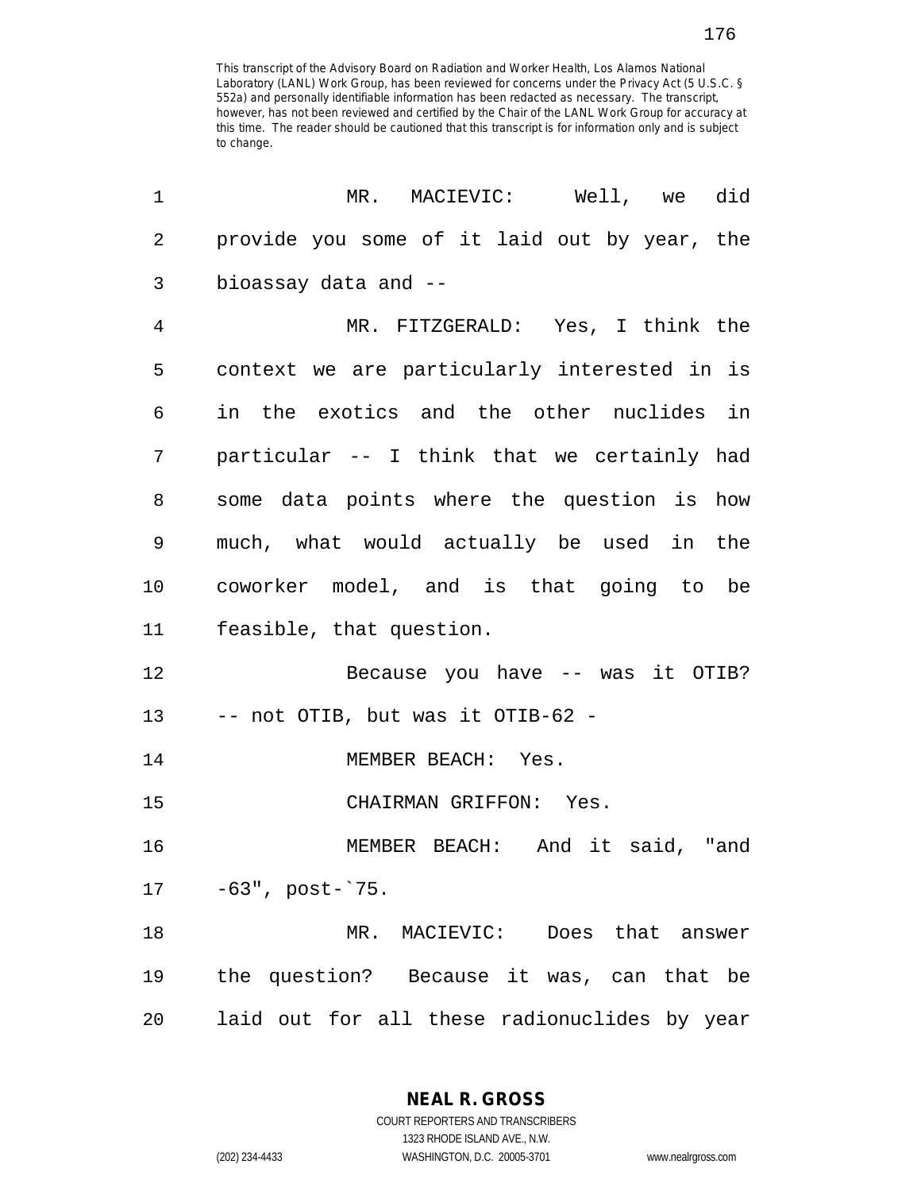This transcript of the Advisory Board on Radiation and Worker Health, Los Alamos National Laboratory (LANL) Work Group, has been reviewed for concerns under the Privacy Act (5 U.S.C. § 552a) and personally identifiable information has been redacted as necessary. The transcript, however, has not been reviewed and certified by the Chair of the LANL Work Group for accuracy at this time. The reader should be cautioned that this transcript is for information only and is subject to change.

1 MR. MACIEVIC: Well, we did provide you some of it laid out by year, the bioassay data and --

4 MR. FITZGERALD: Yes, I think the context we are particularly interested in is in the exotics and the other nuclides in particular -- I think that we certainly had some data points where the question is how much, what would actually be used in the coworker model, and is that going to be feasible, that question.

12 Because you have -- was it OTIB? -- not OTIB, but was it OTIB-62 -

14 MEMBER BEACH: Yes.

15 CHAIRMAN GRIFFON: Yes.

16 MEMBER BEACH: And it said, "and -63", post-`75.

18 MR. MACIEVIC: Does that answer the question? Because it was, can that be laid out for all these radionuclides by year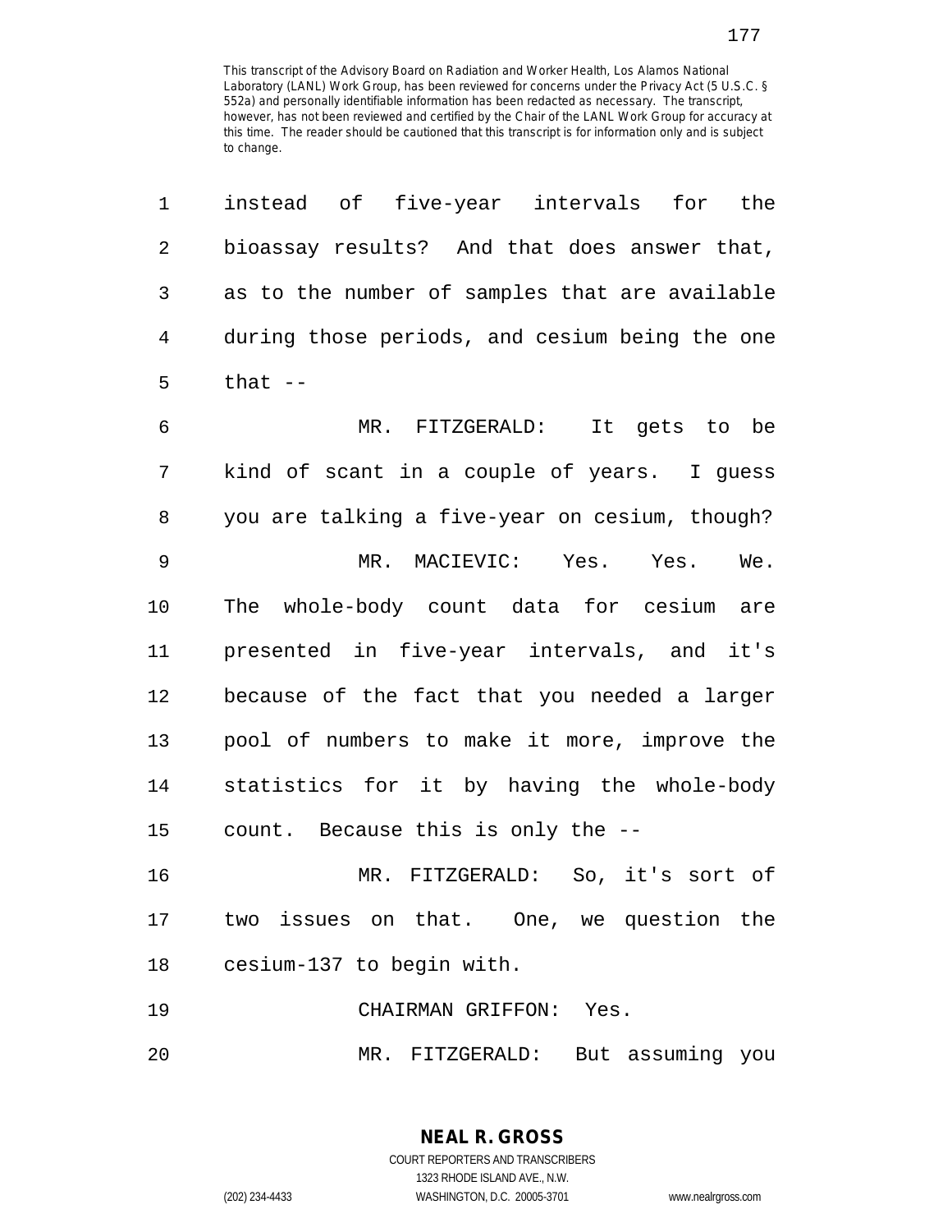This transcript of the Advisory Board on Radiation and Worker Health, Los Alamos National Laboratory (LANL) Work Group, has been reviewed for concerns under the Privacy Act (5 U.S.C. § 552a) and personally identifiable information has been redacted as necessary. The transcript, however, has not been reviewed and certified by the Chair of the LANL Work Group for accuracy at this time. The reader should be cautioned that this transcript is for information only and is subject to change.

1 instead of five-year intervals for the
2 bioassay results? And that does answer that,
3 as to the number of samples that are available
4 during those periods, and cesium being the one
5 that --

6 MR. FITZGERALD: It gets to be
7 kind of scant in a couple of years. I guess
8 you are talking a five-year on cesium, though?

9 MR. MACIEVIC: Yes. Yes. We.
10 The whole-body count data for cesium are
11 presented in five-year intervals, and it's
12 because of the fact that you needed a larger
13 pool of numbers to make it more, improve the
14 statistics for it by having the whole-body
15 count. Because this is only the --

16 MR. FITZGERALD: So, it's sort of
17 two issues on that. One, we question the
18 cesium-137 to begin with.

19 CHAIRMAN GRIFFON: Yes.

20 MR. FITZGERALD: But assuming you

NEAL R. GROSS
COURT REPORTERS AND TRANSCRIBERS
1323 RHODE ISLAND AVE., N.W.
(202) 234-4433 WASHINGTON, D.C. 20005-3701 www.nealrgross.com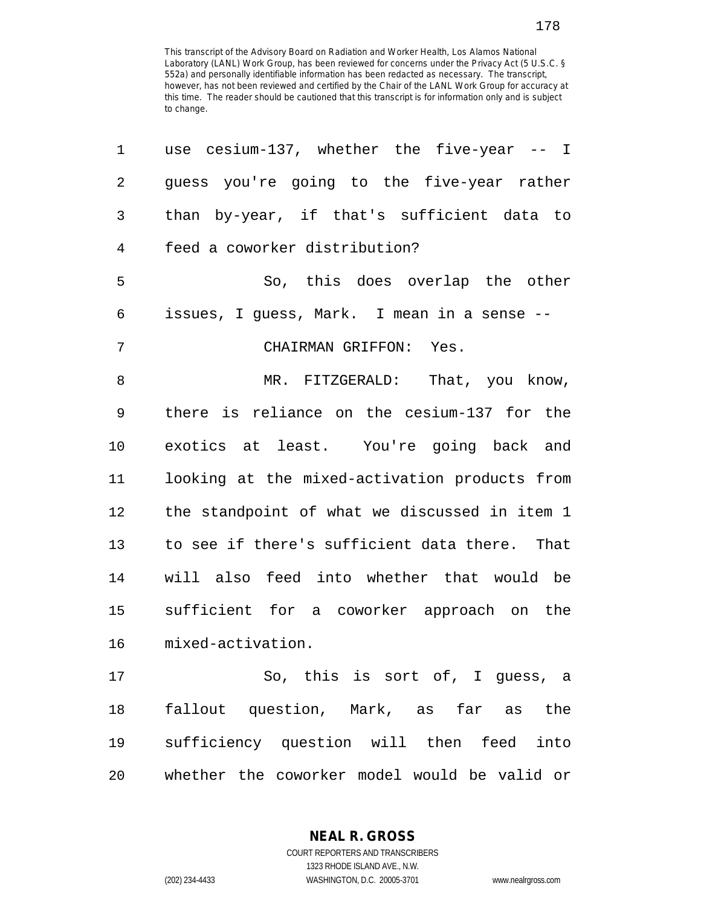This transcript of the Advisory Board on Radiation and Worker Health, Los Alamos National Laboratory (LANL) Work Group, has been reviewed for concerns under the Privacy Act (5 U.S.C. § 552a) and personally identifiable information has been redacted as necessary. The transcript, however, has not been reviewed and certified by the Chair of the LANL Work Group for accuracy at this time. The reader should be cautioned that this transcript is for information only and is subject to change.

use cesium-137, whether the five-year -- I guess you're going to the five-year rather than by-year, if that's sufficient data to feed a coworker distribution?

So, this does overlap the other issues, I guess, Mark. I mean in a sense --

CHAIRMAN GRIFFON: Yes.

MR. FITZGERALD: That, you know, there is reliance on the cesium-137 for the exotics at least. You're going back and looking at the mixed-activation products from the standpoint of what we discussed in item 1 to see if there's sufficient data there. That will also feed into whether that would be sufficient for a coworker approach on the mixed-activation.

So, this is sort of, I guess, a fallout question, Mark, as far as the sufficiency question will then feed into whether the coworker model would be valid or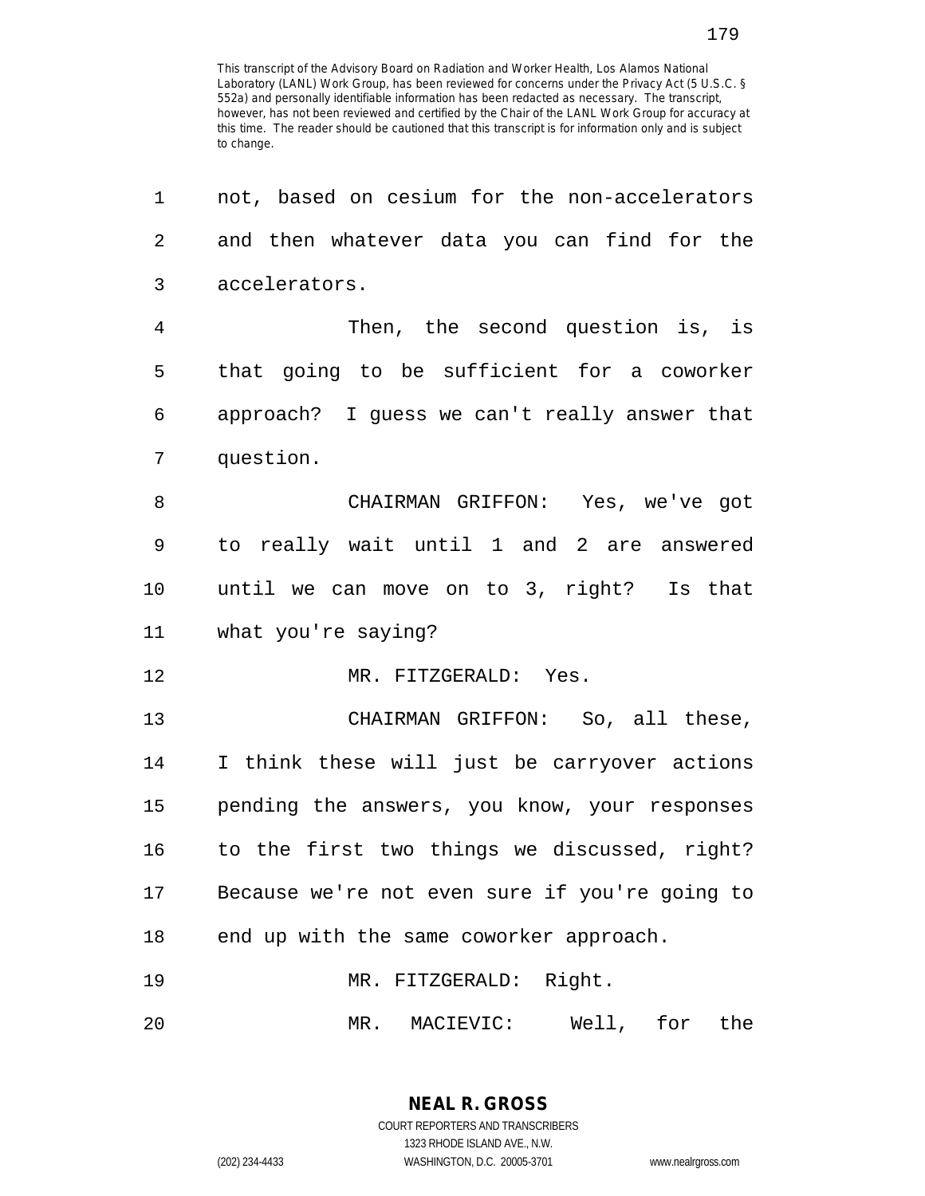This transcript of the Advisory Board on Radiation and Worker Health, Los Alamos National Laboratory (LANL) Work Group, has been reviewed for concerns under the Privacy Act (5 U.S.C. § 552a) and personally identifiable information has been redacted as necessary. The transcript, however, has not been reviewed and certified by the Chair of the LANL Work Group for accuracy at this time. The reader should be cautioned that this transcript is for information only and is subject to change.

1 not, based on cesium for the non-accelerators
2 and then whatever data you can find for the
3 accelerators.

4 Then, the second question is, is
5 that going to be sufficient for a coworker
6 approach? I guess we can't really answer that
7 question.

8 CHAIRMAN GRIFFON: Yes, we've got
9 to really wait until 1 and 2 are answered
10 until we can move on to 3, right? Is that
11 what you're saying?

12 MR. FITZGERALD: Yes.

13 CHAIRMAN GRIFFON: So, all these,
14 I think these will just be carryover actions
15 pending the answers, you know, your responses
16 to the first two things we discussed, right?
17 Because we're not even sure if you're going to
18 end up with the same coworker approach.

19 MR. FITZGERALD: Right.

20 MR. MACIEVIC: Well, for the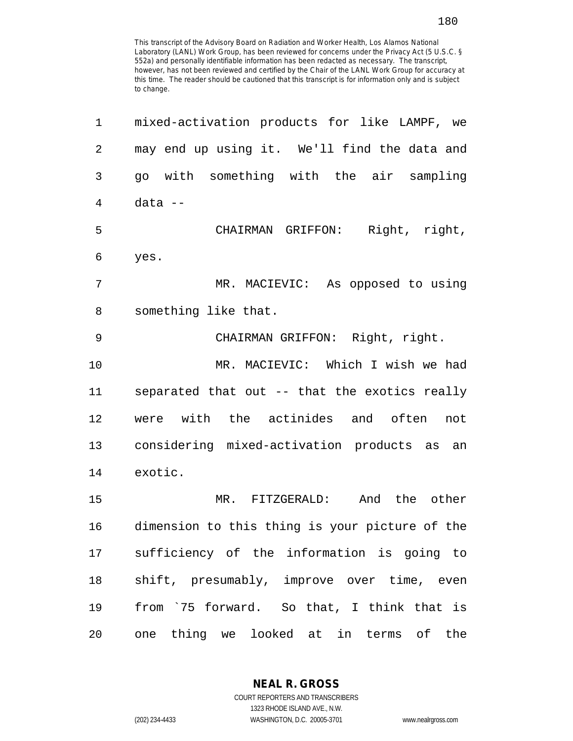This transcript of the Advisory Board on Radiation and Worker Health, Los Alamos National Laboratory (LANL) Work Group, has been reviewed for concerns under the Privacy Act (5 U.S.C. § 552a) and personally identifiable information has been redacted as necessary. The transcript, however, has not been reviewed and certified by the Chair of the LANL Work Group for accuracy at this time. The reader should be cautioned that this transcript is for information only and is subject to change.

mixed-activation products for like LAMPF, we may end up using it. We'll find the data and go with something with the air sampling data --

CHAIRMAN GRIFFON: Right, right, yes.

MR. MACIEVIC: As opposed to using something like that.

CHAIRMAN GRIFFON: Right, right.

MR. MACIEVIC: Which I wish we had separated that out -- that the exotics really were with the actinides and often not considering mixed-activation products as an exotic.

MR. FITZGERALD: And the other dimension to this thing is your picture of the sufficiency of the information is going to shift, presumably, improve over time, even from `75 forward. So that, I think that is one thing we looked at in terms of the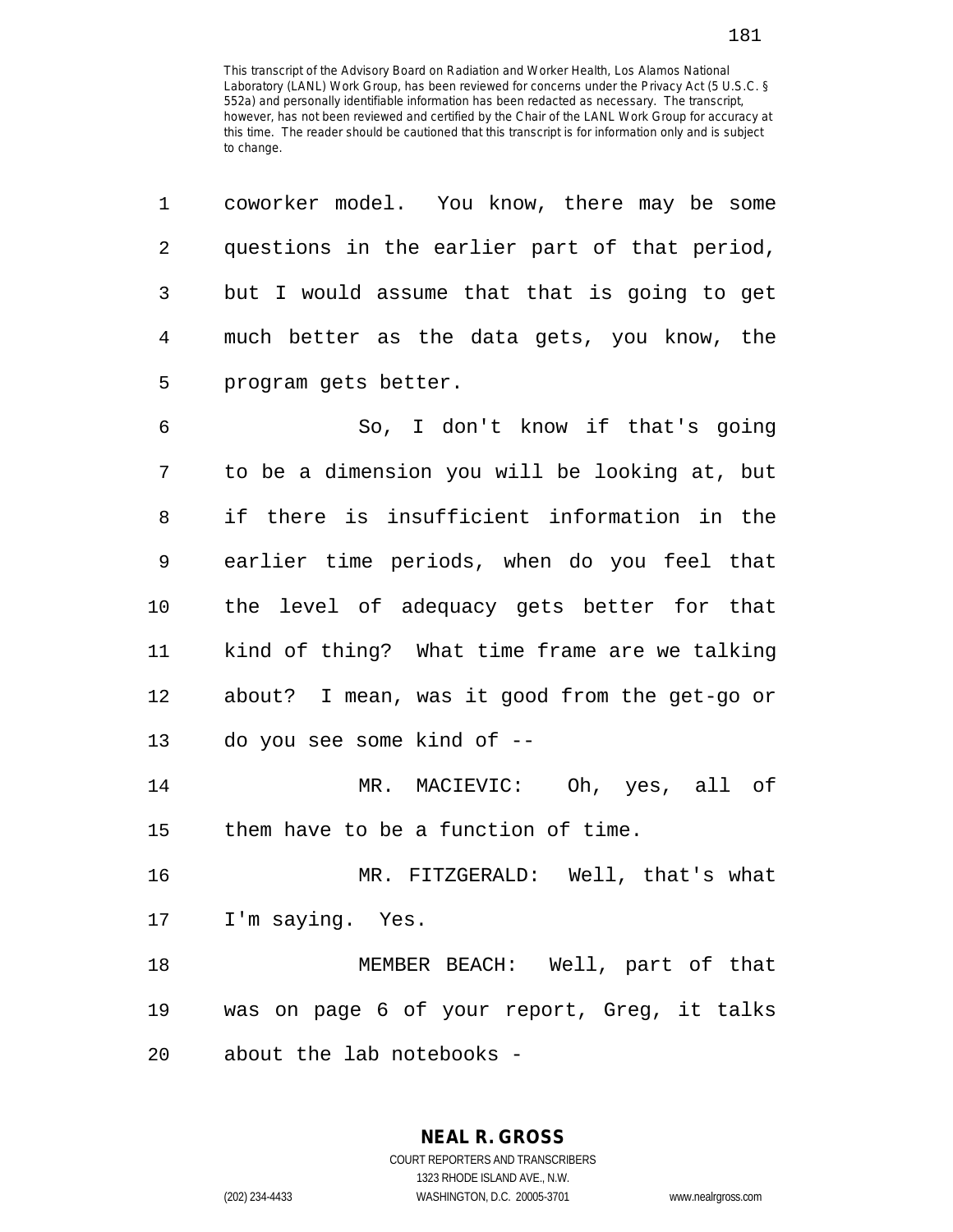coworker model. You know, there may be some questions in the earlier part of that period, but I would assume that that is going to get much better as the data gets, you know, the program gets better.

So, I don't know if that's going to be a dimension you will be looking at, but if there is insufficient information in the earlier time periods, when do you feel that the level of adequacy gets better for that kind of thing? What time frame are we talking about? I mean, was it good from the get-go or do you see some kind of --

MR. MACIEVIC: Oh, yes, all of them have to be a function of time.

MR. FITZGERALD: Well, that's what I'm saying. Yes.

MEMBER BEACH: Well, part of that was on page 6 of your report, Greg, it talks about the lab notebooks -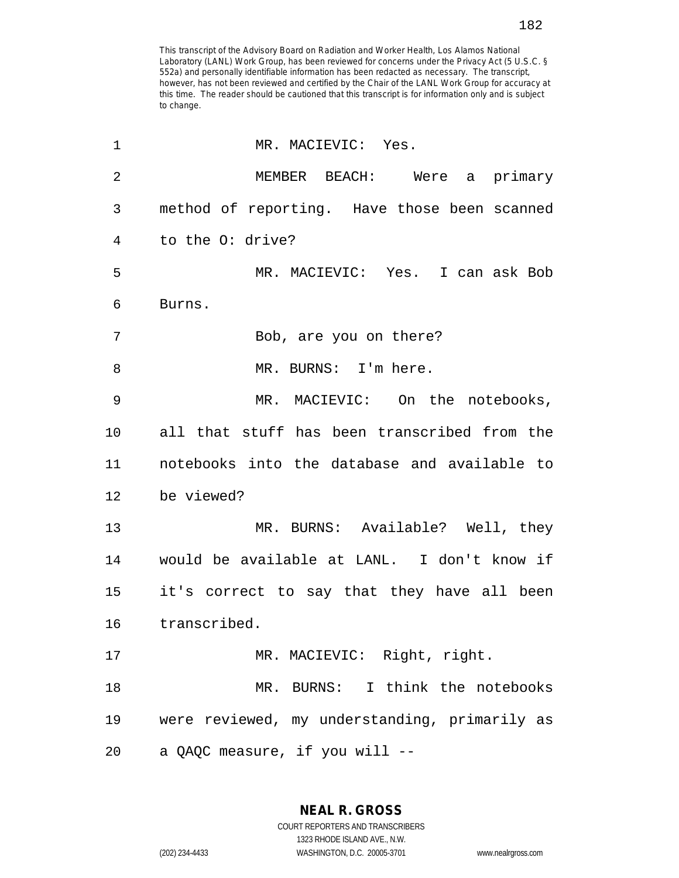This transcript of the Advisory Board on Radiation and Worker Health, Los Alamos National Laboratory (LANL) Work Group, has been reviewed for concerns under the Privacy Act (5 U.S.C. § 552a) and personally identifiable information has been redacted as necessary. The transcript, however, has not been reviewed and certified by the Chair of the LANL Work Group for accuracy at this time. The reader should be cautioned that this transcript is for information only and is subject to change.

1 MR. MACIEVIC: Yes.

2 MEMBER BEACH: Were a primary
3 method of reporting. Have those been scanned
4 to the O: drive?

5 MR. MACIEVIC: Yes. I can ask Bob
6 Burns.

7 Bob, are you on there?

8 MR. BURNS: I'm here.

9 MR. MACIEVIC: On the notebooks,
10 all that stuff has been transcribed from the
11 notebooks into the database and available to
12 be viewed?

13 MR. BURNS: Available? Well, they
14 would be available at LANL. I don't know if
15 it's correct to say that they have all been
16 transcribed.

17 MR. MACIEVIC: Right, right.

18 MR. BURNS: I think the notebooks
19 were reviewed, my understanding, primarily as
20 a QAQC measure, if you will --

NEAL R. GROSS
COURT REPORTERS AND TRANSCRIBERS
1323 RHODE ISLAND AVE., N.W.
(202) 234-4433 WASHINGTON, D.C. 20005-3701 www.nealrgross.com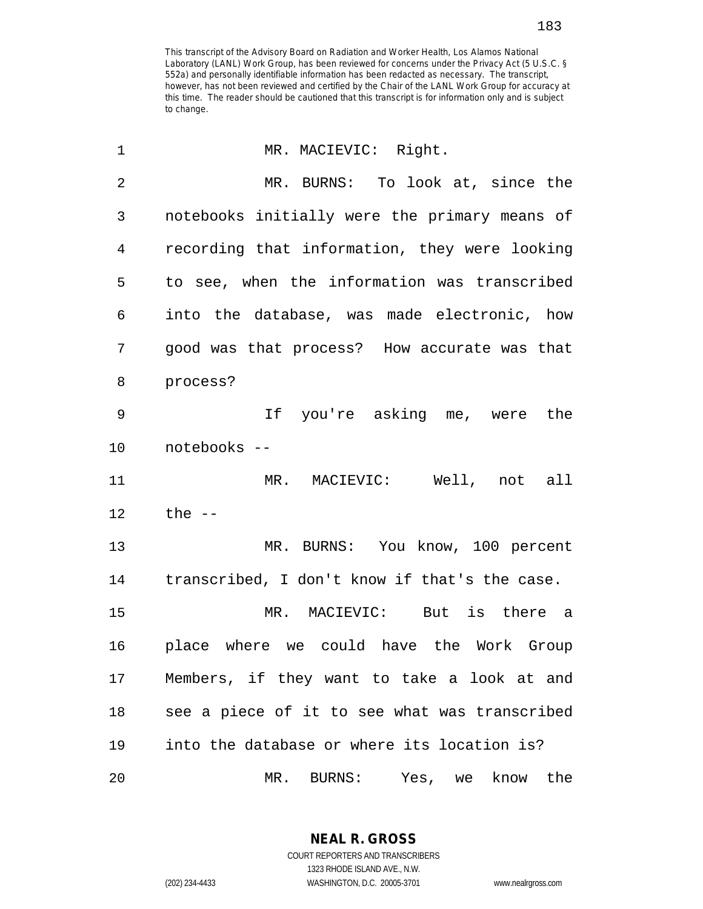This transcript of the Advisory Board on Radiation and Worker Health, Los Alamos National Laboratory (LANL) Work Group, has been reviewed for concerns under the Privacy Act (5 U.S.C. § 552a) and personally identifiable information has been redacted as necessary. The transcript, however, has not been reviewed and certified by the Chair of the LANL Work Group for accuracy at this time. The reader should be cautioned that this transcript is for information only and is subject to change.

1 MR. MACIEVIC: Right.

2 MR. BURNS: To look at, since the
3 notebooks initially were the primary means of
4 recording that information, they were looking
5 to see, when the information was transcribed
6 into the database, was made electronic, how
7 good was that process? How accurate was that
8 process?

9 If you're asking me, were the
10 notebooks --

11 MR. MACIEVIC: Well, not all
12 the --

13 MR. BURNS: You know, 100 percent
14 transcribed, I don't know if that's the case.

15 MR. MACIEVIC: But is there a
16 place where we could have the Work Group
17 Members, if they want to take a look at and
18 see a piece of it to see what was transcribed
19 into the database or where its location is?

20 MR. BURNS: Yes, we know the

NEAL R. GROSS
COURT REPORTERS AND TRANSCRIBERS
1323 RHODE ISLAND AVE., N.W.
(202) 234-4433 WASHINGTON, D.C. 20005-3701 www.nealrgross.com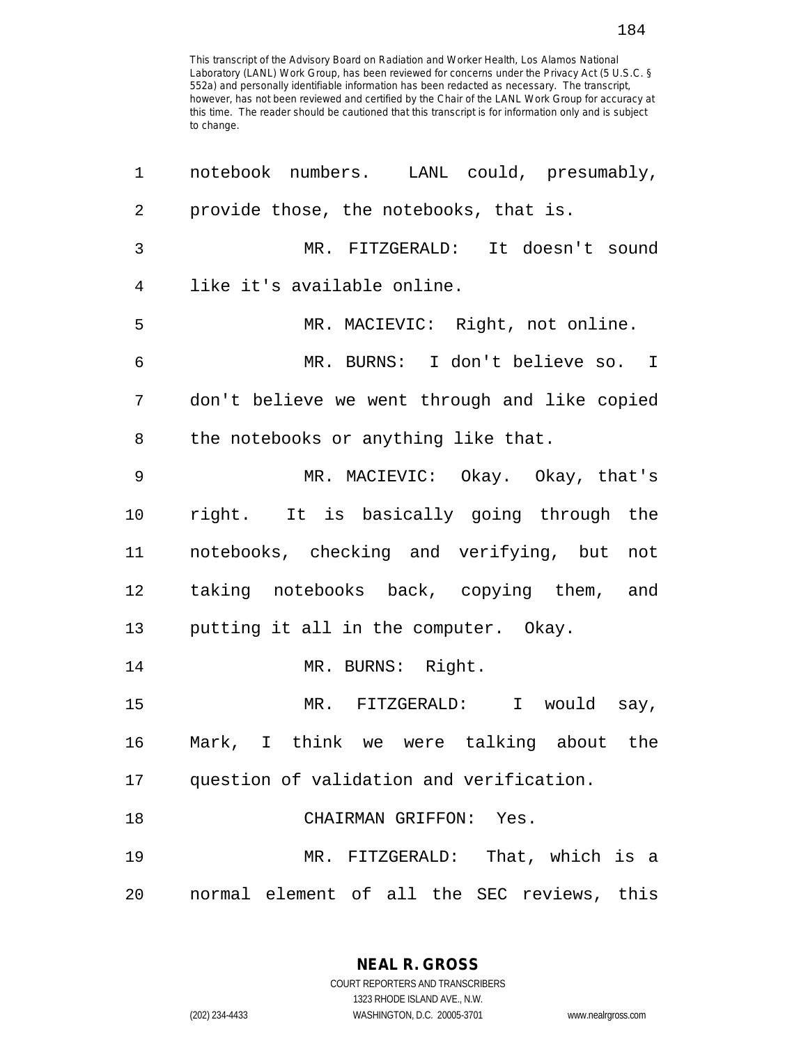This transcript of the Advisory Board on Radiation and Worker Health, Los Alamos National Laboratory (LANL) Work Group, has been reviewed for concerns under the Privacy Act (5 U.S.C. § 552a) and personally identifiable information has been redacted as necessary. The transcript, however, has not been reviewed and certified by the Chair of the LANL Work Group for accuracy at this time. The reader should be cautioned that this transcript is for information only and is subject to change.

1 notebook numbers. LANL could, presumably,
2 provide those, the notebooks, that is.
3 MR. FITZGERALD: It doesn't sound
4 like it's available online.
5 MR. MACIEVIC: Right, not online.
6 MR. BURNS: I don't believe so. I
7 don't believe we went through and like copied
8 the notebooks or anything like that.
9 MR. MACIEVIC: Okay. Okay, that's
10 right. It is basically going through the
11 notebooks, checking and verifying, but not
12 taking notebooks back, copying them, and
13 putting it all in the computer. Okay.
14 MR. BURNS: Right.
15 MR. FITZGERALD: I would say,
16 Mark, I think we were talking about the
17 question of validation and verification.
18 CHAIRMAN GRIFFON: Yes.
19 MR. FITZGERALD: That, which is a
20 normal element of all the SEC reviews, this

NEAL R. GROSS
COURT REPORTERS AND TRANSCRIBERS
1323 RHODE ISLAND AVE., N.W.
(202) 234-4433 WASHINGTON, D.C. 20005-3701 www.nealrgross.com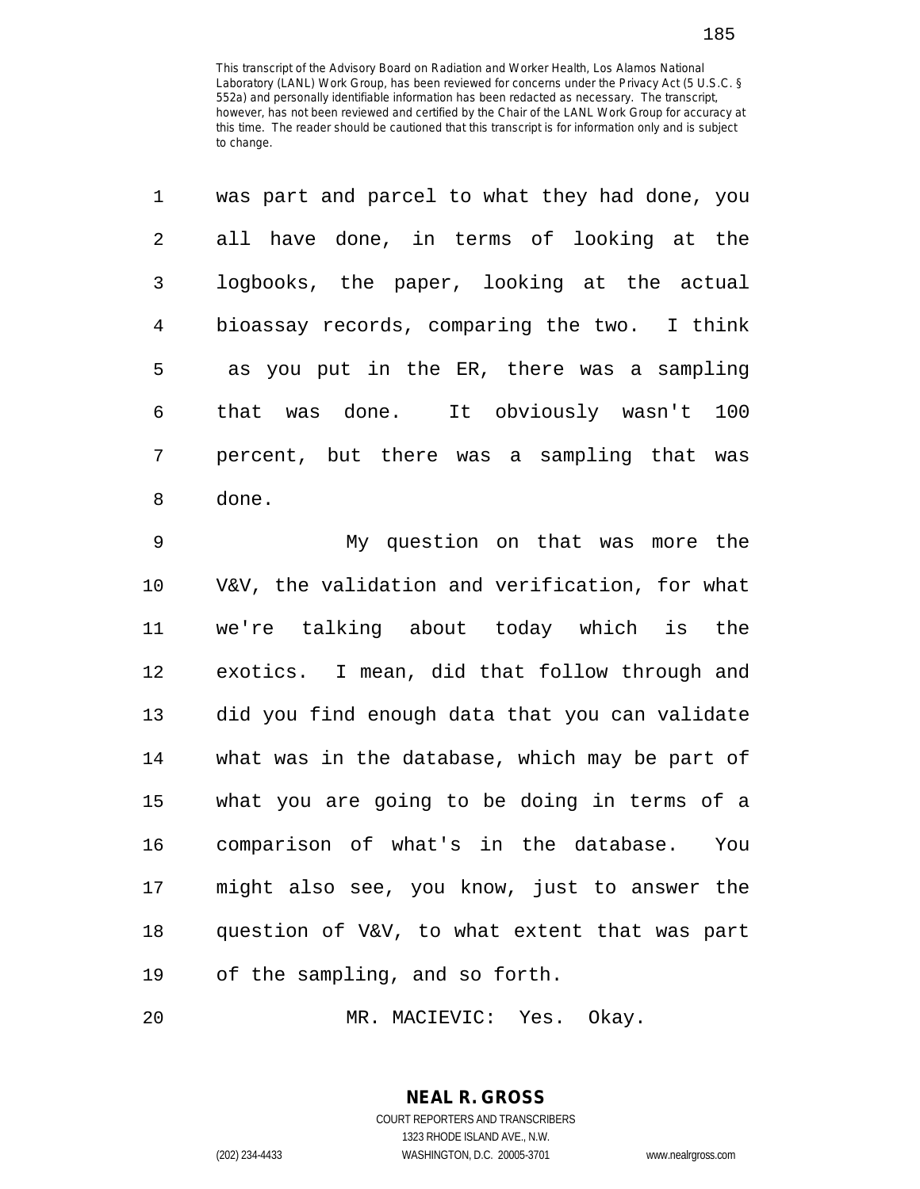This transcript of the Advisory Board on Radiation and Worker Health, Los Alamos National Laboratory (LANL) Work Group, has been reviewed for concerns under the Privacy Act (5 U.S.C. § 552a) and personally identifiable information has been redacted as necessary. The transcript, however, has not been reviewed and certified by the Chair of the LANL Work Group for accuracy at this time. The reader should be cautioned that this transcript is for information only and is subject to change.

1 was part and parcel to what they had done, you
2 all have done, in terms of looking at the
3 logbooks, the paper, looking at the actual
4 bioassay records, comparing the two. I think
5 as you put in the ER, there was a sampling
6 that was done. It obviously wasn't 100
7 percent, but there was a sampling that was
8 done.

9 My question on that was more the
10 V&V, the validation and verification, for what
11 we're talking about today which is the
12 exotics. I mean, did that follow through and
13 did you find enough data that you can validate
14 what was in the database, which may be part of
15 what you are going to be doing in terms of a
16 comparison of what's in the database. You
17 might also see, you know, just to answer the
18 question of V&V, to what extent that was part
19 of the sampling, and so forth.

20 MR. MACIEVIC: Yes. Okay.

**NEAL R. GROSS**
COURT REPORTERS AND TRANSCRIBERS
1323 RHODE ISLAND AVE., N.W.
(202) 234-4433 WASHINGTON, D.C. 20005-3701 www.nealrgross.com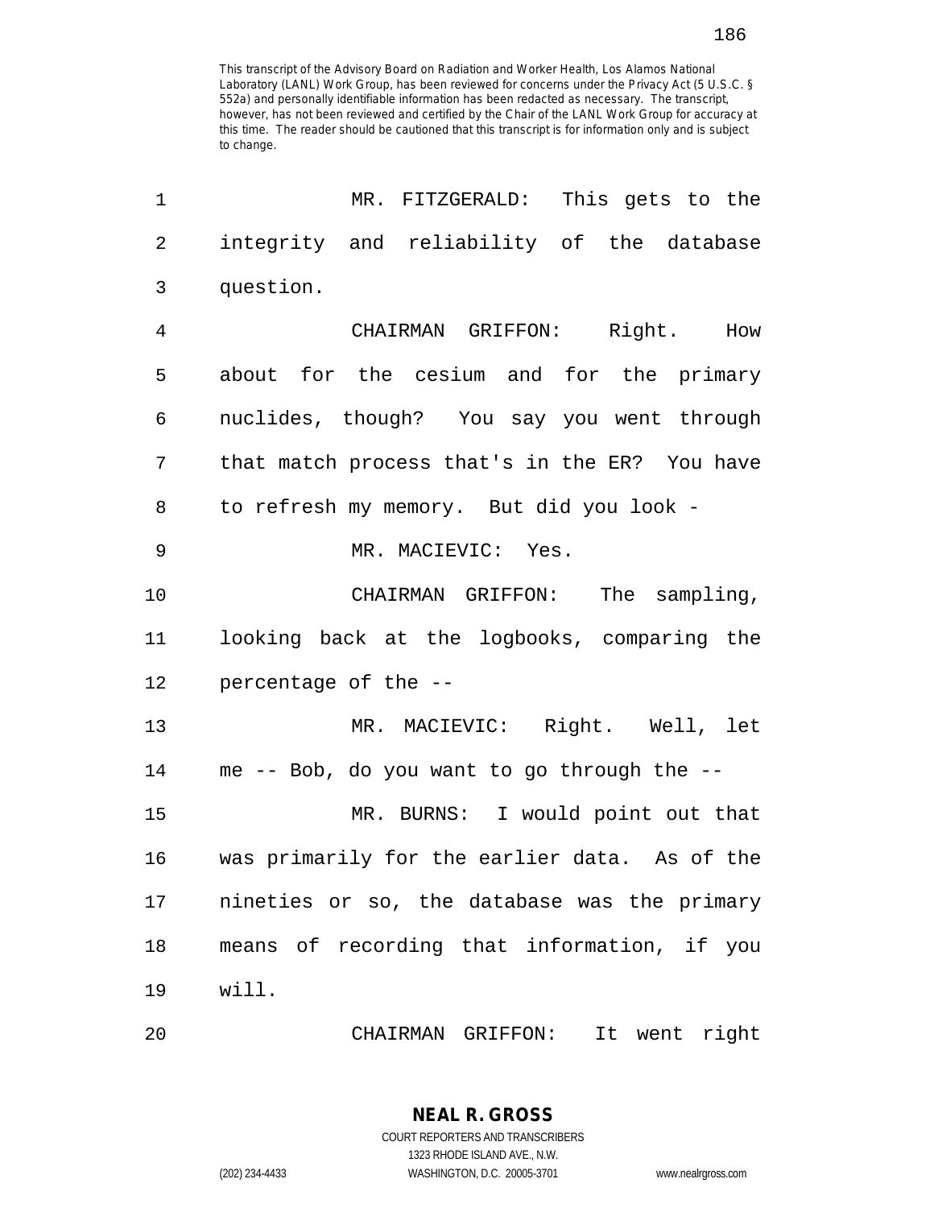This transcript of the Advisory Board on Radiation and Worker Health, Los Alamos National Laboratory (LANL) Work Group, has been reviewed for concerns under the Privacy Act (5 U.S.C. § 552a) and personally identifiable information has been redacted as necessary. The transcript, however, has not been reviewed and certified by the Chair of the LANL Work Group for accuracy at this time. The reader should be cautioned that this transcript is for information only and is subject to change.

1 MR. FITZGERALD: This gets to the
2 integrity and reliability of the database
3 question.
4 CHAIRMAN GRIFFON: Right. How
5 about for the cesium and for the primary
6 nuclides, though? You say you went through
7 that match process that's in the ER? You have
8 to refresh my memory. But did you look -
9 MR. MACIEVIC: Yes.
10 CHAIRMAN GRIFFON: The sampling,
11 looking back at the logbooks, comparing the
12 percentage of the --
13 MR. MACIEVIC: Right. Well, let
14 me -- Bob, do you want to go through the --
15 MR. BURNS: I would point out that
16 was primarily for the earlier data. As of the
17 nineties or so, the database was the primary
18 means of recording that information, if you
19 will.
20 CHAIRMAN GRIFFON: It went right

NEAL R. GROSS
COURT REPORTERS AND TRANSCRIBERS
1323 RHODE ISLAND AVE., N.W.
(202) 234-4433 WASHINGTON, D.C. 20005-3701 www.nealrgross.com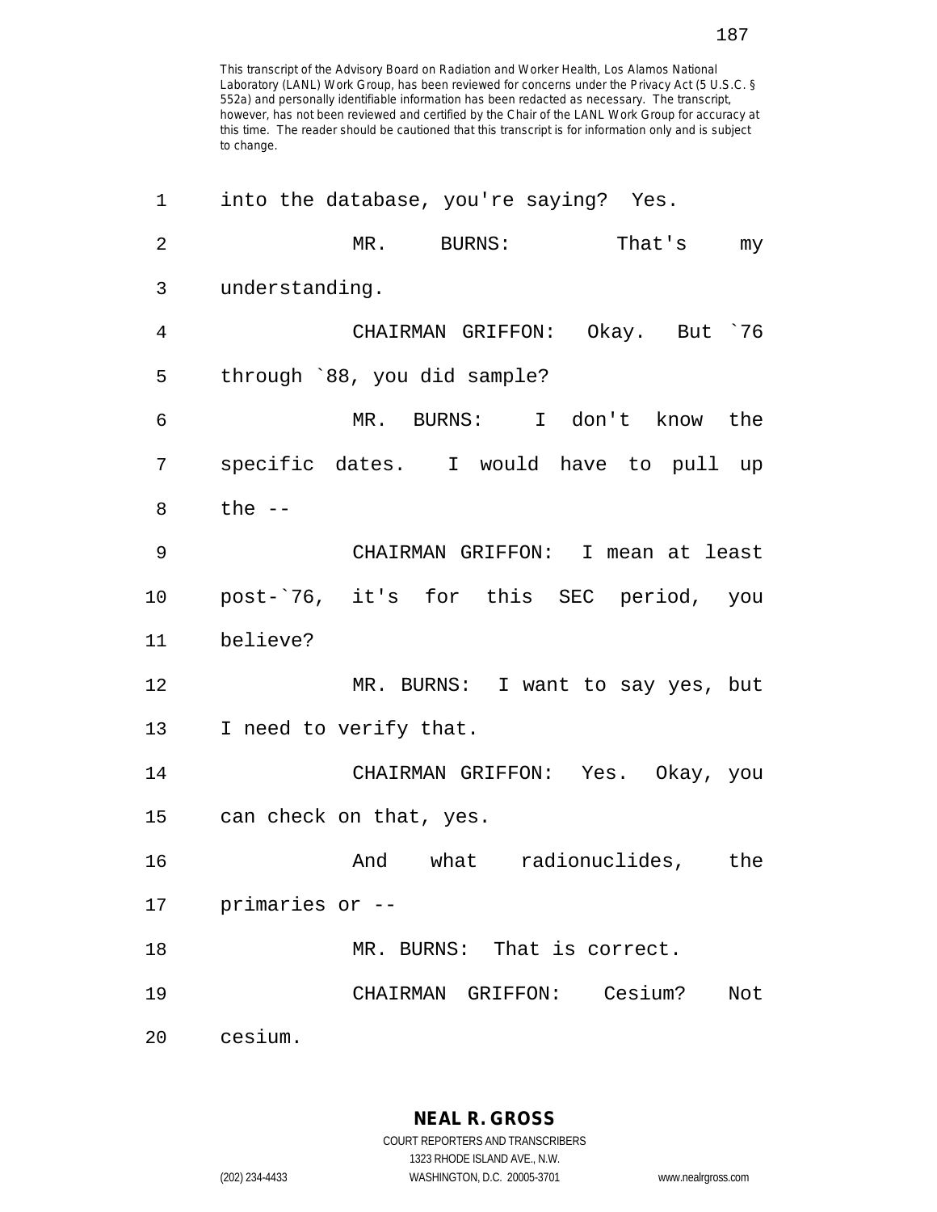This transcript of the Advisory Board on Radiation and Worker Health, Los Alamos National Laboratory (LANL) Work Group, has been reviewed for concerns under the Privacy Act (5 U.S.C. § 552a) and personally identifiable information has been redacted as necessary. The transcript, however, has not been reviewed and certified by the Chair of the LANL Work Group for accuracy at this time. The reader should be cautioned that this transcript is for information only and is subject to change.

1 into the database, you're saying? Yes.

2 MR. BURNS: That's my

3 understanding.

4 CHAIRMAN GRIFFON: Okay. But `76

5 through `88, you did sample?

6 MR. BURNS: I don't know the

7 specific dates. I would have to pull up

8 the --

9 CHAIRMAN GRIFFON: I mean at least

10 post-`76, it's for this SEC period, you

11 believe?

12 MR. BURNS: I want to say yes, but

13 I need to verify that.

14 CHAIRMAN GRIFFON: Yes. Okay, you

15 can check on that, yes.

16 And what radionuclides, the

17 primaries or --

18 MR. BURNS: That is correct.

19 CHAIRMAN GRIFFON: Cesium? Not

20 cesium.

**NEAL R. GROSS**
COURT REPORTERS AND TRANSCRIBERS
1323 RHODE ISLAND AVE., N.W.
(202) 234-4433 WASHINGTON, D.C. 20005-3701 www.nealrgross.com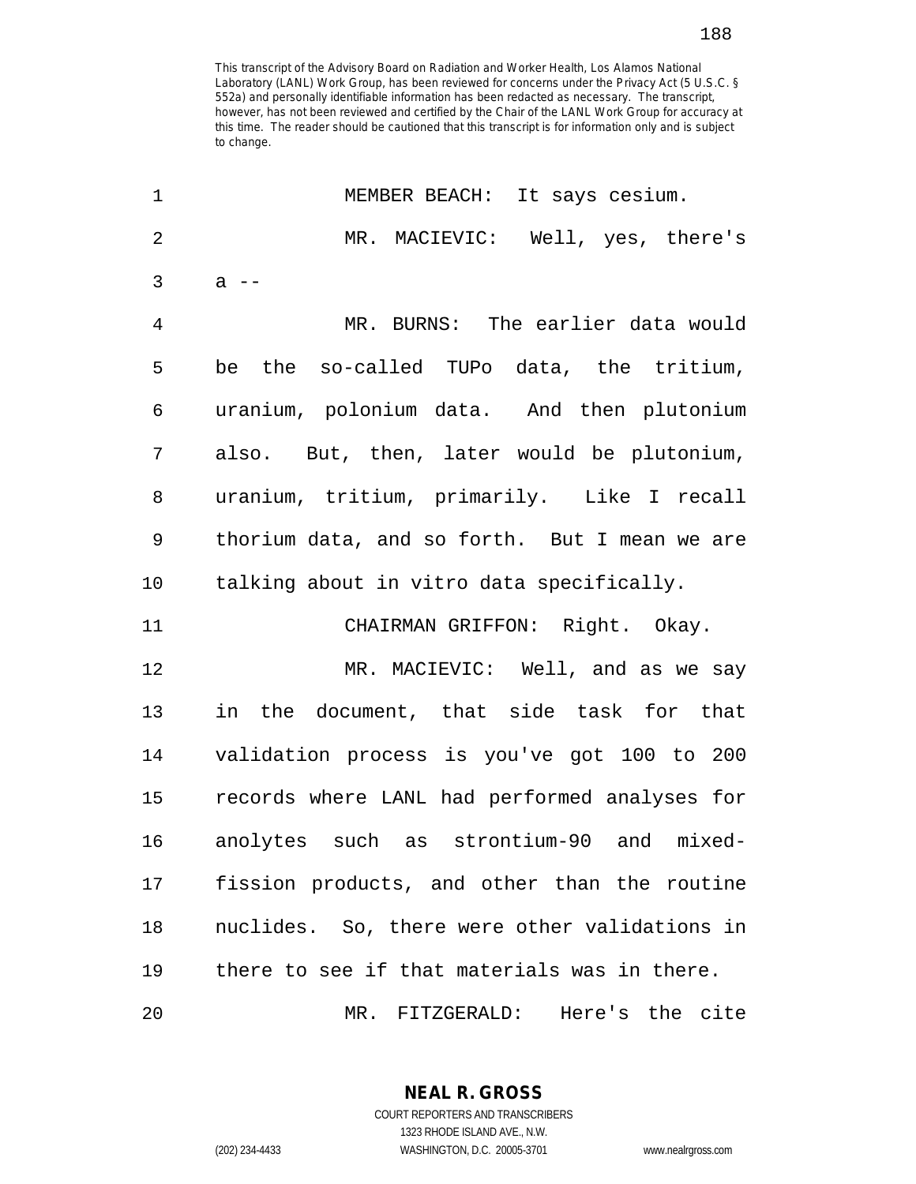This transcript of the Advisory Board on Radiation and Worker Health, Los Alamos National Laboratory (LANL) Work Group, has been reviewed for concerns under the Privacy Act (5 U.S.C. § 552a) and personally identifiable information has been redacted as necessary. The transcript, however, has not been reviewed and certified by the Chair of the LANL Work Group for accuracy at this time. The reader should be cautioned that this transcript is for information only and is subject to change.

1 MEMBER BEACH: It says cesium.

2 MR. MACIEVIC: Well, yes, there's

3 a --

4 MR. BURNS: The earlier data would

5 be the so-called TUPo data, the tritium,

6 uranium, polonium data. And then plutonium

7 also. But, then, later would be plutonium,

8 uranium, tritium, primarily. Like I recall

9 thorium data, and so forth. But I mean we are

10 talking about in vitro data specifically.

11 CHAIRMAN GRIFFON: Right. Okay.

12 MR. MACIEVIC: Well, and as we say

13 in the document, that side task for that

14 validation process is you've got 100 to 200

15 records where LANL had performed analyses for

16 anolytes such as strontium-90 and mixed-

17 fission products, and other than the routine

18 nuclides. So, there were other validations in

19 there to see if that materials was in there.

20 MR. FITZGERALD: Here's the cite

**NEAL R. GROSS**
COURT REPORTERS AND TRANSCRIBERS
1323 RHODE ISLAND AVE., N.W.
(202) 234-4433 WASHINGTON, D.C. 20005-3701 www.nealrgross.com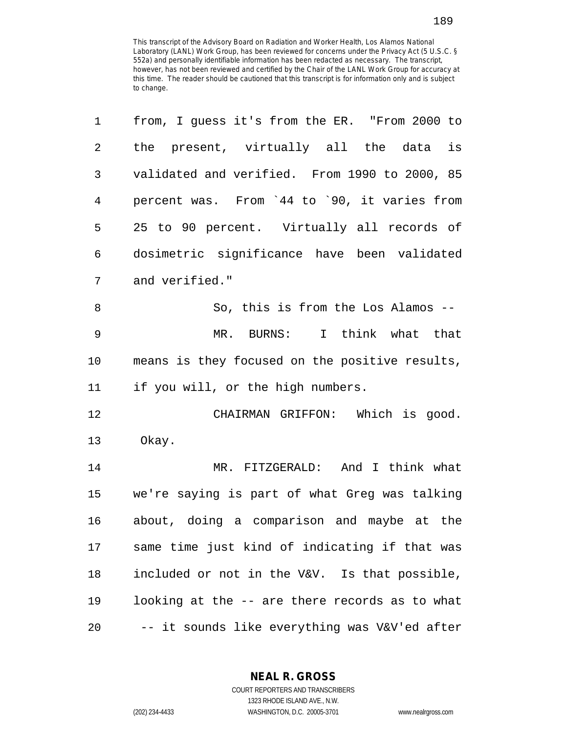This transcript of the Advisory Board on Radiation and Worker Health, Los Alamos National Laboratory (LANL) Work Group, has been reviewed for concerns under the Privacy Act (5 U.S.C. § 552a) and personally identifiable information has been redacted as necessary. The transcript, however, has not been reviewed and certified by the Chair of the LANL Work Group for accuracy at this time. The reader should be cautioned that this transcript is for information only and is subject to change.

1 from, I guess it's from the ER. "From 2000 to
2 the present, virtually all the data is
3 validated and verified. From 1990 to 2000, 85
4 percent was. From `44 to `90, it varies from
5 25 to 90 percent. Virtually all records of
6 dosimetric significance have been validated
7 and verified."

8 So, this is from the Los Alamos --

9 MR. BURNS: I think what that
10 means is they focused on the positive results,
11 if you will, or the high numbers.

12 CHAIRMAN GRIFFON: Which is good.
13 Okay.

14 MR. FITZGERALD: And I think what
15 we're saying is part of what Greg was talking
16 about, doing a comparison and maybe at the
17 same time just kind of indicating if that was
18 included or not in the V&V. Is that possible,
19 looking at the -- are there records as to what
20 -- it sounds like everything was V&V'ed after

NEAL R. GROSS
COURT REPORTERS AND TRANSCRIBERS
1323 RHODE ISLAND AVE., N.W.
(202) 234-4433 WASHINGTON, D.C. 20005-3701 www.nealrgross.com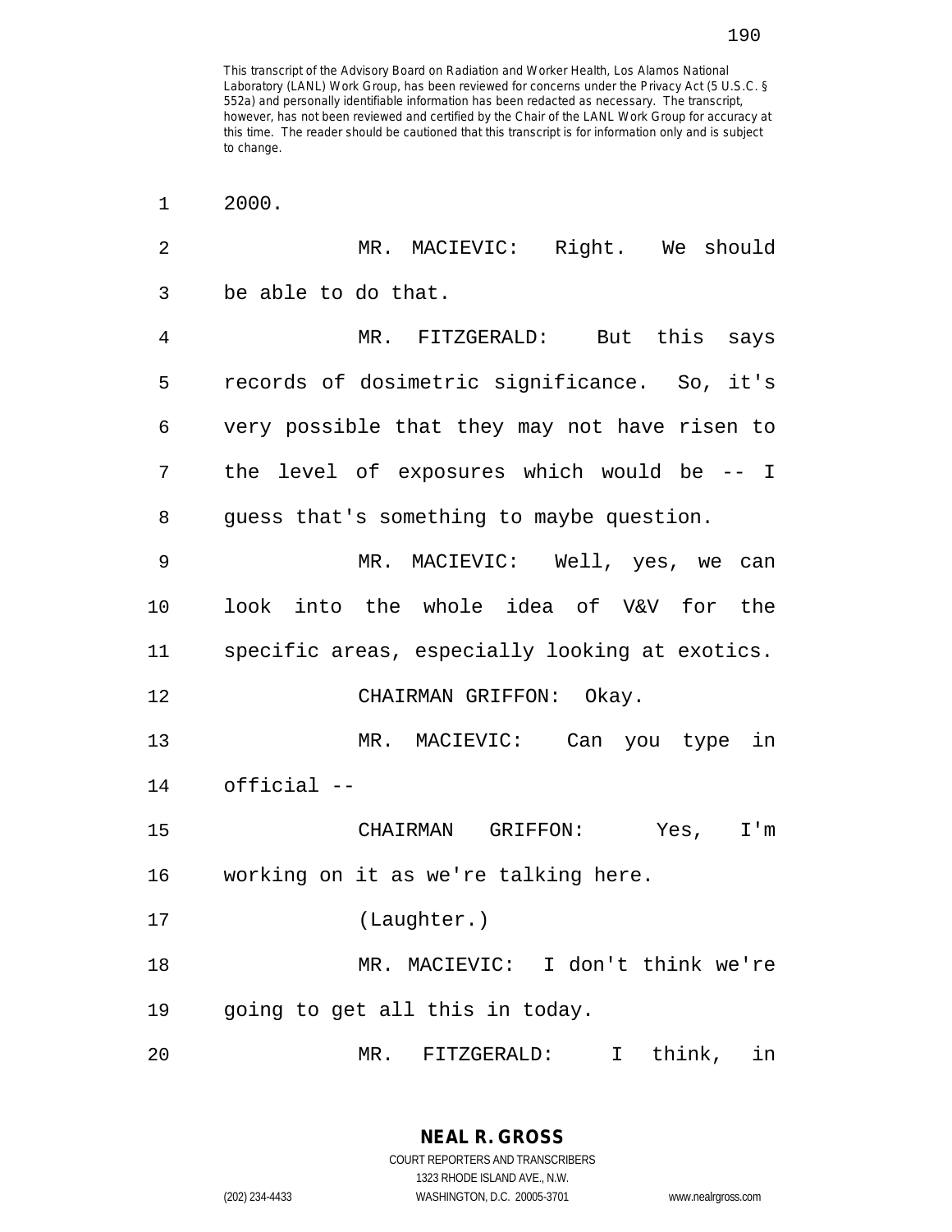This transcript of the Advisory Board on Radiation and Worker Health, Los Alamos National Laboratory (LANL) Work Group, has been reviewed for concerns under the Privacy Act (5 U.S.C. § 552a) and personally identifiable information has been redacted as necessary. The transcript, however, has not been reviewed and certified by the Chair of the LANL Work Group for accuracy at this time. The reader should be cautioned that this transcript is for information only and is subject to change.

1 2000.

2 MR. MACIEVIC: Right. We should

3 be able to do that.

4 MR. FITZGERALD: But this says

5 records of dosimetric significance. So, it's

6 very possible that they may not have risen to

7 the level of exposures which would be -- I

8 guess that's something to maybe question.

9 MR. MACIEVIC: Well, yes, we can

10 look into the whole idea of V&V for the

11 specific areas, especially looking at exotics.

12 CHAIRMAN GRIFFON: Okay.

13 MR. MACIEVIC: Can you type in

14 official --

15 CHAIRMAN GRIFFON: Yes, I'm

16 working on it as we're talking here.

17 (Laughter.)

18 MR. MACIEVIC: I don't think we're

19 going to get all this in today.

20 MR. FITZGERALD: I think, in

**NEAL R. GROSS**
COURT REPORTERS AND TRANSCRIBERS
1323 RHODE ISLAND AVE., N.W.
(202) 234-4433 WASHINGTON, D.C. 20005-3701 www.nealrgross.com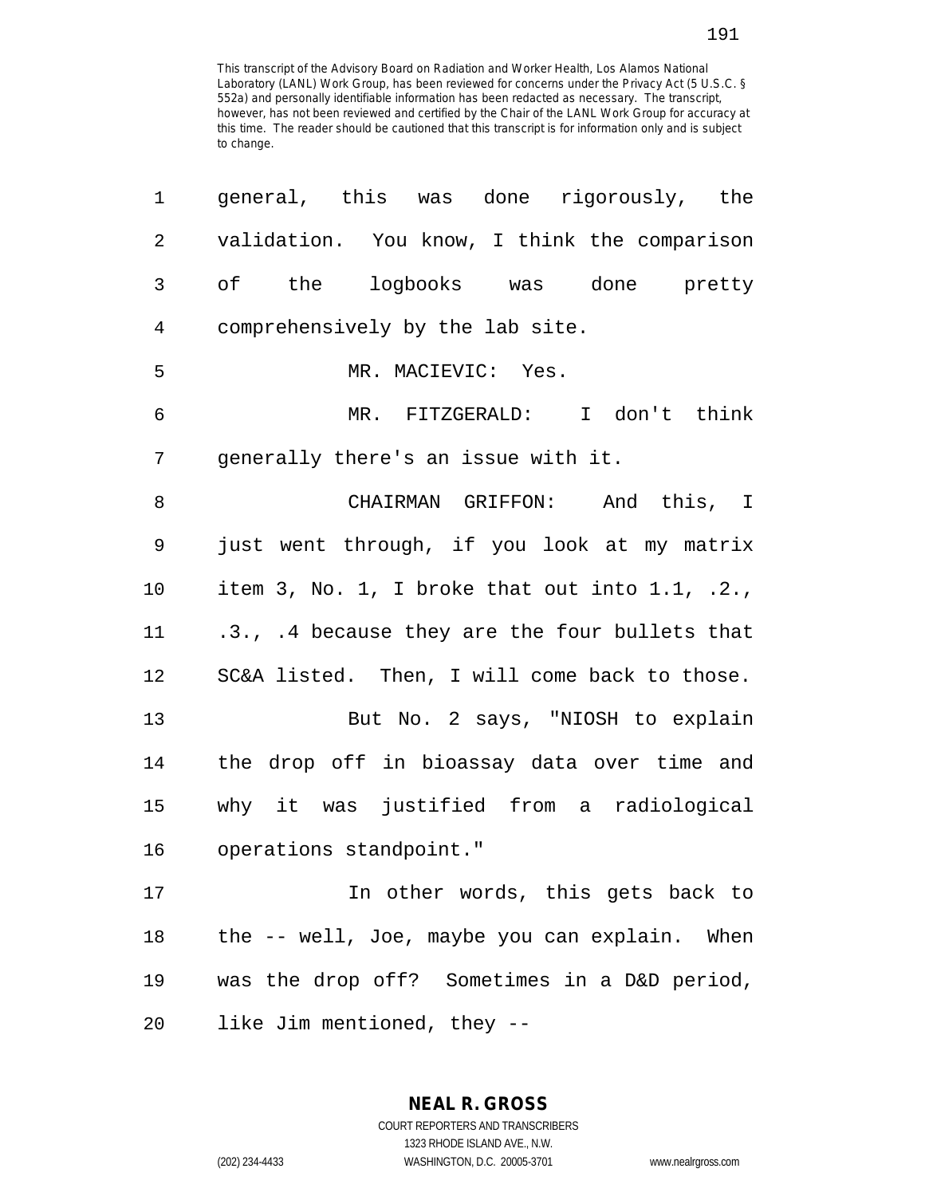This transcript of the Advisory Board on Radiation and Worker Health, Los Alamos National Laboratory (LANL) Work Group, has been reviewed for concerns under the Privacy Act (5 U.S.C. § 552a) and personally identifiable information has been redacted as necessary. The transcript, however, has not been reviewed and certified by the Chair of the LANL Work Group for accuracy at this time. The reader should be cautioned that this transcript is for information only and is subject to change.

general, this was done rigorously, the validation. You know, I think the comparison of the logbooks was done pretty comprehensively by the lab site.

MR. MACIEVIC: Yes.

MR. FITZGERALD: I don't think generally there's an issue with it.

CHAIRMAN GRIFFON: And this, I just went through, if you look at my matrix item 3, No. 1, I broke that out into 1.1, .2., .3., .4 because they are the four bullets that SC&A listed. Then, I will come back to those.

But No. 2 says, "NIOSH to explain the drop off in bioassay data over time and why it was justified from a radiological operations standpoint."

In other words, this gets back to the -- well, Joe, maybe you can explain. When was the drop off? Sometimes in a D&D period, like Jim mentioned, they --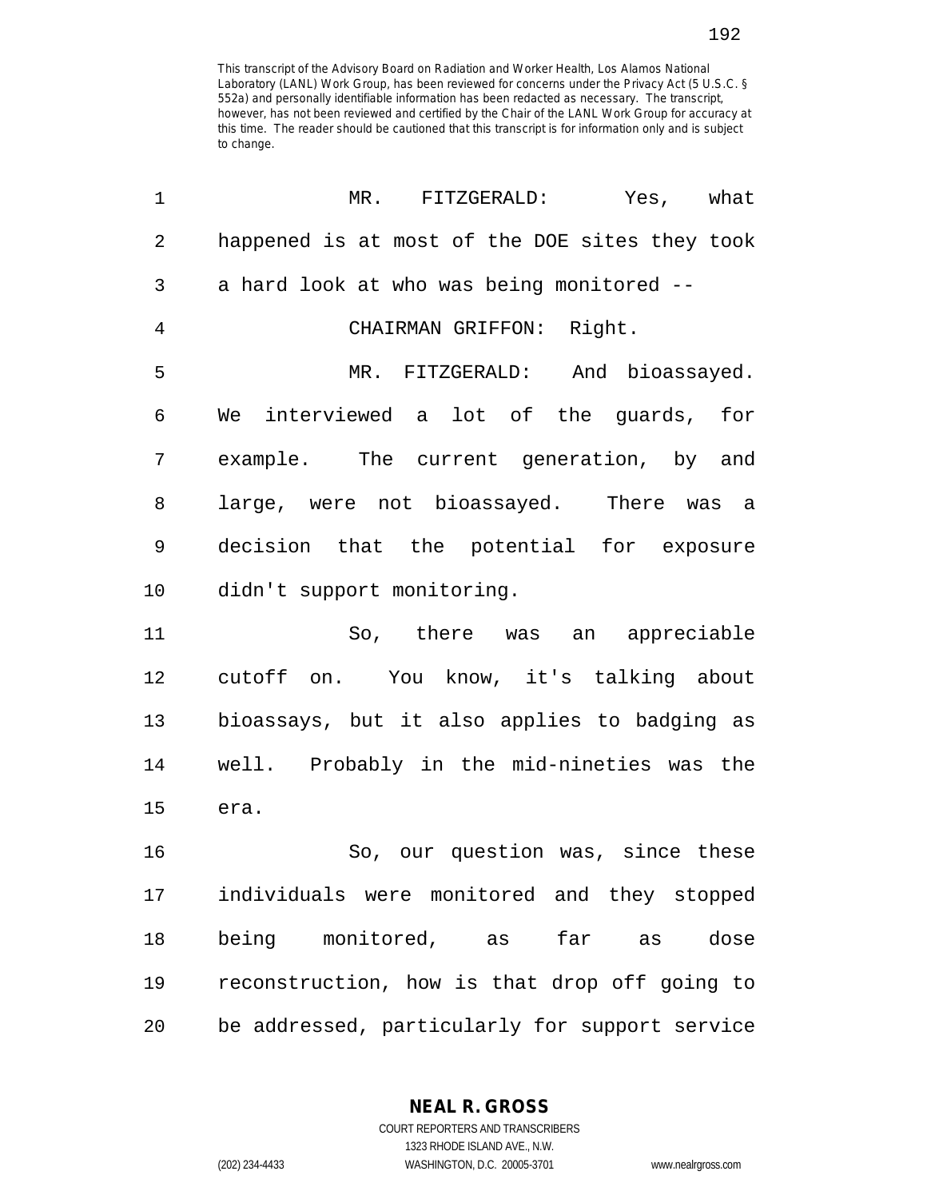This transcript of the Advisory Board on Radiation and Worker Health, Los Alamos National Laboratory (LANL) Work Group, has been reviewed for concerns under the Privacy Act (5 U.S.C. § 552a) and personally identifiable information has been redacted as necessary. The transcript, however, has not been reviewed and certified by the Chair of the LANL Work Group for accuracy at this time. The reader should be cautioned that this transcript is for information only and is subject to change.

1 MR. FITZGERALD: Yes, what
2 happened is at most of the DOE sites they took
3 a hard look at who was being monitored --
4 CHAIRMAN GRIFFON: Right.
5 MR. FITZGERALD: And bioassayed.
6 We interviewed a lot of the guards, for
7 example. The current generation, by and
8 large, were not bioassayed. There was a
9 decision that the potential for exposure
10 didn't support monitoring.
11 So, there was an appreciable
12 cutoff on. You know, it's talking about
13 bioassays, but it also applies to badging as
14 well. Probably in the mid-nineties was the
15 era.
16 So, our question was, since these
17 individuals were monitored and they stopped
18 being monitored, as far as dose
19 reconstruction, how is that drop off going to
20 be addressed, particularly for support service

NEAL R. GROSS
COURT REPORTERS AND TRANSCRIBERS
1323 RHODE ISLAND AVE., N.W.
(202) 234-4433 WASHINGTON, D.C. 20005-3701 www.nealrgross.com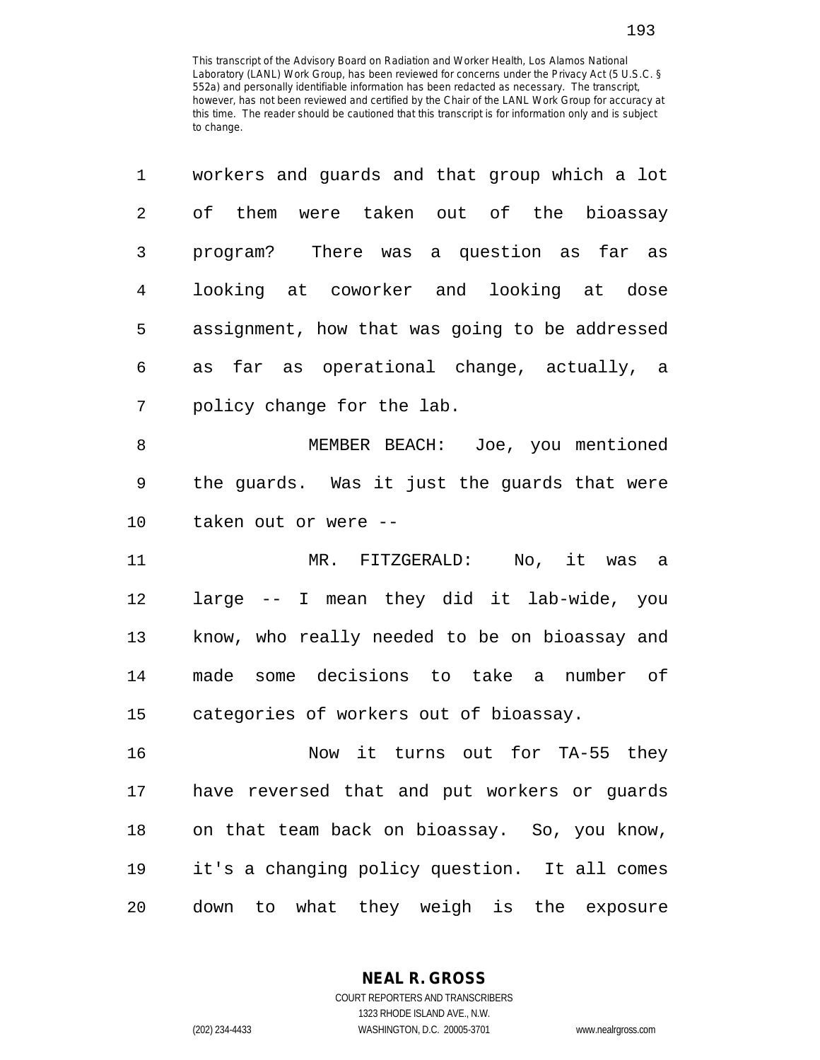This transcript of the Advisory Board on Radiation and Worker Health, Los Alamos National Laboratory (LANL) Work Group, has been reviewed for concerns under the Privacy Act (5 U.S.C. § 552a) and personally identifiable information has been redacted as necessary. The transcript, however, has not been reviewed and certified by the Chair of the LANL Work Group for accuracy at this time. The reader should be cautioned that this transcript is for information only and is subject to change.

1 workers and guards and that group which a lot
2 of them were taken out of the bioassay
3 program? There was a question as far as
4 looking at coworker and looking at dose
5 assignment, how that was going to be addressed
6 as far as operational change, actually, a
7 policy change for the lab.

8 MEMBER BEACH: Joe, you mentioned
9 the guards. Was it just the guards that were
10 taken out or were --

11 MR. FITZGERALD: No, it was a
12 large -- I mean they did it lab-wide, you
13 know, who really needed to be on bioassay and
14 made some decisions to take a number of
15 categories of workers out of bioassay.

16 Now it turns out for TA-55 they
17 have reversed that and put workers or guards
18 on that team back on bioassay. So, you know,
19 it's a changing policy question. It all comes
20 down to what they weigh is the exposure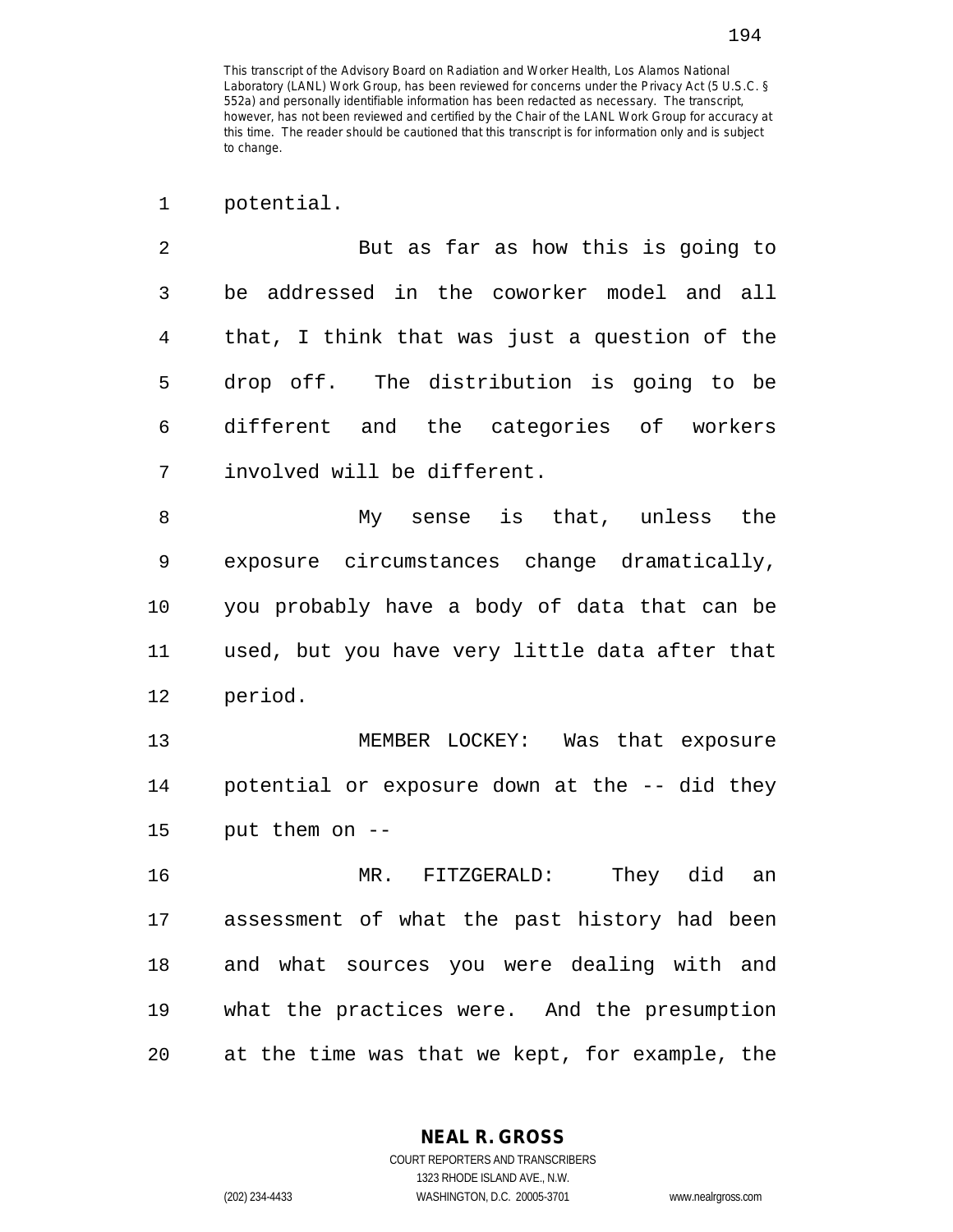potential.

But as far as how this is going to be addressed in the coworker model and all that, I think that was just a question of the drop off. The distribution is going to be different and the categories of workers involved will be different.

My sense is that, unless the exposure circumstances change dramatically, you probably have a body of data that can be used, but you have very little data after that period.

MEMBER LOCKEY: Was that exposure potential or exposure down at the -- did they put them on --

MR. FITZGERALD: They did an assessment of what the past history had been and what sources you were dealing with and what the practices were. And the presumption at the time was that we kept, for example, the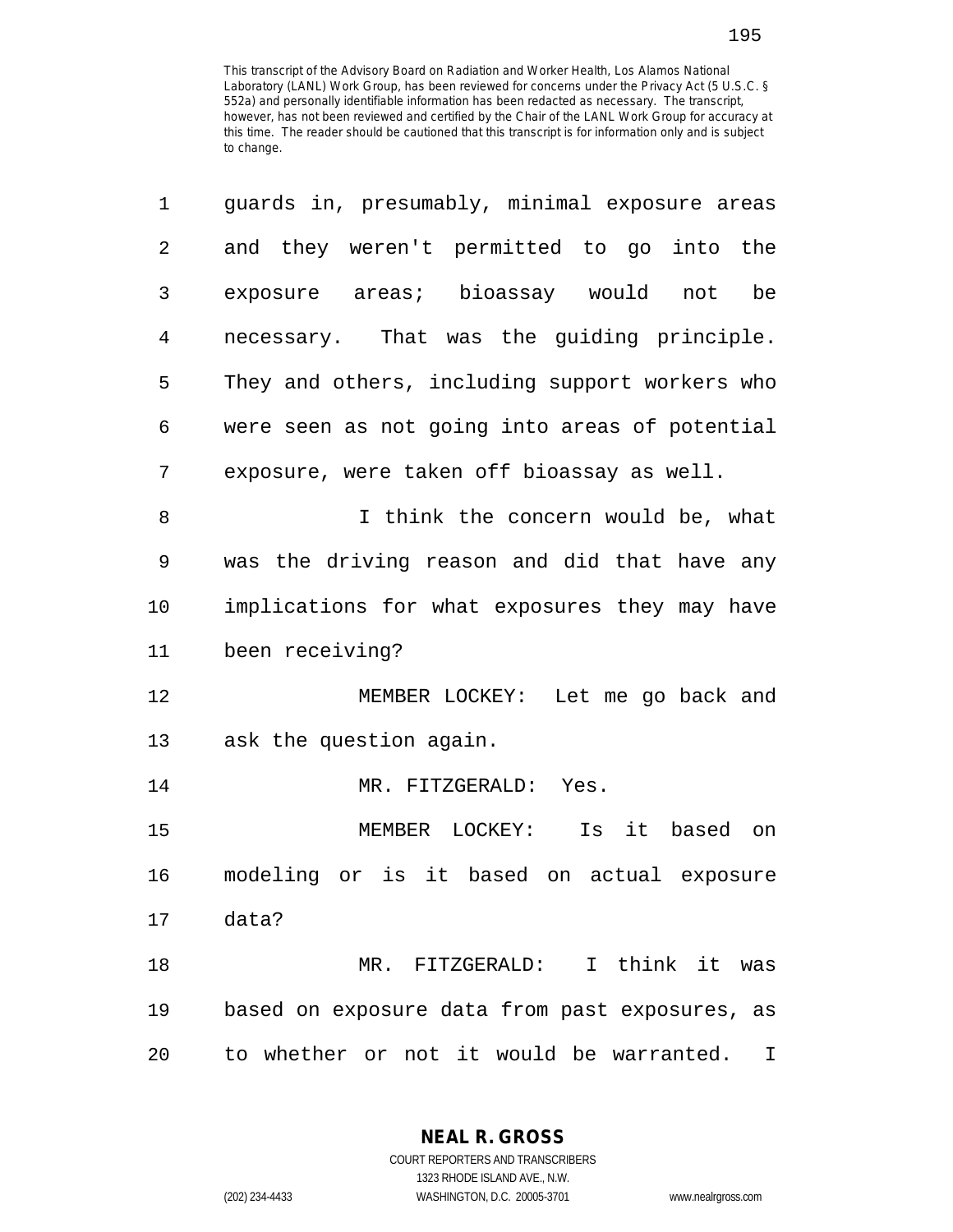guards in, presumably, minimal exposure areas and they weren't permitted to go into the exposure areas; bioassay would not be necessary. That was the guiding principle. They and others, including support workers who were seen as not going into areas of potential exposure, were taken off bioassay as well.

I think the concern would be, what was the driving reason and did that have any implications for what exposures they may have been receiving?

MEMBER LOCKEY: Let me go back and ask the question again.

MR. FITZGERALD: Yes.

MEMBER LOCKEY: Is it based on modeling or is it based on actual exposure data?

MR. FITZGERALD: I think it was based on exposure data from past exposures, as to whether or not it would be warranted. I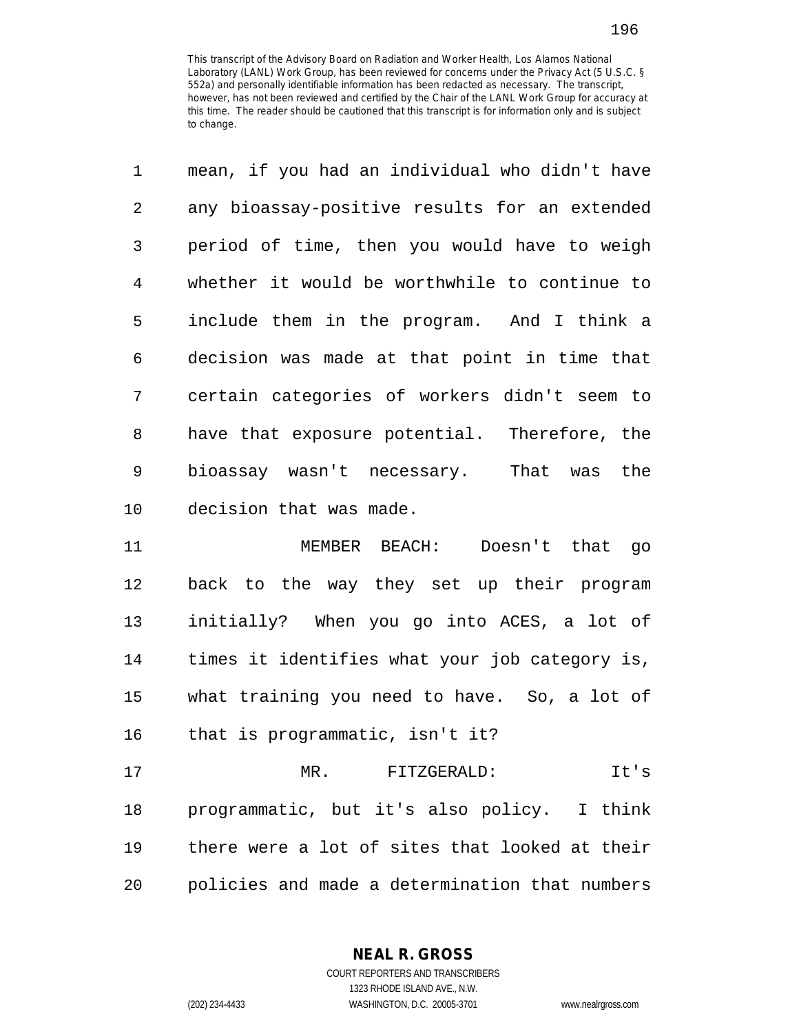This transcript of the Advisory Board on Radiation and Worker Health, Los Alamos National Laboratory (LANL) Work Group, has been reviewed for concerns under the Privacy Act (5 U.S.C. § 552a) and personally identifiable information has been redacted as necessary. The transcript, however, has not been reviewed and certified by the Chair of the LANL Work Group for accuracy at this time. The reader should be cautioned that this transcript is for information only and is subject to change.

mean, if you had an individual who didn't have any bioassay-positive results for an extended period of time, then you would have to weigh whether it would be worthwhile to continue to include them in the program. And I think a decision was made at that point in time that certain categories of workers didn't seem to have that exposure potential. Therefore, the bioassay wasn't necessary. That was the decision that was made.

MEMBER BEACH: Doesn't that go back to the way they set up their program initially? When you go into ACES, a lot of times it identifies what your job category is, what training you need to have. So, a lot of that is programmatic, isn't it?

MR. FITZGERALD: It's programmatic, but it's also policy. I think there were a lot of sites that looked at their policies and made a determination that numbers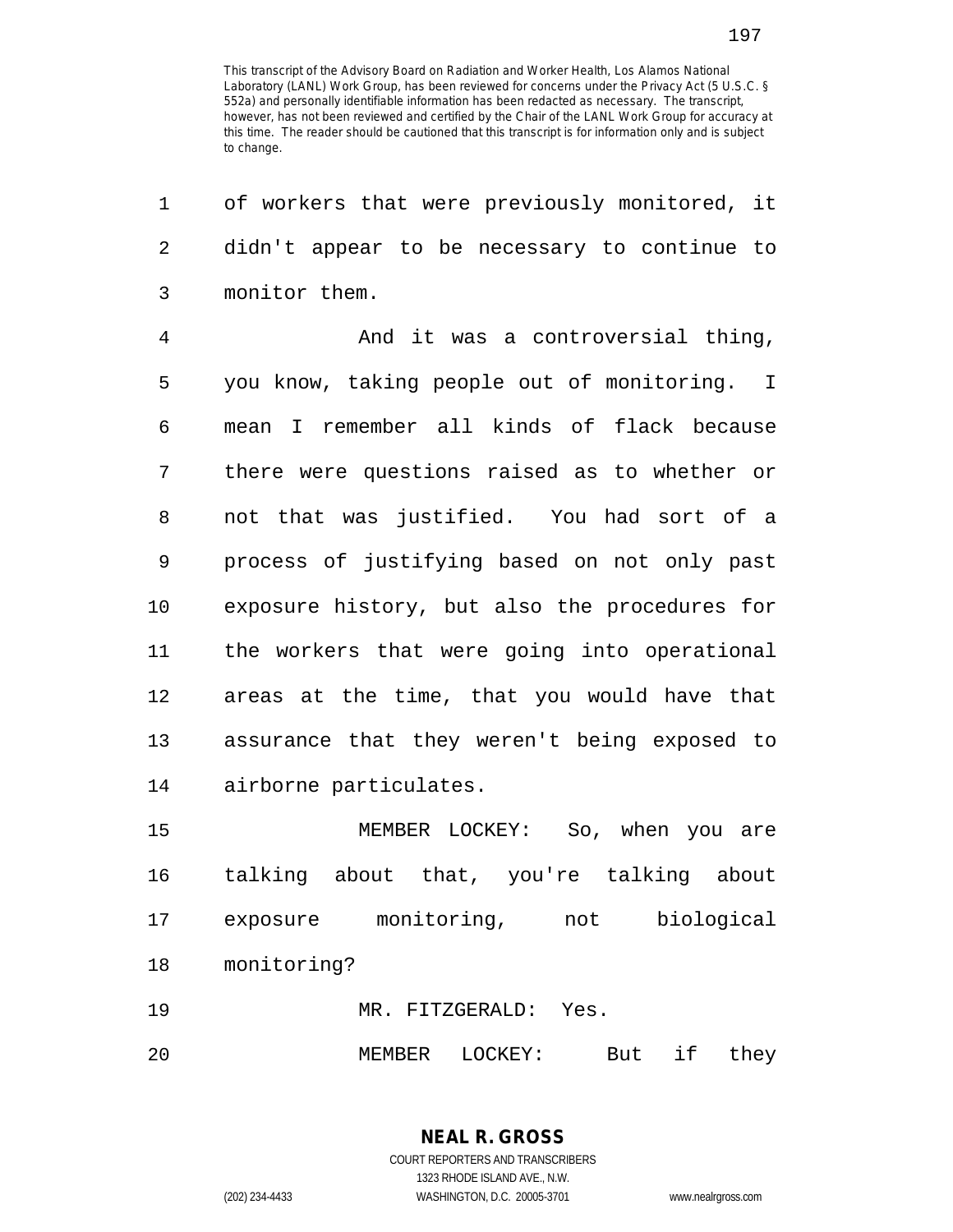This transcript of the Advisory Board on Radiation and Worker Health, Los Alamos National Laboratory (LANL) Work Group, has been reviewed for concerns under the Privacy Act (5 U.S.C. § 552a) and personally identifiable information has been redacted as necessary. The transcript, however, has not been reviewed and certified by the Chair of the LANL Work Group for accuracy at this time. The reader should be cautioned that this transcript is for information only and is subject to change.

of workers that were previously monitored, it didn't appear to be necessary to continue to monitor them.

And it was a controversial thing, you know, taking people out of monitoring. I mean I remember all kinds of flack because there were questions raised as to whether or not that was justified. You had sort of a process of justifying based on not only past exposure history, but also the procedures for the workers that were going into operational areas at the time, that you would have that assurance that they weren't being exposed to airborne particulates.

MEMBER LOCKEY: So, when you are talking about that, you're talking about exposure monitoring, not biological monitoring?

MR. FITZGERALD: Yes.

MEMBER LOCKEY: But if they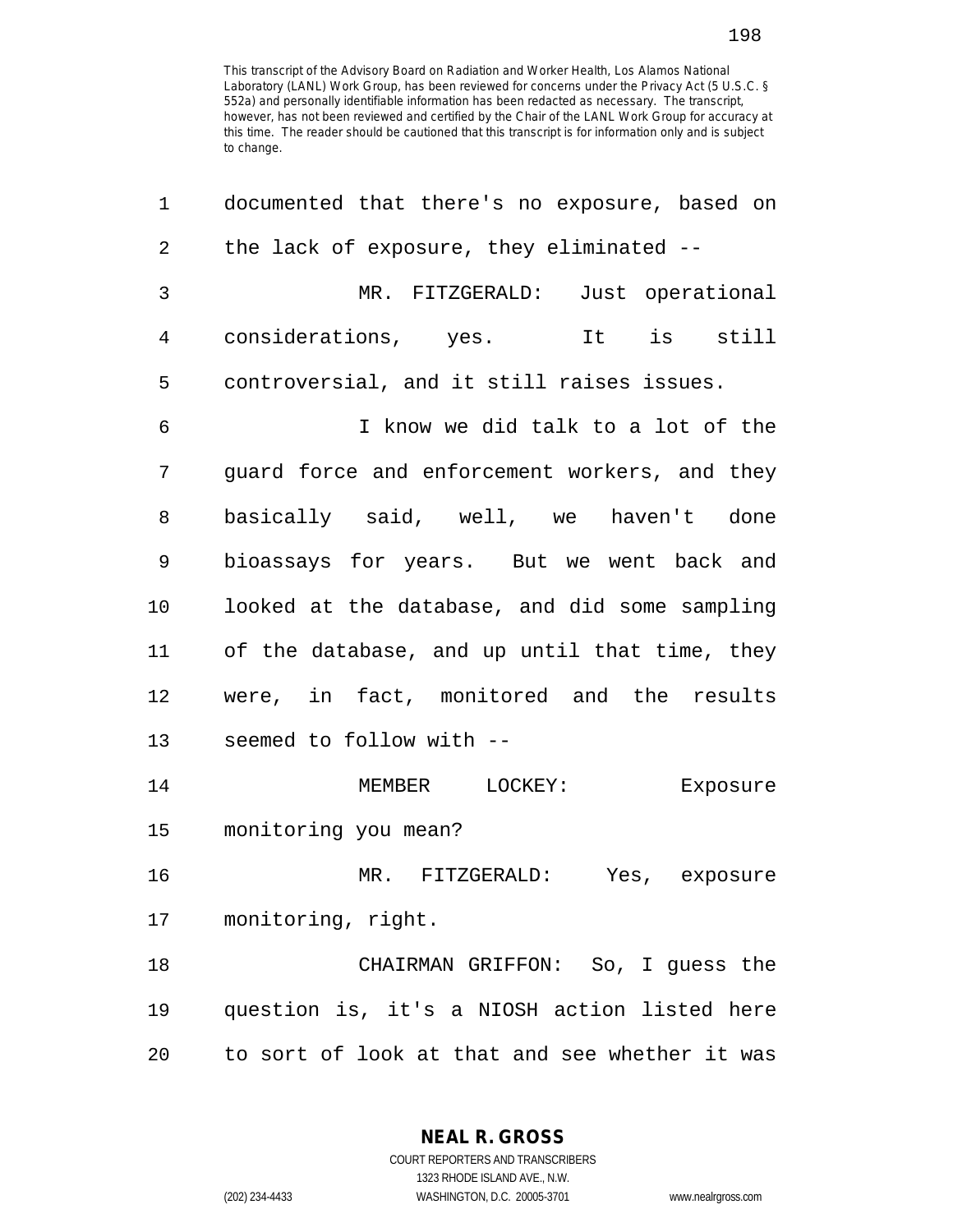This transcript of the Advisory Board on Radiation and Worker Health, Los Alamos National Laboratory (LANL) Work Group, has been reviewed for concerns under the Privacy Act (5 U.S.C. § 552a) and personally identifiable information has been redacted as necessary. The transcript, however, has not been reviewed and certified by the Chair of the LANL Work Group for accuracy at this time. The reader should be cautioned that this transcript is for information only and is subject to change.

1 documented that there's no exposure, based on
2 the lack of exposure, they eliminated --
3 MR. FITZGERALD: Just operational
4 considerations, yes. It is still
5 controversial, and it still raises issues.
6 I know we did talk to a lot of the
7 guard force and enforcement workers, and they
8 basically said, well, we haven't done
9 bioassays for years. But we went back and
10 looked at the database, and did some sampling
11 of the database, and up until that time, they
12 were, in fact, monitored and the results
13 seemed to follow with --
14 MEMBER LOCKEY: Exposure
15 monitoring you mean?
16 MR. FITZGERALD: Yes, exposure
17 monitoring, right.
18 CHAIRMAN GRIFFON: So, I guess the
19 question is, it's a NIOSH action listed here
20 to sort of look at that and see whether it was

NEAL R. GROSS
COURT REPORTERS AND TRANSCRIBERS
1323 RHODE ISLAND AVE., N.W.
(202) 234-4433 WASHINGTON, D.C. 20005-3701 www.nealrgross.com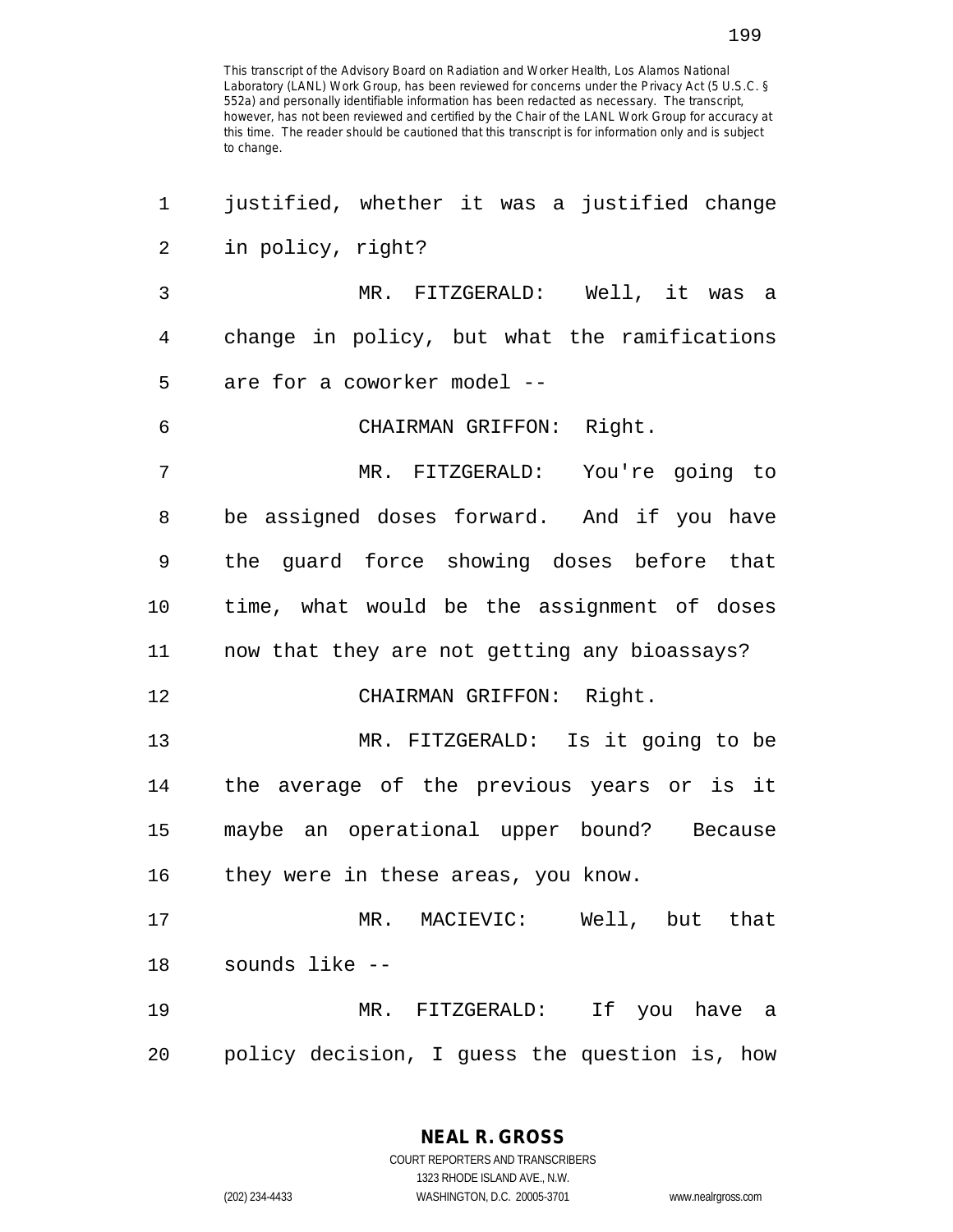This transcript of the Advisory Board on Radiation and Worker Health, Los Alamos National Laboratory (LANL) Work Group, has been reviewed for concerns under the Privacy Act (5 U.S.C. § 552a) and personally identifiable information has been redacted as necessary. The transcript, however, has not been reviewed and certified by the Chair of the LANL Work Group for accuracy at this time. The reader should be cautioned that this transcript is for information only and is subject to change.

justified, whether it was a justified change in policy, right?

MR. FITZGERALD: Well, it was a change in policy, but what the ramifications are for a coworker model --

CHAIRMAN GRIFFON: Right.

MR. FITZGERALD: You're going to be assigned doses forward. And if you have the guard force showing doses before that time, what would be the assignment of doses now that they are not getting any bioassays?

CHAIRMAN GRIFFON: Right.

MR. FITZGERALD: Is it going to be the average of the previous years or is it maybe an operational upper bound? Because they were in these areas, you know.

MR. MACIEVIC: Well, but that sounds like --

MR. FITZGERALD: If you have a policy decision, I guess the question is, how

NEAL R. GROSS
COURT REPORTERS AND TRANSCRIBERS
1323 RHODE ISLAND AVE., N.W.
(202) 234-4433 WASHINGTON, D.C. 20005-3701 www.nealrgross.com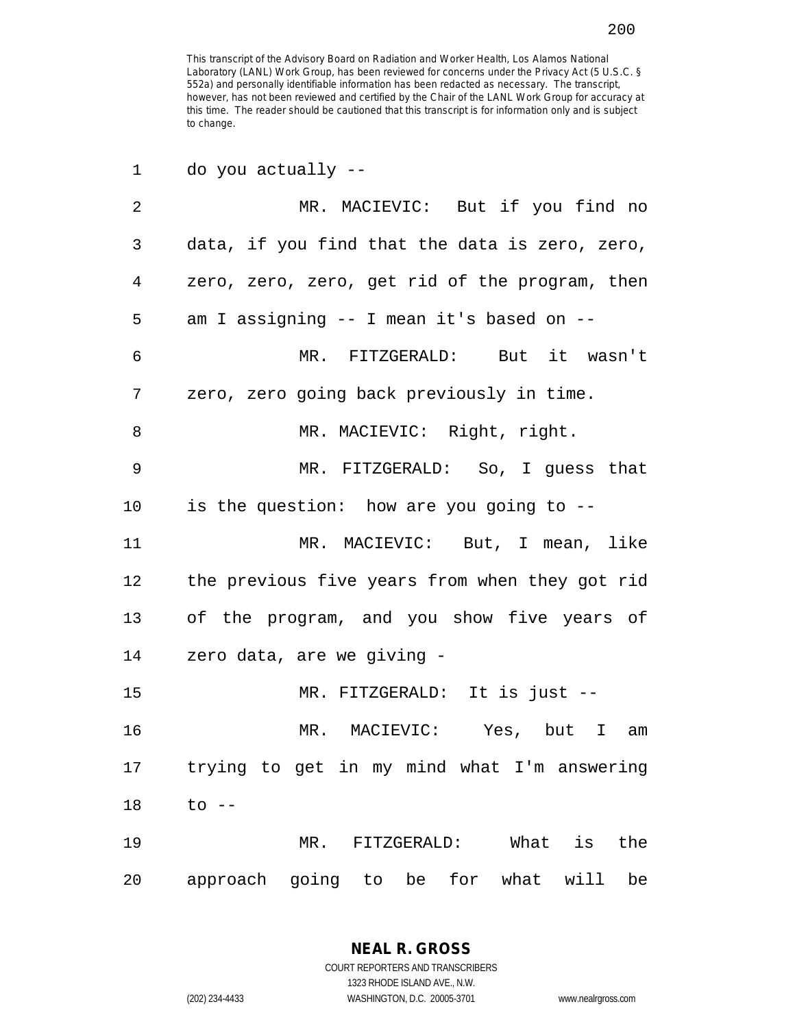This transcript of the Advisory Board on Radiation and Worker Health, Los Alamos National Laboratory (LANL) Work Group, has been reviewed for concerns under the Privacy Act (5 U.S.C. § 552a) and personally identifiable information has been redacted as necessary. The transcript, however, has not been reviewed and certified by the Chair of the LANL Work Group for accuracy at this time. The reader should be cautioned that this transcript is for information only and is subject to change.

do you actually --

MR. MACIEVIC: But if you find no data, if you find that the data is zero, zero, zero, zero, zero, get rid of the program, then am I assigning -- I mean it's based on --

MR. FITZGERALD: But it wasn't zero, zero going back previously in time.

MR. MACIEVIC: Right, right.

MR. FITZGERALD: So, I guess that is the question: how are you going to --

MR. MACIEVIC: But, I mean, like the previous five years from when they got rid of the program, and you show five years of zero data, are we giving -

MR. FITZGERALD: It is just --

MR. MACIEVIC: Yes, but I am trying to get in my mind what I'm answering to --

MR. FITZGERALD: What is the approach going to be for what will be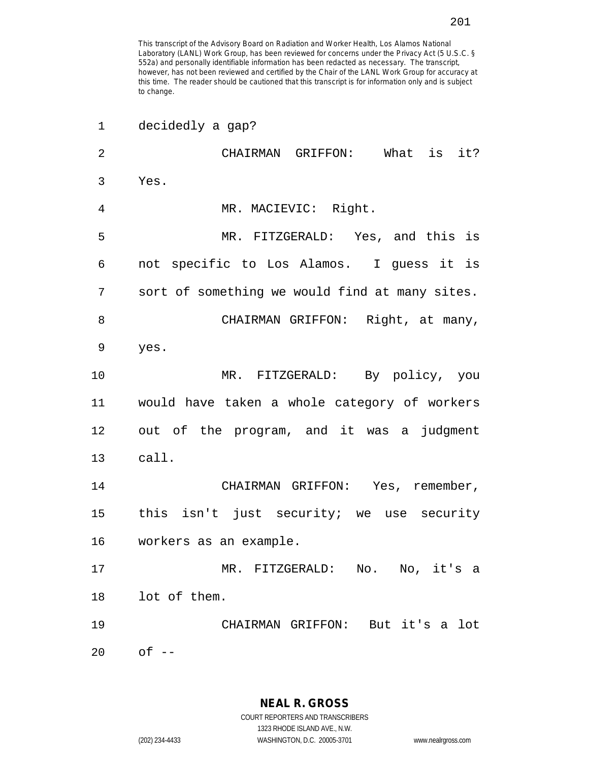decidedly a gap?

CHAIRMAN GRIFFON: What is it? Yes.

MR. MACIEVIC: Right.

MR. FITZGERALD: Yes, and this is not specific to Los Alamos. I guess it is sort of something we would find at many sites.

CHAIRMAN GRIFFON: Right, at many, yes.

MR. FITZGERALD: By policy, you would have taken a whole category of workers out of the program, and it was a judgment call.

CHAIRMAN GRIFFON: Yes, remember, this isn't just security; we use security workers as an example.

MR. FITZGERALD: No. No, it's a lot of them.

CHAIRMAN GRIFFON: But it's a lot of --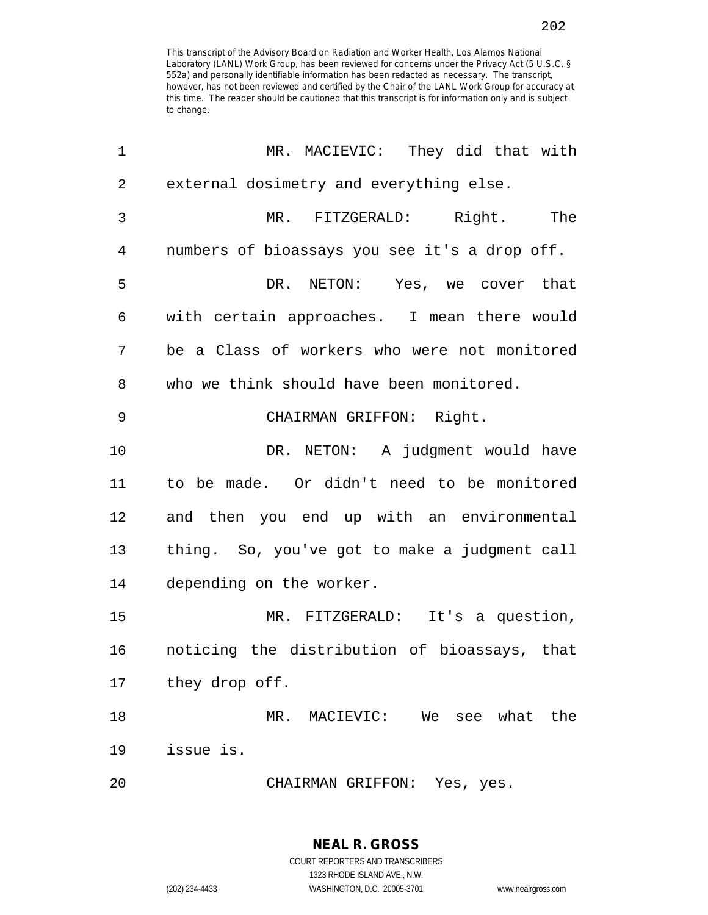This transcript of the Advisory Board on Radiation and Worker Health, Los Alamos National Laboratory (LANL) Work Group, has been reviewed for concerns under the Privacy Act (5 U.S.C. § 552a) and personally identifiable information has been redacted as necessary. The transcript, however, has not been reviewed and certified by the Chair of the LANL Work Group for accuracy at this time. The reader should be cautioned that this transcript is for information only and is subject to change.

1 MR. MACIEVIC: They did that with
2 external dosimetry and everything else.
3 MR. FITZGERALD: Right. The
4 numbers of bioassays you see it's a drop off.
5 DR. NETON: Yes, we cover that
6 with certain approaches. I mean there would
7 be a Class of workers who were not monitored
8 who we think should have been monitored.
9 CHAIRMAN GRIFFON: Right.
10 DR. NETON: A judgment would have
11 to be made. Or didn't need to be monitored
12 and then you end up with an environmental
13 thing. So, you've got to make a judgment call
14 depending on the worker.
15 MR. FITZGERALD: It's a question,
16 noticing the distribution of bioassays, that
17 they drop off.
18 MR. MACIEVIC: We see what the
19 issue is.
20 CHAIRMAN GRIFFON: Yes, yes.

**NEAL R. GROSS**
COURT REPORTERS AND TRANSCRIBERS
1323 RHODE ISLAND AVE., N.W.
(202) 234-4433 WASHINGTON, D.C. 20005-3701 www.nealrgross.com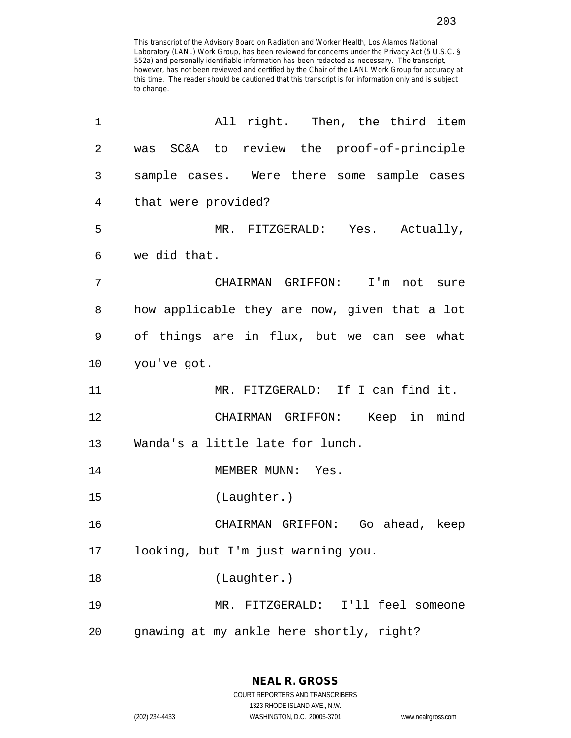This transcript of the Advisory Board on Radiation and Worker Health, Los Alamos National Laboratory (LANL) Work Group, has been reviewed for concerns under the Privacy Act (5 U.S.C. § 552a) and personally identifiable information has been redacted as necessary. The transcript, however, has not been reviewed and certified by the Chair of the LANL Work Group for accuracy at this time. The reader should be cautioned that this transcript is for information only and is subject to change.

1 All right. Then, the third item
2 was SC&A to review the proof-of-principle
3 sample cases. Were there some sample cases
4 that were provided?
5 MR. FITZGERALD: Yes. Actually,
6 we did that.
7 CHAIRMAN GRIFFON: I'm not sure
8 how applicable they are now, given that a lot
9 of things are in flux, but we can see what
10 you've got.
11 MR. FITZGERALD: If I can find it.
12 CHAIRMAN GRIFFON: Keep in mind
13 Wanda's a little late for lunch.
14 MEMBER MUNN: Yes.
15 (Laughter.)
16 CHAIRMAN GRIFFON: Go ahead, keep
17 looking, but I'm just warning you.
18 (Laughter.)
19 MR. FITZGERALD: I'll feel someone
20 gnawing at my ankle here shortly, right?

**NEAL R. GROSS**
COURT REPORTERS AND TRANSCRIBERS
1323 RHODE ISLAND AVE., N.W.
(202) 234-4433 WASHINGTON, D.C. 20005-3701 www.nealrgross.com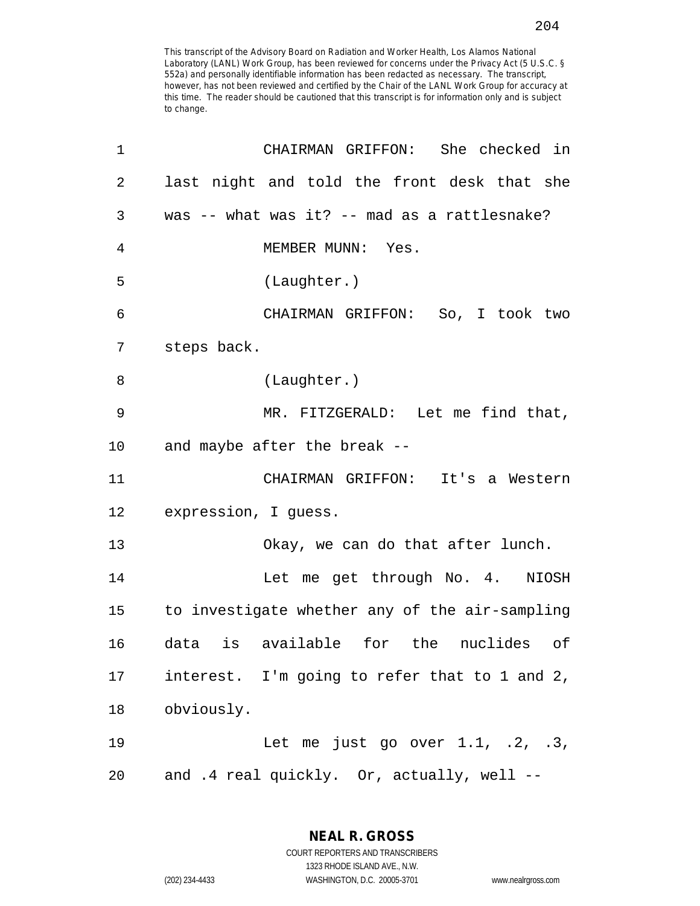This transcript of the Advisory Board on Radiation and Worker Health, Los Alamos National Laboratory (LANL) Work Group, has been reviewed for concerns under the Privacy Act (5 U.S.C. § 552a) and personally identifiable information has been redacted as necessary. The transcript, however, has not been reviewed and certified by the Chair of the LANL Work Group for accuracy at this time. The reader should be cautioned that this transcript is for information only and is subject to change.

1 CHAIRMAN GRIFFON: She checked in
2 last night and told the front desk that she
3 was -- what was it? -- mad as a rattlesnake?
4 MEMBER MUNN: Yes.
5 (Laughter.)
6 CHAIRMAN GRIFFON: So, I took two
7 steps back.
8 (Laughter.)
9 MR. FITZGERALD: Let me find that,
10 and maybe after the break --
11 CHAIRMAN GRIFFON: It's a Western
12 expression, I guess.
13 Okay, we can do that after lunch.
14 Let me get through No. 4. NIOSH
15 to investigate whether any of the air-sampling
16 data is available for the nuclides of
17 interest. I'm going to refer that to 1 and 2,
18 obviously.
19 Let me just go over 1.1, .2, .3,
20 and .4 real quickly. Or, actually, well --

NEAL R. GROSS
COURT REPORTERS AND TRANSCRIBERS
1323 RHODE ISLAND AVE., N.W.
(202) 234-4433 WASHINGTON, D.C. 20005-3701 www.nealrgross.com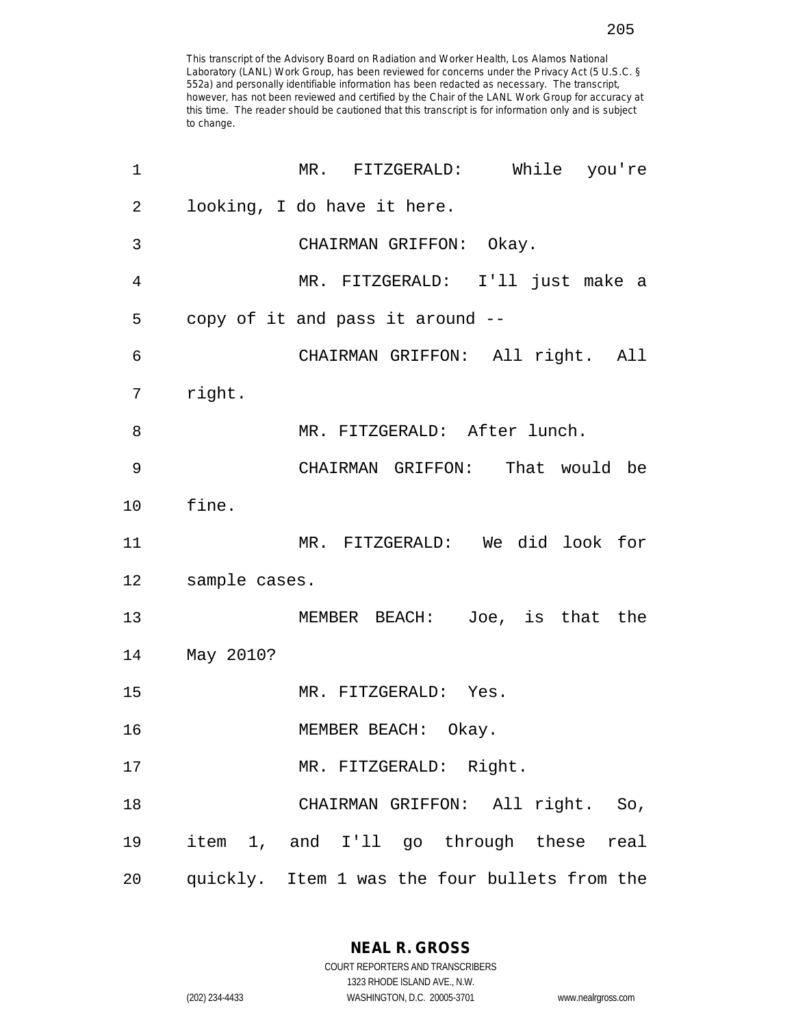This transcript of the Advisory Board on Radiation and Worker Health, Los Alamos National Laboratory (LANL) Work Group, has been reviewed for concerns under the Privacy Act (5 U.S.C. § 552a) and personally identifiable information has been redacted as necessary. The transcript, however, has not been reviewed and certified by the Chair of the LANL Work Group for accuracy at this time. The reader should be cautioned that this transcript is for information only and is subject to change.

1 MR. FITZGERALD: While you're
2 looking, I do have it here.
3 CHAIRMAN GRIFFON: Okay.
4 MR. FITZGERALD: I'll just make a
5 copy of it and pass it around --
6 CHAIRMAN GRIFFON: All right. All
7 right.
8 MR. FITZGERALD: After lunch.
9 CHAIRMAN GRIFFON: That would be
10 fine.
11 MR. FITZGERALD: We did look for
12 sample cases.
13 MEMBER BEACH: Joe, is that the
14 May 2010?
15 MR. FITZGERALD: Yes.
16 MEMBER BEACH: Okay.
17 MR. FITZGERALD: Right.
18 CHAIRMAN GRIFFON: All right. So,
19 item 1, and I'll go through these real
20 quickly. Item 1 was the four bullets from the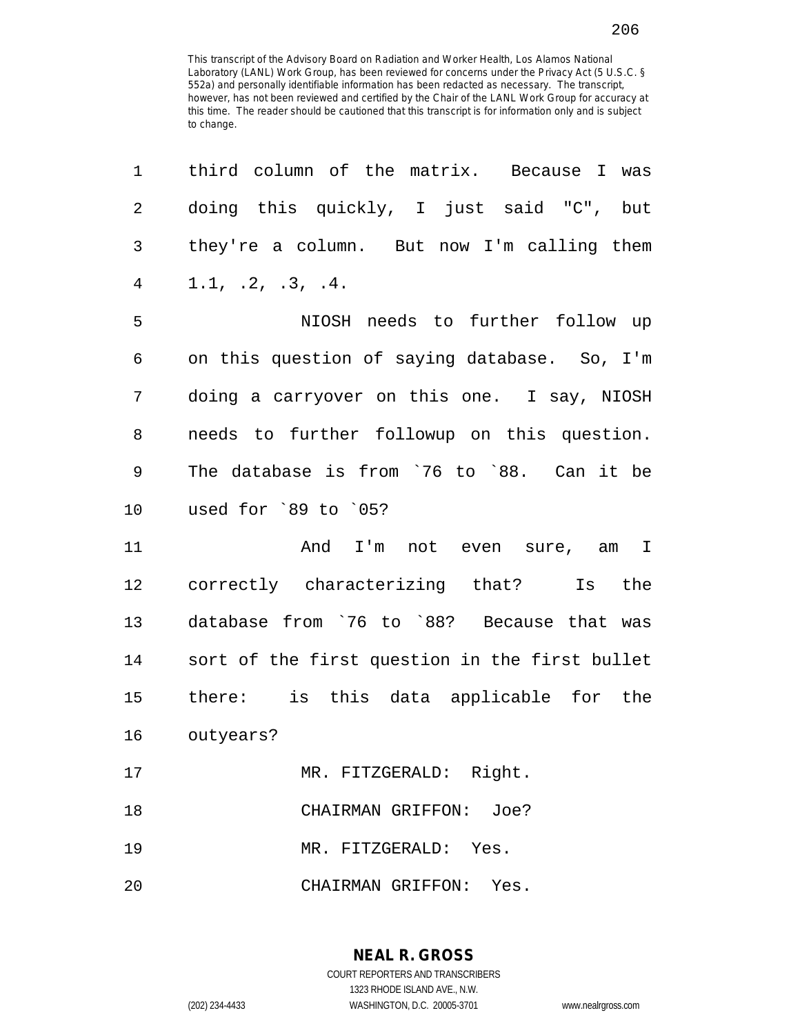This transcript of the Advisory Board on Radiation and Worker Health, Los Alamos National Laboratory (LANL) Work Group, has been reviewed for concerns under the Privacy Act (5 U.S.C. § 552a) and personally identifiable information has been redacted as necessary. The transcript, however, has not been reviewed and certified by the Chair of the LANL Work Group for accuracy at this time. The reader should be cautioned that this transcript is for information only and is subject to change.

1 third column of the matrix. Because I was
2 doing this quickly, I just said "C", but
3 they're a column. But now I'm calling them
4 1.1, .2, .3, .4.

5 NIOSH needs to further follow up
6 on this question of saying database. So, I'm
7 doing a carryover on this one. I say, NIOSH
8 needs to further followup on this question.
9 The database is from `76 to `88. Can it be
10 used for `89 to `05?

11 And I'm not even sure, am I
12 correctly characterizing that? Is the
13 database from `76 to `88? Because that was
14 sort of the first question in the first bullet
15 there: is this data applicable for the
16 outyears?

17 MR. FITZGERALD: Right.

18 CHAIRMAN GRIFFON: Joe?

19 MR. FITZGERALD: Yes.

20 CHAIRMAN GRIFFON: Yes.

**NEAL R. GROSS**
COURT REPORTERS AND TRANSCRIBERS
1323 RHODE ISLAND AVE., N.W.
(202) 234-4433 WASHINGTON, D.C. 20005-3701 www.nealrgross.com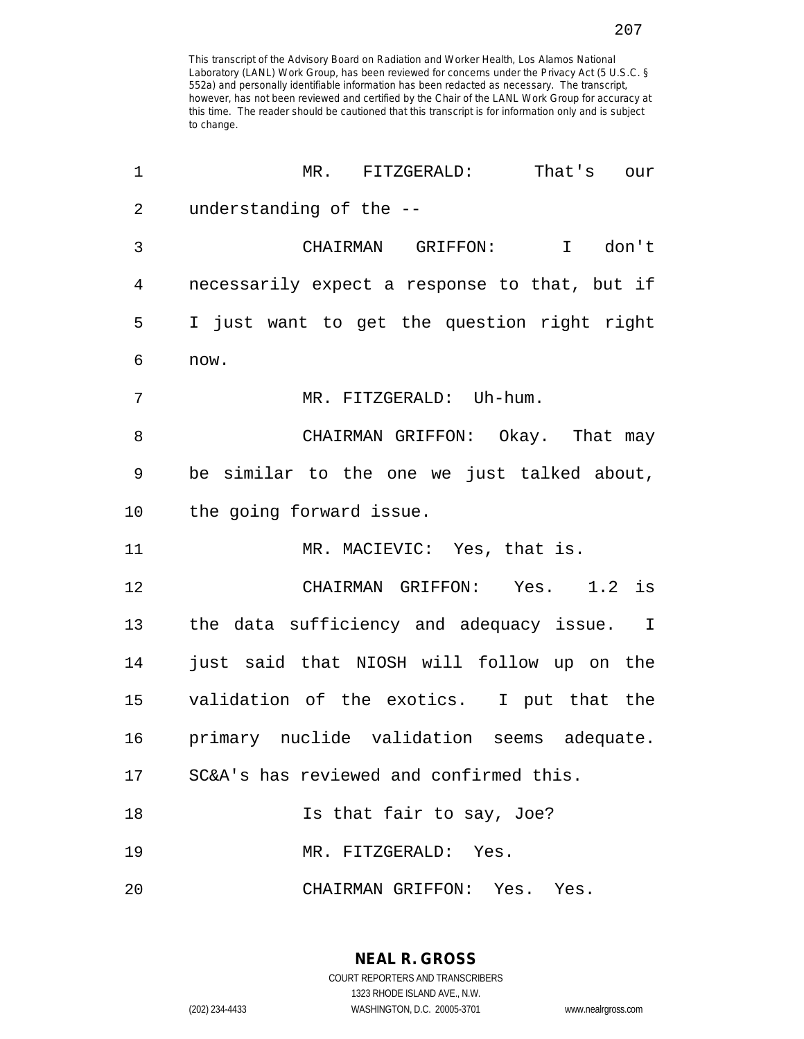This transcript of the Advisory Board on Radiation and Worker Health, Los Alamos National Laboratory (LANL) Work Group, has been reviewed for concerns under the Privacy Act (5 U.S.C. § 552a) and personally identifiable information has been redacted as necessary. The transcript, however, has not been reviewed and certified by the Chair of the LANL Work Group for accuracy at this time. The reader should be cautioned that this transcript is for information only and is subject to change.

1 MR. FITZGERALD: That's our understanding of the --

3 CHAIRMAN GRIFFON: I don't necessarily expect a response to that, but if I just want to get the question right right now.

7 MR. FITZGERALD: Uh-hum.

8 CHAIRMAN GRIFFON: Okay. That may be similar to the one we just talked about, the going forward issue.

11 MR. MACIEVIC: Yes, that is.

12 CHAIRMAN GRIFFON: Yes. 1.2 is the data sufficiency and adequacy issue. I just said that NIOSH will follow up on the validation of the exotics. I put that the primary nuclide validation seems adequate. SC&A's has reviewed and confirmed this.

18 Is that fair to say, Joe?

19 MR. FITZGERALD: Yes.

20 CHAIRMAN GRIFFON: Yes. Yes.

**NEAL R. GROSS**
COURT REPORTERS AND TRANSCRIBERS
1323 RHODE ISLAND AVE., N.W.
(202) 234-4433 WASHINGTON, D.C. 20005-3701 www.nealrgross.com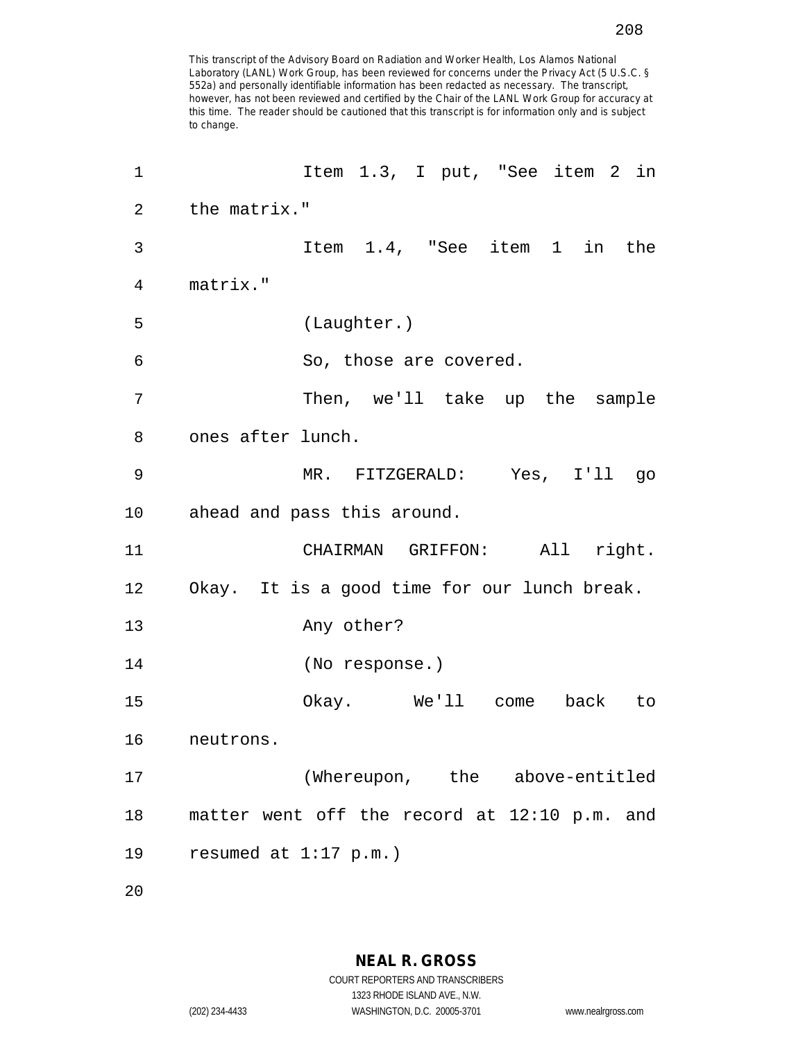This transcript of the Advisory Board on Radiation and Worker Health, Los Alamos National Laboratory (LANL) Work Group, has been reviewed for concerns under the Privacy Act (5 U.S.C. § 552a) and personally identifiable information has been redacted as necessary. The transcript, however, has not been reviewed and certified by the Chair of the LANL Work Group for accuracy at this time. The reader should be cautioned that this transcript is for information only and is subject to change.

1 Item 1.3, I put, "See item 2 in
2 the matrix."
3 Item 1.4, "See item 1 in the
4 matrix."
5 (Laughter.)
6 So, those are covered.
7 Then, we'll take up the sample
8 ones after lunch.
9 MR. FITZGERALD: Yes, I'll go
10 ahead and pass this around.
11 CHAIRMAN GRIFFON: All right.
12 Okay. It is a good time for our lunch break.
13 Any other?
14 (No response.)
15 Okay. We'll come back to
16 neutrons.
17 (Whereupon, the above-entitled
18 matter went off the record at 12:10 p.m. and
19 resumed at 1:17 p.m.)
20

**NEAL R. GROSS**
COURT REPORTERS AND TRANSCRIBERS
1323 RHODE ISLAND AVE., N.W.
(202) 234-4433 WASHINGTON, D.C. 20005-3701 www.nealrgross.com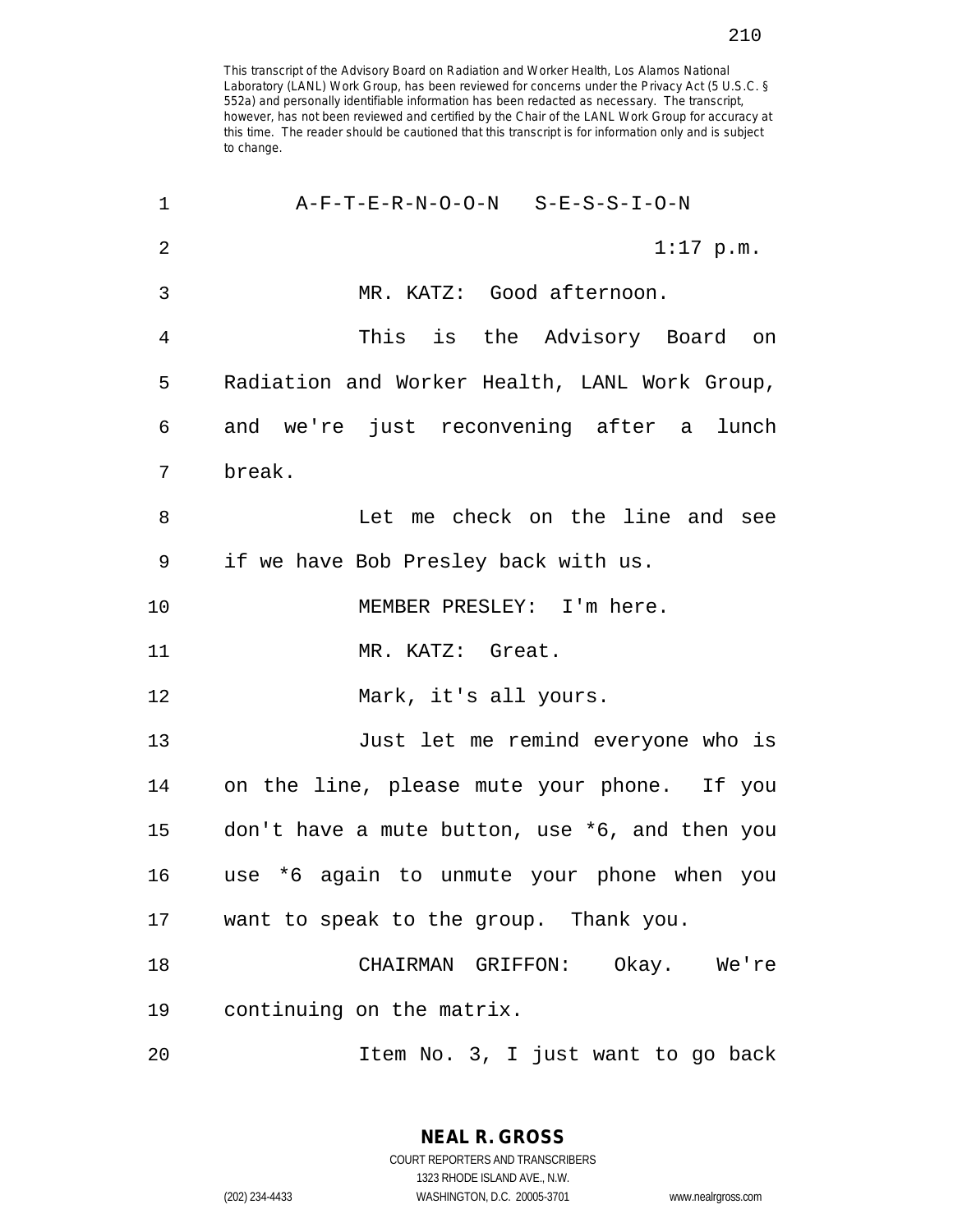This transcript of the Advisory Board on Radiation and Worker Health, Los Alamos National Laboratory (LANL) Work Group, has been reviewed for concerns under the Privacy Act (5 U.S.C. § 552a) and personally identifiable information has been redacted as necessary. The transcript, however, has not been reviewed and certified by the Chair of the LANL Work Group for accuracy at this time. The reader should be cautioned that this transcript is for information only and is subject to change.

A-F-T-E-R-N-O-O-N S-E-S-S-I-O-N

1:17 p.m.

MR. KATZ: Good afternoon.

This is the Advisory Board on Radiation and Worker Health, LANL Work Group, and we're just reconvening after a lunch break.

Let me check on the line and see if we have Bob Presley back with us.

MEMBER PRESLEY: I'm here.

MR. KATZ: Great.

Mark, it's all yours.

Just let me remind everyone who is on the line, please mute your phone. If you don't have a mute button, use *6, and then you use *6 again to unmute your phone when you want to speak to the group. Thank you.

CHAIRMAN GRIFFON: Okay. We're continuing on the matrix.

Item No. 3, I just want to go back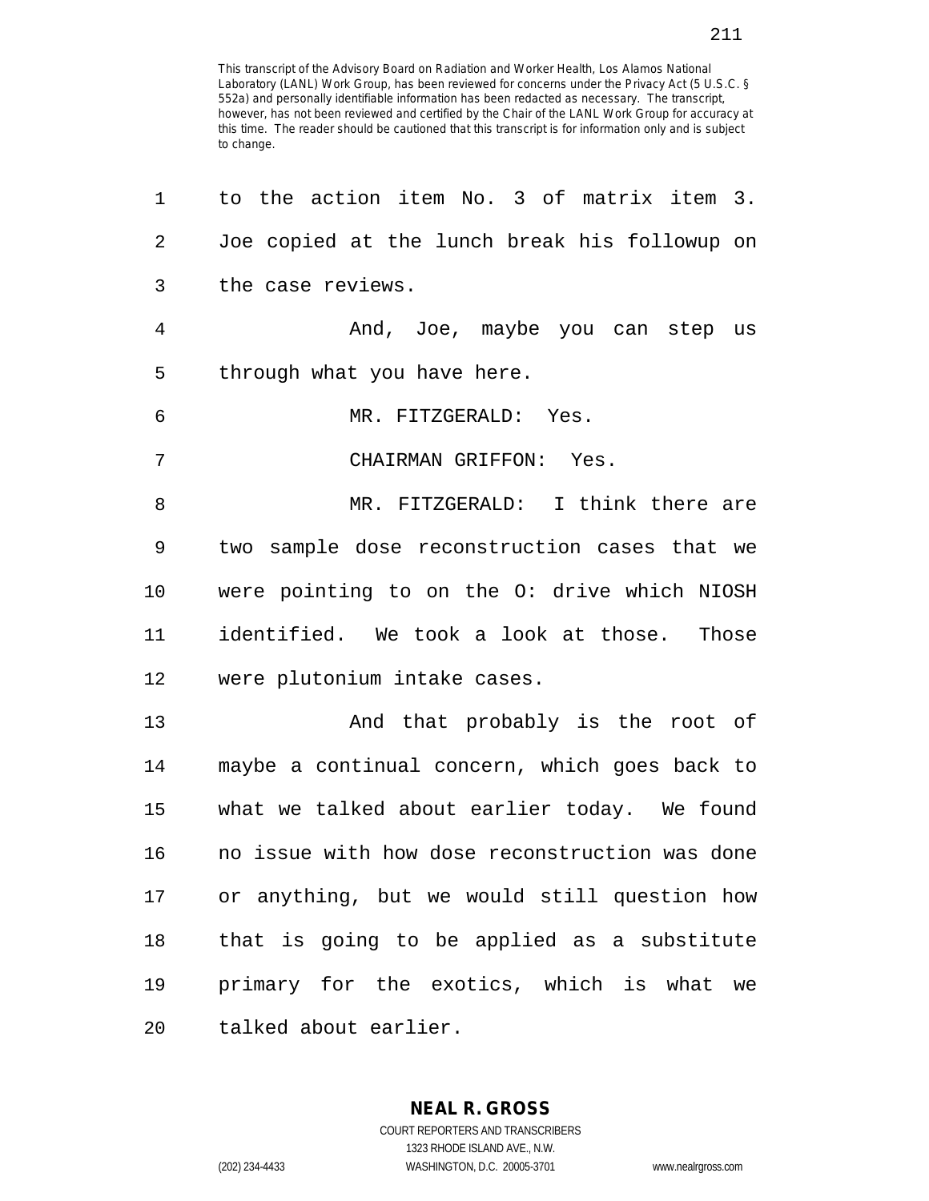This transcript of the Advisory Board on Radiation and Worker Health, Los Alamos National Laboratory (LANL) Work Group, has been reviewed for concerns under the Privacy Act (5 U.S.C. § 552a) and personally identifiable information has been redacted as necessary. The transcript, however, has not been reviewed and certified by the Chair of the LANL Work Group for accuracy at this time. The reader should be cautioned that this transcript is for information only and is subject to change.

1 to the action item No. 3 of matrix item 3.
2 Joe copied at the lunch break his followup on
3 the case reviews.

4 And, Joe, maybe you can step us
5 through what you have here.

6 MR. FITZGERALD: Yes.

7 CHAIRMAN GRIFFON: Yes.

8 MR. FITZGERALD: I think there are
9 two sample dose reconstruction cases that we
10 were pointing to on the O: drive which NIOSH
11 identified. We took a look at those. Those
12 were plutonium intake cases.

13 And that probably is the root of
14 maybe a continual concern, which goes back to
15 what we talked about earlier today. We found
16 no issue with how dose reconstruction was done
17 or anything, but we would still question how
18 that is going to be applied as a substitute
19 primary for the exotics, which is what we
20 talked about earlier.

**NEAL R. GROSS**
COURT REPORTERS AND TRANSCRIBERS
1323 RHODE ISLAND AVE., N.W.
(202) 234-4433 WASHINGTON, D.C. 20005-3701 www.nealrgross.com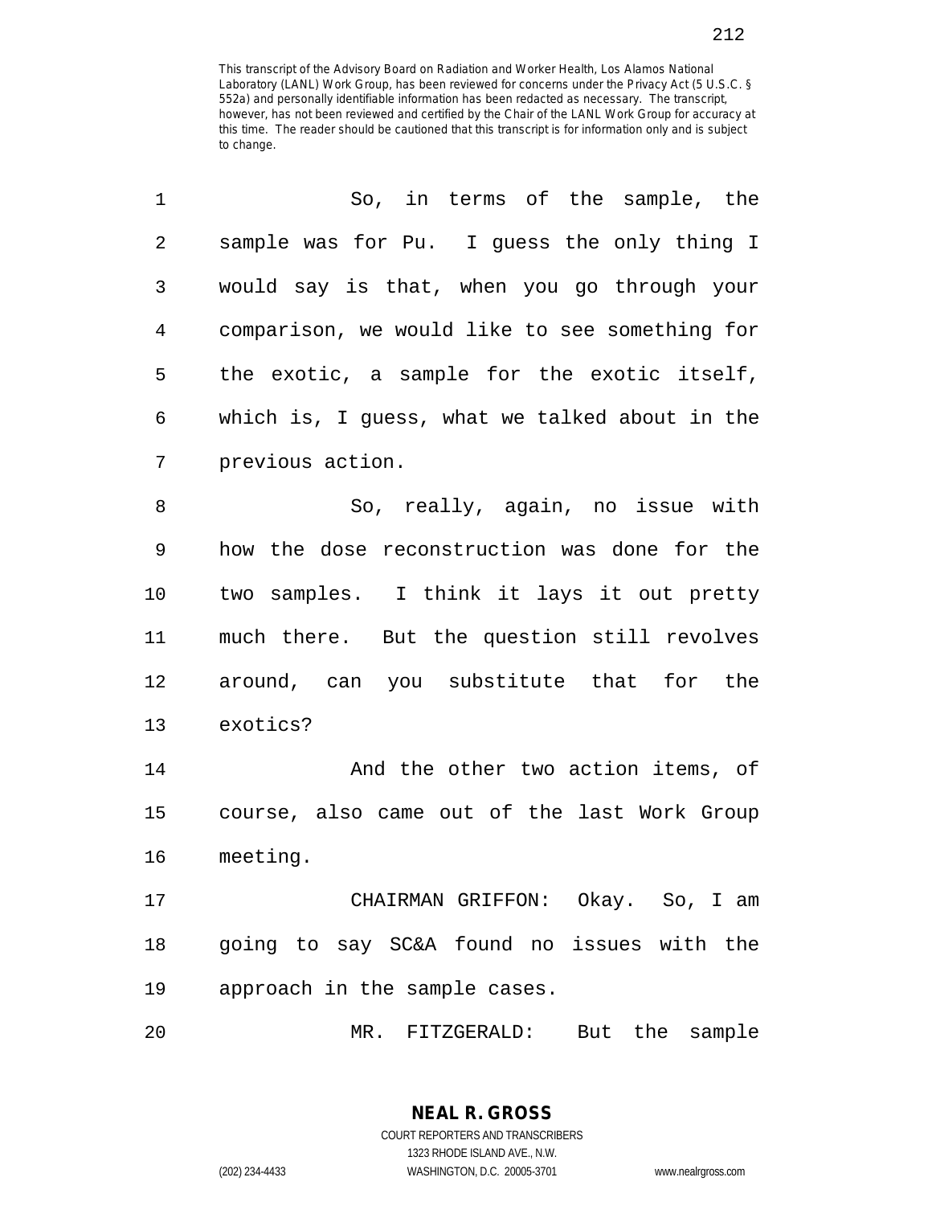This transcript of the Advisory Board on Radiation and Worker Health, Los Alamos National Laboratory (LANL) Work Group, has been reviewed for concerns under the Privacy Act (5 U.S.C. § 552a) and personally identifiable information has been redacted as necessary. The transcript, however, has not been reviewed and certified by the Chair of the LANL Work Group for accuracy at this time. The reader should be cautioned that this transcript is for information only and is subject to change.

1 So, in terms of the sample, the
2 sample was for Pu. I guess the only thing I
3 would say is that, when you go through your
4 comparison, we would like to see something for
5 the exotic, a sample for the exotic itself,
6 which is, I guess, what we talked about in the
7 previous action.

8 So, really, again, no issue with
9 how the dose reconstruction was done for the
10 two samples. I think it lays it out pretty
11 much there. But the question still revolves
12 around, can you substitute that for the
13 exotics?

14 And the other two action items, of
15 course, also came out of the last Work Group
16 meeting.

17 CHAIRMAN GRIFFON: Okay. So, I am
18 going to say SC&A found no issues with the
19 approach in the sample cases.

20 MR. FITZGERALD: But the sample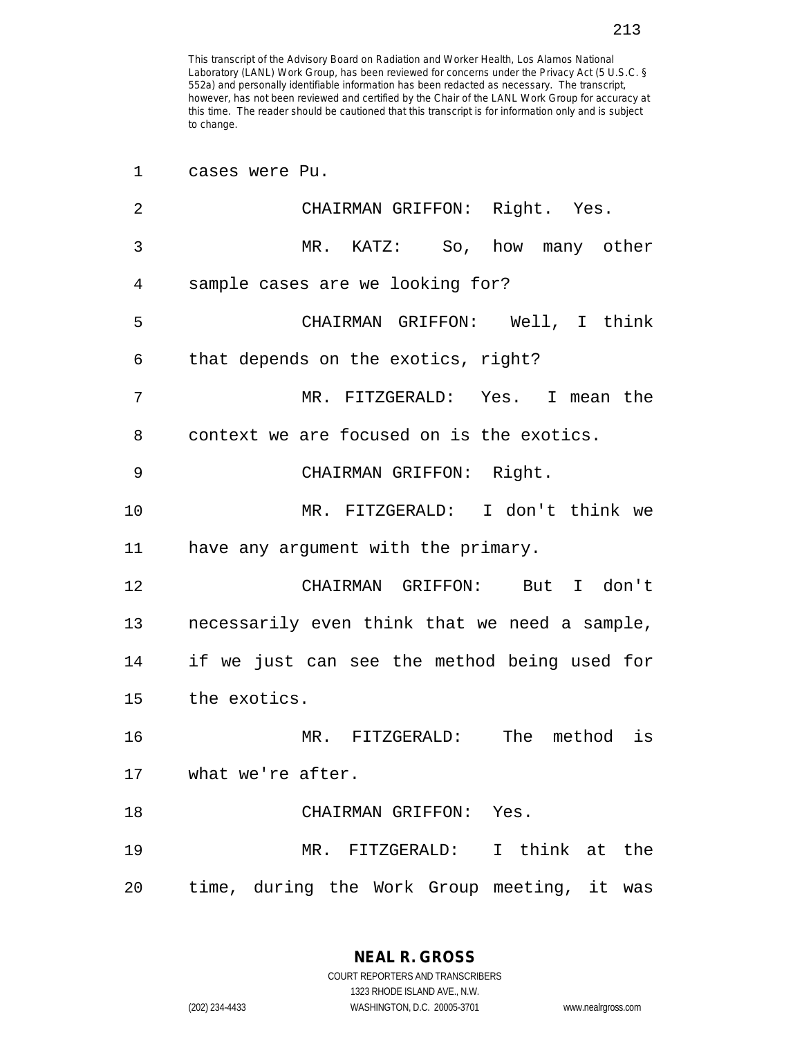This transcript of the Advisory Board on Radiation and Worker Health, Los Alamos National Laboratory (LANL) Work Group, has been reviewed for concerns under the Privacy Act (5 U.S.C. § 552a) and personally identifiable information has been redacted as necessary. The transcript, however, has not been reviewed and certified by the Chair of the LANL Work Group for accuracy at this time. The reader should be cautioned that this transcript is for information only and is subject to change.

1 cases were Pu.

2 CHAIRMAN GRIFFON: Right. Yes.

3 MR. KATZ: So, how many other

4 sample cases are we looking for?

5 CHAIRMAN GRIFFON: Well, I think

6 that depends on the exotics, right?

7 MR. FITZGERALD: Yes. I mean the

8 context we are focused on is the exotics.

9 CHAIRMAN GRIFFON: Right.

10 MR. FITZGERALD: I don't think we

11 have any argument with the primary.

12 CHAIRMAN GRIFFON: But I don't

13 necessarily even think that we need a sample,

14 if we just can see the method being used for

15 the exotics.

16 MR. FITZGERALD: The method is

17 what we're after.

18 CHAIRMAN GRIFFON: Yes.

19 MR. FITZGERALD: I think at the

20 time, during the Work Group meeting, it was

NEAL R. GROSS
COURT REPORTERS AND TRANSCRIBERS
1323 RHODE ISLAND AVE., N.W.
(202) 234-4433 WASHINGTON, D.C. 20005-3701 www.nealrgross.com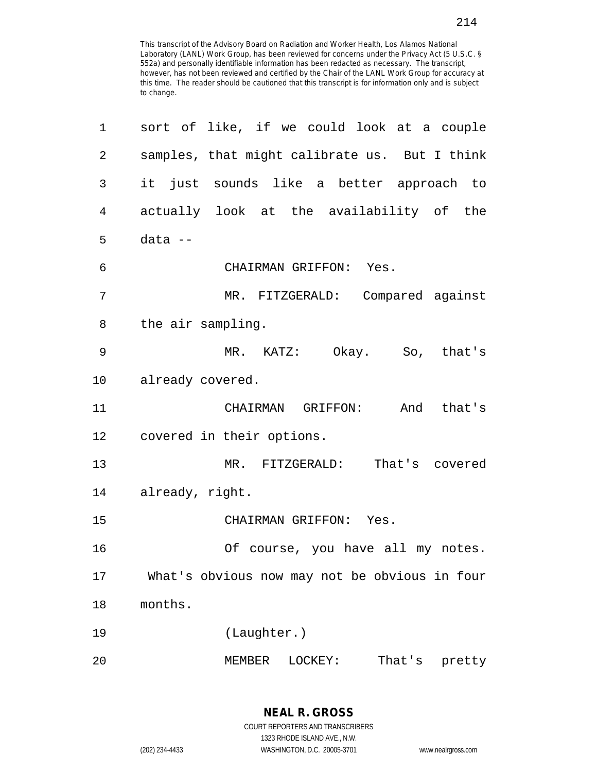This transcript of the Advisory Board on Radiation and Worker Health, Los Alamos National Laboratory (LANL) Work Group, has been reviewed for concerns under the Privacy Act (5 U.S.C. § 552a) and personally identifiable information has been redacted as necessary. The transcript, however, has not been reviewed and certified by the Chair of the LANL Work Group for accuracy at this time. The reader should be cautioned that this transcript is for information only and is subject to change.

1 sort of like, if we could look at a couple
2 samples, that might calibrate us. But I think
3 it just sounds like a better approach to
4 actually look at the availability of the
5 data --

6 CHAIRMAN GRIFFON: Yes.

7 MR. FITZGERALD: Compared against
8 the air sampling.

9 MR. KATZ: Okay. So, that's
10 already covered.

11 CHAIRMAN GRIFFON: And that's
12 covered in their options.

13 MR. FITZGERALD: That's covered
14 already, right.

15 CHAIRMAN GRIFFON: Yes.

16 Of course, you have all my notes.
17 What's obvious now may not be obvious in four
18 months.

19 (Laughter.)

20 MEMBER LOCKEY: That's pretty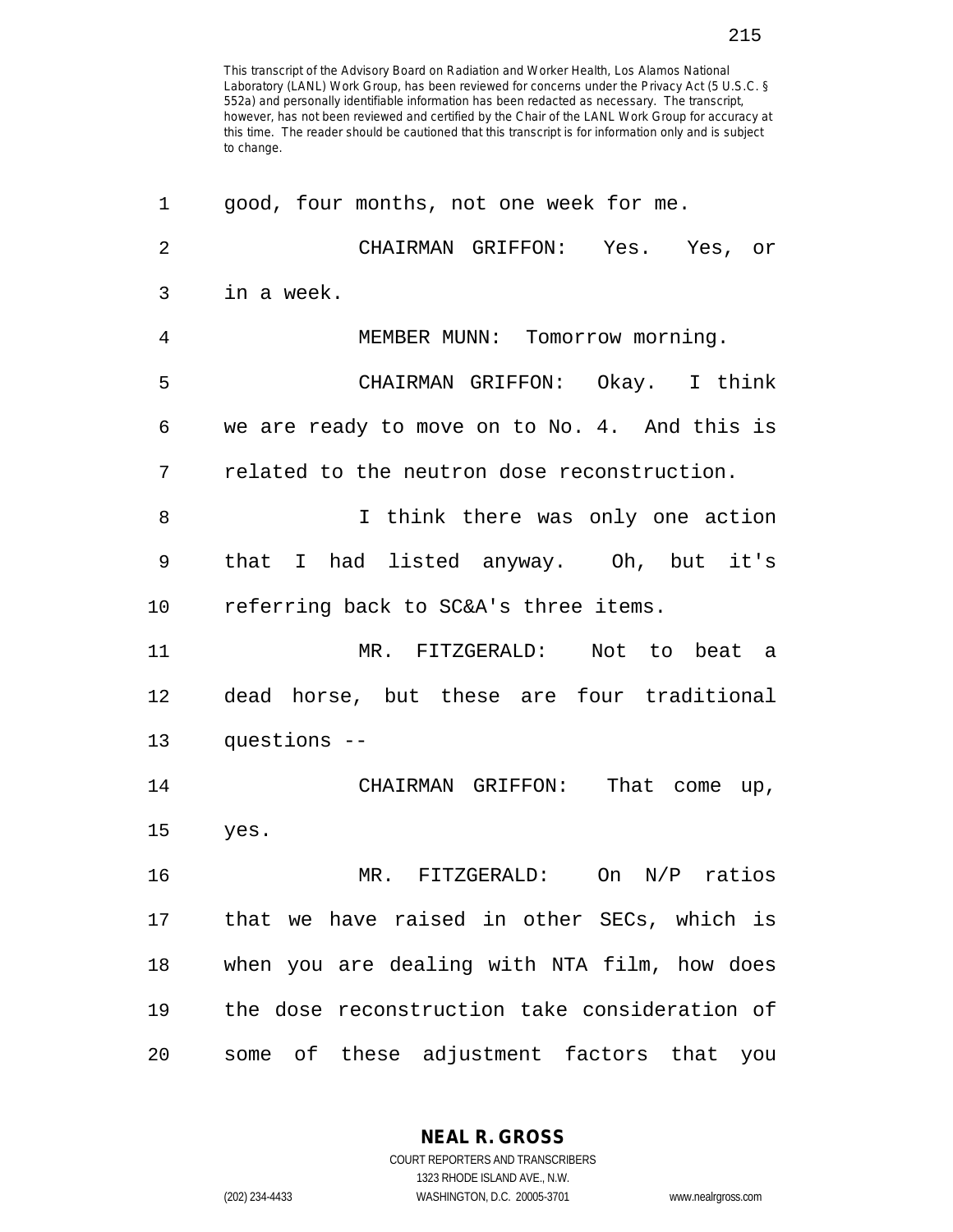This transcript of the Advisory Board on Radiation and Worker Health, Los Alamos National Laboratory (LANL) Work Group, has been reviewed for concerns under the Privacy Act (5 U.S.C. § 552a) and personally identifiable information has been redacted as necessary. The transcript, however, has not been reviewed and certified by the Chair of the LANL Work Group for accuracy at this time. The reader should be cautioned that this transcript is for information only and is subject to change.

good, four months, not one week for me.

CHAIRMAN GRIFFON: Yes. Yes, or in a week.

MEMBER MUNN: Tomorrow morning.

CHAIRMAN GRIFFON: Okay. I think we are ready to move on to No. 4. And this is related to the neutron dose reconstruction.

I think there was only one action that I had listed anyway. Oh, but it's referring back to SC&A's three items.

MR. FITZGERALD: Not to beat a dead horse, but these are four traditional questions --

CHAIRMAN GRIFFON: That come up, yes.

MR. FITZGERALD: On N/P ratios that we have raised in other SECs, which is when you are dealing with NTA film, how does the dose reconstruction take consideration of some of these adjustment factors that you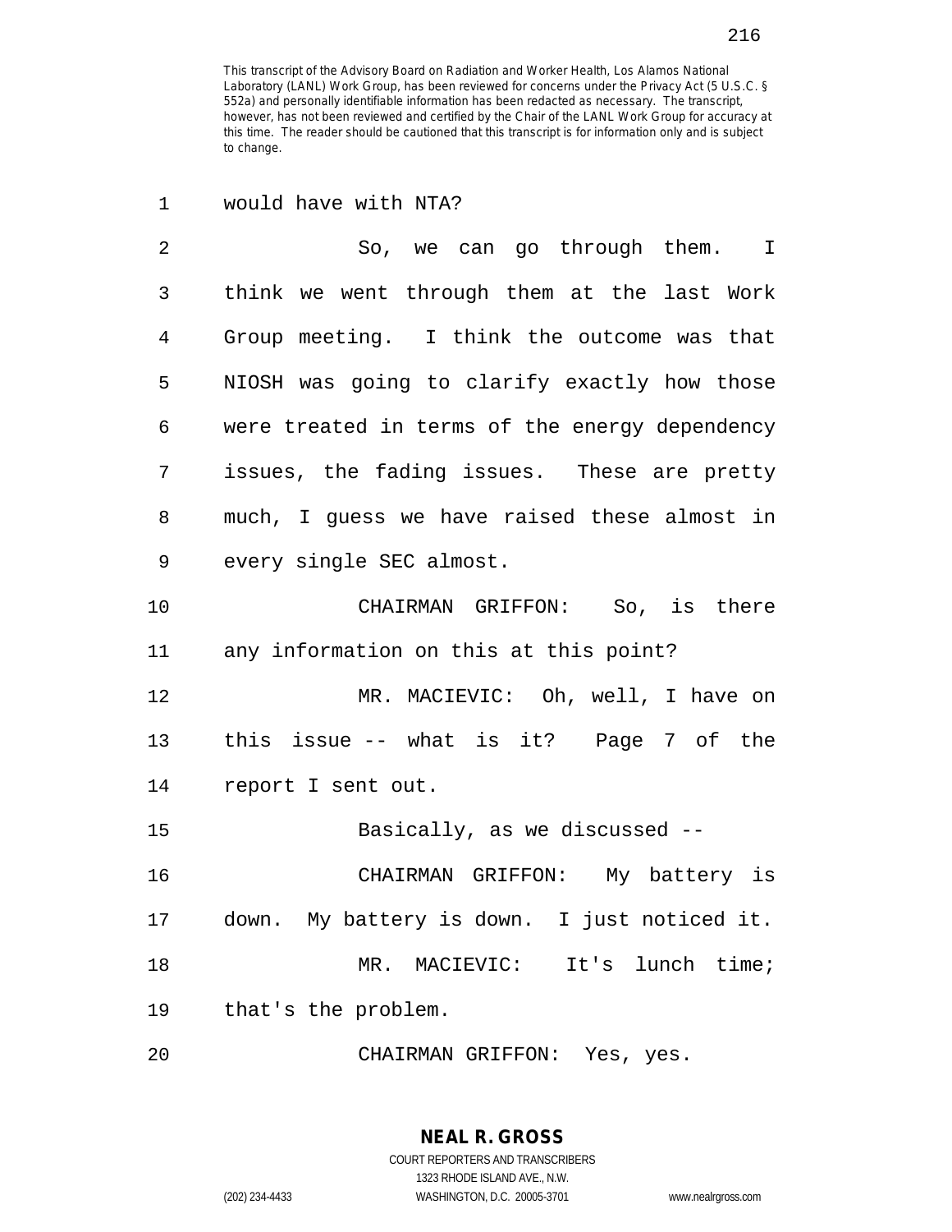This transcript of the Advisory Board on Radiation and Worker Health, Los Alamos National Laboratory (LANL) Work Group, has been reviewed for concerns under the Privacy Act (5 U.S.C. § 552a) and personally identifiable information has been redacted as necessary. The transcript, however, has not been reviewed and certified by the Chair of the LANL Work Group for accuracy at this time. The reader should be cautioned that this transcript is for information only and is subject to change.

would have with NTA?

So, we can go through them. I think we went through them at the last Work Group meeting. I think the outcome was that NIOSH was going to clarify exactly how those were treated in terms of the energy dependency issues, the fading issues. These are pretty much, I guess we have raised these almost in every single SEC almost.

CHAIRMAN GRIFFON: So, is there any information on this at this point?

MR. MACIEVIC: Oh, well, I have on this issue -- what is it? Page 7 of the report I sent out.

Basically, as we discussed --

CHAIRMAN GRIFFON: My battery is down. My battery is down. I just noticed it.

MR. MACIEVIC: It's lunch time; that's the problem.

CHAIRMAN GRIFFON: Yes, yes.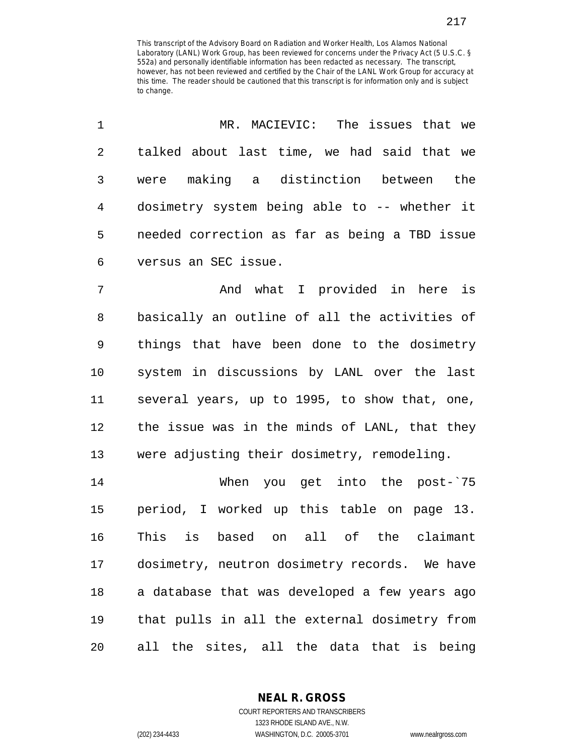This transcript of the Advisory Board on Radiation and Worker Health, Los Alamos National Laboratory (LANL) Work Group, has been reviewed for concerns under the Privacy Act (5 U.S.C. § 552a) and personally identifiable information has been redacted as necessary. The transcript, however, has not been reviewed and certified by the Chair of the LANL Work Group for accuracy at this time. The reader should be cautioned that this transcript is for information only and is subject to change.

1 MR. MACIEVIC: The issues that we
2 talked about last time, we had said that we
3 were making a distinction between the
4 dosimetry system being able to -- whether it
5 needed correction as far as being a TBD issue
6 versus an SEC issue.

7 And what I provided in here is
8 basically an outline of all the activities of
9 things that have been done to the dosimetry
10 system in discussions by LANL over the last
11 several years, up to 1995, to show that, one,
12 the issue was in the minds of LANL, that they
13 were adjusting their dosimetry, remodeling.

14 When you get into the post-`75
15 period, I worked up this table on page 13.
16 This is based on all of the claimant
17 dosimetry, neutron dosimetry records. We have
18 a database that was developed a few years ago
19 that pulls in all the external dosimetry from
20 all the sites, all the data that is being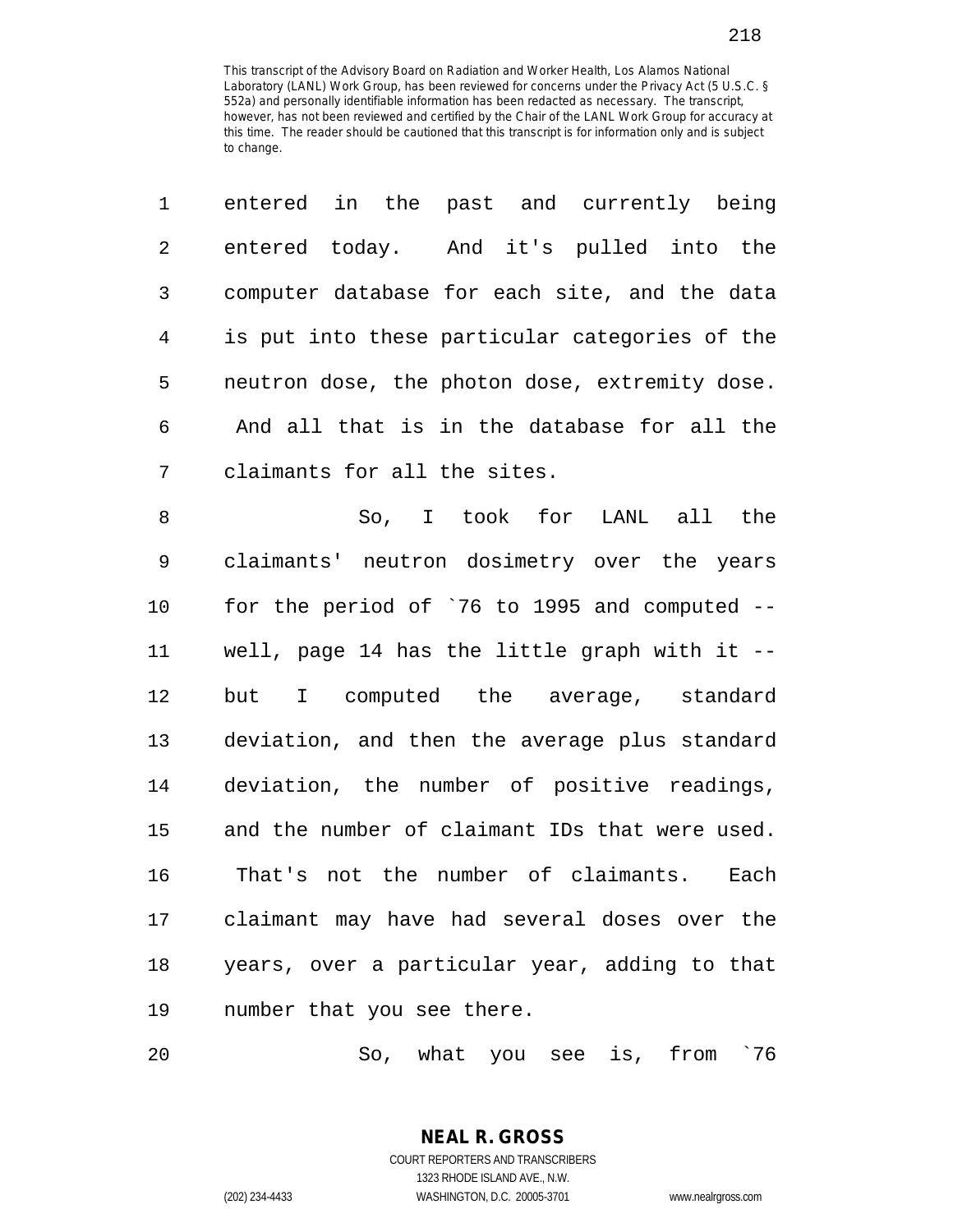This transcript of the Advisory Board on Radiation and Worker Health, Los Alamos National Laboratory (LANL) Work Group, has been reviewed for concerns under the Privacy Act (5 U.S.C. § 552a) and personally identifiable information has been redacted as necessary. The transcript, however, has not been reviewed and certified by the Chair of the LANL Work Group for accuracy at this time. The reader should be cautioned that this transcript is for information only and is subject to change.

entered in the past and currently being entered today. And it's pulled into the computer database for each site, and the data is put into these particular categories of the neutron dose, the photon dose, extremity dose. And all that is in the database for all the claimants for all the sites.

So, I took for LANL all the claimants' neutron dosimetry over the years for the period of `76 to 1995 and computed -- well, page 14 has the little graph with it -- but I computed the average, standard deviation, and then the average plus standard deviation, the number of positive readings, and the number of claimant IDs that were used. That's not the number of claimants. Each claimant may have had several doses over the years, over a particular year, adding to that number that you see there.

So, what you see is, from `76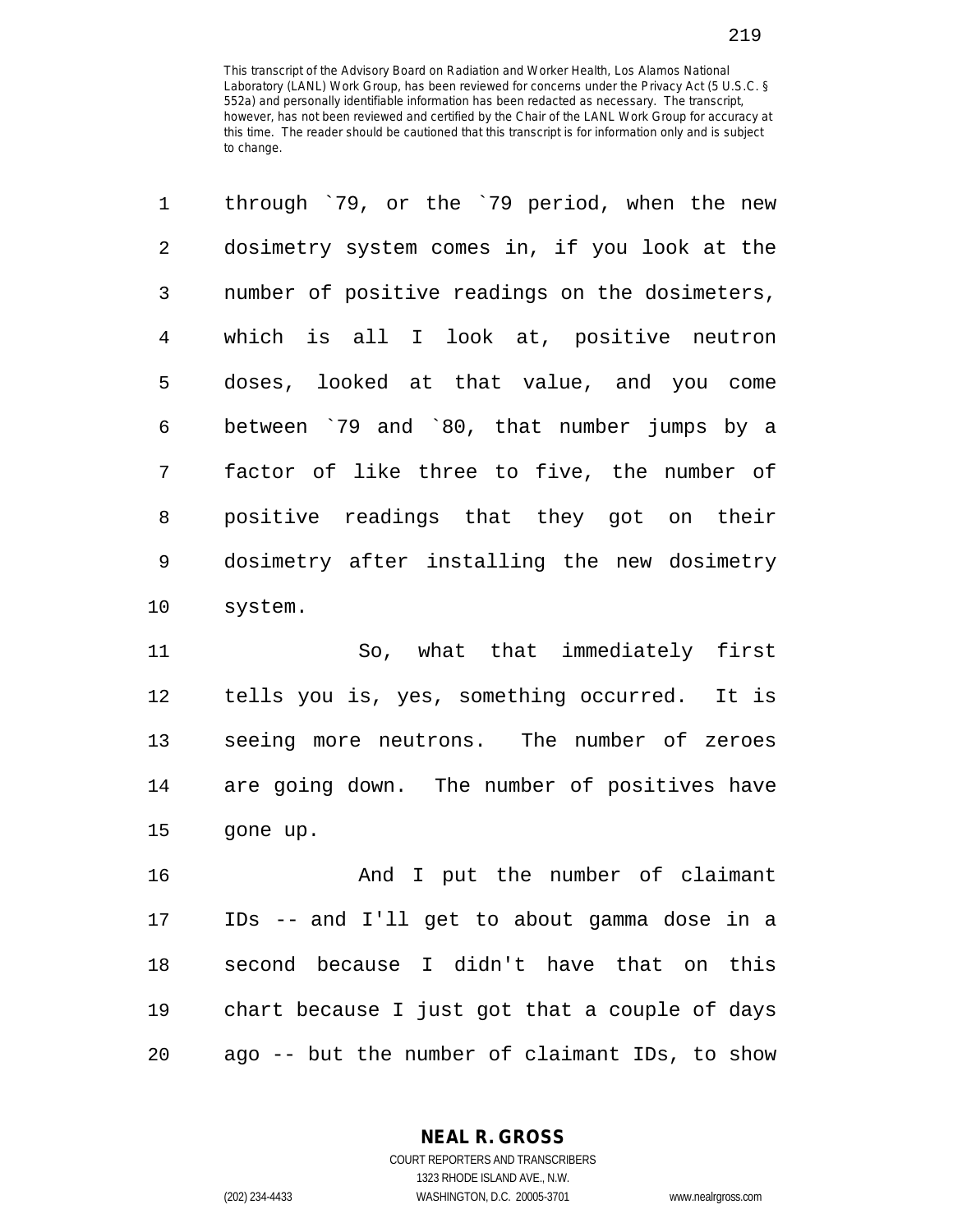through `79, or the `79 period, when the new dosimetry system comes in, if you look at the number of positive readings on the dosimeters, which is all I look at, positive neutron doses, looked at that value, and you come between `79 and `80, that number jumps by a factor of like three to five, the number of positive readings that they got on their dosimetry after installing the new dosimetry system.

So, what that immediately first tells you is, yes, something occurred. It is seeing more neutrons. The number of zeroes are going down. The number of positives have gone up.

And I put the number of claimant IDs -- and I'll get to about gamma dose in a second because I didn't have that on this chart because I just got that a couple of days ago -- but the number of claimant IDs, to show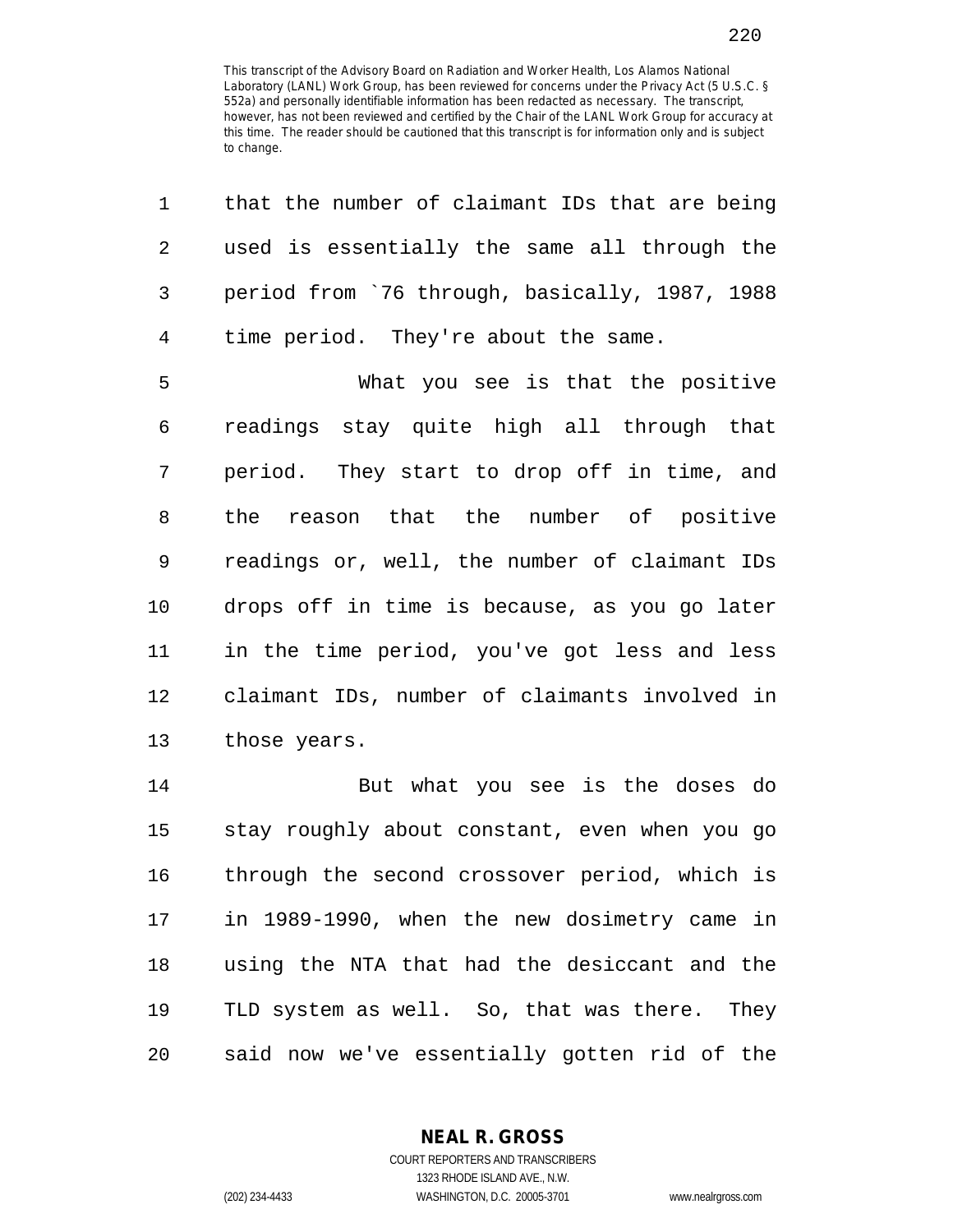This transcript of the Advisory Board on Radiation and Worker Health, Los Alamos National Laboratory (LANL) Work Group, has been reviewed for concerns under the Privacy Act (5 U.S.C. § 552a) and personally identifiable information has been redacted as necessary. The transcript, however, has not been reviewed and certified by the Chair of the LANL Work Group for accuracy at this time. The reader should be cautioned that this transcript is for information only and is subject to change.

that the number of claimant IDs that are being used is essentially the same all through the period from `76 through, basically, 1987, 1988 time period. They're about the same.

What you see is that the positive readings stay quite high all through that period. They start to drop off in time, and the reason that the number of positive readings or, well, the number of claimant IDs drops off in time is because, as you go later in the time period, you've got less and less claimant IDs, number of claimants involved in those years.

But what you see is the doses do stay roughly about constant, even when you go through the second crossover period, which is in 1989-1990, when the new dosimetry came in using the NTA that had the desiccant and the TLD system as well. So, that was there. They said now we've essentially gotten rid of the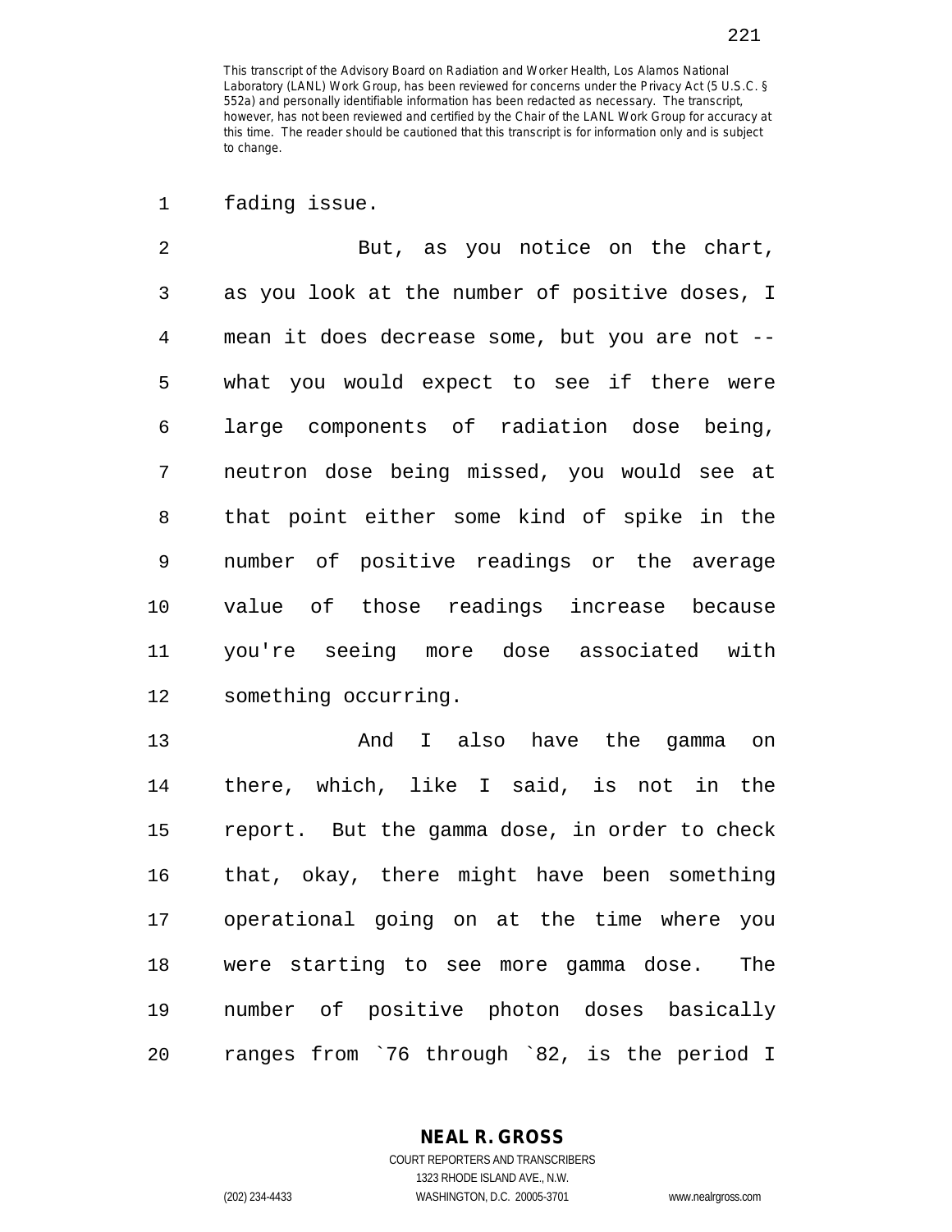fading issue.

But, as you notice on the chart, as you look at the number of positive doses, I mean it does decrease some, but you are not -- what you would expect to see if there were large components of radiation dose being, neutron dose being missed, you would see at that point either some kind of spike in the number of positive readings or the average value of those readings increase because you're seeing more dose associated with something occurring.

And I also have the gamma on there, which, like I said, is not in the report. But the gamma dose, in order to check that, okay, there might have been something operational going on at the time where you were starting to see more gamma dose. The number of positive photon doses basically ranges from `76 through `82, is the period I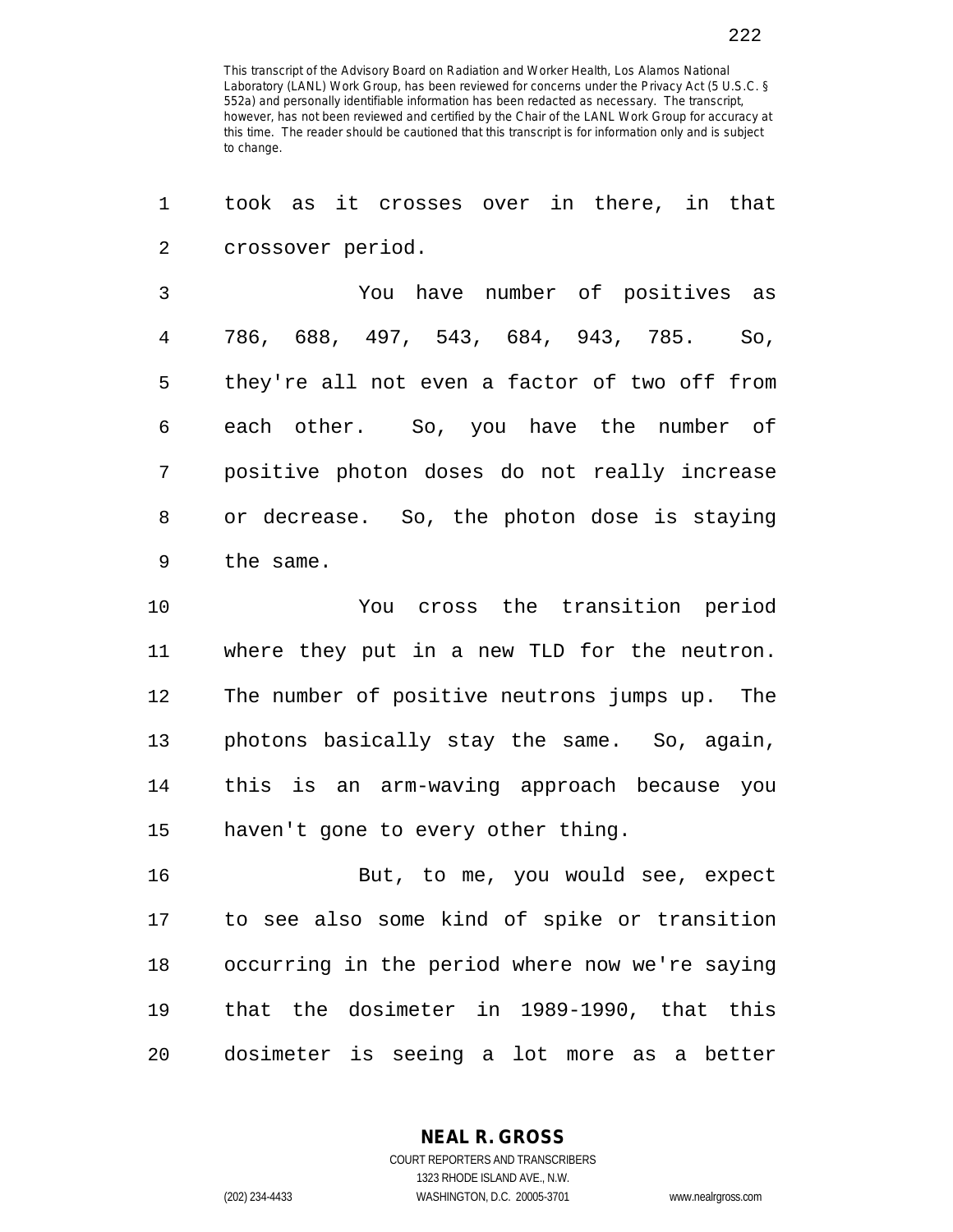took as it crosses over in there, in that crossover period.

You have number of positives as 786, 688, 497, 543, 684, 943, 785. So, they're all not even a factor of two off from each other. So, you have the number of positive photon doses do not really increase or decrease. So, the photon dose is staying the same.

You cross the transition period where they put in a new TLD for the neutron. The number of positive neutrons jumps up. The photons basically stay the same. So, again, this is an arm-waving approach because you haven't gone to every other thing.

But, to me, you would see, expect to see also some kind of spike or transition occurring in the period where now we're saying that the dosimeter in 1989-1990, that this dosimeter is seeing a lot more as a better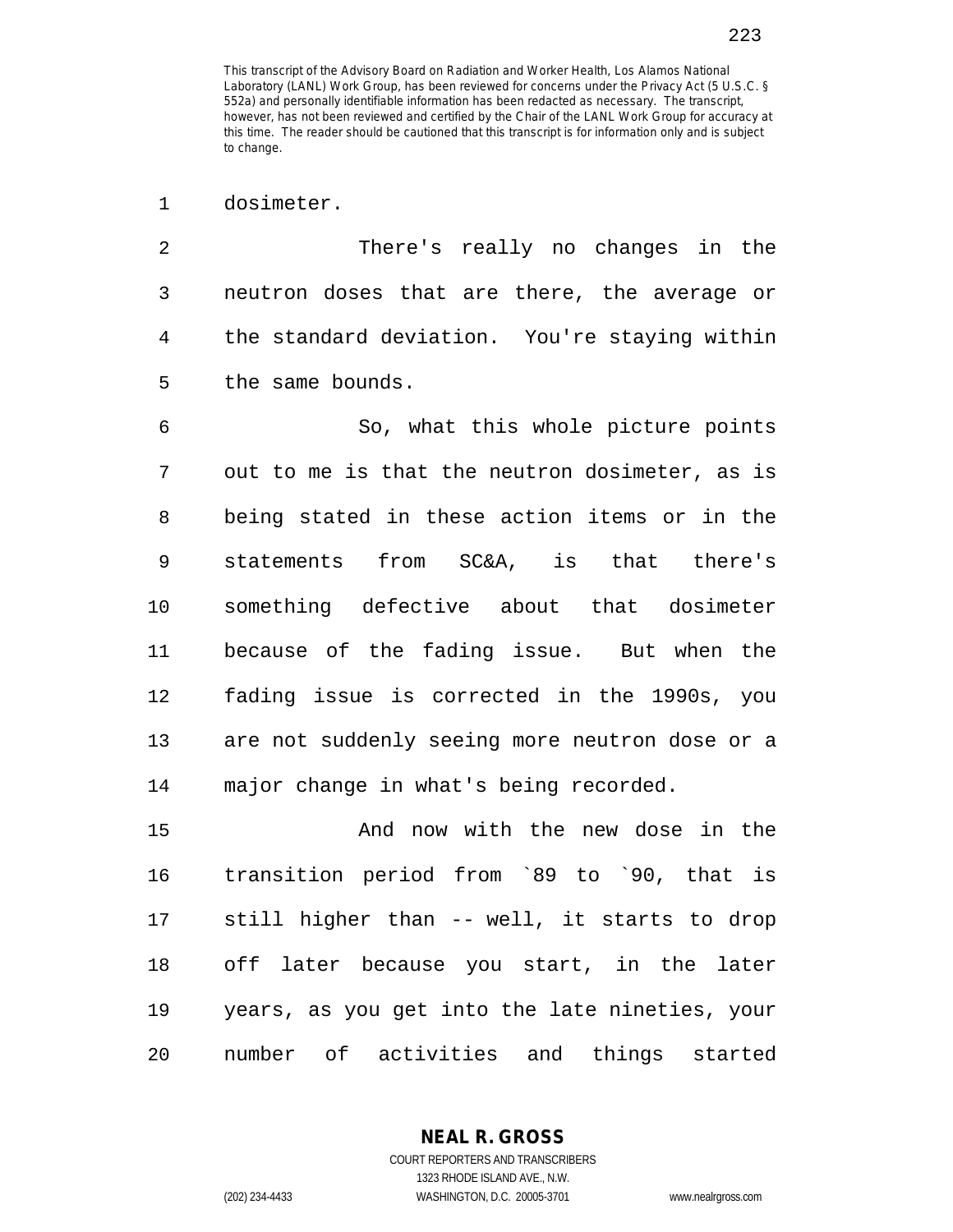dosimeter.

There's really no changes in the neutron doses that are there, the average or the standard deviation. You're staying within the same bounds.

So, what this whole picture points out to me is that the neutron dosimeter, as is being stated in these action items or in the statements from SC&A, is that there's something defective about that dosimeter because of the fading issue. But when the fading issue is corrected in the 1990s, you are not suddenly seeing more neutron dose or a major change in what's being recorded.

And now with the new dose in the transition period from `89 to `90, that is still higher than -- well, it starts to drop off later because you start, in the later years, as you get into the late nineties, your number of activities and things started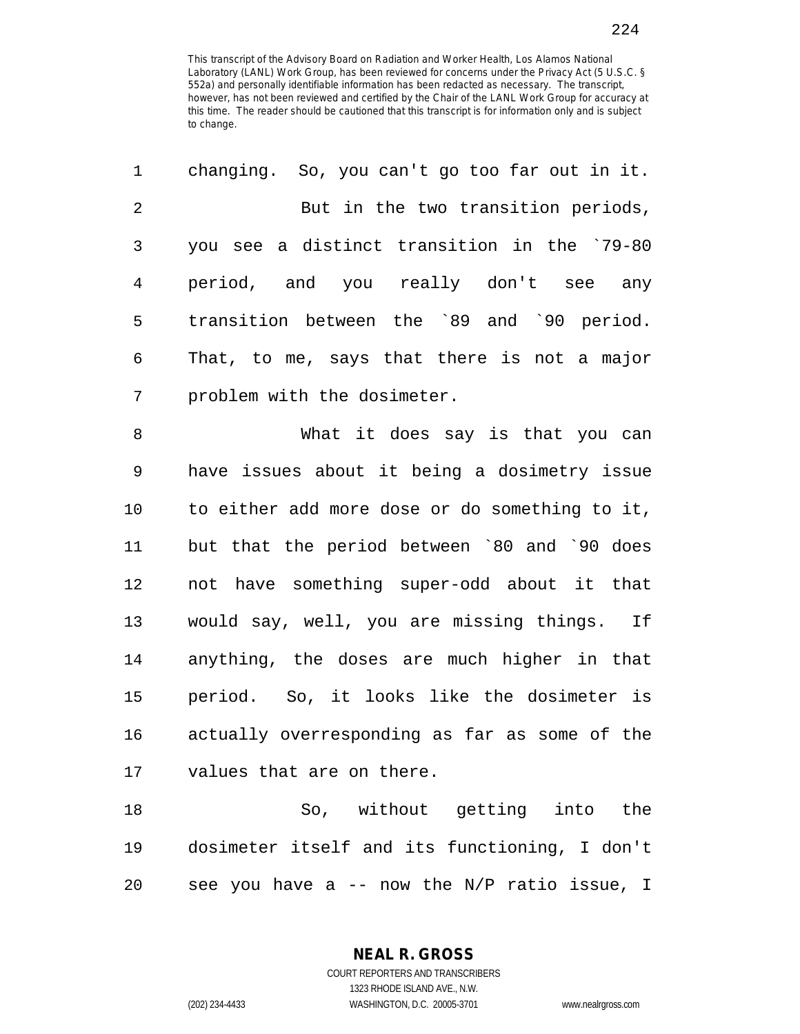This transcript of the Advisory Board on Radiation and Worker Health, Los Alamos National Laboratory (LANL) Work Group, has been reviewed for concerns under the Privacy Act (5 U.S.C. § 552a) and personally identifiable information has been redacted as necessary. The transcript, however, has not been reviewed and certified by the Chair of the LANL Work Group for accuracy at this time. The reader should be cautioned that this transcript is for information only and is subject to change.

changing. So, you can't go too far out in it.

But in the two transition periods, you see a distinct transition in the `79-80 period, and you really don't see any transition between the `89 and `90 period. That, to me, says that there is not a major problem with the dosimeter.

What it does say is that you can have issues about it being a dosimetry issue to either add more dose or do something to it, but that the period between `80 and `90 does not have something super-odd about it that would say, well, you are missing things. If anything, the doses are much higher in that period. So, it looks like the dosimeter is actually overresponding as far as some of the values that are on there.

So, without getting into the dosimeter itself and its functioning, I don't see you have a -- now the N/P ratio issue, I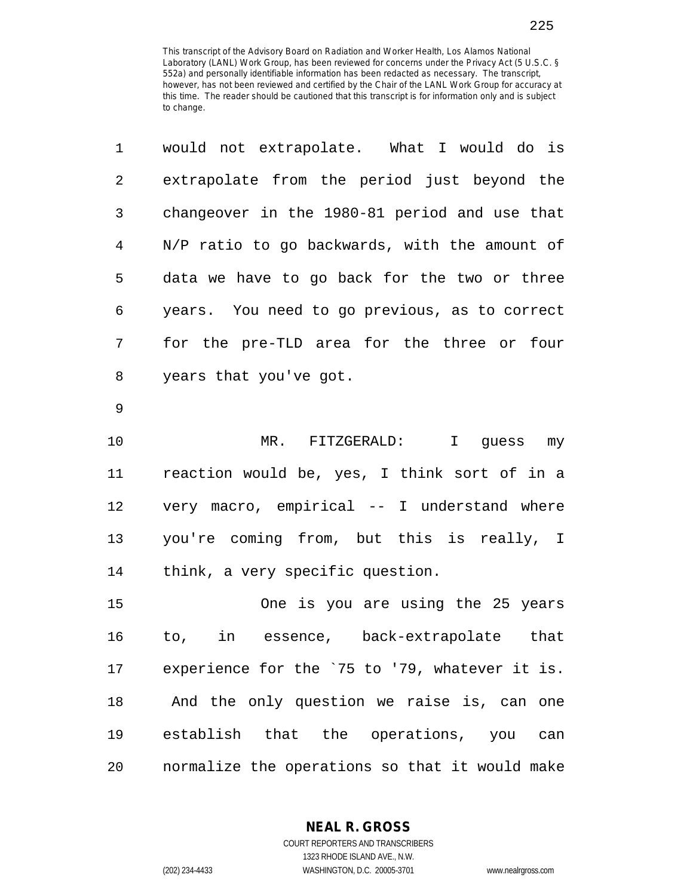This transcript of the Advisory Board on Radiation and Worker Health, Los Alamos National Laboratory (LANL) Work Group, has been reviewed for concerns under the Privacy Act (5 U.S.C. § 552a) and personally identifiable information has been redacted as necessary. The transcript, however, has not been reviewed and certified by the Chair of the LANL Work Group for accuracy at this time. The reader should be cautioned that this transcript is for information only and is subject to change.

would not extrapolate. What I would do is extrapolate from the period just beyond the changeover in the 1980-81 period and use that N/P ratio to go backwards, with the amount of data we have to go back for the two or three years. You need to go previous, as to correct for the pre-TLD area for the three or four years that you've got.

MR. FITZGERALD: I guess my reaction would be, yes, I think sort of in a very macro, empirical -- I understand where you're coming from, but this is really, I think, a very specific question.

One is you are using the 25 years to, in essence, back-extrapolate that experience for the `75 to '79, whatever it is. And the only question we raise is, can one establish that the operations, you can normalize the operations so that it would make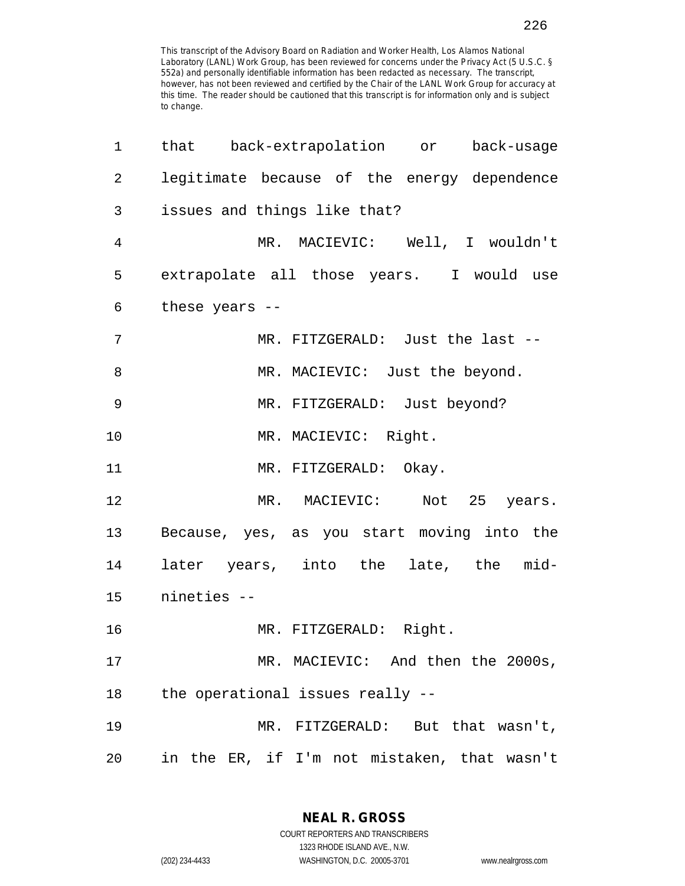This transcript of the Advisory Board on Radiation and Worker Health, Los Alamos National Laboratory (LANL) Work Group, has been reviewed for concerns under the Privacy Act (5 U.S.C. § 552a) and personally identifiable information has been redacted as necessary. The transcript, however, has not been reviewed and certified by the Chair of the LANL Work Group for accuracy at this time. The reader should be cautioned that this transcript is for information only and is subject to change.

that back-extrapolation or back-usage legitimate because of the energy dependence issues and things like that?

MR. MACIEVIC: Well, I wouldn't extrapolate all those years. I would use these years --

MR. FITZGERALD: Just the last --

MR. MACIEVIC: Just the beyond.

MR. FITZGERALD: Just beyond?

MR. MACIEVIC: Right.

MR. FITZGERALD: Okay.

MR. MACIEVIC: Not 25 years. Because, yes, as you start moving into the later years, into the late, the mid-nineties --

MR. FITZGERALD: Right.

MR. MACIEVIC: And then the 2000s, the operational issues really --

MR. FITZGERALD: But that wasn't, in the ER, if I'm not mistaken, that wasn't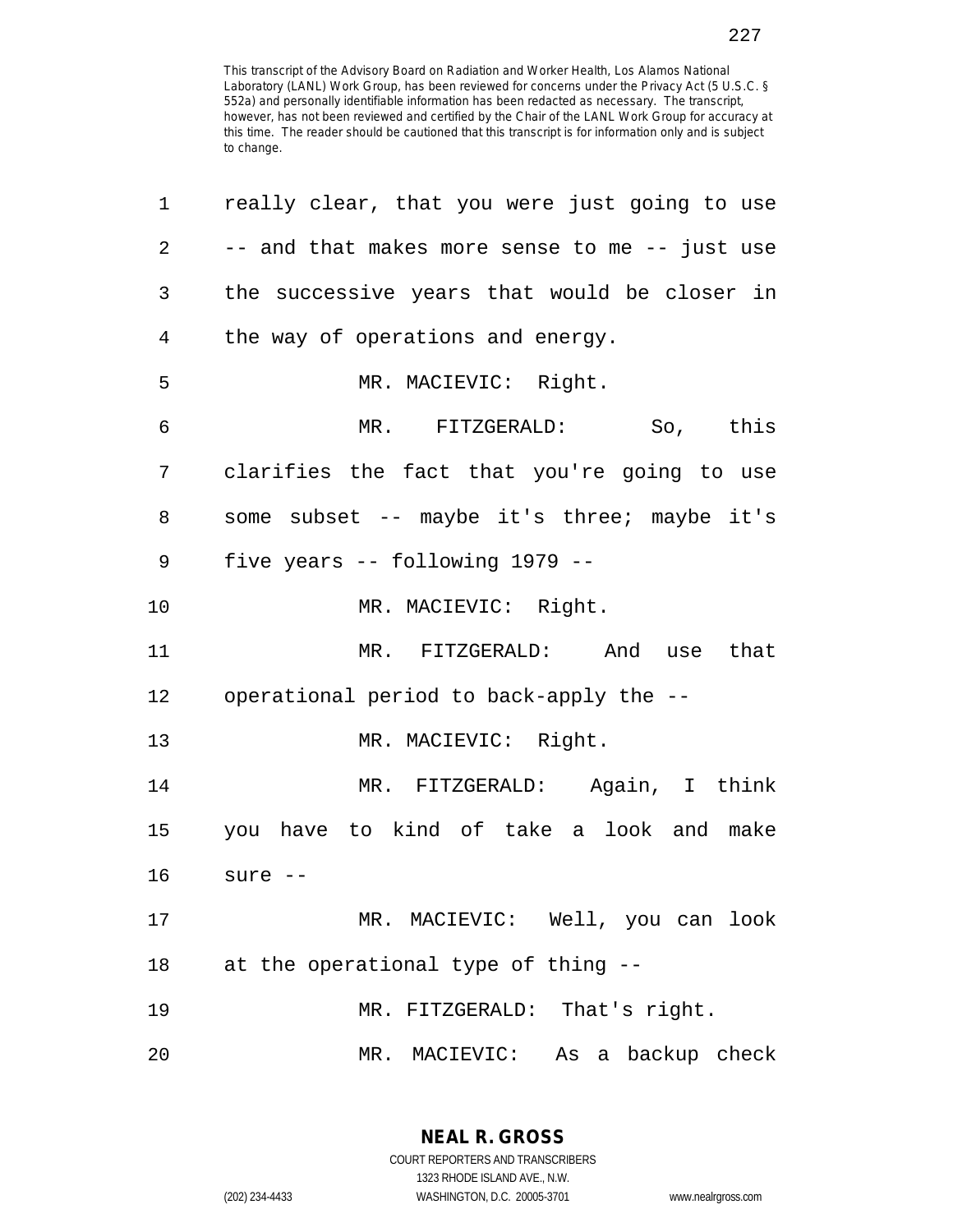really clear, that you were just going to use -- and that makes more sense to me -- just use the successive years that would be closer in the way of operations and energy.

MR. MACIEVIC: Right.

MR. FITZGERALD: So, this clarifies the fact that you're going to use some subset -- maybe it's three; maybe it's five years -- following 1979 --

MR. MACIEVIC: Right.

MR. FITZGERALD: And use that operational period to back-apply the --

MR. MACIEVIC: Right.

MR. FITZGERALD: Again, I think you have to kind of take a look and make sure --

MR. MACIEVIC: Well, you can look at the operational type of thing --

MR. FITZGERALD: That's right.

MR. MACIEVIC: As a backup check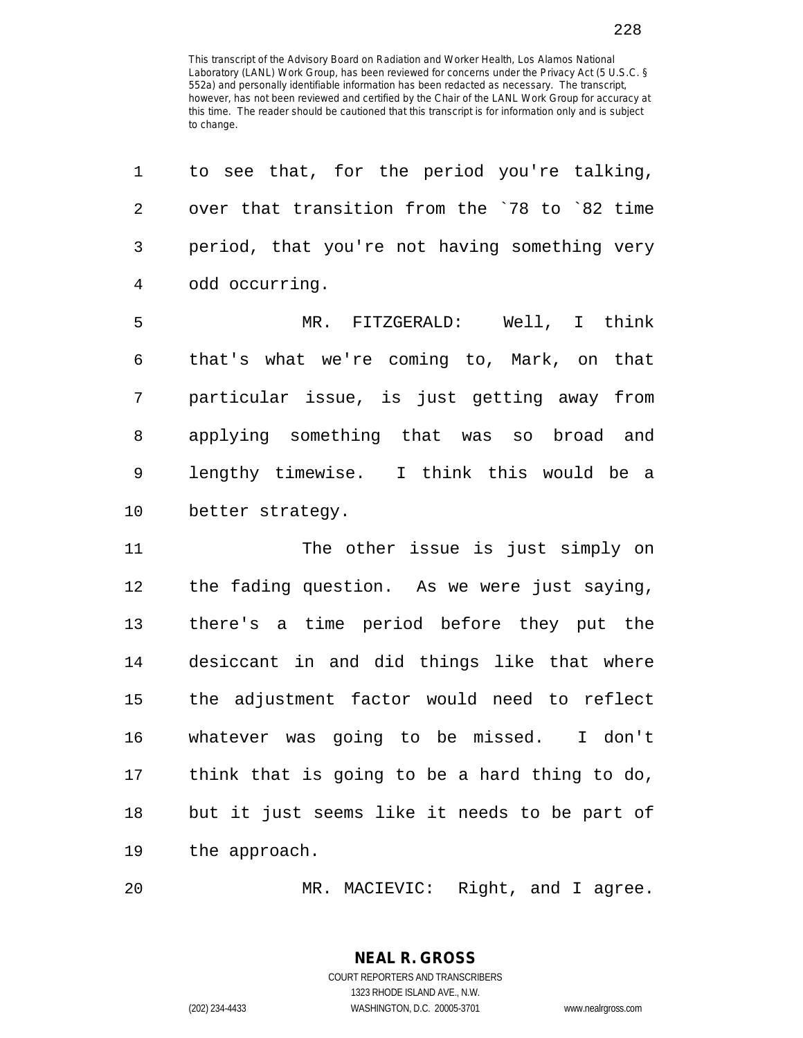to see that, for the period you're talking, over that transition from the `78 to `82 time period, that you're not having something very odd occurring.

MR. FITZGERALD: Well, I think that's what we're coming to, Mark, on that particular issue, is just getting away from applying something that was so broad and lengthy timewise. I think this would be a better strategy.

The other issue is just simply on the fading question. As we were just saying, there's a time period before they put the desiccant in and did things like that where the adjustment factor would need to reflect whatever was going to be missed. I don't think that is going to be a hard thing to do, but it just seems like it needs to be part of the approach.

MR. MACIEVIC: Right, and I agree.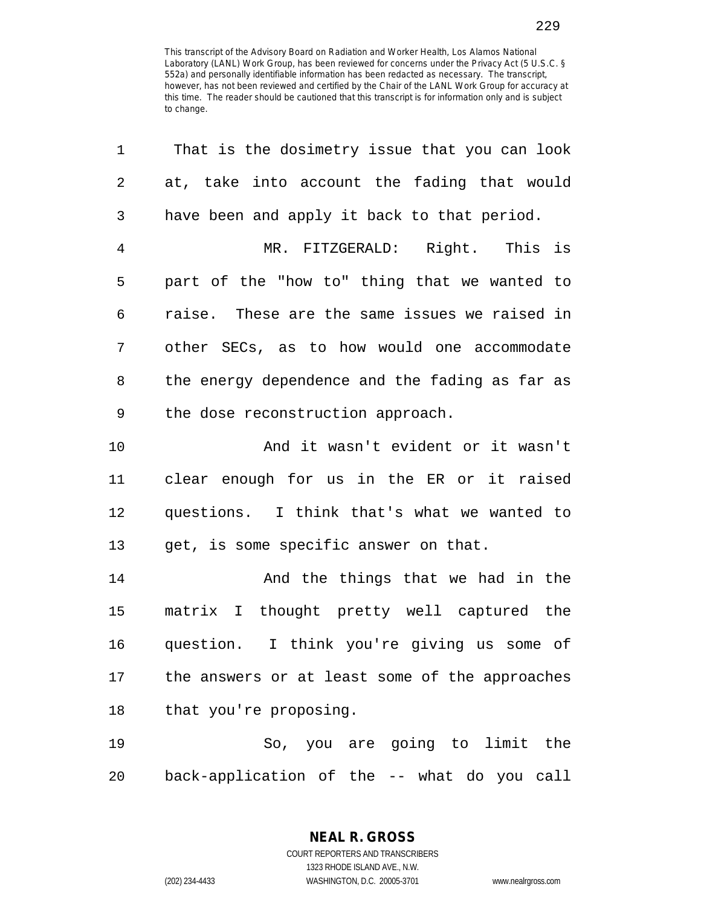This transcript of the Advisory Board on Radiation and Worker Health, Los Alamos National Laboratory (LANL) Work Group, has been reviewed for concerns under the Privacy Act (5 U.S.C. § 552a) and personally identifiable information has been redacted as necessary. The transcript, however, has not been reviewed and certified by the Chair of the LANL Work Group for accuracy at this time. The reader should be cautioned that this transcript is for information only and is subject to change.

1 That is the dosimetry issue that you can look
2 at, take into account the fading that would
3 have been and apply it back to that period.
4 MR. FITZGERALD: Right. This is
5 part of the "how to" thing that we wanted to
6 raise. These are the same issues we raised in
7 other SECs, as to how would one accommodate
8 the energy dependence and the fading as far as
9 the dose reconstruction approach.
10 And it wasn't evident or it wasn't
11 clear enough for us in the ER or it raised
12 questions. I think that's what we wanted to
13 get, is some specific answer on that.
14 And the things that we had in the
15 matrix I thought pretty well captured the
16 question. I think you're giving us some of
17 the answers or at least some of the approaches
18 that you're proposing.
19 So, you are going to limit the
20 back-application of the -- what do you call

NEAL R. GROSS
COURT REPORTERS AND TRANSCRIBERS
1323 RHODE ISLAND AVE., N.W.
(202) 234-4433 WASHINGTON, D.C. 20005-3701 www.nealrgross.com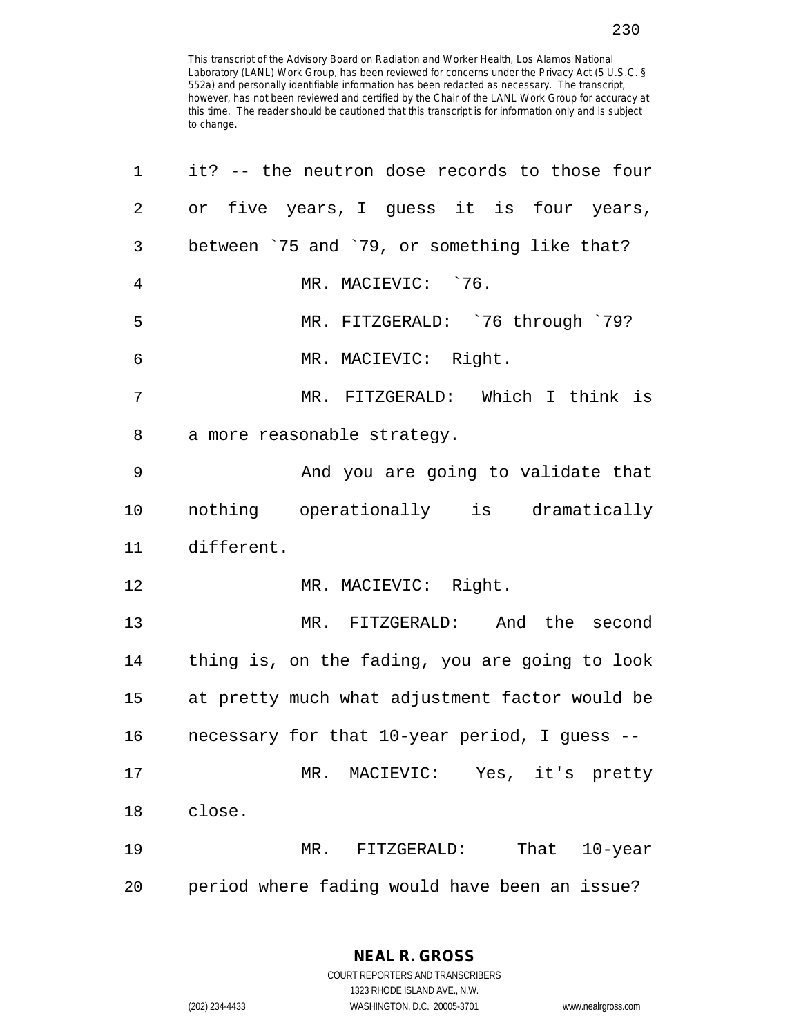This transcript of the Advisory Board on Radiation and Worker Health, Los Alamos National Laboratory (LANL) Work Group, has been reviewed for concerns under the Privacy Act (5 U.S.C. § 552a) and personally identifiable information has been redacted as necessary. The transcript, however, has not been reviewed and certified by the Chair of the LANL Work Group for accuracy at this time. The reader should be cautioned that this transcript is for information only and is subject to change.

1 it? -- the neutron dose records to those four
2 or five years, I guess it is four years,
3 between `75 and `79, or something like that?
4 MR. MACIEVIC: `76.
5 MR. FITZGERALD: `76 through `79?
6 MR. MACIEVIC: Right.
7 MR. FITZGERALD: Which I think is
8 a more reasonable strategy.
9 And you are going to validate that
10 nothing operationally is dramatically
11 different.
12 MR. MACIEVIC: Right.
13 MR. FITZGERALD: And the second
14 thing is, on the fading, you are going to look
15 at pretty much what adjustment factor would be
16 necessary for that 10-year period, I guess --
17 MR. MACIEVIC: Yes, it's pretty
18 close.
19 MR. FITZGERALD: That 10-year
20 period where fading would have been an issue?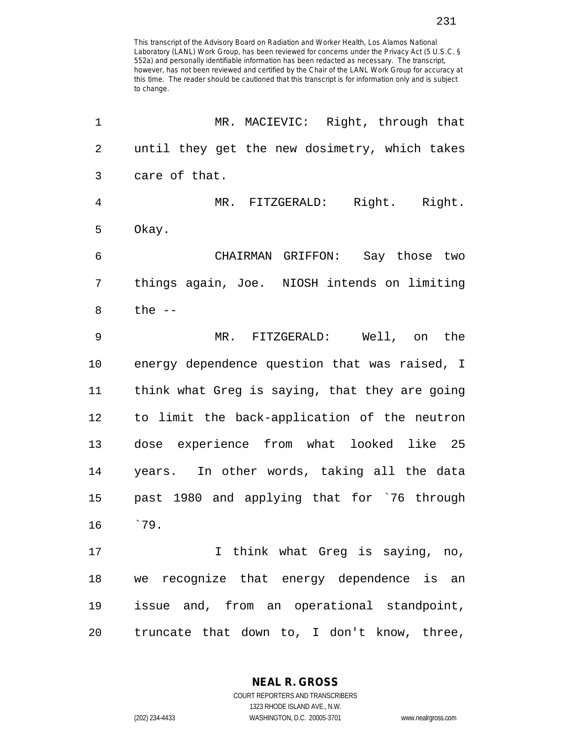This transcript of the Advisory Board on Radiation and Worker Health, Los Alamos National Laboratory (LANL) Work Group, has been reviewed for concerns under the Privacy Act (5 U.S.C. § 552a) and personally identifiable information has been redacted as necessary. The transcript, however, has not been reviewed and certified by the Chair of the LANL Work Group for accuracy at this time. The reader should be cautioned that this transcript is for information only and is subject to change.

1 MR. MACIEVIC: Right, through that
2 until they get the new dosimetry, which takes
3 care of that.
4 MR. FITZGERALD: Right. Right.
5 Okay.
6 CHAIRMAN GRIFFON: Say those two
7 things again, Joe. NIOSH intends on limiting
8 the --
9 MR. FITZGERALD: Well, on the
10 energy dependence question that was raised, I
11 think what Greg is saying, that they are going
12 to limit the back-application of the neutron
13 dose experience from what looked like 25
14 years. In other words, taking all the data
15 past 1980 and applying that for `76 through
16 `79.
17 I think what Greg is saying, no,
18 we recognize that energy dependence is an
19 issue and, from an operational standpoint,
20 truncate that down to, I don't know, three,

NEAL R. GROSS
COURT REPORTERS AND TRANSCRIBERS
1323 RHODE ISLAND AVE., N.W.
(202) 234-4433 WASHINGTON, D.C. 20005-3701 www.nealrgross.com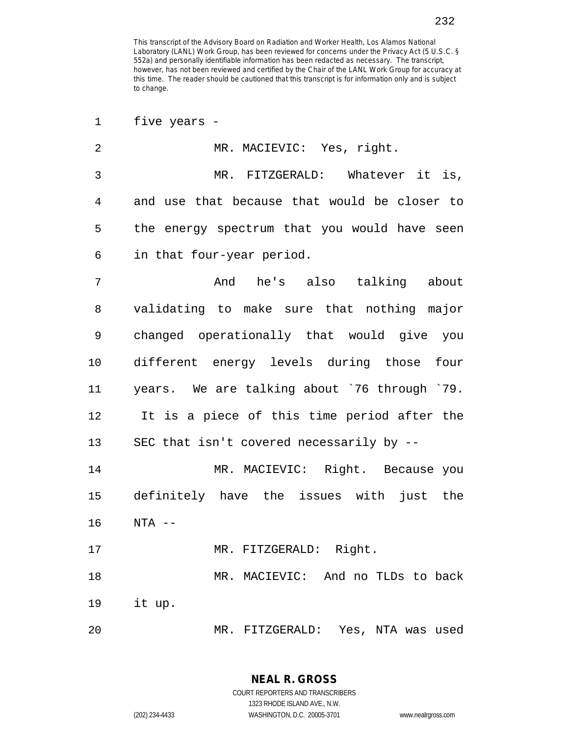This transcript of the Advisory Board on Radiation and Worker Health, Los Alamos National Laboratory (LANL) Work Group, has been reviewed for concerns under the Privacy Act (5 U.S.C. § 552a) and personally identifiable information has been redacted as necessary. The transcript, however, has not been reviewed and certified by the Chair of the LANL Work Group for accuracy at this time. The reader should be cautioned that this transcript is for information only and is subject to change.

five years -

MR. MACIEVIC: Yes, right.

MR. FITZGERALD: Whatever it is, and use that because that would be closer to the energy spectrum that you would have seen in that four-year period.

And he's also talking about validating to make sure that nothing major changed operationally that would give you different energy levels during those four years. We are talking about `76 through `79. It is a piece of this time period after the SEC that isn't covered necessarily by --

MR. MACIEVIC: Right. Because you definitely have the issues with just the NTA --

MR. FITZGERALD: Right.

MR. MACIEVIC: And no TLDs to back it up.

MR. FITZGERALD: Yes, NTA was used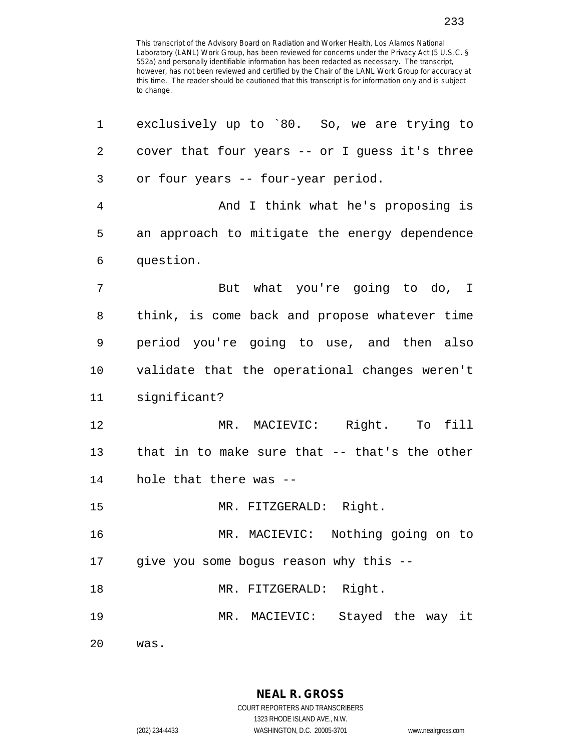This transcript of the Advisory Board on Radiation and Worker Health, Los Alamos National Laboratory (LANL) Work Group, has been reviewed for concerns under the Privacy Act (5 U.S.C. § 552a) and personally identifiable information has been redacted as necessary. The transcript, however, has not been reviewed and certified by the Chair of the LANL Work Group for accuracy at this time. The reader should be cautioned that this transcript is for information only and is subject to change.

exclusively up to `80. So, we are trying to cover that four years -- or I guess it's three or four years -- four-year period.

And I think what he's proposing is an approach to mitigate the energy dependence question.

But what you're going to do, I think, is come back and propose whatever time period you're going to use, and then also validate that the operational changes weren't significant?

MR. MACIEVIC: Right. To fill that in to make sure that -- that's the other hole that there was --

MR. FITZGERALD: Right.

MR. MACIEVIC: Nothing going on to give you some bogus reason why this --

MR. FITZGERALD: Right.

MR. MACIEVIC: Stayed the way it was.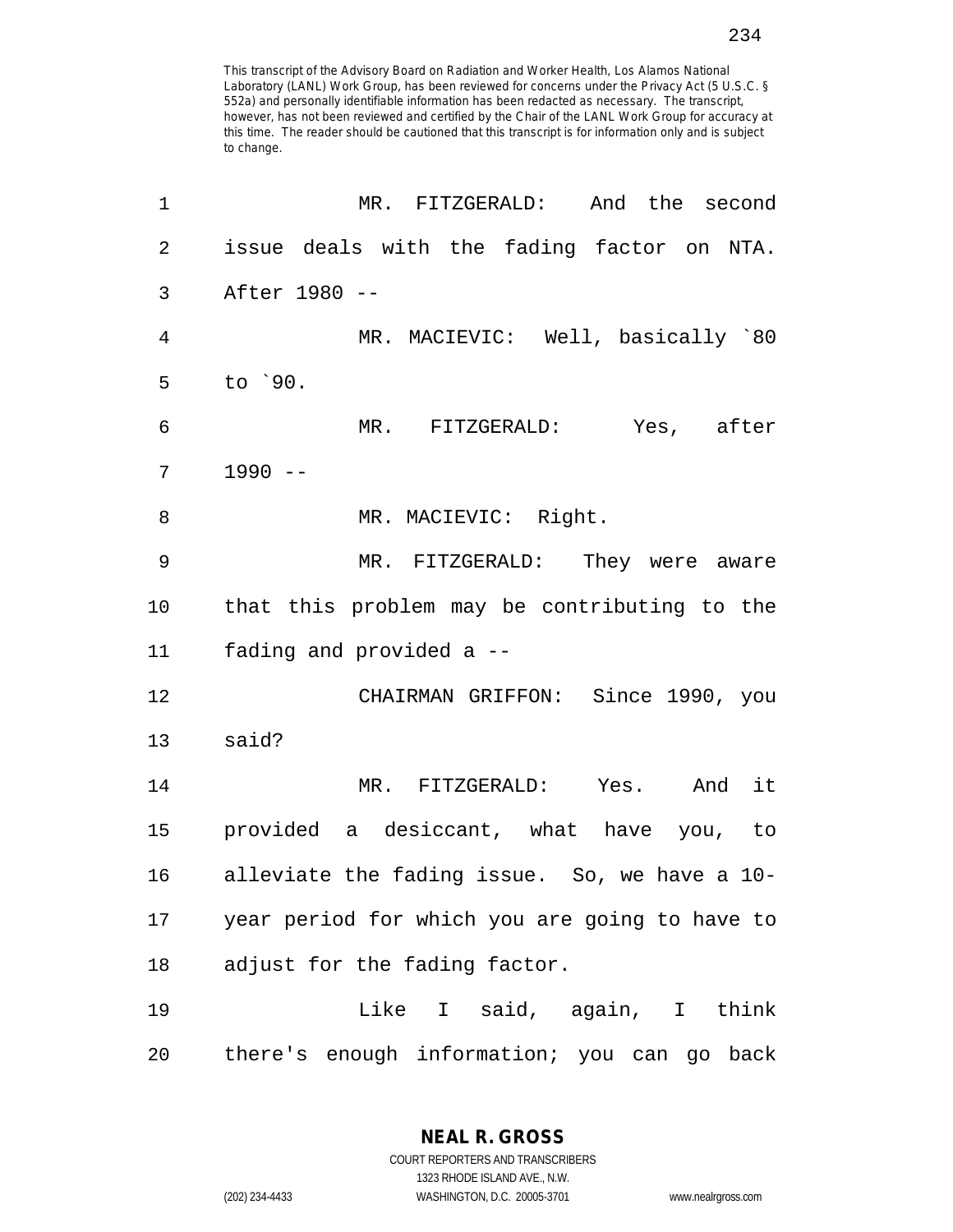This transcript of the Advisory Board on Radiation and Worker Health, Los Alamos National Laboratory (LANL) Work Group, has been reviewed for concerns under the Privacy Act (5 U.S.C. § 552a) and personally identifiable information has been redacted as necessary. The transcript, however, has not been reviewed and certified by the Chair of the LANL Work Group for accuracy at this time. The reader should be cautioned that this transcript is for information only and is subject to change.

1 MR. FITZGERALD: And the second
2 issue deals with the fading factor on NTA.
3 After 1980 --
4 MR. MACIEVIC: Well, basically `80
5 to `90.
6 MR. FITZGERALD: Yes, after
7 1990 --
8 MR. MACIEVIC: Right.
9 MR. FITZGERALD: They were aware
10 that this problem may be contributing to the
11 fading and provided a --
12 CHAIRMAN GRIFFON: Since 1990, you
13 said?
14 MR. FITZGERALD: Yes. And it
15 provided a desiccant, what have you, to
16 alleviate the fading issue. So, we have a 10-
17 year period for which you are going to have to
18 adjust for the fading factor.
19 Like I said, again, I think
20 there's enough information; you can go back

NEAL R. GROSS
COURT REPORTERS AND TRANSCRIBERS
1323 RHODE ISLAND AVE., N.W.
(202) 234-4433 WASHINGTON, D.C. 20005-3701 www.nealrgross.com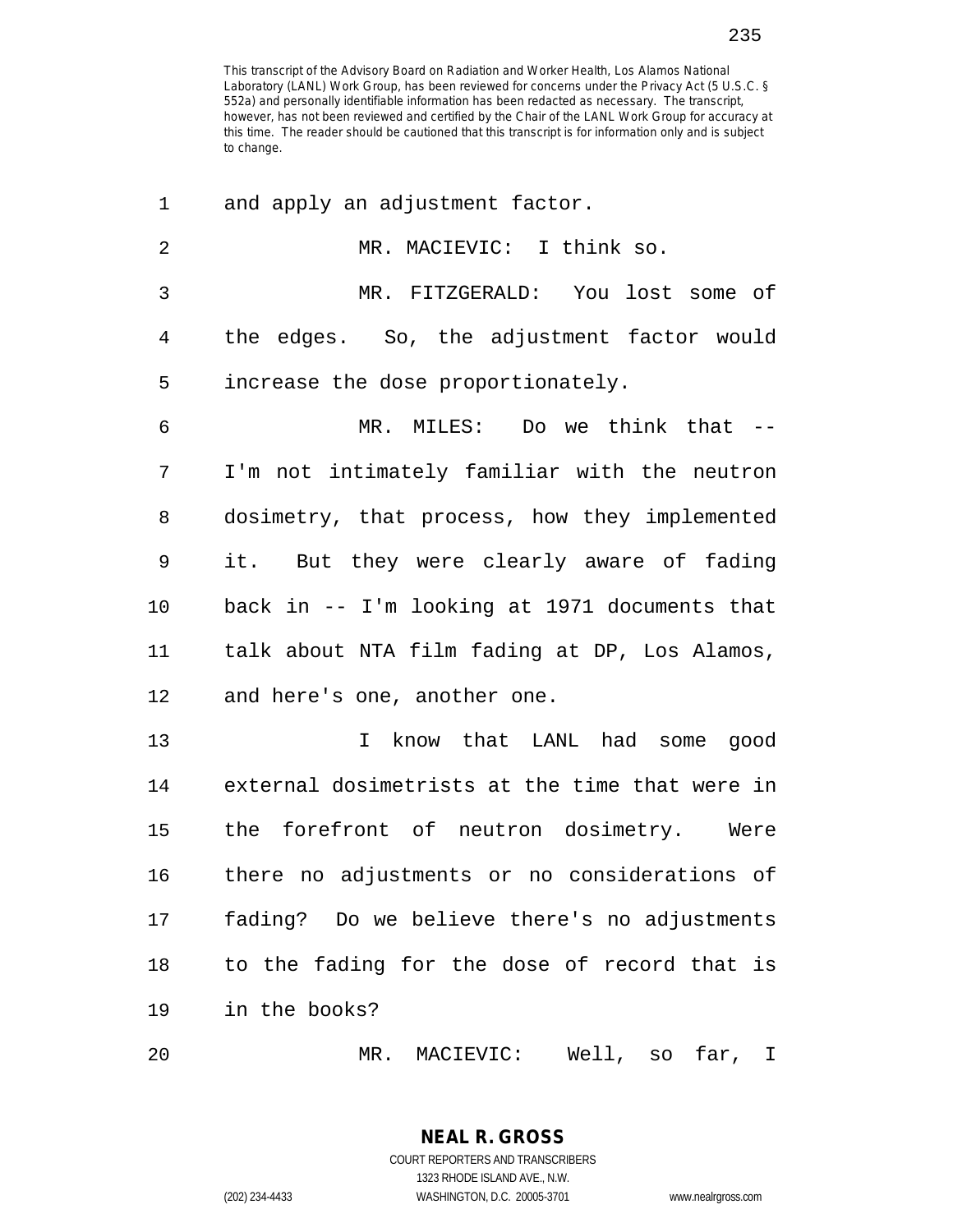and apply an adjustment factor.

MR. MACIEVIC: I think so.

MR. FITZGERALD: You lost some of the edges. So, the adjustment factor would increase the dose proportionately.

MR. MILES: Do we think that -- I'm not intimately familiar with the neutron dosimetry, that process, how they implemented it. But they were clearly aware of fading back in -- I'm looking at 1971 documents that talk about NTA film fading at DP, Los Alamos, and here's one, another one.

I know that LANL had some good external dosimetrists at the time that were in the forefront of neutron dosimetry. Were there no adjustments or no considerations of fading? Do we believe there's no adjustments to the fading for the dose of record that is in the books?

MR. MACIEVIC: Well, so far, I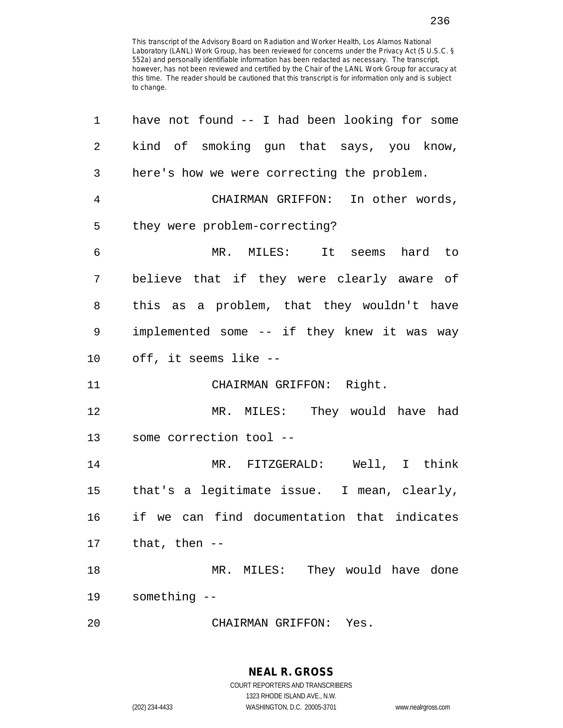This transcript of the Advisory Board on Radiation and Worker Health, Los Alamos National Laboratory (LANL) Work Group, has been reviewed for concerns under the Privacy Act (5 U.S.C. § 552a) and personally identifiable information has been redacted as necessary. The transcript, however, has not been reviewed and certified by the Chair of the LANL Work Group for accuracy at this time. The reader should be cautioned that this transcript is for information only and is subject to change.

have not found -- I had been looking for some kind of smoking gun that says, you know, here's how we were correcting the problem.

CHAIRMAN GRIFFON: In other words, they were problem-correcting?

MR. MILES: It seems hard to believe that if they were clearly aware of this as a problem, that they wouldn't have implemented some -- if they knew it was way off, it seems like --

CHAIRMAN GRIFFON: Right.

MR. MILES: They would have had some correction tool --

MR. FITZGERALD: Well, I think that's a legitimate issue. I mean, clearly, if we can find documentation that indicates that, then --

MR. MILES: They would have done something --

CHAIRMAN GRIFFON: Yes.

**NEAL R. GROSS**
COURT REPORTERS AND TRANSCRIBERS
1323 RHODE ISLAND AVE., N.W.
(202) 234-4433 WASHINGTON, D.C. 20005-3701 www.nealrgross.com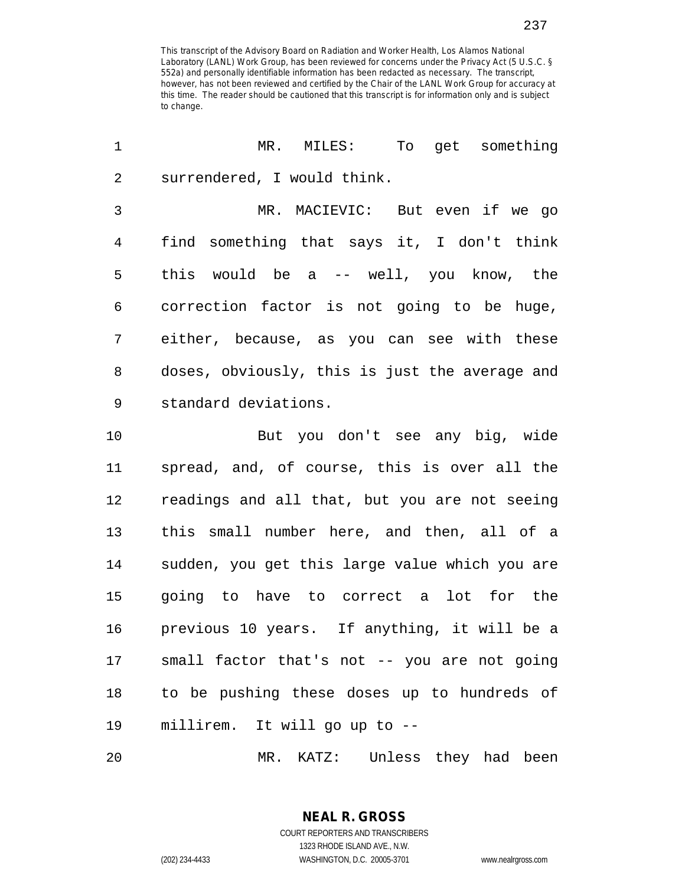This transcript of the Advisory Board on Radiation and Worker Health, Los Alamos National Laboratory (LANL) Work Group, has been reviewed for concerns under the Privacy Act (5 U.S.C. § 552a) and personally identifiable information has been redacted as necessary. The transcript, however, has not been reviewed and certified by the Chair of the LANL Work Group for accuracy at this time. The reader should be cautioned that this transcript is for information only and is subject to change.

1 MR. MILES: To get something
2 surrendered, I would think.
3 MR. MACIEVIC: But even if we go
4 find something that says it, I don't think
5 this would be a -- well, you know, the
6 correction factor is not going to be huge,
7 either, because, as you can see with these
8 doses, obviously, this is just the average and
9 standard deviations.
10 But you don't see any big, wide
11 spread, and, of course, this is over all the
12 readings and all that, but you are not seeing
13 this small number here, and then, all of a
14 sudden, you get this large value which you are
15 going to have to correct a lot for the
16 previous 10 years. If anything, it will be a
17 small factor that's not -- you are not going
18 to be pushing these doses up to hundreds of
19 millirem. It will go up to --
20 MR. KATZ: Unless they had been

**NEAL R. GROSS**
COURT REPORTERS AND TRANSCRIBERS
1323 RHODE ISLAND AVE., N.W.
(202) 234-4433 WASHINGTON, D.C. 20005-3701 www.nealrgross.com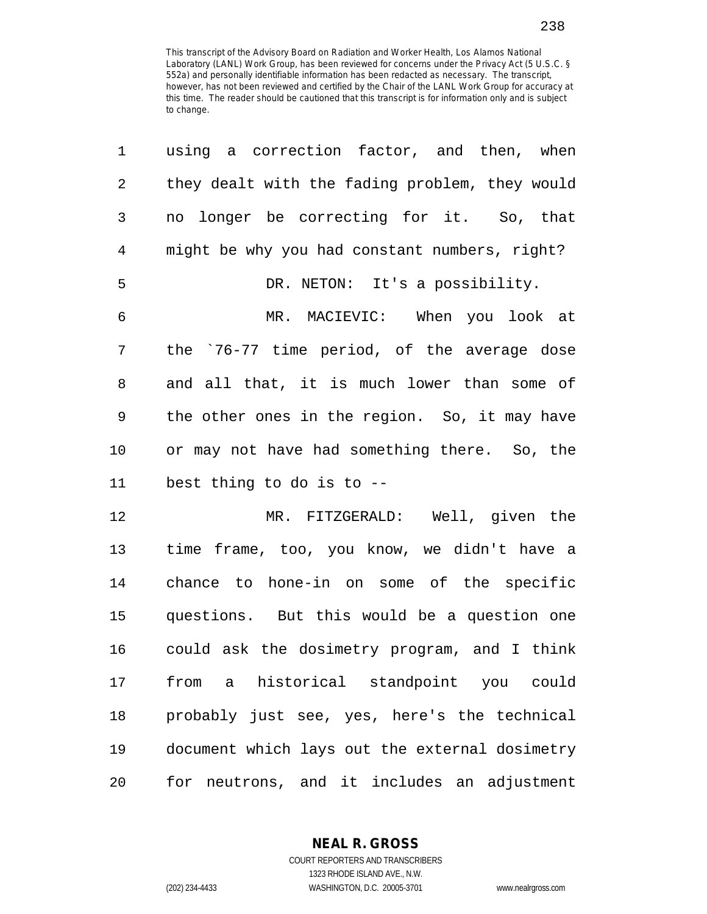This transcript of the Advisory Board on Radiation and Worker Health, Los Alamos National Laboratory (LANL) Work Group, has been reviewed for concerns under the Privacy Act (5 U.S.C. § 552a) and personally identifiable information has been redacted as necessary. The transcript, however, has not been reviewed and certified by the Chair of the LANL Work Group for accuracy at this time. The reader should be cautioned that this transcript is for information only and is subject to change.

using a correction factor, and then, when they dealt with the fading problem, they would no longer be correcting for it. So, that might be why you had constant numbers, right?

DR. NETON: It's a possibility.

MR. MACIEVIC: When you look at the `76-77 time period, of the average dose and all that, it is much lower than some of the other ones in the region. So, it may have or may not have had something there. So, the best thing to do is to --

MR. FITZGERALD: Well, given the time frame, too, you know, we didn't have a chance to hone-in on some of the specific questions. But this would be a question one could ask the dosimetry program, and I think from a historical standpoint you could probably just see, yes, here's the technical document which lays out the external dosimetry for neutrons, and it includes an adjustment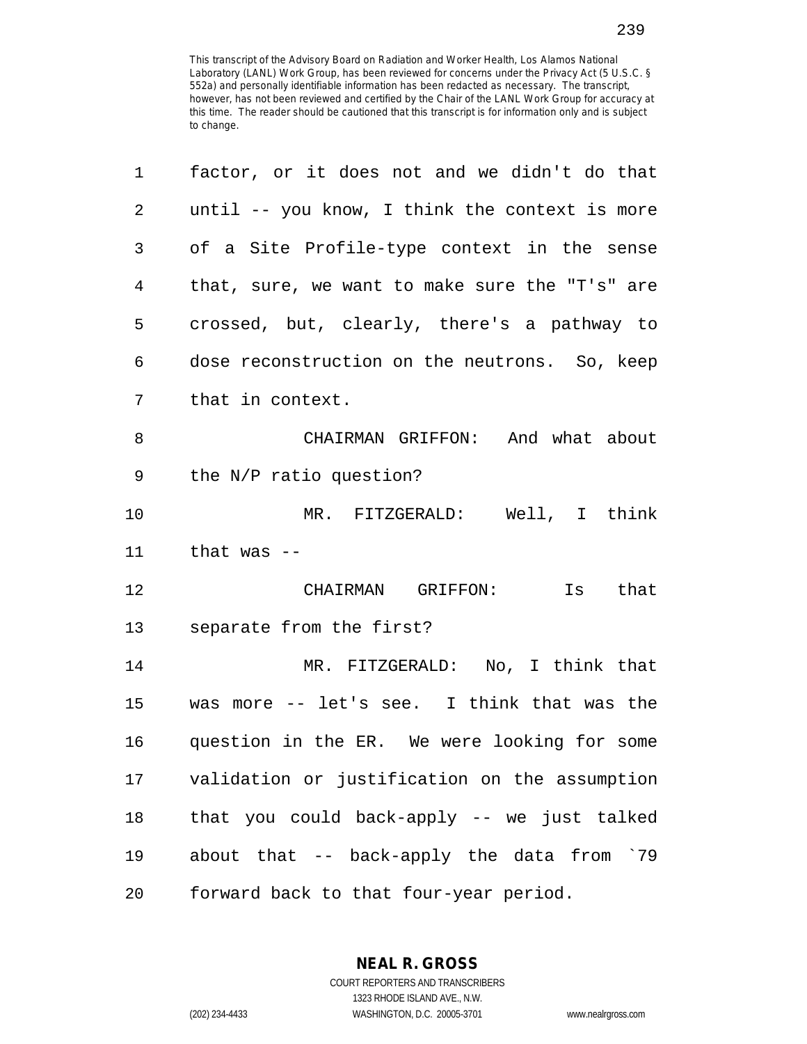This transcript of the Advisory Board on Radiation and Worker Health, Los Alamos National Laboratory (LANL) Work Group, has been reviewed for concerns under the Privacy Act (5 U.S.C. § 552a) and personally identifiable information has been redacted as necessary. The transcript, however, has not been reviewed and certified by the Chair of the LANL Work Group for accuracy at this time. The reader should be cautioned that this transcript is for information only and is subject to change.

1 factor, or it does not and we didn't do that
2 until -- you know, I think the context is more
3 of a Site Profile-type context in the sense
4 that, sure, we want to make sure the "T's" are
5 crossed, but, clearly, there's a pathway to
6 dose reconstruction on the neutrons. So, keep
7 that in context.

8 CHAIRMAN GRIFFON: And what about
9 the N/P ratio question?

10 MR. FITZGERALD: Well, I think
11 that was --

12 CHAIRMAN GRIFFON: Is that
13 separate from the first?

14 MR. FITZGERALD: No, I think that
15 was more -- let's see. I think that was the
16 question in the ER. We were looking for some
17 validation or justification on the assumption
18 that you could back-apply -- we just talked
19 about that -- back-apply the data from `79
20 forward back to that four-year period.

**NEAL R. GROSS**
COURT REPORTERS AND TRANSCRIBERS
1323 RHODE ISLAND AVE., N.W.
(202) 234-4433 WASHINGTON, D.C. 20005-3701 www.nealrgross.com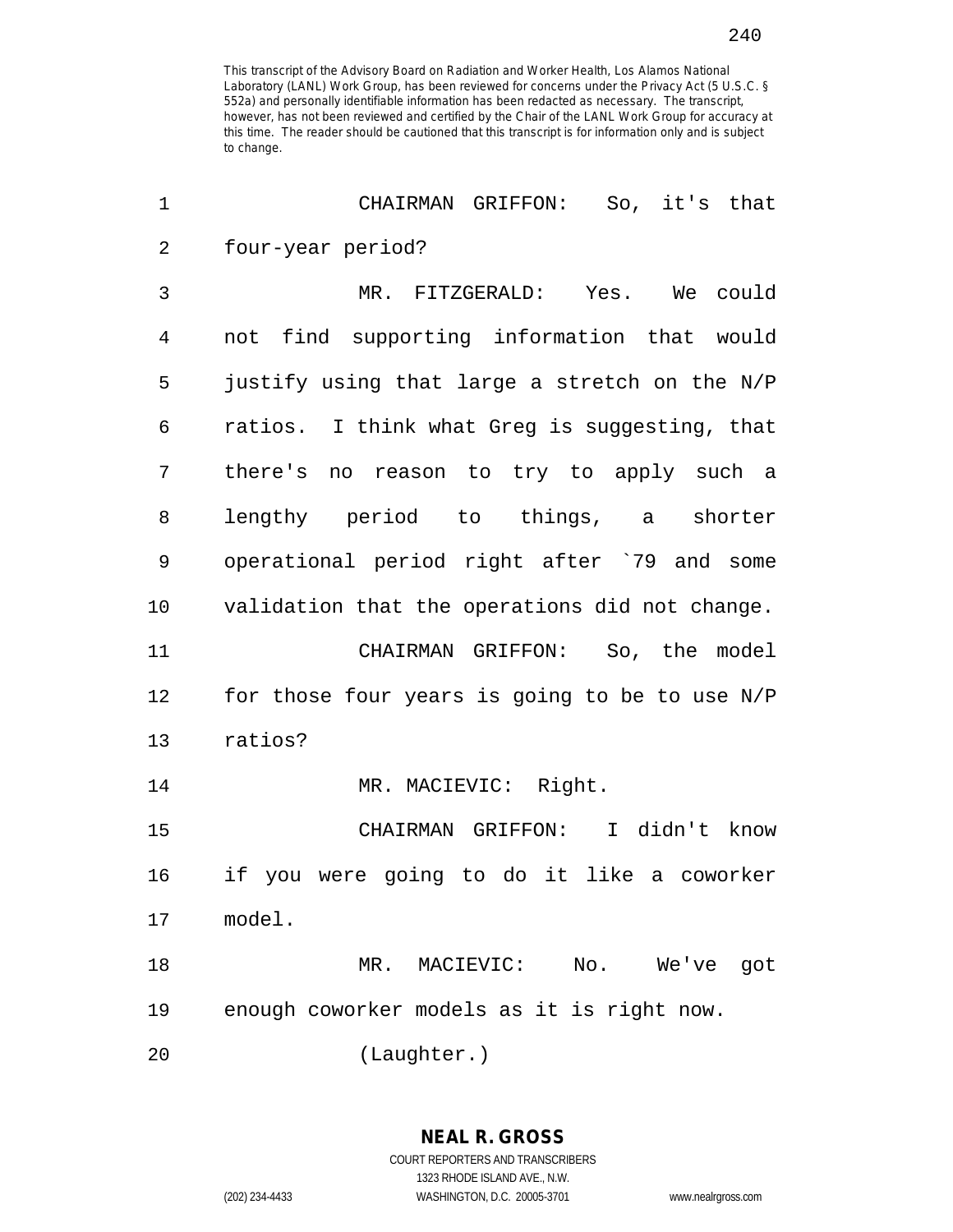CHAIRMAN GRIFFON: So, it's that four-year period?

MR. FITZGERALD: Yes. We could not find supporting information that would justify using that large a stretch on the N/P ratios. I think what Greg is suggesting, that there's no reason to try to apply such a lengthy period to things, a shorter operational period right after `79 and some validation that the operations did not change.

CHAIRMAN GRIFFON: So, the model for those four years is going to be to use N/P ratios?

MR. MACIEVIC: Right.

CHAIRMAN GRIFFON: I didn't know if you were going to do it like a coworker model.

MR. MACIEVIC: No. We've got enough coworker models as it is right now.

(Laughter.)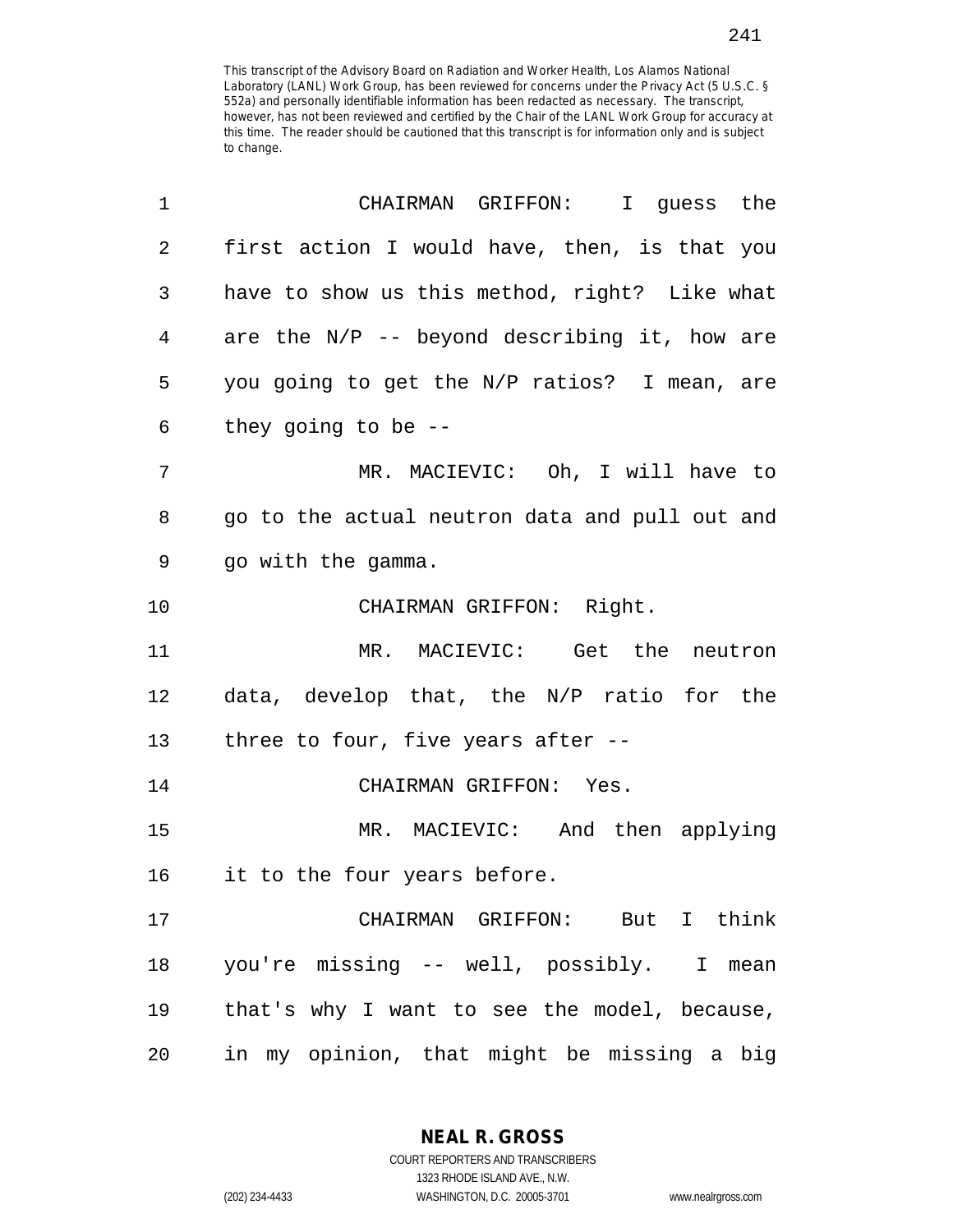This transcript of the Advisory Board on Radiation and Worker Health, Los Alamos National Laboratory (LANL) Work Group, has been reviewed for concerns under the Privacy Act (5 U.S.C. § 552a) and personally identifiable information has been redacted as necessary. The transcript, however, has not been reviewed and certified by the Chair of the LANL Work Group for accuracy at this time. The reader should be cautioned that this transcript is for information only and is subject to change.

1 CHAIRMAN GRIFFON: I guess the
2 first action I would have, then, is that you
3 have to show us this method, right? Like what
4 are the N/P -- beyond describing it, how are
5 you going to get the N/P ratios? I mean, are
6 they going to be --
7 MR. MACIEVIC: Oh, I will have to
8 go to the actual neutron data and pull out and
9 go with the gamma.
10 CHAIRMAN GRIFFON: Right.
11 MR. MACIEVIC: Get the neutron
12 data, develop that, the N/P ratio for the
13 three to four, five years after --
14 CHAIRMAN GRIFFON: Yes.
15 MR. MACIEVIC: And then applying
16 it to the four years before.
17 CHAIRMAN GRIFFON: But I think
18 you're missing -- well, possibly. I mean
19 that's why I want to see the model, because,
20 in my opinion, that might be missing a big

NEAL R. GROSS
COURT REPORTERS AND TRANSCRIBERS
1323 RHODE ISLAND AVE., N.W.
(202) 234-4433 WASHINGTON, D.C. 20005-3701 www.nealrgross.com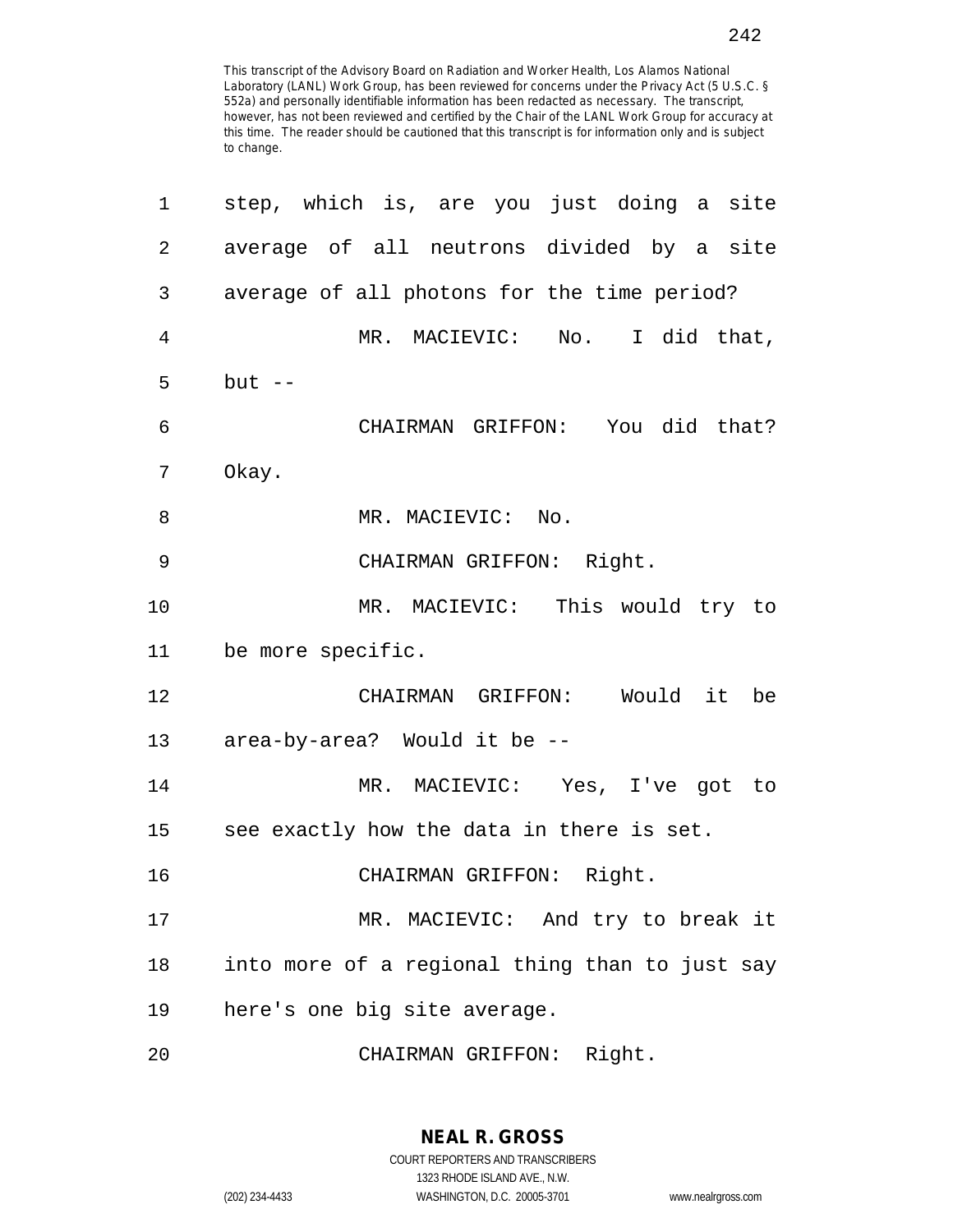This transcript of the Advisory Board on Radiation and Worker Health, Los Alamos National Laboratory (LANL) Work Group, has been reviewed for concerns under the Privacy Act (5 U.S.C. § 552a) and personally identifiable information has been redacted as necessary. The transcript, however, has not been reviewed and certified by the Chair of the LANL Work Group for accuracy at this time. The reader should be cautioned that this transcript is for information only and is subject to change.

step, which is, are you just doing a site average of all neutrons divided by a site average of all photons for the time period?

MR. MACIEVIC: No. I did that, but --

CHAIRMAN GRIFFON: You did that? Okay.

MR. MACIEVIC: No.

CHAIRMAN GRIFFON: Right.

MR. MACIEVIC: This would try to be more specific.

CHAIRMAN GRIFFON: Would it be area-by-area? Would it be --

MR. MACIEVIC: Yes, I've got to see exactly how the data in there is set.

CHAIRMAN GRIFFON: Right.

MR. MACIEVIC: And try to break it into more of a regional thing than to just say here's one big site average.

CHAIRMAN GRIFFON: Right.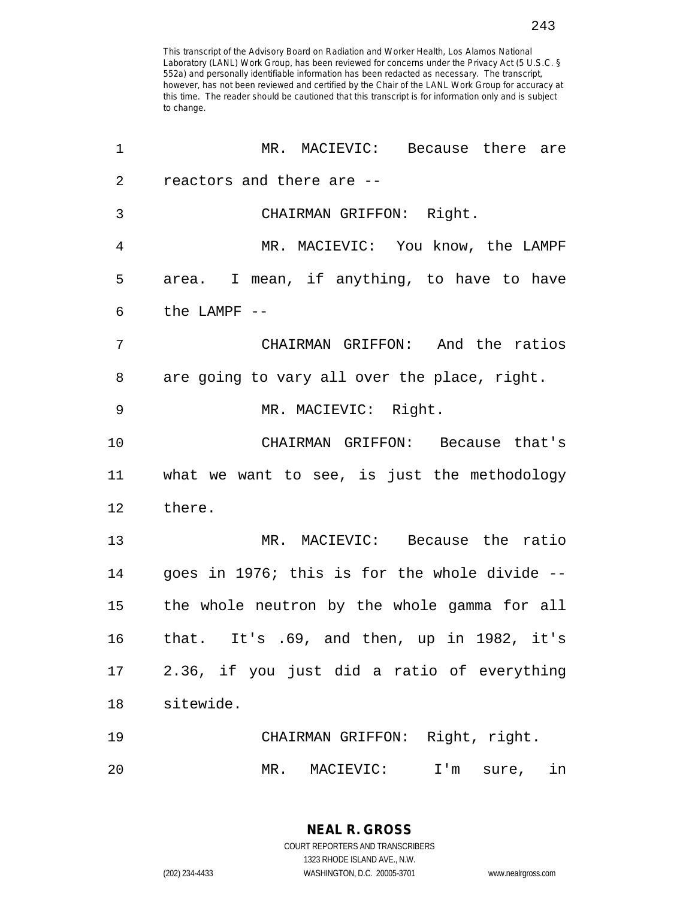This transcript of the Advisory Board on Radiation and Worker Health, Los Alamos National Laboratory (LANL) Work Group, has been reviewed for concerns under the Privacy Act (5 U.S.C. § 552a) and personally identifiable information has been redacted as necessary. The transcript, however, has not been reviewed and certified by the Chair of the LANL Work Group for accuracy at this time. The reader should be cautioned that this transcript is for information only and is subject to change.

MR. MACIEVIC: Because there are reactors and there are --

CHAIRMAN GRIFFON: Right.

MR. MACIEVIC: You know, the LAMPF area. I mean, if anything, to have to have the LAMPF --

CHAIRMAN GRIFFON: And the ratios are going to vary all over the place, right.

MR. MACIEVIC: Right.

CHAIRMAN GRIFFON: Because that's what we want to see, is just the methodology there.

MR. MACIEVIC: Because the ratio goes in 1976; this is for the whole divide -- the whole neutron by the whole gamma for all that. It's .69, and then, up in 1982, it's 2.36, if you just did a ratio of everything sitewide.

CHAIRMAN GRIFFON: Right, right.

MR. MACIEVIC: I'm sure, in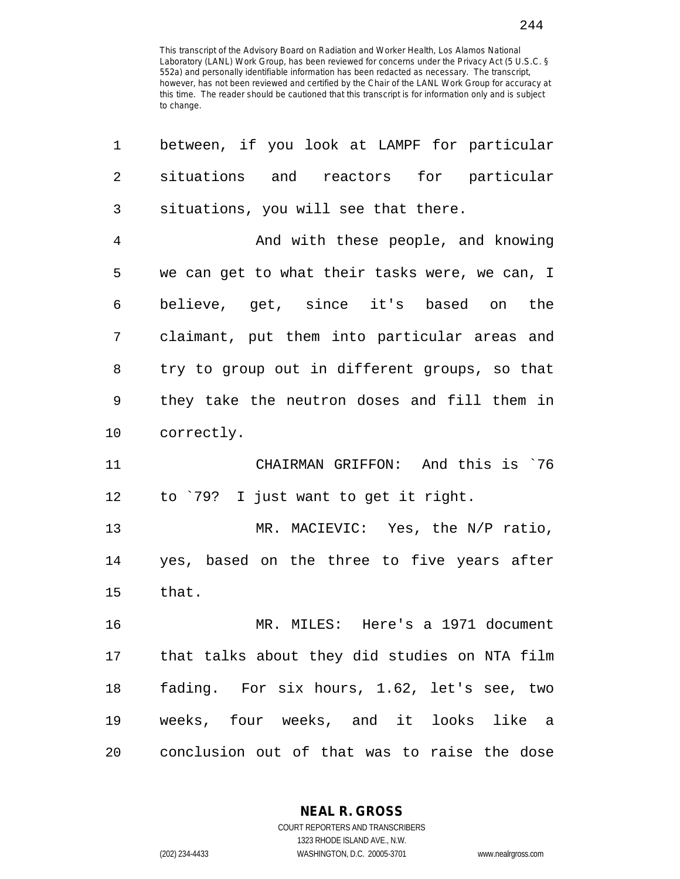This transcript of the Advisory Board on Radiation and Worker Health, Los Alamos National Laboratory (LANL) Work Group, has been reviewed for concerns under the Privacy Act (5 U.S.C. § 552a) and personally identifiable information has been redacted as necessary. The transcript, however, has not been reviewed and certified by the Chair of the LANL Work Group for accuracy at this time. The reader should be cautioned that this transcript is for information only and is subject to change.

between, if you look at LAMPF for particular situations and reactors for particular situations, you will see that there.

And with these people, and knowing we can get to what their tasks were, we can, I believe, get, since it's based on the claimant, put them into particular areas and try to group out in different groups, so that they take the neutron doses and fill them in correctly.

CHAIRMAN GRIFFON: And this is `76 to `79? I just want to get it right.

MR. MACIEVIC: Yes, the N/P ratio, yes, based on the three to five years after that.

MR. MILES: Here's a 1971 document that talks about they did studies on NTA film fading. For six hours, 1.62, let's see, two weeks, four weeks, and it looks like a conclusion out of that was to raise the dose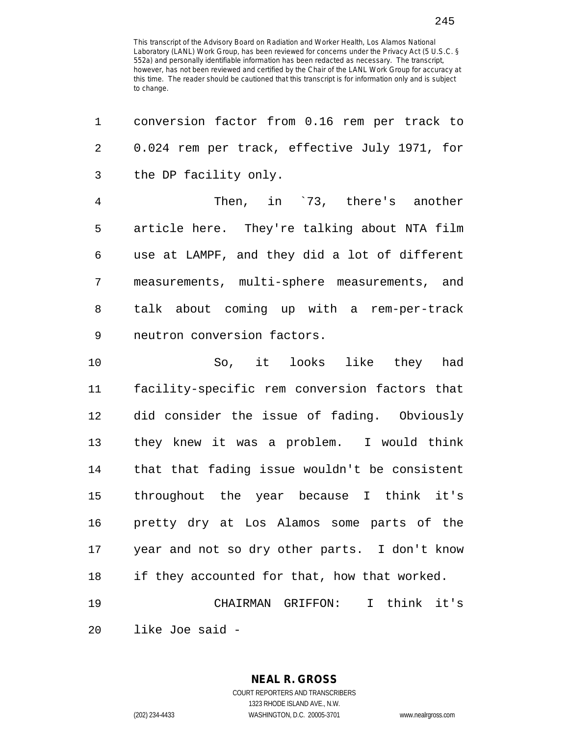This transcript of the Advisory Board on Radiation and Worker Health, Los Alamos National Laboratory (LANL) Work Group, has been reviewed for concerns under the Privacy Act (5 U.S.C. § 552a) and personally identifiable information has been redacted as necessary. The transcript, however, has not been reviewed and certified by the Chair of the LANL Work Group for accuracy at this time. The reader should be cautioned that this transcript is for information only and is subject to change.

1 conversion factor from 0.16 rem per track to
2 0.024 rem per track, effective July 1971, for
3 the DP facility only.

4 Then, in `73, there's another
5 article here. They're talking about NTA film
6 use at LAMPF, and they did a lot of different
7 measurements, multi-sphere measurements, and
8 talk about coming up with a rem-per-track
9 neutron conversion factors.

10 So, it looks like they had
11 facility-specific rem conversion factors that
12 did consider the issue of fading. Obviously
13 they knew it was a problem. I would think
14 that that fading issue wouldn't be consistent
15 throughout the year because I think it's
16 pretty dry at Los Alamos some parts of the
17 year and not so dry other parts. I don't know
18 if they accounted for that, how that worked.

19 CHAIRMAN GRIFFON: I think it's
20 like Joe said -

**NEAL R. GROSS**
COURT REPORTERS AND TRANSCRIBERS
1323 RHODE ISLAND AVE., N.W.
(202) 234-4433 WASHINGTON, D.C. 20005-3701 www.nealrgross.com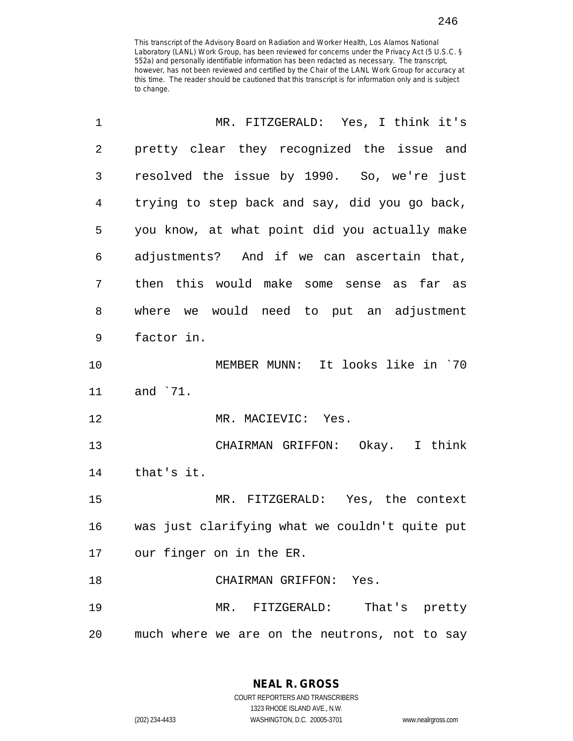This transcript of the Advisory Board on Radiation and Worker Health, Los Alamos National Laboratory (LANL) Work Group, has been reviewed for concerns under the Privacy Act (5 U.S.C. § 552a) and personally identifiable information has been redacted as necessary. The transcript, however, has not been reviewed and certified by the Chair of the LANL Work Group for accuracy at this time. The reader should be cautioned that this transcript is for information only and is subject to change.

MR. FITZGERALD: Yes, I think it's pretty clear they recognized the issue and resolved the issue by 1990. So, we're just trying to step back and say, did you go back, you know, at what point did you actually make adjustments? And if we can ascertain that, then this would make some sense as far as where we would need to put an adjustment factor in.

MEMBER MUNN: It looks like in `70 and `71.

MR. MACIEVIC: Yes.

CHAIRMAN GRIFFON: Okay. I think that's it.

MR. FITZGERALD: Yes, the context was just clarifying what we couldn't quite put our finger on in the ER.

CHAIRMAN GRIFFON: Yes.

MR. FITZGERALD: That's pretty much where we are on the neutrons, not to say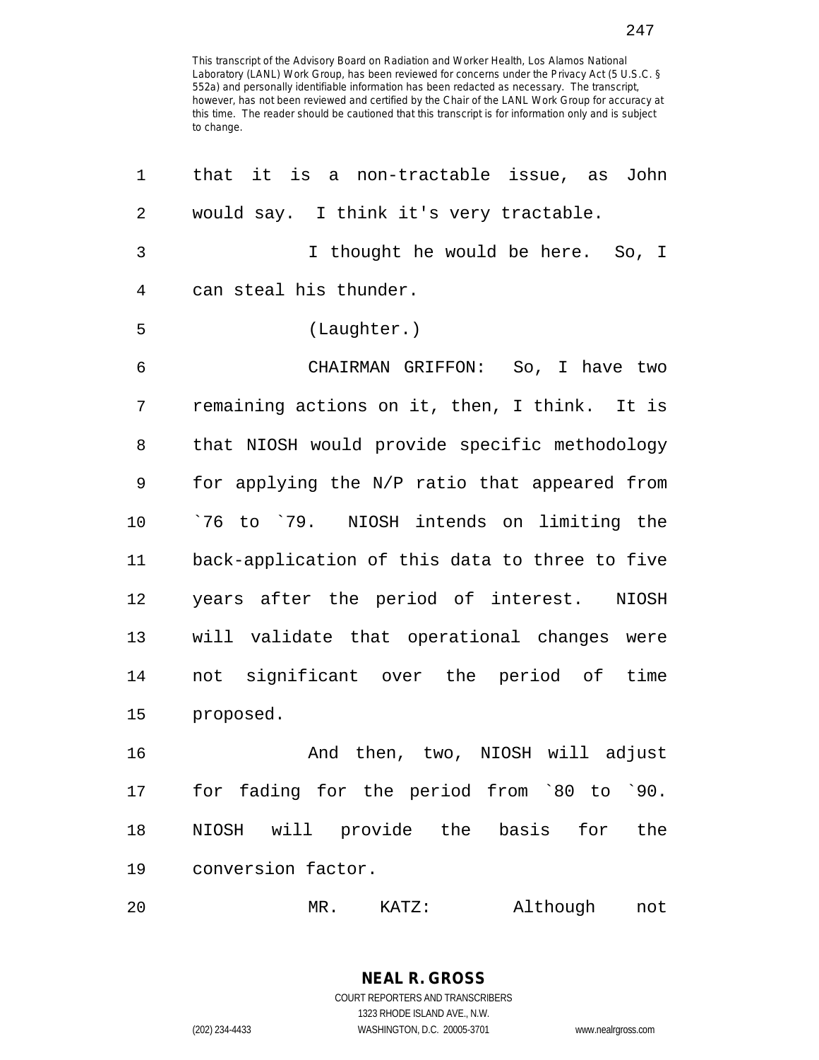This transcript of the Advisory Board on Radiation and Worker Health, Los Alamos National Laboratory (LANL) Work Group, has been reviewed for concerns under the Privacy Act (5 U.S.C. § 552a) and personally identifiable information has been redacted as necessary. The transcript, however, has not been reviewed and certified by the Chair of the LANL Work Group for accuracy at this time. The reader should be cautioned that this transcript is for information only and is subject to change.

1 that it is a non-tractable issue, as John
2 would say. I think it's very tractable.
3 I thought he would be here. So, I
4 can steal his thunder.
5 (Laughter.)
6 CHAIRMAN GRIFFON: So, I have two
7 remaining actions on it, then, I think. It is
8 that NIOSH would provide specific methodology
9 for applying the N/P ratio that appeared from
10 `76 to `79. NIOSH intends on limiting the
11 back-application of this data to three to five
12 years after the period of interest. NIOSH
13 will validate that operational changes were
14 not significant over the period of time
15 proposed.
16 And then, two, NIOSH will adjust
17 for fading for the period from `80 to `90.
18 NIOSH will provide the basis for the
19 conversion factor.
20 MR. KATZ: Although not

NEAL R. GROSS
COURT REPORTERS AND TRANSCRIBERS
1323 RHODE ISLAND AVE., N.W.
(202) 234-4433 WASHINGTON, D.C. 20005-3701 www.nealrgross.com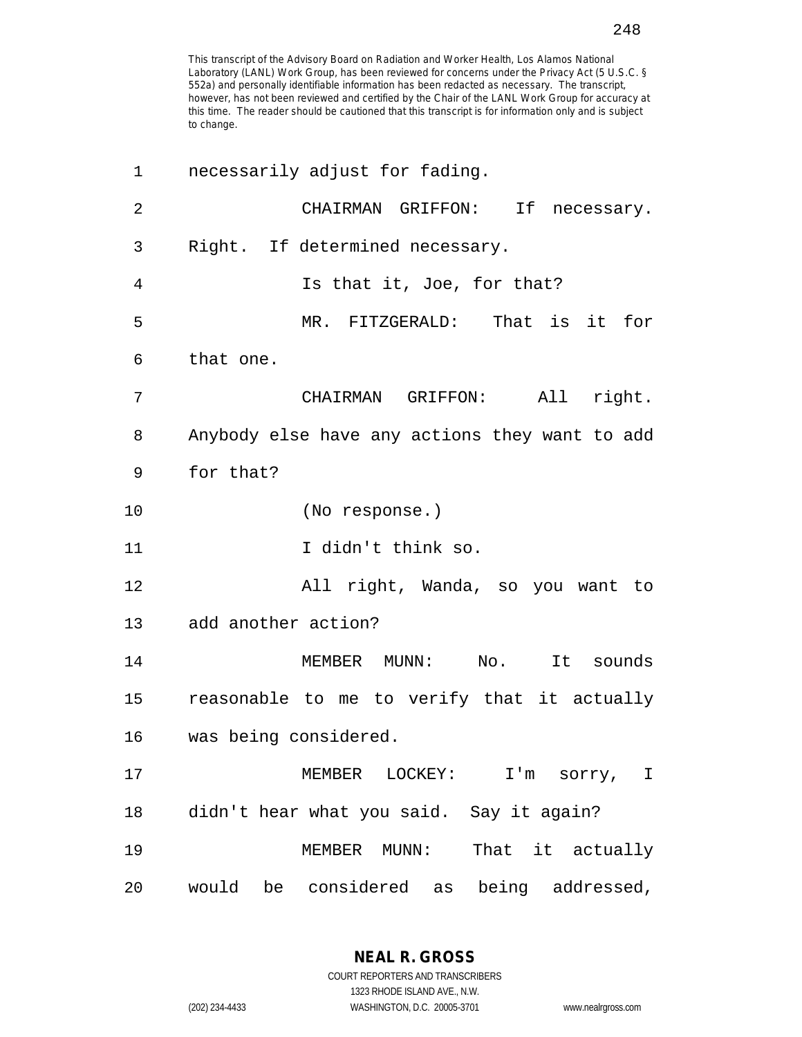This transcript of the Advisory Board on Radiation and Worker Health, Los Alamos National Laboratory (LANL) Work Group, has been reviewed for concerns under the Privacy Act (5 U.S.C. § 552a) and personally identifiable information has been redacted as necessary. The transcript, however, has not been reviewed and certified by the Chair of the LANL Work Group for accuracy at this time. The reader should be cautioned that this transcript is for information only and is subject to change.

1 necessarily adjust for fading.

2 CHAIRMAN GRIFFON: If necessary.

3 Right. If determined necessary.

4 Is that it, Joe, for that?

5 MR. FITZGERALD: That is it for

6 that one.

7 CHAIRMAN GRIFFON: All right.

8 Anybody else have any actions they want to add

9 for that?

10 (No response.)

11 I didn't think so.

12 All right, Wanda, so you want to

13 add another action?

14 MEMBER MUNN: No. It sounds

15 reasonable to me to verify that it actually

16 was being considered.

17 MEMBER LOCKEY: I'm sorry, I

18 didn't hear what you said. Say it again?

19 MEMBER MUNN: That it actually

20 would be considered as being addressed,

**NEAL R. GROSS**
COURT REPORTERS AND TRANSCRIBERS
1323 RHODE ISLAND AVE., N.W.
(202) 234-4433 WASHINGTON, D.C. 20005-3701 www.nealrgross.com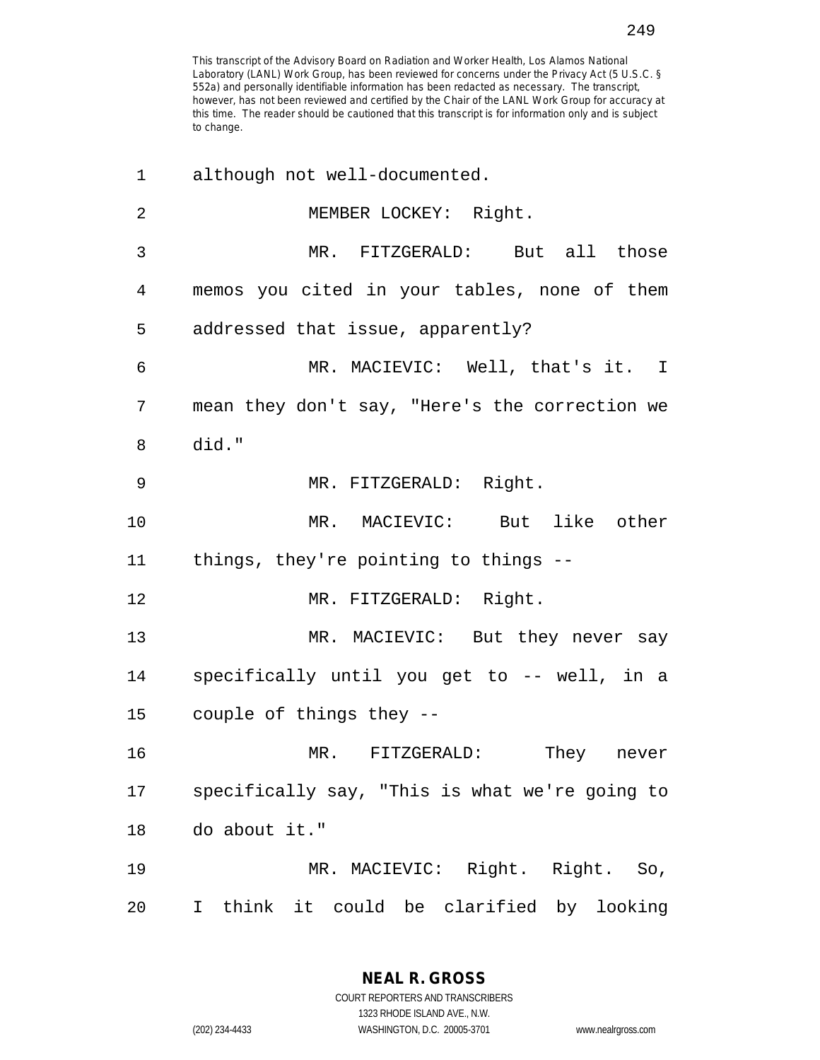although not well-documented.

MEMBER LOCKEY: Right.

MR. FITZGERALD: But all those memos you cited in your tables, none of them addressed that issue, apparently?

MR. MACIEVIC: Well, that's it. I mean they don't say, "Here's the correction we did."

MR. FITZGERALD: Right.

MR. MACIEVIC: But like other things, they're pointing to things --

MR. FITZGERALD: Right.

MR. MACIEVIC: But they never say specifically until you get to -- well, in a couple of things they --

MR. FITZGERALD: They never specifically say, "This is what we're going to do about it."

MR. MACIEVIC: Right. Right. So, I think it could be clarified by looking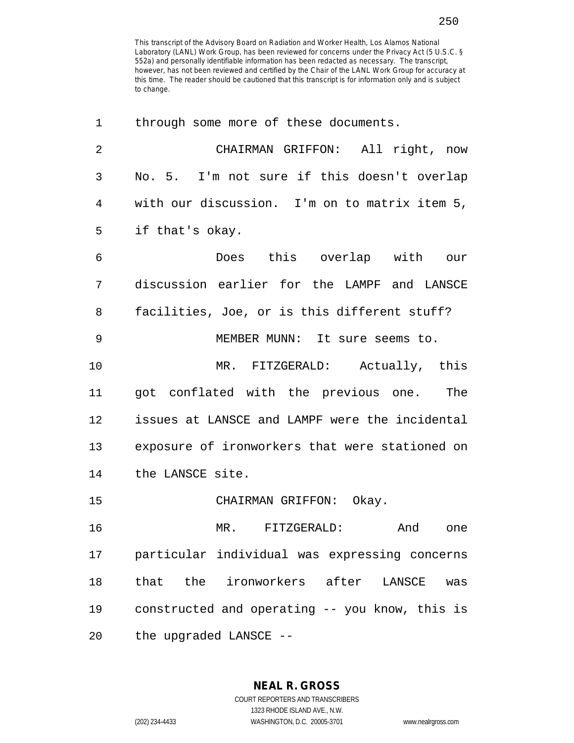This transcript of the Advisory Board on Radiation and Worker Health, Los Alamos National Laboratory (LANL) Work Group, has been reviewed for concerns under the Privacy Act (5 U.S.C. § 552a) and personally identifiable information has been redacted as necessary. The transcript, however, has not been reviewed and certified by the Chair of the LANL Work Group for accuracy at this time. The reader should be cautioned that this transcript is for information only and is subject to change.

through some more of these documents.

CHAIRMAN GRIFFON: All right, now No. 5. I'm not sure if this doesn't overlap with our discussion. I'm on to matrix item 5, if that's okay.

Does this overlap with our discussion earlier for the LAMPF and LANSCE facilities, Joe, or is this different stuff?

MEMBER MUNN: It sure seems to.

MR. FITZGERALD: Actually, this got conflated with the previous one. The issues at LANSCE and LAMPF were the incidental exposure of ironworkers that were stationed on the LANSCE site.

CHAIRMAN GRIFFON: Okay.

MR. FITZGERALD: And one particular individual was expressing concerns that the ironworkers after LANSCE was constructed and operating -- you know, this is the upgraded LANSCE --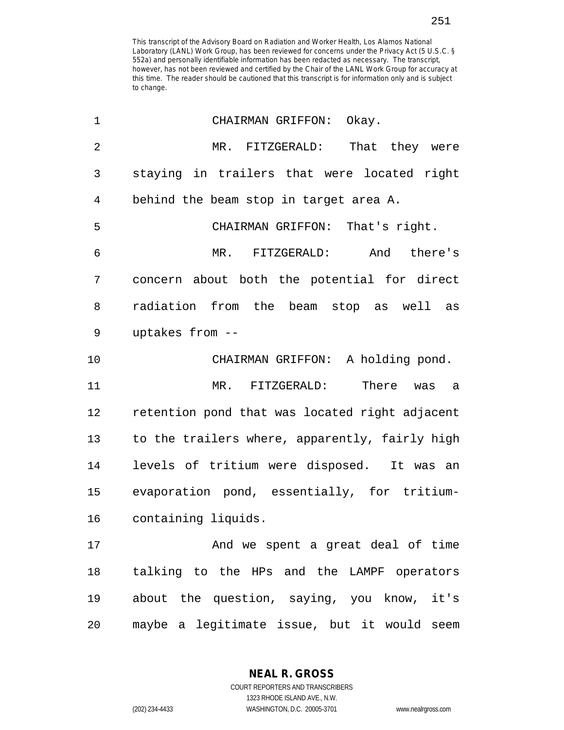CHAIRMAN GRIFFON: Okay.

MR. FITZGERALD: That they were staying in trailers that were located right behind the beam stop in target area A.

CHAIRMAN GRIFFON: That's right.

MR. FITZGERALD: And there's concern about both the potential for direct radiation from the beam stop as well as uptakes from --

CHAIRMAN GRIFFON: A holding pond.

MR. FITZGERALD: There was a retention pond that was located right adjacent to the trailers where, apparently, fairly high levels of tritium were disposed. It was an evaporation pond, essentially, for tritium-containing liquids.

And we spent a great deal of time talking to the HPs and the LAMPF operators about the question, saying, you know, it's maybe a legitimate issue, but it would seem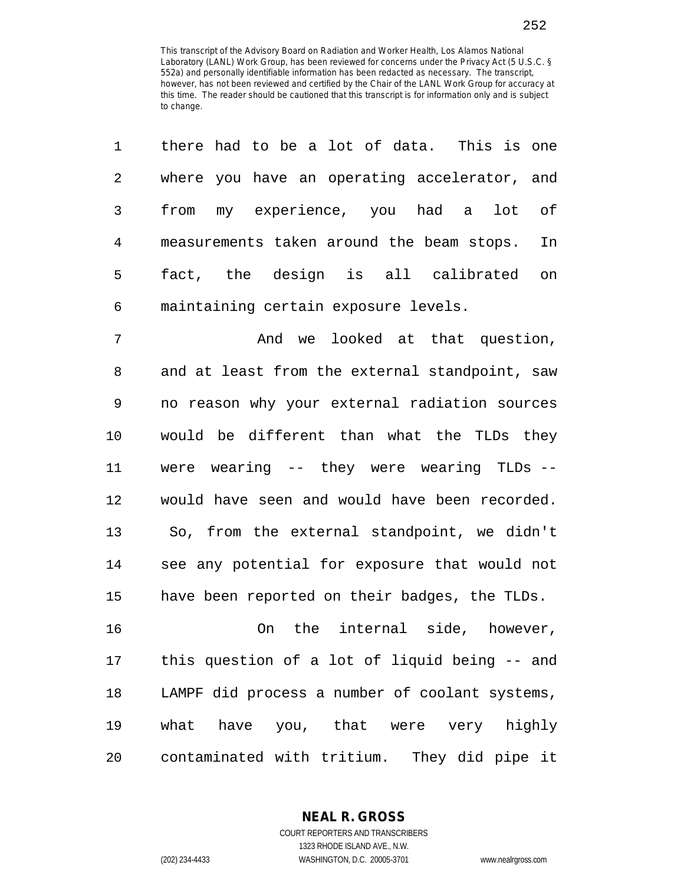This transcript of the Advisory Board on Radiation and Worker Health, Los Alamos National Laboratory (LANL) Work Group, has been reviewed for concerns under the Privacy Act (5 U.S.C. § 552a) and personally identifiable information has been redacted as necessary. The transcript, however, has not been reviewed and certified by the Chair of the LANL Work Group for accuracy at this time. The reader should be cautioned that this transcript is for information only and is subject to change.

there had to be a lot of data. This is one where you have an operating accelerator, and from my experience, you had a lot of measurements taken around the beam stops. In fact, the design is all calibrated on maintaining certain exposure levels.

And we looked at that question, and at least from the external standpoint, saw no reason why your external radiation sources would be different than what the TLDs they were wearing -- they were wearing TLDs -- would have seen and would have been recorded. So, from the external standpoint, we didn't see any potential for exposure that would not have been reported on their badges, the TLDs.

On the internal side, however, this question of a lot of liquid being -- and LAMPF did process a number of coolant systems, what have you, that were very highly contaminated with tritium. They did pipe it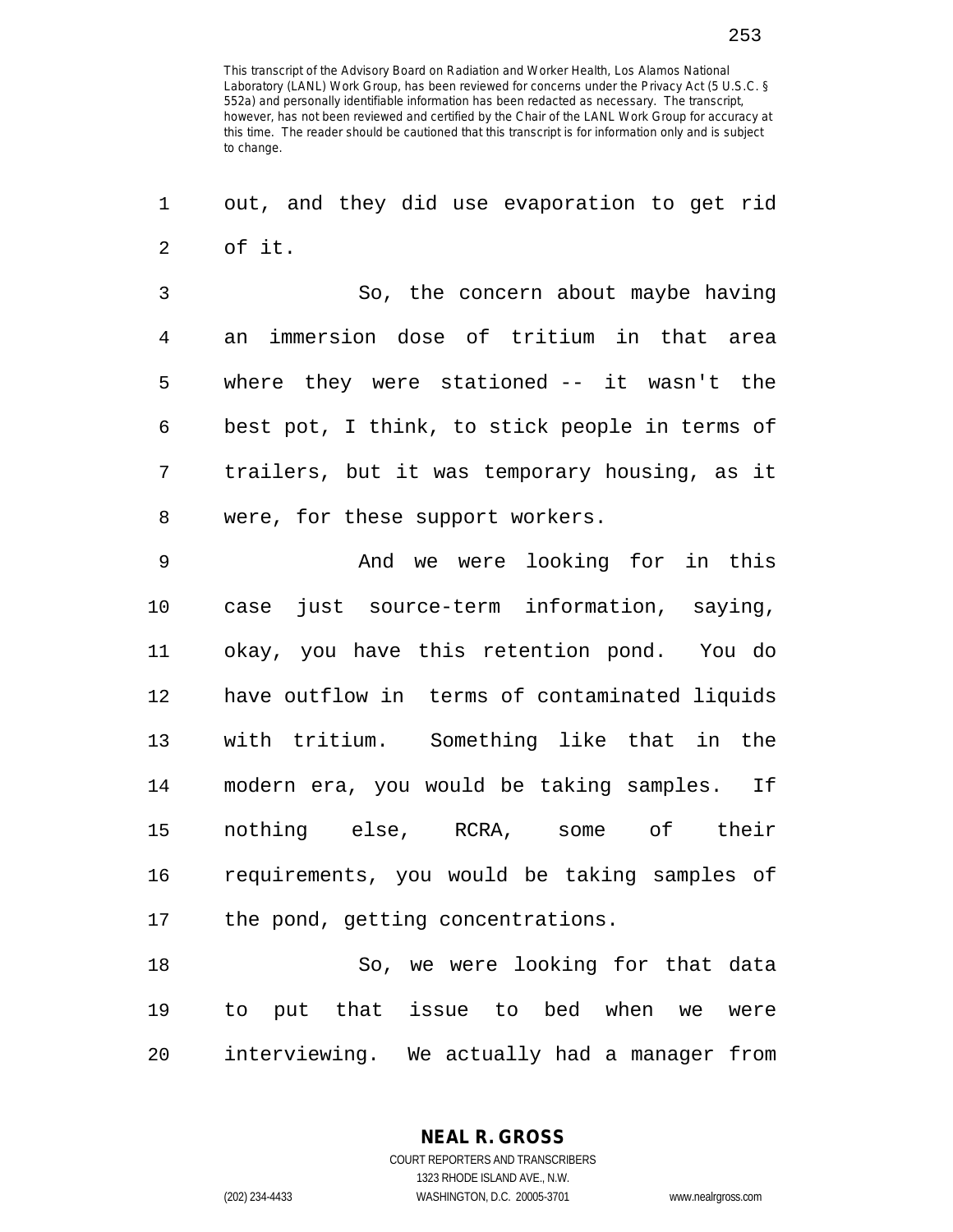out, and they did use evaporation to get rid of it.

So, the concern about maybe having an immersion dose of tritium in that area where they were stationed -- it wasn't the best pot, I think, to stick people in terms of trailers, but it was temporary housing, as it were, for these support workers.

And we were looking for in this case just source-term information, saying, okay, you have this retention pond. You do have outflow in terms of contaminated liquids with tritium. Something like that in the modern era, you would be taking samples. If nothing else, RCRA, some of their requirements, you would be taking samples of the pond, getting concentrations.

So, we were looking for that data to put that issue to bed when we were interviewing. We actually had a manager from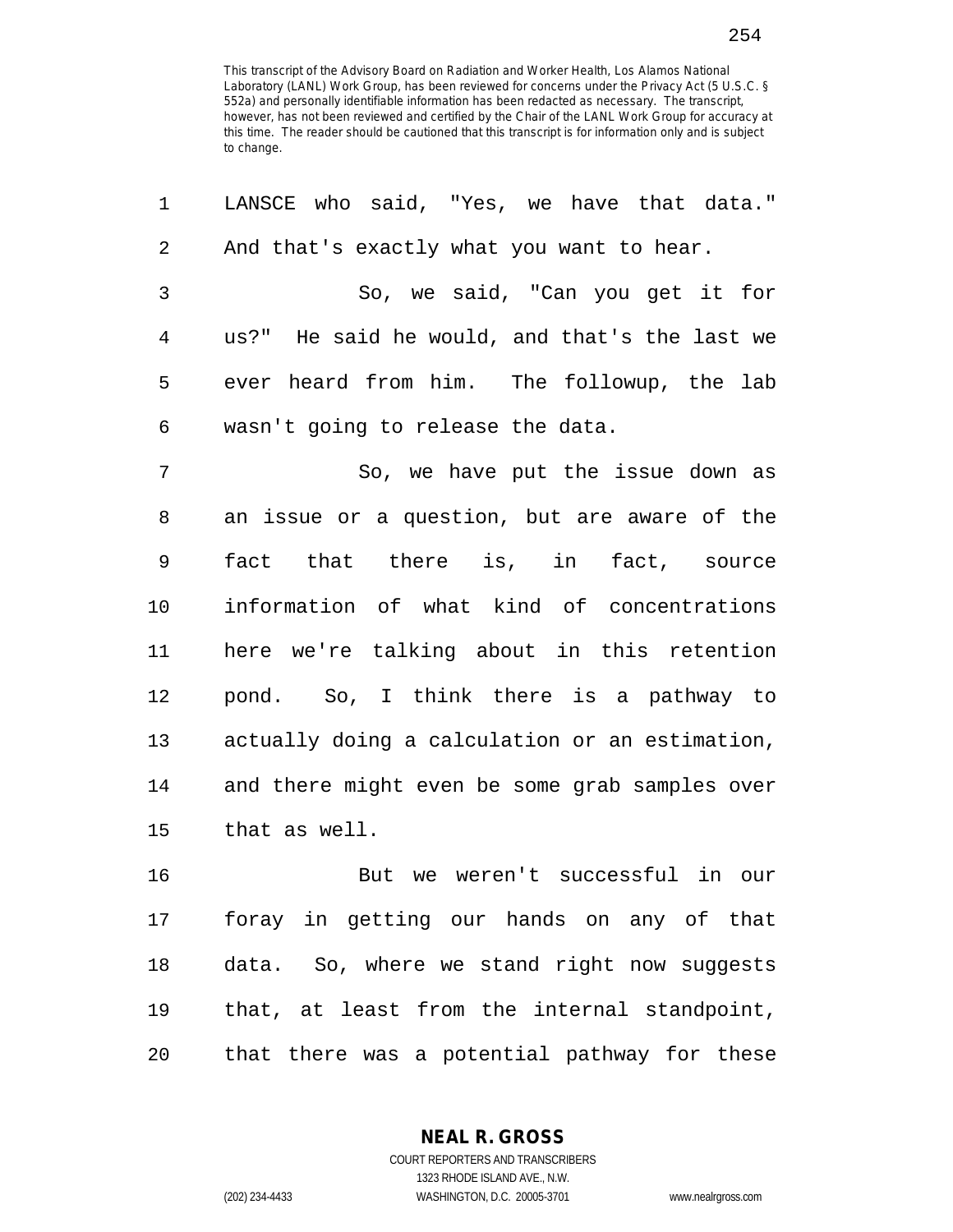This transcript of the Advisory Board on Radiation and Worker Health, Los Alamos National Laboratory (LANL) Work Group, has been reviewed for concerns under the Privacy Act (5 U.S.C. § 552a) and personally identifiable information has been redacted as necessary. The transcript, however, has not been reviewed and certified by the Chair of the LANL Work Group for accuracy at this time. The reader should be cautioned that this transcript is for information only and is subject to change.

LANSCE who said, "Yes, we have that data." And that's exactly what you want to hear.

So, we said, "Can you get it for us?" He said he would, and that's the last we ever heard from him. The followup, the lab wasn't going to release the data.

So, we have put the issue down as an issue or a question, but are aware of the fact that there is, in fact, source information of what kind of concentrations here we're talking about in this retention pond. So, I think there is a pathway to actually doing a calculation or an estimation, and there might even be some grab samples over that as well.

But we weren't successful in our foray in getting our hands on any of that data. So, where we stand right now suggests that, at least from the internal standpoint, that there was a potential pathway for these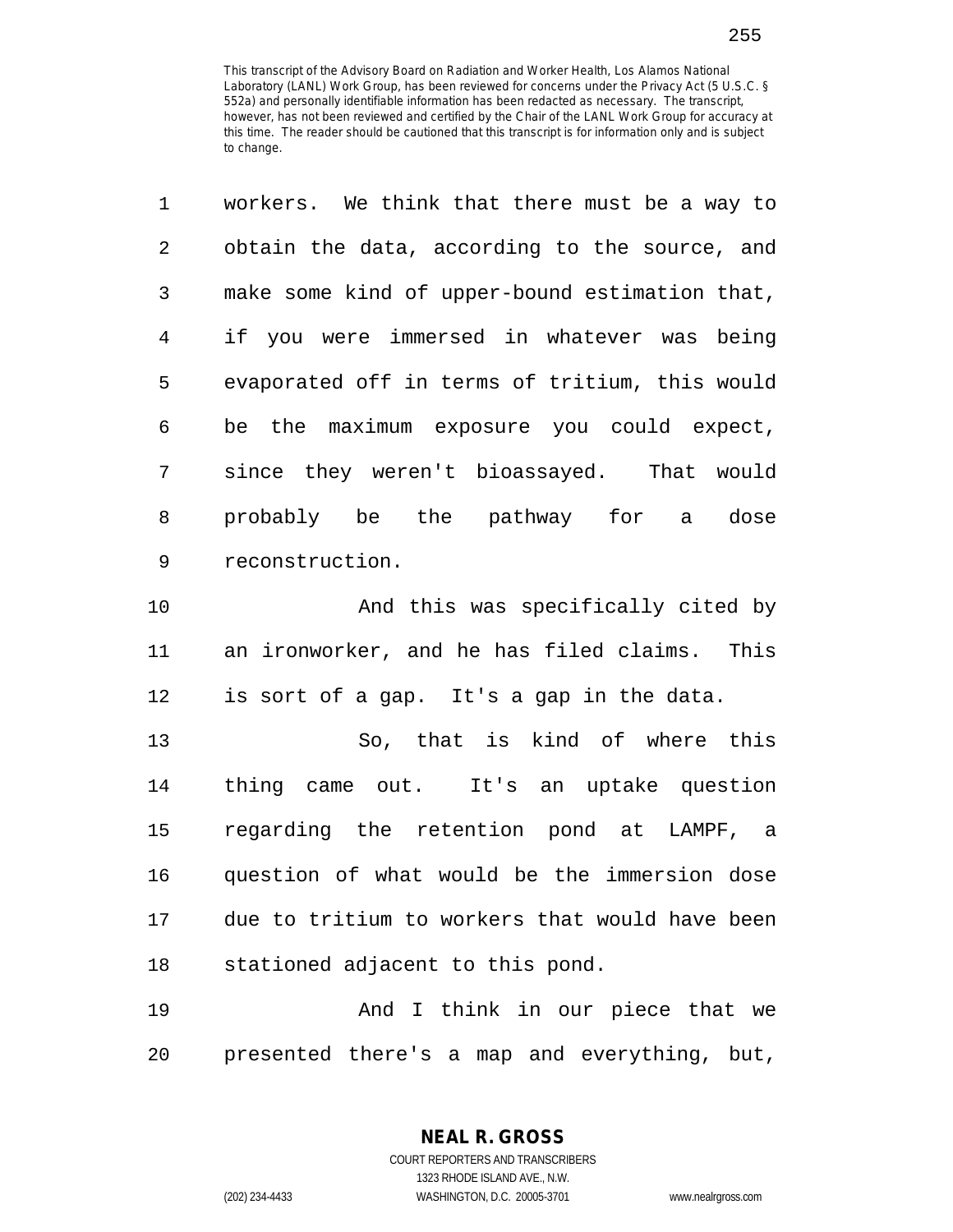This transcript of the Advisory Board on Radiation and Worker Health, Los Alamos National Laboratory (LANL) Work Group, has been reviewed for concerns under the Privacy Act (5 U.S.C. § 552a) and personally identifiable information has been redacted as necessary. The transcript, however, has not been reviewed and certified by the Chair of the LANL Work Group for accuracy at this time. The reader should be cautioned that this transcript is for information only and is subject to change.

1 workers. We think that there must be a way to
2 obtain the data, according to the source, and
3 make some kind of upper-bound estimation that,
4 if you were immersed in whatever was being
5 evaporated off in terms of tritium, this would
6 be the maximum exposure you could expect,
7 since they weren't bioassayed. That would
8 probably be the pathway for a dose
9 reconstruction.

10 And this was specifically cited by
11 an ironworker, and he has filed claims. This
12 is sort of a gap. It's a gap in the data.

13 So, that is kind of where this
14 thing came out. It's an uptake question
15 regarding the retention pond at LAMPF, a
16 question of what would be the immersion dose
17 due to tritium to workers that would have been
18 stationed adjacent to this pond.

19 And I think in our piece that we
20 presented there's a map and everything, but,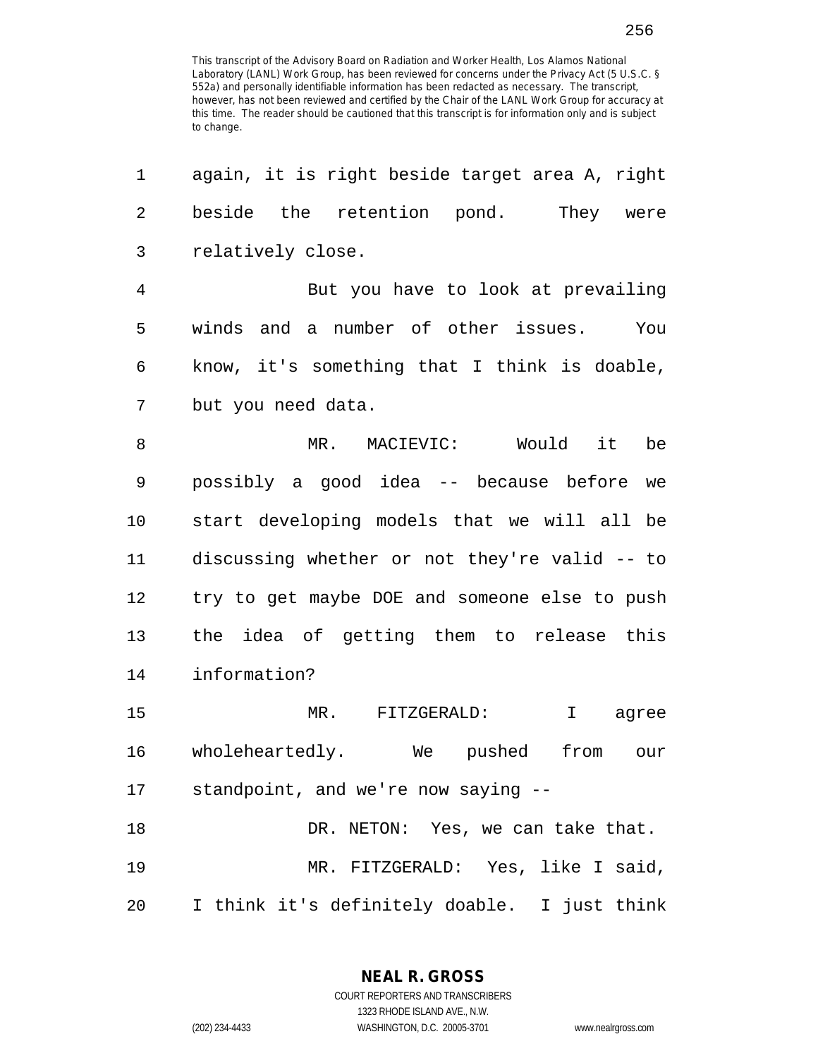This transcript of the Advisory Board on Radiation and Worker Health, Los Alamos National Laboratory (LANL) Work Group, has been reviewed for concerns under the Privacy Act (5 U.S.C. § 552a) and personally identifiable information has been redacted as necessary. The transcript, however, has not been reviewed and certified by the Chair of the LANL Work Group for accuracy at this time. The reader should be cautioned that this transcript is for information only and is subject to change.

1 again, it is right beside target area A, right
2 beside the retention pond. They were
3 relatively close.
4 But you have to look at prevailing
5 winds and a number of other issues. You
6 know, it's something that I think is doable,
7 but you need data.
8 MR. MACIEVIC: Would it be
9 possibly a good idea -- because before we
10 start developing models that we will all be
11 discussing whether or not they're valid -- to
12 try to get maybe DOE and someone else to push
13 the idea of getting them to release this
14 information?
15 MR. FITZGERALD: I agree
16 wholeheartedly. We pushed from our
17 standpoint, and we're now saying --
18 DR. NETON: Yes, we can take that.
19 MR. FITZGERALD: Yes, like I said,
20 I think it's definitely doable. I just think

NEAL R. GROSS
COURT REPORTERS AND TRANSCRIBERS
1323 RHODE ISLAND AVE., N.W.
(202) 234-4433 WASHINGTON, D.C. 20005-3701 www.nealrgross.com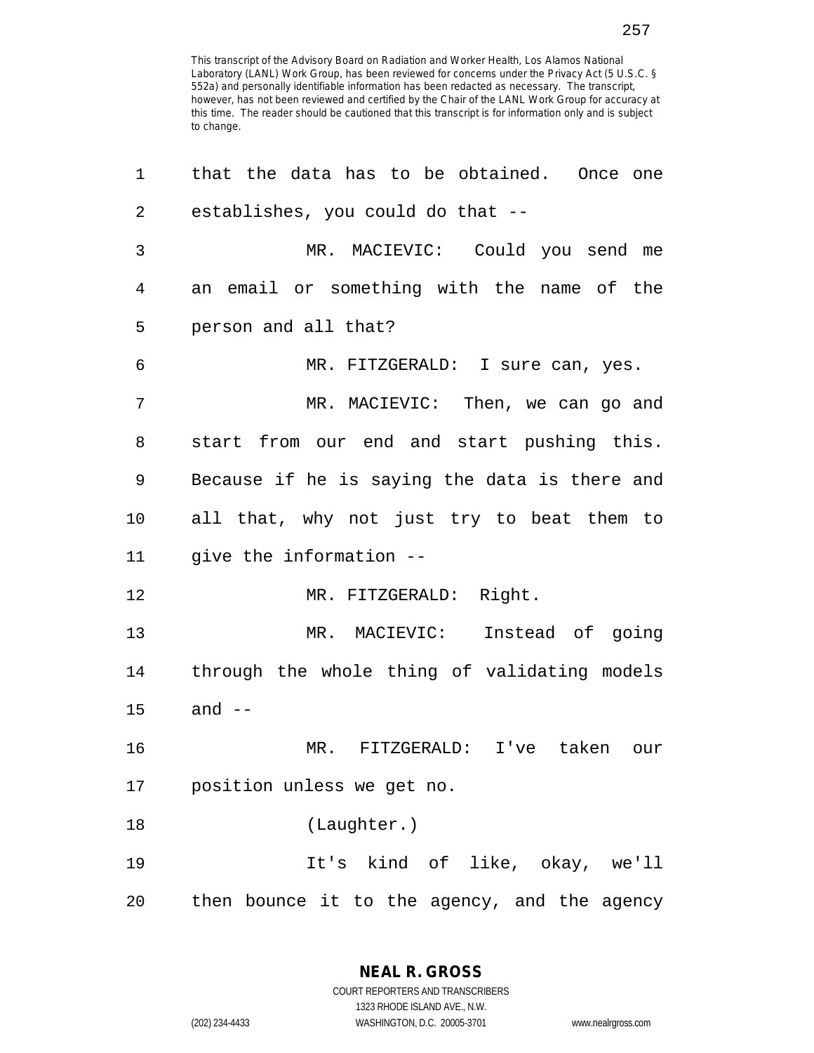This transcript of the Advisory Board on Radiation and Worker Health, Los Alamos National Laboratory (LANL) Work Group, has been reviewed for concerns under the Privacy Act (5 U.S.C. § 552a) and personally identifiable information has been redacted as necessary. The transcript, however, has not been reviewed and certified by the Chair of the LANL Work Group for accuracy at this time. The reader should be cautioned that this transcript is for information only and is subject to change.

that the data has to be obtained. Once one establishes, you could do that --

MR. MACIEVIC: Could you send me an email or something with the name of the person and all that?

MR. FITZGERALD: I sure can, yes.

MR. MACIEVIC: Then, we can go and start from our end and start pushing this. Because if he is saying the data is there and all that, why not just try to beat them to give the information --

MR. FITZGERALD: Right.

MR. MACIEVIC: Instead of going through the whole thing of validating models and --

MR. FITZGERALD: I've taken our position unless we get no.

(Laughter.)

It's kind of like, okay, we'll then bounce it to the agency, and the agency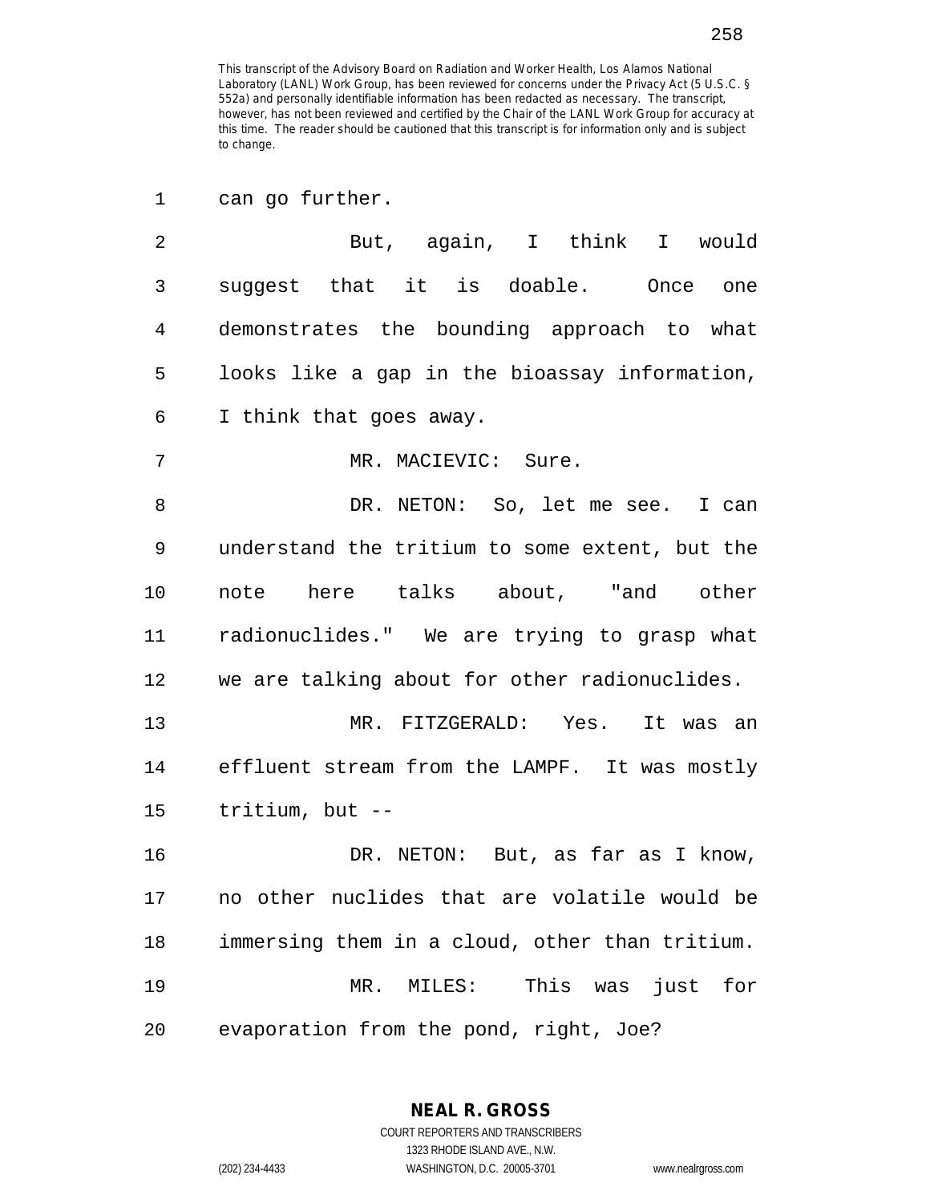This transcript of the Advisory Board on Radiation and Worker Health, Los Alamos National Laboratory (LANL) Work Group, has been reviewed for concerns under the Privacy Act (5 U.S.C. § 552a) and personally identifiable information has been redacted as necessary. The transcript, however, has not been reviewed and certified by the Chair of the LANL Work Group for accuracy at this time. The reader should be cautioned that this transcript is for information only and is subject to change.

1 can go further.

2 But, again, I think I would
3 suggest that it is doable. Once one
4 demonstrates the bounding approach to what
5 looks like a gap in the bioassay information,
6 I think that goes away.

7 MR. MACIEVIC: Sure.

8 DR. NETON: So, let me see. I can
9 understand the tritium to some extent, but the
10 note here talks about, "and other
11 radionuclides." We are trying to grasp what
12 we are talking about for other radionuclides.

13 MR. FITZGERALD: Yes. It was an
14 effluent stream from the LAMPF. It was mostly
15 tritium, but --

16 DR. NETON: But, as far as I know,
17 no other nuclides that are volatile would be
18 immersing them in a cloud, other than tritium.

19 MR. MILES: This was just for
20 evaporation from the pond, right, Joe?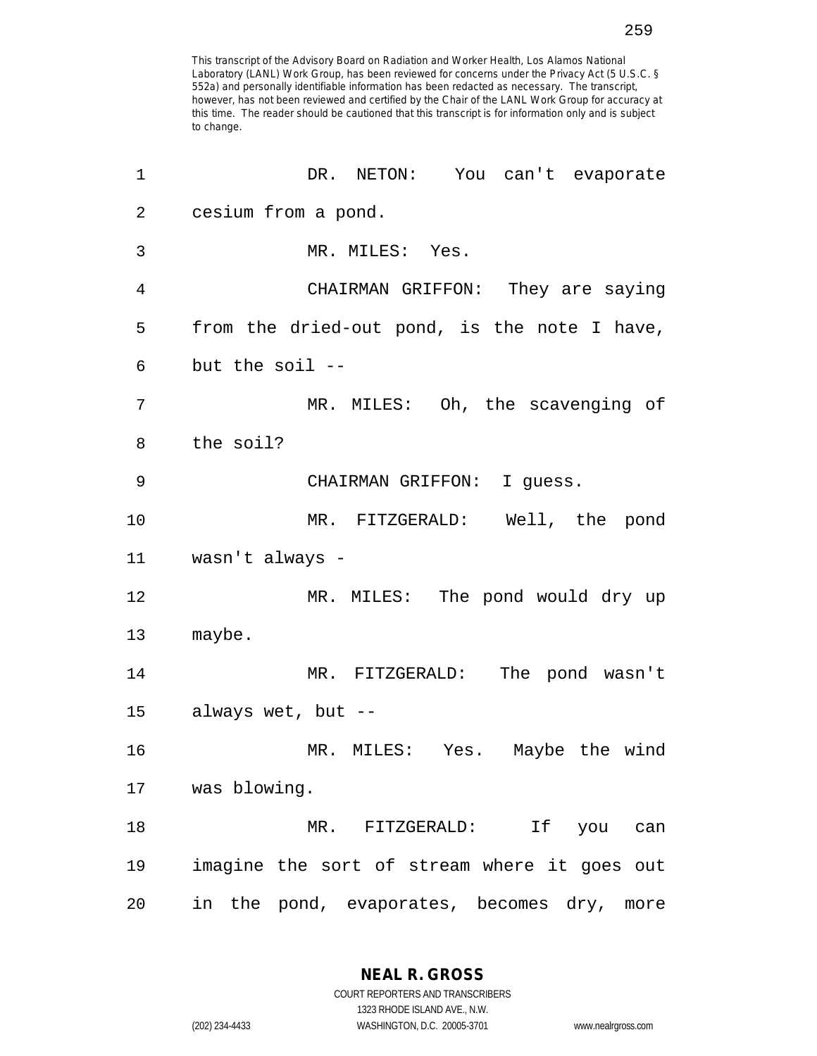This transcript of the Advisory Board on Radiation and Worker Health, Los Alamos National Laboratory (LANL) Work Group, has been reviewed for concerns under the Privacy Act (5 U.S.C. § 552a) and personally identifiable information has been redacted as necessary. The transcript, however, has not been reviewed and certified by the Chair of the LANL Work Group for accuracy at this time. The reader should be cautioned that this transcript is for information only and is subject to change.

1 DR. NETON: You can't evaporate
2 cesium from a pond.
3 MR. MILES: Yes.
4 CHAIRMAN GRIFFON: They are saying
5 from the dried-out pond, is the note I have,
6 but the soil --
7 MR. MILES: Oh, the scavenging of
8 the soil?
9 CHAIRMAN GRIFFON: I guess.
10 MR. FITZGERALD: Well, the pond
11 wasn't always -
12 MR. MILES: The pond would dry up
13 maybe.
14 MR. FITZGERALD: The pond wasn't
15 always wet, but --
16 MR. MILES: Yes. Maybe the wind
17 was blowing.
18 MR. FITZGERALD: If you can
19 imagine the sort of stream where it goes out
20 in the pond, evaporates, becomes dry, more

**NEAL R. GROSS**
COURT REPORTERS AND TRANSCRIBERS
1323 RHODE ISLAND AVE., N.W.
(202) 234-4433 WASHINGTON, D.C. 20005-3701 www.nealrgross.com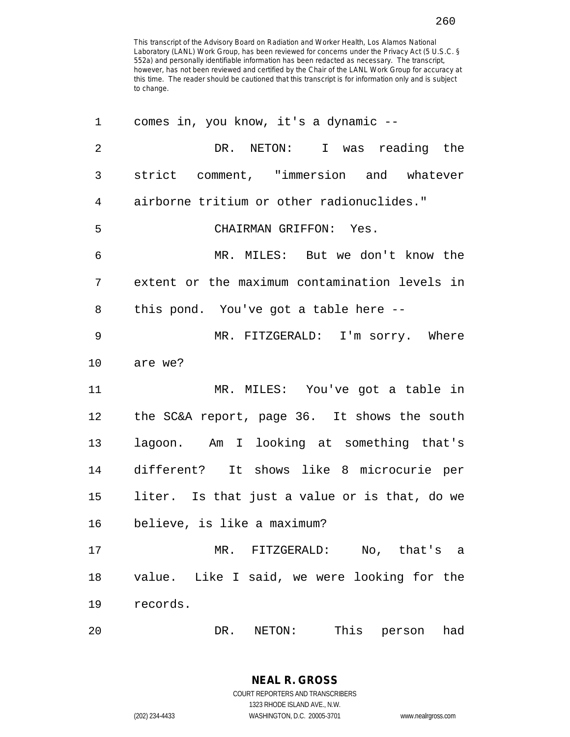This transcript of the Advisory Board on Radiation and Worker Health, Los Alamos National Laboratory (LANL) Work Group, has been reviewed for concerns under the Privacy Act (5 U.S.C. § 552a) and personally identifiable information has been redacted as necessary. The transcript, however, has not been reviewed and certified by the Chair of the LANL Work Group for accuracy at this time. The reader should be cautioned that this transcript is for information only and is subject to change.

comes in, you know, it's a dynamic --

DR. NETON: I was reading the strict comment, "immersion and whatever airborne tritium or other radionuclides."

CHAIRMAN GRIFFON: Yes.

MR. MILES: But we don't know the extent or the maximum contamination levels in this pond. You've got a table here --

MR. FITZGERALD: I'm sorry. Where are we?

MR. MILES: You've got a table in the SC&A report, page 36. It shows the south lagoon. Am I looking at something that's different? It shows like 8 microcurie per liter. Is that just a value or is that, do we believe, is like a maximum?

MR. FITZGERALD: No, that's a value. Like I said, we were looking for the records.

DR. NETON: This person had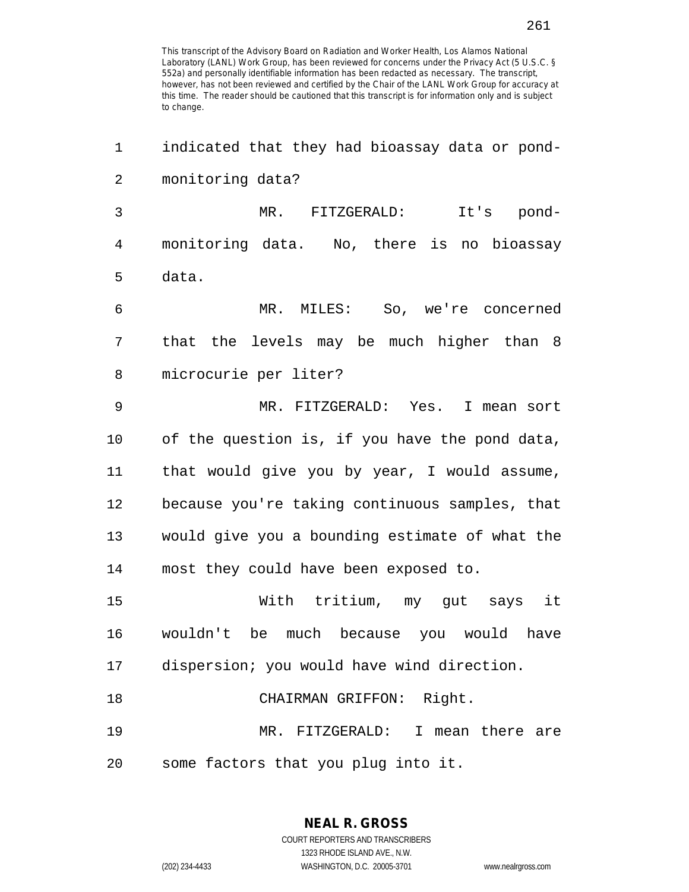This transcript of the Advisory Board on Radiation and Worker Health, Los Alamos National Laboratory (LANL) Work Group, has been reviewed for concerns under the Privacy Act (5 U.S.C. § 552a) and personally identifiable information has been redacted as necessary. The transcript, however, has not been reviewed and certified by the Chair of the LANL Work Group for accuracy at this time. The reader should be cautioned that this transcript is for information only and is subject to change.

indicated that they had bioassay data or pond-monitoring data?

MR. FITZGERALD: It's pond-monitoring data. No, there is no bioassay data.

MR. MILES: So, we're concerned that the levels may be much higher than 8 microcurie per liter?

MR. FITZGERALD: Yes. I mean sort of the question is, if you have the pond data, that would give you by year, I would assume, because you're taking continuous samples, that would give you a bounding estimate of what the most they could have been exposed to.

With tritium, my gut says it wouldn't be much because you would have dispersion; you would have wind direction.

CHAIRMAN GRIFFON: Right.

MR. FITZGERALD: I mean there are some factors that you plug into it.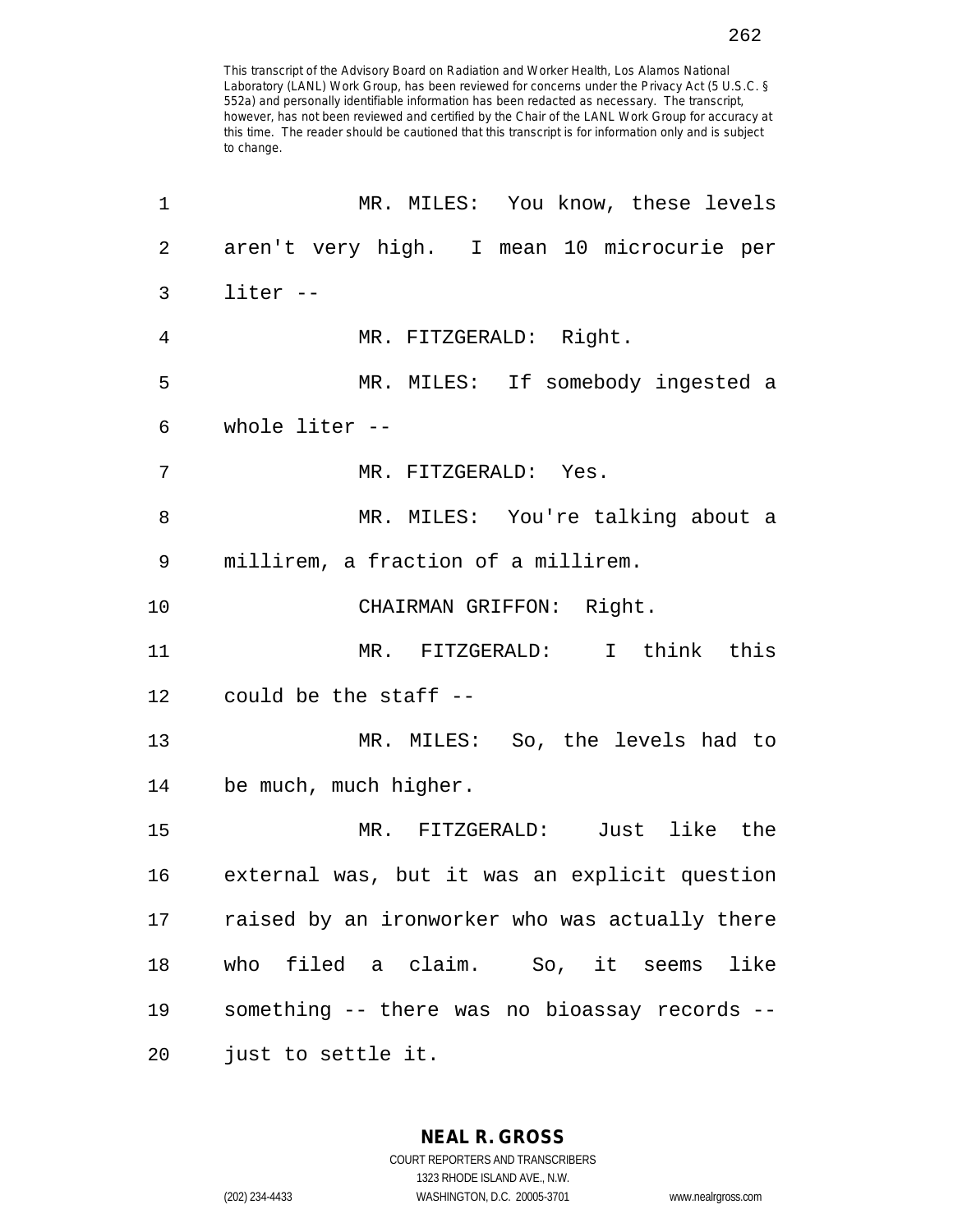This transcript of the Advisory Board on Radiation and Worker Health, Los Alamos National Laboratory (LANL) Work Group, has been reviewed for concerns under the Privacy Act (5 U.S.C. § 552a) and personally identifiable information has been redacted as necessary. The transcript, however, has not been reviewed and certified by the Chair of the LANL Work Group for accuracy at this time. The reader should be cautioned that this transcript is for information only and is subject to change.

1 MR. MILES: You know, these levels
2 aren't very high. I mean 10 microcurie per
3 liter --
4 MR. FITZGERALD: Right.
5 MR. MILES: If somebody ingested a
6 whole liter --
7 MR. FITZGERALD: Yes.
8 MR. MILES: You're talking about a
9 millirem, a fraction of a millirem.
10 CHAIRMAN GRIFFON: Right.
11 MR. FITZGERALD: I think this
12 could be the staff --
13 MR. MILES: So, the levels had to
14 be much, much higher.
15 MR. FITZGERALD: Just like the
16 external was, but it was an explicit question
17 raised by an ironworker who was actually there
18 who filed a claim. So, it seems like
19 something -- there was no bioassay records --
20 just to settle it.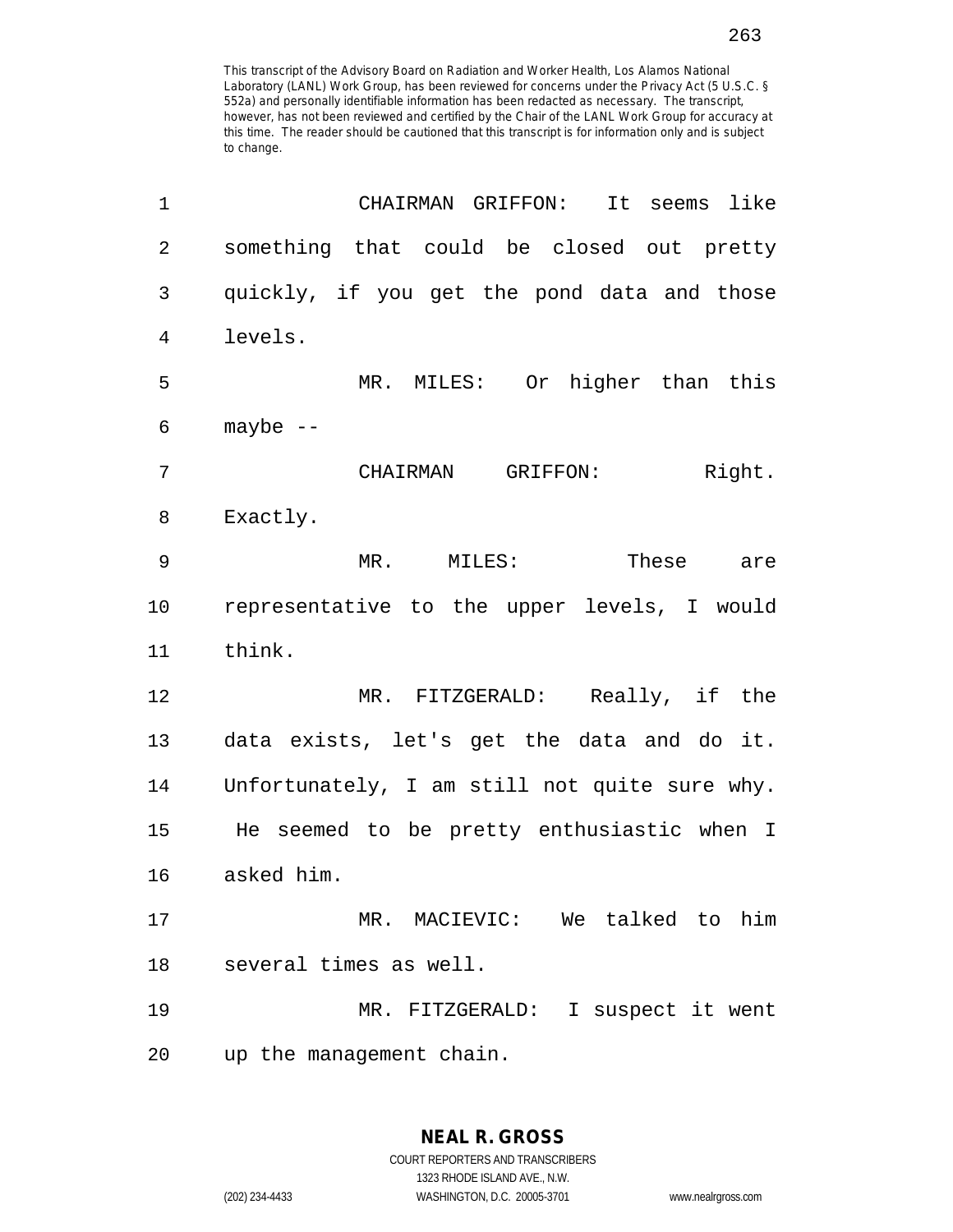This transcript of the Advisory Board on Radiation and Worker Health, Los Alamos National Laboratory (LANL) Work Group, has been reviewed for concerns under the Privacy Act (5 U.S.C. § 552a) and personally identifiable information has been redacted as necessary. The transcript, however, has not been reviewed and certified by the Chair of the LANL Work Group for accuracy at this time. The reader should be cautioned that this transcript is for information only and is subject to change.

CHAIRMAN GRIFFON: It seems like something that could be closed out pretty quickly, if you get the pond data and those levels.

MR. MILES: Or higher than this maybe --

CHAIRMAN GRIFFON: Right. Exactly.

MR. MILES: These are representative to the upper levels, I would think.

MR. FITZGERALD: Really, if the data exists, let's get the data and do it. Unfortunately, I am still not quite sure why. He seemed to be pretty enthusiastic when I asked him.

MR. MACIEVIC: We talked to him several times as well.

MR. FITZGERALD: I suspect it went up the management chain.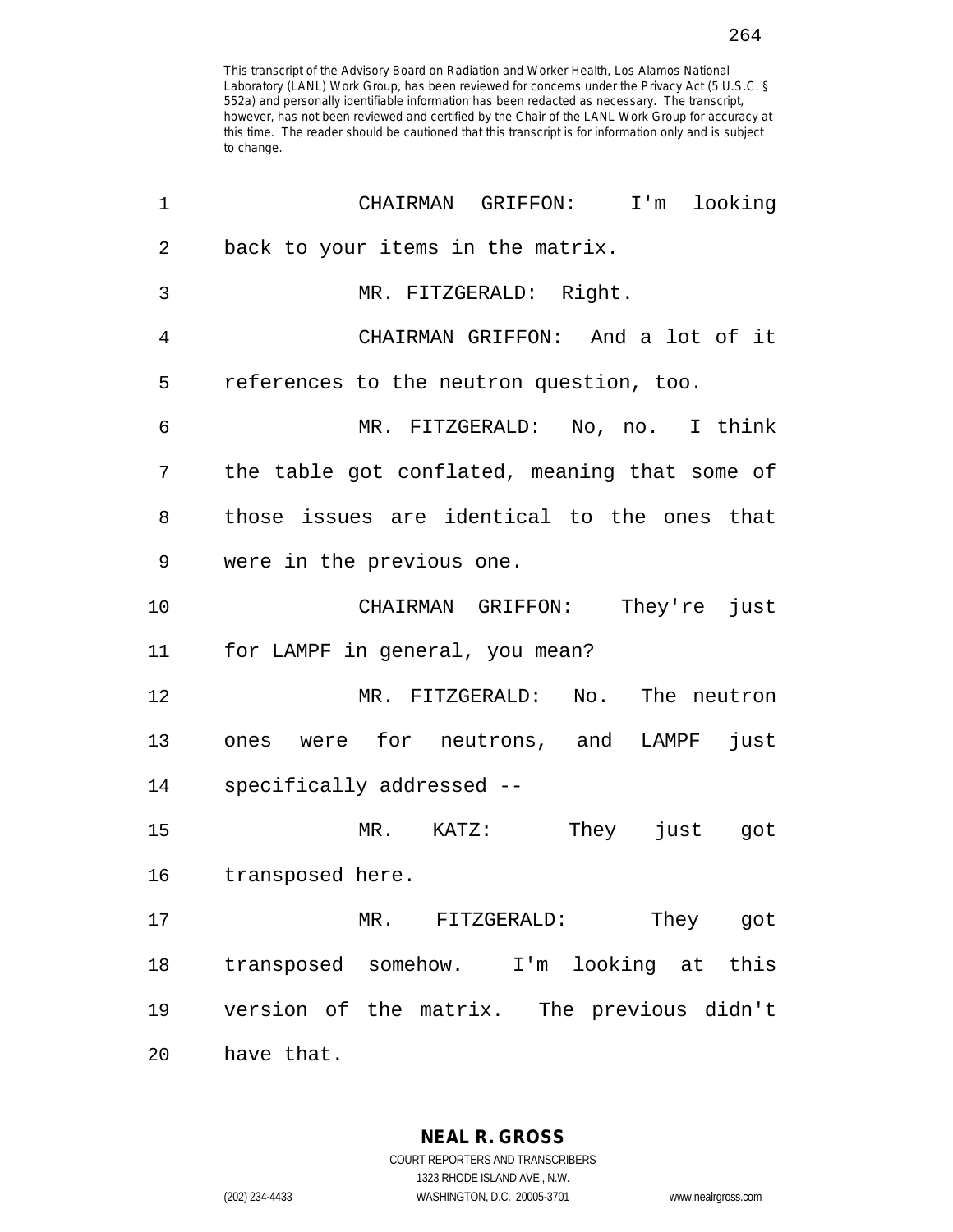This transcript of the Advisory Board on Radiation and Worker Health, Los Alamos National Laboratory (LANL) Work Group, has been reviewed for concerns under the Privacy Act (5 U.S.C. § 552a) and personally identifiable information has been redacted as necessary. The transcript, however, has not been reviewed and certified by the Chair of the LANL Work Group for accuracy at this time. The reader should be cautioned that this transcript is for information only and is subject to change.

1 CHAIRMAN GRIFFON: I'm looking
2 back to your items in the matrix.
3 MR. FITZGERALD: Right.
4 CHAIRMAN GRIFFON: And a lot of it
5 references to the neutron question, too.
6 MR. FITZGERALD: No, no. I think
7 the table got conflated, meaning that some of
8 those issues are identical to the ones that
9 were in the previous one.
10 CHAIRMAN GRIFFON: They're just
11 for LAMPF in general, you mean?
12 MR. FITZGERALD: No. The neutron
13 ones were for neutrons, and LAMPF just
14 specifically addressed --
15 MR. KATZ: They just got
16 transposed here.
17 MR. FITZGERALD: They got
18 transposed somehow. I'm looking at this
19 version of the matrix. The previous didn't
20 have that.

NEAL R. GROSS
COURT REPORTERS AND TRANSCRIBERS
1323 RHODE ISLAND AVE., N.W.
(202) 234-4433 WASHINGTON, D.C. 20005-3701 www.nealrgross.com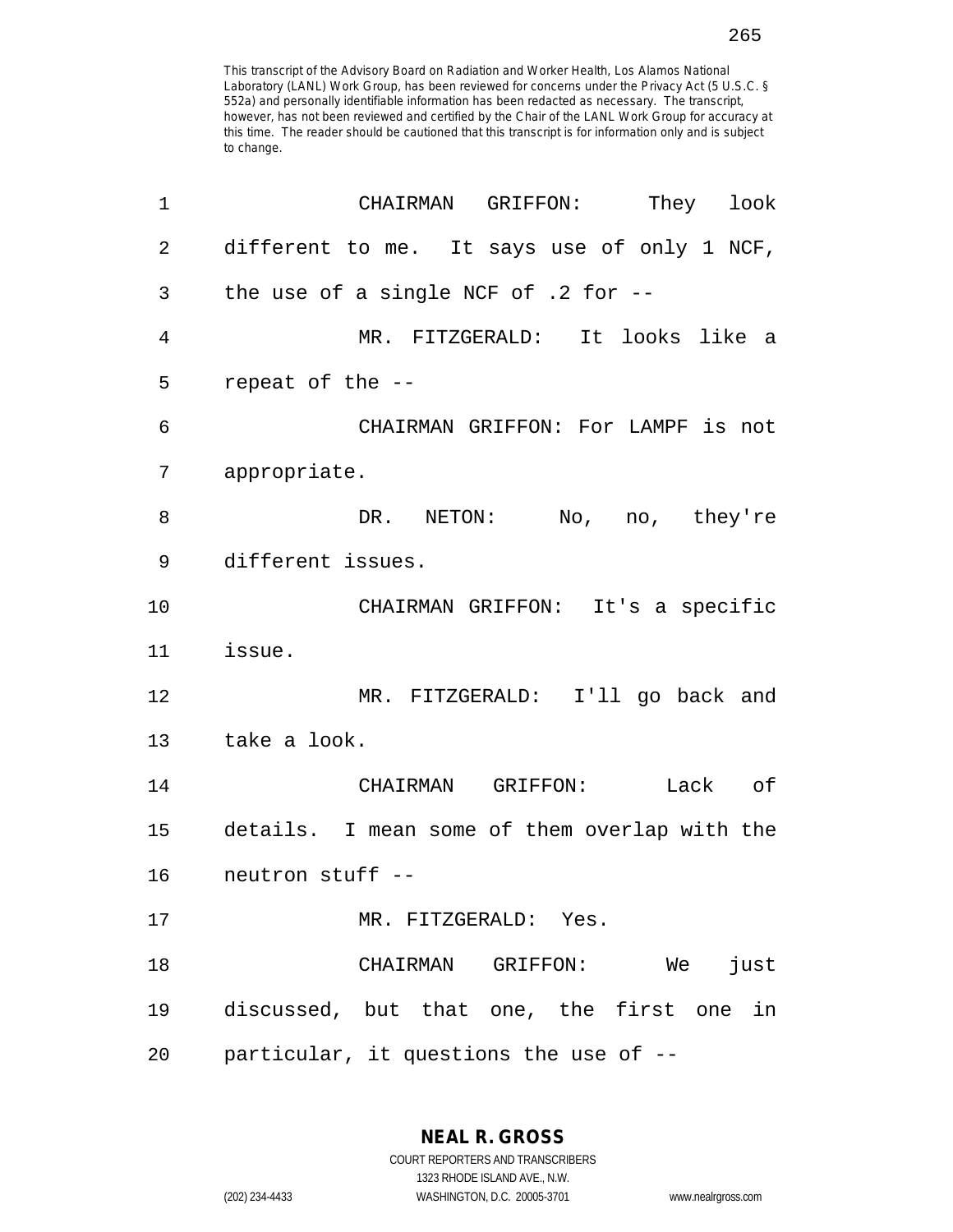This transcript of the Advisory Board on Radiation and Worker Health, Los Alamos National Laboratory (LANL) Work Group, has been reviewed for concerns under the Privacy Act (5 U.S.C. § 552a) and personally identifiable information has been redacted as necessary. The transcript, however, has not been reviewed and certified by the Chair of the LANL Work Group for accuracy at this time. The reader should be cautioned that this transcript is for information only and is subject to change.

1 CHAIRMAN GRIFFON: They look
2 different to me. It says use of only 1 NCF,
3 the use of a single NCF of .2 for --
4 MR. FITZGERALD: It looks like a
5 repeat of the --
6 CHAIRMAN GRIFFON: For LAMPF is not
7 appropriate.
8 DR. NETON: No, no, they're
9 different issues.
10 CHAIRMAN GRIFFON: It's a specific
11 issue.
12 MR. FITZGERALD: I'll go back and
13 take a look.
14 CHAIRMAN GRIFFON: Lack of
15 details. I mean some of them overlap with the
16 neutron stuff --
17 MR. FITZGERALD: Yes.
18 CHAIRMAN GRIFFON: We just
19 discussed, but that one, the first one in
20 particular, it questions the use of --

**NEAL R. GROSS**
COURT REPORTERS AND TRANSCRIBERS
1323 RHODE ISLAND AVE., N.W.
(202) 234-4433 WASHINGTON, D.C. 20005-3701 www.nealrgross.com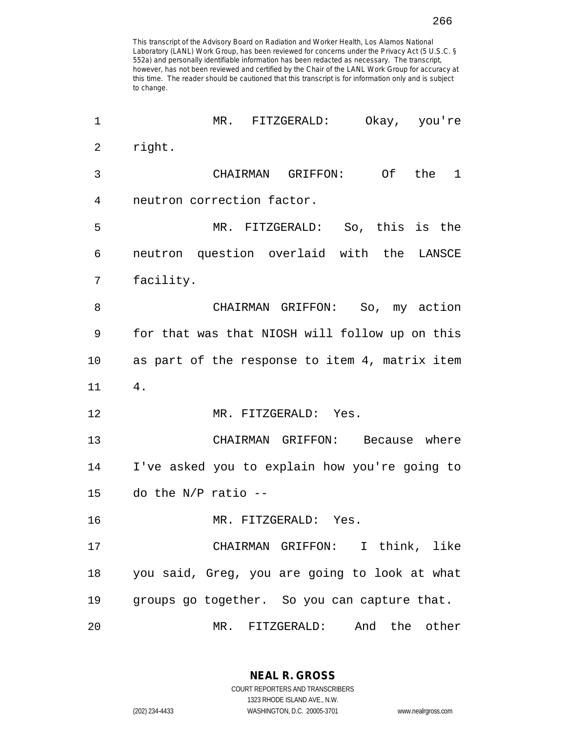This transcript of the Advisory Board on Radiation and Worker Health, Los Alamos National Laboratory (LANL) Work Group, has been reviewed for concerns under the Privacy Act (5 U.S.C. § 552a) and personally identifiable information has been redacted as necessary. The transcript, however, has not been reviewed and certified by the Chair of the LANL Work Group for accuracy at this time. The reader should be cautioned that this transcript is for information only and is subject to change.

1 MR. FITZGERALD: Okay, you're
2 right.
3 CHAIRMAN GRIFFON: Of the 1
4 neutron correction factor.
5 MR. FITZGERALD: So, this is the
6 neutron question overlaid with the LANSCE
7 facility.
8 CHAIRMAN GRIFFON: So, my action
9 for that was that NIOSH will follow up on this
10 as part of the response to item 4, matrix item
11 4.
12 MR. FITZGERALD: Yes.
13 CHAIRMAN GRIFFON: Because where
14 I've asked you to explain how you're going to
15 do the N/P ratio --
16 MR. FITZGERALD: Yes.
17 CHAIRMAN GRIFFON: I think, like
18 you said, Greg, you are going to look at what
19 groups go together. So you can capture that.
20 MR. FITZGERALD: And the other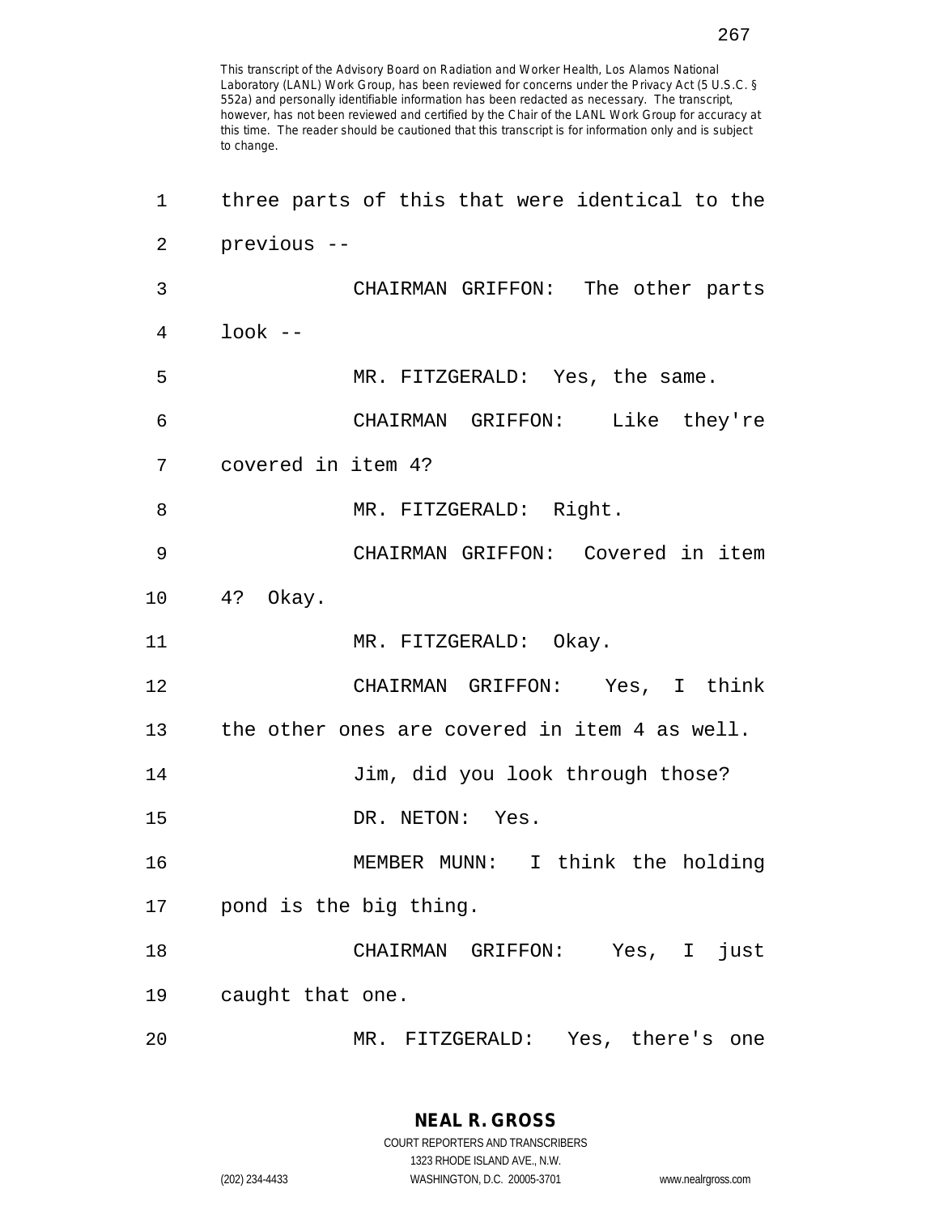This transcript of the Advisory Board on Radiation and Worker Health, Los Alamos National Laboratory (LANL) Work Group, has been reviewed for concerns under the Privacy Act (5 U.S.C. § 552a) and personally identifiable information has been redacted as necessary. The transcript, however, has not been reviewed and certified by the Chair of the LANL Work Group for accuracy at this time. The reader should be cautioned that this transcript is for information only and is subject to change.

1 three parts of this that were identical to the
2 previous --
3 CHAIRMAN GRIFFON: The other parts
4 look --
5 MR. FITZGERALD: Yes, the same.
6 CHAIRMAN GRIFFON: Like they're
7 covered in item 4?
8 MR. FITZGERALD: Right.
9 CHAIRMAN GRIFFON: Covered in item
10 4? Okay.
11 MR. FITZGERALD: Okay.
12 CHAIRMAN GRIFFON: Yes, I think
13 the other ones are covered in item 4 as well.
14 Jim, did you look through those?
15 DR. NETON: Yes.
16 MEMBER MUNN: I think the holding
17 pond is the big thing.
18 CHAIRMAN GRIFFON: Yes, I just
19 caught that one.
20 MR. FITZGERALD: Yes, there's one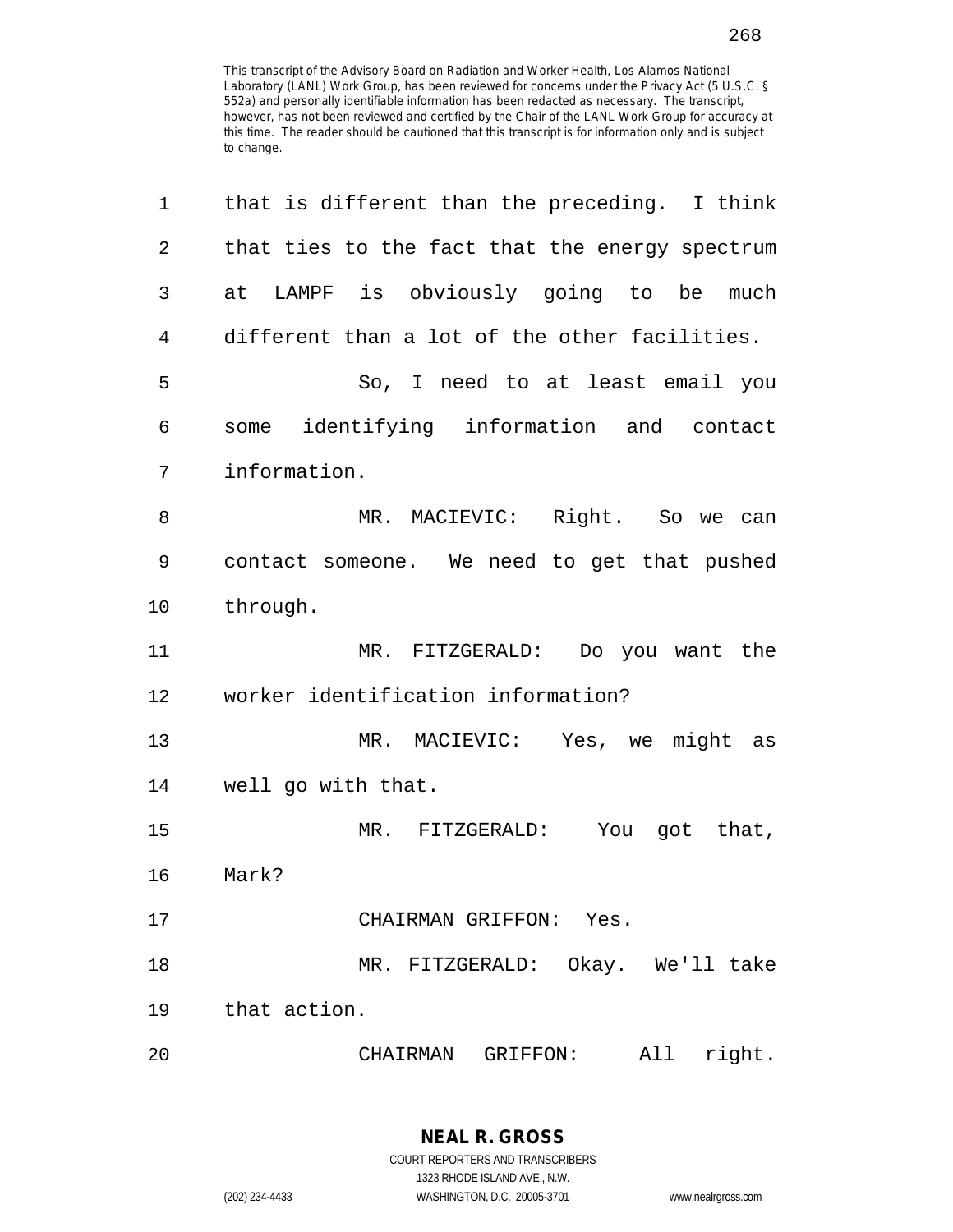This transcript of the Advisory Board on Radiation and Worker Health, Los Alamos National Laboratory (LANL) Work Group, has been reviewed for concerns under the Privacy Act (5 U.S.C. § 552a) and personally identifiable information has been redacted as necessary. The transcript, however, has not been reviewed and certified by the Chair of the LANL Work Group for accuracy at this time. The reader should be cautioned that this transcript is for information only and is subject to change.

that is different than the preceding. I think that ties to the fact that the energy spectrum at LAMPF is obviously going to be much different than a lot of the other facilities.

So, I need to at least email you some identifying information and contact information.

MR. MACIEVIC: Right. So we can contact someone. We need to get that pushed through.

MR. FITZGERALD: Do you want the worker identification information?

MR. MACIEVIC: Yes, we might as well go with that.

MR. FITZGERALD: You got that, Mark?

CHAIRMAN GRIFFON: Yes.

MR. FITZGERALD: Okay. We'll take that action.

CHAIRMAN GRIFFON: All right.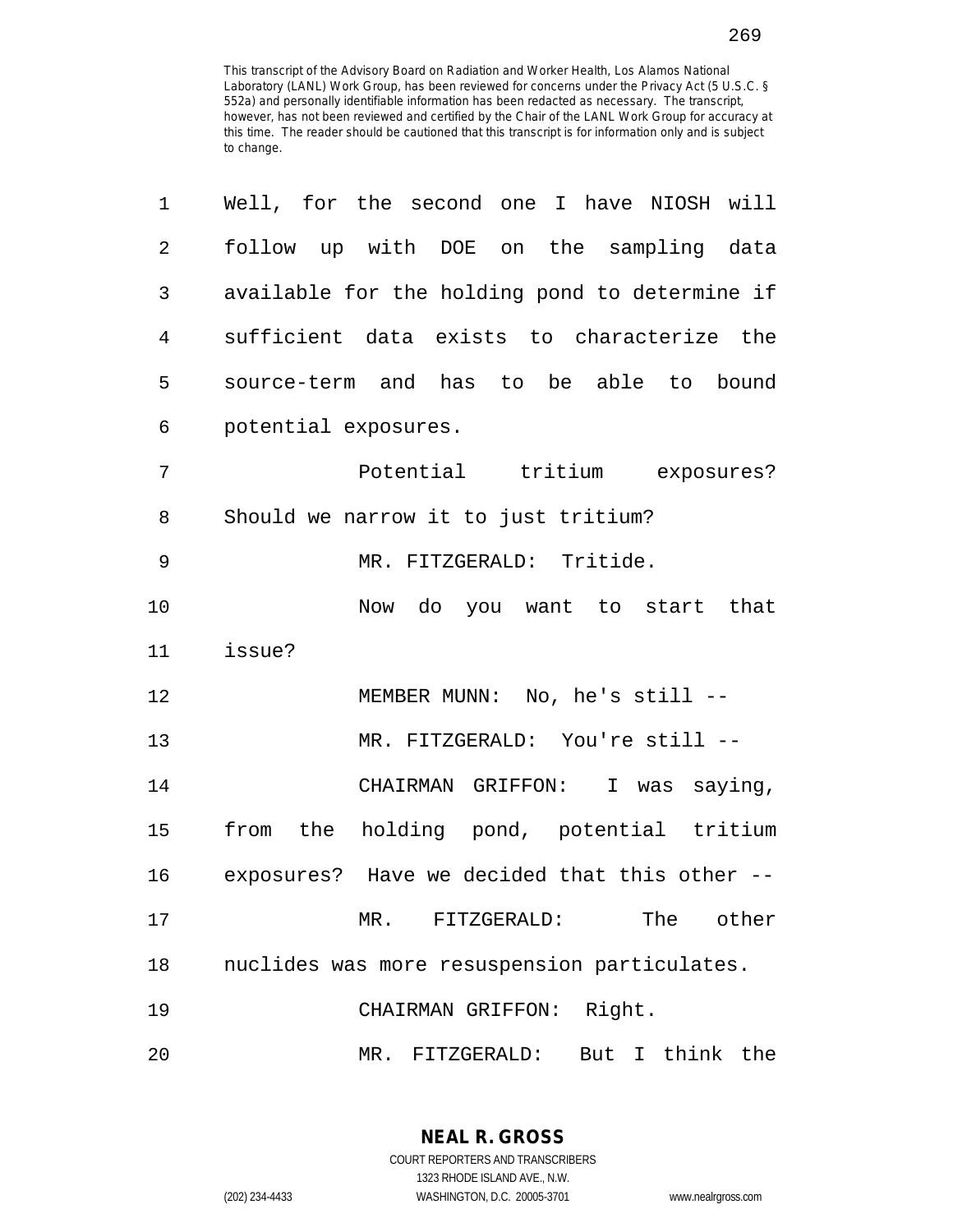This transcript of the Advisory Board on Radiation and Worker Health, Los Alamos National Laboratory (LANL) Work Group, has been reviewed for concerns under the Privacy Act (5 U.S.C. § 552a) and personally identifiable information has been redacted as necessary. The transcript, however, has not been reviewed and certified by the Chair of the LANL Work Group for accuracy at this time. The reader should be cautioned that this transcript is for information only and is subject to change.

1 Well, for the second one I have NIOSH will
2 follow up with DOE on the sampling data
3 available for the holding pond to determine if
4 sufficient data exists to characterize the
5 source-term and has to be able to bound
6 potential exposures.
7 Potential tritium exposures?
8 Should we narrow it to just tritium?
9 MR. FITZGERALD: Tritide.
10 Now do you want to start that
11 issue?
12 MEMBER MUNN: No, he's still --
13 MR. FITZGERALD: You're still --
14 CHAIRMAN GRIFFON: I was saying,
15 from the holding pond, potential tritium
16 exposures? Have we decided that this other --
17 MR. FITZGERALD: The other
18 nuclides was more resuspension particulates.
19 CHAIRMAN GRIFFON: Right.
20 MR. FITZGERALD: But I think the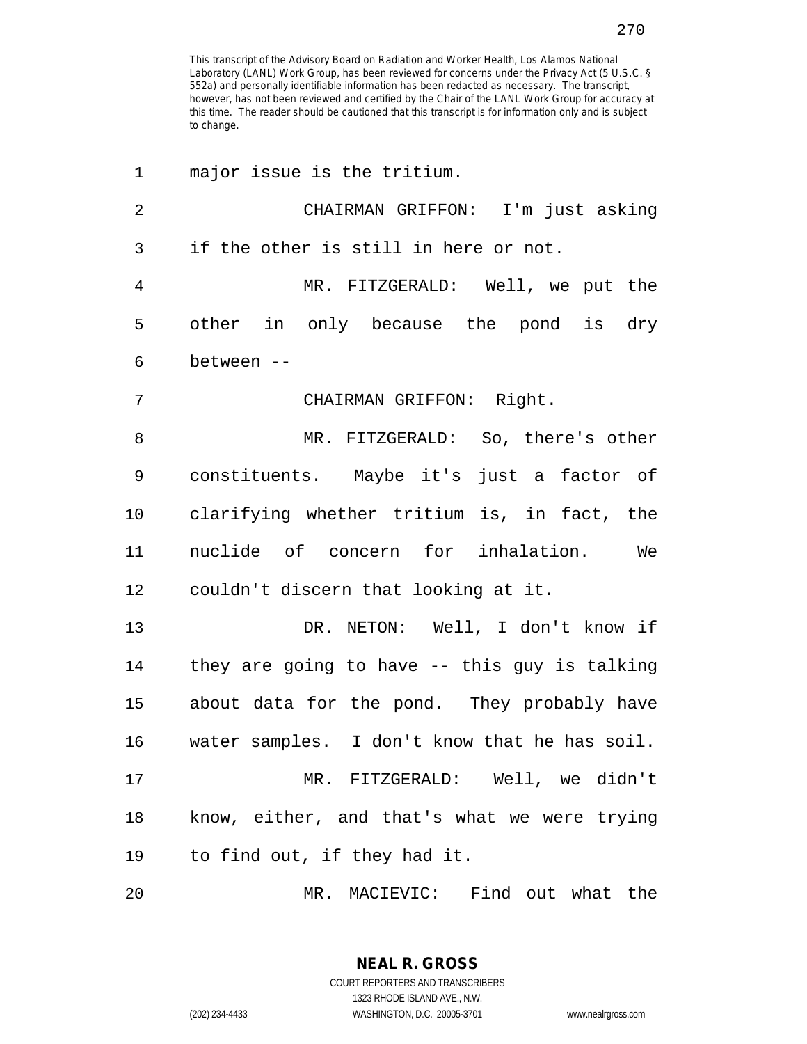This transcript of the Advisory Board on Radiation and Worker Health, Los Alamos National Laboratory (LANL) Work Group, has been reviewed for concerns under the Privacy Act (5 U.S.C. § 552a) and personally identifiable information has been redacted as necessary. The transcript, however, has not been reviewed and certified by the Chair of the LANL Work Group for accuracy at this time. The reader should be cautioned that this transcript is for information only and is subject to change.

1 major issue is the tritium.

2 CHAIRMAN GRIFFON: I'm just asking

3 if the other is still in here or not.

4 MR. FITZGERALD: Well, we put the

5 other in only because the pond is dry

6 between --

7 CHAIRMAN GRIFFON: Right.

8 MR. FITZGERALD: So, there's other

9 constituents. Maybe it's just a factor of

10 clarifying whether tritium is, in fact, the

11 nuclide of concern for inhalation. We

12 couldn't discern that looking at it.

13 DR. NETON: Well, I don't know if

14 they are going to have -- this guy is talking

15 about data for the pond. They probably have

16 water samples. I don't know that he has soil.

17 MR. FITZGERALD: Well, we didn't

18 know, either, and that's what we were trying

19 to find out, if they had it.

20 MR. MACIEVIC: Find out what the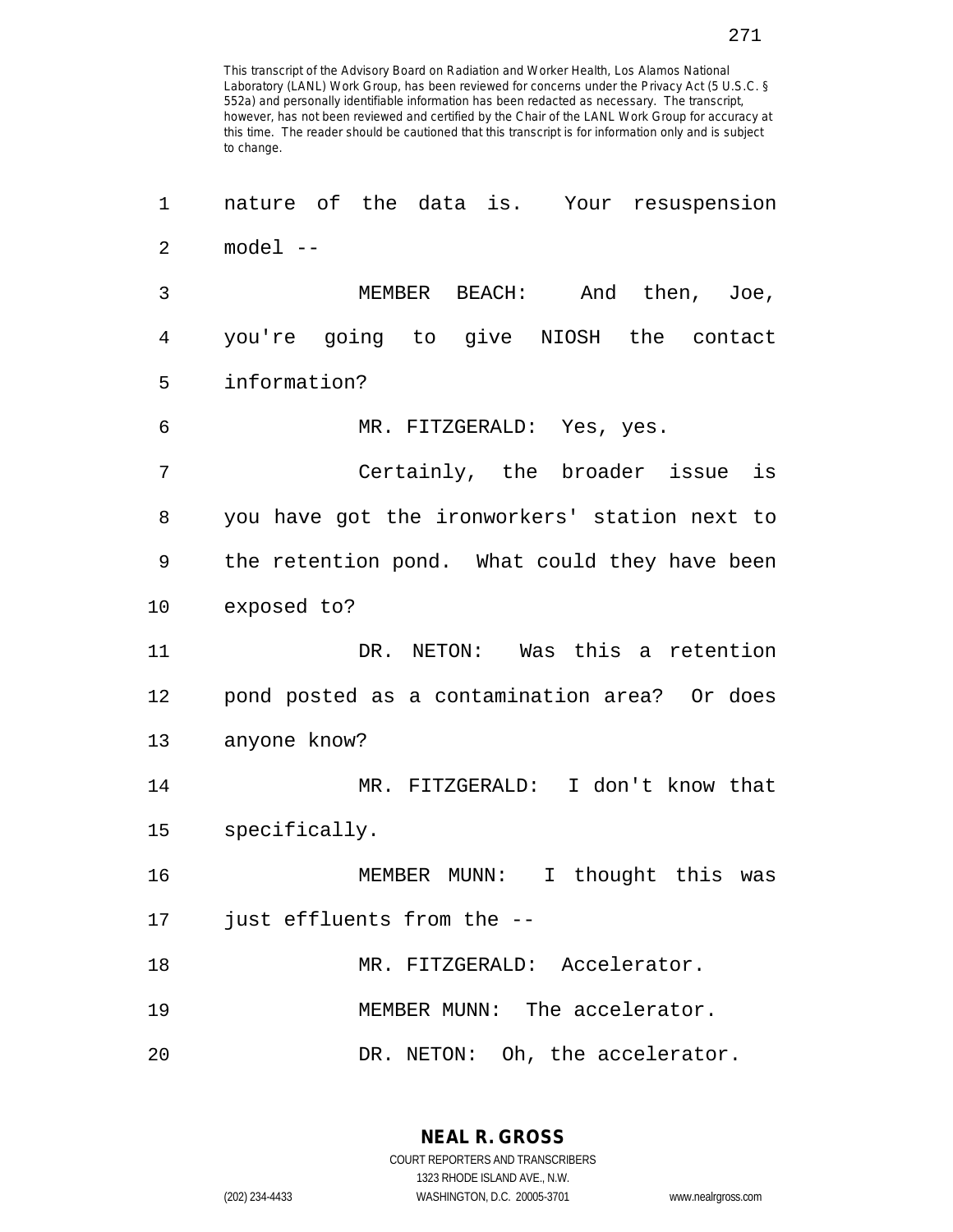This transcript of the Advisory Board on Radiation and Worker Health, Los Alamos National Laboratory (LANL) Work Group, has been reviewed for concerns under the Privacy Act (5 U.S.C. § 552a) and personally identifiable information has been redacted as necessary. The transcript, however, has not been reviewed and certified by the Chair of the LANL Work Group for accuracy at this time. The reader should be cautioned that this transcript is for information only and is subject to change.

1 nature of the data is. Your resuspension
2 model --
3 MEMBER BEACH: And then, Joe,
4 you're going to give NIOSH the contact
5 information?
6 MR. FITZGERALD: Yes, yes.
7 Certainly, the broader issue is
8 you have got the ironworkers' station next to
9 the retention pond. What could they have been
10 exposed to?
11 DR. NETON: Was this a retention
12 pond posted as a contamination area? Or does
13 anyone know?
14 MR. FITZGERALD: I don't know that
15 specifically.
16 MEMBER MUNN: I thought this was
17 just effluents from the --
18 MR. FITZGERALD: Accelerator.
19 MEMBER MUNN: The accelerator.
20 DR. NETON: Oh, the accelerator.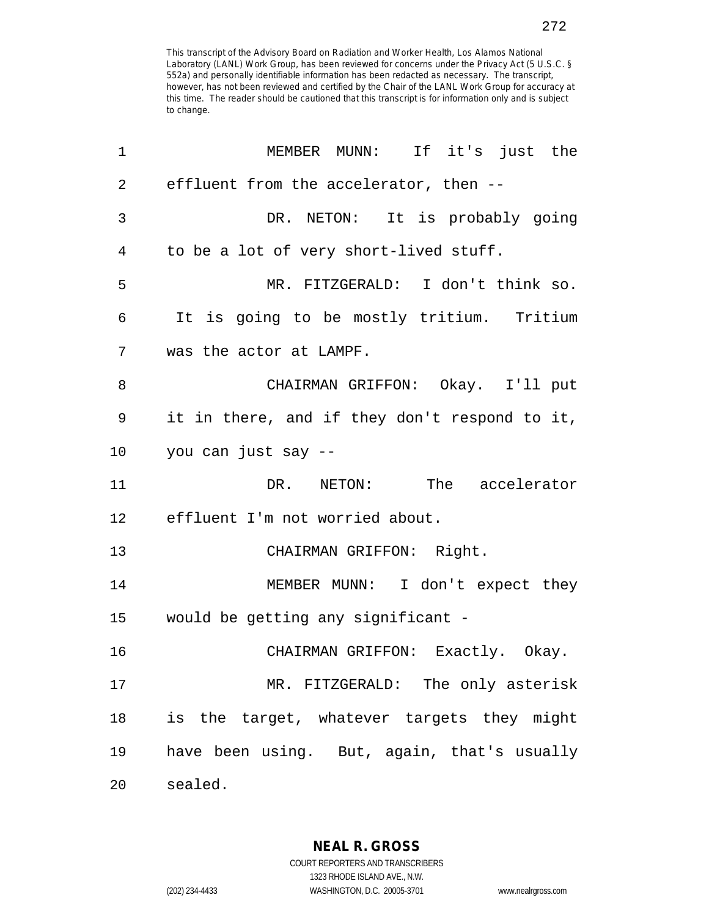This transcript of the Advisory Board on Radiation and Worker Health, Los Alamos National Laboratory (LANL) Work Group, has been reviewed for concerns under the Privacy Act (5 U.S.C. § 552a) and personally identifiable information has been redacted as necessary. The transcript, however, has not been reviewed and certified by the Chair of the LANL Work Group for accuracy at this time. The reader should be cautioned that this transcript is for information only and is subject to change.

1 MEMBER MUNN: If it's just the
2 effluent from the accelerator, then --
3 DR. NETON: It is probably going
4 to be a lot of very short-lived stuff.
5 MR. FITZGERALD: I don't think so.
6 It is going to be mostly tritium. Tritium
7 was the actor at LAMPF.
8 CHAIRMAN GRIFFON: Okay. I'll put
9 it in there, and if they don't respond to it,
10 you can just say --
11 DR. NETON: The accelerator
12 effluent I'm not worried about.
13 CHAIRMAN GRIFFON: Right.
14 MEMBER MUNN: I don't expect they
15 would be getting any significant -
16 CHAIRMAN GRIFFON: Exactly. Okay.
17 MR. FITZGERALD: The only asterisk
18 is the target, whatever targets they might
19 have been using. But, again, that's usually
20 sealed.

**NEAL R. GROSS**
COURT REPORTERS AND TRANSCRIBERS
1323 RHODE ISLAND AVE., N.W.
(202) 234-4433 WASHINGTON, D.C. 20005-3701 www.nealrgross.com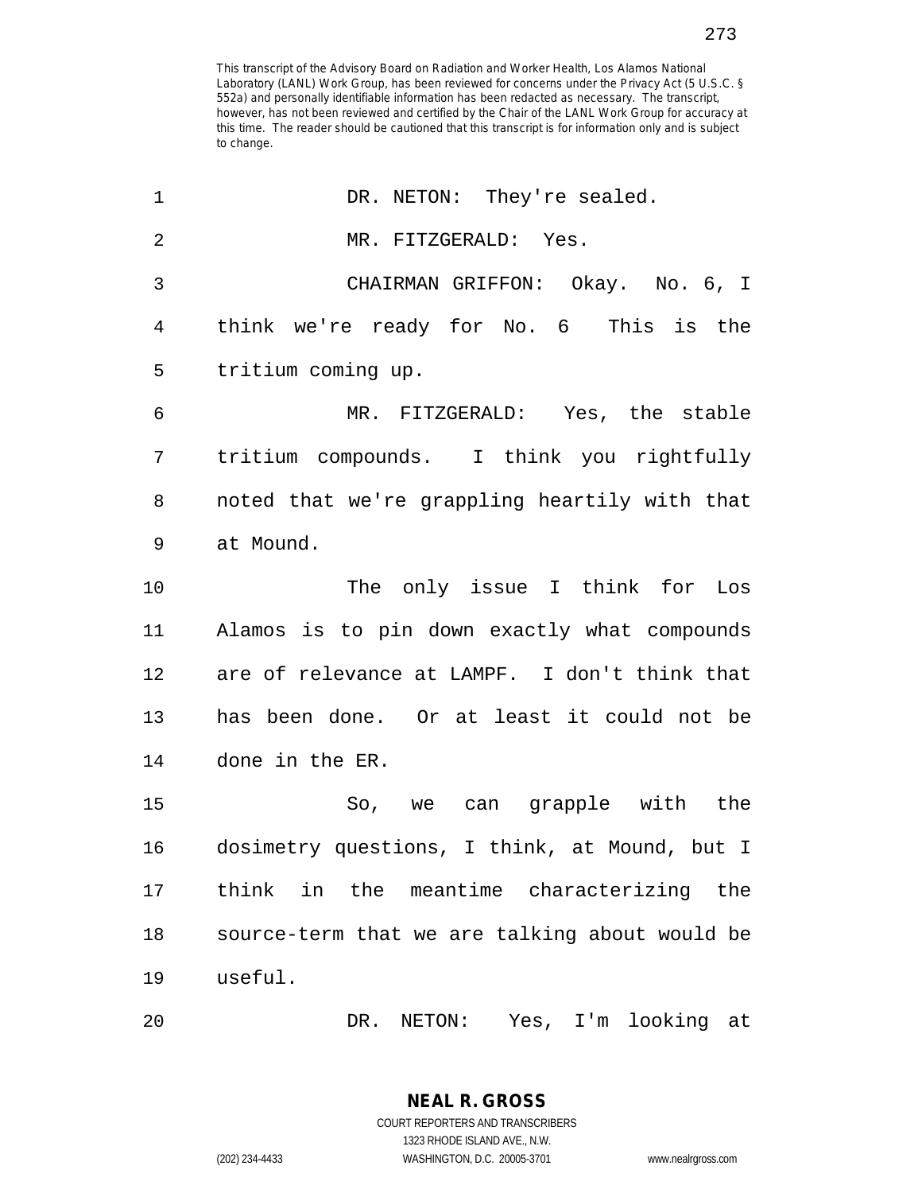This transcript of the Advisory Board on Radiation and Worker Health, Los Alamos National Laboratory (LANL) Work Group, has been reviewed for concerns under the Privacy Act (5 U.S.C. § 552a) and personally identifiable information has been redacted as necessary. The transcript, however, has not been reviewed and certified by the Chair of the LANL Work Group for accuracy at this time. The reader should be cautioned that this transcript is for information only and is subject to change.

1 DR. NETON: They're sealed.

2 MR. FITZGERALD: Yes.

3 CHAIRMAN GRIFFON: Okay. No. 6, I
4 think we're ready for No. 6 This is the
5 tritium coming up.

6 MR. FITZGERALD: Yes, the stable
7 tritium compounds. I think you rightfully
8 noted that we're grappling heartily with that
9 at Mound.

10 The only issue I think for Los
11 Alamos is to pin down exactly what compounds
12 are of relevance at LAMPF. I don't think that
13 has been done. Or at least it could not be
14 done in the ER.

15 So, we can grapple with the
16 dosimetry questions, I think, at Mound, but I
17 think in the meantime characterizing the
18 source-term that we are talking about would be
19 useful.

20 DR. NETON: Yes, I'm looking at

**NEAL R. GROSS**
COURT REPORTERS AND TRANSCRIBERS
1323 RHODE ISLAND AVE., N.W.
(202) 234-4433 WASHINGTON, D.C. 20005-3701 www.nealrgross.com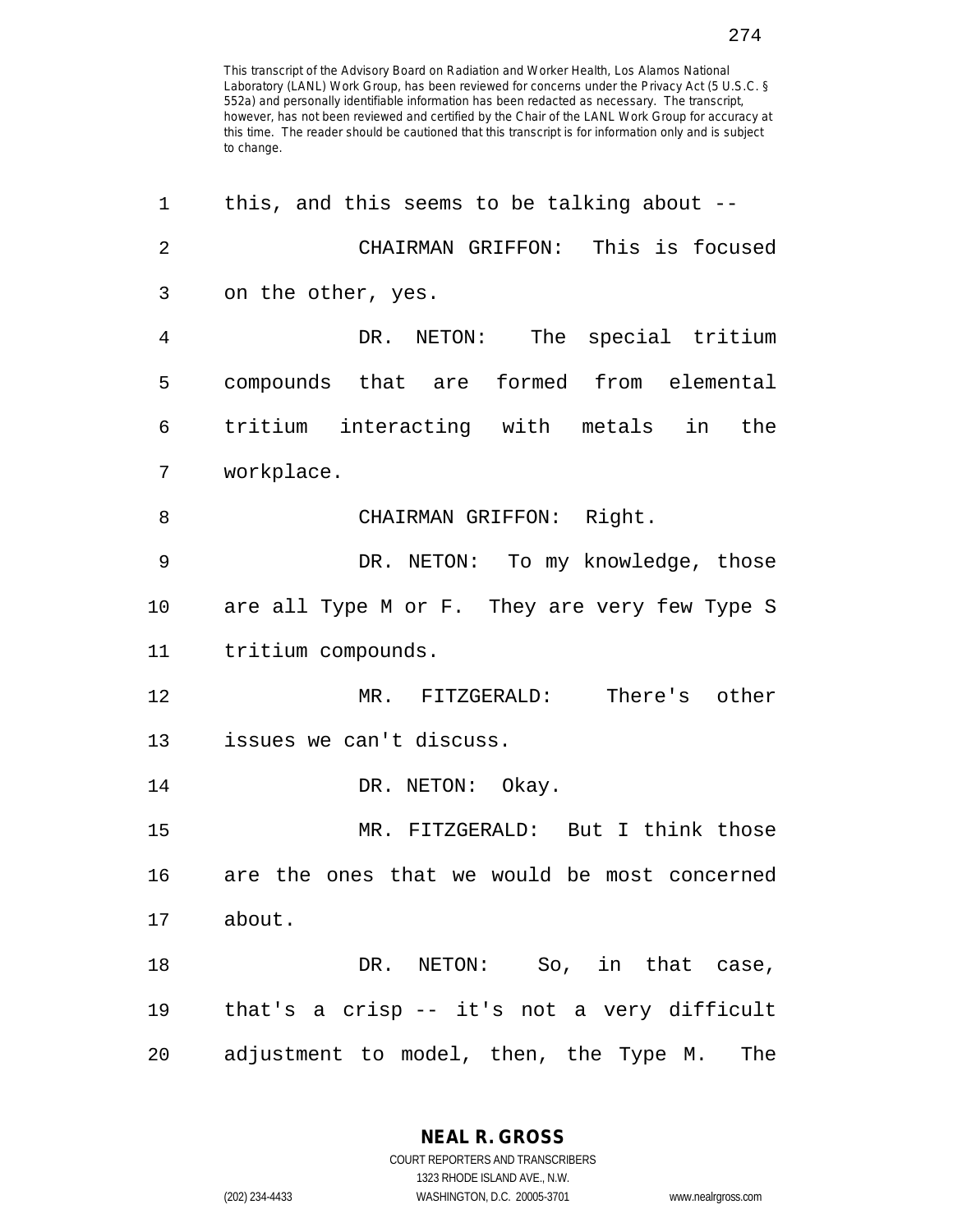This transcript of the Advisory Board on Radiation and Worker Health, Los Alamos National Laboratory (LANL) Work Group, has been reviewed for concerns under the Privacy Act (5 U.S.C. § 552a) and personally identifiable information has been redacted as necessary. The transcript, however, has not been reviewed and certified by the Chair of the LANL Work Group for accuracy at this time. The reader should be cautioned that this transcript is for information only and is subject to change.

this, and this seems to be talking about --

CHAIRMAN GRIFFON: This is focused on the other, yes.

DR. NETON: The special tritium compounds that are formed from elemental tritium interacting with metals in the workplace.

CHAIRMAN GRIFFON: Right.

DR. NETON: To my knowledge, those are all Type M or F. They are very few Type S tritium compounds.

MR. FITZGERALD: There's other issues we can't discuss.

DR. NETON: Okay.

MR. FITZGERALD: But I think those are the ones that we would be most concerned about.

DR. NETON: So, in that case, that's a crisp -- it's not a very difficult adjustment to model, then, the Type M. The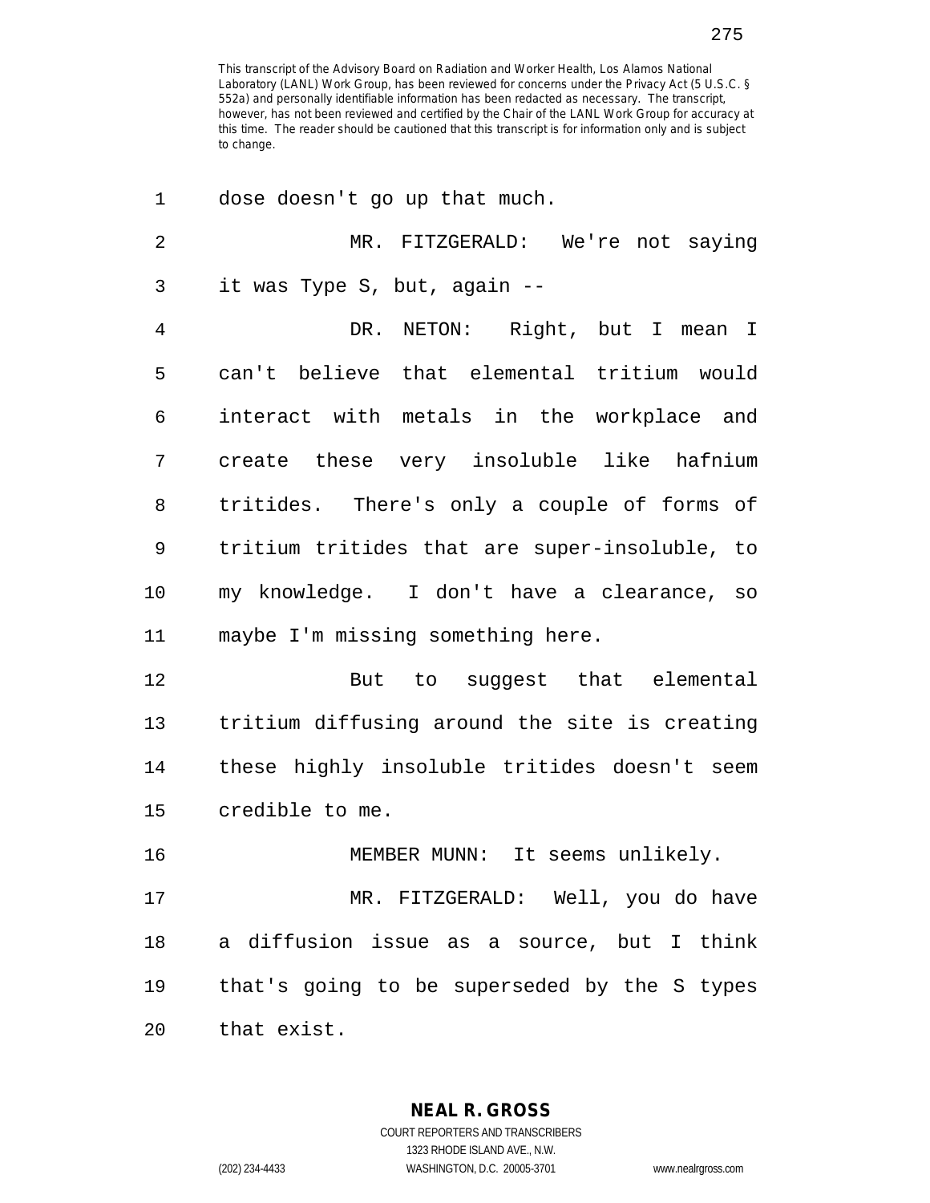This transcript of the Advisory Board on Radiation and Worker Health, Los Alamos National Laboratory (LANL) Work Group, has been reviewed for concerns under the Privacy Act (5 U.S.C. § 552a) and personally identifiable information has been redacted as necessary. The transcript, however, has not been reviewed and certified by the Chair of the LANL Work Group for accuracy at this time. The reader should be cautioned that this transcript is for information only and is subject to change.

1 dose doesn't go up that much.

2 MR. FITZGERALD: We're not saying

3 it was Type S, but, again --

4 DR. NETON: Right, but I mean I

5 can't believe that elemental tritium would

6 interact with metals in the workplace and

7 create these very insoluble like hafnium

8 tritides. There's only a couple of forms of

9 tritium tritides that are super-insoluble, to

10 my knowledge. I don't have a clearance, so

11 maybe I'm missing something here.

12 But to suggest that elemental

13 tritium diffusing around the site is creating

14 these highly insoluble tritides doesn't seem

15 credible to me.

16 MEMBER MUNN: It seems unlikely.

17 MR. FITZGERALD: Well, you do have

18 a diffusion issue as a source, but I think

19 that's going to be superseded by the S types

20 that exist.

**NEAL R. GROSS**
COURT REPORTERS AND TRANSCRIBERS
1323 RHODE ISLAND AVE., N.W.
(202) 234-4433 WASHINGTON, D.C. 20005-3701 www.nealrgross.com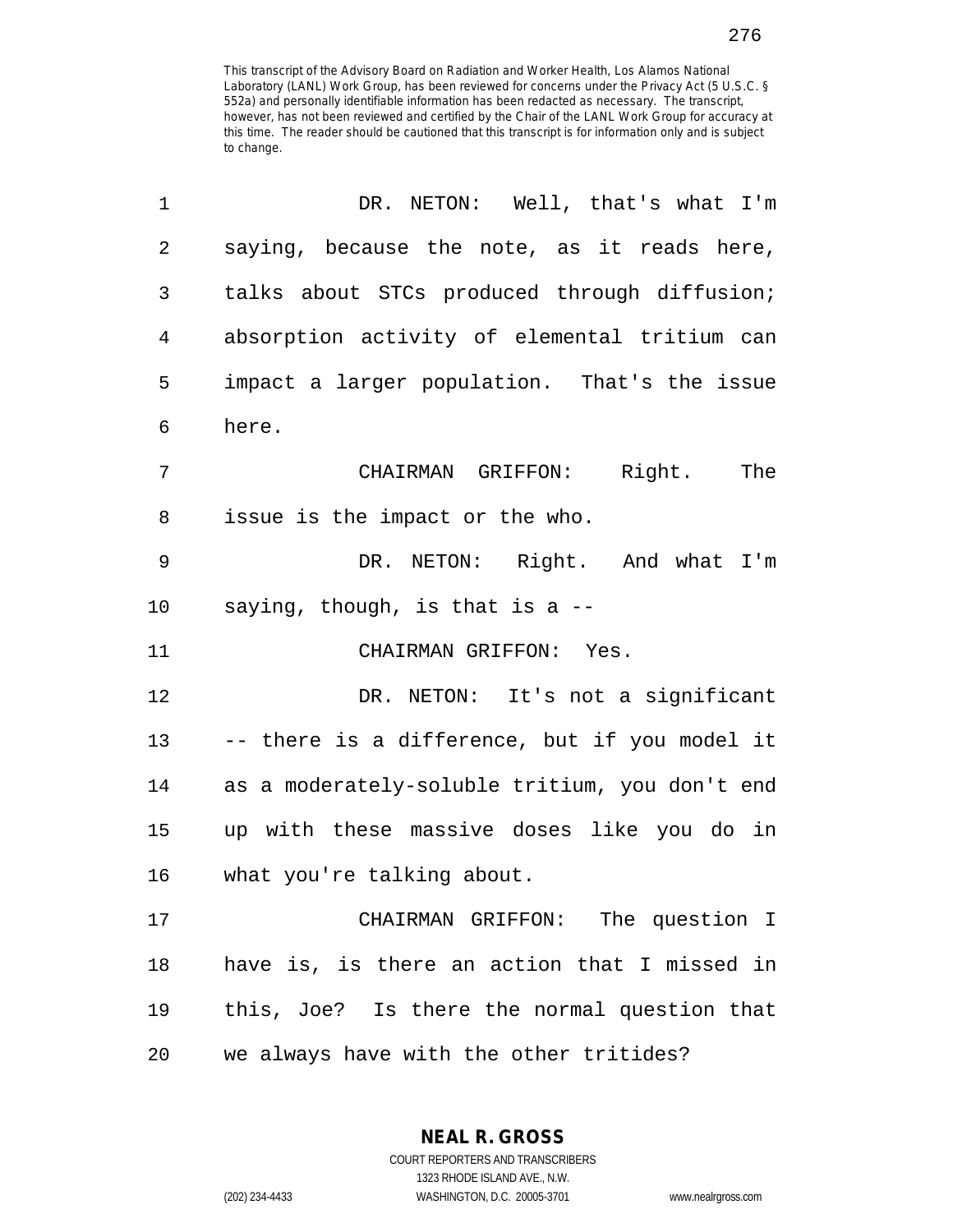This transcript of the Advisory Board on Radiation and Worker Health, Los Alamos National Laboratory (LANL) Work Group, has been reviewed for concerns under the Privacy Act (5 U.S.C. § 552a) and personally identifiable information has been redacted as necessary. The transcript, however, has not been reviewed and certified by the Chair of the LANL Work Group for accuracy at this time. The reader should be cautioned that this transcript is for information only and is subject to change.

1 DR. NETON: Well, that's what I'm
2 saying, because the note, as it reads here,
3 talks about STCs produced through diffusion;
4 absorption activity of elemental tritium can
5 impact a larger population. That's the issue
6 here.
7 CHAIRMAN GRIFFON: Right. The
8 issue is the impact or the who.
9 DR. NETON: Right. And what I'm
10 saying, though, is that is a --
11 CHAIRMAN GRIFFON: Yes.
12 DR. NETON: It's not a significant
13 -- there is a difference, but if you model it
14 as a moderately-soluble tritium, you don't end
15 up with these massive doses like you do in
16 what you're talking about.
17 CHAIRMAN GRIFFON: The question I
18 have is, is there an action that I missed in
19 this, Joe? Is there the normal question that
20 we always have with the other tritides?

**NEAL R. GROSS**
COURT REPORTERS AND TRANSCRIBERS
1323 RHODE ISLAND AVE., N.W.
(202) 234-4433 WASHINGTON, D.C. 20005-3701 www.nealrgross.com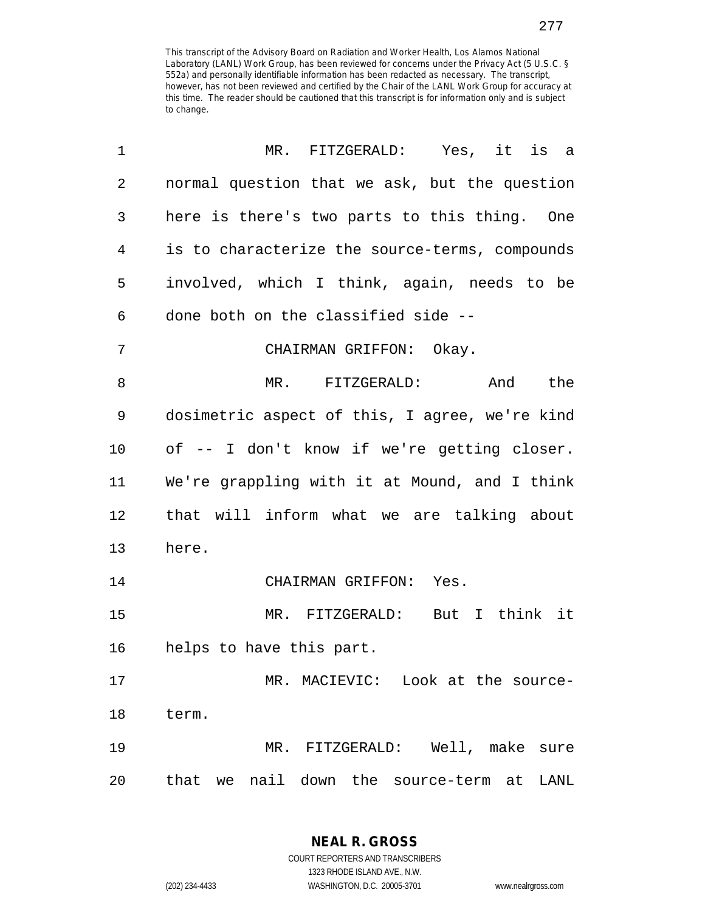This transcript of the Advisory Board on Radiation and Worker Health, Los Alamos National Laboratory (LANL) Work Group, has been reviewed for concerns under the Privacy Act (5 U.S.C. § 552a) and personally identifiable information has been redacted as necessary. The transcript, however, has not been reviewed and certified by the Chair of the LANL Work Group for accuracy at this time. The reader should be cautioned that this transcript is for information only and is subject to change.

MR. FITZGERALD: Yes, it is a normal question that we ask, but the question here is there's two parts to this thing. One is to characterize the source-terms, compounds involved, which I think, again, needs to be done both on the classified side --

CHAIRMAN GRIFFON: Okay.

MR. FITZGERALD: And the dosimetric aspect of this, I agree, we're kind of -- I don't know if we're getting closer. We're grappling with it at Mound, and I think that will inform what we are talking about here.

CHAIRMAN GRIFFON: Yes.

MR. FITZGERALD: But I think it helps to have this part.

MR. MACIEVIC: Look at the source-term.

MR. FITZGERALD: Well, make sure that we nail down the source-term at LANL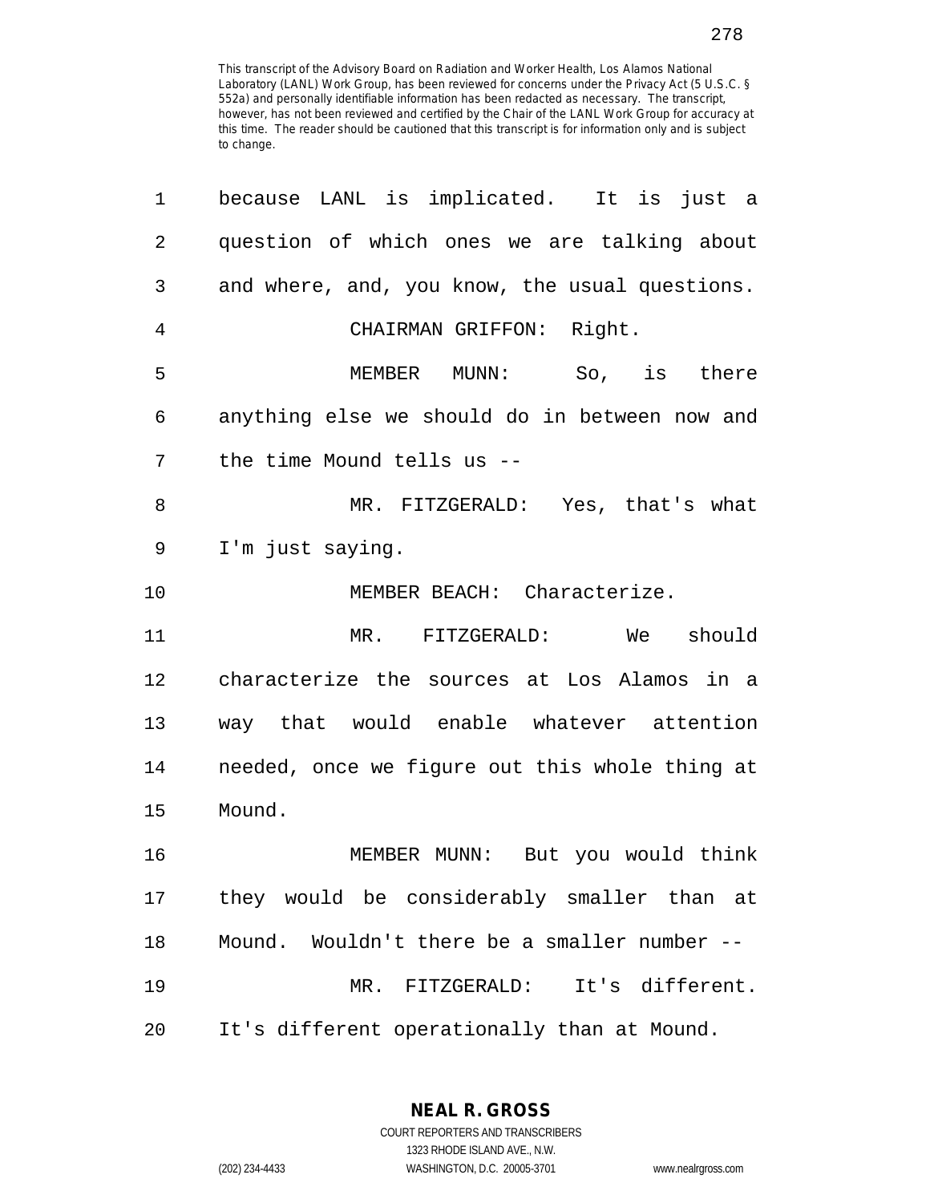This transcript of the Advisory Board on Radiation and Worker Health, Los Alamos National Laboratory (LANL) Work Group, has been reviewed for concerns under the Privacy Act (5 U.S.C. § 552a) and personally identifiable information has been redacted as necessary. The transcript, however, has not been reviewed and certified by the Chair of the LANL Work Group for accuracy at this time. The reader should be cautioned that this transcript is for information only and is subject to change.

because LANL is implicated. It is just a question of which ones we are talking about and where, and, you know, the usual questions.

CHAIRMAN GRIFFON: Right.

MEMBER MUNN: So, is there anything else we should do in between now and the time Mound tells us --

MR. FITZGERALD: Yes, that's what I'm just saying.

MEMBER BEACH: Characterize.

MR. FITZGERALD: We should characterize the sources at Los Alamos in a way that would enable whatever attention needed, once we figure out this whole thing at Mound.

MEMBER MUNN: But you would think they would be considerably smaller than at Mound. Wouldn't there be a smaller number --

MR. FITZGERALD: It's different. It's different operationally than at Mound.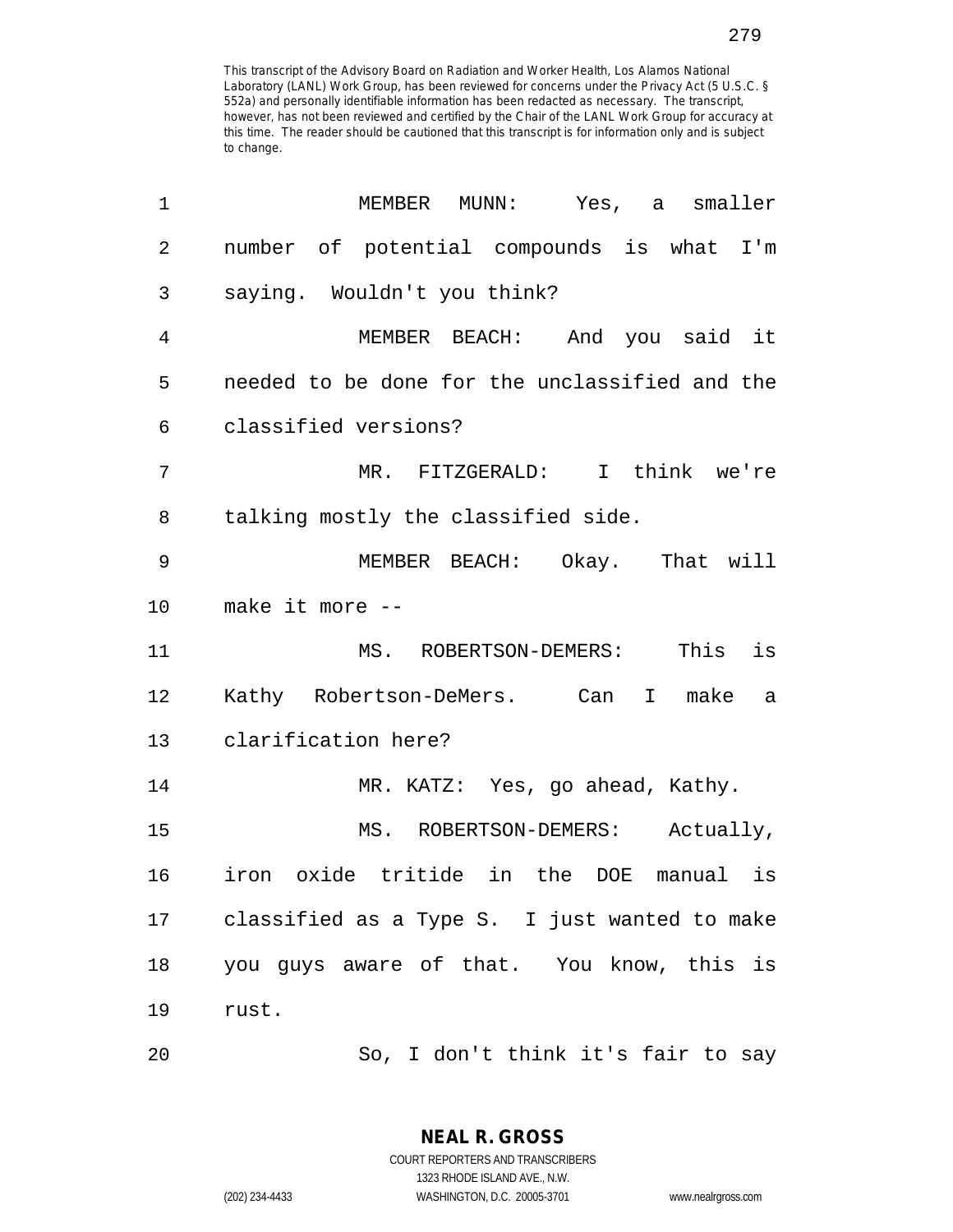This transcript of the Advisory Board on Radiation and Worker Health, Los Alamos National Laboratory (LANL) Work Group, has been reviewed for concerns under the Privacy Act (5 U.S.C. § 552a) and personally identifiable information has been redacted as necessary. The transcript, however, has not been reviewed and certified by the Chair of the LANL Work Group for accuracy at this time. The reader should be cautioned that this transcript is for information only and is subject to change.

1 MEMBER MUNN: Yes, a smaller
2 number of potential compounds is what I'm
3 saying. Wouldn't you think?
4 MEMBER BEACH: And you said it
5 needed to be done for the unclassified and the
6 classified versions?
7 MR. FITZGERALD: I think we're
8 talking mostly the classified side.
9 MEMBER BEACH: Okay. That will
10 make it more --
11 MS. ROBERTSON-DEMERS: This is
12 Kathy Robertson-DeMers. Can I make a
13 clarification here?
14 MR. KATZ: Yes, go ahead, Kathy.
15 MS. ROBERTSON-DEMERS: Actually,
16 iron oxide tritide in the DOE manual is
17 classified as a Type S. I just wanted to make
18 you guys aware of that. You know, this is
19 rust.
20 So, I don't think it's fair to say

NEAL R. GROSS
COURT REPORTERS AND TRANSCRIBERS
1323 RHODE ISLAND AVE., N.W.
(202) 234-4433 WASHINGTON, D.C. 20005-3701 www.nealrgross.com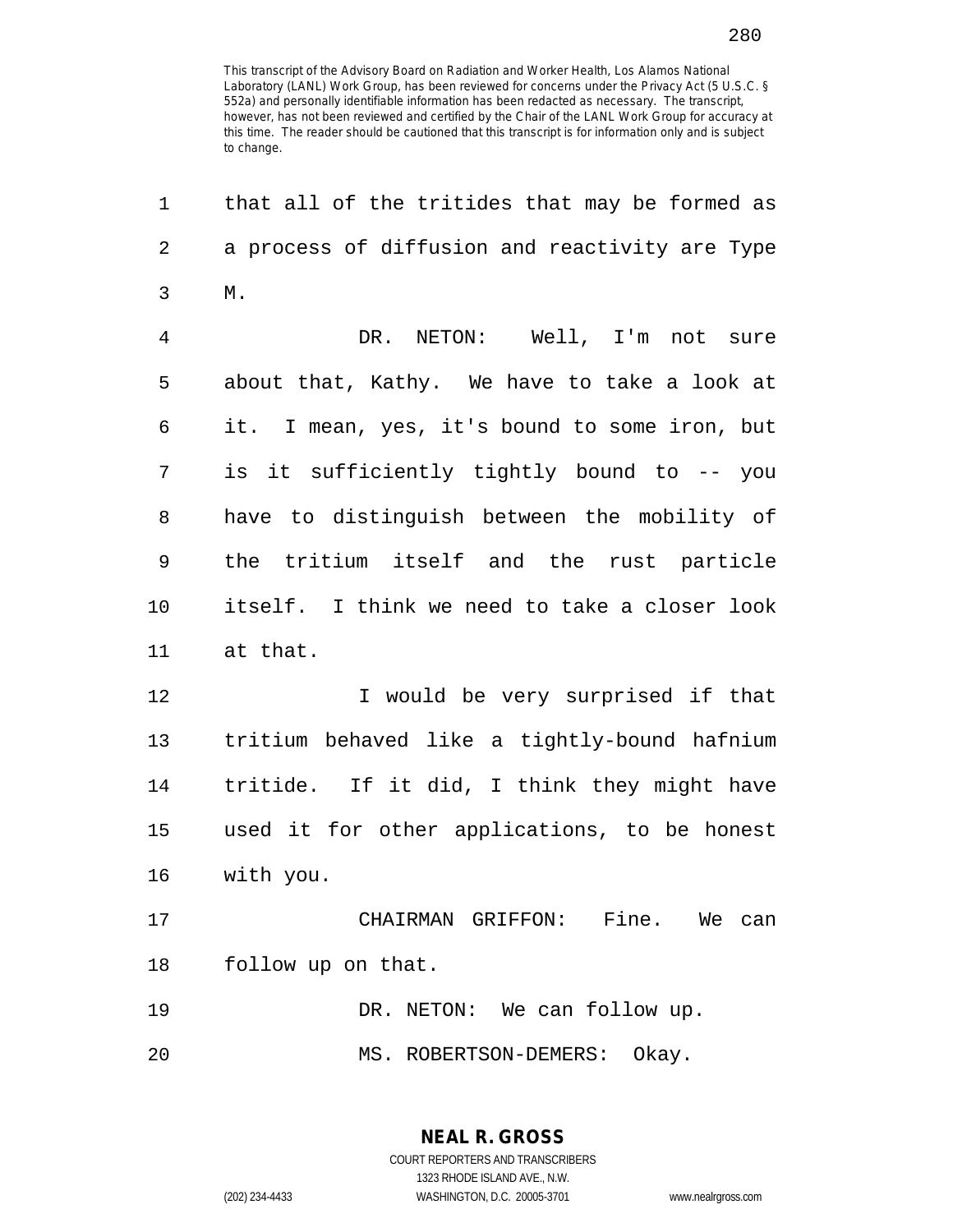This transcript of the Advisory Board on Radiation and Worker Health, Los Alamos National Laboratory (LANL) Work Group, has been reviewed for concerns under the Privacy Act (5 U.S.C. § 552a) and personally identifiable information has been redacted as necessary. The transcript, however, has not been reviewed and certified by the Chair of the LANL Work Group for accuracy at this time. The reader should be cautioned that this transcript is for information only and is subject to change.

1 that all of the tritides that may be formed as
2 a process of diffusion and reactivity are Type
3 M.

4 DR. NETON: Well, I'm not sure
5 about that, Kathy. We have to take a look at
6 it. I mean, yes, it's bound to some iron, but
7 is it sufficiently tightly bound to -- you
8 have to distinguish between the mobility of
9 the tritium itself and the rust particle
10 itself. I think we need to take a closer look
11 at that.

12 I would be very surprised if that
13 tritium behaved like a tightly-bound hafnium
14 tritide. If it did, I think they might have
15 used it for other applications, to be honest
16 with you.

17 CHAIRMAN GRIFFON: Fine. We can
18 follow up on that.

19 DR. NETON: We can follow up.

20 MS. ROBERTSON-DEMERS: Okay.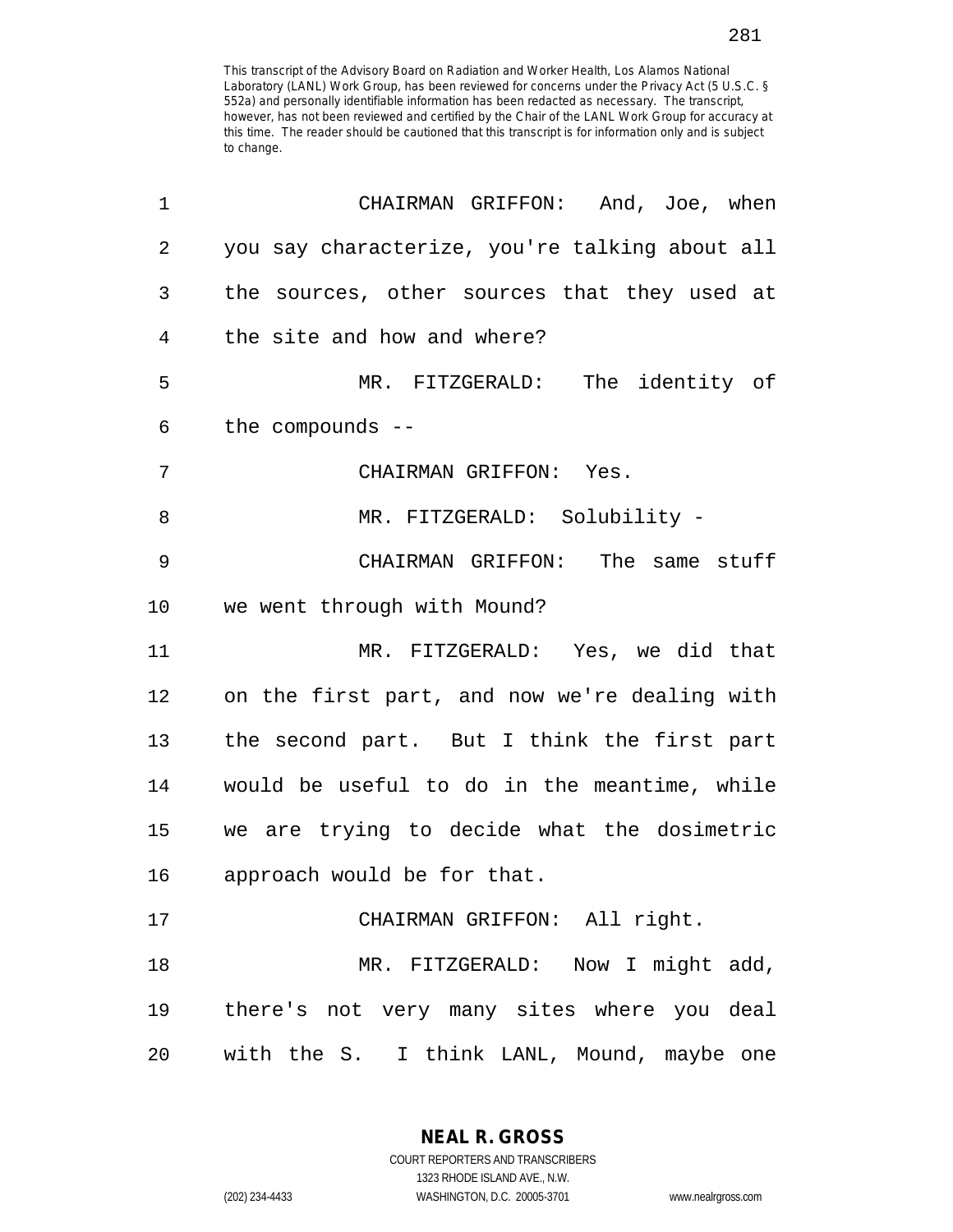CHAIRMAN GRIFFON: And, Joe, when you say characterize, you're talking about all the sources, other sources that they used at the site and how and where?

MR. FITZGERALD: The identity of the compounds --

CHAIRMAN GRIFFON: Yes.

MR. FITZGERALD: Solubility -

CHAIRMAN GRIFFON: The same stuff we went through with Mound?

MR. FITZGERALD: Yes, we did that on the first part, and now we're dealing with the second part. But I think the first part would be useful to do in the meantime, while we are trying to decide what the dosimetric approach would be for that.

CHAIRMAN GRIFFON: All right.

MR. FITZGERALD: Now I might add, there's not very many sites where you deal with the S. I think LANL, Mound, maybe one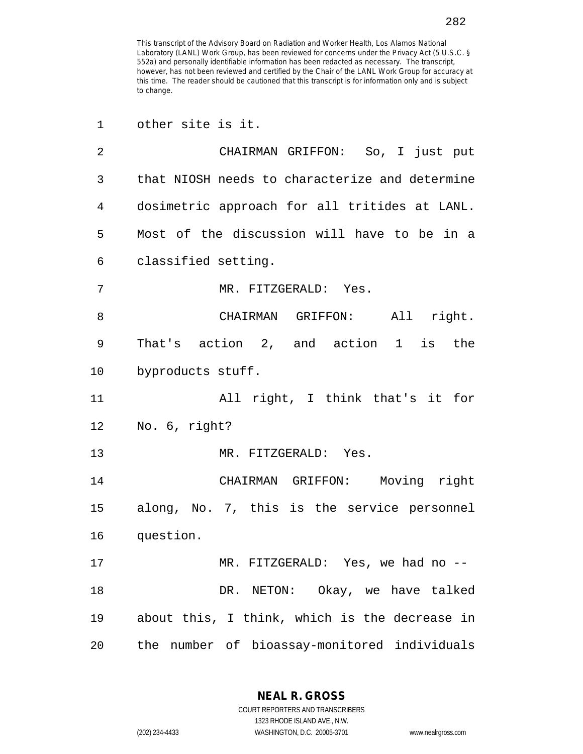other site is it.

CHAIRMAN GRIFFON: So, I just put that NIOSH needs to characterize and determine dosimetric approach for all tritides at LANL. Most of the discussion will have to be in a classified setting.

MR. FITZGERALD: Yes.

CHAIRMAN GRIFFON: All right. That's action 2, and action 1 is the byproducts stuff.

All right, I think that's it for No. 6, right?

MR. FITZGERALD: Yes.

CHAIRMAN GRIFFON: Moving right along, No. 7, this is the service personnel question.

MR. FITZGERALD: Yes, we had no --

DR. NETON: Okay, we have talked about this, I think, which is the decrease in the number of bioassay-monitored individuals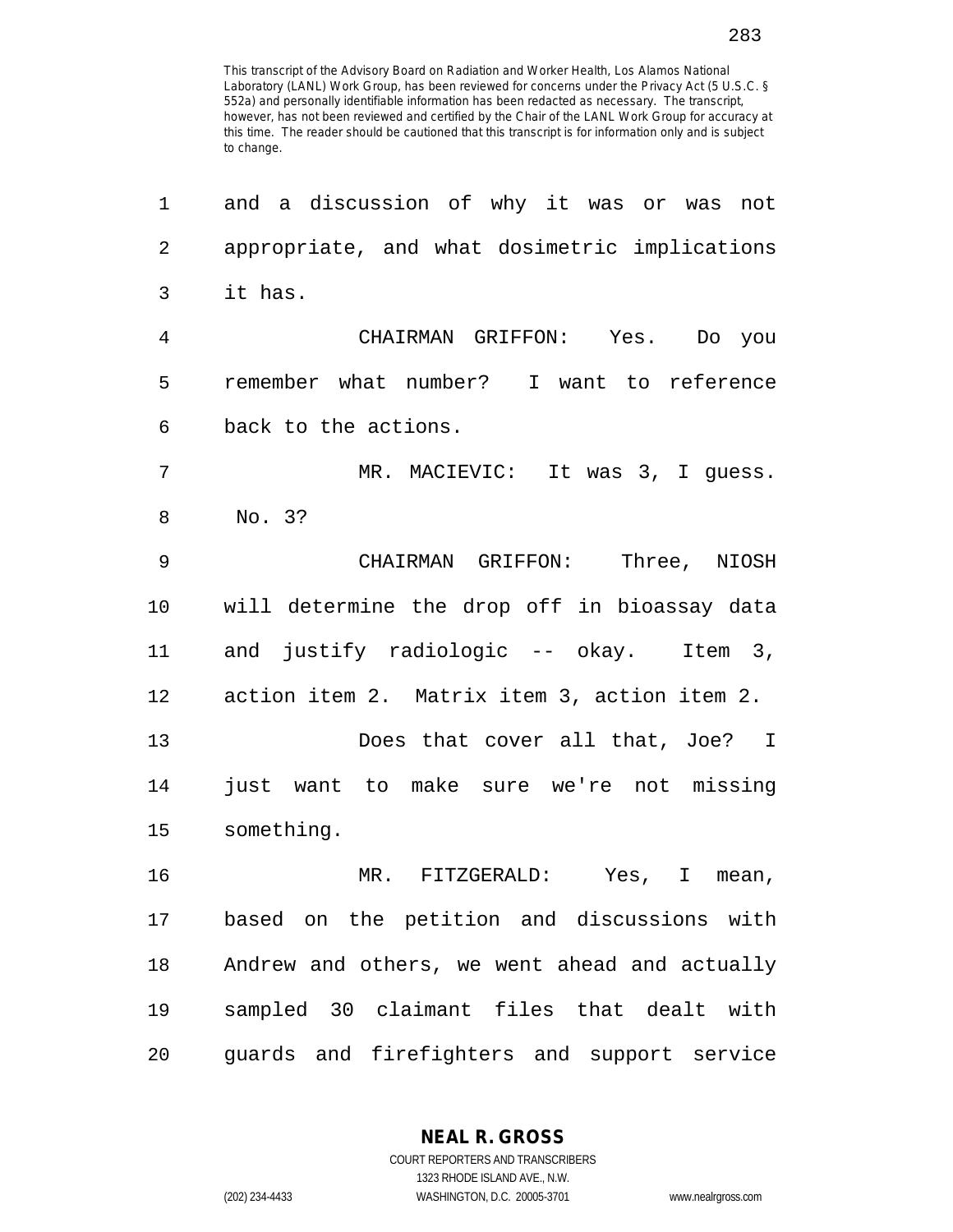This transcript of the Advisory Board on Radiation and Worker Health, Los Alamos National Laboratory (LANL) Work Group, has been reviewed for concerns under the Privacy Act (5 U.S.C. § 552a) and personally identifiable information has been redacted as necessary. The transcript, however, has not been reviewed and certified by the Chair of the LANL Work Group for accuracy at this time. The reader should be cautioned that this transcript is for information only and is subject to change.

1 and a discussion of why it was or was not
2 appropriate, and what dosimetric implications
3 it has.
4 CHAIRMAN GRIFFON: Yes. Do you
5 remember what number? I want to reference
6 back to the actions.
7 MR. MACIEVIC: It was 3, I guess.
8 No. 3?
9 CHAIRMAN GRIFFON: Three, NIOSH
10 will determine the drop off in bioassay data
11 and justify radiologic -- okay. Item 3,
12 action item 2. Matrix item 3, action item 2.
13 Does that cover all that, Joe? I
14 just want to make sure we're not missing
15 something.
16 MR. FITZGERALD: Yes, I mean,
17 based on the petition and discussions with
18 Andrew and others, we went ahead and actually
19 sampled 30 claimant files that dealt with
20 guards and firefighters and support service

**NEAL R. GROSS**
COURT REPORTERS AND TRANSCRIBERS
1323 RHODE ISLAND AVE., N.W.
(202) 234-4433 WASHINGTON, D.C. 20005-3701 www.nealrgross.com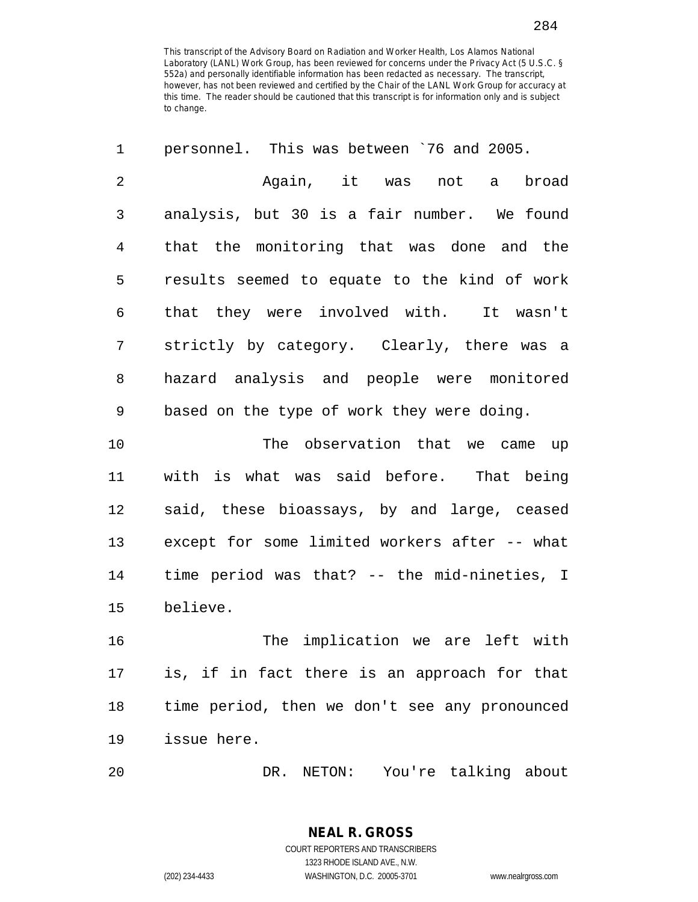This transcript of the Advisory Board on Radiation and Worker Health, Los Alamos National Laboratory (LANL) Work Group, has been reviewed for concerns under the Privacy Act (5 U.S.C. § 552a) and personally identifiable information has been redacted as necessary. The transcript, however, has not been reviewed and certified by the Chair of the LANL Work Group for accuracy at this time. The reader should be cautioned that this transcript is for information only and is subject to change.

1 personnel. This was between `76 and 2005.

2 Again, it was not a broad
3 analysis, but 30 is a fair number. We found
4 that the monitoring that was done and the
5 results seemed to equate to the kind of work
6 that they were involved with. It wasn't
7 strictly by category. Clearly, there was a
8 hazard analysis and people were monitored
9 based on the type of work they were doing.

10 The observation that we came up
11 with is what was said before. That being
12 said, these bioassays, by and large, ceased
13 except for some limited workers after -- what
14 time period was that? -- the mid-nineties, I
15 believe.

16 The implication we are left with
17 is, if in fact there is an approach for that
18 time period, then we don't see any pronounced
19 issue here.

20 DR. NETON: You're talking about

**NEAL R. GROSS**
COURT REPORTERS AND TRANSCRIBERS
1323 RHODE ISLAND AVE., N.W.
(202) 234-4433 WASHINGTON, D.C. 20005-3701 www.nealrgross.com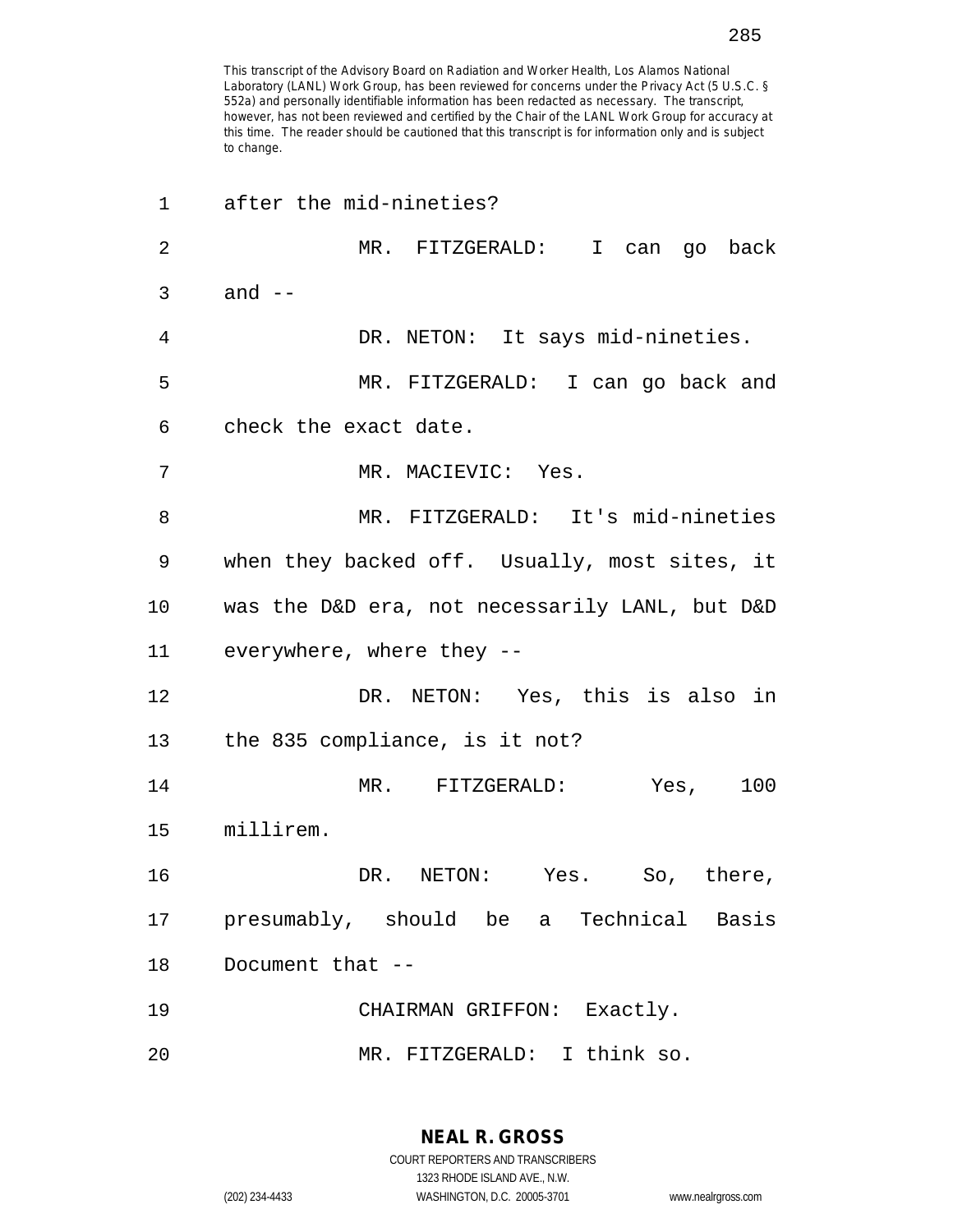This transcript of the Advisory Board on Radiation and Worker Health, Los Alamos National Laboratory (LANL) Work Group, has been reviewed for concerns under the Privacy Act (5 U.S.C. § 552a) and personally identifiable information has been redacted as necessary. The transcript, however, has not been reviewed and certified by the Chair of the LANL Work Group for accuracy at this time. The reader should be cautioned that this transcript is for information only and is subject to change.

1 after the mid-nineties?

2 MR. FITZGERALD: I can go back
3 and --

4 DR. NETON: It says mid-nineties.

5 MR. FITZGERALD: I can go back and
6 check the exact date.

7 MR. MACIEVIC: Yes.

8 MR. FITZGERALD: It's mid-nineties
9 when they backed off. Usually, most sites, it
10 was the D&D era, not necessarily LANL, but D&D
11 everywhere, where they --

12 DR. NETON: Yes, this is also in
13 the 835 compliance, is it not?

14 MR. FITZGERALD: Yes, 100
15 millirem.

16 DR. NETON: Yes. So, there,
17 presumably, should be a Technical Basis
18 Document that --

19 CHAIRMAN GRIFFON: Exactly.

20 MR. FITZGERALD: I think so.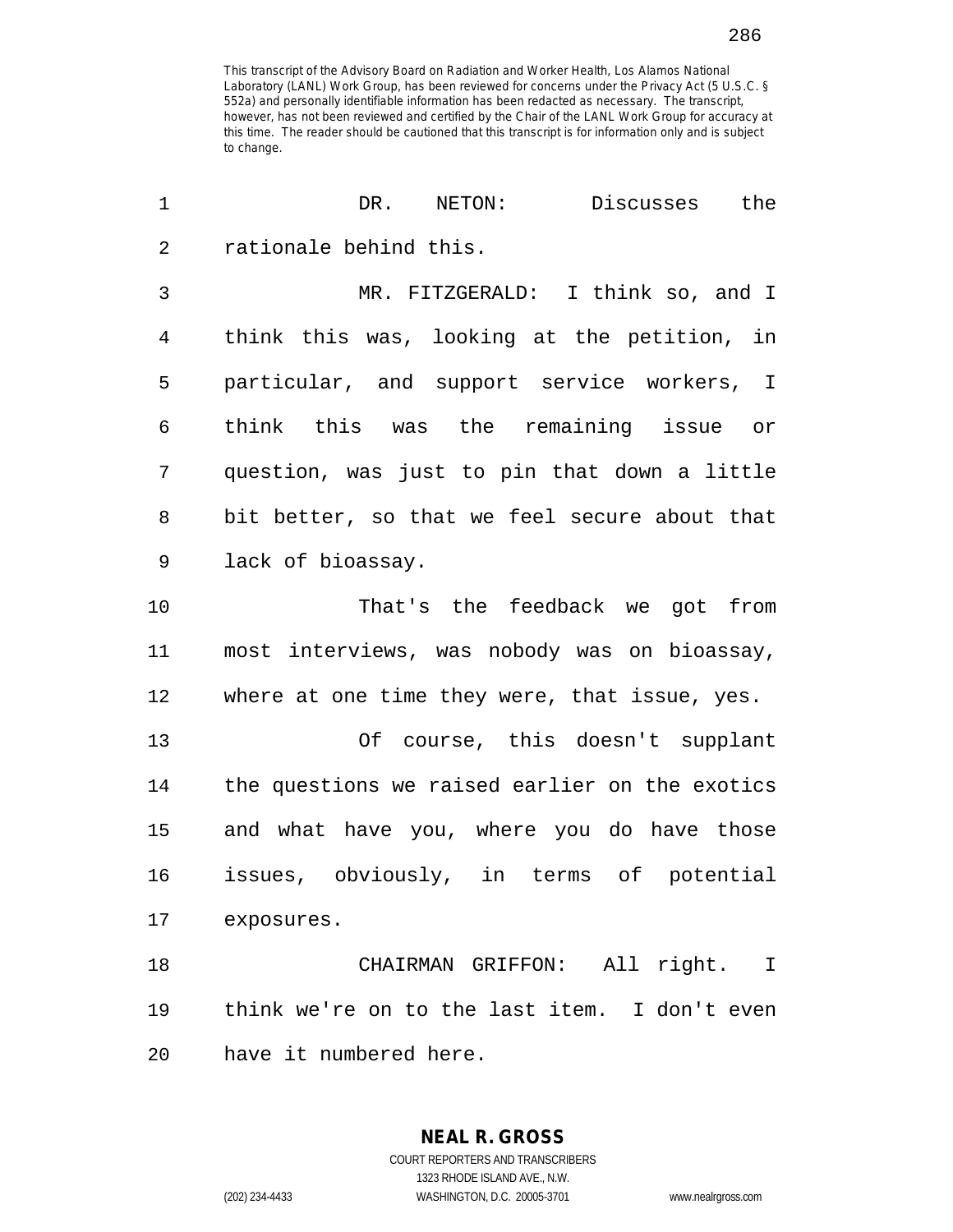This transcript of the Advisory Board on Radiation and Worker Health, Los Alamos National Laboratory (LANL) Work Group, has been reviewed for concerns under the Privacy Act (5 U.S.C. § 552a) and personally identifiable information has been redacted as necessary. The transcript, however, has not been reviewed and certified by the Chair of the LANL Work Group for accuracy at this time. The reader should be cautioned that this transcript is for information only and is subject to change.

1 DR. NETON: Discusses the
2 rationale behind this.
3 MR. FITZGERALD: I think so, and I
4 think this was, looking at the petition, in
5 particular, and support service workers, I
6 think this was the remaining issue or
7 question, was just to pin that down a little
8 bit better, so that we feel secure about that
9 lack of bioassay.
10 That's the feedback we got from
11 most interviews, was nobody was on bioassay,
12 where at one time they were, that issue, yes.
13 Of course, this doesn't supplant
14 the questions we raised earlier on the exotics
15 and what have you, where you do have those
16 issues, obviously, in terms of potential
17 exposures.
18 CHAIRMAN GRIFFON: All right. I
19 think we're on to the last item. I don't even
20 have it numbered here.

**NEAL R. GROSS**
COURT REPORTERS AND TRANSCRIBERS
1323 RHODE ISLAND AVE., N.W.
(202) 234-4433 WASHINGTON, D.C. 20005-3701 www.nealrgross.com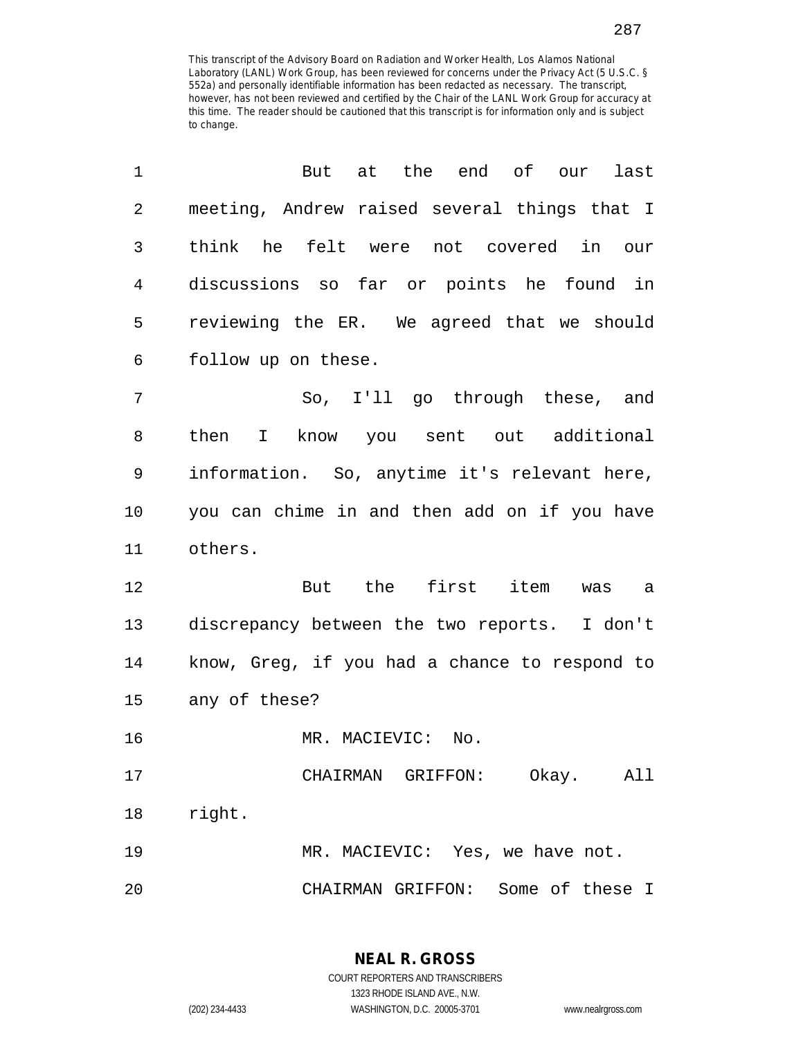This transcript of the Advisory Board on Radiation and Worker Health, Los Alamos National Laboratory (LANL) Work Group, has been reviewed for concerns under the Privacy Act (5 U.S.C. § 552a) and personally identifiable information has been redacted as necessary. The transcript, however, has not been reviewed and certified by the Chair of the LANL Work Group for accuracy at this time. The reader should be cautioned that this transcript is for information only and is subject to change.

1 But at the end of our last
2 meeting, Andrew raised several things that I
3 think he felt were not covered in our
4 discussions so far or points he found in
5 reviewing the ER. We agreed that we should
6 follow up on these.

7 So, I'll go through these, and
8 then I know you sent out additional
9 information. So, anytime it's relevant here,
10 you can chime in and then add on if you have
11 others.

12 But the first item was a
13 discrepancy between the two reports. I don't
14 know, Greg, if you had a chance to respond to
15 any of these?

16 MR. MACIEVIC: No.

17 CHAIRMAN GRIFFON: Okay. All
18 right.

19 MR. MACIEVIC: Yes, we have not.

20 CHAIRMAN GRIFFON: Some of these I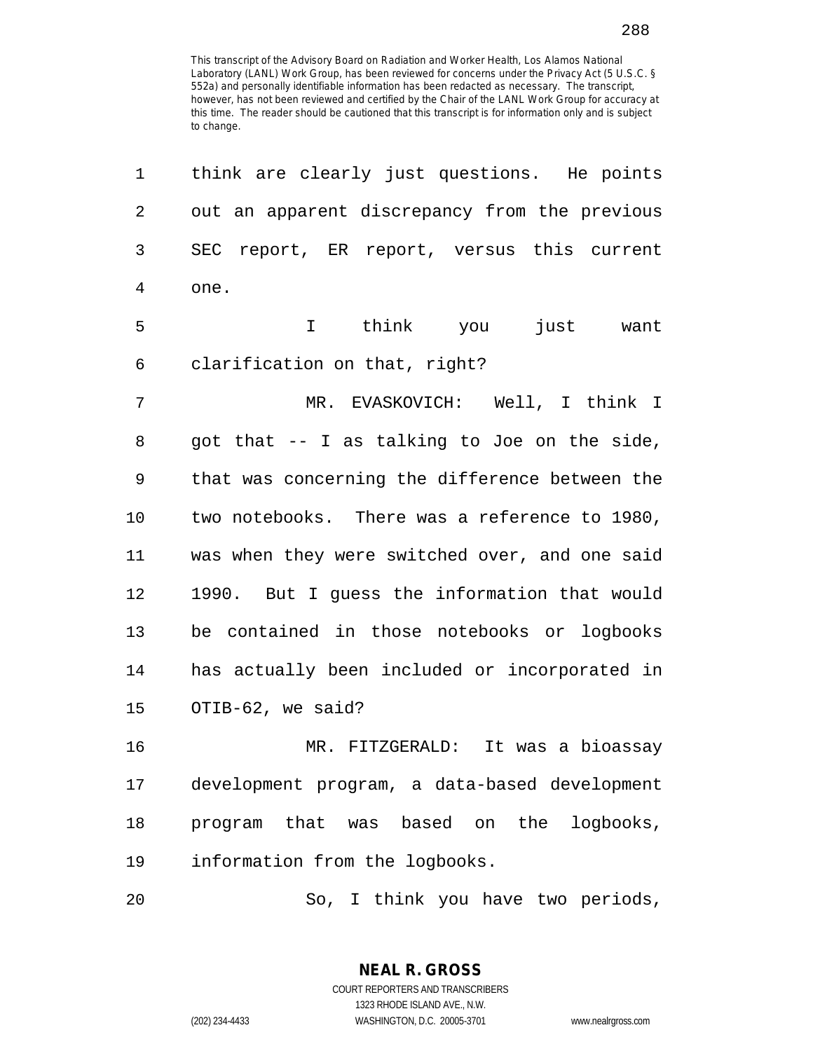This transcript of the Advisory Board on Radiation and Worker Health, Los Alamos National Laboratory (LANL) Work Group, has been reviewed for concerns under the Privacy Act (5 U.S.C. § 552a) and personally identifiable information has been redacted as necessary. The transcript, however, has not been reviewed and certified by the Chair of the LANL Work Group for accuracy at this time. The reader should be cautioned that this transcript is for information only and is subject to change.

think are clearly just questions. He points out an apparent discrepancy from the previous SEC report, ER report, versus this current one.

I think you just want clarification on that, right?

MR. EVASKOVICH: Well, I think I got that -- I as talking to Joe on the side, that was concerning the difference between the two notebooks. There was a reference to 1980, was when they were switched over, and one said 1990. But I guess the information that would be contained in those notebooks or logbooks has actually been included or incorporated in OTIB-62, we said?

MR. FITZGERALD: It was a bioassay development program, a data-based development program that was based on the logbooks, information from the logbooks.

So, I think you have two periods,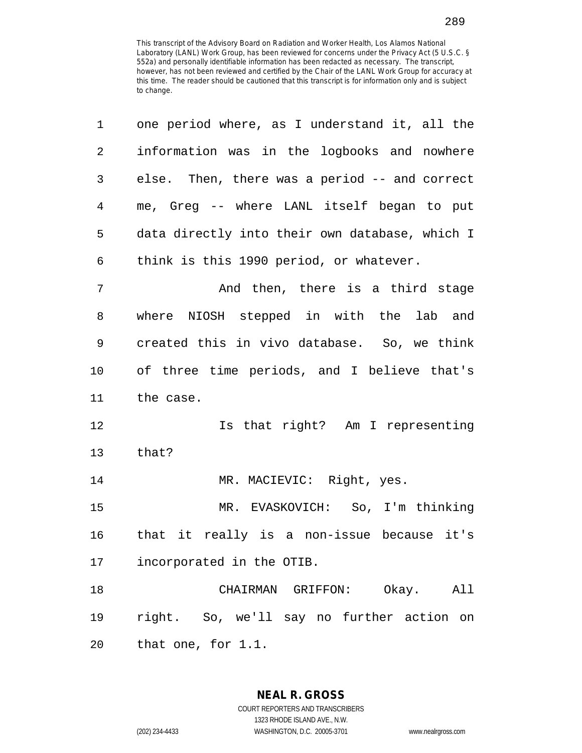This transcript of the Advisory Board on Radiation and Worker Health, Los Alamos National Laboratory (LANL) Work Group, has been reviewed for concerns under the Privacy Act (5 U.S.C. § 552a) and personally identifiable information has been redacted as necessary. The transcript, however, has not been reviewed and certified by the Chair of the LANL Work Group for accuracy at this time. The reader should be cautioned that this transcript is for information only and is subject to change.

one period where, as I understand it, all the information was in the logbooks and nowhere else. Then, there was a period -- and correct me, Greg -- where LANL itself began to put data directly into their own database, which I think is this 1990 period, or whatever.

And then, there is a third stage where NIOSH stepped in with the lab and created this in vivo database. So, we think of three time periods, and I believe that's the case.

Is that right? Am I representing that?

MR. MACIEVIC: Right, yes.

MR. EVASKOVICH: So, I'm thinking that it really is a non-issue because it's incorporated in the OTIB.

CHAIRMAN GRIFFON: Okay. All right. So, we'll say no further action on that one, for 1.1.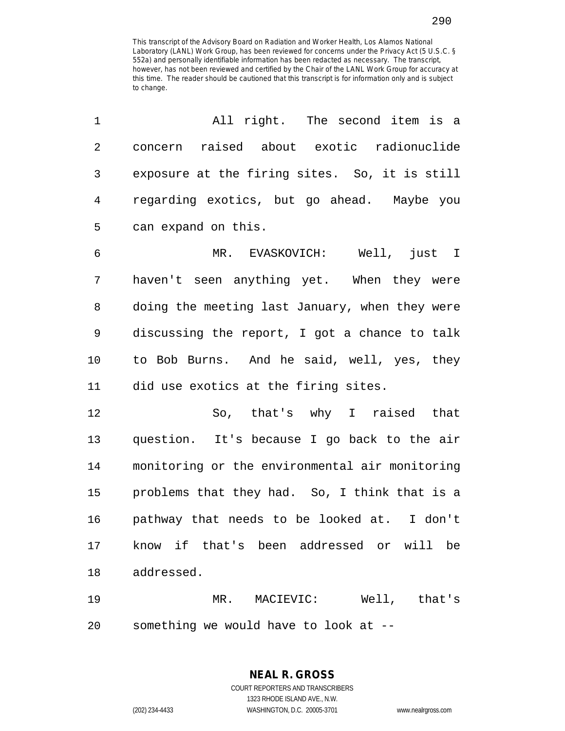This transcript of the Advisory Board on Radiation and Worker Health, Los Alamos National Laboratory (LANL) Work Group, has been reviewed for concerns under the Privacy Act (5 U.S.C. § 552a) and personally identifiable information has been redacted as necessary. The transcript, however, has not been reviewed and certified by the Chair of the LANL Work Group for accuracy at this time. The reader should be cautioned that this transcript is for information only and is subject to change.

1 All right. The second item is a
2 concern raised about exotic radionuclide
3 exposure at the firing sites. So, it is still
4 regarding exotics, but go ahead. Maybe you
5 can expand on this.

6 MR. EVASKOVICH: Well, just I
7 haven't seen anything yet. When they were
8 doing the meeting last January, when they were
9 discussing the report, I got a chance to talk
10 to Bob Burns. And he said, well, yes, they
11 did use exotics at the firing sites.

12 So, that's why I raised that
13 question. It's because I go back to the air
14 monitoring or the environmental air monitoring
15 problems that they had. So, I think that is a
16 pathway that needs to be looked at. I don't
17 know if that's been addressed or will be
18 addressed.

19 MR. MACIEVIC: Well, that's
20 something we would have to look at --

**NEAL R. GROSS**
COURT REPORTERS AND TRANSCRIBERS
1323 RHODE ISLAND AVE., N.W.
(202) 234-4433 WASHINGTON, D.C. 20005-3701 www.nealrgross.com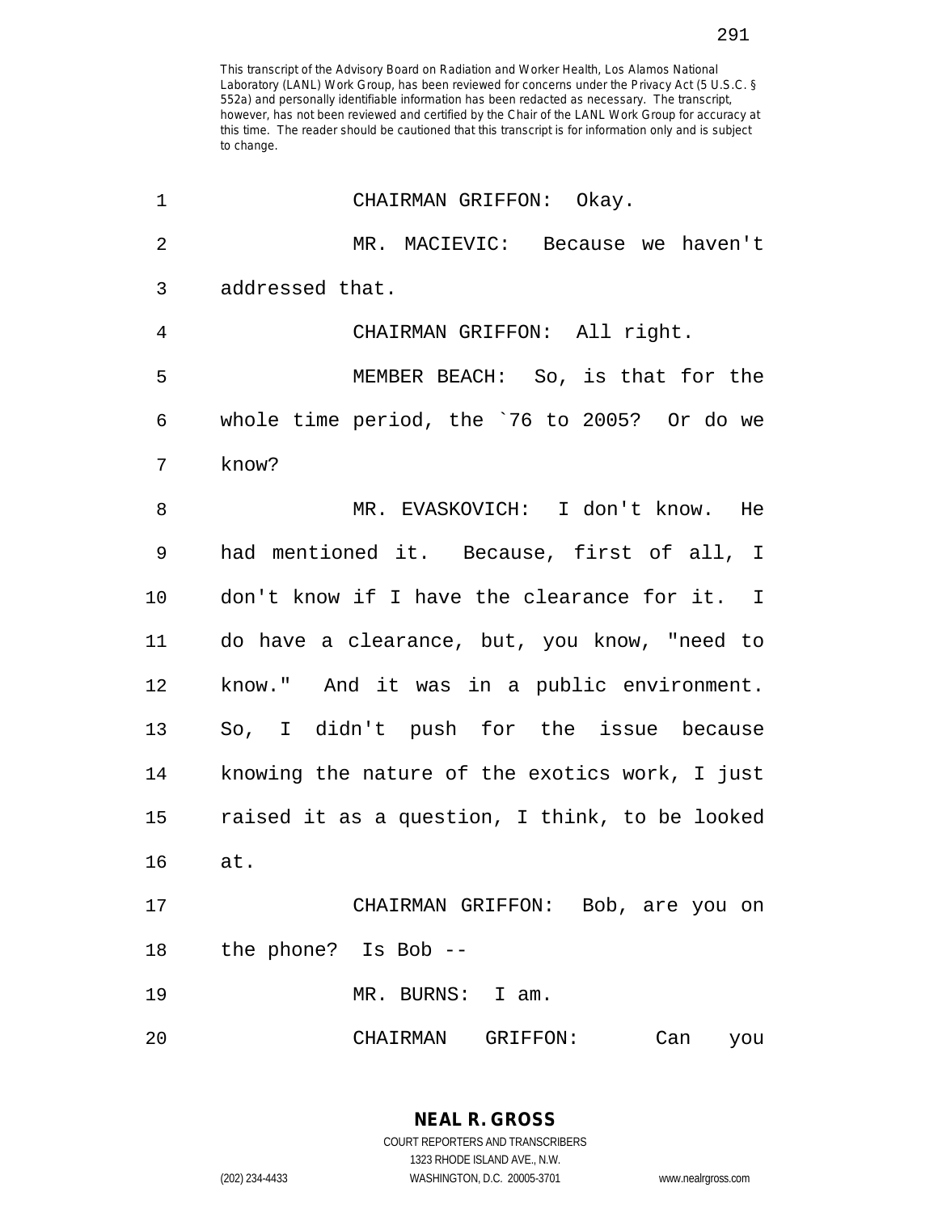This transcript of the Advisory Board on Radiation and Worker Health, Los Alamos National Laboratory (LANL) Work Group, has been reviewed for concerns under the Privacy Act (5 U.S.C. § 552a) and personally identifiable information has been redacted as necessary. The transcript, however, has not been reviewed and certified by the Chair of the LANL Work Group for accuracy at this time. The reader should be cautioned that this transcript is for information only and is subject to change.

1 CHAIRMAN GRIFFON: Okay.

2 MR. MACIEVIC: Because we haven't

3 addressed that.

4 CHAIRMAN GRIFFON: All right.

5 MEMBER BEACH: So, is that for the

6 whole time period, the `76 to 2005? Or do we

7 know?

8 MR. EVASKOVICH: I don't know. He

9 had mentioned it. Because, first of all, I

10 don't know if I have the clearance for it. I

11 do have a clearance, but, you know, "need to

12 know." And it was in a public environment.

13 So, I didn't push for the issue because

14 knowing the nature of the exotics work, I just

15 raised it as a question, I think, to be looked

16 at.

17 CHAIRMAN GRIFFON: Bob, are you on

18 the phone? Is Bob --

19 MR. BURNS: I am.

20 CHAIRMAN GRIFFON: Can you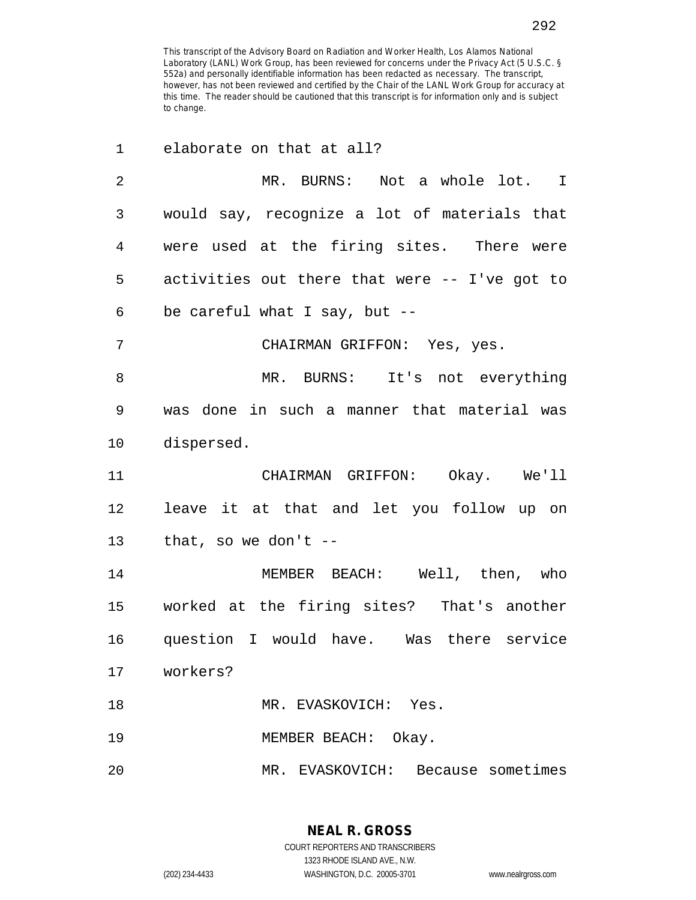This transcript of the Advisory Board on Radiation and Worker Health, Los Alamos National Laboratory (LANL) Work Group, has been reviewed for concerns under the Privacy Act (5 U.S.C. § 552a) and personally identifiable information has been redacted as necessary. The transcript, however, has not been reviewed and certified by the Chair of the LANL Work Group for accuracy at this time. The reader should be cautioned that this transcript is for information only and is subject to change.

1 elaborate on that at all?

2 MR. BURNS: Not a whole lot. I
3 would say, recognize a lot of materials that
4 were used at the firing sites. There were
5 activities out there that were -- I've got to
6 be careful what I say, but --

7 CHAIRMAN GRIFFON: Yes, yes.

8 MR. BURNS: It's not everything
9 was done in such a manner that material was
10 dispersed.

11 CHAIRMAN GRIFFON: Okay. We'll
12 leave it at that and let you follow up on
13 that, so we don't --

14 MEMBER BEACH: Well, then, who
15 worked at the firing sites? That's another
16 question I would have. Was there service
17 workers?

18 MR. EVASKOVICH: Yes.

19 MEMBER BEACH: Okay.

20 MR. EVASKOVICH: Because sometimes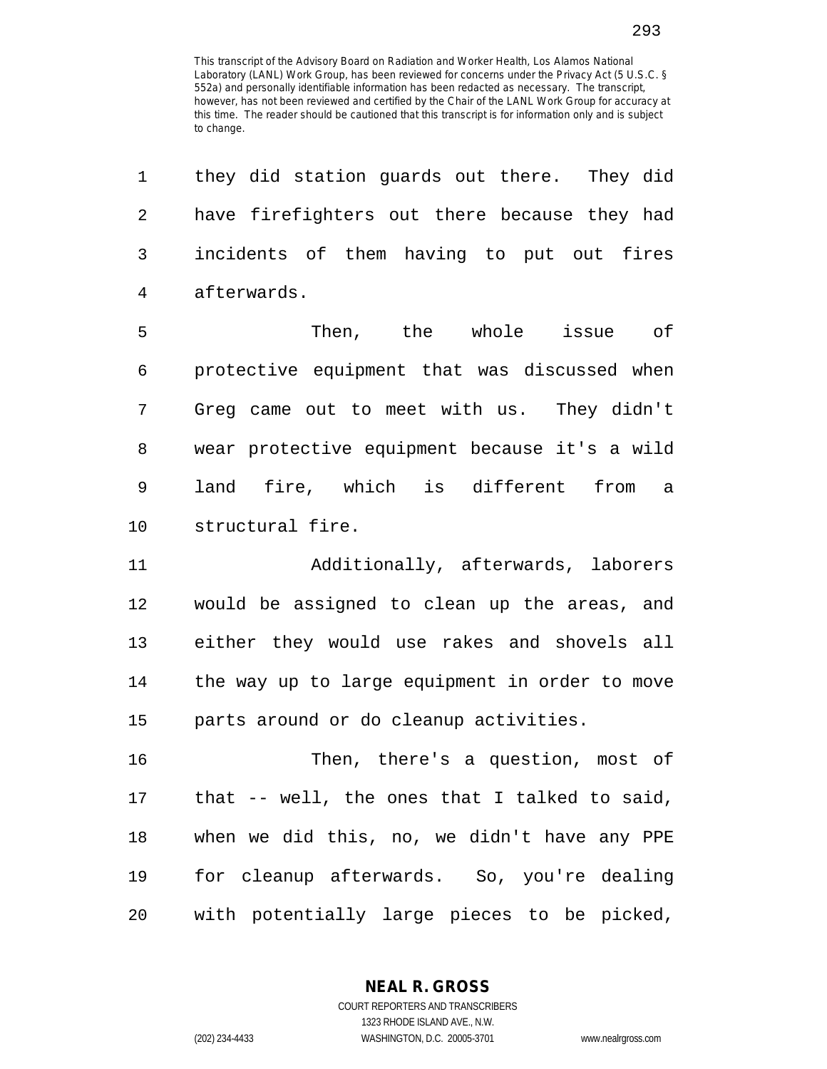This transcript of the Advisory Board on Radiation and Worker Health, Los Alamos National Laboratory (LANL) Work Group, has been reviewed for concerns under the Privacy Act (5 U.S.C. § 552a) and personally identifiable information has been redacted as necessary. The transcript, however, has not been reviewed and certified by the Chair of the LANL Work Group for accuracy at this time. The reader should be cautioned that this transcript is for information only and is subject to change.

1 they did station guards out there. They did
2 have firefighters out there because they had
3 incidents of them having to put out fires
4 afterwards.

5 Then, the whole issue of
6 protective equipment that was discussed when
7 Greg came out to meet with us. They didn't
8 wear protective equipment because it's a wild
9 land fire, which is different from a
10 structural fire.

11 Additionally, afterwards, laborers
12 would be assigned to clean up the areas, and
13 either they would use rakes and shovels all
14 the way up to large equipment in order to move
15 parts around or do cleanup activities.

16 Then, there's a question, most of
17 that -- well, the ones that I talked to said,
18 when we did this, no, we didn't have any PPE
19 for cleanup afterwards. So, you're dealing
20 with potentially large pieces to be picked,

**NEAL R. GROSS**
COURT REPORTERS AND TRANSCRIBERS
1323 RHODE ISLAND AVE., N.W.
(202) 234-4433 WASHINGTON, D.C. 20005-3701 www.nealrgross.com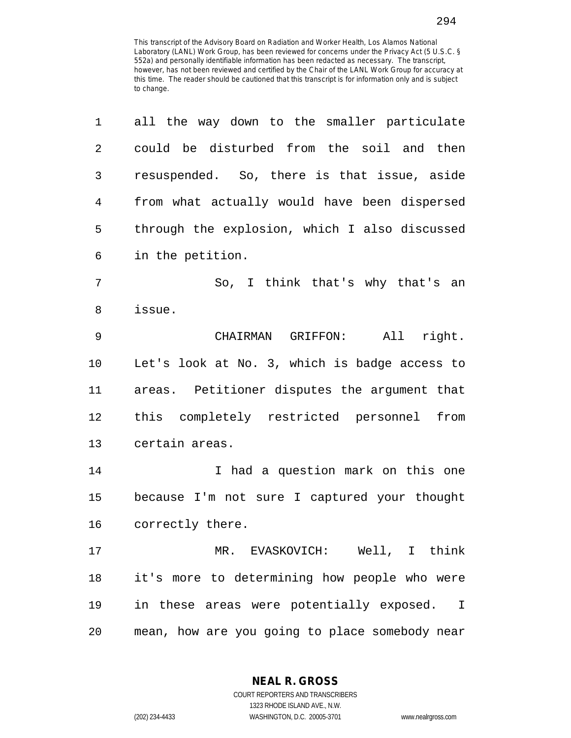This transcript of the Advisory Board on Radiation and Worker Health, Los Alamos National Laboratory (LANL) Work Group, has been reviewed for concerns under the Privacy Act (5 U.S.C. § 552a) and personally identifiable information has been redacted as necessary. The transcript, however, has not been reviewed and certified by the Chair of the LANL Work Group for accuracy at this time. The reader should be cautioned that this transcript is for information only and is subject to change.

1 all the way down to the smaller particulate
2 could be disturbed from the soil and then
3 resuspended. So, there is that issue, aside
4 from what actually would have been dispersed
5 through the explosion, which I also discussed
6 in the petition.
7 So, I think that's why that's an
8 issue.
9 CHAIRMAN GRIFFON: All right.
10 Let's look at No. 3, which is badge access to
11 areas. Petitioner disputes the argument that
12 this completely restricted personnel from
13 certain areas.
14 I had a question mark on this one
15 because I'm not sure I captured your thought
16 correctly there.
17 MR. EVASKOVICH: Well, I think
18 it's more to determining how people who were
19 in these areas were potentially exposed. I
20 mean, how are you going to place somebody near

NEAL R. GROSS
COURT REPORTERS AND TRANSCRIBERS
1323 RHODE ISLAND AVE., N.W.
(202) 234-4433 WASHINGTON, D.C. 20005-3701 www.nealrgross.com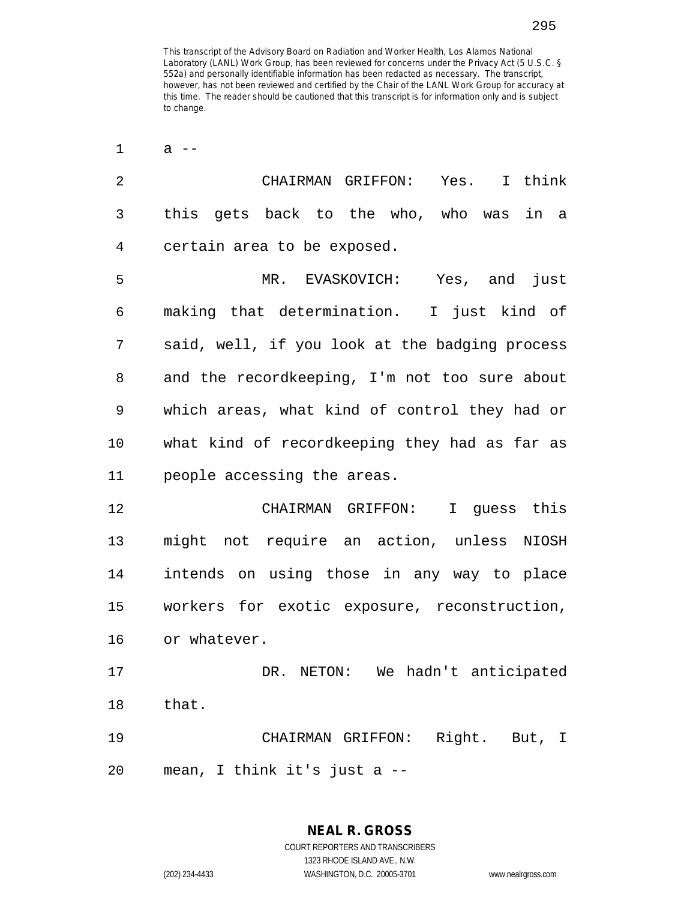This transcript of the Advisory Board on Radiation and Worker Health, Los Alamos National Laboratory (LANL) Work Group, has been reviewed for concerns under the Privacy Act (5 U.S.C. § 552a) and personally identifiable information has been redacted as necessary. The transcript, however, has not been reviewed and certified by the Chair of the LANL Work Group for accuracy at this time. The reader should be cautioned that this transcript is for information only and is subject to change.

a --

CHAIRMAN GRIFFON: Yes. I think this gets back to the who, who was in a certain area to be exposed.

MR. EVASKOVICH: Yes, and just making that determination. I just kind of said, well, if you look at the badging process and the recordkeeping, I'm not too sure about which areas, what kind of control they had or what kind of recordkeeping they had as far as people accessing the areas.

CHAIRMAN GRIFFON: I guess this might not require an action, unless NIOSH intends on using those in any way to place workers for exotic exposure, reconstruction, or whatever.

DR. NETON: We hadn't anticipated that.

CHAIRMAN GRIFFON: Right. But, I mean, I think it's just a --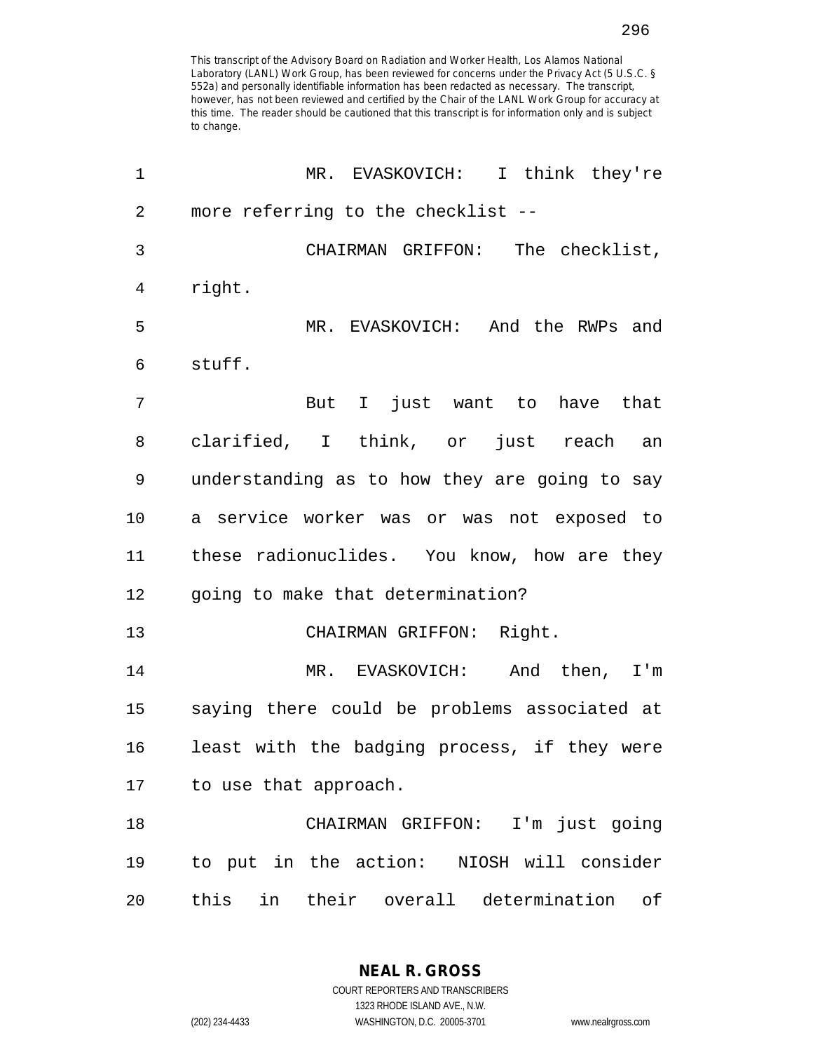This transcript of the Advisory Board on Radiation and Worker Health, Los Alamos National Laboratory (LANL) Work Group, has been reviewed for concerns under the Privacy Act (5 U.S.C. § 552a) and personally identifiable information has been redacted as necessary. The transcript, however, has not been reviewed and certified by the Chair of the LANL Work Group for accuracy at this time. The reader should be cautioned that this transcript is for information only and is subject to change.

MR. EVASKOVICH: I think they're more referring to the checklist --

CHAIRMAN GRIFFON: The checklist, right.

MR. EVASKOVICH: And the RWPs and stuff.

But I just want to have that clarified, I think, or just reach an understanding as to how they are going to say a service worker was or was not exposed to these radionuclides. You know, how are they going to make that determination?

CHAIRMAN GRIFFON: Right.

MR. EVASKOVICH: And then, I'm saying there could be problems associated at least with the badging process, if they were to use that approach.

CHAIRMAN GRIFFON: I'm just going to put in the action: NIOSH will consider this in their overall determination of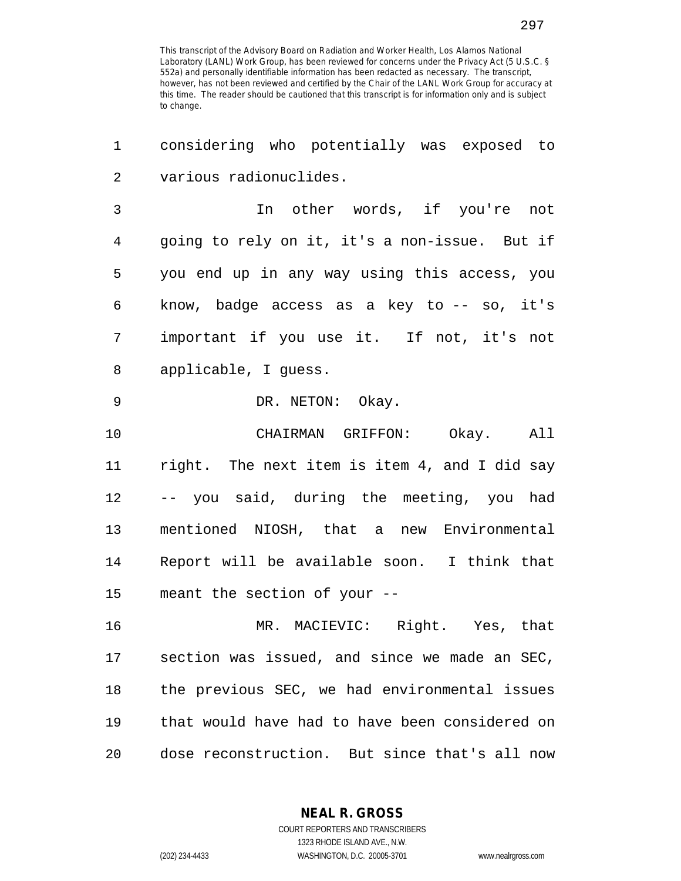This transcript of the Advisory Board on Radiation and Worker Health, Los Alamos National Laboratory (LANL) Work Group, has been reviewed for concerns under the Privacy Act (5 U.S.C. § 552a) and personally identifiable information has been redacted as necessary. The transcript, however, has not been reviewed and certified by the Chair of the LANL Work Group for accuracy at this time. The reader should be cautioned that this transcript is for information only and is subject to change.

1 considering who potentially was exposed to
2 various radionuclides.

3 In other words, if you're not
4 going to rely on it, it's a non-issue. But if
5 you end up in any way using this access, you
6 know, badge access as a key to -- so, it's
7 important if you use it. If not, it's not
8 applicable, I guess.

9 DR. NETON: Okay.

10 CHAIRMAN GRIFFON: Okay. All
11 right. The next item is item 4, and I did say
12 -- you said, during the meeting, you had
13 mentioned NIOSH, that a new Environmental
14 Report will be available soon. I think that
15 meant the section of your --

16 MR. MACIEVIC: Right. Yes, that
17 section was issued, and since we made an SEC,
18 the previous SEC, we had environmental issues
19 that would have had to have been considered on
20 dose reconstruction. But since that's all now

NEAL R. GROSS
COURT REPORTERS AND TRANSCRIBERS
1323 RHODE ISLAND AVE., N.W.
(202) 234-4433 WASHINGTON, D.C. 20005-3701 www.nealrgross.com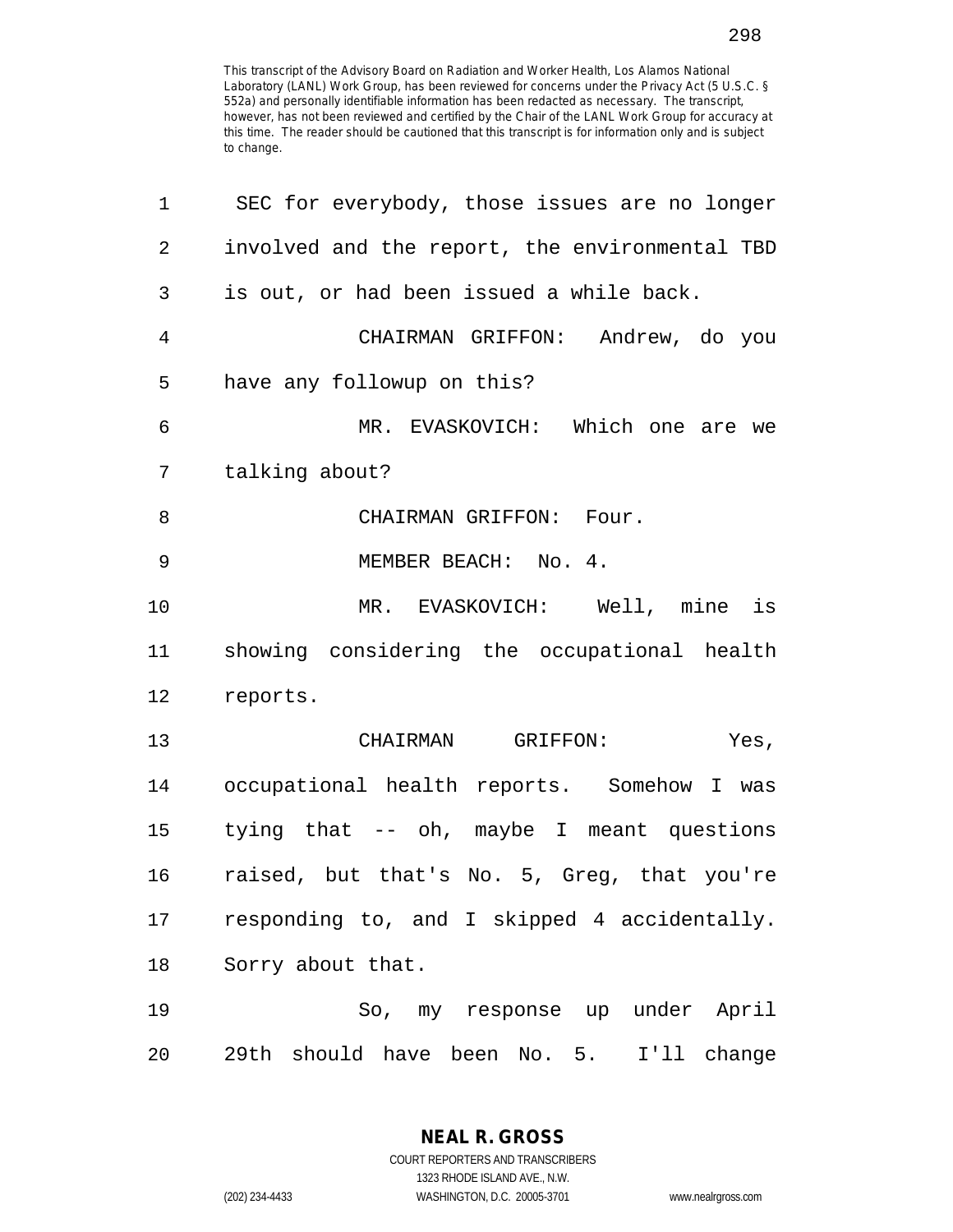This transcript of the Advisory Board on Radiation and Worker Health, Los Alamos National Laboratory (LANL) Work Group, has been reviewed for concerns under the Privacy Act (5 U.S.C. § 552a) and personally identifiable information has been redacted as necessary. The transcript, however, has not been reviewed and certified by the Chair of the LANL Work Group for accuracy at this time. The reader should be cautioned that this transcript is for information only and is subject to change.

1 SEC for everybody, those issues are no longer
2 involved and the report, the environmental TBD
3 is out, or had been issued a while back.
4 CHAIRMAN GRIFFON: Andrew, do you
5 have any followup on this?
6 MR. EVASKOVICH: Which one are we
7 talking about?
8 CHAIRMAN GRIFFON: Four.
9 MEMBER BEACH: No. 4.
10 MR. EVASKOVICH: Well, mine is
11 showing considering the occupational health
12 reports.
13 CHAIRMAN GRIFFON: Yes,
14 occupational health reports. Somehow I was
15 tying that -- oh, maybe I meant questions
16 raised, but that's No. 5, Greg, that you're
17 responding to, and I skipped 4 accidentally.
18 Sorry about that.
19 So, my response up under April
20 29th should have been No. 5. I'll change

NEAL R. GROSS
COURT REPORTERS AND TRANSCRIBERS
1323 RHODE ISLAND AVE., N.W.
(202) 234-4433 WASHINGTON, D.C. 20005-3701 www.nealrgross.com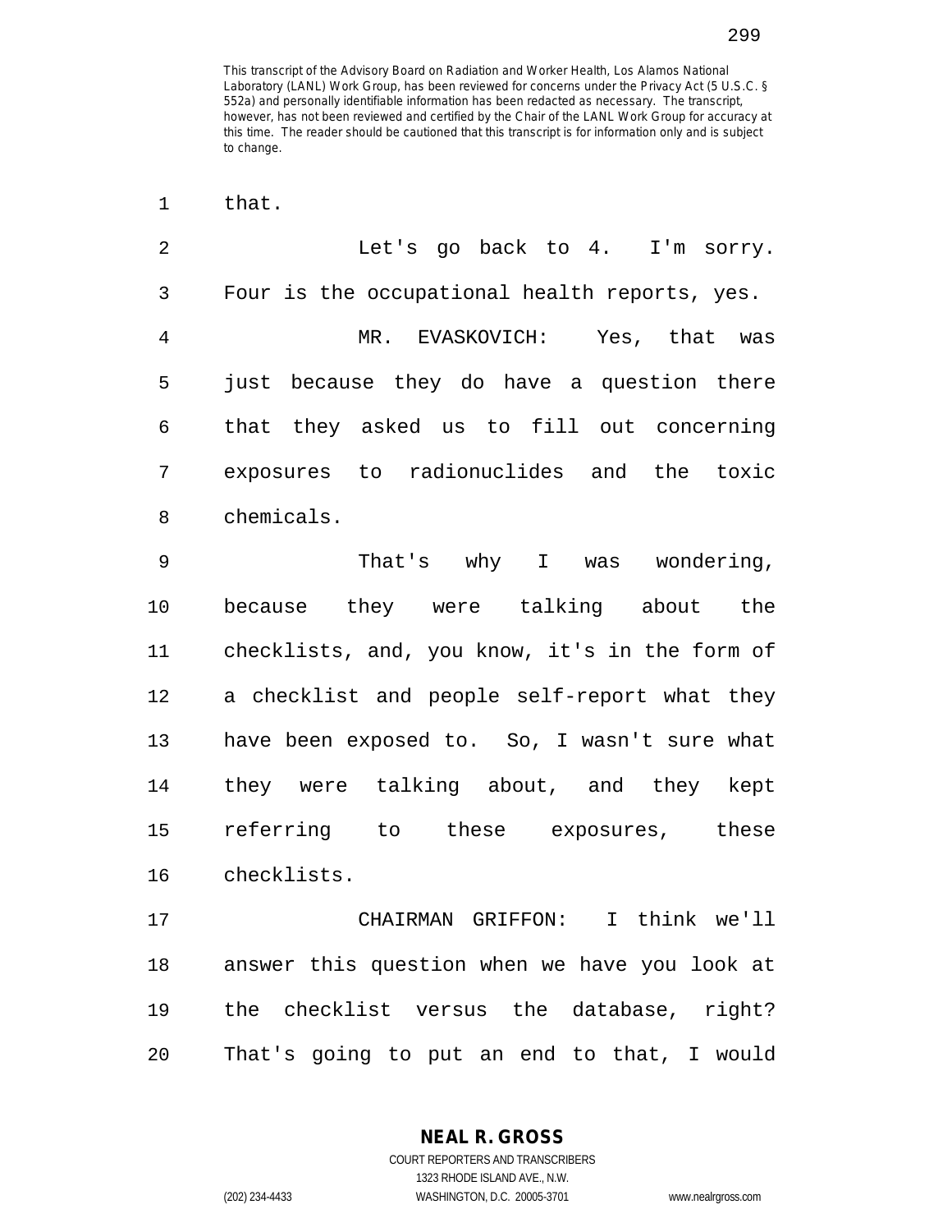that.

Let's go back to 4. I'm sorry. Four is the occupational health reports, yes.

MR. EVASKOVICH: Yes, that was just because they do have a question there that they asked us to fill out concerning exposures to radionuclides and the toxic chemicals.

That's why I was wondering, because they were talking about the checklists, and, you know, it's in the form of a checklist and people self-report what they have been exposed to. So, I wasn't sure what they were talking about, and they kept referring to these exposures, these checklists.

CHAIRMAN GRIFFON: I think we'll answer this question when we have you look at the checklist versus the database, right? That's going to put an end to that, I would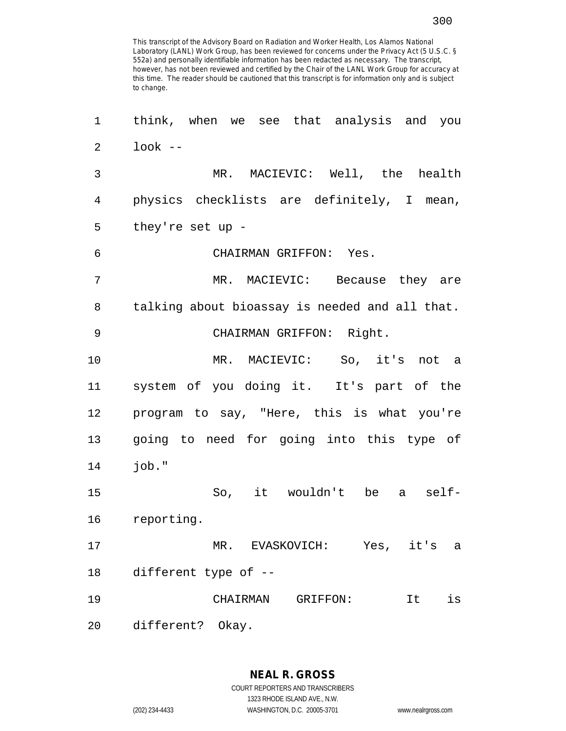This transcript of the Advisory Board on Radiation and Worker Health, Los Alamos National Laboratory (LANL) Work Group, has been reviewed for concerns under the Privacy Act (5 U.S.C. § 552a) and personally identifiable information has been redacted as necessary. The transcript, however, has not been reviewed and certified by the Chair of the LANL Work Group for accuracy at this time. The reader should be cautioned that this transcript is for information only and is subject to change.

think, when we see that analysis and you look --

MR. MACIEVIC: Well, the health physics checklists are definitely, I mean, they're set up -

CHAIRMAN GRIFFON: Yes.

MR. MACIEVIC: Because they are talking about bioassay is needed and all that.

CHAIRMAN GRIFFON: Right.

MR. MACIEVIC: So, it's not a system of you doing it. It's part of the program to say, "Here, this is what you're going to need for going into this type of job."

So, it wouldn't be a self-reporting.

MR. EVASKOVICH: Yes, it's a different type of --

CHAIRMAN GRIFFON: It is different? Okay.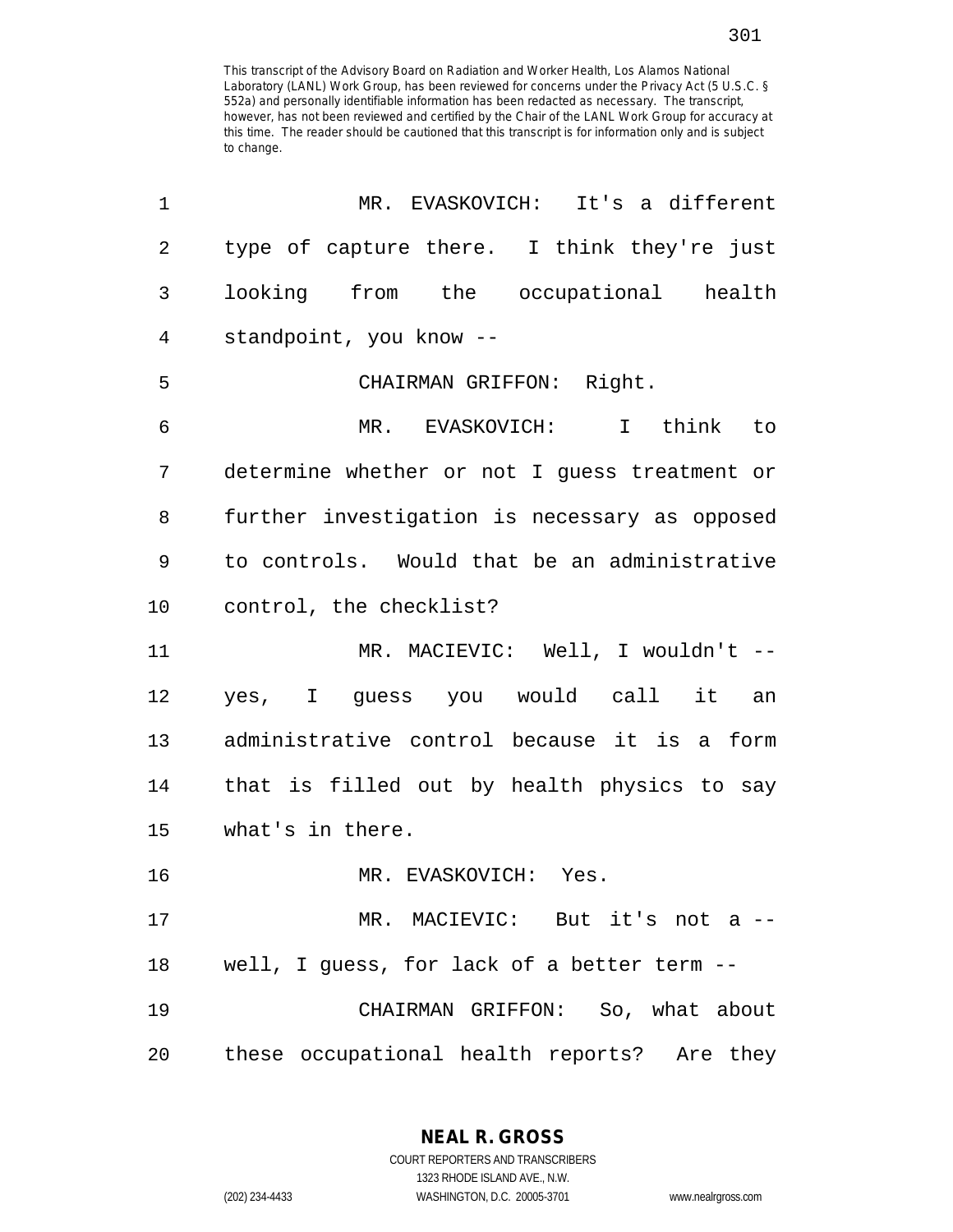This transcript of the Advisory Board on Radiation and Worker Health, Los Alamos National Laboratory (LANL) Work Group, has been reviewed for concerns under the Privacy Act (5 U.S.C. § 552a) and personally identifiable information has been redacted as necessary. The transcript, however, has not been reviewed and certified by the Chair of the LANL Work Group for accuracy at this time. The reader should be cautioned that this transcript is for information only and is subject to change.

1 MR. EVASKOVICH: It's a different
2 type of capture there. I think they're just
3 looking from the occupational health
4 standpoint, you know --
5 CHAIRMAN GRIFFON: Right.
6 MR. EVASKOVICH: I think to
7 determine whether or not I guess treatment or
8 further investigation is necessary as opposed
9 to controls. Would that be an administrative
10 control, the checklist?
11 MR. MACIEVIC: Well, I wouldn't --
12 yes, I guess you would call it an
13 administrative control because it is a form
14 that is filled out by health physics to say
15 what's in there.
16 MR. EVASKOVICH: Yes.
17 MR. MACIEVIC: But it's not a --
18 well, I guess, for lack of a better term --
19 CHAIRMAN GRIFFON: So, what about
20 these occupational health reports? Are they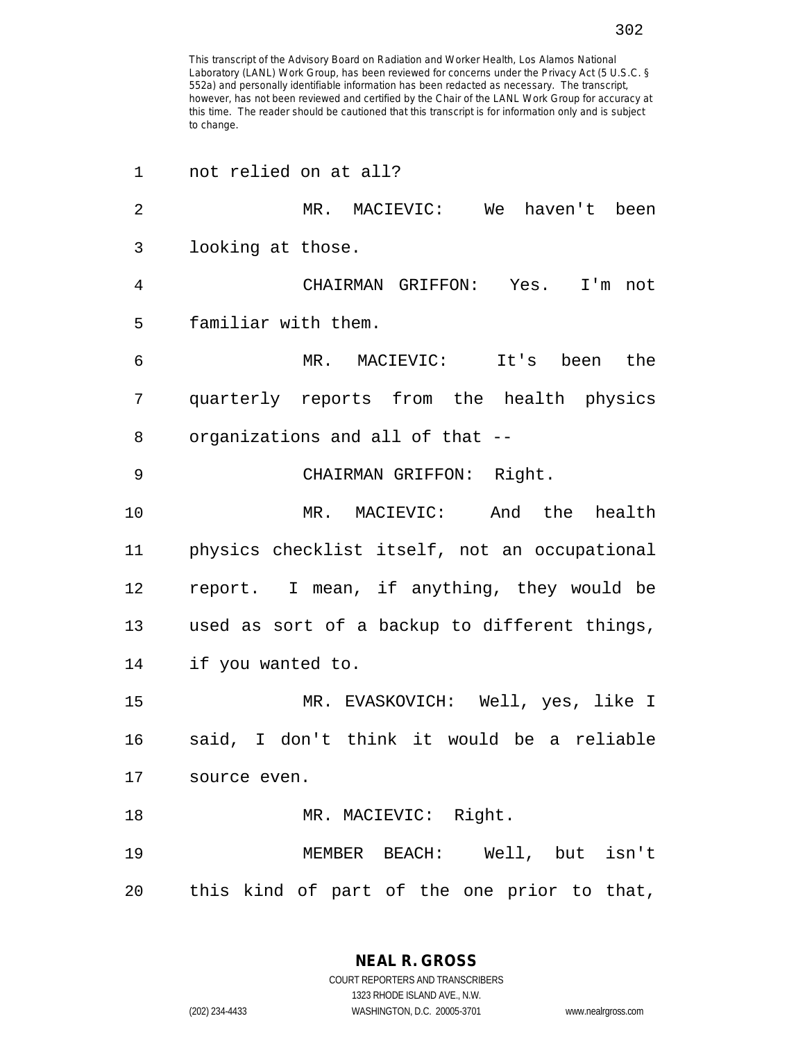This transcript of the Advisory Board on Radiation and Worker Health, Los Alamos National Laboratory (LANL) Work Group, has been reviewed for concerns under the Privacy Act (5 U.S.C. § 552a) and personally identifiable information has been redacted as necessary. The transcript, however, has not been reviewed and certified by the Chair of the LANL Work Group for accuracy at this time. The reader should be cautioned that this transcript is for information only and is subject to change.

1 not relied on at all?

2 MR. MACIEVIC: We haven't been

3 looking at those.

4 CHAIRMAN GRIFFON: Yes. I'm not

5 familiar with them.

6 MR. MACIEVIC: It's been the

7 quarterly reports from the health physics

8 organizations and all of that --

9 CHAIRMAN GRIFFON: Right.

10 MR. MACIEVIC: And the health

11 physics checklist itself, not an occupational

12 report. I mean, if anything, they would be

13 used as sort of a backup to different things,

14 if you wanted to.

15 MR. EVASKOVICH: Well, yes, like I

16 said, I don't think it would be a reliable

17 source even.

18 MR. MACIEVIC: Right.

19 MEMBER BEACH: Well, but isn't

20 this kind of part of the one prior to that,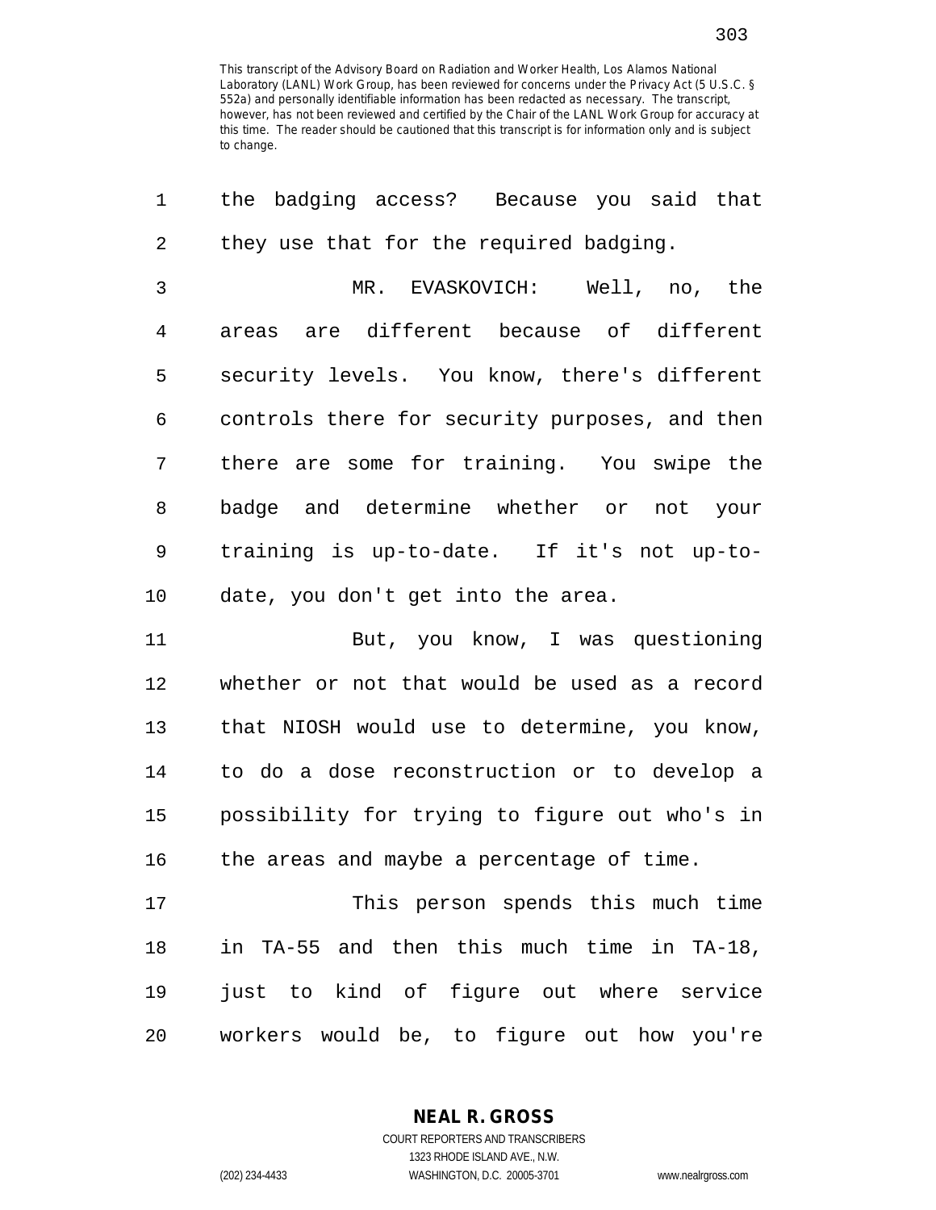This transcript of the Advisory Board on Radiation and Worker Health, Los Alamos National Laboratory (LANL) Work Group, has been reviewed for concerns under the Privacy Act (5 U.S.C. § 552a) and personally identifiable information has been redacted as necessary. The transcript, however, has not been reviewed and certified by the Chair of the LANL Work Group for accuracy at this time. The reader should be cautioned that this transcript is for information only and is subject to change.

1 the badging access? Because you said that
2 they use that for the required badging.
3 MR. EVASKOVICH: Well, no, the
4 areas are different because of different
5 security levels. You know, there's different
6 controls there for security purposes, and then
7 there are some for training. You swipe the
8 badge and determine whether or not your
9 training is up-to-date. If it's not up-to-
10 date, you don't get into the area.
11 But, you know, I was questioning
12 whether or not that would be used as a record
13 that NIOSH would use to determine, you know,
14 to do a dose reconstruction or to develop a
15 possibility for trying to figure out who's in
16 the areas and maybe a percentage of time.
17 This person spends this much time
18 in TA-55 and then this much time in TA-18,
19 just to kind of figure out where service
20 workers would be, to figure out how you're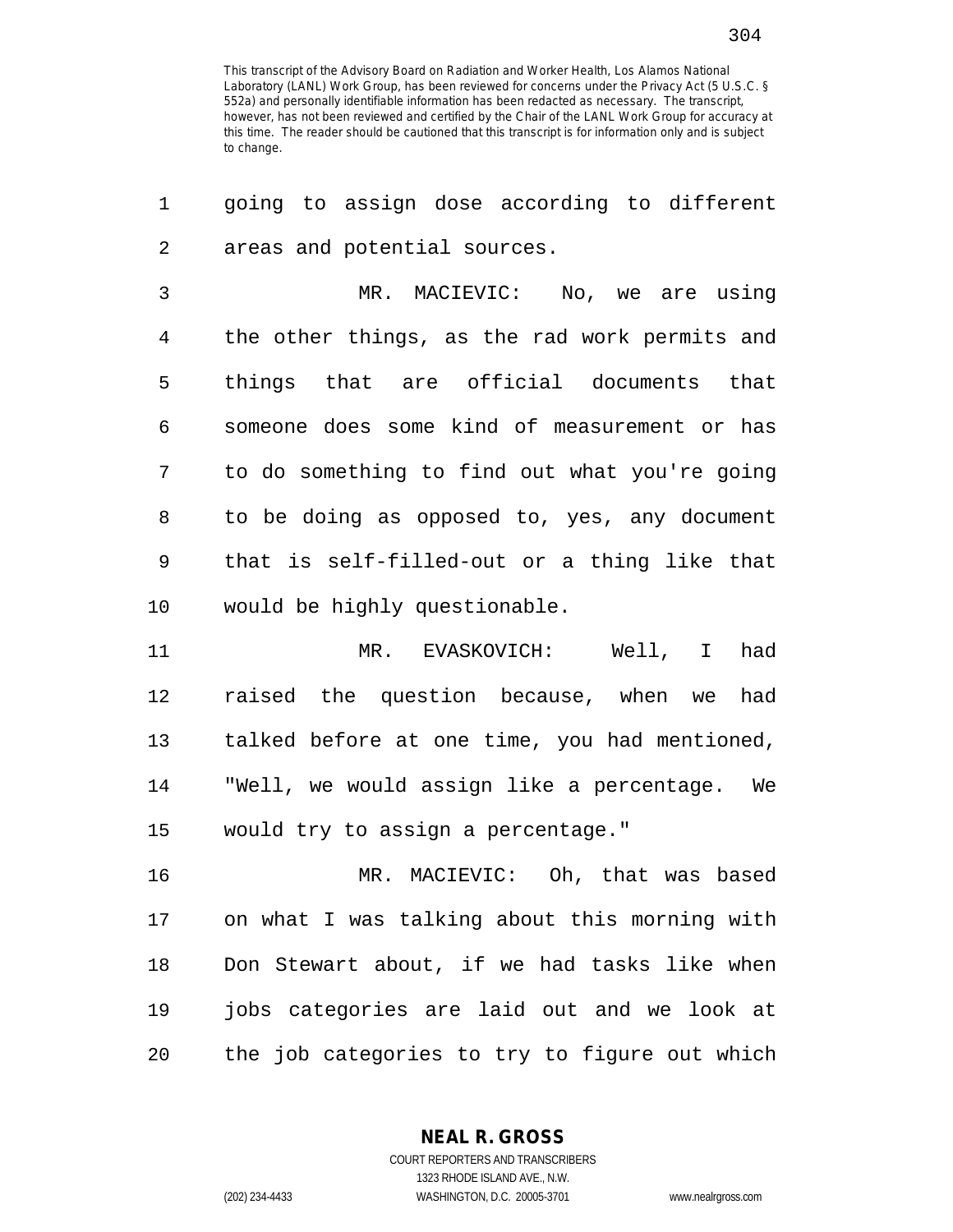This transcript of the Advisory Board on Radiation and Worker Health, Los Alamos National Laboratory (LANL) Work Group, has been reviewed for concerns under the Privacy Act (5 U.S.C. § 552a) and personally identifiable information has been redacted as necessary. The transcript, however, has not been reviewed and certified by the Chair of the LANL Work Group for accuracy at this time. The reader should be cautioned that this transcript is for information only and is subject to change.

going to assign dose according to different areas and potential sources.

MR. MACIEVIC: No, we are using the other things, as the rad work permits and things that are official documents that someone does some kind of measurement or has to do something to find out what you're going to be doing as opposed to, yes, any document that is self-filled-out or a thing like that would be highly questionable.

MR. EVASKOVICH: Well, I had raised the question because, when we had talked before at one time, you had mentioned, "Well, we would assign like a percentage. We would try to assign a percentage."

MR. MACIEVIC: Oh, that was based on what I was talking about this morning with Don Stewart about, if we had tasks like when jobs categories are laid out and we look at the job categories to try to figure out which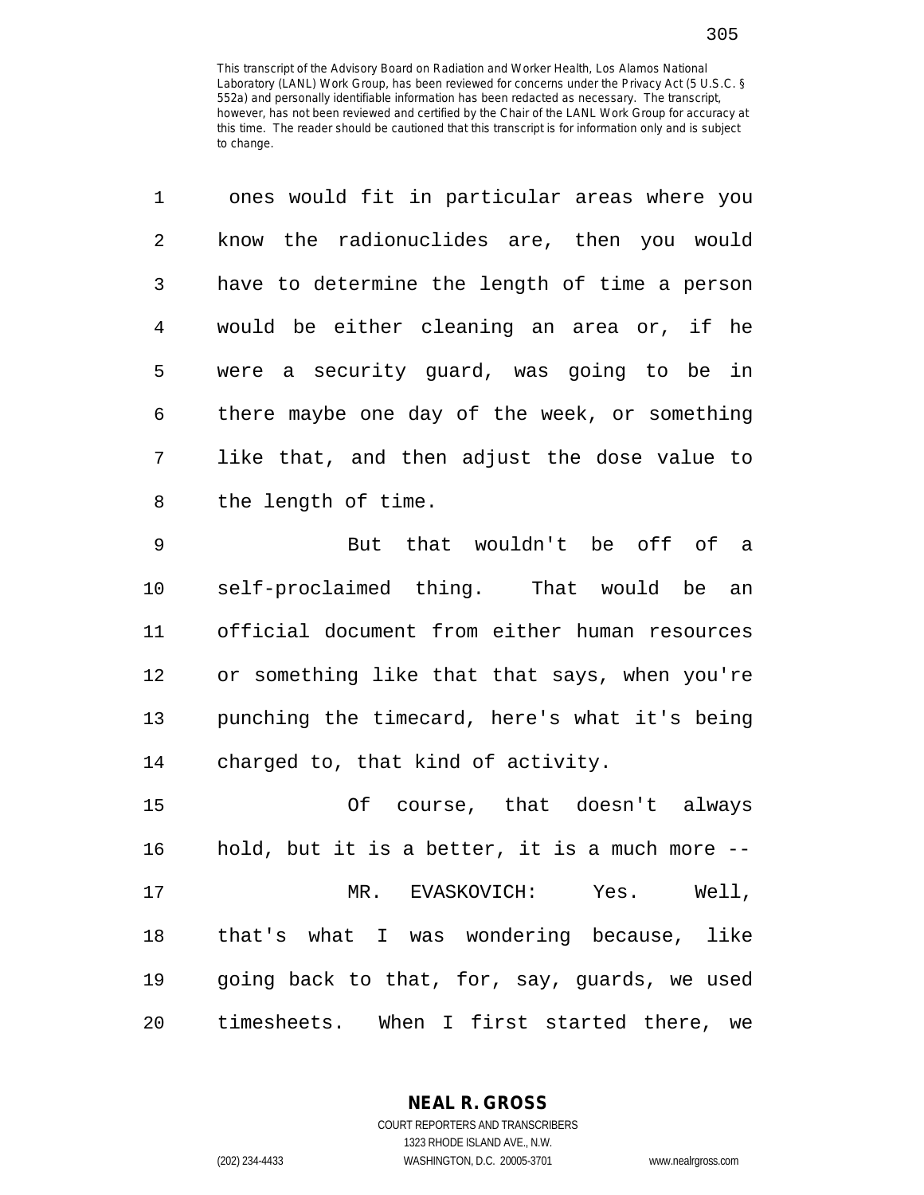This transcript of the Advisory Board on Radiation and Worker Health, Los Alamos National Laboratory (LANL) Work Group, has been reviewed for concerns under the Privacy Act (5 U.S.C. § 552a) and personally identifiable information has been redacted as necessary. The transcript, however, has not been reviewed and certified by the Chair of the LANL Work Group for accuracy at this time. The reader should be cautioned that this transcript is for information only and is subject to change.

ones would fit in particular areas where you know the radionuclides are, then you would have to determine the length of time a person would be either cleaning an area or, if he were a security guard, was going to be in there maybe one day of the week, or something like that, and then adjust the dose value to the length of time.

But that wouldn't be off of a self-proclaimed thing. That would be an official document from either human resources or something like that that says, when you're punching the timecard, here's what it's being charged to, that kind of activity.

Of course, that doesn't always hold, but it is a better, it is a much more --

MR. EVASKOVICH: Yes. Well, that's what I was wondering because, like going back to that, for, say, guards, we used timesheets. When I first started there, we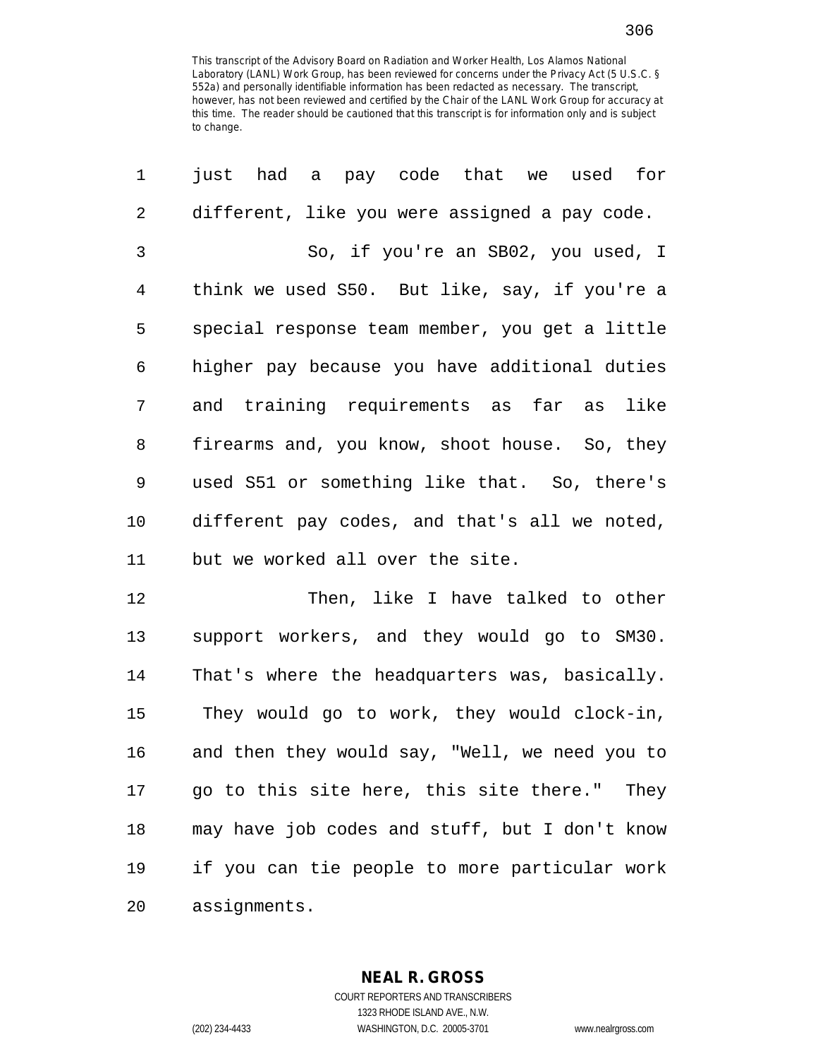just had a pay code that we used for different, like you were assigned a pay code.

So, if you're an SB02, you used, I think we used S50. But like, say, if you're a special response team member, you get a little higher pay because you have additional duties and training requirements as far as like firearms and, you know, shoot house. So, they used S51 or something like that. So, there's different pay codes, and that's all we noted, but we worked all over the site.

Then, like I have talked to other support workers, and they would go to SM30. That's where the headquarters was, basically. They would go to work, they would clock-in, and then they would say, "Well, we need you to go to this site here, this site there." They may have job codes and stuff, but I don't know if you can tie people to more particular work assignments.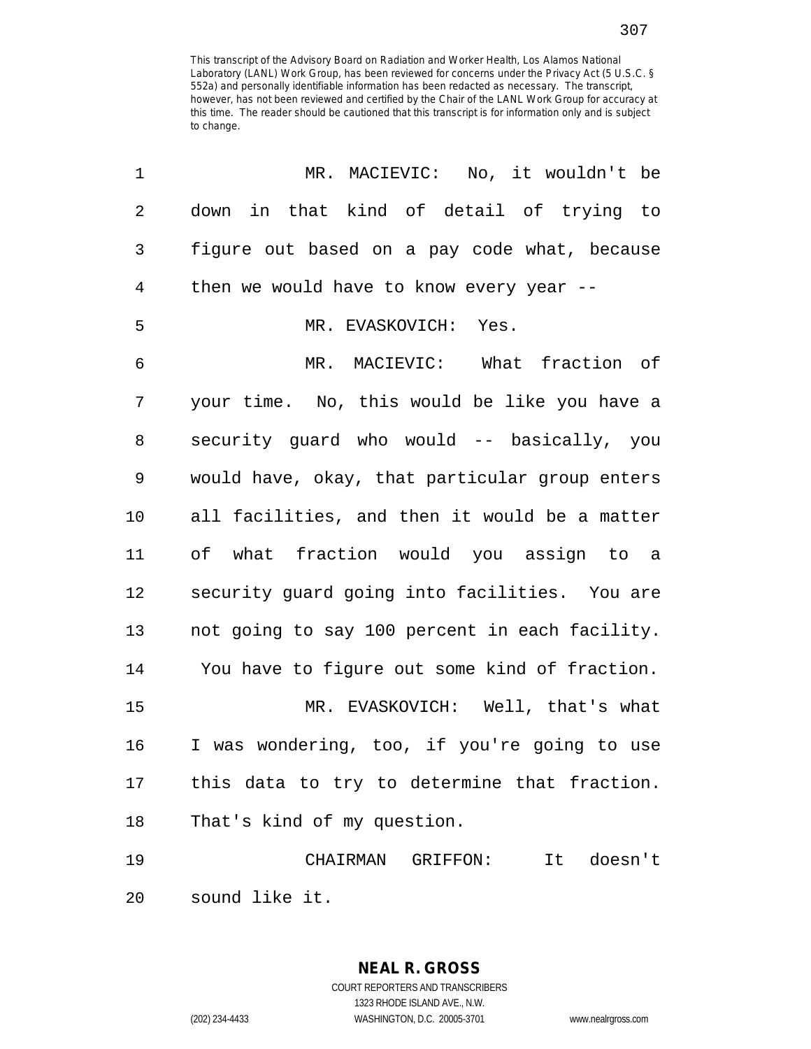This transcript of the Advisory Board on Radiation and Worker Health, Los Alamos National Laboratory (LANL) Work Group, has been reviewed for concerns under the Privacy Act (5 U.S.C. § 552a) and personally identifiable information has been redacted as necessary. The transcript, however, has not been reviewed and certified by the Chair of the LANL Work Group for accuracy at this time. The reader should be cautioned that this transcript is for information only and is subject to change.

MR. MACIEVIC: No, it wouldn't be down in that kind of detail of trying to figure out based on a pay code what, because then we would have to know every year --

MR. EVASKOVICH: Yes.

MR. MACIEVIC: What fraction of your time. No, this would be like you have a security guard who would -- basically, you would have, okay, that particular group enters all facilities, and then it would be a matter of what fraction would you assign to a security guard going into facilities. You are not going to say 100 percent in each facility. You have to figure out some kind of fraction.

MR. EVASKOVICH: Well, that's what I was wondering, too, if you're going to use this data to try to determine that fraction. That's kind of my question.

CHAIRMAN GRIFFON: It doesn't sound like it.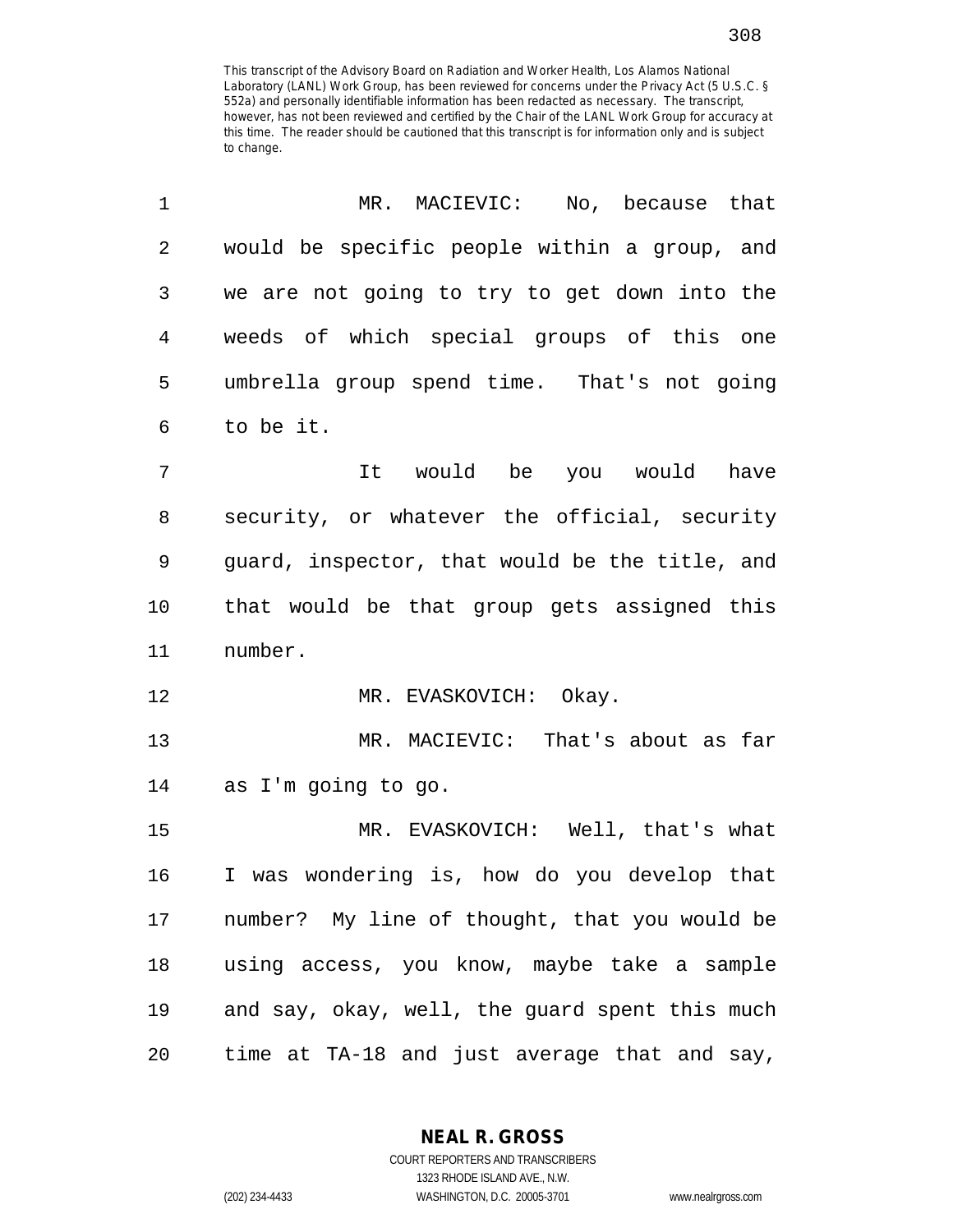This transcript of the Advisory Board on Radiation and Worker Health, Los Alamos National Laboratory (LANL) Work Group, has been reviewed for concerns under the Privacy Act (5 U.S.C. § 552a) and personally identifiable information has been redacted as necessary. The transcript, however, has not been reviewed and certified by the Chair of the LANL Work Group for accuracy at this time. The reader should be cautioned that this transcript is for information only and is subject to change.

MR. MACIEVIC: No, because that would be specific people within a group, and we are not going to try to get down into the weeds of which special groups of this one umbrella group spend time. That's not going to be it.

It would be you would have security, or whatever the official, security guard, inspector, that would be the title, and that would be that group gets assigned this number.

MR. EVASKOVICH: Okay.

MR. MACIEVIC: That's about as far as I'm going to go.

MR. EVASKOVICH: Well, that's what I was wondering is, how do you develop that number? My line of thought, that you would be using access, you know, maybe take a sample and say, okay, well, the guard spent this much time at TA-18 and just average that and say,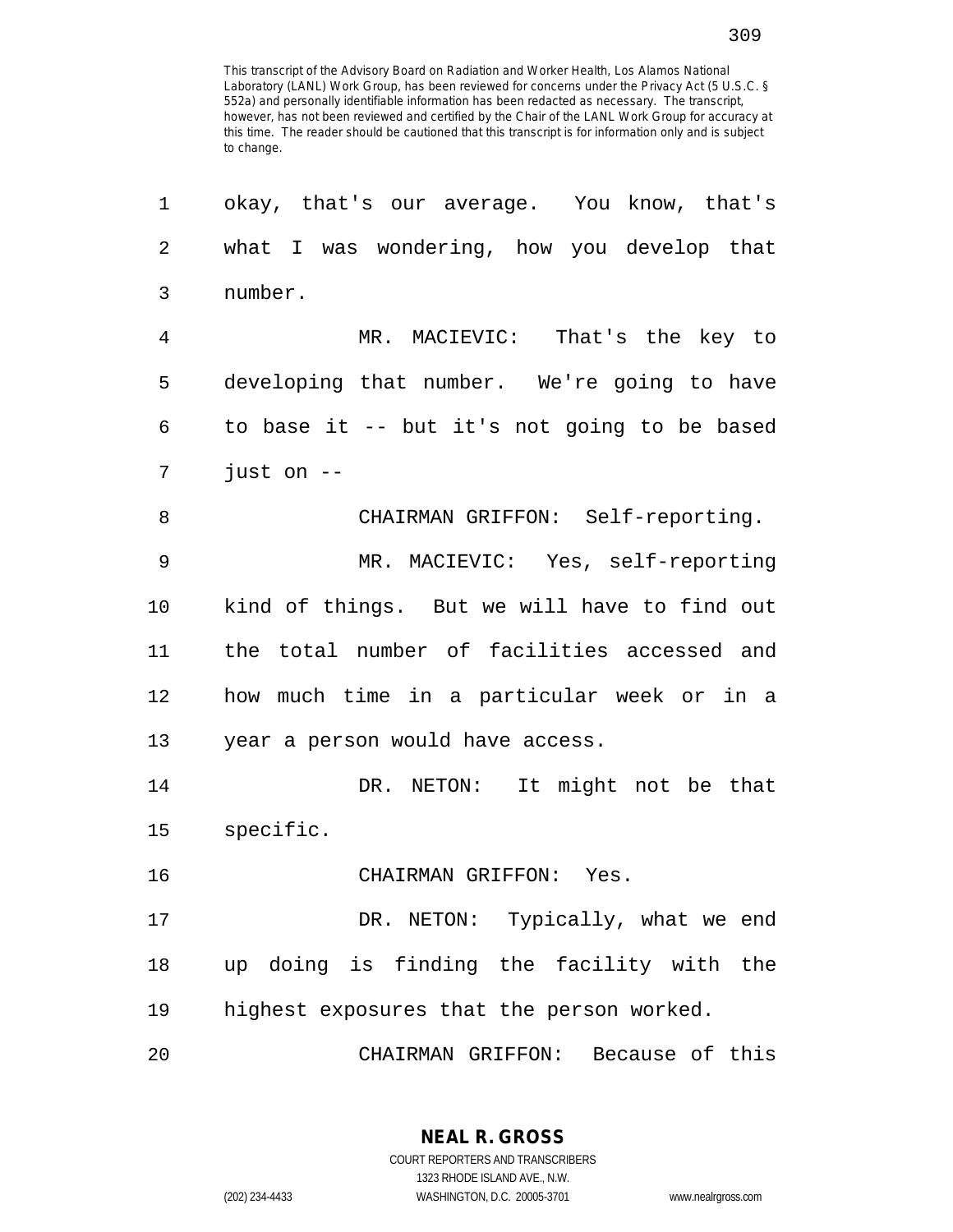okay, that's our average. You know, that's what I was wondering, how you develop that number.

MR. MACIEVIC: That's the key to developing that number. We're going to have to base it -- but it's not going to be based just on --

CHAIRMAN GRIFFON: Self-reporting.

MR. MACIEVIC: Yes, self-reporting kind of things. But we will have to find out the total number of facilities accessed and how much time in a particular week or in a year a person would have access.

DR. NETON: It might not be that specific.

CHAIRMAN GRIFFON: Yes.

DR. NETON: Typically, what we end up doing is finding the facility with the highest exposures that the person worked.

CHAIRMAN GRIFFON: Because of this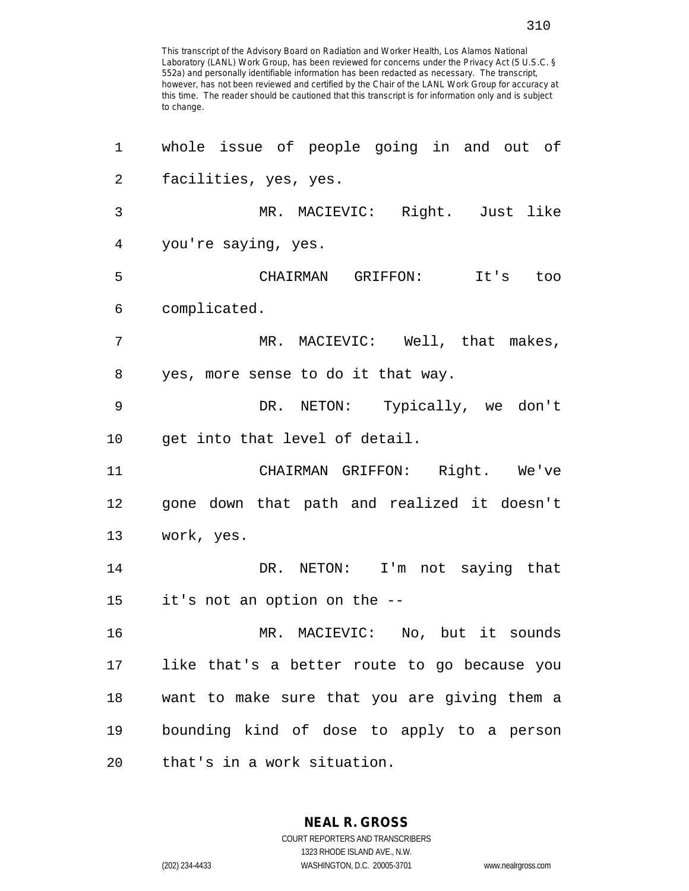This transcript of the Advisory Board on Radiation and Worker Health, Los Alamos National Laboratory (LANL) Work Group, has been reviewed for concerns under the Privacy Act (5 U.S.C. § 552a) and personally identifiable information has been redacted as necessary. The transcript, however, has not been reviewed and certified by the Chair of the LANL Work Group for accuracy at this time. The reader should be cautioned that this transcript is for information only and is subject to change.

1 whole issue of people going in and out of
2 facilities, yes, yes.
3 MR. MACIEVIC: Right. Just like
4 you're saying, yes.
5 CHAIRMAN GRIFFON: It's too
6 complicated.
7 MR. MACIEVIC: Well, that makes,
8 yes, more sense to do it that way.
9 DR. NETON: Typically, we don't
10 get into that level of detail.
11 CHAIRMAN GRIFFON: Right. We've
12 gone down that path and realized it doesn't
13 work, yes.
14 DR. NETON: I'm not saying that
15 it's not an option on the --
16 MR. MACIEVIC: No, but it sounds
17 like that's a better route to go because you
18 want to make sure that you are giving them a
19 bounding kind of dose to apply to a person
20 that's in a work situation.

**NEAL R. GROSS**
COURT REPORTERS AND TRANSCRIBERS
1323 RHODE ISLAND AVE., N.W.
(202) 234-4433 WASHINGTON, D.C. 20005-3701 www.nealrgross.com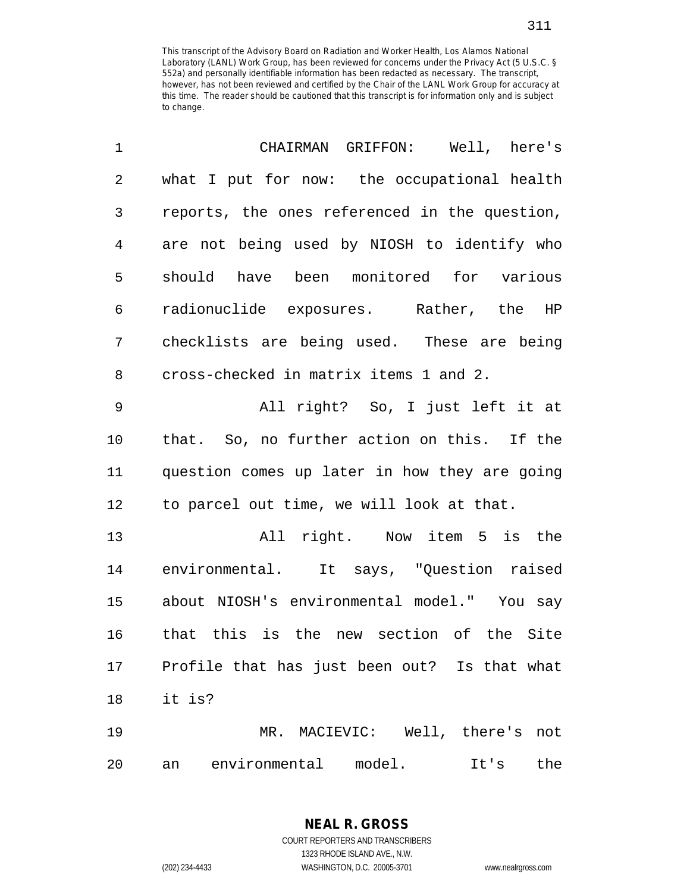This transcript of the Advisory Board on Radiation and Worker Health, Los Alamos National Laboratory (LANL) Work Group, has been reviewed for concerns under the Privacy Act (5 U.S.C. § 552a) and personally identifiable information has been redacted as necessary. The transcript, however, has not been reviewed and certified by the Chair of the LANL Work Group for accuracy at this time. The reader should be cautioned that this transcript is for information only and is subject to change.

CHAIRMAN GRIFFON: Well, here's what I put for now: the occupational health reports, the ones referenced in the question, are not being used by NIOSH to identify who should have been monitored for various radionuclide exposures. Rather, the HP checklists are being used. These are being cross-checked in matrix items 1 and 2.

All right? So, I just left it at that. So, no further action on this. If the question comes up later in how they are going to parcel out time, we will look at that.

All right. Now item 5 is the environmental. It says, "Question raised about NIOSH's environmental model." You say that this is the new section of the Site Profile that has just been out? Is that what it is?

MR. MACIEVIC: Well, there's not an environmental model. It's the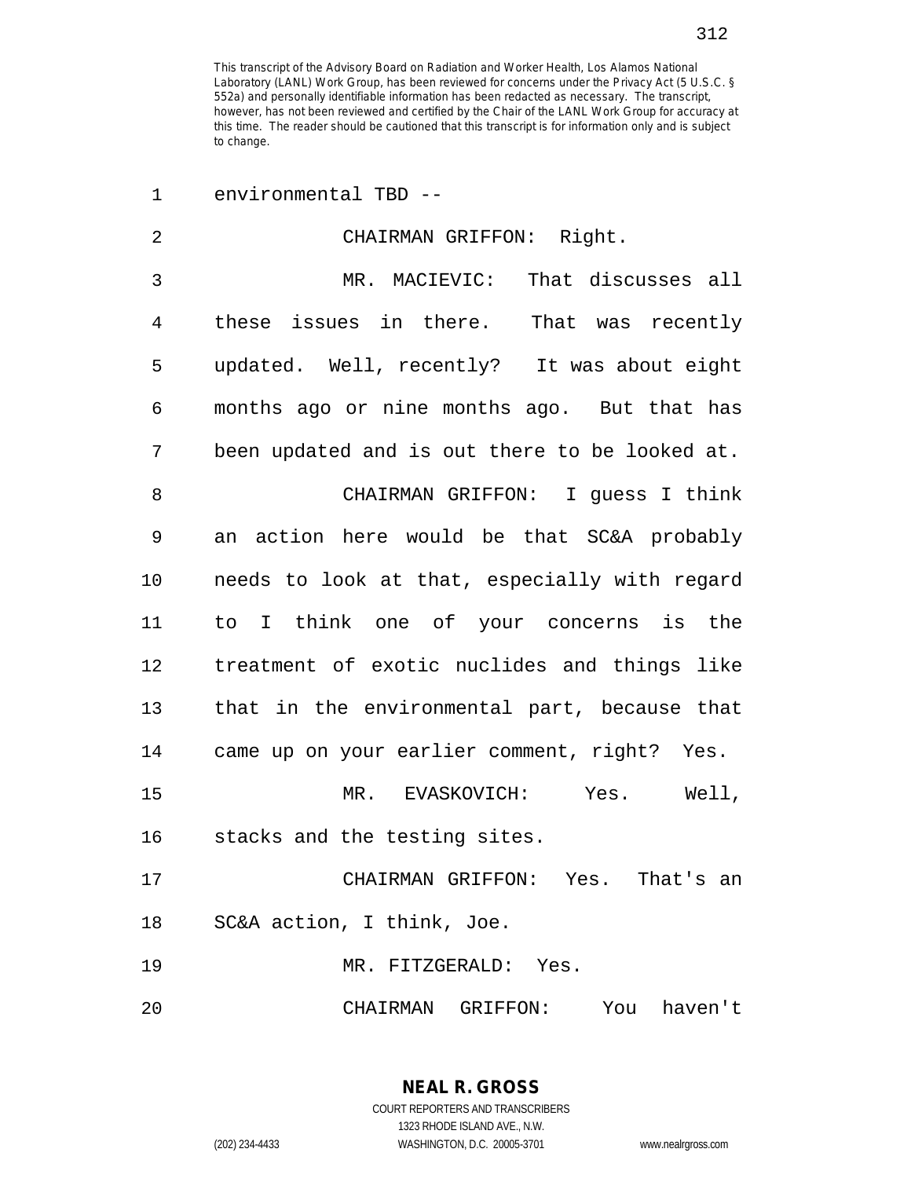This transcript of the Advisory Board on Radiation and Worker Health, Los Alamos National Laboratory (LANL) Work Group, has been reviewed for concerns under the Privacy Act (5 U.S.C. § 552a) and personally identifiable information has been redacted as necessary. The transcript, however, has not been reviewed and certified by the Chair of the LANL Work Group for accuracy at this time. The reader should be cautioned that this transcript is for information only and is subject to change.

1 environmental TBD --

2 CHAIRMAN GRIFFON: Right.

3 MR. MACIEVIC: That discusses all
4 these issues in there. That was recently
5 updated. Well, recently? It was about eight
6 months ago or nine months ago. But that has
7 been updated and is out there to be looked at.

8 CHAIRMAN GRIFFON: I guess I think
9 an action here would be that SC&A probably
10 needs to look at that, especially with regard
11 to I think one of your concerns is the
12 treatment of exotic nuclides and things like
13 that in the environmental part, because that
14 came up on your earlier comment, right? Yes.

15 MR. EVASKOVICH: Yes. Well,
16 stacks and the testing sites.

17 CHAIRMAN GRIFFON: Yes. That's an
18 SC&A action, I think, Joe.

19 MR. FITZGERALD: Yes.

20 CHAIRMAN GRIFFON: You haven't

NEAL R. GROSS
COURT REPORTERS AND TRANSCRIBERS
1323 RHODE ISLAND AVE., N.W.
(202) 234-4433 WASHINGTON, D.C. 20005-3701 www.nealrgross.com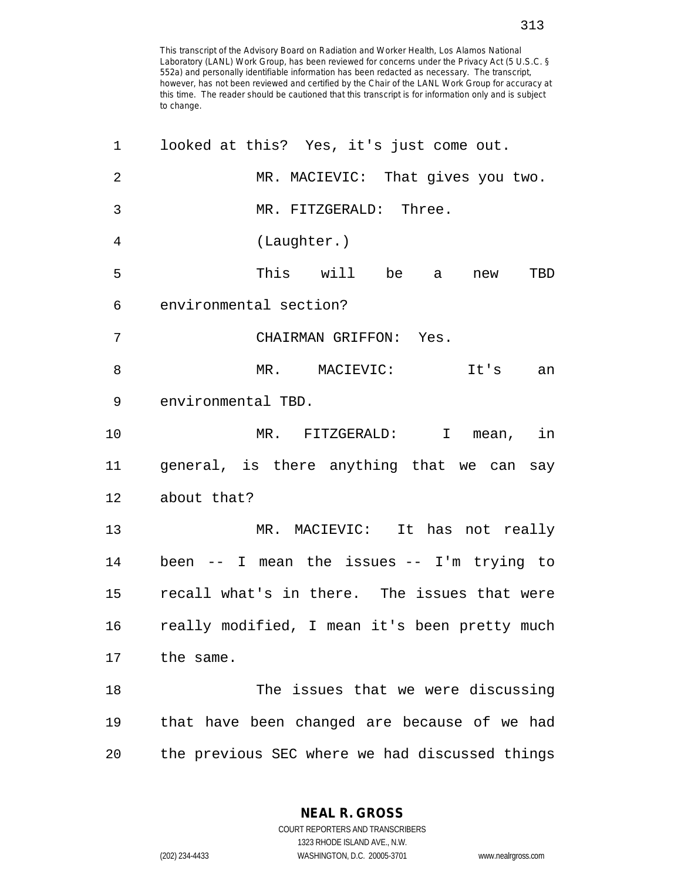This transcript of the Advisory Board on Radiation and Worker Health, Los Alamos National Laboratory (LANL) Work Group, has been reviewed for concerns under the Privacy Act (5 U.S.C. § 552a) and personally identifiable information has been redacted as necessary. The transcript, however, has not been reviewed and certified by the Chair of the LANL Work Group for accuracy at this time. The reader should be cautioned that this transcript is for information only and is subject to change.

1 looked at this? Yes, it's just come out.

2 MR. MACIEVIC: That gives you two.

3 MR. FITZGERALD: Three.

4 (Laughter.)

5 This will be a new TBD

6 environmental section?

7 CHAIRMAN GRIFFON: Yes.

8 MR. MACIEVIC: It's an

9 environmental TBD.

10 MR. FITZGERALD: I mean, in

11 general, is there anything that we can say

12 about that?

13 MR. MACIEVIC: It has not really

14 been -- I mean the issues -- I'm trying to

15 recall what's in there. The issues that were

16 really modified, I mean it's been pretty much

17 the same.

18 The issues that we were discussing

19 that have been changed are because of we had

20 the previous SEC where we had discussed things

**NEAL R. GROSS**
COURT REPORTERS AND TRANSCRIBERS
1323 RHODE ISLAND AVE., N.W.
(202) 234-4433 WASHINGTON, D.C. 20005-3701 www.nealrgross.com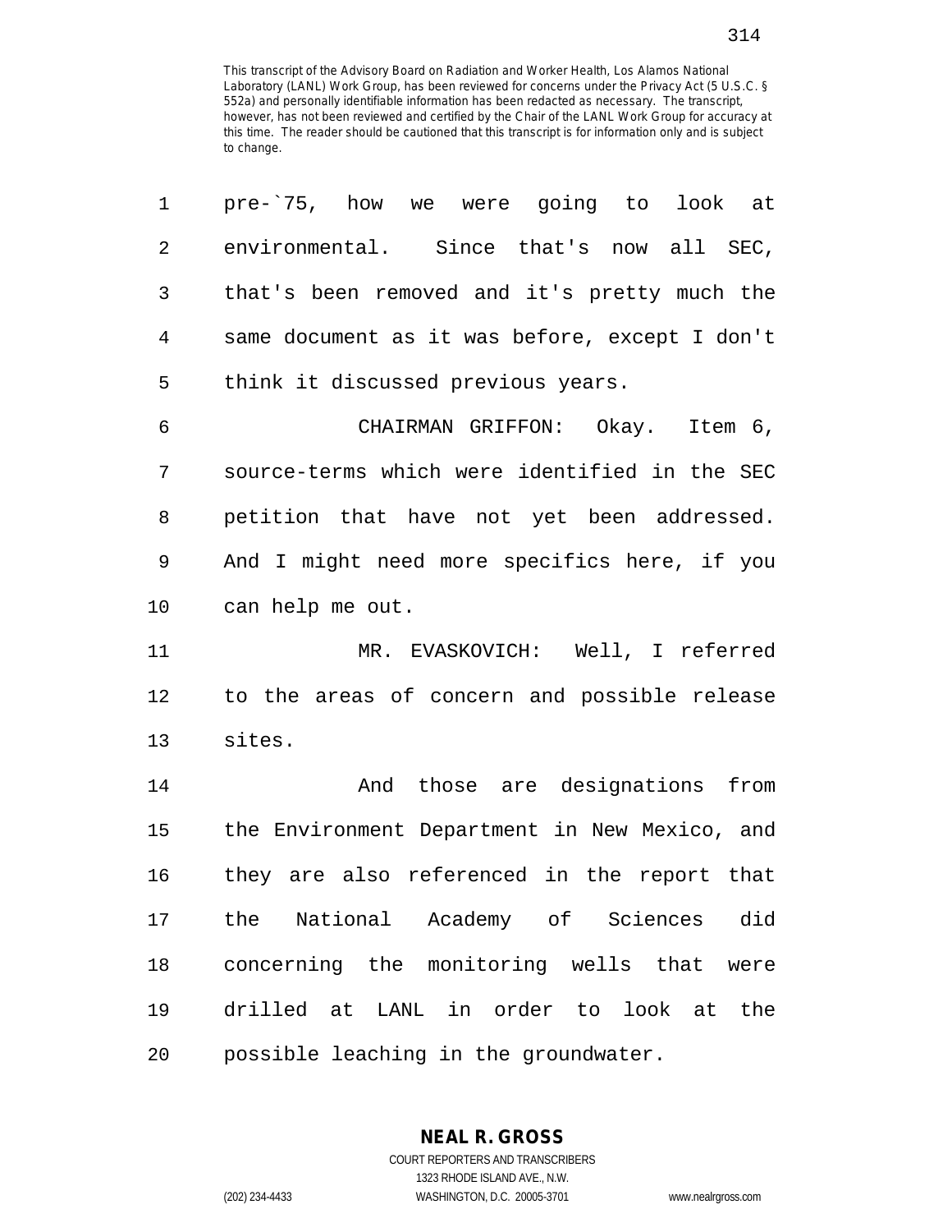This transcript of the Advisory Board on Radiation and Worker Health, Los Alamos National Laboratory (LANL) Work Group, has been reviewed for concerns under the Privacy Act (5 U.S.C. § 552a) and personally identifiable information has been redacted as necessary. The transcript, however, has not been reviewed and certified by the Chair of the LANL Work Group for accuracy at this time. The reader should be cautioned that this transcript is for information only and is subject to change.

pre-`75, how we were going to look at environmental. Since that's now all SEC, that's been removed and it's pretty much the same document as it was before, except I don't think it discussed previous years.

CHAIRMAN GRIFFON: Okay. Item 6, source-terms which were identified in the SEC petition that have not yet been addressed. And I might need more specifics here, if you can help me out.

MR. EVASKOVICH: Well, I referred to the areas of concern and possible release sites.

And those are designations from the Environment Department in New Mexico, and they are also referenced in the report that the National Academy of Sciences did concerning the monitoring wells that were drilled at LANL in order to look at the possible leaching in the groundwater.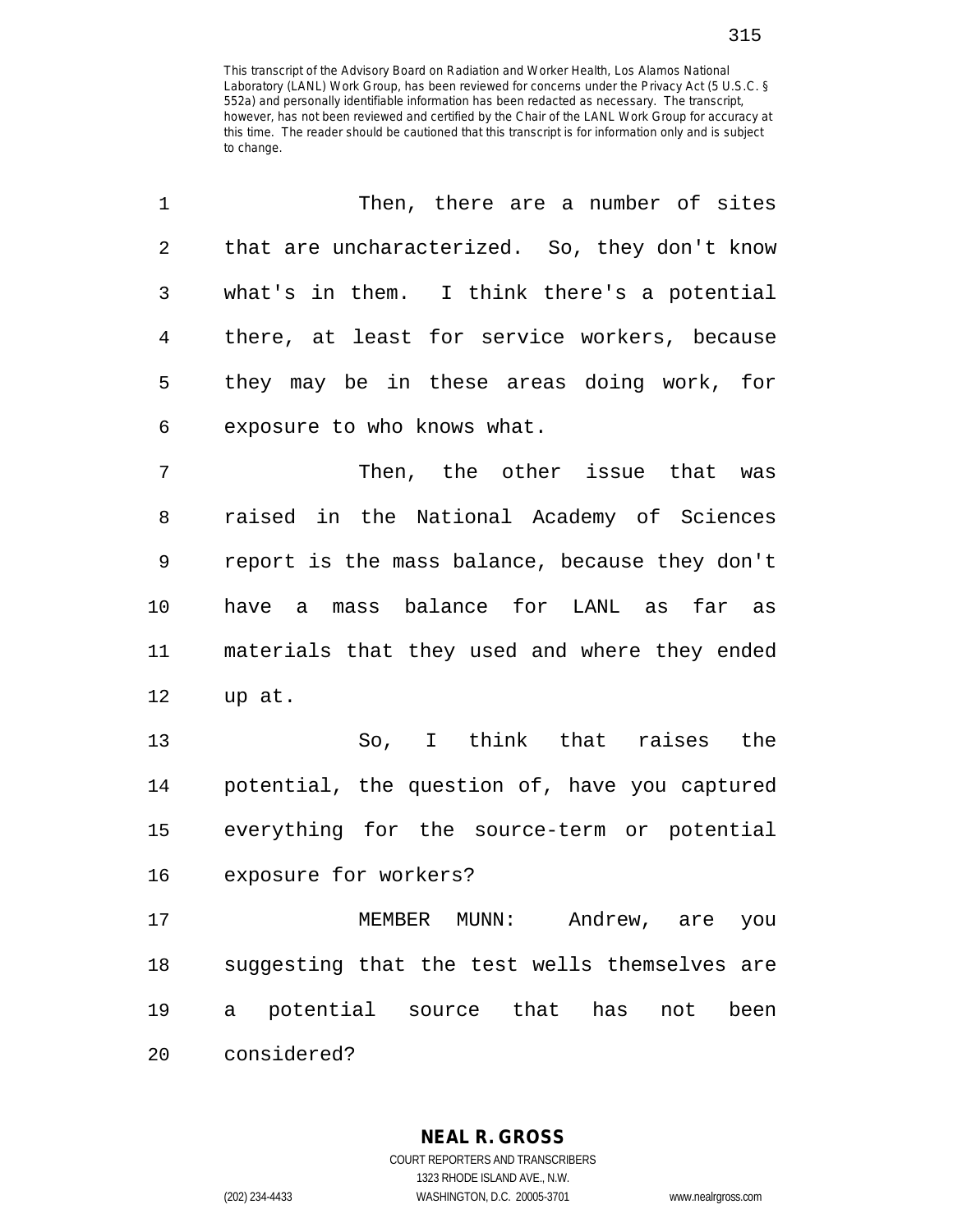Then, there are a number of sites that are uncharacterized. So, they don't know what's in them. I think there's a potential there, at least for service workers, because they may be in these areas doing work, for exposure to who knows what.

Then, the other issue that was raised in the National Academy of Sciences report is the mass balance, because they don't have a mass balance for LANL as far as materials that they used and where they ended up at.

So, I think that raises the potential, the question of, have you captured everything for the source-term or potential exposure for workers?

MEMBER MUNN: Andrew, are you suggesting that the test wells themselves are a potential source that has not been considered?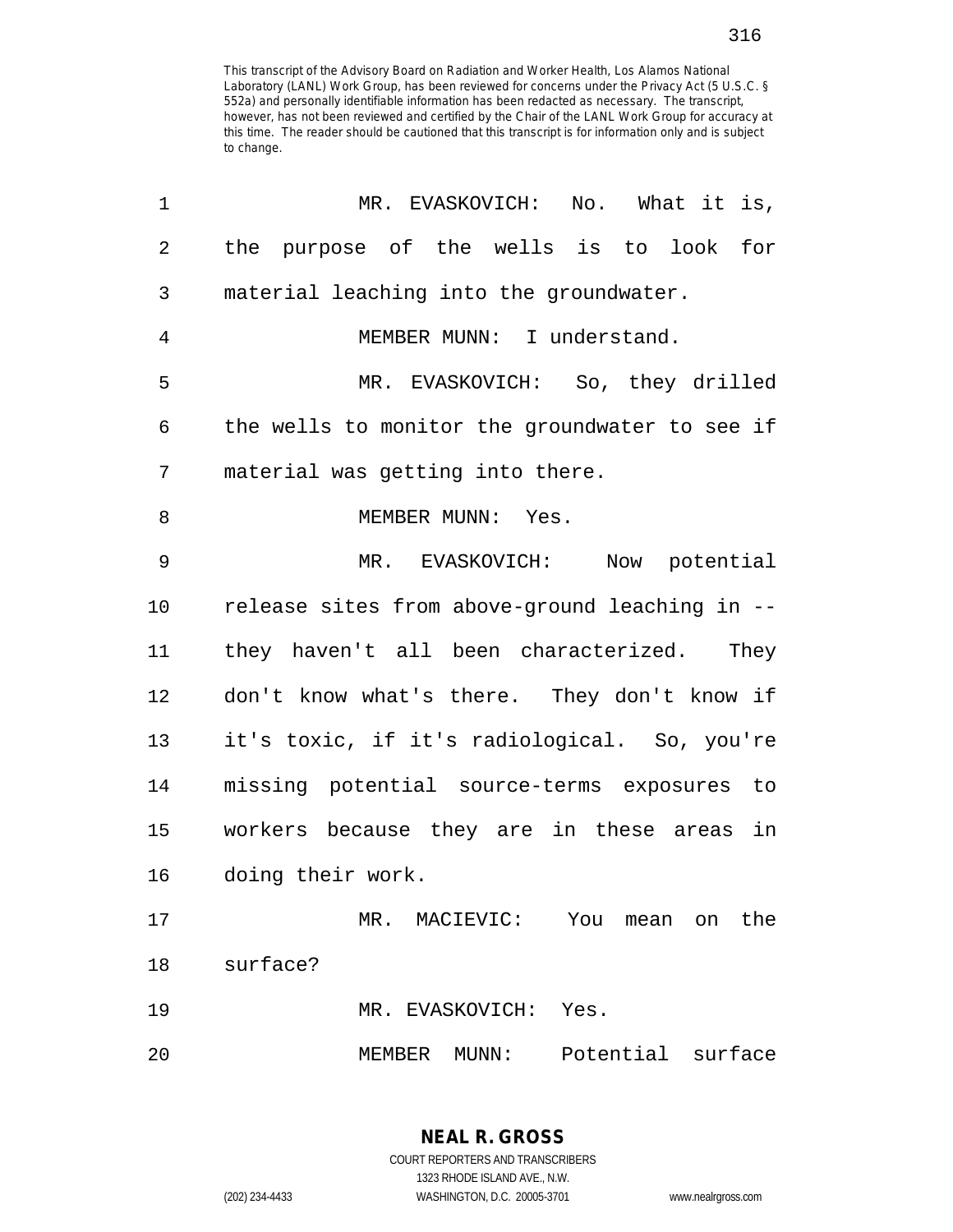This transcript of the Advisory Board on Radiation and Worker Health, Los Alamos National Laboratory (LANL) Work Group, has been reviewed for concerns under the Privacy Act (5 U.S.C. § 552a) and personally identifiable information has been redacted as necessary. The transcript, however, has not been reviewed and certified by the Chair of the LANL Work Group for accuracy at this time. The reader should be cautioned that this transcript is for information only and is subject to change.

1 MR. EVASKOVICH: No. What it is,
2 the purpose of the wells is to look for
3 material leaching into the groundwater.
4 MEMBER MUNN: I understand.
5 MR. EVASKOVICH: So, they drilled
6 the wells to monitor the groundwater to see if
7 material was getting into there.
8 MEMBER MUNN: Yes.
9 MR. EVASKOVICH: Now potential
10 release sites from above-ground leaching in --
11 they haven't all been characterized. They
12 don't know what's there. They don't know if
13 it's toxic, if it's radiological. So, you're
14 missing potential source-terms exposures to
15 workers because they are in these areas in
16 doing their work.
17 MR. MACIEVIC: You mean on the
18 surface?
19 MR. EVASKOVICH: Yes.
20 MEMBER MUNN: Potential surface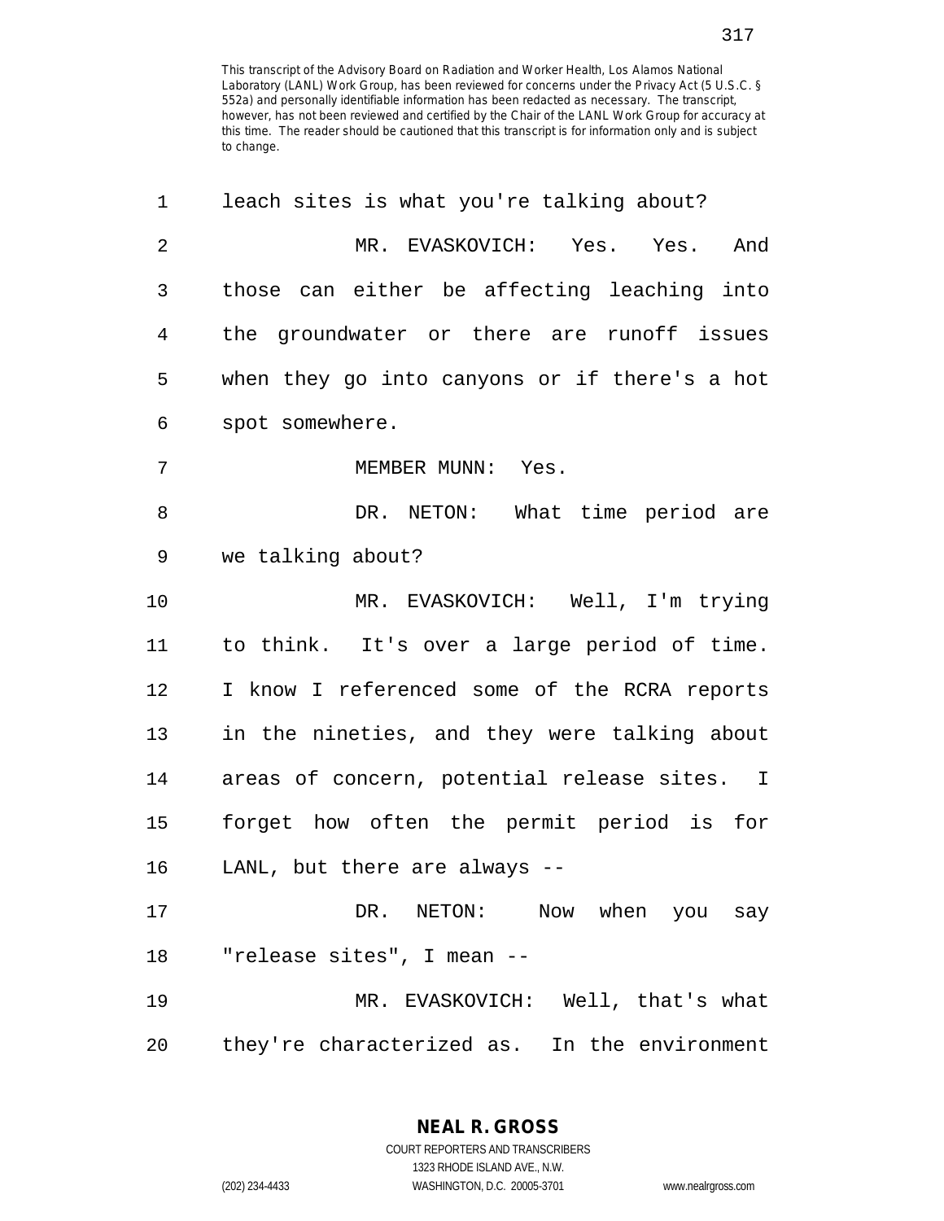This transcript of the Advisory Board on Radiation and Worker Health, Los Alamos National Laboratory (LANL) Work Group, has been reviewed for concerns under the Privacy Act (5 U.S.C. § 552a) and personally identifiable information has been redacted as necessary. The transcript, however, has not been reviewed and certified by the Chair of the LANL Work Group for accuracy at this time. The reader should be cautioned that this transcript is for information only and is subject to change.

1 leach sites is what you're talking about?

2 MR. EVASKOVICH: Yes. Yes. And

3 those can either be affecting leaching into

4 the groundwater or there are runoff issues

5 when they go into canyons or if there's a hot

6 spot somewhere.

7 MEMBER MUNN: Yes.

8 DR. NETON: What time period are

9 we talking about?

10 MR. EVASKOVICH: Well, I'm trying

11 to think. It's over a large period of time.

12 I know I referenced some of the RCRA reports

13 in the nineties, and they were talking about

14 areas of concern, potential release sites. I

15 forget how often the permit period is for

16 LANL, but there are always --

17 DR. NETON: Now when you say

18 "release sites", I mean --

19 MR. EVASKOVICH: Well, that's what

20 they're characterized as. In the environment

**NEAL R. GROSS**
COURT REPORTERS AND TRANSCRIBERS
1323 RHODE ISLAND AVE., N.W.
(202) 234-4433 WASHINGTON, D.C. 20005-3701 www.nealrgross.com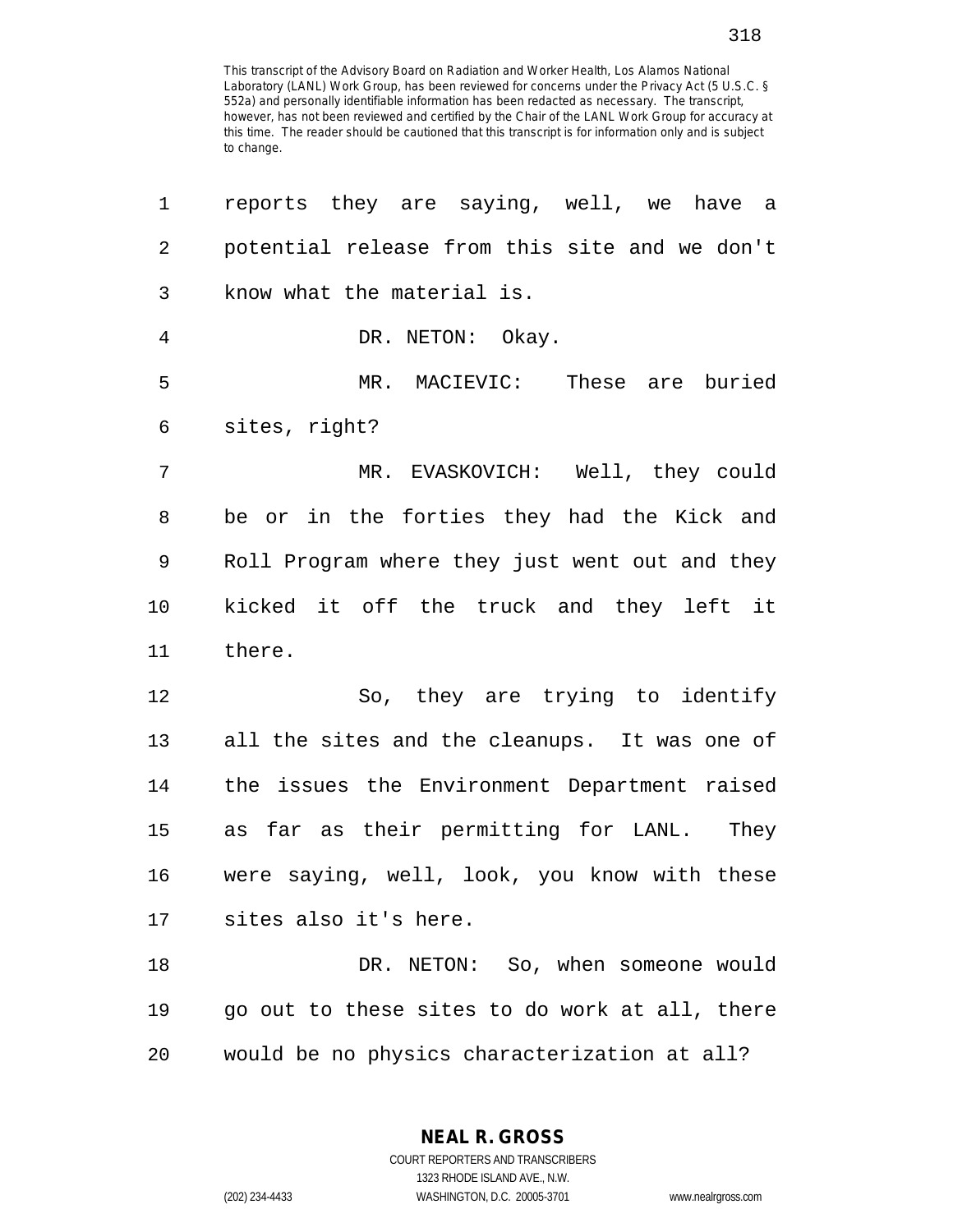This transcript of the Advisory Board on Radiation and Worker Health, Los Alamos National Laboratory (LANL) Work Group, has been reviewed for concerns under the Privacy Act (5 U.S.C. § 552a) and personally identifiable information has been redacted as necessary. The transcript, however, has not been reviewed and certified by the Chair of the LANL Work Group for accuracy at this time. The reader should be cautioned that this transcript is for information only and is subject to change.

1 reports they are saying, well, we have a
2 potential release from this site and we don't
3 know what the material is.
4 DR. NETON: Okay.
5 MR. MACIEVIC: These are buried
6 sites, right?
7 MR. EVASKOVICH: Well, they could
8 be or in the forties they had the Kick and
9 Roll Program where they just went out and they
10 kicked it off the truck and they left it
11 there.
12 So, they are trying to identify
13 all the sites and the cleanups. It was one of
14 the issues the Environment Department raised
15 as far as their permitting for LANL. They
16 were saying, well, look, you know with these
17 sites also it's here.
18 DR. NETON: So, when someone would
19 go out to these sites to do work at all, there
20 would be no physics characterization at all?

**NEAL R. GROSS**
COURT REPORTERS AND TRANSCRIBERS
1323 RHODE ISLAND AVE., N.W.
(202) 234-4433 WASHINGTON, D.C. 20005-3701 www.nealrgross.com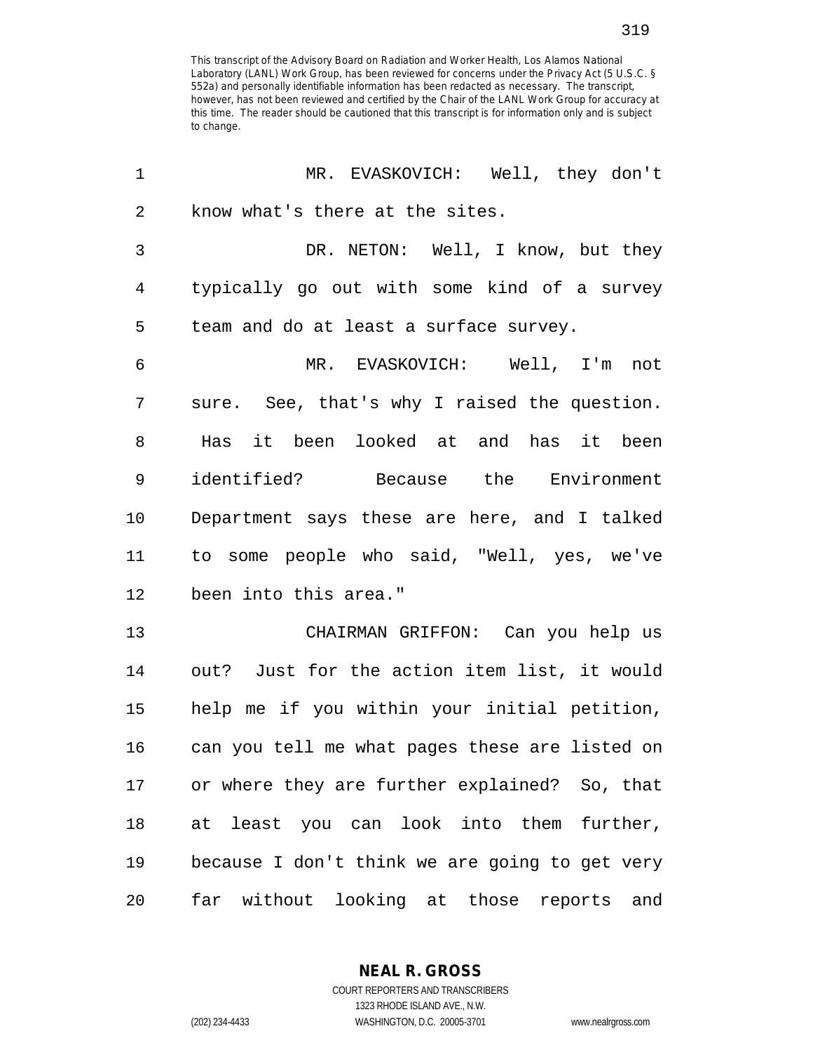MR. EVASKOVICH: Well, they don't know what's there at the sites.

DR. NETON: Well, I know, but they typically go out with some kind of a survey team and do at least a surface survey.

MR. EVASKOVICH: Well, I'm not sure. See, that's why I raised the question. Has it been looked at and has it been identified? Because the Environment Department says these are here, and I talked to some people who said, "Well, yes, we've been into this area."

CHAIRMAN GRIFFON: Can you help us out? Just for the action item list, it would help me if you within your initial petition, can you tell me what pages these are listed on or where they are further explained? So, that at least you can look into them further, because I don't think we are going to get very far without looking at those reports and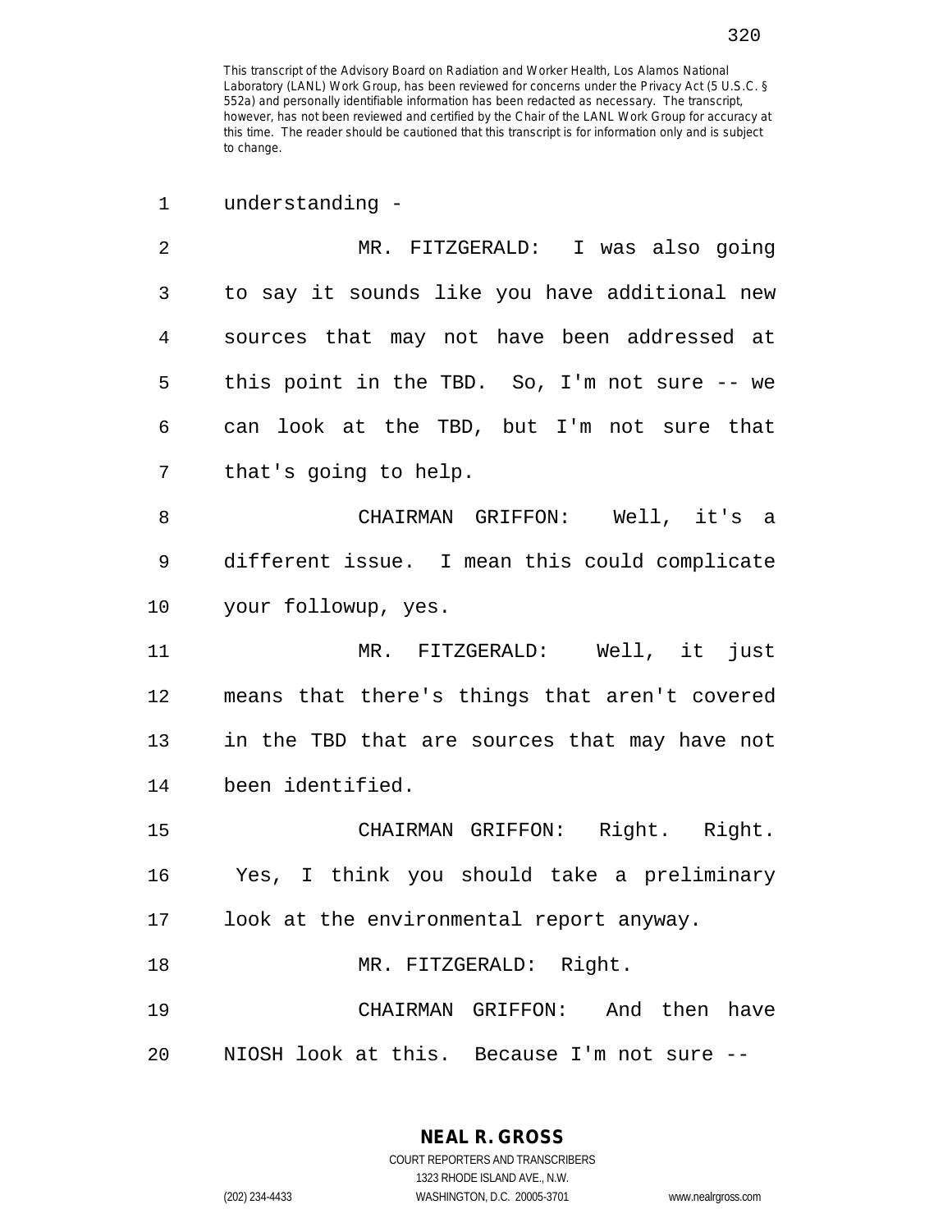This transcript of the Advisory Board on Radiation and Worker Health, Los Alamos National Laboratory (LANL) Work Group, has been reviewed for concerns under the Privacy Act (5 U.S.C. § 552a) and personally identifiable information has been redacted as necessary. The transcript, however, has not been reviewed and certified by the Chair of the LANL Work Group for accuracy at this time. The reader should be cautioned that this transcript is for information only and is subject to change.

1 understanding -

2 MR. FITZGERALD: I was also going
3 to say it sounds like you have additional new
4 sources that may not have been addressed at
5 this point in the TBD. So, I'm not sure -- we
6 can look at the TBD, but I'm not sure that
7 that's going to help.

8 CHAIRMAN GRIFFON: Well, it's a
9 different issue. I mean this could complicate
10 your followup, yes.

11 MR. FITZGERALD: Well, it just
12 means that there's things that aren't covered
13 in the TBD that are sources that may have not
14 been identified.

15 CHAIRMAN GRIFFON: Right. Right.
16 Yes, I think you should take a preliminary
17 look at the environmental report anyway.

18 MR. FITZGERALD: Right.

19 CHAIRMAN GRIFFON: And then have
20 NIOSH look at this. Because I'm not sure --

**NEAL R. GROSS**
COURT REPORTERS AND TRANSCRIBERS
1323 RHODE ISLAND AVE., N.W.
(202) 234-4433 WASHINGTON, D.C. 20005-3701 www.nealrgross.com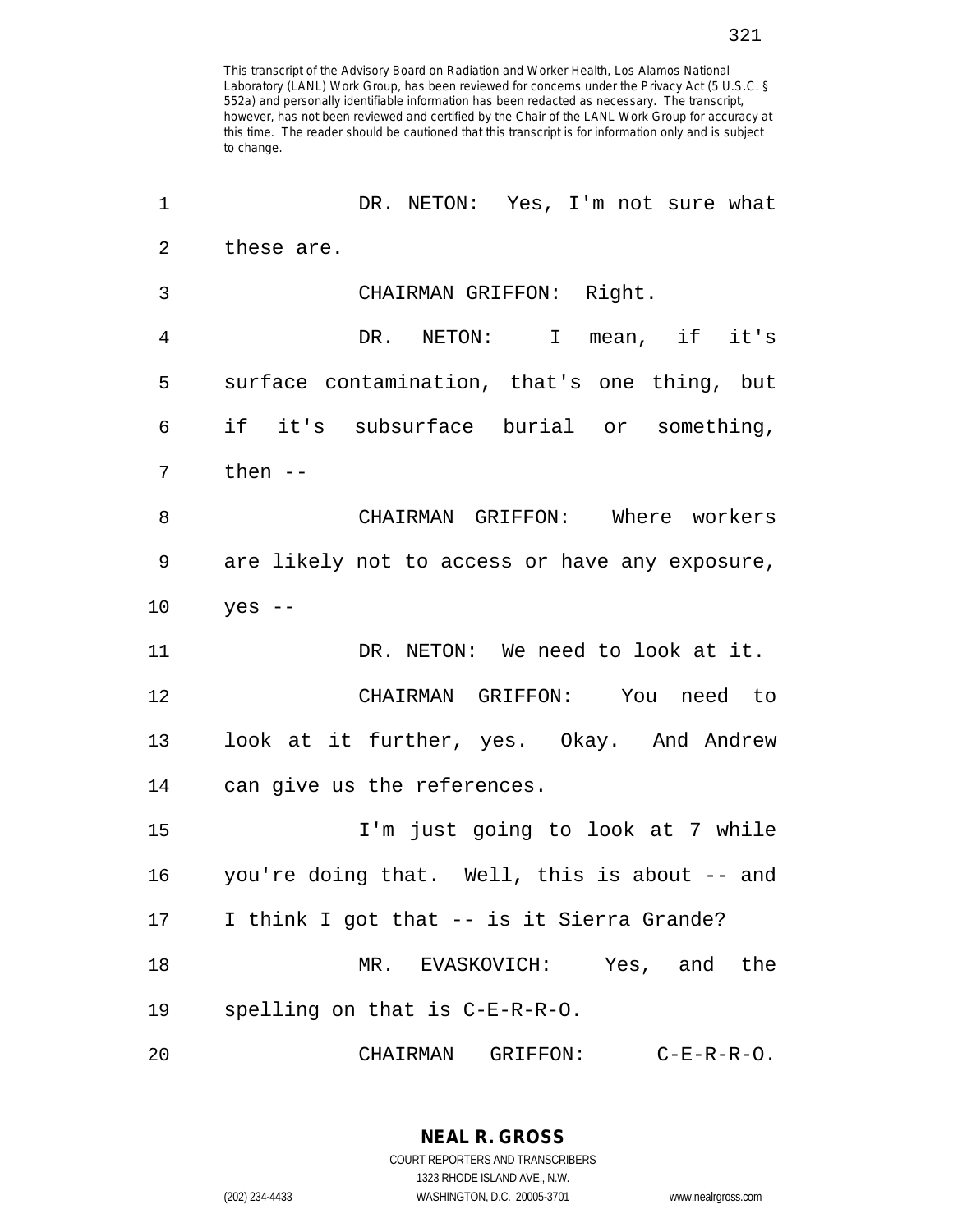This transcript of the Advisory Board on Radiation and Worker Health, Los Alamos National Laboratory (LANL) Work Group, has been reviewed for concerns under the Privacy Act (5 U.S.C. § 552a) and personally identifiable information has been redacted as necessary. The transcript, however, has not been reviewed and certified by the Chair of the LANL Work Group for accuracy at this time. The reader should be cautioned that this transcript is for information only and is subject to change.

DR. NETON: Yes, I'm not sure what these are.

CHAIRMAN GRIFFON: Right.

DR. NETON: I mean, if it's surface contamination, that's one thing, but if it's subsurface burial or something, then --

CHAIRMAN GRIFFON: Where workers are likely not to access or have any exposure, yes --

DR. NETON: We need to look at it.

CHAIRMAN GRIFFON: You need to look at it further, yes. Okay. And Andrew can give us the references.

I'm just going to look at 7 while you're doing that. Well, this is about -- and I think I got that -- is it Sierra Grande?

MR. EVASKOVICH: Yes, and the spelling on that is C-E-R-R-O.

CHAIRMAN GRIFFON: C-E-R-R-O.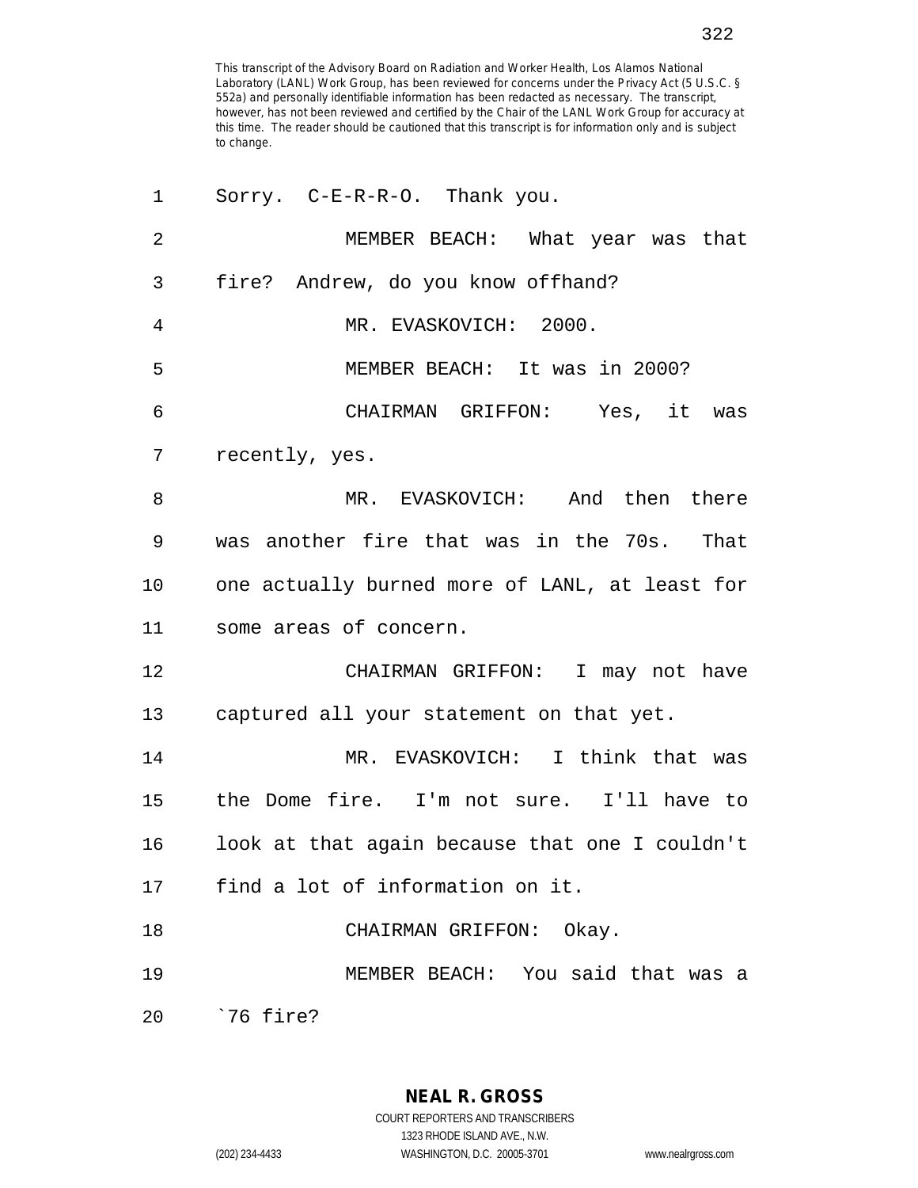This transcript of the Advisory Board on Radiation and Worker Health, Los Alamos National Laboratory (LANL) Work Group, has been reviewed for concerns under the Privacy Act (5 U.S.C. § 552a) and personally identifiable information has been redacted as necessary. The transcript, however, has not been reviewed and certified by the Chair of the LANL Work Group for accuracy at this time. The reader should be cautioned that this transcript is for information only and is subject to change.

1 Sorry. C-E-R-R-O. Thank you.

2 MEMBER BEACH: What year was that

3 fire? Andrew, do you know offhand?

4 MR. EVASKOVICH: 2000.

5 MEMBER BEACH: It was in 2000?

6 CHAIRMAN GRIFFON: Yes, it was

7 recently, yes.

8 MR. EVASKOVICH: And then there

9 was another fire that was in the 70s. That

10 one actually burned more of LANL, at least for

11 some areas of concern.

12 CHAIRMAN GRIFFON: I may not have

13 captured all your statement on that yet.

14 MR. EVASKOVICH: I think that was

15 the Dome fire. I'm not sure. I'll have to

16 look at that again because that one I couldn't

17 find a lot of information on it.

18 CHAIRMAN GRIFFON: Okay.

19 MEMBER BEACH: You said that was a

20 `76 fire?

**NEAL R. GROSS**
COURT REPORTERS AND TRANSCRIBERS
1323 RHODE ISLAND AVE., N.W.
(202) 234-4433 WASHINGTON, D.C. 20005-3701 www.nealrgross.com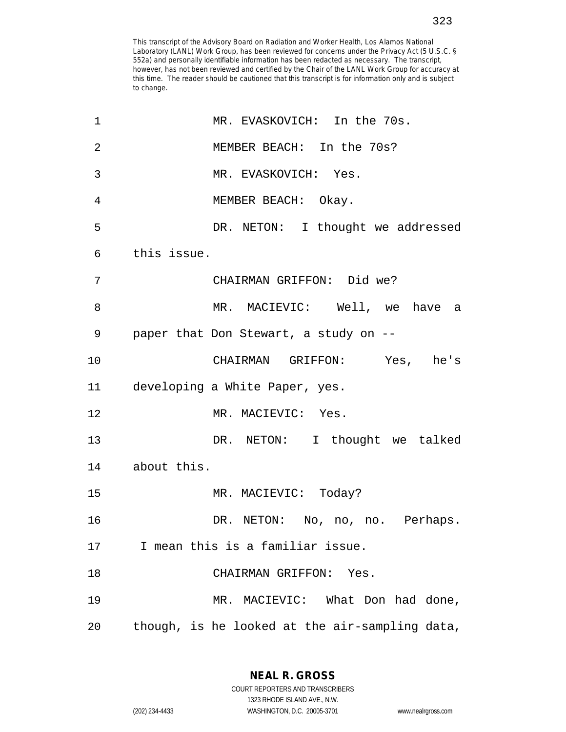This transcript of the Advisory Board on Radiation and Worker Health, Los Alamos National Laboratory (LANL) Work Group, has been reviewed for concerns under the Privacy Act (5 U.S.C. § 552a) and personally identifiable information has been redacted as necessary. The transcript, however, has not been reviewed and certified by the Chair of the LANL Work Group for accuracy at this time. The reader should be cautioned that this transcript is for information only and is subject to change.

1 MR. EVASKOVICH: In the 70s.

2 MEMBER BEACH: In the 70s?

3 MR. EVASKOVICH: Yes.

4 MEMBER BEACH: Okay.

5 DR. NETON: I thought we addressed

6 this issue.

7 CHAIRMAN GRIFFON: Did we?

8 MR. MACIEVIC: Well, we have a

9 paper that Don Stewart, a study on --

10 CHAIRMAN GRIFFON: Yes, he's

11 developing a White Paper, yes.

12 MR. MACIEVIC: Yes.

13 DR. NETON: I thought we talked

14 about this.

15 MR. MACIEVIC: Today?

16 DR. NETON: No, no, no. Perhaps.

17 I mean this is a familiar issue.

18 CHAIRMAN GRIFFON: Yes.

19 MR. MACIEVIC: What Don had done,

20 though, is he looked at the air-sampling data,

**NEAL R. GROSS**
COURT REPORTERS AND TRANSCRIBERS
1323 RHODE ISLAND AVE., N.W.
(202) 234-4433 WASHINGTON, D.C. 20005-3701 www.nealrgross.com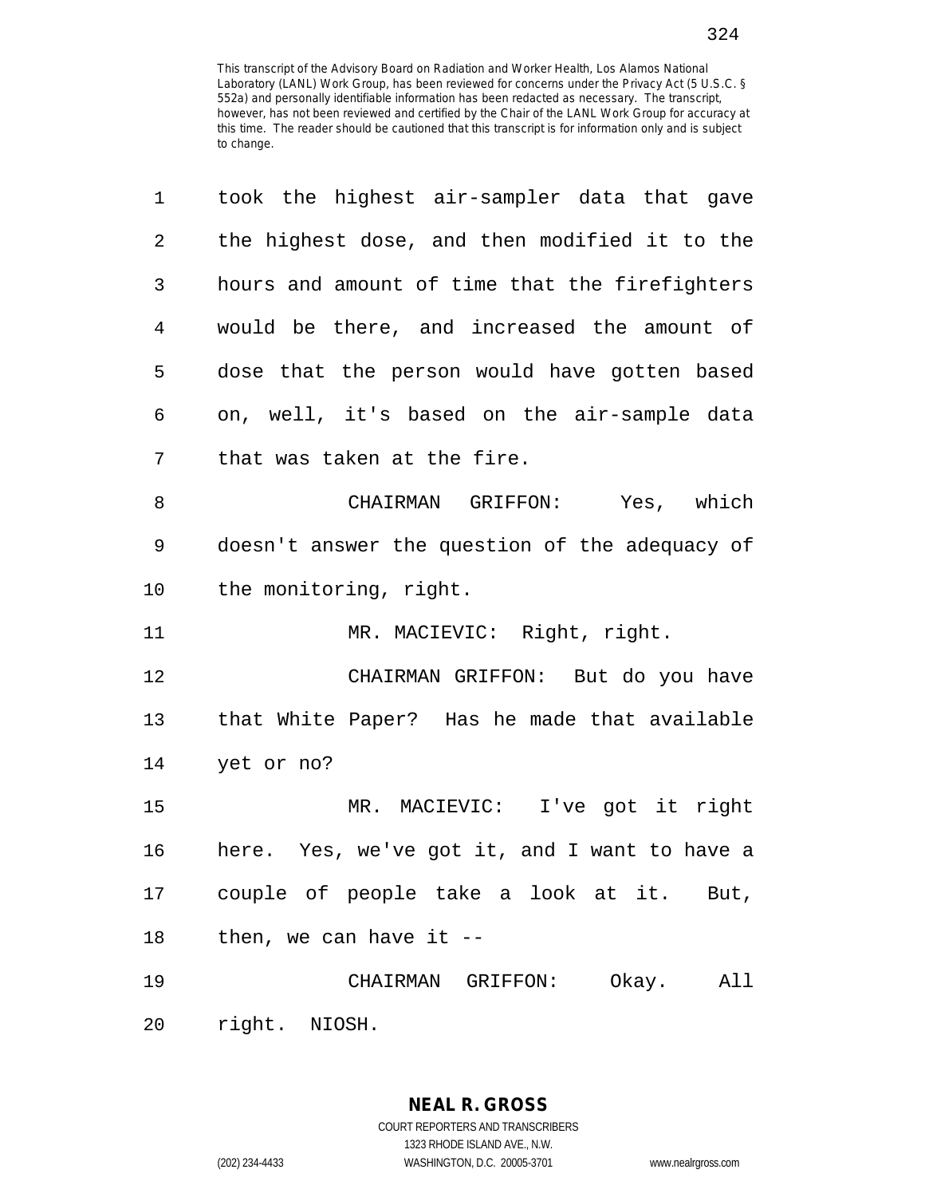This transcript of the Advisory Board on Radiation and Worker Health, Los Alamos National Laboratory (LANL) Work Group, has been reviewed for concerns under the Privacy Act (5 U.S.C. § 552a) and personally identifiable information has been redacted as necessary. The transcript, however, has not been reviewed and certified by the Chair of the LANL Work Group for accuracy at this time. The reader should be cautioned that this transcript is for information only and is subject to change.

1 took the highest air-sampler data that gave
2 the highest dose, and then modified it to the
3 hours and amount of time that the firefighters
4 would be there, and increased the amount of
5 dose that the person would have gotten based
6 on, well, it's based on the air-sample data
7 that was taken at the fire.

8 CHAIRMAN GRIFFON: Yes, which
9 doesn't answer the question of the adequacy of
10 the monitoring, right.

11 MR. MACIEVIC: Right, right.

12 CHAIRMAN GRIFFON: But do you have
13 that White Paper? Has he made that available
14 yet or no?

15 MR. MACIEVIC: I've got it right
16 here. Yes, we've got it, and I want to have a
17 couple of people take a look at it. But,
18 then, we can have it --

19 CHAIRMAN GRIFFON: Okay. All
20 right. NIOSH.

**NEAL R. GROSS**
COURT REPORTERS AND TRANSCRIBERS
1323 RHODE ISLAND AVE., N.W.
(202) 234-4433 WASHINGTON, D.C. 20005-3701 www.nealrgross.com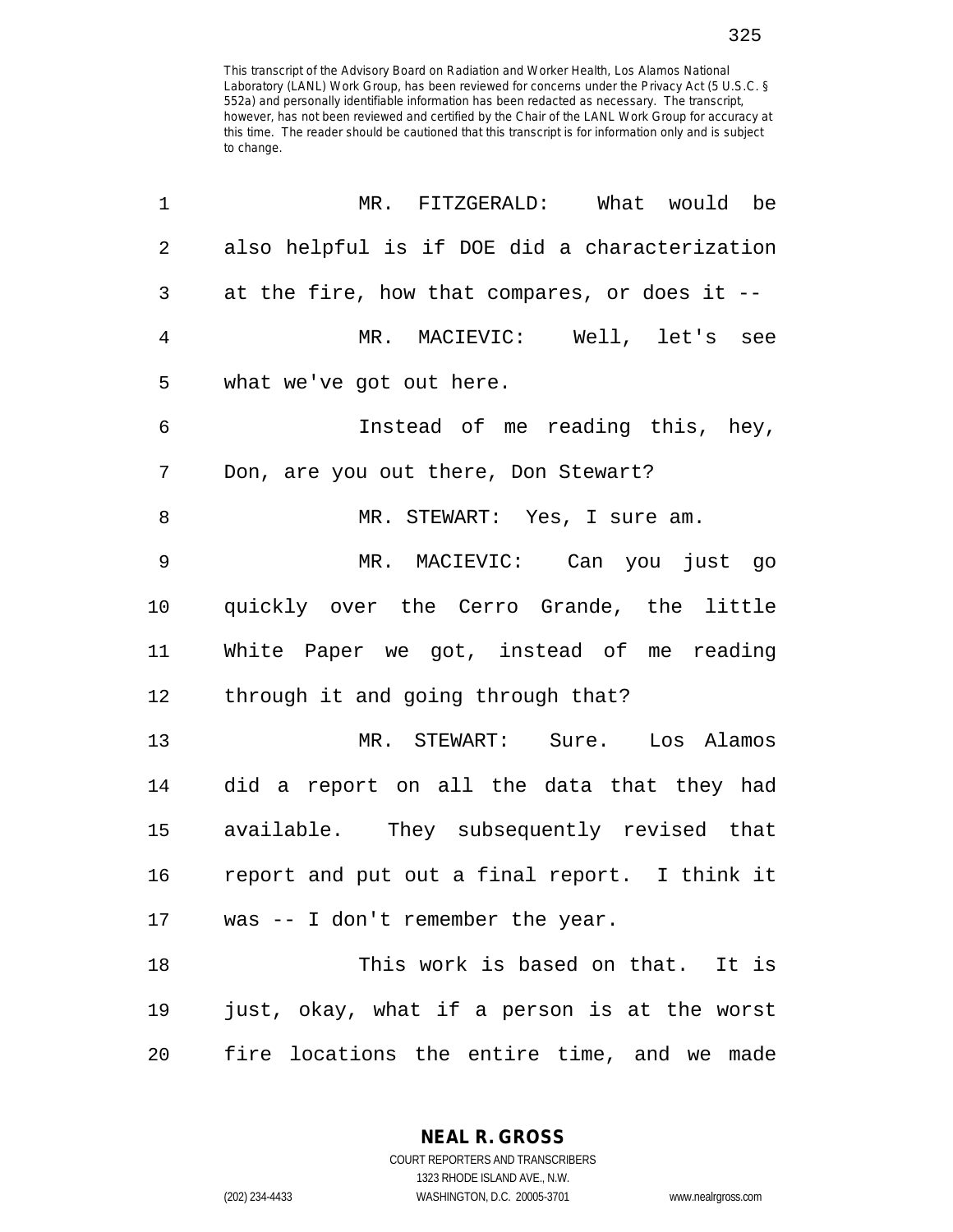This transcript of the Advisory Board on Radiation and Worker Health, Los Alamos National Laboratory (LANL) Work Group, has been reviewed for concerns under the Privacy Act (5 U.S.C. § 552a) and personally identifiable information has been redacted as necessary. The transcript, however, has not been reviewed and certified by the Chair of the LANL Work Group for accuracy at this time. The reader should be cautioned that this transcript is for information only and is subject to change.

1 MR. FITZGERALD: What would be
2 also helpful is if DOE did a characterization
3 at the fire, how that compares, or does it --
4 MR. MACIEVIC: Well, let's see
5 what we've got out here.
6 Instead of me reading this, hey,
7 Don, are you out there, Don Stewart?
8 MR. STEWART: Yes, I sure am.
9 MR. MACIEVIC: Can you just go
10 quickly over the Cerro Grande, the little
11 White Paper we got, instead of me reading
12 through it and going through that?
13 MR. STEWART: Sure. Los Alamos
14 did a report on all the data that they had
15 available. They subsequently revised that
16 report and put out a final report. I think it
17 was -- I don't remember the year.
18 This work is based on that. It is
19 just, okay, what if a person is at the worst
20 fire locations the entire time, and we made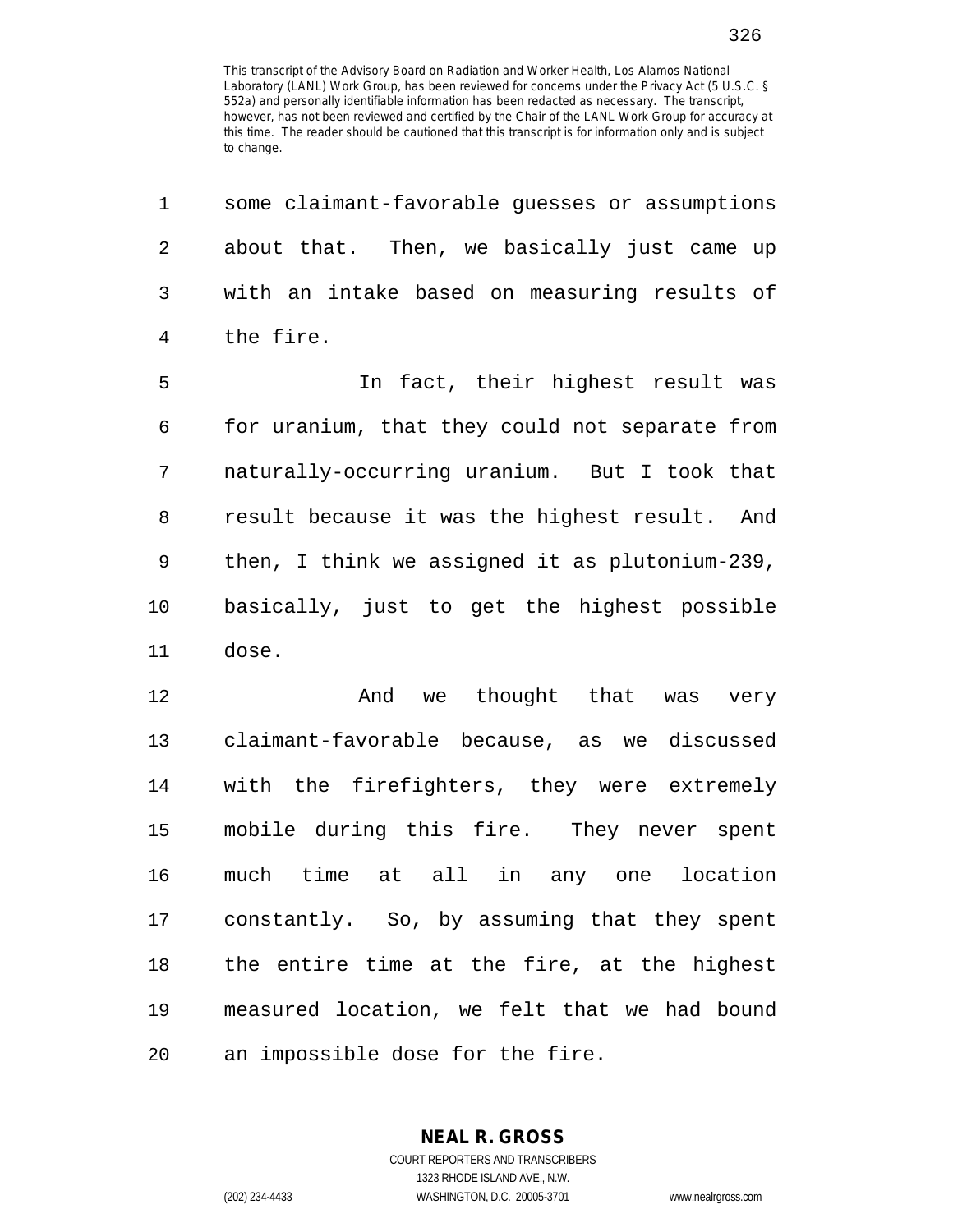This transcript of the Advisory Board on Radiation and Worker Health, Los Alamos National Laboratory (LANL) Work Group, has been reviewed for concerns under the Privacy Act (5 U.S.C. § 552a) and personally identifiable information has been redacted as necessary. The transcript, however, has not been reviewed and certified by the Chair of the LANL Work Group for accuracy at this time. The reader should be cautioned that this transcript is for information only and is subject to change.

some claimant-favorable guesses or assumptions about that. Then, we basically just came up with an intake based on measuring results of the fire.

In fact, their highest result was for uranium, that they could not separate from naturally-occurring uranium. But I took that result because it was the highest result. And then, I think we assigned it as plutonium-239, basically, just to get the highest possible dose.

And we thought that was very claimant-favorable because, as we discussed with the firefighters, they were extremely mobile during this fire. They never spent much time at all in any one location constantly. So, by assuming that they spent the entire time at the fire, at the highest measured location, we felt that we had bound an impossible dose for the fire.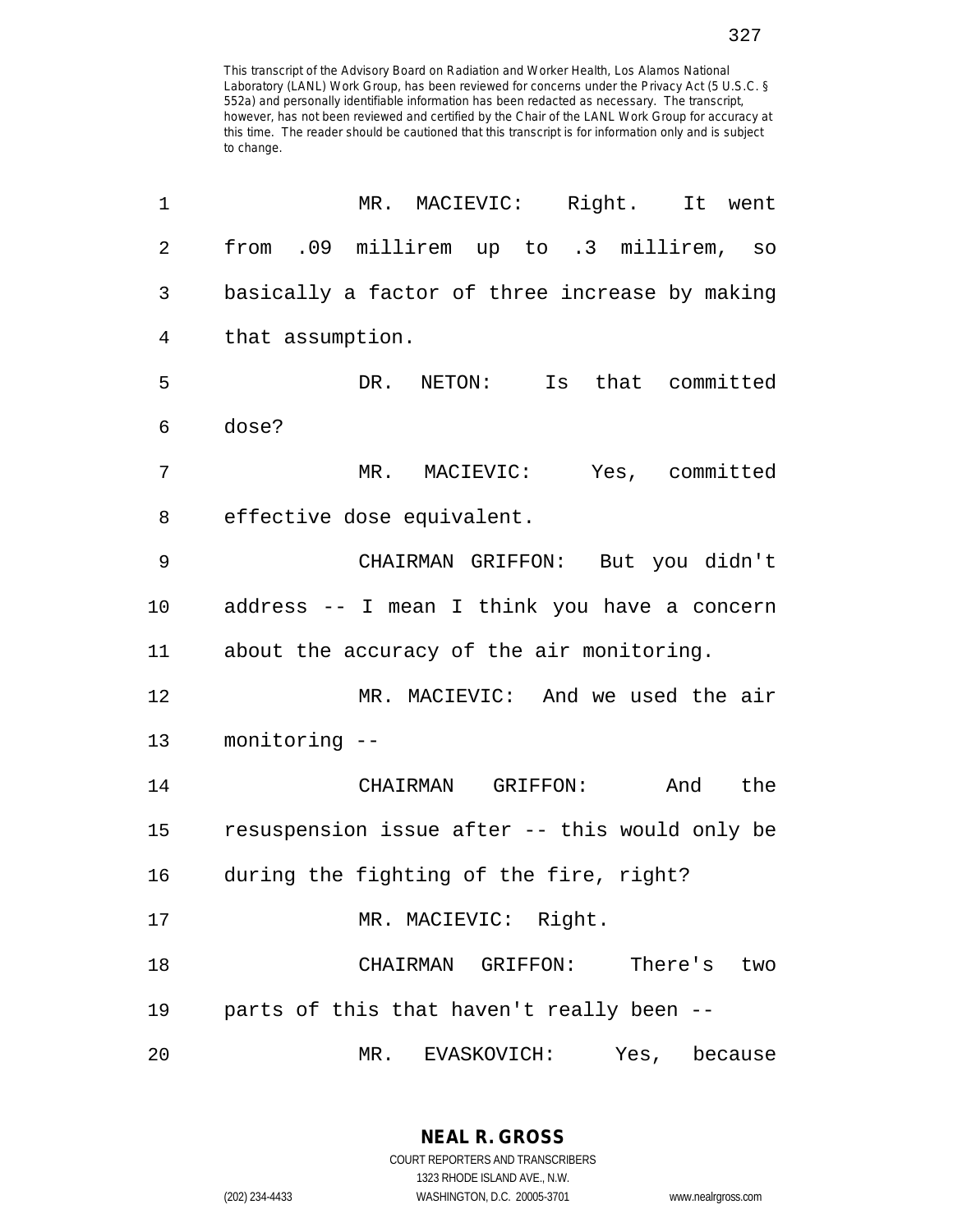This transcript of the Advisory Board on Radiation and Worker Health, Los Alamos National Laboratory (LANL) Work Group, has been reviewed for concerns under the Privacy Act (5 U.S.C. § 552a) and personally identifiable information has been redacted as necessary. The transcript, however, has not been reviewed and certified by the Chair of the LANL Work Group for accuracy at this time. The reader should be cautioned that this transcript is for information only and is subject to change.

1 MR. MACIEVIC: Right. It went
2 from .09 millirem up to .3 millirem, so
3 basically a factor of three increase by making
4 that assumption.
5 DR. NETON: Is that committed
6 dose?
7 MR. MACIEVIC: Yes, committed
8 effective dose equivalent.
9 CHAIRMAN GRIFFON: But you didn't
10 address -- I mean I think you have a concern
11 about the accuracy of the air monitoring.
12 MR. MACIEVIC: And we used the air
13 monitoring --
14 CHAIRMAN GRIFFON: And the
15 resuspension issue after -- this would only be
16 during the fighting of the fire, right?
17 MR. MACIEVIC: Right.
18 CHAIRMAN GRIFFON: There's two
19 parts of this that haven't really been --
20 MR. EVASKOVICH: Yes, because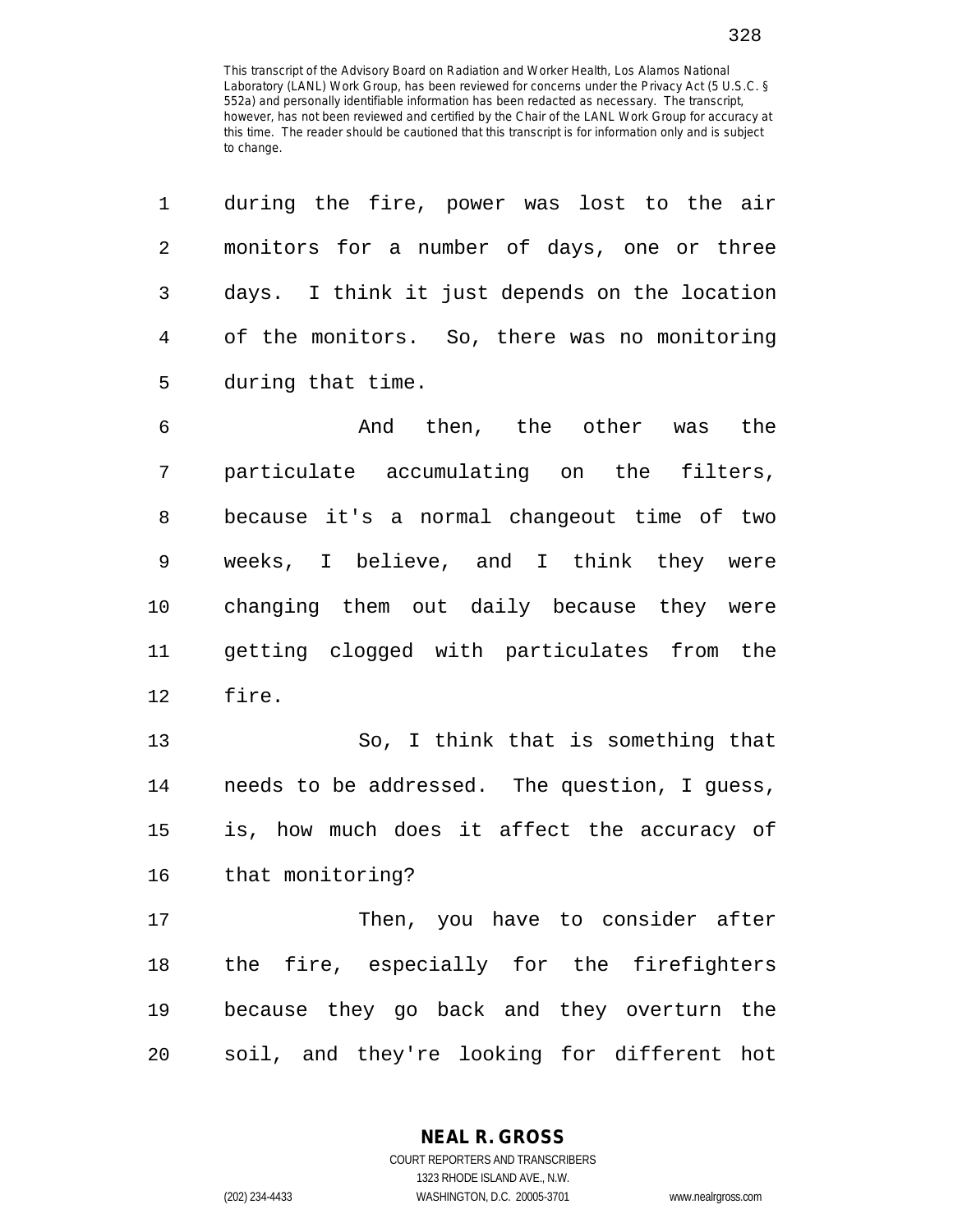This transcript of the Advisory Board on Radiation and Worker Health, Los Alamos National Laboratory (LANL) Work Group, has been reviewed for concerns under the Privacy Act (5 U.S.C. § 552a) and personally identifiable information has been redacted as necessary. The transcript, however, has not been reviewed and certified by the Chair of the LANL Work Group for accuracy at this time. The reader should be cautioned that this transcript is for information only and is subject to change.

during the fire, power was lost to the air monitors for a number of days, one or three days. I think it just depends on the location of the monitors. So, there was no monitoring during that time.

And then, the other was the particulate accumulating on the filters, because it's a normal changeout time of two weeks, I believe, and I think they were changing them out daily because they were getting clogged with particulates from the fire.

So, I think that is something that needs to be addressed. The question, I guess, is, how much does it affect the accuracy of that monitoring?

Then, you have to consider after the fire, especially for the firefighters because they go back and they overturn the soil, and they're looking for different hot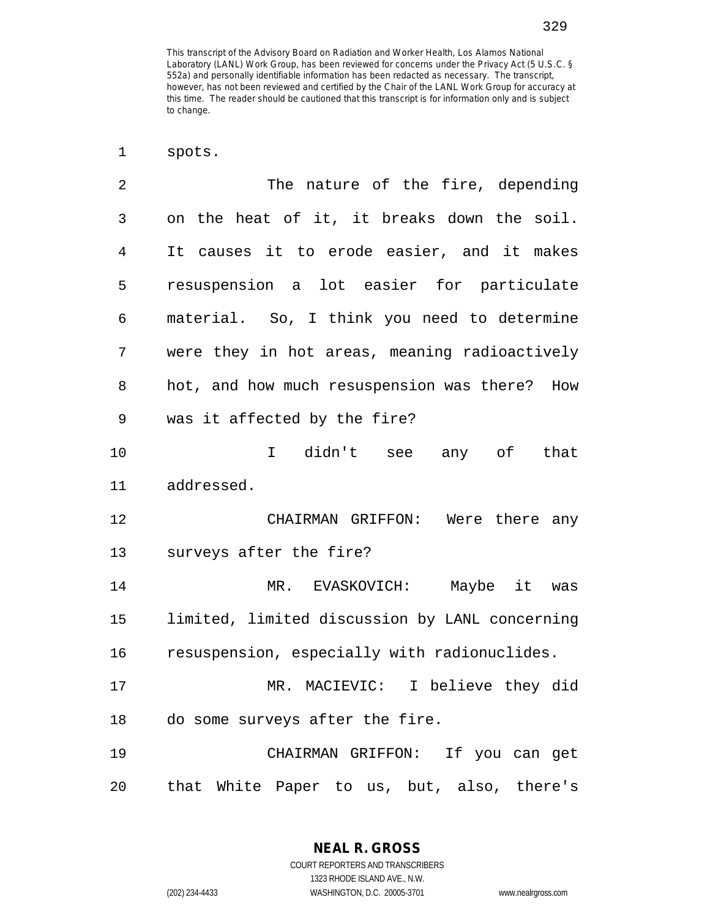spots.

The nature of the fire, depending on the heat of it, it breaks down the soil. It causes it to erode easier, and it makes resuspension a lot easier for particulate material. So, I think you need to determine were they in hot areas, meaning radioactively hot, and how much resuspension was there? How was it affected by the fire?

I didn't see any of that addressed.

CHAIRMAN GRIFFON: Were there any surveys after the fire?

MR. EVASKOVICH: Maybe it was limited, limited discussion by LANL concerning resuspension, especially with radionuclides.

MR. MACIEVIC: I believe they did do some surveys after the fire.

CHAIRMAN GRIFFON: If you can get that White Paper to us, but, also, there's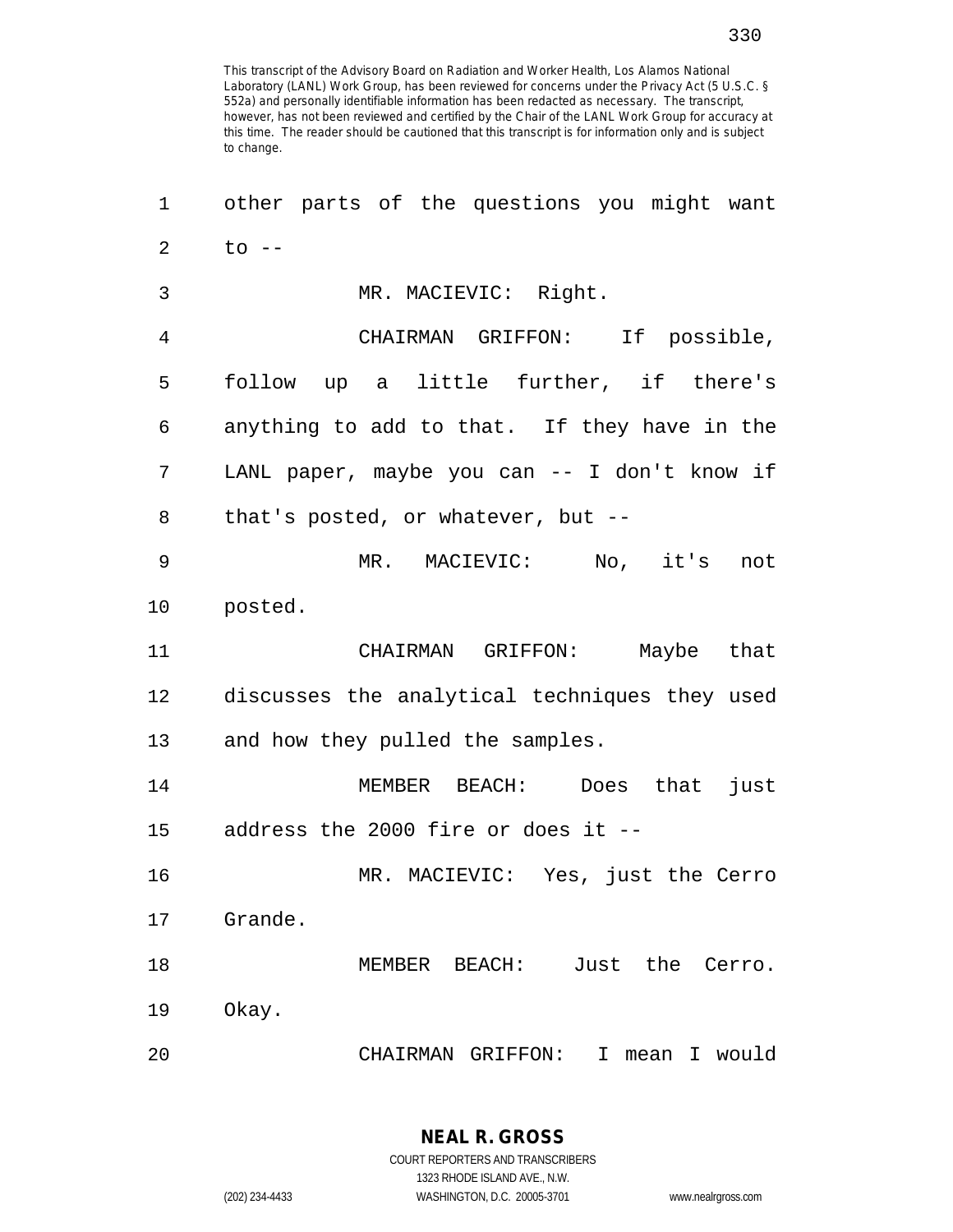This transcript of the Advisory Board on Radiation and Worker Health, Los Alamos National Laboratory (LANL) Work Group, has been reviewed for concerns under the Privacy Act (5 U.S.C. § 552a) and personally identifiable information has been redacted as necessary. The transcript, however, has not been reviewed and certified by the Chair of the LANL Work Group for accuracy at this time. The reader should be cautioned that this transcript is for information only and is subject to change.

1 other parts of the questions you might want
2 to --
3 MR. MACIEVIC: Right.
4 CHAIRMAN GRIFFON: If possible,
5 follow up a little further, if there's
6 anything to add to that. If they have in the
7 LANL paper, maybe you can -- I don't know if
8 that's posted, or whatever, but --
9 MR. MACIEVIC: No, it's not
10 posted.
11 CHAIRMAN GRIFFON: Maybe that
12 discusses the analytical techniques they used
13 and how they pulled the samples.
14 MEMBER BEACH: Does that just
15 address the 2000 fire or does it --
16 MR. MACIEVIC: Yes, just the Cerro
17 Grande.
18 MEMBER BEACH: Just the Cerro.
19 Okay.
20 CHAIRMAN GRIFFON: I mean I would

**NEAL R. GROSS**
COURT REPORTERS AND TRANSCRIBERS
1323 RHODE ISLAND AVE., N.W.
(202) 234-4433 WASHINGTON, D.C. 20005-3701 www.nealrgross.com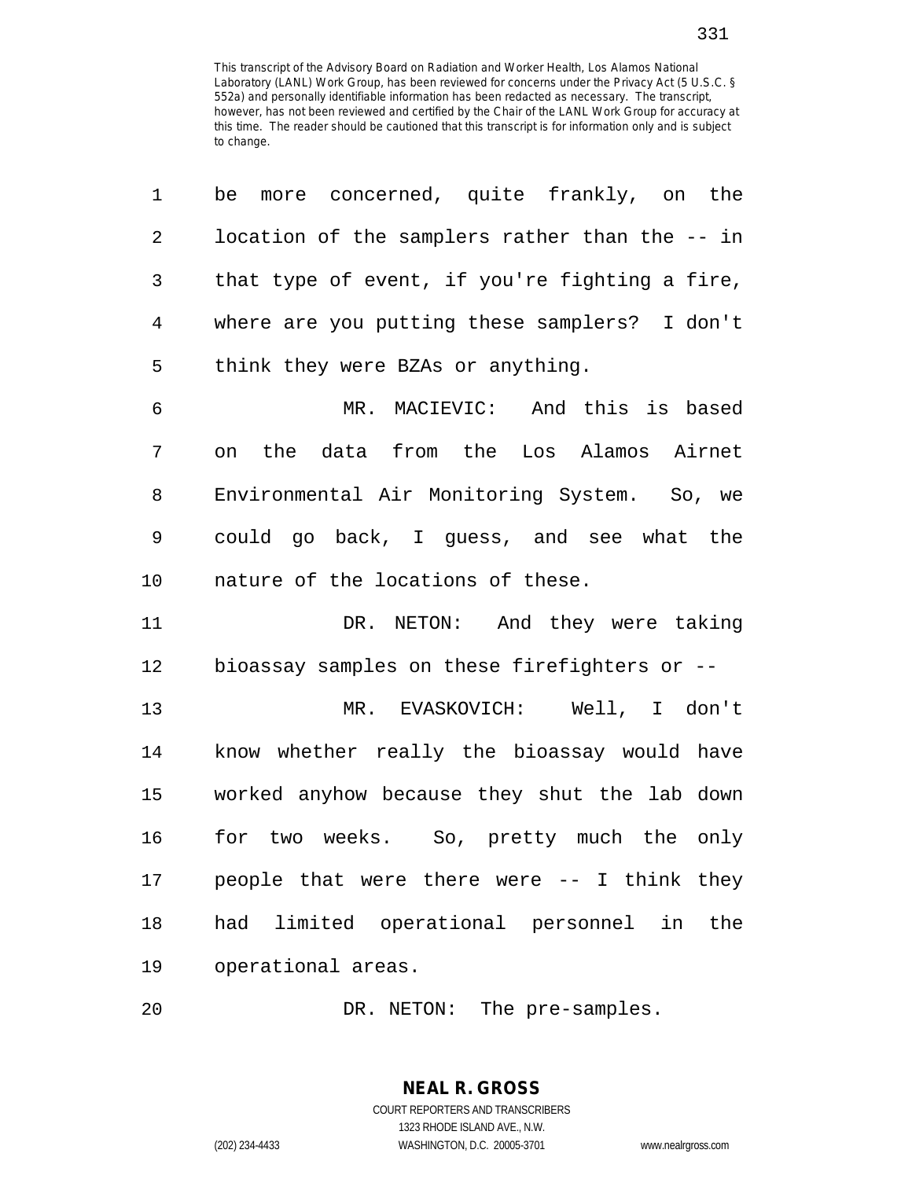This transcript of the Advisory Board on Radiation and Worker Health, Los Alamos National Laboratory (LANL) Work Group, has been reviewed for concerns under the Privacy Act (5 U.S.C. § 552a) and personally identifiable information has been redacted as necessary. The transcript, however, has not been reviewed and certified by the Chair of the LANL Work Group for accuracy at this time. The reader should be cautioned that this transcript is for information only and is subject to change.

1 be more concerned, quite frankly, on the
2 location of the samplers rather than the -- in
3 that type of event, if you're fighting a fire,
4 where are you putting these samplers? I don't
5 think they were BZAs or anything.

6 MR. MACIEVIC: And this is based
7 on the data from the Los Alamos Airnet
8 Environmental Air Monitoring System. So, we
9 could go back, I guess, and see what the
10 nature of the locations of these.

11 DR. NETON: And they were taking
12 bioassay samples on these firefighters or --

13 MR. EVASKOVICH: Well, I don't
14 know whether really the bioassay would have
15 worked anyhow because they shut the lab down
16 for two weeks. So, pretty much the only
17 people that were there were -- I think they
18 had limited operational personnel in the
19 operational areas.

20 DR. NETON: The pre-samples.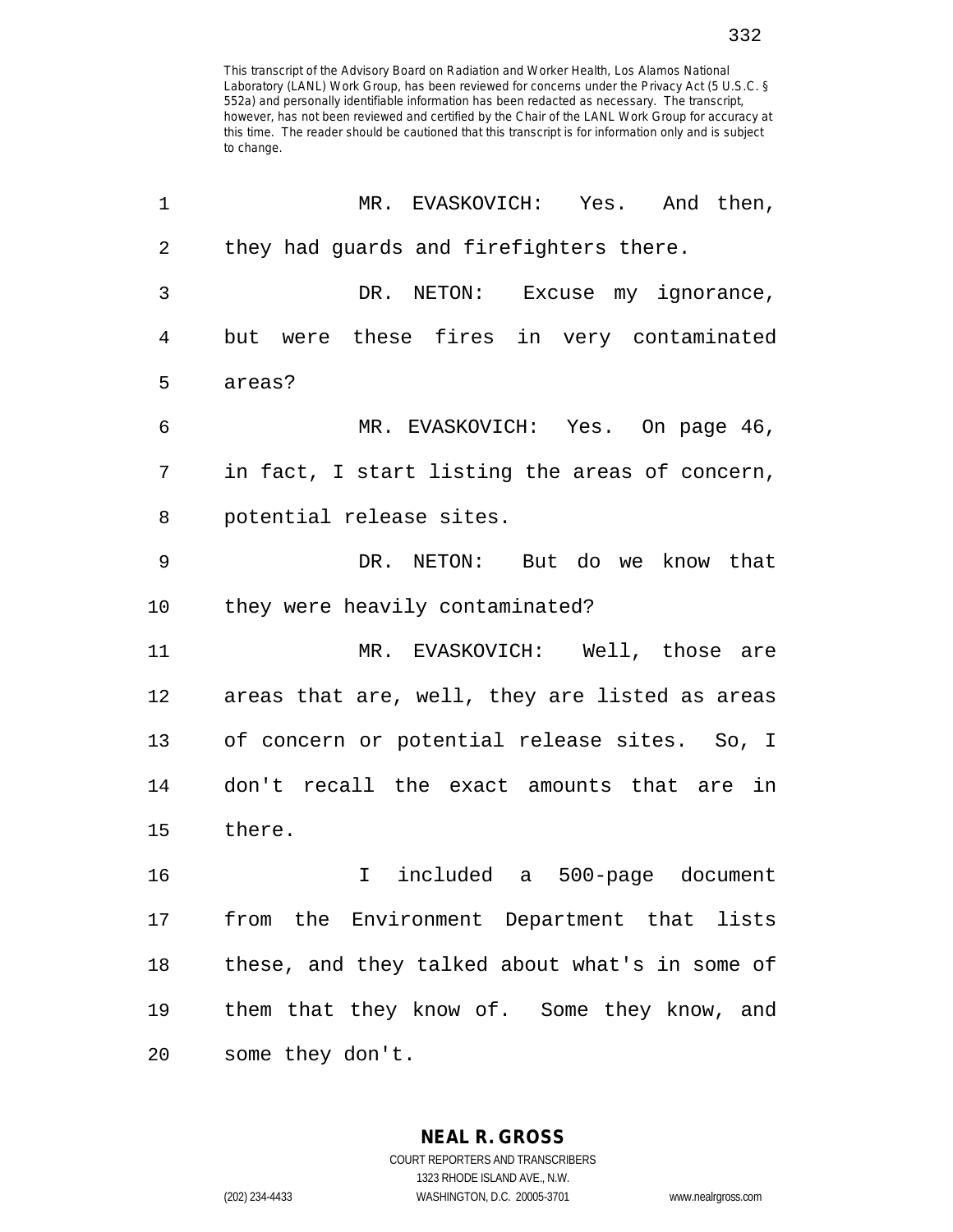This transcript of the Advisory Board on Radiation and Worker Health, Los Alamos National Laboratory (LANL) Work Group, has been reviewed for concerns under the Privacy Act (5 U.S.C. § 552a) and personally identifiable information has been redacted as necessary. The transcript, however, has not been reviewed and certified by the Chair of the LANL Work Group for accuracy at this time. The reader should be cautioned that this transcript is for information only and is subject to change.

MR. EVASKOVICH: Yes. And then, they had guards and firefighters there.

DR. NETON: Excuse my ignorance, but were these fires in very contaminated areas?

MR. EVASKOVICH: Yes. On page 46, in fact, I start listing the areas of concern, potential release sites.

DR. NETON: But do we know that they were heavily contaminated?

MR. EVASKOVICH: Well, those are areas that are, well, they are listed as areas of concern or potential release sites. So, I don't recall the exact amounts that are in there.

I included a 500-page document from the Environment Department that lists these, and they talked about what's in some of them that they know of. Some they know, and some they don't.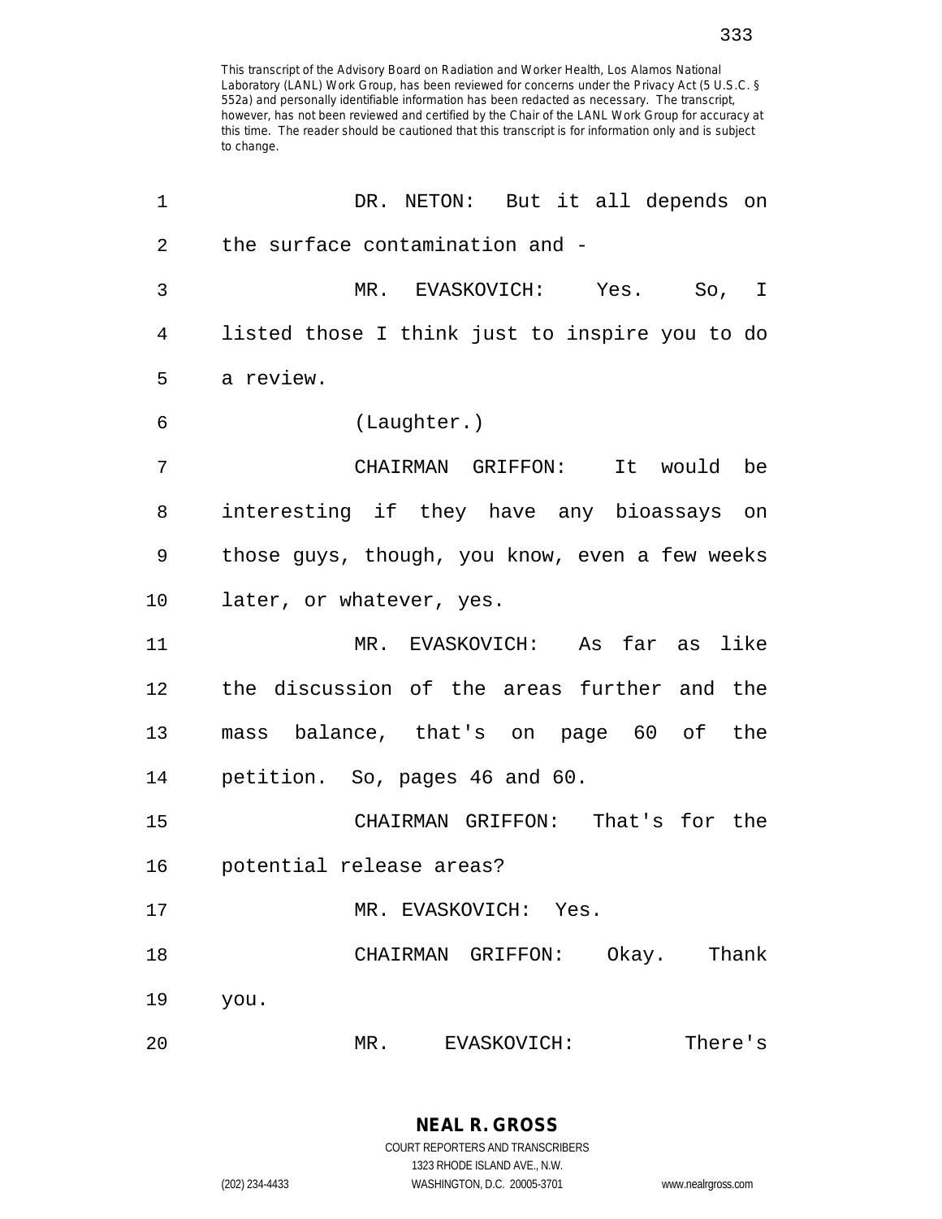This transcript of the Advisory Board on Radiation and Worker Health, Los Alamos National Laboratory (LANL) Work Group, has been reviewed for concerns under the Privacy Act (5 U.S.C. § 552a) and personally identifiable information has been redacted as necessary. The transcript, however, has not been reviewed and certified by the Chair of the LANL Work Group for accuracy at this time. The reader should be cautioned that this transcript is for information only and is subject to change.

1 DR. NETON: But it all depends on
2 the surface contamination and -
3 MR. EVASKOVICH: Yes. So, I
4 listed those I think just to inspire you to do
5 a review.
6 (Laughter.)
7 CHAIRMAN GRIFFON: It would be
8 interesting if they have any bioassays on
9 those guys, though, you know, even a few weeks
10 later, or whatever, yes.
11 MR. EVASKOVICH: As far as like
12 the discussion of the areas further and the
13 mass balance, that's on page 60 of the
14 petition. So, pages 46 and 60.
15 CHAIRMAN GRIFFON: That's for the
16 potential release areas?
17 MR. EVASKOVICH: Yes.
18 CHAIRMAN GRIFFON: Okay. Thank
19 you.
20 MR. EVASKOVICH: There's

NEAL R. GROSS
COURT REPORTERS AND TRANSCRIBERS
1323 RHODE ISLAND AVE., N.W.
(202) 234-4433 WASHINGTON, D.C. 20005-3701 www.nealrgross.com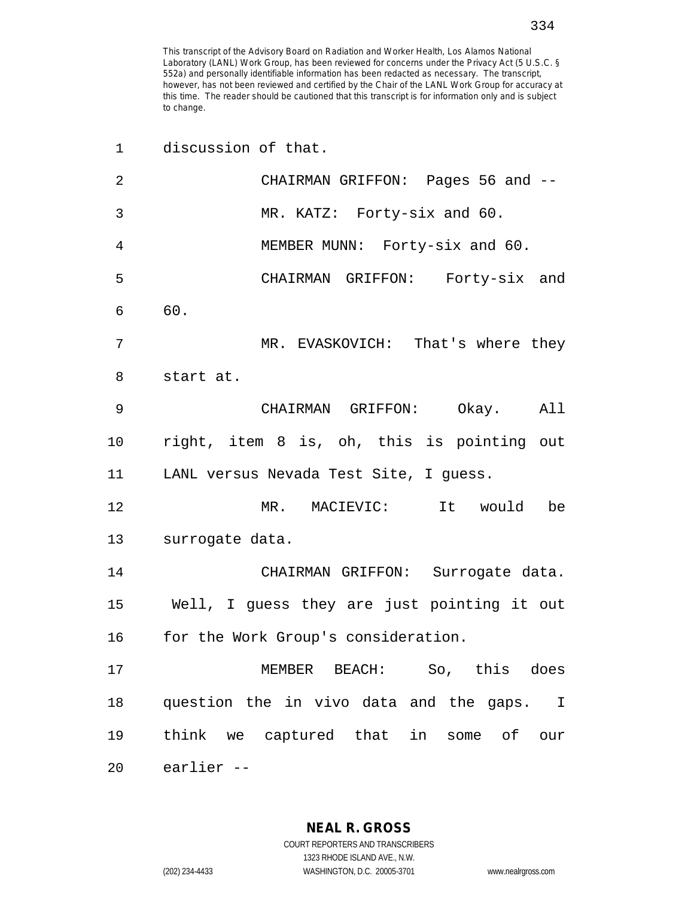This transcript of the Advisory Board on Radiation and Worker Health, Los Alamos National Laboratory (LANL) Work Group, has been reviewed for concerns under the Privacy Act (5 U.S.C. § 552a) and personally identifiable information has been redacted as necessary. The transcript, however, has not been reviewed and certified by the Chair of the LANL Work Group for accuracy at this time. The reader should be cautioned that this transcript is for information only and is subject to change.

1 discussion of that.

2 CHAIRMAN GRIFFON: Pages 56 and --

3 MR. KATZ: Forty-six and 60.

4 MEMBER MUNN: Forty-six and 60.

5 CHAIRMAN GRIFFON: Forty-six and

6 60.

7 MR. EVASKOVICH: That's where they

8 start at.

9 CHAIRMAN GRIFFON: Okay. All

10 right, item 8 is, oh, this is pointing out

11 LANL versus Nevada Test Site, I guess.

12 MR. MACIEVIC: It would be

13 surrogate data.

14 CHAIRMAN GRIFFON: Surrogate data.

15 Well, I guess they are just pointing it out

16 for the Work Group's consideration.

17 MEMBER BEACH: So, this does

18 question the in vivo data and the gaps. I

19 think we captured that in some of our

20 earlier --

**NEAL R. GROSS**
COURT REPORTERS AND TRANSCRIBERS
1323 RHODE ISLAND AVE., N.W.
(202) 234-4433 WASHINGTON, D.C. 20005-3701 www.nealrgross.com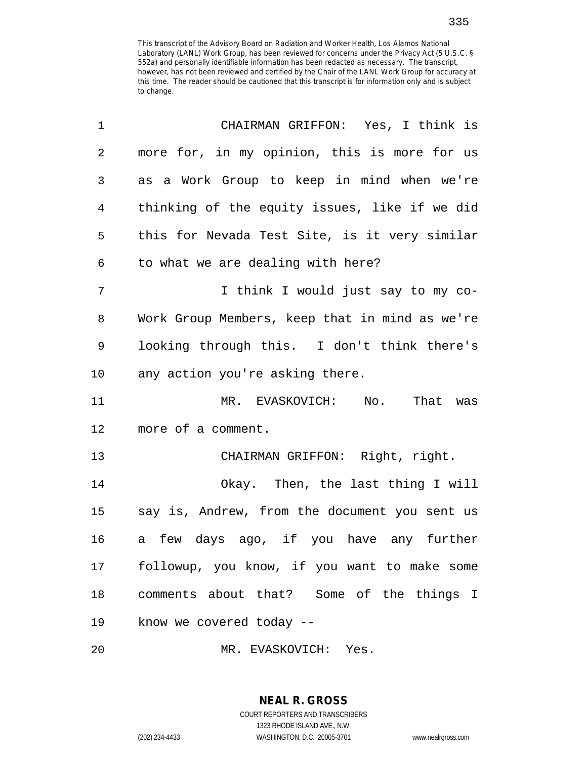This transcript of the Advisory Board on Radiation and Worker Health, Los Alamos National Laboratory (LANL) Work Group, has been reviewed for concerns under the Privacy Act (5 U.S.C. § 552a) and personally identifiable information has been redacted as necessary. The transcript, however, has not been reviewed and certified by the Chair of the LANL Work Group for accuracy at this time. The reader should be cautioned that this transcript is for information only and is subject to change.

CHAIRMAN GRIFFON: Yes, I think is more for, in my opinion, this is more for us as a Work Group to keep in mind when we're thinking of the equity issues, like if we did this for Nevada Test Site, is it very similar to what we are dealing with here?

I think I would just say to my co-Work Group Members, keep that in mind as we're looking through this. I don't think there's any action you're asking there.

MR. EVASKOVICH: No. That was more of a comment.

CHAIRMAN GRIFFON: Right, right.

Okay. Then, the last thing I will say is, Andrew, from the document you sent us a few days ago, if you have any further followup, you know, if you want to make some comments about that? Some of the things I know we covered today --

MR. EVASKOVICH: Yes.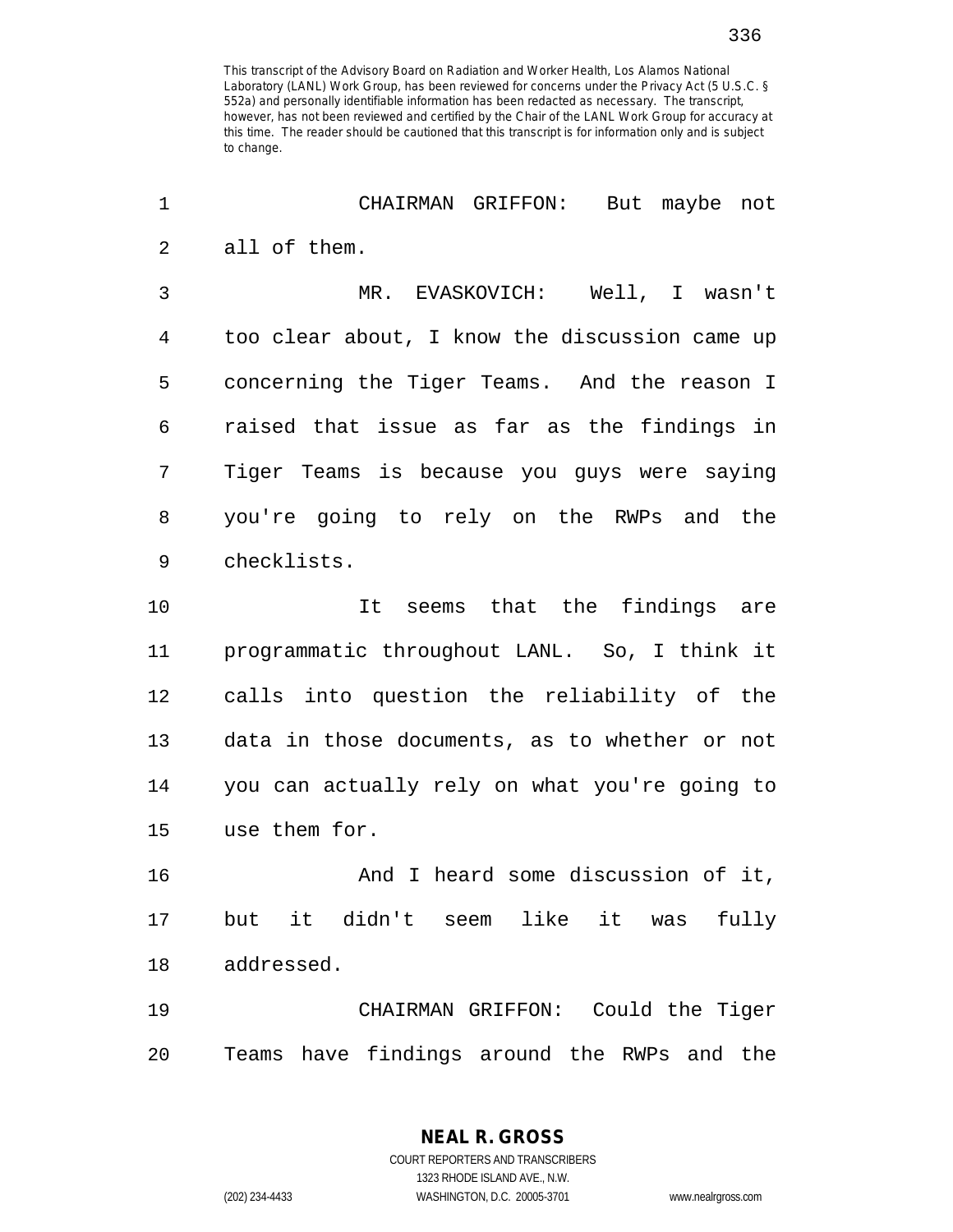This transcript of the Advisory Board on Radiation and Worker Health, Los Alamos National Laboratory (LANL) Work Group, has been reviewed for concerns under the Privacy Act (5 U.S.C. § 552a) and personally identifiable information has been redacted as necessary. The transcript, however, has not been reviewed and certified by the Chair of the LANL Work Group for accuracy at this time. The reader should be cautioned that this transcript is for information only and is subject to change.

1 CHAIRMAN GRIFFON: But maybe not
2 all of them.
3 MR. EVASKOVICH: Well, I wasn't
4 too clear about, I know the discussion came up
5 concerning the Tiger Teams. And the reason I
6 raised that issue as far as the findings in
7 Tiger Teams is because you guys were saying
8 you're going to rely on the RWPs and the
9 checklists.
10 It seems that the findings are
11 programmatic throughout LANL. So, I think it
12 calls into question the reliability of the
13 data in those documents, as to whether or not
14 you can actually rely on what you're going to
15 use them for.
16 And I heard some discussion of it,
17 but it didn't seem like it was fully
18 addressed.
19 CHAIRMAN GRIFFON: Could the Tiger
20 Teams have findings around the RWPs and the

NEAL R. GROSS
COURT REPORTERS AND TRANSCRIBERS
1323 RHODE ISLAND AVE., N.W.
(202) 234-4433 WASHINGTON, D.C. 20005-3701 www.nealrgross.com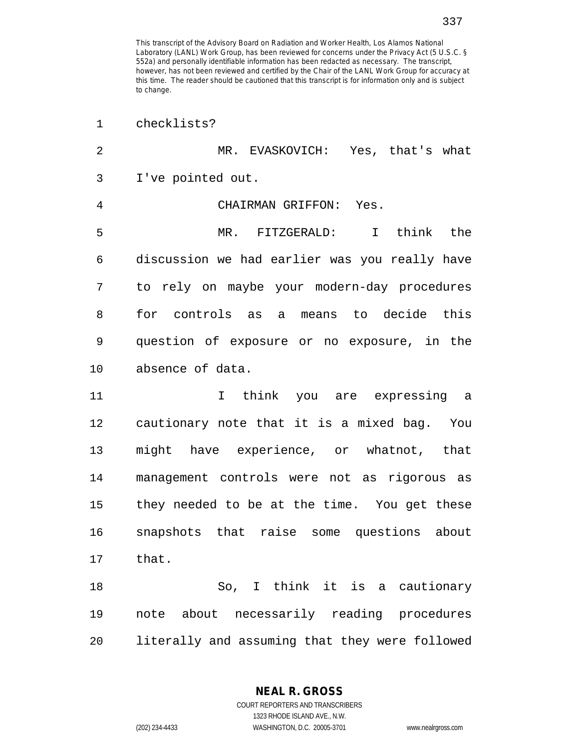checklists?

MR. EVASKOVICH: Yes, that's what I've pointed out.

CHAIRMAN GRIFFON: Yes.

MR. FITZGERALD: I think the discussion we had earlier was you really have to rely on maybe your modern-day procedures for controls as a means to decide this question of exposure or no exposure, in the absence of data.

I think you are expressing a cautionary note that it is a mixed bag. You might have experience, or whatnot, that management controls were not as rigorous as they needed to be at the time. You get these snapshots that raise some questions about that.

So, I think it is a cautionary note about necessarily reading procedures literally and assuming that they were followed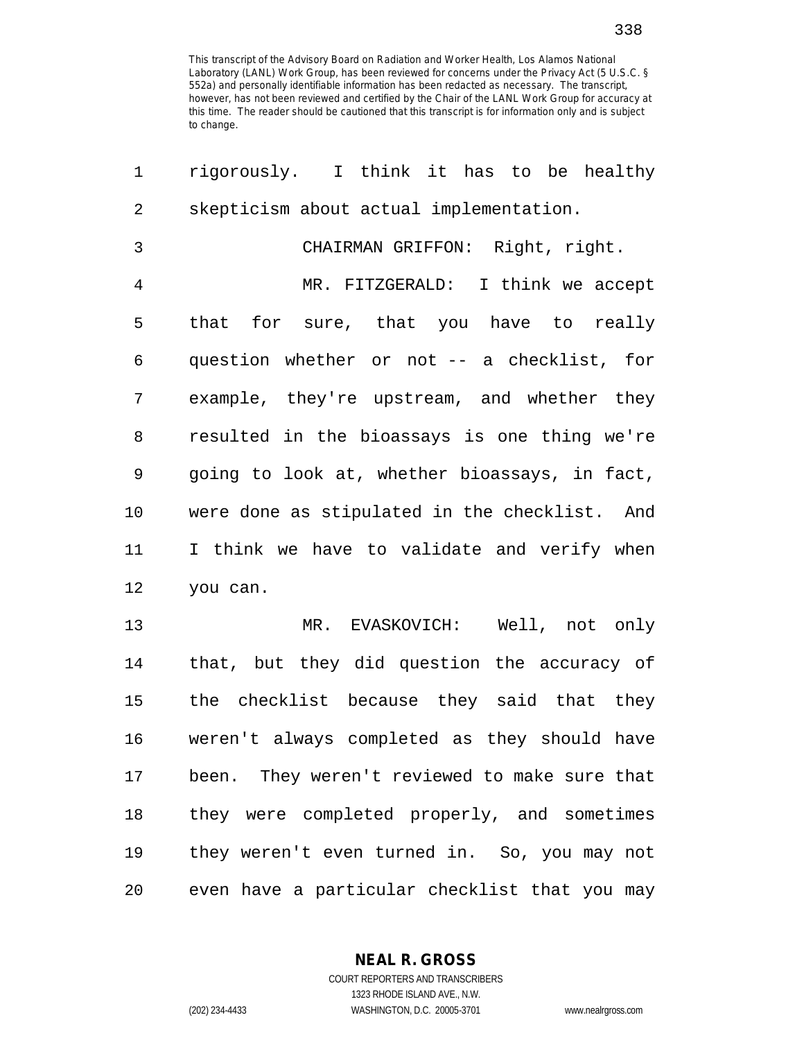This transcript of the Advisory Board on Radiation and Worker Health, Los Alamos National Laboratory (LANL) Work Group, has been reviewed for concerns under the Privacy Act (5 U.S.C. § 552a) and personally identifiable information has been redacted as necessary. The transcript, however, has not been reviewed and certified by the Chair of the LANL Work Group for accuracy at this time. The reader should be cautioned that this transcript is for information only and is subject to change.

rigorously. I think it has to be healthy skepticism about actual implementation.

CHAIRMAN GRIFFON: Right, right.

MR. FITZGERALD: I think we accept that for sure, that you have to really question whether or not -- a checklist, for example, they're upstream, and whether they resulted in the bioassays is one thing we're going to look at, whether bioassays, in fact, were done as stipulated in the checklist. And I think we have to validate and verify when you can.

MR. EVASKOVICH: Well, not only that, but they did question the accuracy of the checklist because they said that they weren't always completed as they should have been. They weren't reviewed to make sure that they were completed properly, and sometimes they weren't even turned in. So, you may not even have a particular checklist that you may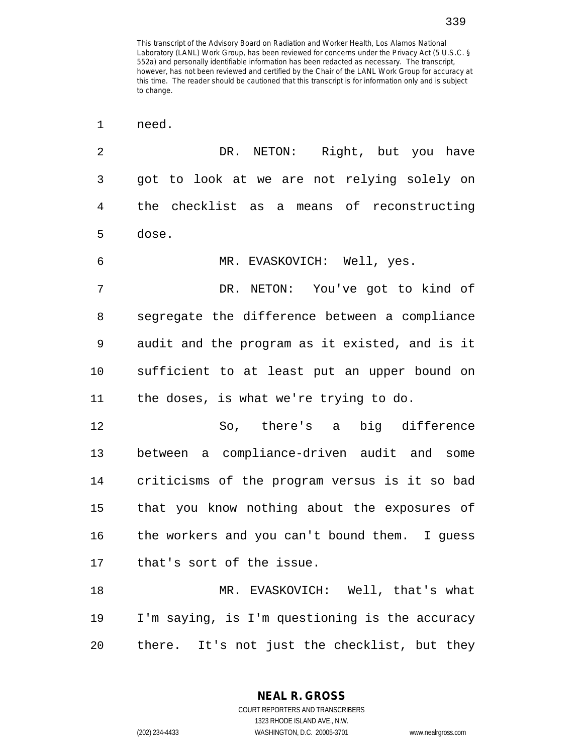need.

DR. NETON: Right, but you have got to look at we are not relying solely on the checklist as a means of reconstructing dose.

MR. EVASKOVICH: Well, yes.

DR. NETON: You've got to kind of segregate the difference between a compliance audit and the program as it existed, and is it sufficient to at least put an upper bound on the doses, is what we're trying to do.

So, there's a big difference between a compliance-driven audit and some criticisms of the program versus is it so bad that you know nothing about the exposures of the workers and you can't bound them. I guess that's sort of the issue.

MR. EVASKOVICH: Well, that's what I'm saying, is I'm questioning is the accuracy there. It's not just the checklist, but they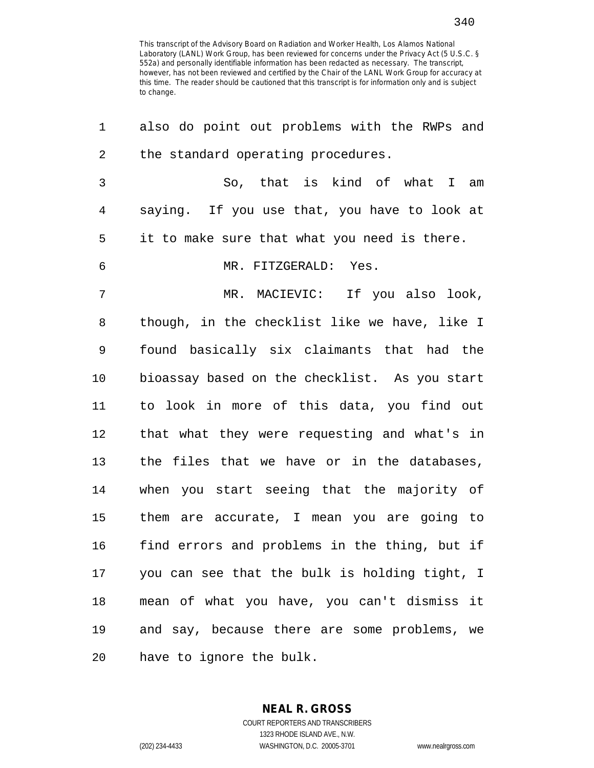This transcript of the Advisory Board on Radiation and Worker Health, Los Alamos National Laboratory (LANL) Work Group, has been reviewed for concerns under the Privacy Act (5 U.S.C. § 552a) and personally identifiable information has been redacted as necessary. The transcript, however, has not been reviewed and certified by the Chair of the LANL Work Group for accuracy at this time. The reader should be cautioned that this transcript is for information only and is subject to change.

1 also do point out problems with the RWPs and
2 the standard operating procedures.
3 So, that is kind of what I am
4 saying. If you use that, you have to look at
5 it to make sure that what you need is there.
6 MR. FITZGERALD: Yes.
7 MR. MACIEVIC: If you also look,
8 though, in the checklist like we have, like I
9 found basically six claimants that had the
10 bioassay based on the checklist. As you start
11 to look in more of this data, you find out
12 that what they were requesting and what's in
13 the files that we have or in the databases,
14 when you start seeing that the majority of
15 them are accurate, I mean you are going to
16 find errors and problems in the thing, but if
17 you can see that the bulk is holding tight, I
18 mean of what you have, you can't dismiss it
19 and say, because there are some problems, we
20 have to ignore the bulk.

**NEAL R. GROSS**
COURT REPORTERS AND TRANSCRIBERS
1323 RHODE ISLAND AVE., N.W.
(202) 234-4433 WASHINGTON, D.C. 20005-3701 www.nealrgross.com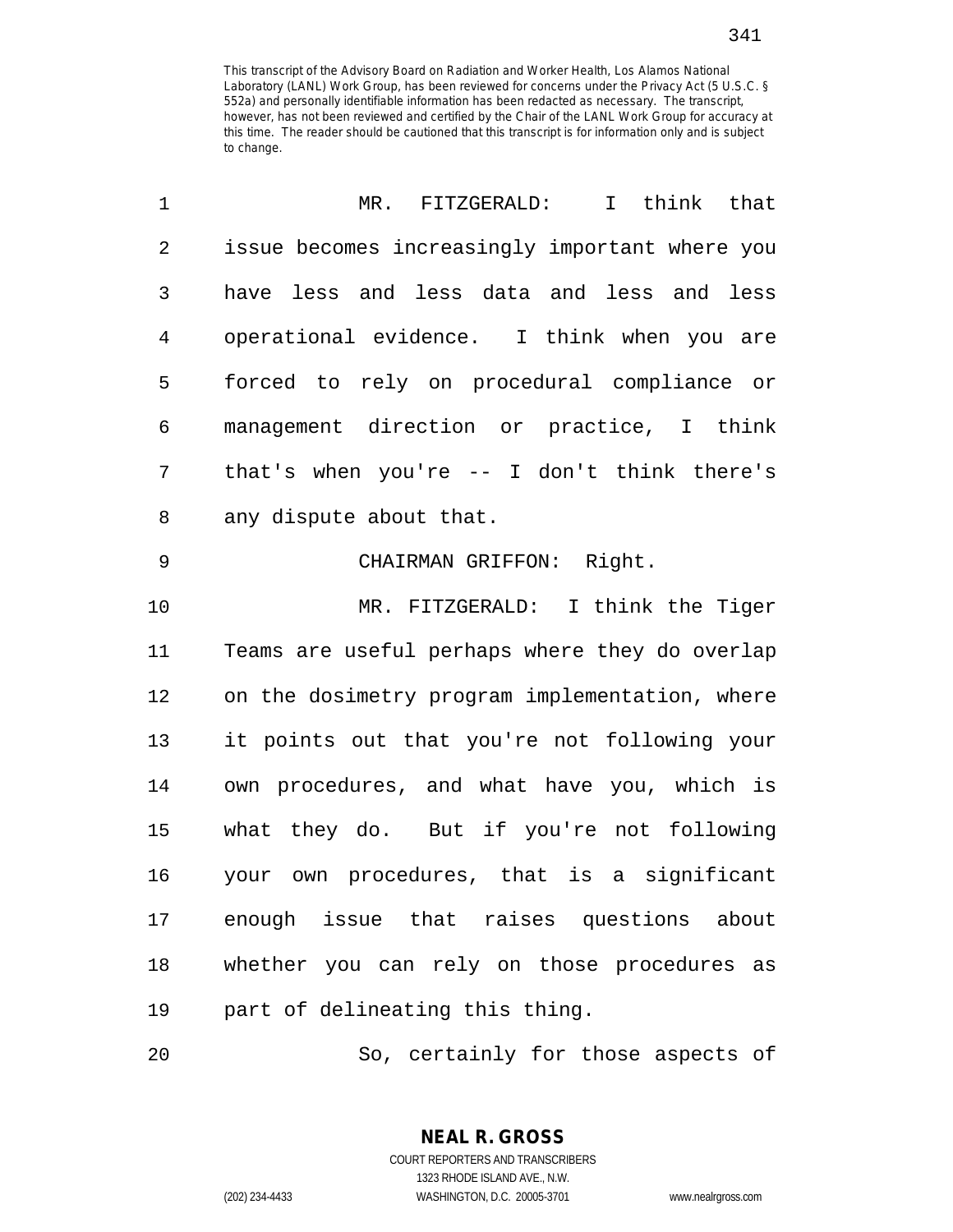This transcript of the Advisory Board on Radiation and Worker Health, Los Alamos National Laboratory (LANL) Work Group, has been reviewed for concerns under the Privacy Act (5 U.S.C. § 552a) and personally identifiable information has been redacted as necessary. The transcript, however, has not been reviewed and certified by the Chair of the LANL Work Group for accuracy at this time. The reader should be cautioned that this transcript is for information only and is subject to change.

MR. FITZGERALD: I think that issue becomes increasingly important where you have less and less data and less and less operational evidence. I think when you are forced to rely on procedural compliance or management direction or practice, I think that's when you're -- I don't think there's any dispute about that.

CHAIRMAN GRIFFON: Right.

MR. FITZGERALD: I think the Tiger Teams are useful perhaps where they do overlap on the dosimetry program implementation, where it points out that you're not following your own procedures, and what have you, which is what they do. But if you're not following your own procedures, that is a significant enough issue that raises questions about whether you can rely on those procedures as part of delineating this thing.

So, certainly for those aspects of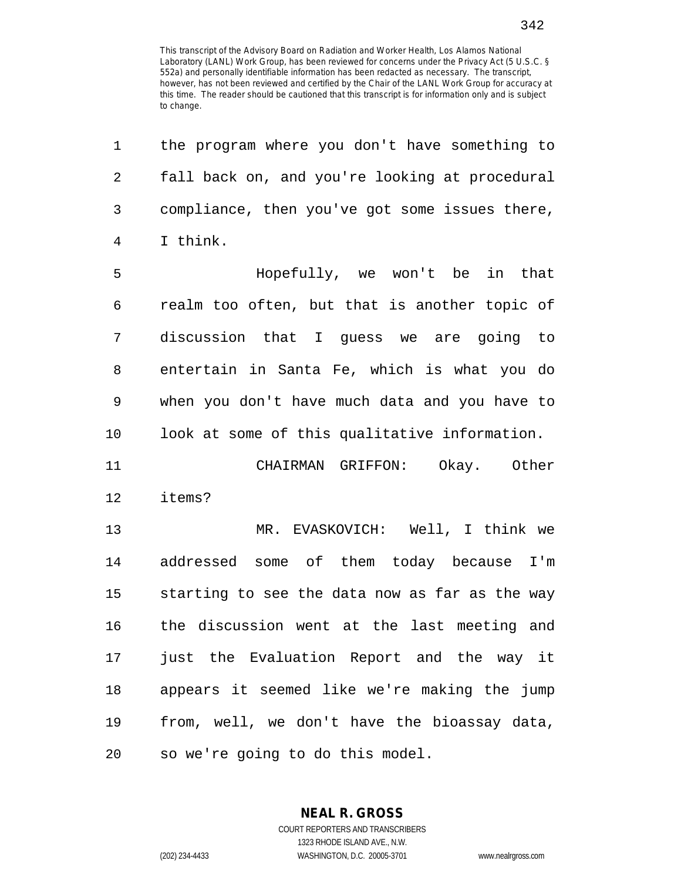This transcript of the Advisory Board on Radiation and Worker Health, Los Alamos National Laboratory (LANL) Work Group, has been reviewed for concerns under the Privacy Act (5 U.S.C. § 552a) and personally identifiable information has been redacted as necessary. The transcript, however, has not been reviewed and certified by the Chair of the LANL Work Group for accuracy at this time. The reader should be cautioned that this transcript is for information only and is subject to change.

1 the program where you don't have something to
2 fall back on, and you're looking at procedural
3 compliance, then you've got some issues there,
4 I think.

5 Hopefully, we won't be in that
6 realm too often, but that is another topic of
7 discussion that I guess we are going to
8 entertain in Santa Fe, which is what you do
9 when you don't have much data and you have to
10 look at some of this qualitative information.

11 CHAIRMAN GRIFFON: Okay. Other
12 items?

13 MR. EVASKOVICH: Well, I think we
14 addressed some of them today because I'm
15 starting to see the data now as far as the way
16 the discussion went at the last meeting and
17 just the Evaluation Report and the way it
18 appears it seemed like we're making the jump
19 from, well, we don't have the bioassay data,
20 so we're going to do this model.

**NEAL R. GROSS**
COURT REPORTERS AND TRANSCRIBERS
1323 RHODE ISLAND AVE., N.W.
(202) 234-4433 WASHINGTON, D.C. 20005-3701 www.nealrgross.com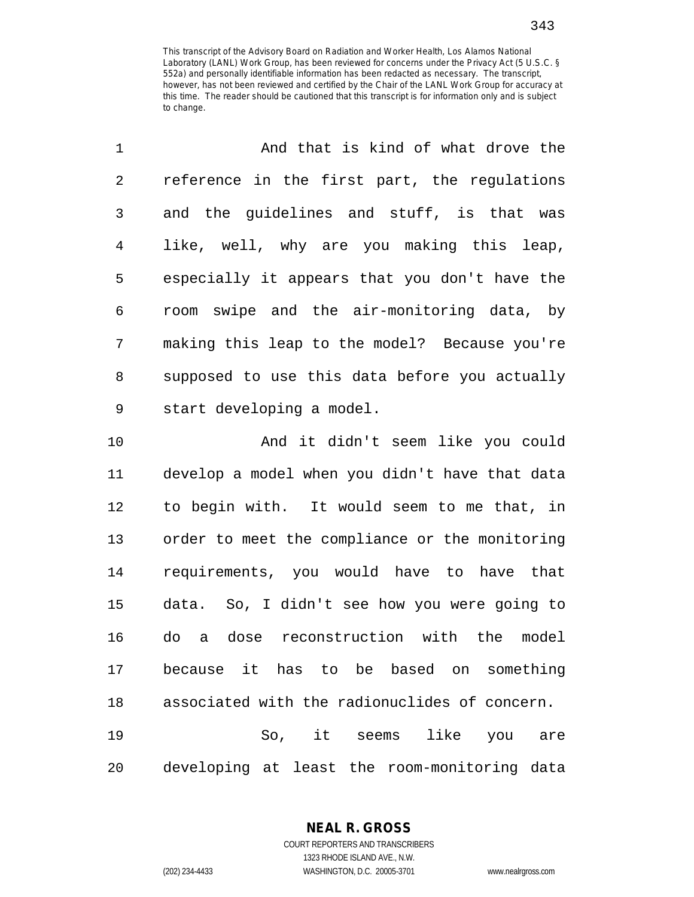This transcript of the Advisory Board on Radiation and Worker Health, Los Alamos National Laboratory (LANL) Work Group, has been reviewed for concerns under the Privacy Act (5 U.S.C. § 552a) and personally identifiable information has been redacted as necessary. The transcript, however, has not been reviewed and certified by the Chair of the LANL Work Group for accuracy at this time. The reader should be cautioned that this transcript is for information only and is subject to change.

1 And that is kind of what drove the
2 reference in the first part, the regulations
3 and the guidelines and stuff, is that was
4 like, well, why are you making this leap,
5 especially it appears that you don't have the
6 room swipe and the air-monitoring data, by
7 making this leap to the model? Because you're
8 supposed to use this data before you actually
9 start developing a model.
10 And it didn't seem like you could
11 develop a model when you didn't have that data
12 to begin with. It would seem to me that, in
13 order to meet the compliance or the monitoring
14 requirements, you would have to have that
15 data. So, I didn't see how you were going to
16 do a dose reconstruction with the model
17 because it has to be based on something
18 associated with the radionuclides of concern.
19 So, it seems like you are
20 developing at least the room-monitoring data

**NEAL R. GROSS**
COURT REPORTERS AND TRANSCRIBERS
1323 RHODE ISLAND AVE., N.W.
(202) 234-4433 WASHINGTON, D.C. 20005-3701 www.nealrgross.com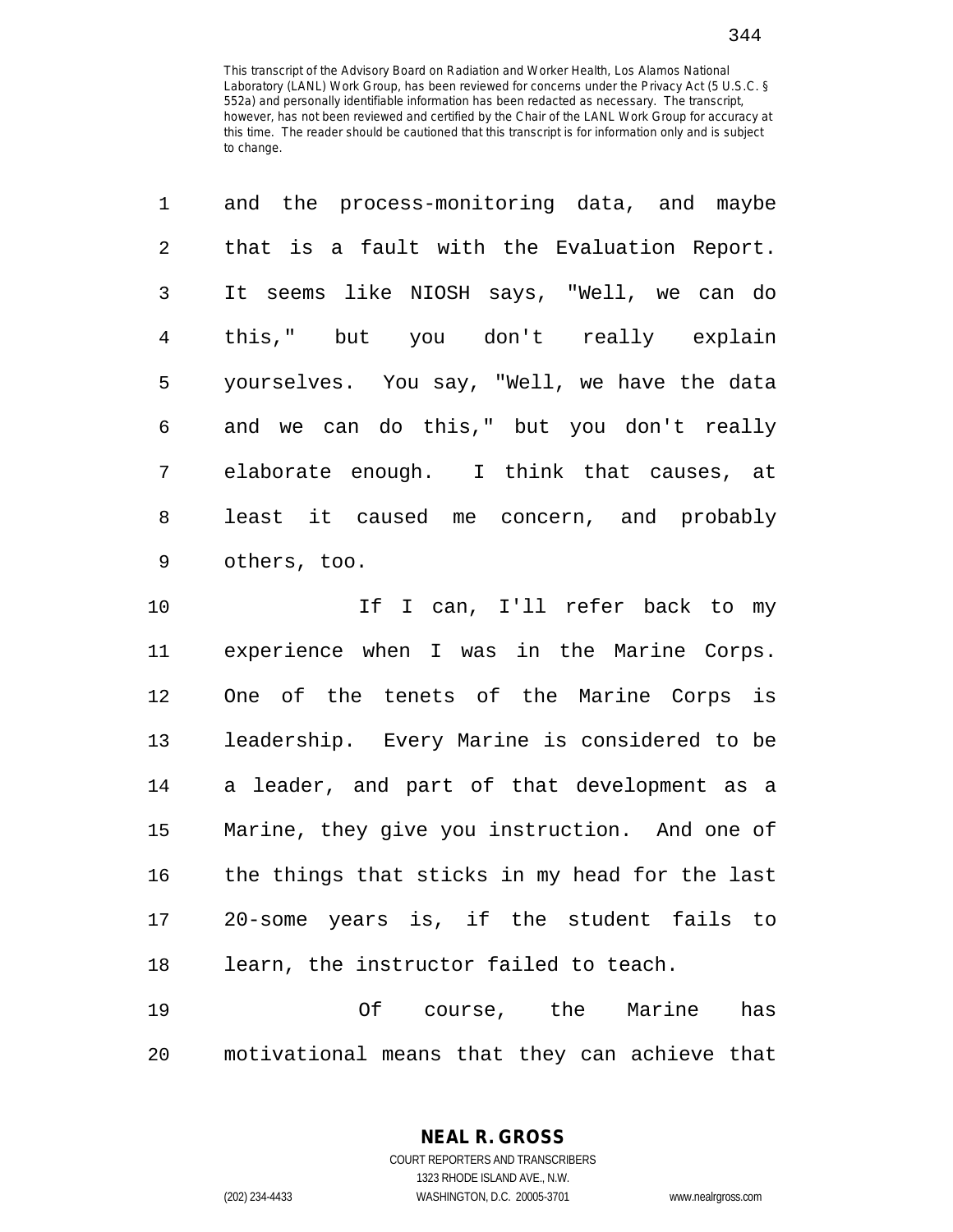This transcript of the Advisory Board on Radiation and Worker Health, Los Alamos National Laboratory (LANL) Work Group, has been reviewed for concerns under the Privacy Act (5 U.S.C. § 552a) and personally identifiable information has been redacted as necessary. The transcript, however, has not been reviewed and certified by the Chair of the LANL Work Group for accuracy at this time. The reader should be cautioned that this transcript is for information only and is subject to change.

and the process-monitoring data, and maybe that is a fault with the Evaluation Report. It seems like NIOSH says, "Well, we can do this," but you don't really explain yourselves. You say, "Well, we have the data and we can do this," but you don't really elaborate enough. I think that causes, at least it caused me concern, and probably others, too.

If I can, I'll refer back to my experience when I was in the Marine Corps. One of the tenets of the Marine Corps is leadership. Every Marine is considered to be a leader, and part of that development as a Marine, they give you instruction. And one of the things that sticks in my head for the last 20-some years is, if the student fails to learn, the instructor failed to teach.

Of course, the Marine has motivational means that they can achieve that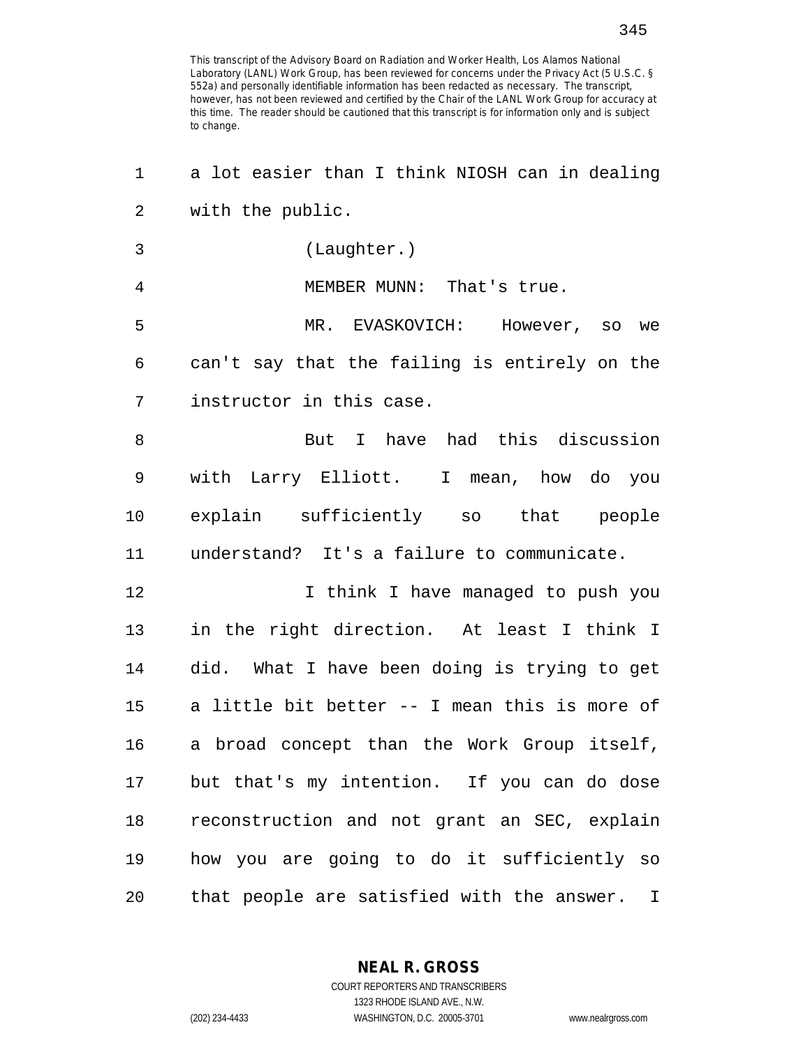This transcript of the Advisory Board on Radiation and Worker Health, Los Alamos National Laboratory (LANL) Work Group, has been reviewed for concerns under the Privacy Act (5 U.S.C. § 552a) and personally identifiable information has been redacted as necessary. The transcript, however, has not been reviewed and certified by the Chair of the LANL Work Group for accuracy at this time. The reader should be cautioned that this transcript is for information only and is subject to change.

1 a lot easier than I think NIOSH can in dealing
2 with the public.
3 (Laughter.)
4 MEMBER MUNN: That's true.
5 MR. EVASKOVICH: However, so we
6 can't say that the failing is entirely on the
7 instructor in this case.
8 But I have had this discussion
9 with Larry Elliott. I mean, how do you
10 explain sufficiently so that people
11 understand? It's a failure to communicate.
12 I think I have managed to push you
13 in the right direction. At least I think I
14 did. What I have been doing is trying to get
15 a little bit better -- I mean this is more of
16 a broad concept than the Work Group itself,
17 but that's my intention. If you can do dose
18 reconstruction and not grant an SEC, explain
19 how you are going to do it sufficiently so
20 that people are satisfied with the answer. I

NEAL R. GROSS
COURT REPORTERS AND TRANSCRIBERS
1323 RHODE ISLAND AVE., N.W.
(202) 234-4433 WASHINGTON, D.C. 20005-3701 www.nealrgross.com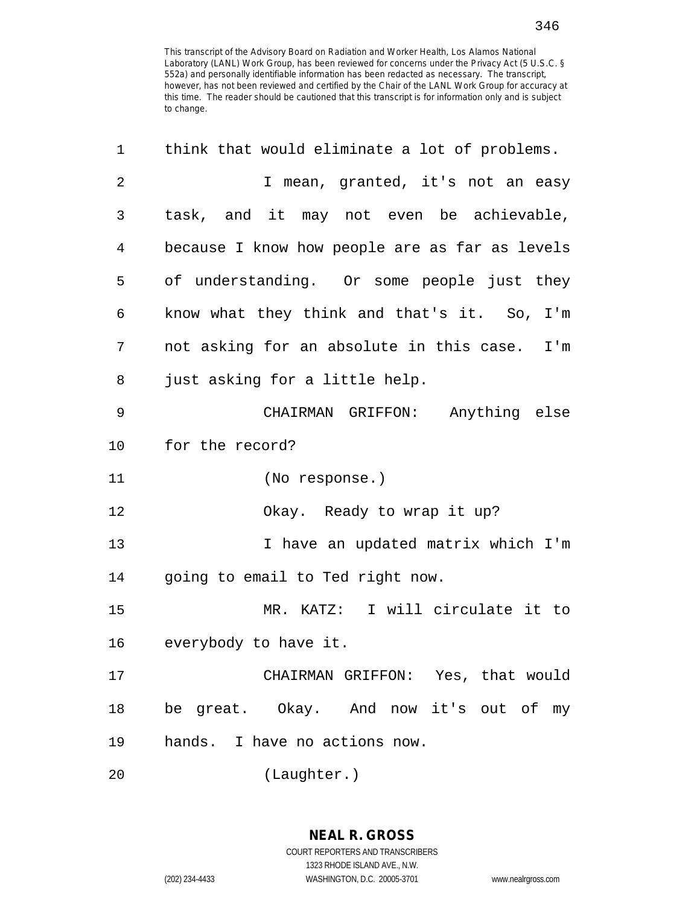think that would eliminate a lot of problems.

I mean, granted, it's not an easy task, and it may not even be achievable, because I know how people are as far as levels of understanding. Or some people just they know what they think and that's it. So, I'm not asking for an absolute in this case. I'm just asking for a little help.

CHAIRMAN GRIFFON: Anything else for the record?

(No response.)

Okay. Ready to wrap it up?

I have an updated matrix which I'm going to email to Ted right now.

MR. KATZ: I will circulate it to everybody to have it.

CHAIRMAN GRIFFON: Yes, that would be great. Okay. And now it's out of my hands. I have no actions now.

(Laughter.)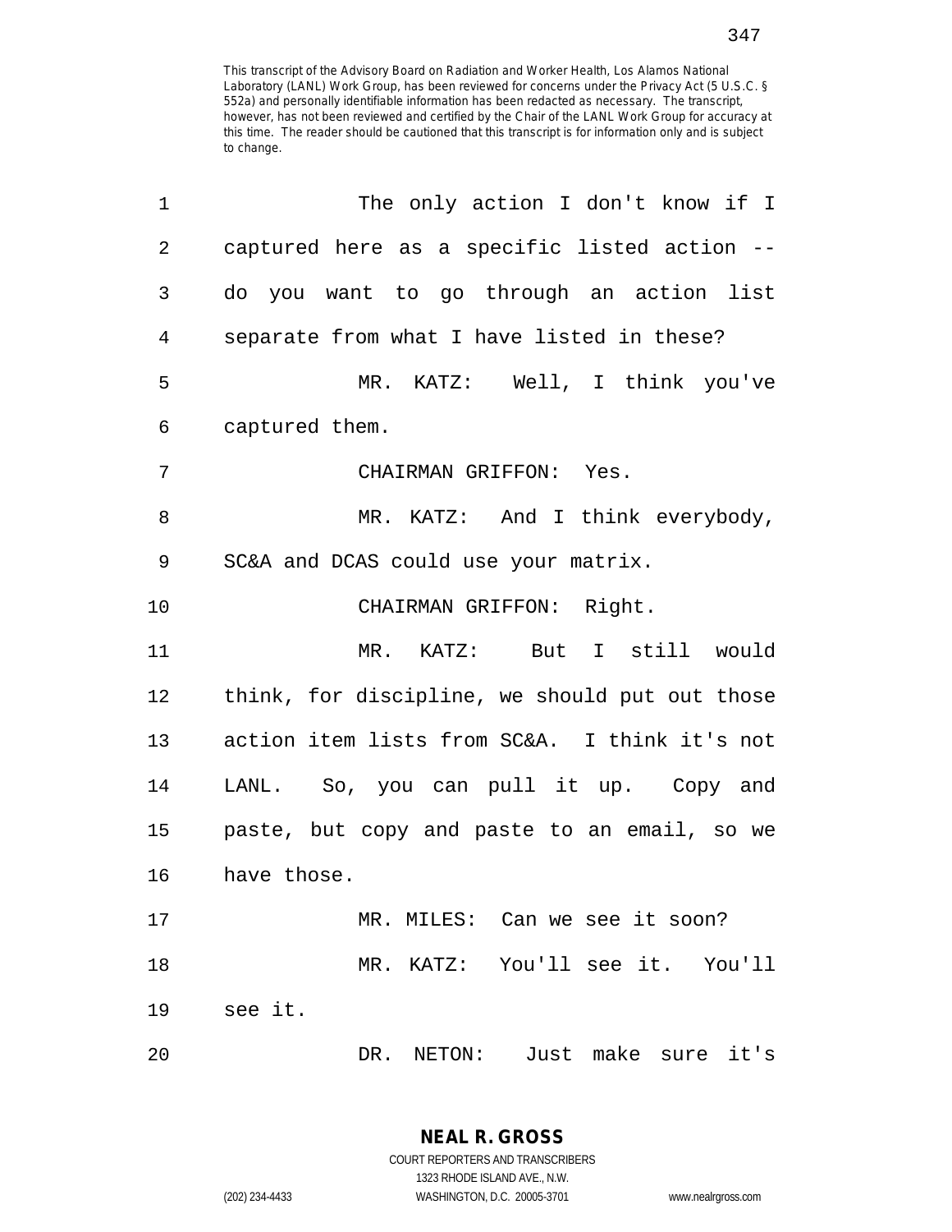This transcript of the Advisory Board on Radiation and Worker Health, Los Alamos National Laboratory (LANL) Work Group, has been reviewed for concerns under the Privacy Act (5 U.S.C. § 552a) and personally identifiable information has been redacted as necessary. The transcript, however, has not been reviewed and certified by the Chair of the LANL Work Group for accuracy at this time. The reader should be cautioned that this transcript is for information only and is subject to change.

1 The only action I don't know if I
2 captured here as a specific listed action --
3 do you want to go through an action list
4 separate from what I have listed in these?
5 MR. KATZ: Well, I think you've
6 captured them.
7 CHAIRMAN GRIFFON: Yes.
8 MR. KATZ: And I think everybody,
9 SC&A and DCAS could use your matrix.
10 CHAIRMAN GRIFFON: Right.
11 MR. KATZ: But I still would
12 think, for discipline, we should put out those
13 action item lists from SC&A. I think it's not
14 LANL. So, you can pull it up. Copy and
15 paste, but copy and paste to an email, so we
16 have those.
17 MR. MILES: Can we see it soon?
18 MR. KATZ: You'll see it. You'll
19 see it.
20 DR. NETON: Just make sure it's

NEAL R. GROSS
COURT REPORTERS AND TRANSCRIBERS
1323 RHODE ISLAND AVE., N.W.
(202) 234-4433 WASHINGTON, D.C. 20005-3701 www.nealrgross.com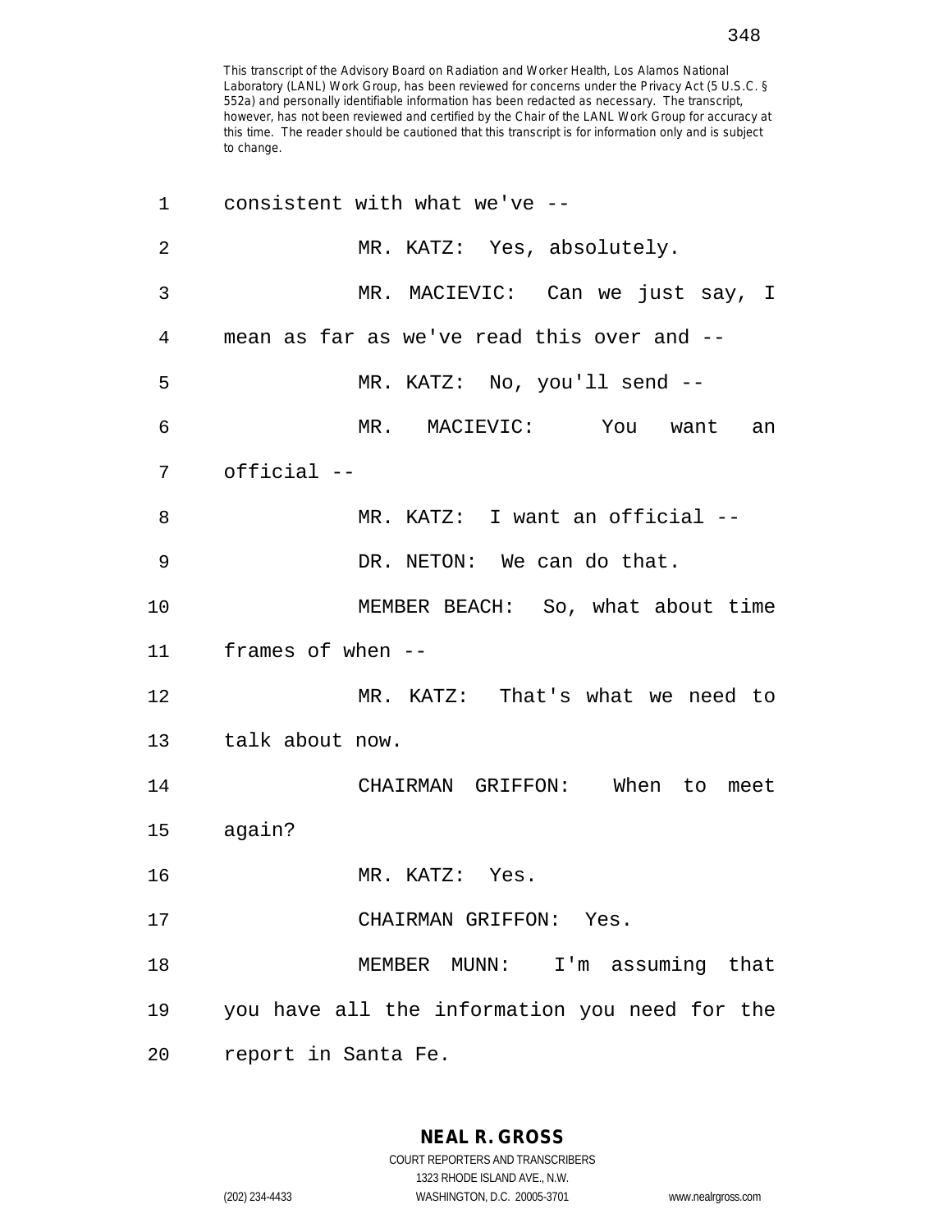This transcript of the Advisory Board on Radiation and Worker Health, Los Alamos National Laboratory (LANL) Work Group, has been reviewed for concerns under the Privacy Act (5 U.S.C. § 552a) and personally identifiable information has been redacted as necessary. The transcript, however, has not been reviewed and certified by the Chair of the LANL Work Group for accuracy at this time. The reader should be cautioned that this transcript is for information only and is subject to change.

1 consistent with what we've --

2 MR. KATZ: Yes, absolutely.

3 MR. MACIEVIC: Can we just say, I

4 mean as far as we've read this over and --

5 MR. KATZ: No, you'll send --

6 MR. MACIEVIC: You want an

7 official --

8 MR. KATZ: I want an official --

9 DR. NETON: We can do that.

10 MEMBER BEACH: So, what about time

11 frames of when --

12 MR. KATZ: That's what we need to

13 talk about now.

14 CHAIRMAN GRIFFON: When to meet

15 again?

16 MR. KATZ: Yes.

17 CHAIRMAN GRIFFON: Yes.

18 MEMBER MUNN: I'm assuming that

19 you have all the information you need for the

20 report in Santa Fe.

**NEAL R. GROSS**
COURT REPORTERS AND TRANSCRIBERS
1323 RHODE ISLAND AVE., N.W.
(202) 234-4433 WASHINGTON, D.C. 20005-3701 www.nealrgross.com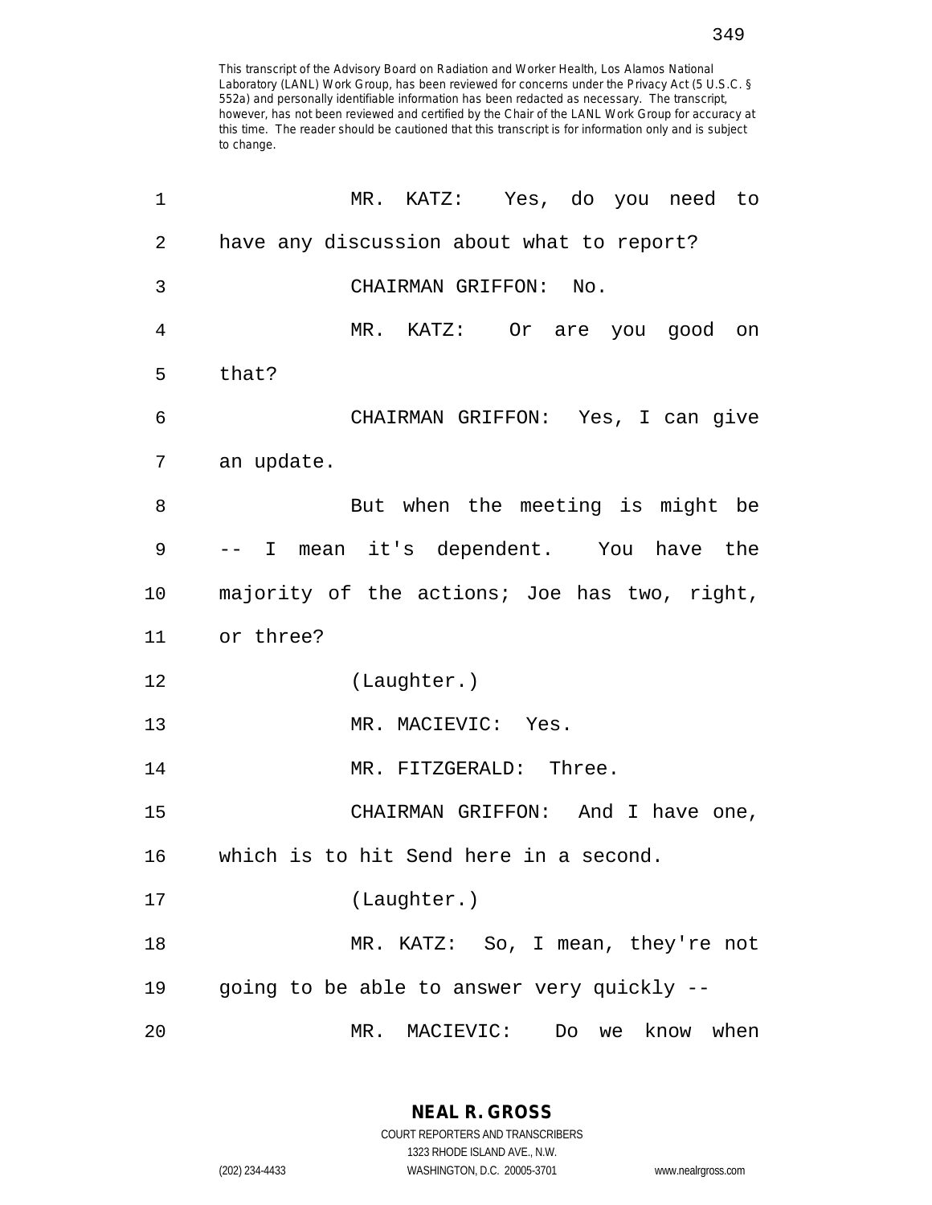This transcript of the Advisory Board on Radiation and Worker Health, Los Alamos National Laboratory (LANL) Work Group, has been reviewed for concerns under the Privacy Act (5 U.S.C. § 552a) and personally identifiable information has been redacted as necessary. The transcript, however, has not been reviewed and certified by the Chair of the LANL Work Group for accuracy at this time. The reader should be cautioned that this transcript is for information only and is subject to change.

1 MR. KATZ: Yes, do you need to
2 have any discussion about what to report?
3 CHAIRMAN GRIFFON: No.
4 MR. KATZ: Or are you good on
5 that?
6 CHAIRMAN GRIFFON: Yes, I can give
7 an update.
8 But when the meeting is might be
9 -- I mean it's dependent. You have the
10 majority of the actions; Joe has two, right,
11 or three?
12 (Laughter.)
13 MR. MACIEVIC: Yes.
14 MR. FITZGERALD: Three.
15 CHAIRMAN GRIFFON: And I have one,
16 which is to hit Send here in a second.
17 (Laughter.)
18 MR. KATZ: So, I mean, they're not
19 going to be able to answer very quickly --
20 MR. MACIEVIC: Do we know when

**NEAL R. GROSS**
COURT REPORTERS AND TRANSCRIBERS
1323 RHODE ISLAND AVE., N.W.
(202) 234-4433 WASHINGTON, D.C. 20005-3701 www.nealrgross.com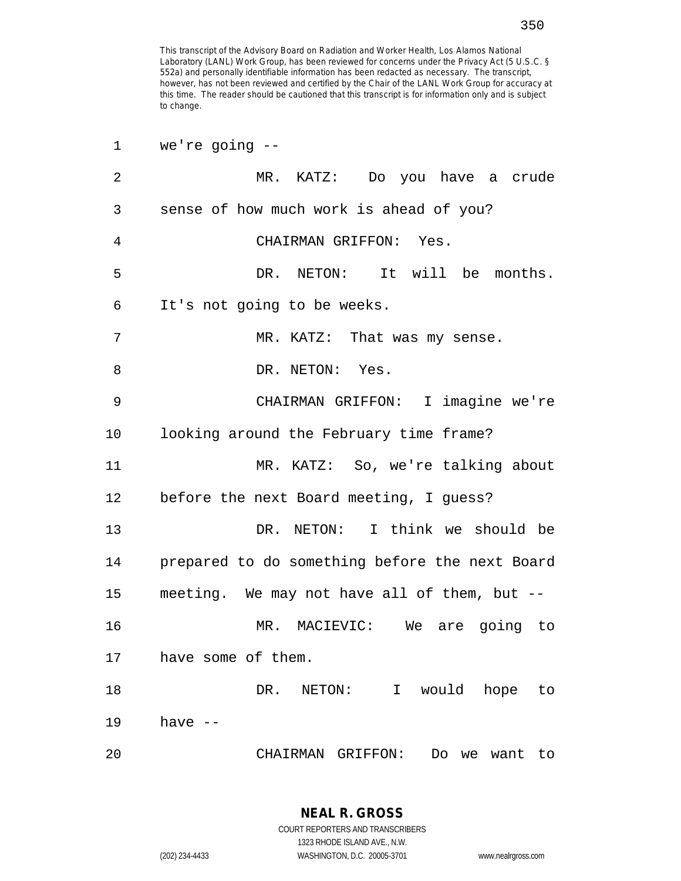This transcript of the Advisory Board on Radiation and Worker Health, Los Alamos National Laboratory (LANL) Work Group, has been reviewed for concerns under the Privacy Act (5 U.S.C. § 552a) and personally identifiable information has been redacted as necessary. The transcript, however, has not been reviewed and certified by the Chair of the LANL Work Group for accuracy at this time. The reader should be cautioned that this transcript is for information only and is subject to change.

1 we're going --

2 MR. KATZ: Do you have a crude

3 sense of how much work is ahead of you?

4 CHAIRMAN GRIFFON: Yes.

5 DR. NETON: It will be months.

6 It's not going to be weeks.

7 MR. KATZ: That was my sense.

8 DR. NETON: Yes.

9 CHAIRMAN GRIFFON: I imagine we're

10 looking around the February time frame?

11 MR. KATZ: So, we're talking about

12 before the next Board meeting, I guess?

13 DR. NETON: I think we should be

14 prepared to do something before the next Board

15 meeting. We may not have all of them, but --

16 MR. MACIEVIC: We are going to

17 have some of them.

18 DR. NETON: I would hope to

19 have --

20 CHAIRMAN GRIFFON: Do we want to

NEAL R. GROSS
COURT REPORTERS AND TRANSCRIBERS
1323 RHODE ISLAND AVE., N.W.
(202) 234-4433 WASHINGTON, D.C. 20005-3701 www.nealrgross.com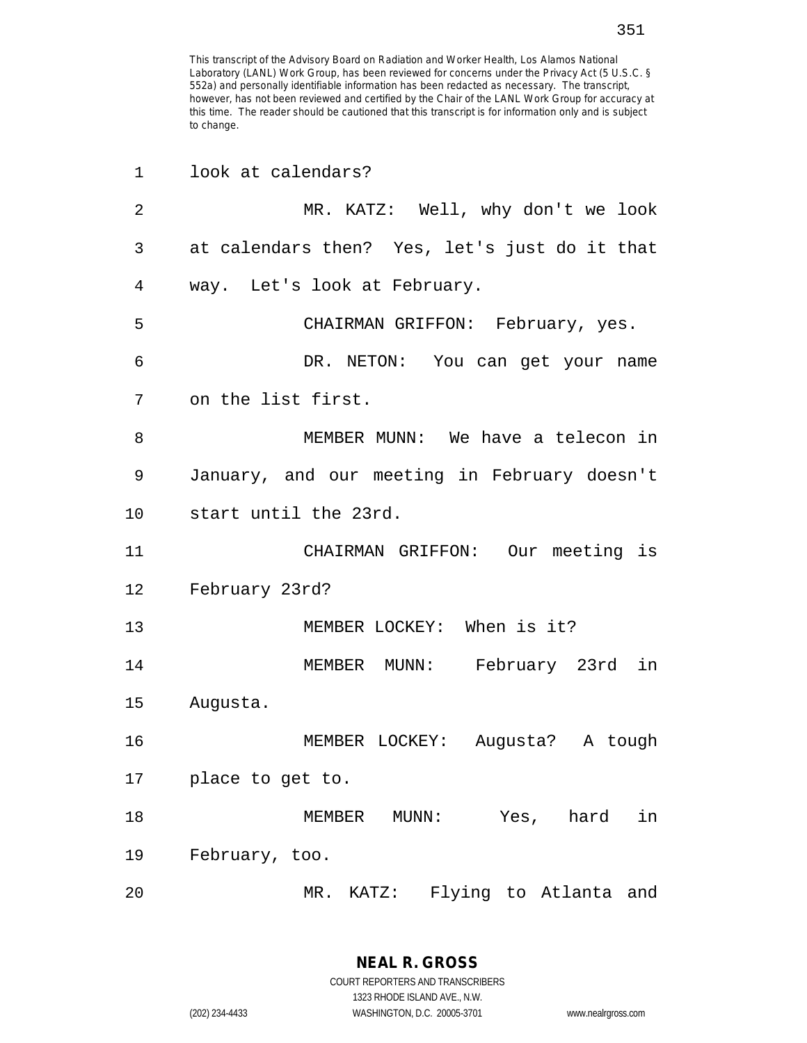This transcript of the Advisory Board on Radiation and Worker Health, Los Alamos National Laboratory (LANL) Work Group, has been reviewed for concerns under the Privacy Act (5 U.S.C. § 552a) and personally identifiable information has been redacted as necessary. The transcript, however, has not been reviewed and certified by the Chair of the LANL Work Group for accuracy at this time. The reader should be cautioned that this transcript is for information only and is subject to change.

look at calendars?

MR. KATZ: Well, why don't we look at calendars then? Yes, let's just do it that way. Let's look at February.

CHAIRMAN GRIFFON: February, yes.

DR. NETON: You can get your name on the list first.

MEMBER MUNN: We have a telecon in January, and our meeting in February doesn't start until the 23rd.

CHAIRMAN GRIFFON: Our meeting is February 23rd?

MEMBER LOCKEY: When is it?

MEMBER MUNN: February 23rd in Augusta.

MEMBER LOCKEY: Augusta? A tough place to get to.

MEMBER MUNN: Yes, hard in February, too.

MR. KATZ: Flying to Atlanta and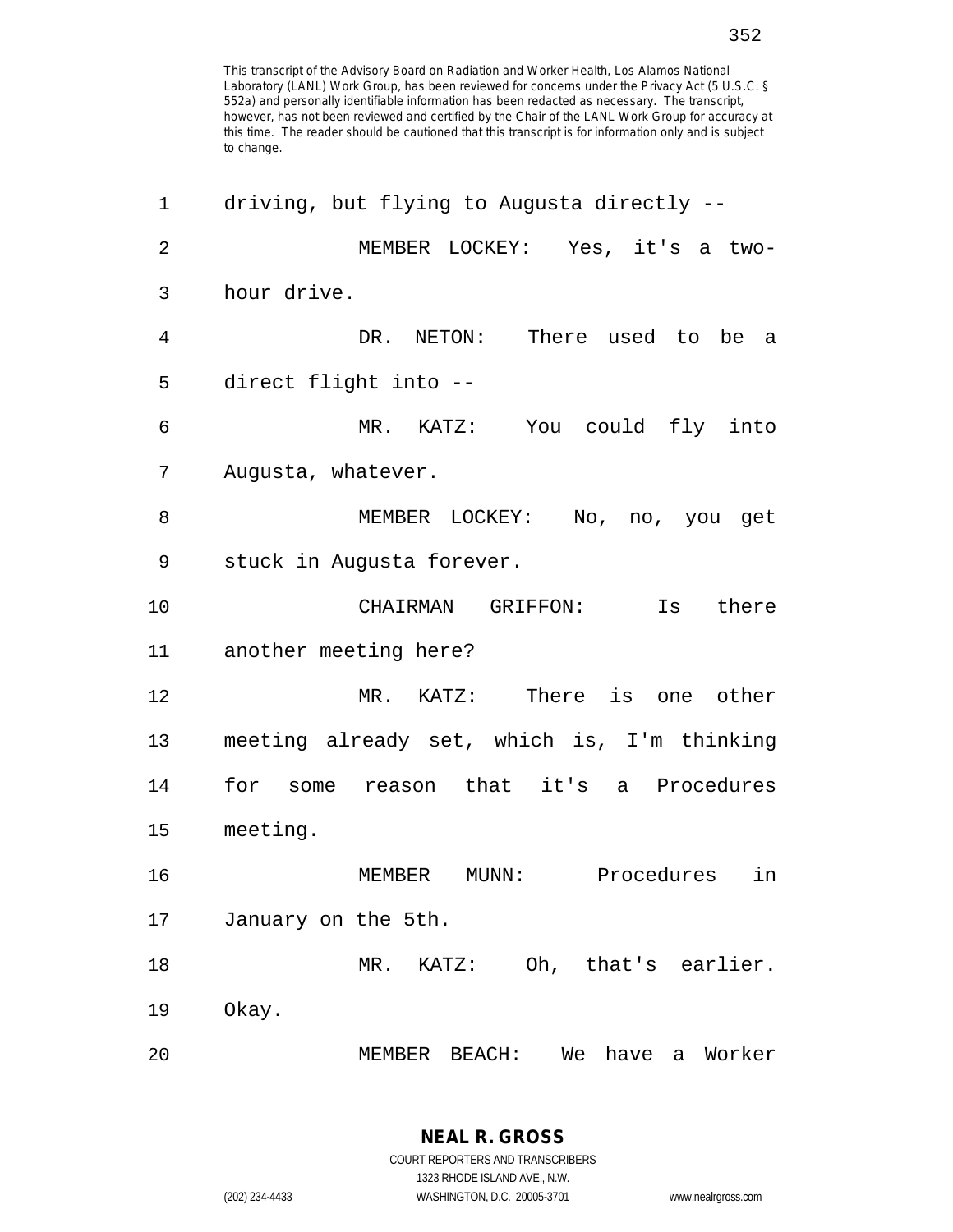This transcript of the Advisory Board on Radiation and Worker Health, Los Alamos National Laboratory (LANL) Work Group, has been reviewed for concerns under the Privacy Act (5 U.S.C. § 552a) and personally identifiable information has been redacted as necessary. The transcript, however, has not been reviewed and certified by the Chair of the LANL Work Group for accuracy at this time. The reader should be cautioned that this transcript is for information only and is subject to change.

1 driving, but flying to Augusta directly --

2 MEMBER LOCKEY: Yes, it's a two-

3 hour drive.

4 DR. NETON: There used to be a

5 direct flight into --

6 MR. KATZ: You could fly into

7 Augusta, whatever.

8 MEMBER LOCKEY: No, no, you get

9 stuck in Augusta forever.

10 CHAIRMAN GRIFFON: Is there

11 another meeting here?

12 MR. KATZ: There is one other

13 meeting already set, which is, I'm thinking

14 for some reason that it's a Procedures

15 meeting.

16 MEMBER MUNN: Procedures in

17 January on the 5th.

18 MR. KATZ: Oh, that's earlier.

19 Okay.

20 MEMBER BEACH: We have a Worker

**NEAL R. GROSS**

COURT REPORTERS AND TRANSCRIBERS

1323 RHODE ISLAND AVE., N.W.

(202) 234-4433 WASHINGTON, D.C. 20005-3701 www.nealrgross.com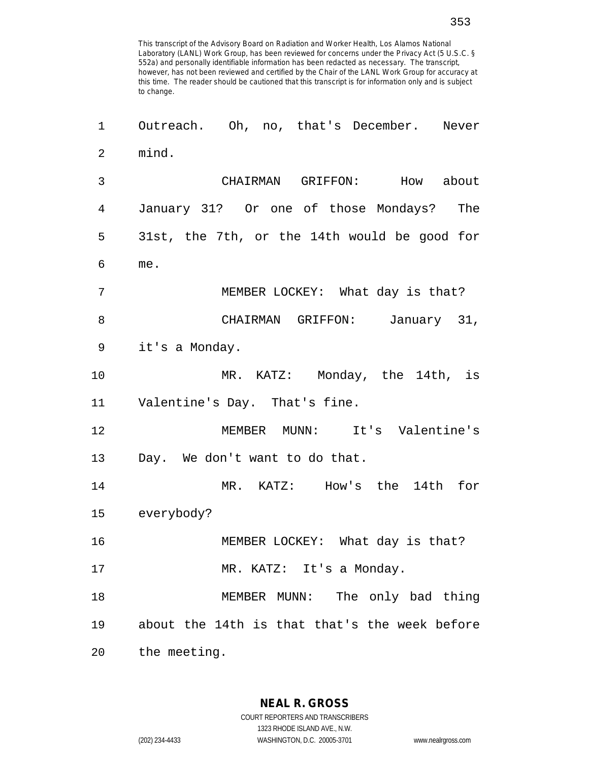This transcript of the Advisory Board on Radiation and Worker Health, Los Alamos National Laboratory (LANL) Work Group, has been reviewed for concerns under the Privacy Act (5 U.S.C. § 552a) and personally identifiable information has been redacted as necessary. The transcript, however, has not been reviewed and certified by the Chair of the LANL Work Group for accuracy at this time. The reader should be cautioned that this transcript is for information only and is subject to change.

1 Outreach. Oh, no, that's December. Never
2 mind.
3 CHAIRMAN GRIFFON: How about
4 January 31? Or one of those Mondays? The
5 31st, the 7th, or the 14th would be good for
6 me.
7 MEMBER LOCKEY: What day is that?
8 CHAIRMAN GRIFFON: January 31,
9 it's a Monday.
10 MR. KATZ: Monday, the 14th, is
11 Valentine's Day. That's fine.
12 MEMBER MUNN: It's Valentine's
13 Day. We don't want to do that.
14 MR. KATZ: How's the 14th for
15 everybody?
16 MEMBER LOCKEY: What day is that?
17 MR. KATZ: It's a Monday.
18 MEMBER MUNN: The only bad thing
19 about the 14th is that that's the week before
20 the meeting.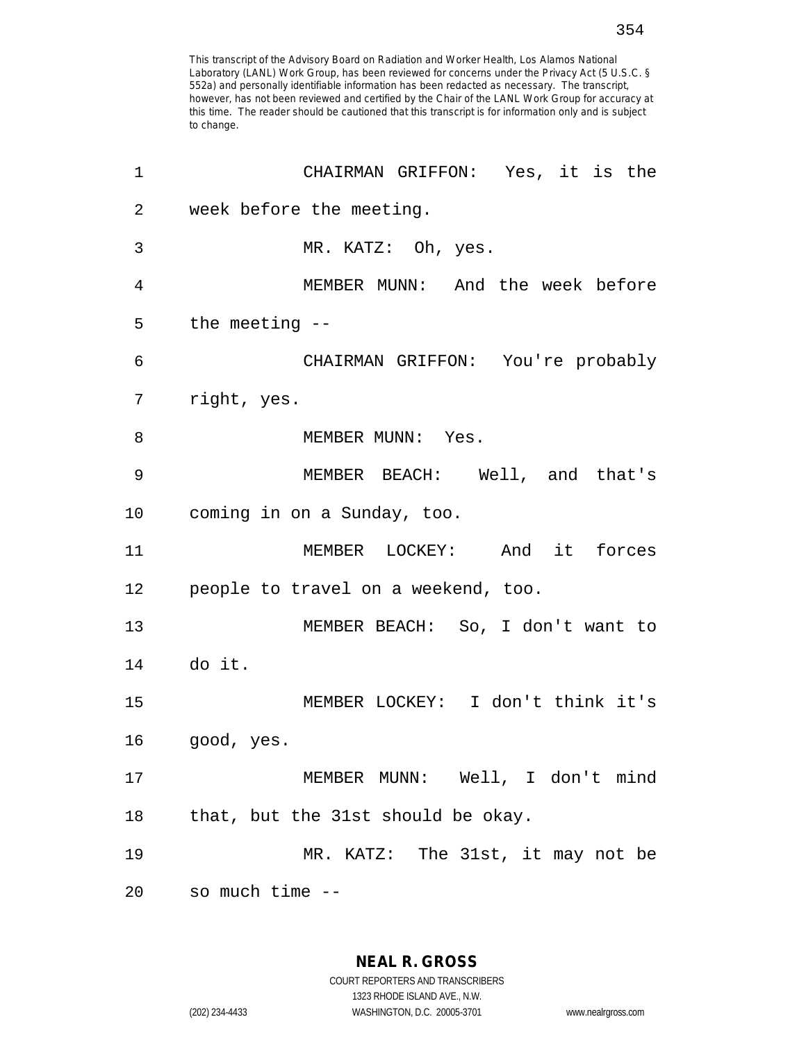This transcript of the Advisory Board on Radiation and Worker Health, Los Alamos National Laboratory (LANL) Work Group, has been reviewed for concerns under the Privacy Act (5 U.S.C. § 552a) and personally identifiable information has been redacted as necessary. The transcript, however, has not been reviewed and certified by the Chair of the LANL Work Group for accuracy at this time. The reader should be cautioned that this transcript is for information only and is subject to change.

1 CHAIRMAN GRIFFON: Yes, it is the
2 week before the meeting.
3 MR. KATZ: Oh, yes.
4 MEMBER MUNN: And the week before
5 the meeting --
6 CHAIRMAN GRIFFON: You're probably
7 right, yes.
8 MEMBER MUNN: Yes.
9 MEMBER BEACH: Well, and that's
10 coming in on a Sunday, too.
11 MEMBER LOCKEY: And it forces
12 people to travel on a weekend, too.
13 MEMBER BEACH: So, I don't want to
14 do it.
15 MEMBER LOCKEY: I don't think it's
16 good, yes.
17 MEMBER MUNN: Well, I don't mind
18 that, but the 31st should be okay.
19 MR. KATZ: The 31st, it may not be
20 so much time --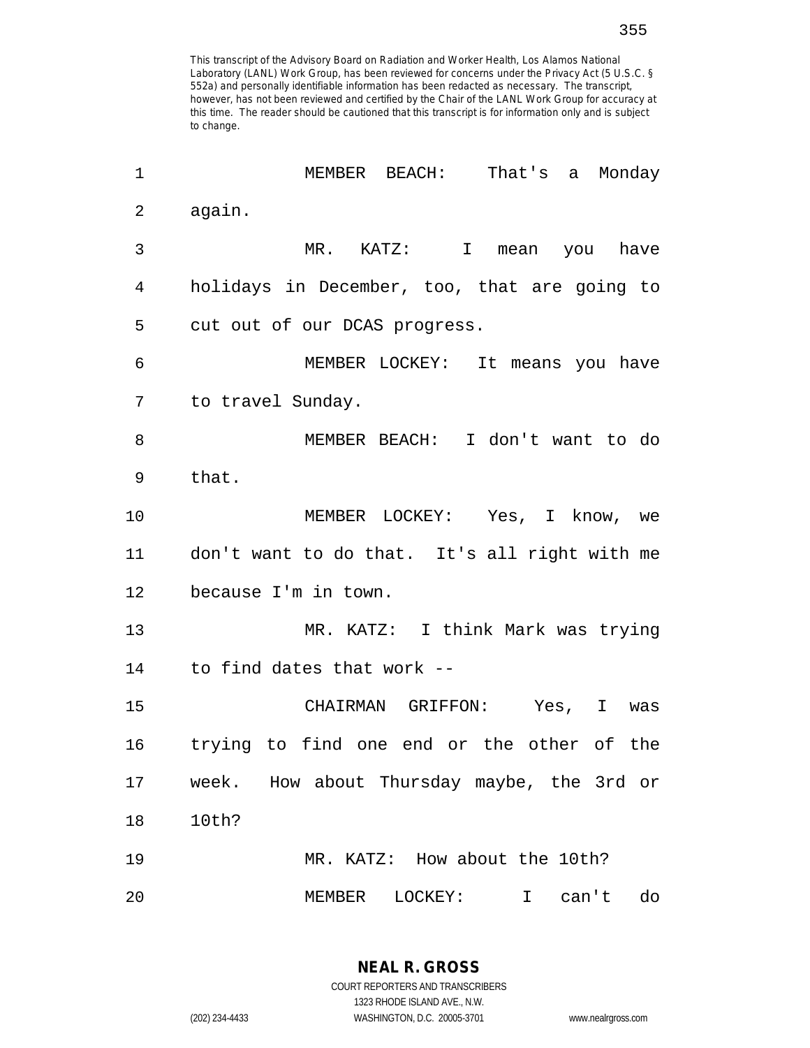MEMBER BEACH: That's a Monday again.

MR. KATZ: I mean you have holidays in December, too, that are going to cut out of our DCAS progress.

MEMBER LOCKEY: It means you have to travel Sunday.

MEMBER BEACH: I don't want to do that.

MEMBER LOCKEY: Yes, I know, we don't want to do that. It's all right with me because I'm in town.

MR. KATZ: I think Mark was trying to find dates that work --

CHAIRMAN GRIFFON: Yes, I was trying to find one end or the other of the week. How about Thursday maybe, the 3rd or 10th?

MR. KATZ: How about the 10th?

MEMBER LOCKEY: I can't do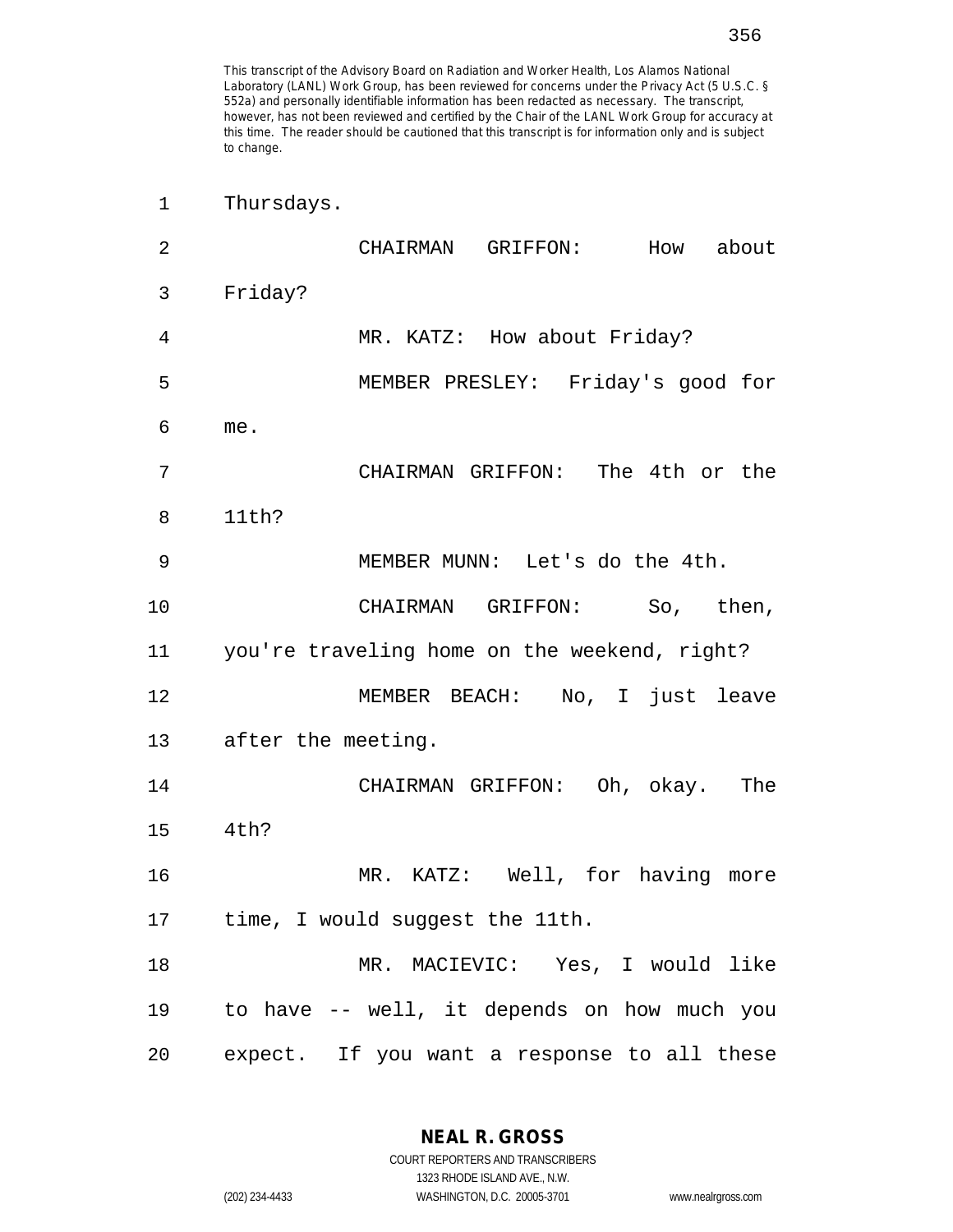This transcript of the Advisory Board on Radiation and Worker Health, Los Alamos National Laboratory (LANL) Work Group, has been reviewed for concerns under the Privacy Act (5 U.S.C. § 552a) and personally identifiable information has been redacted as necessary. The transcript, however, has not been reviewed and certified by the Chair of the LANL Work Group for accuracy at this time. The reader should be cautioned that this transcript is for information only and is subject to change.

1 Thursdays.

2 CHAIRMAN GRIFFON: How about

3 Friday?

4 MR. KATZ: How about Friday?

5 MEMBER PRESLEY: Friday's good for

6 me.

7 CHAIRMAN GRIFFON: The 4th or the

8 11th?

9 MEMBER MUNN: Let's do the 4th.

10 CHAIRMAN GRIFFON: So, then,

11 you're traveling home on the weekend, right?

12 MEMBER BEACH: No, I just leave

13 after the meeting.

14 CHAIRMAN GRIFFON: Oh, okay. The

15 4th?

16 MR. KATZ: Well, for having more

17 time, I would suggest the 11th.

18 MR. MACIEVIC: Yes, I would like

19 to have -- well, it depends on how much you

20 expect. If you want a response to all these

NEAL R. GROSS
COURT REPORTERS AND TRANSCRIBERS
1323 RHODE ISLAND AVE., N.W.
(202) 234-4433 WASHINGTON, D.C. 20005-3701 www.nealrgross.com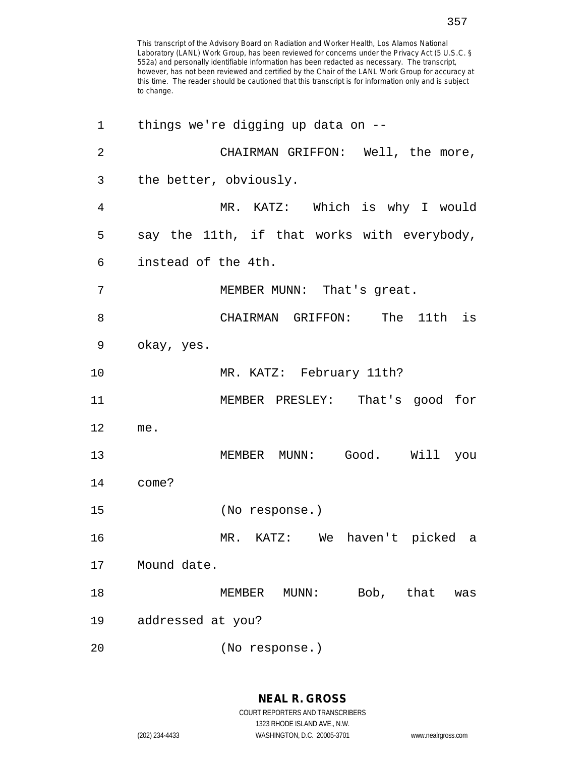things we're digging up data on --

CHAIRMAN GRIFFON: Well, the more, the better, obviously.

MR. KATZ: Which is why I would say the 11th, if that works with everybody, instead of the 4th.

MEMBER MUNN: That's great.

CHAIRMAN GRIFFON: The 11th is okay, yes.

MR. KATZ: February 11th?

MEMBER PRESLEY: That's good for me.

MEMBER MUNN: Good. Will you come?

(No response.)

MR. KATZ: We haven't picked a Mound date.

MEMBER MUNN: Bob, that was addressed at you?

(No response.)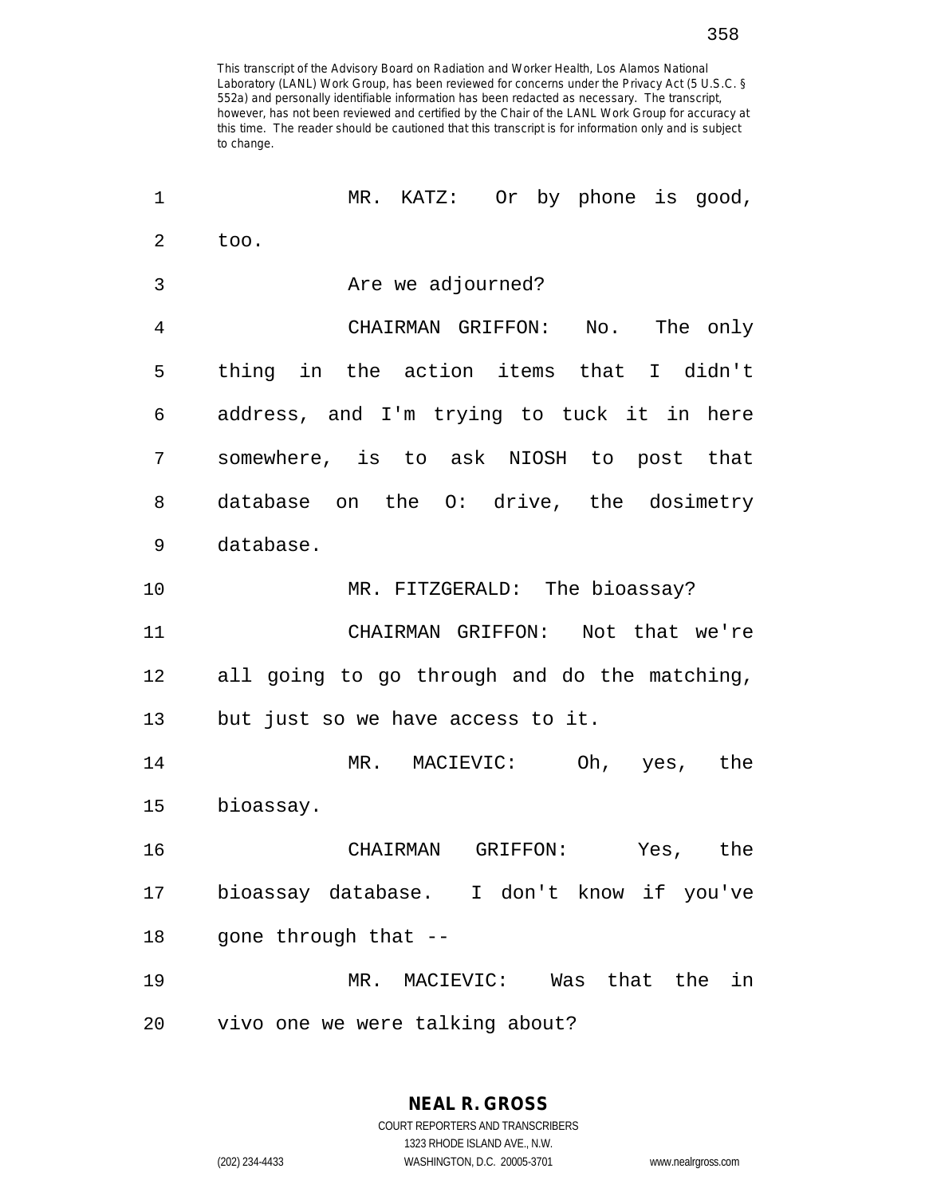This transcript of the Advisory Board on Radiation and Worker Health, Los Alamos National Laboratory (LANL) Work Group, has been reviewed for concerns under the Privacy Act (5 U.S.C. § 552a) and personally identifiable information has been redacted as necessary. The transcript, however, has not been reviewed and certified by the Chair of the LANL Work Group for accuracy at this time. The reader should be cautioned that this transcript is for information only and is subject to change.

1 MR. KATZ: Or by phone is good,
2 too.
3 Are we adjourned?
4 CHAIRMAN GRIFFON: No. The only
5 thing in the action items that I didn't
6 address, and I'm trying to tuck it in here
7 somewhere, is to ask NIOSH to post that
8 database on the O: drive, the dosimetry
9 database.
10 MR. FITZGERALD: The bioassay?
11 CHAIRMAN GRIFFON: Not that we're
12 all going to go through and do the matching,
13 but just so we have access to it.
14 MR. MACIEVIC: Oh, yes, the
15 bioassay.
16 CHAIRMAN GRIFFON: Yes, the
17 bioassay database. I don't know if you've
18 gone through that --
19 MR. MACIEVIC: Was that the in
20 vivo one we were talking about?

**NEAL R. GROSS**
COURT REPORTERS AND TRANSCRIBERS
1323 RHODE ISLAND AVE., N.W.
(202) 234-4433 WASHINGTON, D.C. 20005-3701 www.nealrgross.com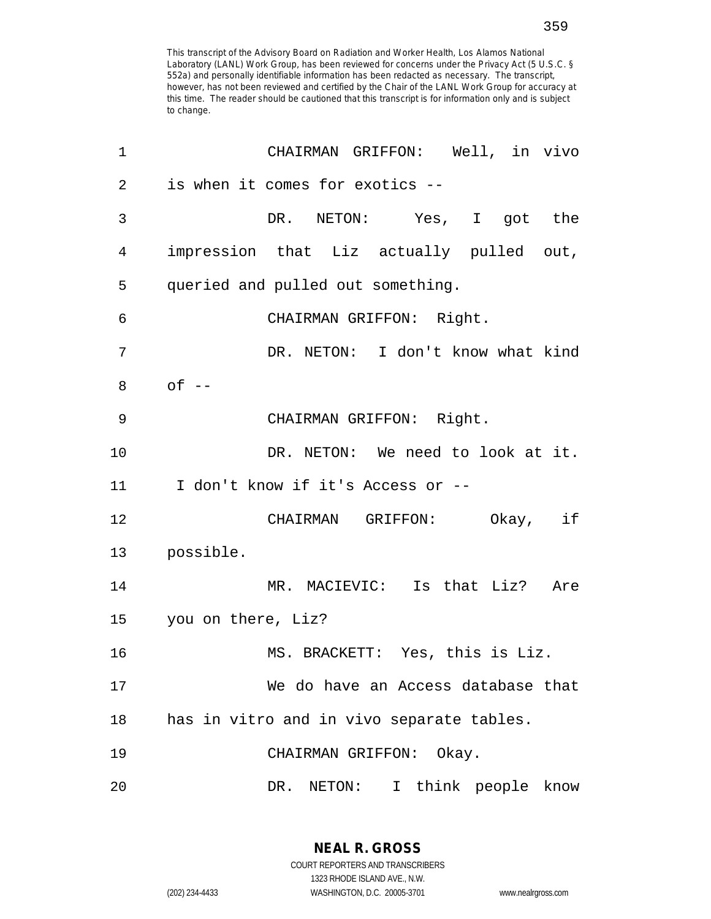This transcript of the Advisory Board on Radiation and Worker Health, Los Alamos National Laboratory (LANL) Work Group, has been reviewed for concerns under the Privacy Act (5 U.S.C. § 552a) and personally identifiable information has been redacted as necessary. The transcript, however, has not been reviewed and certified by the Chair of the LANL Work Group for accuracy at this time. The reader should be cautioned that this transcript is for information only and is subject to change.

CHAIRMAN GRIFFON: Well, in vivo is when it comes for exotics --

DR. NETON: Yes, I got the impression that Liz actually pulled out, queried and pulled out something.

CHAIRMAN GRIFFON: Right.

DR. NETON: I don't know what kind of --

CHAIRMAN GRIFFON: Right.

DR. NETON: We need to look at it. I don't know if it's Access or --

CHAIRMAN GRIFFON: Okay, if possible.

MR. MACIEVIC: Is that Liz? Are you on there, Liz?

MS. BRACKETT: Yes, this is Liz.

We do have an Access database that has in vitro and in vivo separate tables.

CHAIRMAN GRIFFON: Okay.

DR. NETON: I think people know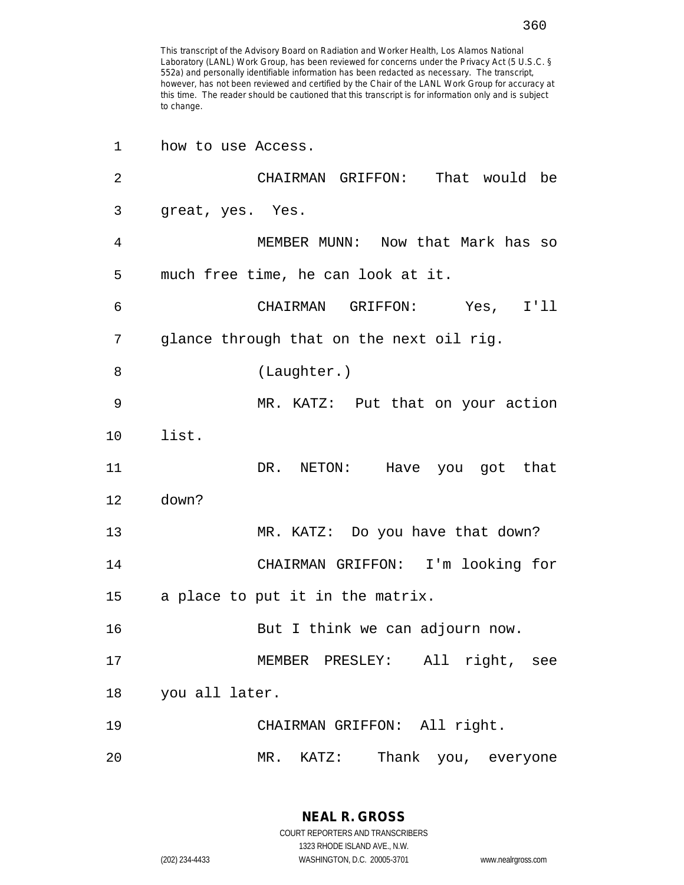This transcript of the Advisory Board on Radiation and Worker Health, Los Alamos National Laboratory (LANL) Work Group, has been reviewed for concerns under the Privacy Act (5 U.S.C. § 552a) and personally identifiable information has been redacted as necessary. The transcript, however, has not been reviewed and certified by the Chair of the LANL Work Group for accuracy at this time. The reader should be cautioned that this transcript is for information only and is subject to change.

how to use Access.

CHAIRMAN GRIFFON: That would be great, yes. Yes.

MEMBER MUNN: Now that Mark has so much free time, he can look at it.

CHAIRMAN GRIFFON: Yes, I'll glance through that on the next oil rig.

(Laughter.)

MR. KATZ: Put that on your action list.

DR. NETON: Have you got that down?

MR. KATZ: Do you have that down?

CHAIRMAN GRIFFON: I'm looking for a place to put it in the matrix.

But I think we can adjourn now.

MEMBER PRESLEY: All right, see you all later.

CHAIRMAN GRIFFON: All right.

MR. KATZ: Thank you, everyone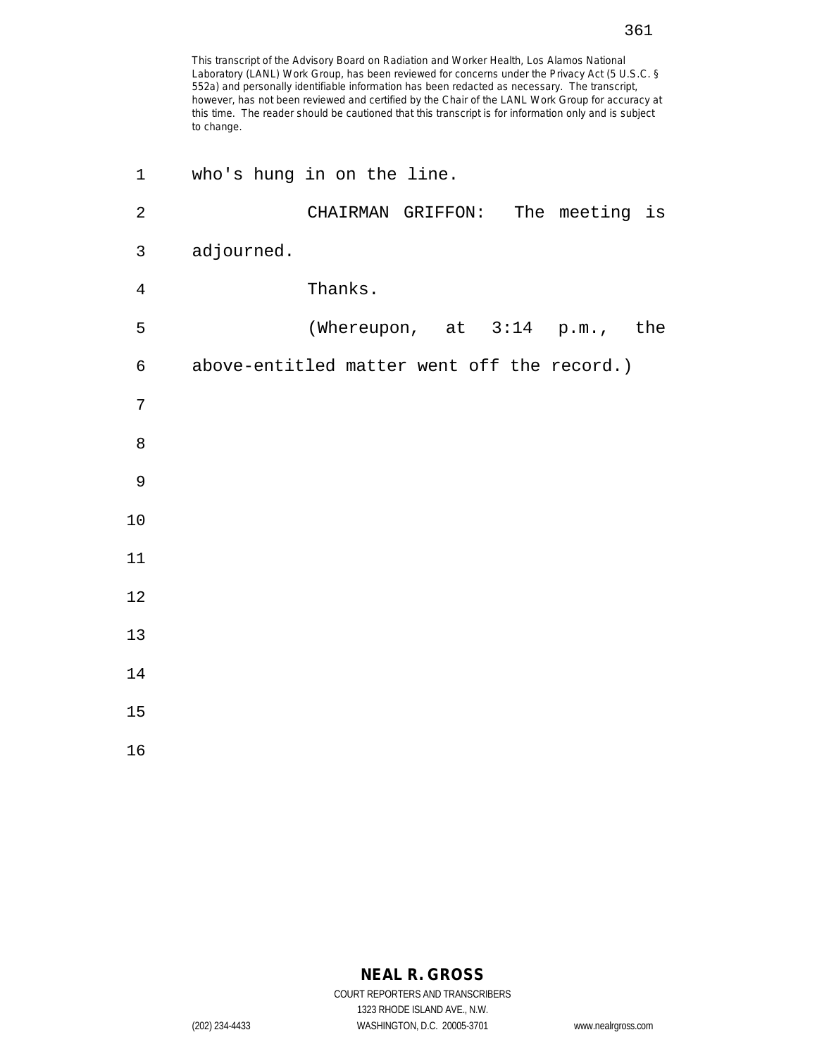This transcript of the Advisory Board on Radiation and Worker Health, Los Alamos National Laboratory (LANL) Work Group, has been reviewed for concerns under the Privacy Act (5 U.S.C. § 552a) and personally identifiable information has been redacted as necessary. The transcript, however, has not been reviewed and certified by the Chair of the LANL Work Group for accuracy at this time. The reader should be cautioned that this transcript is for information only and is subject to change.

who's hung in on the line.

CHAIRMAN GRIFFON: The meeting is adjourned.

Thanks.

(Whereupon, at 3:14 p.m., the above-entitled matter went off the record.)